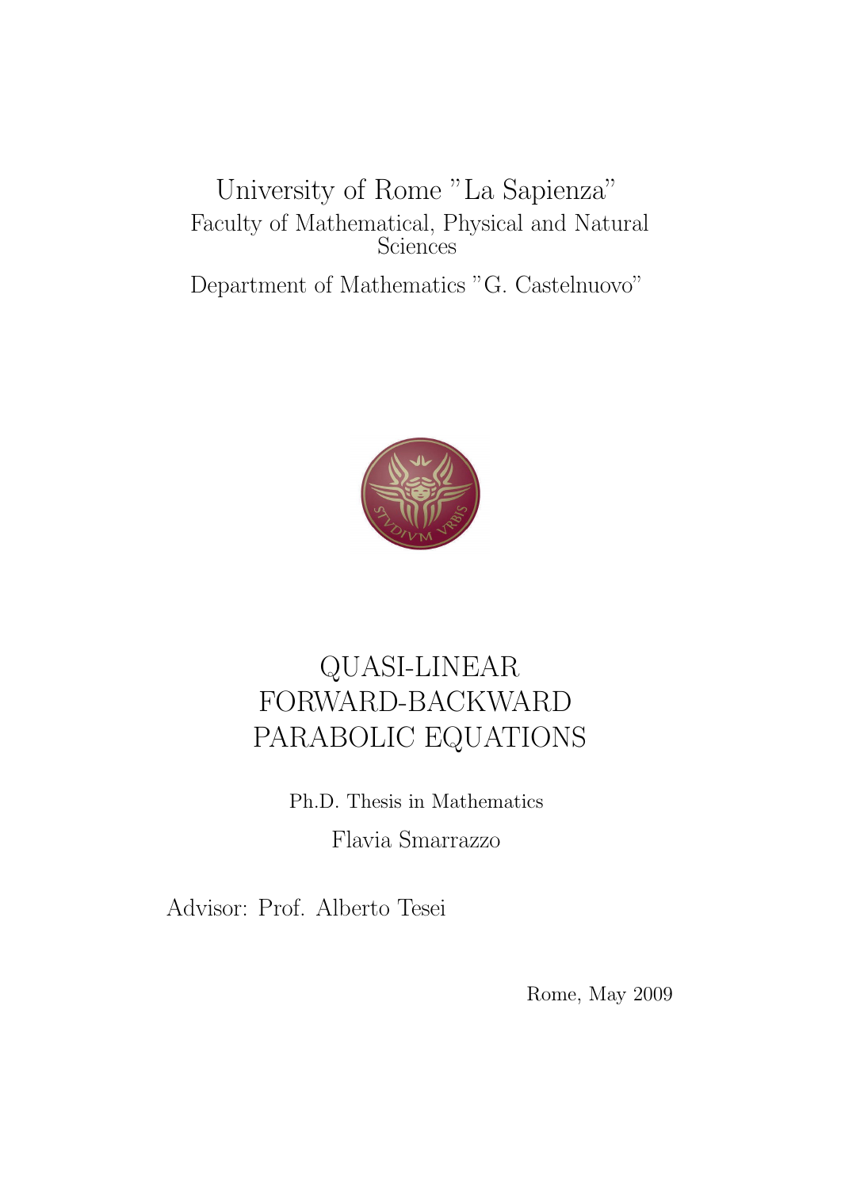University of Rome "La Sapienza"

Faculty of Mathematical, Physical and Natural Sciences

Department of Mathematics "G. Castelnuovo"

# QUASI-LINEAR FORWARD-BACKWARD PARABOLIC EQUATIONS

Ph.D. Thesis in Mathematics

Flavia Smarrazzo

Advisor: Prof. Alberto Tesei

Rome, May 2009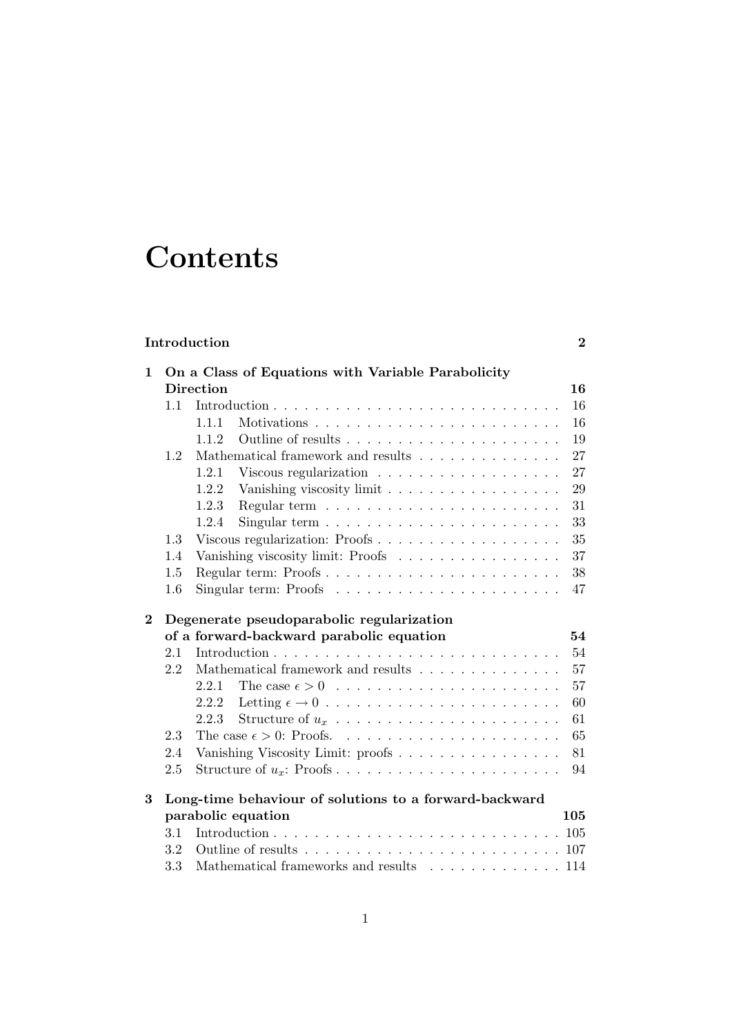# Contents

**Introduction** **2**

**1 On a Class of Equations with Variable Parabolicity Direction** **16**

- 1.1 Introduction . . . . . 16
  - 1.1.1 Motivations . . . . . 16
  - 1.1.2 Outline of results . . . . . 19
- 1.2 Mathematical framework and results . . . . . 27
  - 1.2.1 Viscous regularization . . . . . 27
  - 1.2.2 Vanishing viscosity limit . . . . . 29
  - 1.2.3 Regular term . . . . . 31
  - 1.2.4 Singular term . . . . . 33
- 1.3 Viscous regularization: Proofs . . . . . 35
- 1.4 Vanishing viscosity limit: Proofs . . . . . 37
- 1.5 Regular term: Proofs . . . . . 38
- 1.6 Singular term: Proofs . . . . . 47

**2 Degenerate pseudoparabolic regularization of a forward-backward parabolic equation** **54**

- 2.1 Introduction . . . . . 54
- 2.2 Mathematical framework and results . . . . . 57
  - 2.2.1 The case $\epsilon > 0$ . . . . . 57
  - 2.2.2 Letting $\epsilon \to 0$ . . . . . 60
  - 2.2.3 Structure of $u_x$ . . . . . 61
- 2.3 The case $\epsilon > 0$: Proofs. . . . . . 65
- 2.4 Vanishing Viscosity Limit: proofs . . . . . 81
- 2.5 Structure of $u_x$: Proofs . . . . . 94

**3 Long-time behaviour of solutions to a forward-backward parabolic equation** **105**

- 3.1 Introduction . . . . . 105
- 3.2 Outline of results . . . . . 107
- 3.3 Mathematical frameworks and results . . . . . 114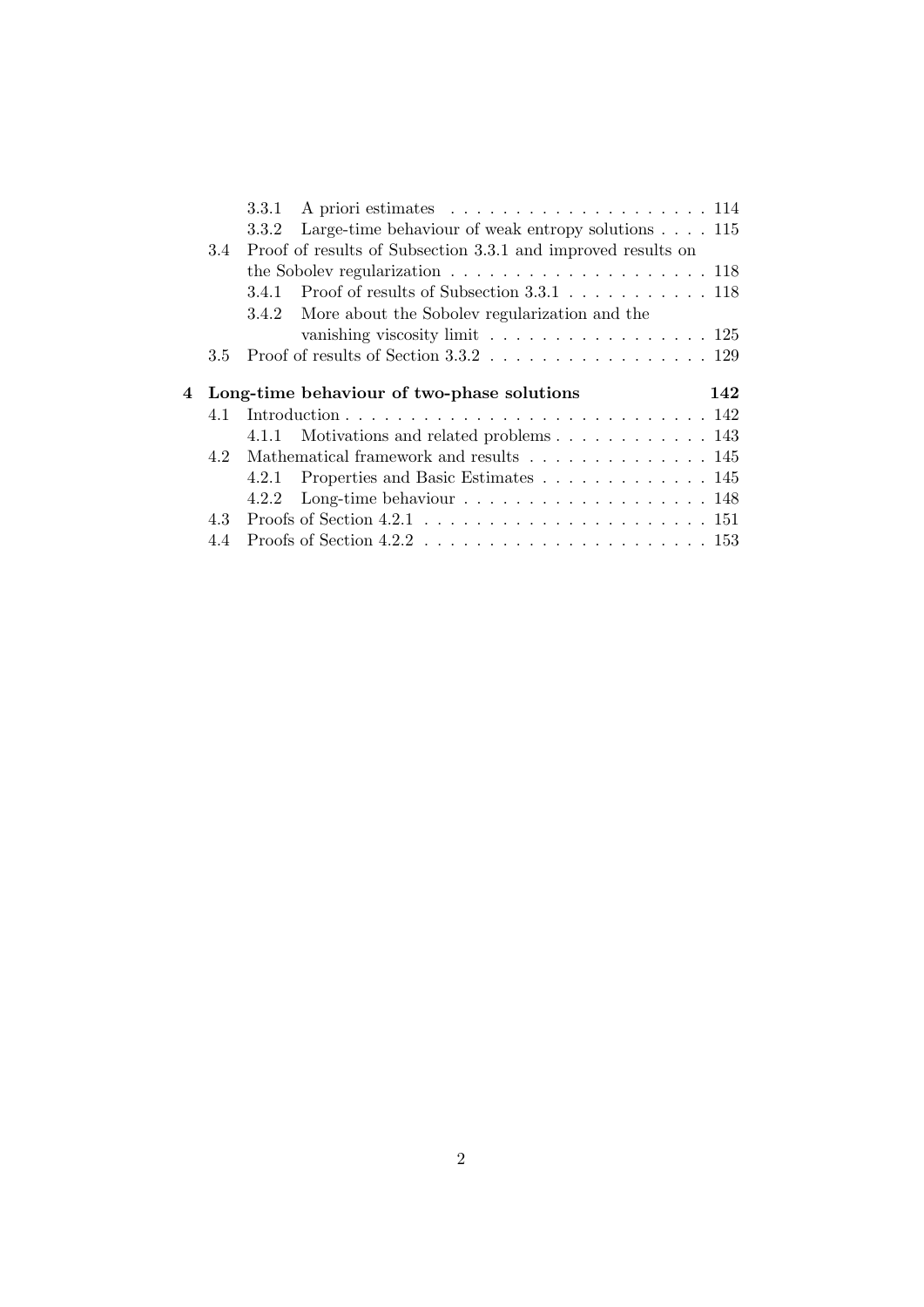3.3.1 A priori estimates . . . . . . . . . . . . . . . . . . . . 114
3.3.2 Large-time behaviour of weak entropy solutions . . . . 115
3.4 Proof of results of Subsection 3.3.1 and improved results on the Sobolev regularization . . . . . . . . . . . . . . . . . . . . 118
3.4.1 Proof of results of Subsection 3.3.1 . . . . . . . . . . . 118
3.4.2 More about the Sobolev regularization and the vanishing viscosity limit . . . . . . . . . . . . . . . . . 125
3.5 Proof of results of Section 3.3.2 . . . . . . . . . . . . . . . . . 129

**4 Long-time behaviour of two-phase solutions 142**
4.1 Introduction . . . . . . . . . . . . . . . . . . . . . . . . . . . . 142
4.1.1 Motivations and related problems . . . . . . . . . . . . 143
4.2 Mathematical framework and results . . . . . . . . . . . . . . 145
4.2.1 Properties and Basic Estimates . . . . . . . . . . . . . 145
4.2.2 Long-time behaviour . . . . . . . . . . . . . . . . . . . 148
4.3 Proofs of Section 4.2.1 . . . . . . . . . . . . . . . . . . . . . . 151
4.4 Proofs of Section 4.2.2 . . . . . . . . . . . . . . . . . . . . . . 153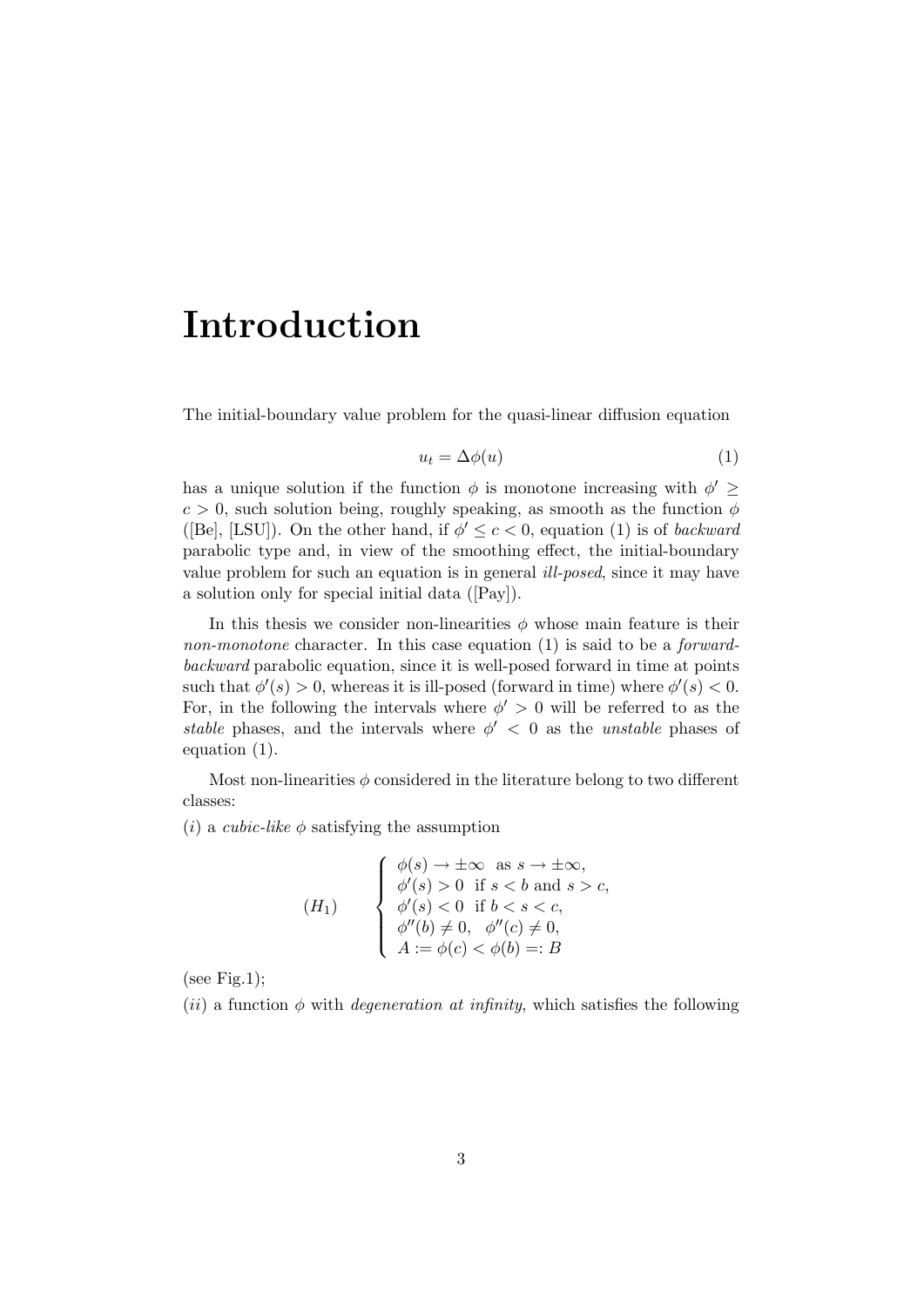# Introduction

The initial-boundary value problem for the quasi-linear diffusion equation

$$u_t = \Delta\phi(u) \tag{1}$$

has a unique solution if the function $\phi$ is monotone increasing with $\phi' \geq c > 0$, such solution being, roughly speaking, as smooth as the function $\phi$ ([Be], [LSU]). On the other hand, if $\phi' \leq c < 0$, equation (1) is of *backward* parabolic type and, in view of the smoothing effect, the initial-boundary value problem for such an equation is in general *ill-posed*, since it may have a solution only for special initial data ([Pay]).

In this thesis we consider non-linearities $\phi$ whose main feature is their *non-monotone* character. In this case equation (1) is said to be a *forward-backward* parabolic equation, since it is well-posed forward in time at points such that $\phi'(s) > 0$, whereas it is ill-posed (forward in time) where $\phi'(s) < 0$. For, in the following the intervals where $\phi' > 0$ will be referred to as the *stable* phases, and the intervals where $\phi' < 0$ as the *unstable* phases of equation (1).

Most non-linearities $\phi$ considered in the literature belong to two different classes:

$(i)$ a *cubic-like* $\phi$ satisfying the assumption

$$(H_1) \qquad \begin{cases} \phi(s) \to \pm\infty \ \text{ as } s \to \pm\infty, \\ \phi'(s) > 0 \ \text{ if } s < b \text{ and } s > c, \\ \phi'(s) < 0 \ \text{ if } b < s < c, \\ \phi''(b) \neq 0, \quad \phi''(c) \neq 0, \\ A := \phi(c) < \phi(b) =: B \end{cases}$$

(see Fig.1);

$(ii)$ a function $\phi$ with *degeneration at infinity*, which satisfies the following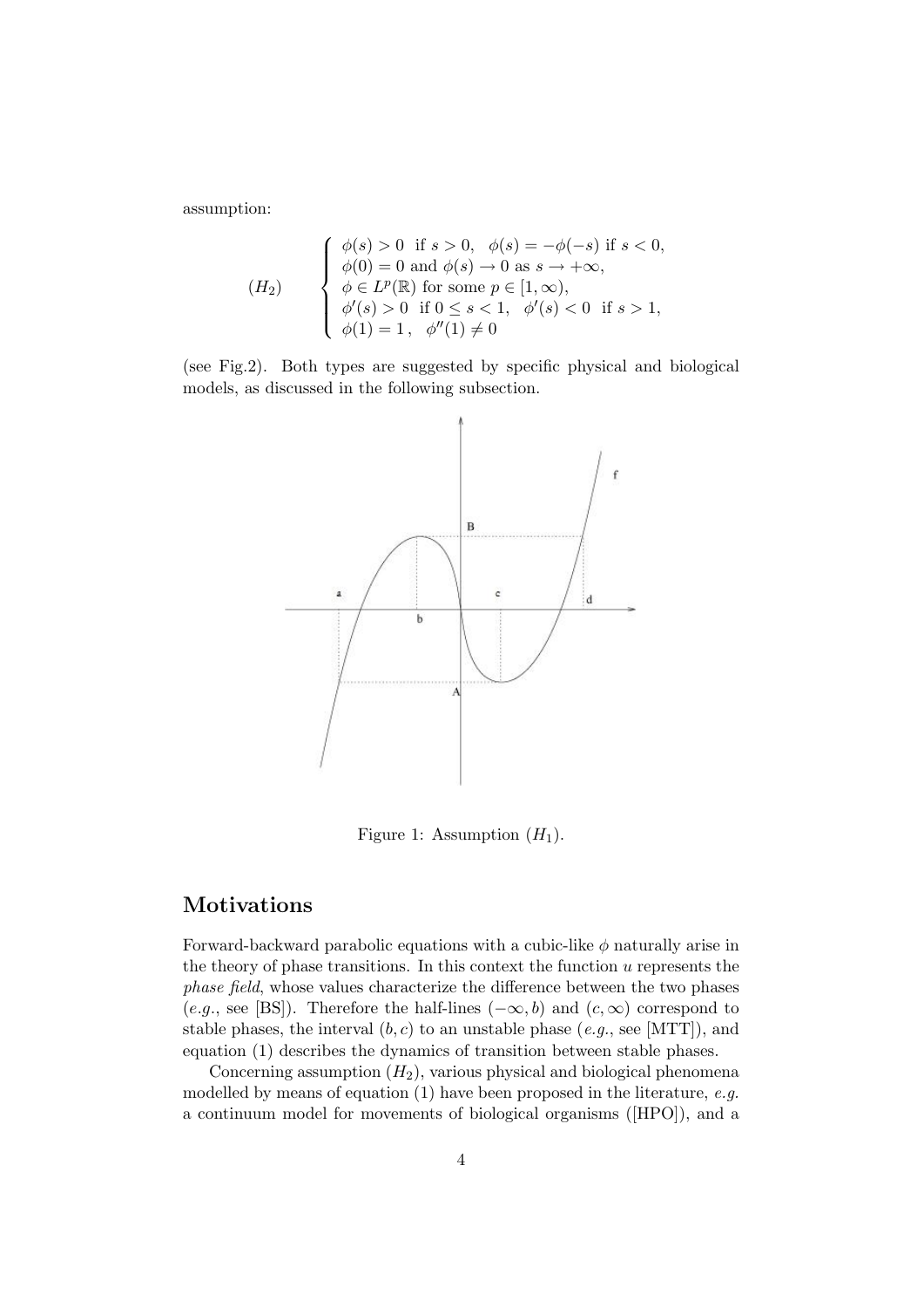assumption:

$$
(H_2) \qquad \begin{cases} \phi(s) > 0 \ \text{ if } s > 0, \ \ \phi(s) = -\phi(-s) \text{ if } s < 0, \\ \phi(0) = 0 \text{ and } \phi(s) \to 0 \text{ as } s \to +\infty, \\ \phi \in L^p(\mathbb{R}) \text{ for some } p \in [1, \infty), \\ \phi'(s) > 0 \ \text{ if } 0 \le s < 1, \ \ \phi'(s) < 0 \ \text{ if } s > 1, \\ \phi(1) = 1\,, \ \ \phi''(1) \neq 0 \end{cases}
$$

(see Fig.2). Both types are suggested by specific physical and biological models, as discussed in the following subsection.

Figure 1: Assumption $(H_1)$.

## Motivations

Forward-backward parabolic equations with a cubic-like $\phi$ naturally arise in the theory of phase transitions. In this context the function $u$ represents the *phase field*, whose values characterize the difference between the two phases (*e.g.*, see [BS]). Therefore the half-lines $(-\infty, b)$ and $(c, \infty)$ correspond to stable phases, the interval $(b, c)$ to an unstable phase (*e.g.*, see [MTT]), and equation (1) describes the dynamics of transition between stable phases.

Concerning assumption $(H_2)$, various physical and biological phenomena modelled by means of equation (1) have been proposed in the literature, *e.g.* a continuum model for movements of biological organisms ([HPO]), and a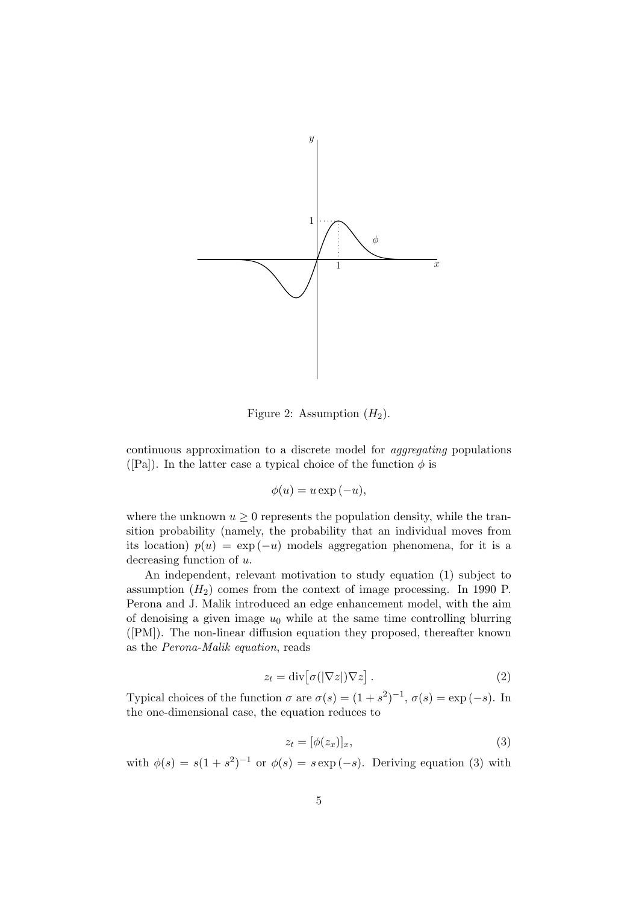Figure 2: Assumption $(H_2)$.

continuous approximation to a discrete model for *aggregating* populations ([Pa]). In the latter case a typical choice of the function $\phi$ is

$$\phi(u) = u \exp(-u),$$

where the unknown $u \geq 0$ represents the population density, while the transition probability (namely, the probability that an individual moves from its location) $p(u) = \exp(-u)$ models aggregation phenomena, for it is a decreasing function of $u$.

An independent, relevant motivation to study equation (1) subject to assumption $(H_2)$ comes from the context of image processing. In 1990 P. Perona and J. Malik introduced an edge enhancement model, with the aim of denoising a given image $u_0$ while at the same time controlling blurring ([PM]). The non-linear diffusion equation they proposed, thereafter known as the *Perona-Malik equation*, reads

$$z_t = \operatorname{div}\left[\sigma(|\nabla z|)\nabla z\right]. \tag{2}$$

Typical choices of the function $\sigma$ are $\sigma(s) = (1+s^2)^{-1}$, $\sigma(s) = \exp(-s)$. In the one-dimensional case, the equation reduces to

$$z_t = [\phi(z_x)]_x, \tag{3}$$

with $\phi(s) = s(1+s^2)^{-1}$ or $\phi(s) = s\exp(-s)$. Deriving equation (3) with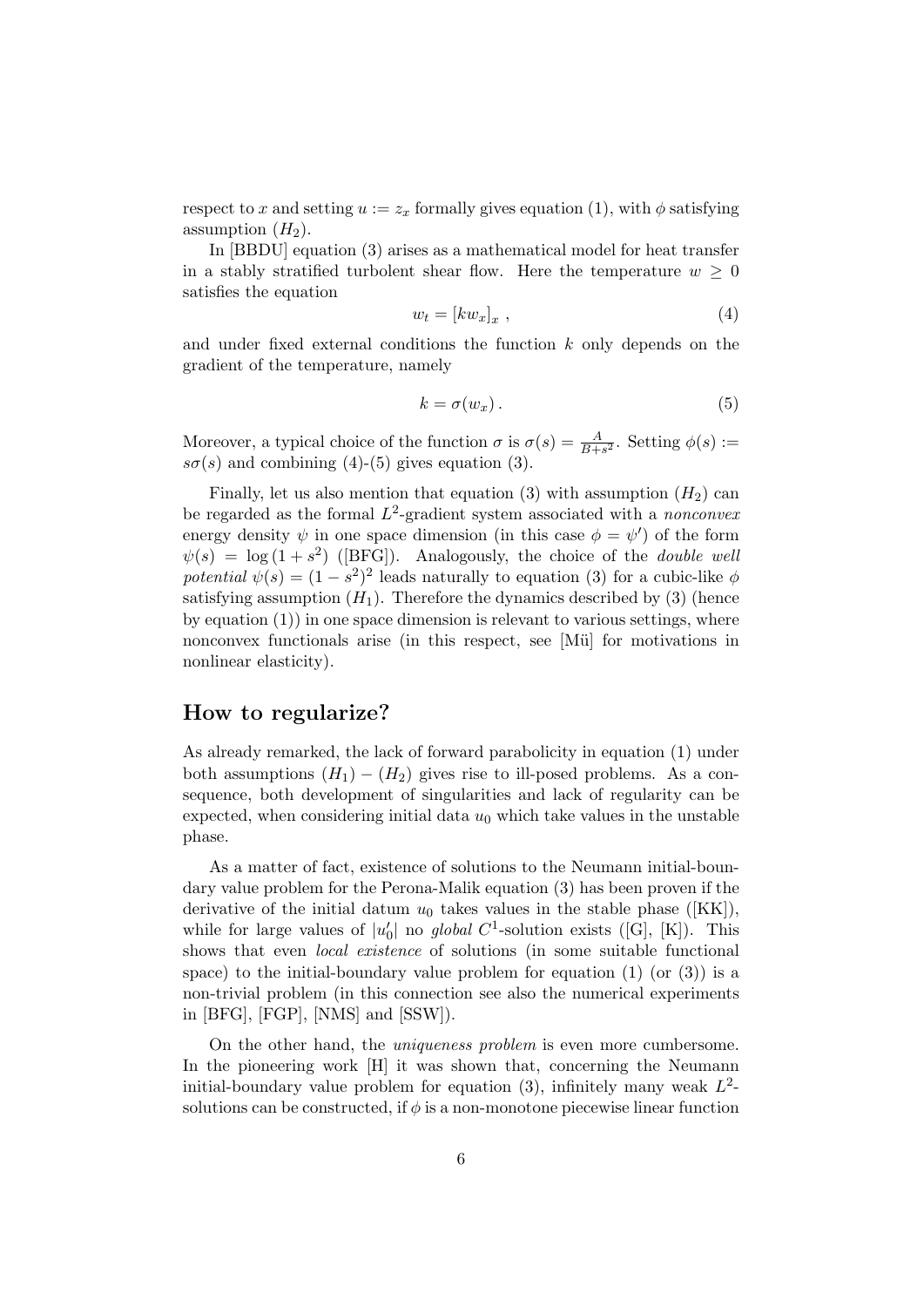respect to $x$ and setting $u := z_x$ formally gives equation (1), with $\phi$ satisfying assumption $(H_2)$.

In [BBDU] equation (3) arises as a mathematical model for heat transfer in a stably stratified turbolent shear flow. Here the temperature $w \geq 0$ satisfies the equation

$$w_t = [k w_x]_x \,, \tag{4}$$

and under fixed external conditions the function $k$ only depends on the gradient of the temperature, namely

$$k = \sigma(w_x) \,. \tag{5}$$

Moreover, a typical choice of the function $\sigma$ is $\sigma(s) = \frac{A}{B+s^2}$. Setting $\phi(s) := s\sigma(s)$ and combining (4)-(5) gives equation (3).

Finally, let us also mention that equation (3) with assumption $(H_2)$ can be regarded as the formal $L^2$-gradient system associated with a *nonconvex* energy density $\psi$ in one space dimension (in this case $\phi = \psi'$) of the form $\psi(s) = \log(1+s^2)$ ([BFG]). Analogously, the choice of the *double well potential* $\psi(s) = (1-s^2)^2$ leads naturally to equation (3) for a cubic-like $\phi$ satisfying assumption $(H_1)$. Therefore the dynamics described by (3) (hence by equation (1)) in one space dimension is relevant to various settings, where nonconvex functionals arise (in this respect, see [Mü] for motivations in nonlinear elasticity).

## How to regularize?

As already remarked, the lack of forward parabolicity in equation (1) under both assumptions $(H_1) - (H_2)$ gives rise to ill-posed problems. As a consequence, both development of singularities and lack of regularity can be expected, when considering initial data $u_0$ which take values in the unstable phase.

As a matter of fact, existence of solutions to the Neumann initial-boundary value problem for the Perona-Malik equation (3) has been proven if the derivative of the initial datum $u_0$ takes values in the stable phase ([KK]), while for large values of $|u_0'|$ no *global* $C^1$-solution exists ([G], [K]). This shows that even *local existence* of solutions (in some suitable functional space) to the initial-boundary value problem for equation (1) (or (3)) is a non-trivial problem (in this connection see also the numerical experiments in [BFG], [FGP], [NMS] and [SSW]).

On the other hand, the *uniqueness problem* is even more cumbersome. In the pioneering work [H] it was shown that, concerning the Neumann initial-boundary value problem for equation (3), infinitely many weak $L^2$-solutions can be constructed, if $\phi$ is a non-monotone piecewise linear function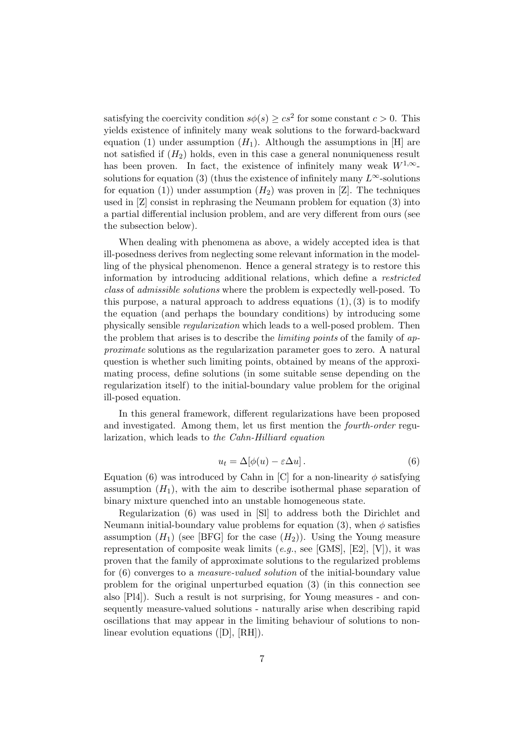satisfying the coercivity condition $s\phi(s) \geq cs^2$ for some constant $c > 0$. This yields existence of infinitely many weak solutions to the forward-backward equation (1) under assumption $(H_1)$. Although the assumptions in [H] are not satisfied if $(H_2)$ holds, even in this case a general nonuniqueness result has been proven. In fact, the existence of infinitely many weak $W^{1,\infty}$-solutions for equation (3) (thus the existence of infinitely many $L^\infty$-solutions for equation (1)) under assumption $(H_2)$ was proven in [Z]. The techniques used in [Z] consist in rephrasing the Neumann problem for equation (3) into a partial differential inclusion problem, and are very different from ours (see the subsection below).

When dealing with phenomena as above, a widely accepted idea is that ill-posedness derives from neglecting some relevant information in the modelling of the physical phenomenon. Hence a general strategy is to restore this information by introducing additional relations, which define a *restricted class* of *admissible solutions* where the problem is expectedly well-posed. To this purpose, a natural approach to address equations (1), (3) is to modify the equation (and perhaps the boundary conditions) by introducing some physically sensible *regularization* which leads to a well-posed problem. Then the problem that arises is to describe the *limiting points* of the family of *approximate* solutions as the regularization parameter goes to zero. A natural question is whether such limiting points, obtained by means of the approximating process, define solutions (in some suitable sense depending on the regularization itself) to the initial-boundary value problem for the original ill-posed equation.

In this general framework, different regularizations have been proposed and investigated. Among them, let us first mention the *fourth-order* regularization, which leads to *the Cahn-Hilliard equation*

$$u_t = \Delta[\phi(u) - \varepsilon\Delta u]\,. \tag{6}$$

Equation (6) was introduced by Cahn in [C] for a non-linearity $\phi$ satisfying assumption $(H_1)$, with the aim to describe isothermal phase separation of binary mixture quenched into an unstable homogeneous state.

Regularization (6) was used in [Sl] to address both the Dirichlet and Neumann initial-boundary value problems for equation (3), when $\phi$ satisfies assumption $(H_1)$ (see [BFG] for the case $(H_2)$). Using the Young measure representation of composite weak limits (*e.g.*, see [GMS], [E2], [V]), it was proven that the family of approximate solutions to the regularized problems for (6) converges to a *measure-valued solution* of the initial-boundary value problem for the original unperturbed equation (3) (in this connection see also [Pl4]). Such a result is not surprising, for Young measures - and consequently measure-valued solutions - naturally arise when describing rapid oscillations that may appear in the limiting behaviour of solutions to nonlinear evolution equations ([D], [RH]).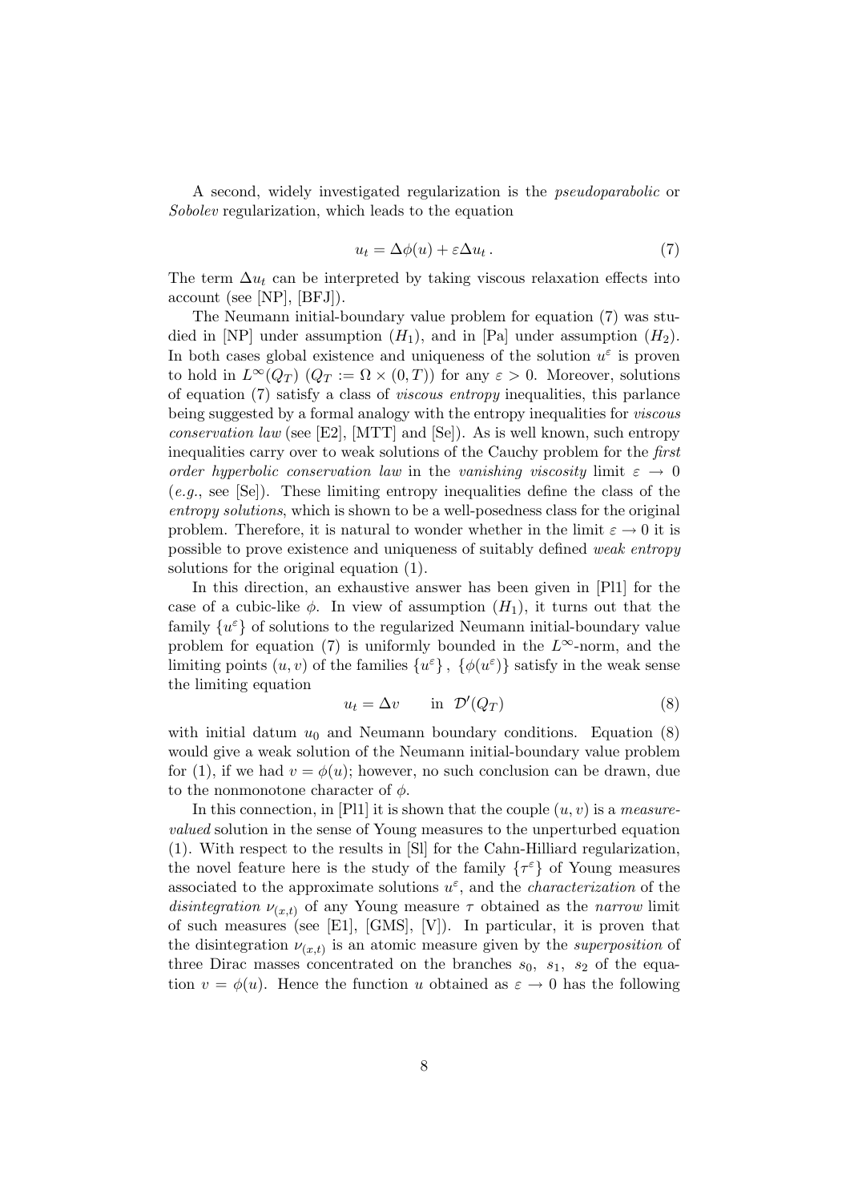A second, widely investigated regularization is the *pseudoparabolic* or *Sobolev* regularization, which leads to the equation

$$u_t = \Delta\phi(u) + \varepsilon\Delta u_t\,. \tag{7}$$

The term $\Delta u_t$ can be interpreted by taking viscous relaxation effects into account (see [NP], [BFJ]).

The Neumann initial-boundary value problem for equation (7) was studied in [NP] under assumption $(H_1)$, and in [Pa] under assumption $(H_2)$. In both cases global existence and uniqueness of the solution $u^\varepsilon$ is proven to hold in $L^\infty(Q_T)$ ($Q_T := \Omega \times (0,T)$) for any $\varepsilon > 0$. Moreover, solutions of equation (7) satisfy a class of *viscous entropy* inequalities, this parlance being suggested by a formal analogy with the entropy inequalities for *viscous conservation law* (see [E2], [MTT] and [Se]). As is well known, such entropy inequalities carry over to weak solutions of the Cauchy problem for the *first order hyperbolic conservation law* in the *vanishing viscosity* limit $\varepsilon \to 0$ (*e.g.*, see [Se]). These limiting entropy inequalities define the class of the *entropy solutions*, which is shown to be a well-posedness class for the original problem. Therefore, it is natural to wonder whether in the limit $\varepsilon \to 0$ it is possible to prove existence and uniqueness of suitably defined *weak entropy* solutions for the original equation (1).

In this direction, an exhaustive answer has been given in [Pl1] for the case of a cubic-like $\phi$. In view of assumption $(H_1)$, it turns out that the family $\{u^\varepsilon\}$ of solutions to the regularized Neumann initial-boundary value problem for equation (7) is uniformly bounded in the $L^\infty$-norm, and the limiting points $(u,v)$ of the families $\{u^\varepsilon\}$, $\{\phi(u^\varepsilon)\}$ satisfy in the weak sense the limiting equation

$$u_t = \Delta v \qquad \text{in } \mathcal{D}'(Q_T) \tag{8}$$

with initial datum $u_0$ and Neumann boundary conditions. Equation (8) would give a weak solution of the Neumann initial-boundary value problem for (1), if we had $v = \phi(u)$; however, no such conclusion can be drawn, due to the nonmonotone character of $\phi$.

In this connection, in [Pl1] it is shown that the couple $(u,v)$ is a *measure-valued* solution in the sense of Young measures to the unperturbed equation (1). With respect to the results in [Sl] for the Cahn-Hilliard regularization, the novel feature here is the study of the family $\{\tau^\varepsilon\}$ of Young measures associated to the approximate solutions $u^\varepsilon$, and the *characterization* of the *disintegration* $\nu_{(x,t)}$ of any Young measure $\tau$ obtained as the *narrow* limit of such measures (see [E1], [GMS], [V]). In particular, it is proven that the disintegration $\nu_{(x,t)}$ is an atomic measure given by the *superposition* of three Dirac masses concentrated on the branches $s_0$, $s_1$, $s_2$ of the equation $v = \phi(u)$. Hence the function $u$ obtained as $\varepsilon \to 0$ has the following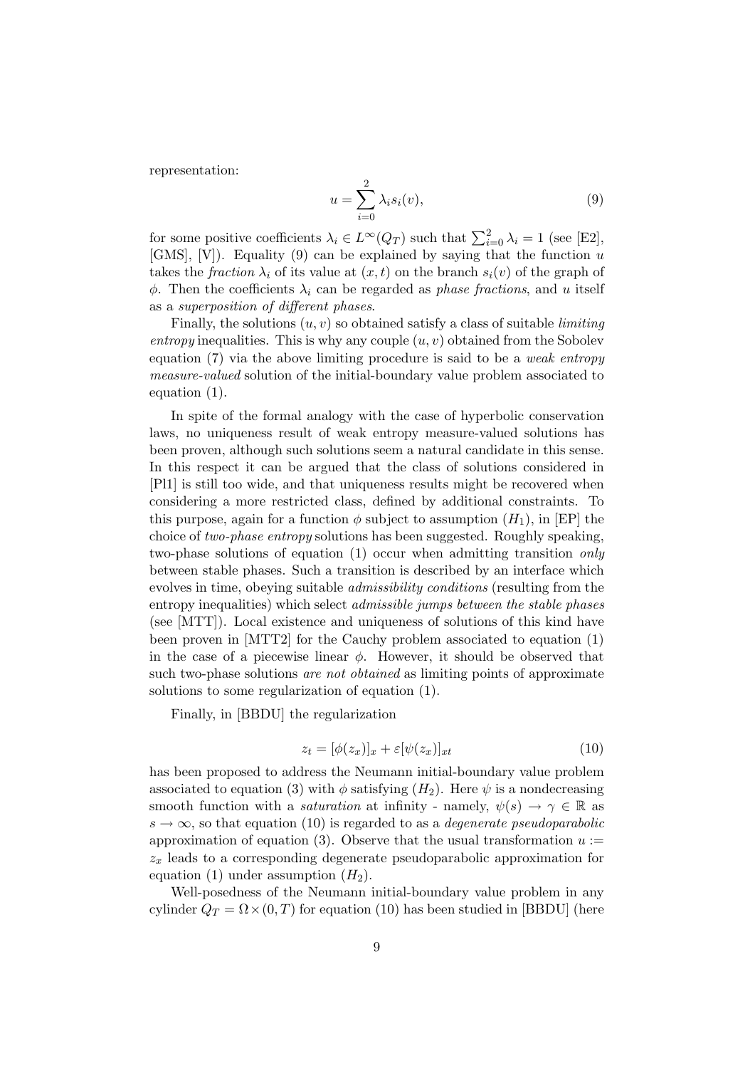representation:

$$u = \sum_{i=0}^{2} \lambda_i s_i(v), \tag{9}$$

for some positive coefficients $\lambda_i \in L^\infty(Q_T)$ such that $\sum_{i=0}^{2} \lambda_i = 1$ (see [E2], [GMS], [V]). Equality (9) can be explained by saying that the function $u$ takes the *fraction* $\lambda_i$ of its value at $(x,t)$ on the branch $s_i(v)$ of the graph of $\phi$. Then the coefficients $\lambda_i$ can be regarded as *phase fractions*, and $u$ itself as a *superposition of different phases*.

Finally, the solutions $(u, v)$ so obtained satisfy a class of suitable *limiting entropy* inequalities. This is why any couple $(u, v)$ obtained from the Sobolev equation (7) via the above limiting procedure is said to be a *weak entropy measure-valued* solution of the initial-boundary value problem associated to equation (1).

In spite of the formal analogy with the case of hyperbolic conservation laws, no uniqueness result of weak entropy measure-valued solutions has been proven, although such solutions seem a natural candidate in this sense. In this respect it can be argued that the class of solutions considered in [Pl1] is still too wide, and that uniqueness results might be recovered when considering a more restricted class, defined by additional constraints. To this purpose, again for a function $\phi$ subject to assumption $(H_1)$, in [EP] the choice of *two-phase entropy* solutions has been suggested. Roughly speaking, two-phase solutions of equation (1) occur when admitting transition *only* between stable phases. Such a transition is described by an interface which evolves in time, obeying suitable *admissibility conditions* (resulting from the entropy inequalities) which select *admissible jumps between the stable phases* (see [MTT]). Local existence and uniqueness of solutions of this kind have been proven in [MTT2] for the Cauchy problem associated to equation (1) in the case of a piecewise linear $\phi$. However, it should be observed that such two-phase solutions *are not obtained* as limiting points of approximate solutions to some regularization of equation (1).

Finally, in [BBDU] the regularization

$$z_t = [\phi(z_x)]_x + \varepsilon[\psi(z_x)]_{xt} \tag{10}$$

has been proposed to address the Neumann initial-boundary value problem associated to equation (3) with $\phi$ satisfying $(H_2)$. Here $\psi$ is a nondecreasing smooth function with a *saturation* at infinity - namely, $\psi(s) \to \gamma \in \mathbb{R}$ as $s \to \infty$, so that equation (10) is regarded to as a *degenerate pseudoparabolic* approximation of equation (3). Observe that the usual transformation $u := z_x$ leads to a corresponding degenerate pseudoparabolic approximation for equation (1) under assumption $(H_2)$.

Well-posedness of the Neumann initial-boundary value problem in any cylinder $Q_T = \Omega \times (0,T)$ for equation (10) has been studied in [BBDU] (here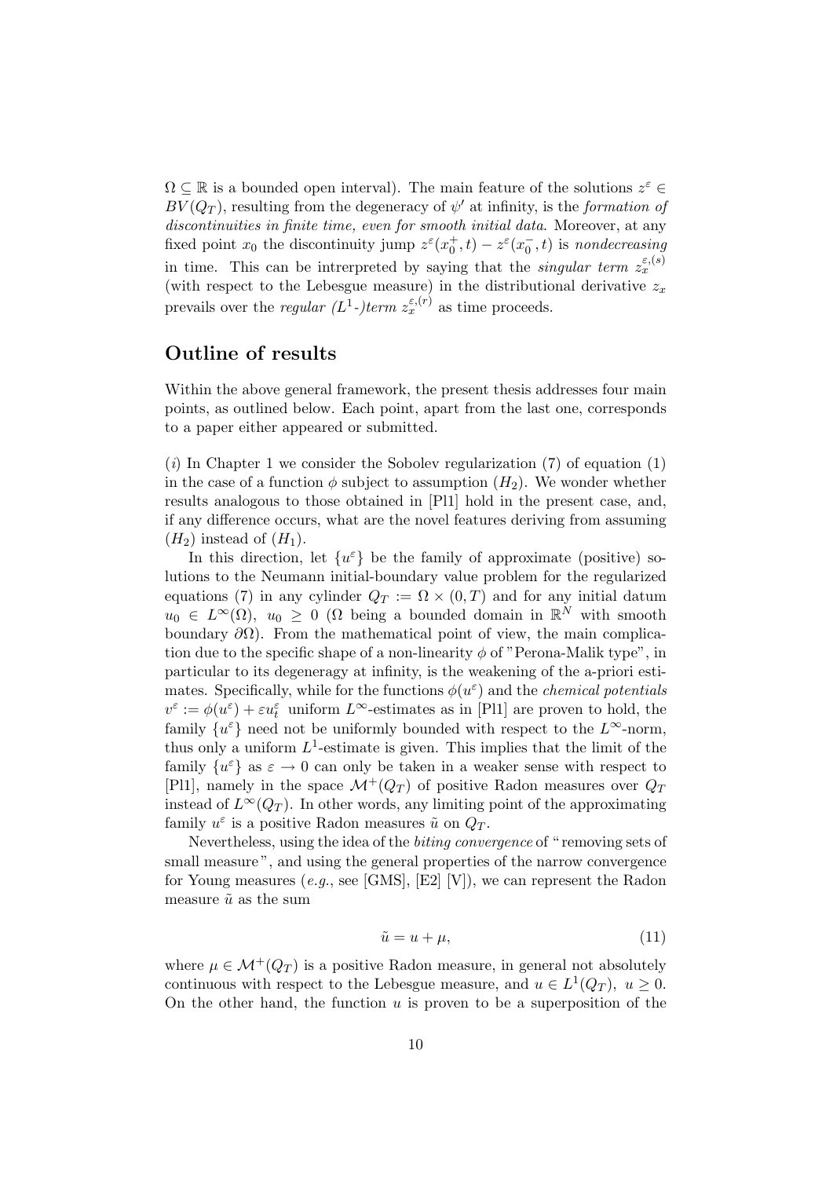$\Omega \subseteq \mathbb{R}$ is a bounded open interval). The main feature of the solutions $z^\varepsilon \in BV(Q_T)$, resulting from the degeneracy of $\psi'$ at infinity, is the *formation of discontinuities in finite time, even for smooth initial data.* Moreover, at any fixed point $x_0$ the discontinuity jump $z^\varepsilon(x_0^+, t) - z^\varepsilon(x_0^-, t)$ is *nondecreasing* in time. This can be intrerpreted by saying that the *singular term* $z_x^{\varepsilon,(s)}$ (with respect to the Lebesgue measure) in the distributional derivative $z_x$ prevails over the *regular ($L^1$-)term* $z_x^{\varepsilon,(r)}$ as time proceeds.

## Outline of results

Within the above general framework, the present thesis addresses four main points, as outlined below. Each point, apart from the last one, corresponds to a paper either appeared or submitted.

($i$) In Chapter 1 we consider the Sobolev regularization (7) of equation (1) in the case of a function $\phi$ subject to assumption ($H_2$). We wonder whether results analogous to those obtained in [Pl1] hold in the present case, and, if any difference occurs, what are the novel features deriving from assuming ($H_2$) instead of ($H_1$).

In this direction, let $\{u^\varepsilon\}$ be the family of approximate (positive) solutions to the Neumann initial-boundary value problem for the regularized equations (7) in any cylinder $Q_T := \Omega \times (0, T)$ and for any initial datum $u_0 \in L^\infty(\Omega)$, $u_0 \geq 0$ ($\Omega$ being a bounded domain in $\mathbb{R}^N$ with smooth boundary $\partial\Omega$). From the mathematical point of view, the main complication due to the specific shape of a non-linearity $\phi$ of "Perona-Malik type", in particular to its degeneragy at infinity, is the weakening of the a-priori estimates. Specifically, while for the functions $\phi(u^\varepsilon)$ and the *chemical potentials* $v^\varepsilon := \phi(u^\varepsilon) + \varepsilon u_t^\varepsilon$ uniform $L^\infty$-estimates as in [Pl1] are proven to hold, the family $\{u^\varepsilon\}$ need not be uniformly bounded with respect to the $L^\infty$-norm, thus only a uniform $L^1$-estimate is given. This implies that the limit of the family $\{u^\varepsilon\}$ as $\varepsilon \to 0$ can only be taken in a weaker sense with respect to [Pl1], namely in the space $\mathcal{M}^+(Q_T)$ of positive Radon measures over $Q_T$ instead of $L^\infty(Q_T)$. In other words, any limiting point of the approximating family $u^\varepsilon$ is a positive Radon measures $\tilde{u}$ on $Q_T$.

Nevertheless, using the idea of the *biting convergence* of "removing sets of small measure", and using the general properties of the narrow convergence for Young measures (*e.g.*, see [GMS], [E2] [V]), we can represent the Radon measure $\tilde{u}$ as the sum

$$\tilde{u} = u + \mu, \tag{11}$$

where $\mu \in \mathcal{M}^+(Q_T)$ is a positive Radon measure, in general not absolutely continuous with respect to the Lebesgue measure, and $u \in L^1(Q_T)$, $u \geq 0$. On the other hand, the function $u$ is proven to be a superposition of the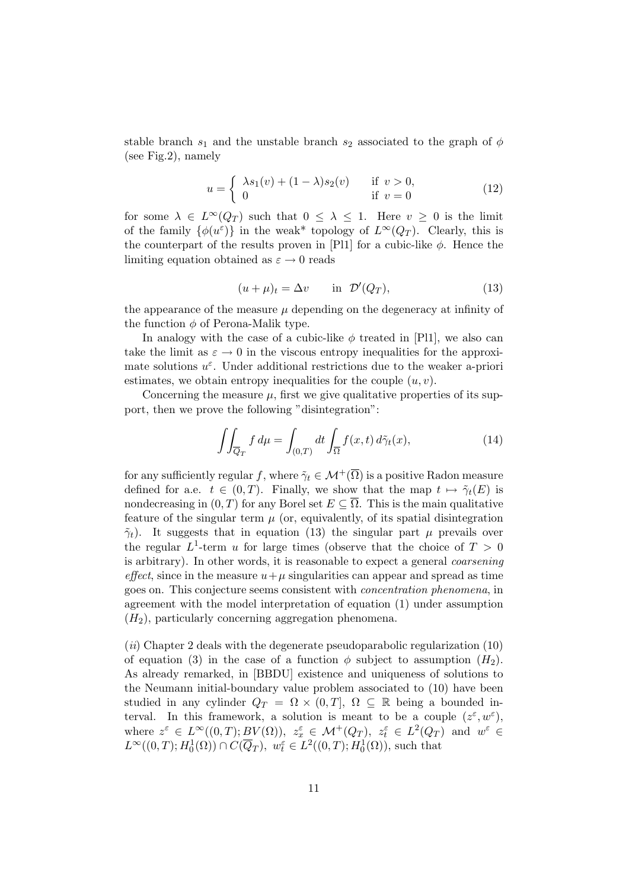stable branch $s_1$ and the unstable branch $s_2$ associated to the graph of $\phi$ (see Fig.2), namely

$$u = \begin{cases} \lambda s_1(v) + (1-\lambda) s_2(v) & \text{if } v > 0, \\ 0 & \text{if } v = 0 \end{cases} \tag{12}$$

for some $\lambda \in L^\infty(Q_T)$ such that $0 \leq \lambda \leq 1$. Here $v \geq 0$ is the limit of the family $\{\phi(u^\varepsilon)\}$ in the weak* topology of $L^\infty(Q_T)$. Clearly, this is the counterpart of the results proven in [Pl1] for a cubic-like $\phi$. Hence the limiting equation obtained as $\varepsilon \to 0$ reads

$$(u + \mu)_t = \Delta v \qquad \text{in } \mathcal{D}'(Q_T), \tag{13}$$

the appearance of the measure $\mu$ depending on the degeneracy at infinity of the function $\phi$ of Perona-Malik type.

In analogy with the case of a cubic-like $\phi$ treated in [Pl1], we also can take the limit as $\varepsilon \to 0$ in the viscous entropy inequalities for the approximate solutions $u^\varepsilon$. Under additional restrictions due to the weaker a-priori estimates, we obtain entropy inequalities for the couple $(u, v)$.

Concerning the measure $\mu$, first we give qualitative properties of its support, then we prove the following "disintegration":

$$\iint_{\overline{Q}_T} f \, d\mu = \int_{(0,T)} dt \int_{\overline{\Omega}} f(x,t) \, d\tilde{\gamma}_t(x), \tag{14}$$

for any sufficiently regular $f$, where $\tilde{\gamma}_t \in \mathcal{M}^+(\overline{\Omega})$ is a positive Radon measure defined for a.e. $t \in (0,T)$. Finally, we show that the map $t \mapsto \tilde{\gamma}_t(E)$ is nondecreasing in $(0,T)$ for any Borel set $E \subseteq \overline{\Omega}$. This is the main qualitative feature of the singular term $\mu$ (or, equivalently, of its spatial disintegration $\tilde{\gamma}_t$). It suggests that in equation (13) the singular part $\mu$ prevails over the regular $L^1$-term $u$ for large times (observe that the choice of $T > 0$ is arbitrary). In other words, it is reasonable to expect a general *coarsening effect*, since in the measure $u + \mu$ singularities can appear and spread as time goes on. This conjecture seems consistent with *concentration phenomena*, in agreement with the model interpretation of equation (1) under assumption $(H_2)$, particularly concerning aggregation phenomena.

$(ii)$ Chapter 2 deals with the degenerate pseudoparabolic regularization (10) of equation (3) in the case of a function $\phi$ subject to assumption $(H_2)$. As already remarked, in [BBDU] existence and uniqueness of solutions to the Neumann initial-boundary value problem associated to (10) have been studied in any cylinder $Q_T = \Omega \times (0,T]$, $\Omega \subseteq \mathbb{R}$ being a bounded interval. In this framework, a solution is meant to be a couple $(z^\varepsilon, w^\varepsilon)$, where $z^\varepsilon \in L^\infty((0,T); BV(\Omega))$, $z_x^\varepsilon \in \mathcal{M}^+(Q_T)$, $z_t^\varepsilon \in L^2(Q_T)$ and $w^\varepsilon \in L^\infty((0,T); H_0^1(\Omega)) \cap C(\overline{Q}_T)$, $w_t^\varepsilon \in L^2((0,T); H_0^1(\Omega))$, such that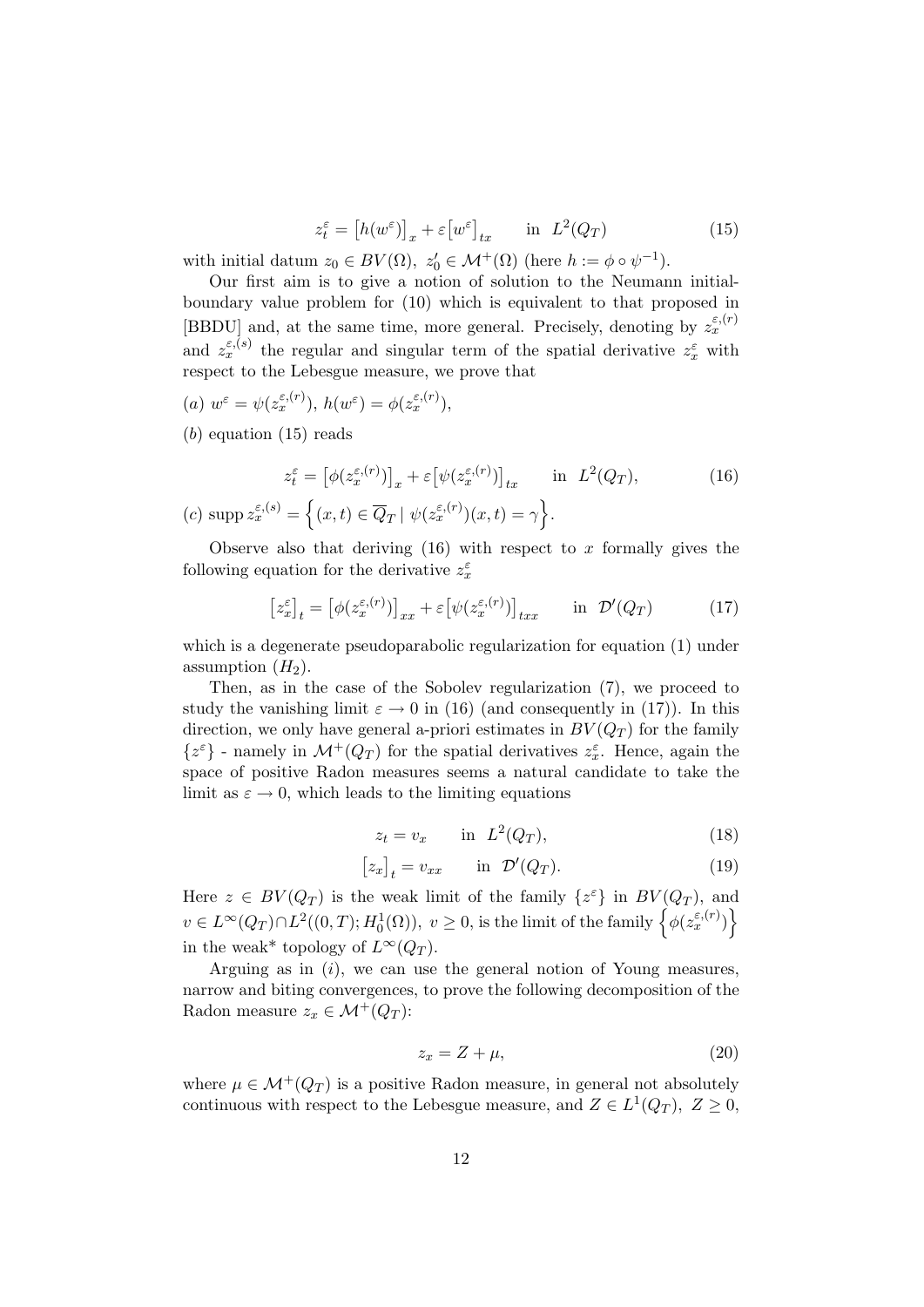$$z^\varepsilon_t = \big[h(w^\varepsilon)\big]_x + \varepsilon\big[w^\varepsilon\big]_{tx} \qquad \text{in} \;\; L^2(Q_T) \tag{15}$$

with initial datum $z_0 \in BV(\Omega),\ z_0' \in \mathcal{M}^+(\Omega)$ (here $h := \phi \circ \psi^{-1}$).

Our first aim is to give a notion of solution to the Neumann initial-boundary value problem for (10) which is equivalent to that proposed in [BBDU] and, at the same time, more general. Precisely, denoting by $z^{\varepsilon,(r)}_x$ and $z^{\varepsilon,(s)}_x$ the regular and singular term of the spatial derivative $z^\varepsilon_x$ with respect to the Lebesgue measure, we prove that

($a$) $w^\varepsilon = \psi(z^{\varepsilon,(r)}_x)$, $h(w^\varepsilon) = \phi(z^{\varepsilon,(r)}_x)$,

($b$) equation (15) reads

$$z^\varepsilon_t = \big[\phi(z^{\varepsilon,(r)}_x)\big]_x + \varepsilon\big[\psi(z^{\varepsilon,(r)}_x)\big]_{tx} \qquad \text{in} \;\; L^2(Q_T), \tag{16}$$

($c$) $\operatorname{supp} z^{\varepsilon,(s)}_x = \Big\{(x,t) \in \overline{Q}_T \mid \psi(z^{\varepsilon,(r)}_x)(x,t) = \gamma\Big\}$.

Observe also that deriving (16) with respect to $x$ formally gives the following equation for the derivative $z^\varepsilon_x$

$$\big[z^\varepsilon_x\big]_t = \big[\phi(z^{\varepsilon,(r)}_x)\big]_{xx} + \varepsilon\big[\psi(z^{\varepsilon,(r)}_x)\big]_{txx} \qquad \text{in} \;\; \mathcal{D}'(Q_T) \tag{17}$$

which is a degenerate pseudoparabolic regularization for equation (1) under assumption $(H_2)$.

Then, as in the case of the Sobolev regularization (7), we proceed to study the vanishing limit $\varepsilon \to 0$ in (16) (and consequently in (17)). In this direction, we only have general a-priori estimates in $BV(Q_T)$ for the family $\{z^\varepsilon\}$ - namely in $\mathcal{M}^+(Q_T)$ for the spatial derivatives $z^\varepsilon_x$. Hence, again the space of positive Radon measures seems a natural candidate to take the limit as $\varepsilon \to 0$, which leads to the limiting equations

$$z_t = v_x \qquad \text{in} \;\; L^2(Q_T), \tag{18}$$

$$\big[z_x\big]_t = v_{xx} \qquad \text{in} \;\; \mathcal{D}'(Q_T). \tag{19}$$

Here $z \in BV(Q_T)$ is the weak limit of the family $\{z^\varepsilon\}$ in $BV(Q_T)$, and $v \in L^\infty(Q_T) \cap L^2((0,T); H^1_0(\Omega)),\ v \geq 0$, is the limit of the family $\Big\{\phi(z^{\varepsilon,(r)}_x)\Big\}$ in the weak* topology of $L^\infty(Q_T)$.

Arguing as in ($i$), we can use the general notion of Young measures, narrow and biting convergences, to prove the following decomposition of the Radon measure $z_x \in \mathcal{M}^+(Q_T)$:

$$z_x = Z + \mu, \tag{20}$$

where $\mu \in \mathcal{M}^+(Q_T)$ is a positive Radon measure, in general not absolutely continuous with respect to the Lebesgue measure, and $Z \in L^1(Q_T),\ Z \geq 0$,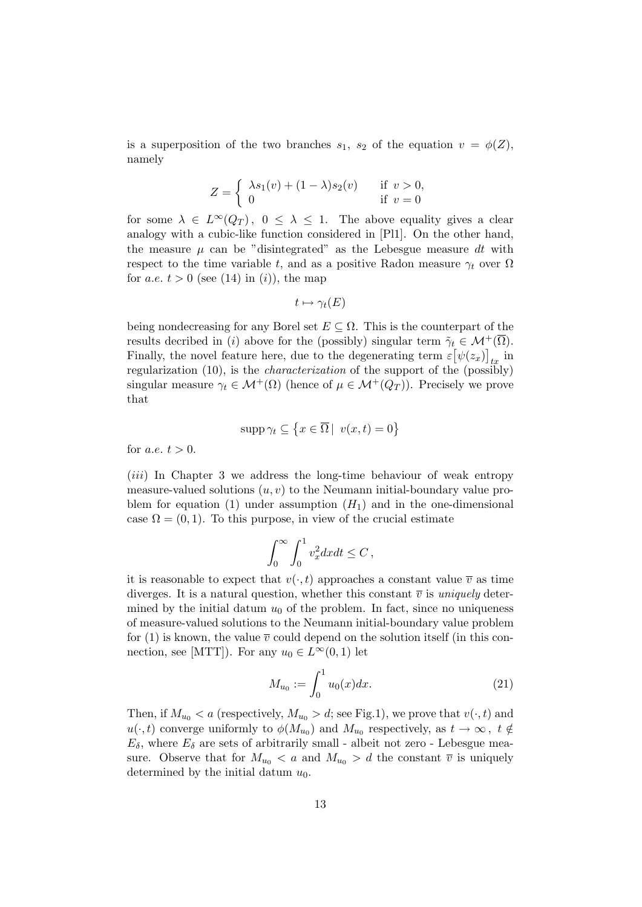is a superposition of the two branches $s_1$, $s_2$ of the equation $v = \phi(Z)$, namely

$$Z = \begin{cases} \lambda s_1(v) + (1-\lambda) s_2(v) & \text{if } v > 0, \\ 0 & \text{if } v = 0 \end{cases}$$

for some $\lambda \in L^\infty(Q_T)$, $0 \leq \lambda \leq 1$. The above equality gives a clear analogy with a cubic-like function considered in [Pl1]. On the other hand, the measure $\mu$ can be "disintegrated" as the Lebesgue measure $dt$ with respect to the time variable $t$, and as a positive Radon measure $\gamma_t$ over $\Omega$ for *a.e.* $t > 0$ (see (14) in $(i)$), the map

$$t \mapsto \gamma_t(E)$$

being nondecreasing for any Borel set $E \subseteq \Omega$. This is the counterpart of the results decribed in $(i)$ above for the (possibly) singular term $\tilde{\gamma}_t \in \mathcal{M}^+(\overline{\Omega})$. Finally, the novel feature here, due to the degenerating term $\varepsilon\big[\psi(z_x)\big]_{tx}$ in regularization (10), is the *characterization* of the support of the (possibly) singular measure $\gamma_t \in \mathcal{M}^+(\Omega)$ (hence of $\mu \in \mathcal{M}^+(Q_T)$). Precisely we prove that

$$\operatorname{supp} \gamma_t \subseteq \big\{ x \in \overline{\Omega} \,|\; v(x,t) = 0 \big\}$$

for *a.e.* $t > 0$.

$(iii)$ In Chapter 3 we address the long-time behaviour of weak entropy measure-valued solutions $(u, v)$ to the Neumann initial-boundary value problem for equation (1) under assumption $(H_1)$ and in the one-dimensional case $\Omega = (0,1)$. To this purpose, in view of the crucial estimate

$$\int_0^\infty \int_0^1 v_x^2 \, dx dt \leq C \,,$$

it is reasonable to expect that $v(\cdot, t)$ approaches a constant value $\overline{v}$ as time diverges. It is a natural question, whether this constant $\overline{v}$ is *uniquely* determined by the initial datum $u_0$ of the problem. In fact, since no uniqueness of measure-valued solutions to the Neumann initial-boundary value problem for (1) is known, the value $\overline{v}$ could depend on the solution itself (in this connection, see [MTT]). For any $u_0 \in L^\infty(0,1)$ let

$$M_{u_0} := \int_0^1 u_0(x) dx. \tag{21}$$

Then, if $M_{u_0} < a$ (respectively, $M_{u_0} > d$; see Fig.1), we prove that $v(\cdot, t)$ and $u(\cdot, t)$ converge uniformly to $\phi(M_{u_0})$ and $M_{u_0}$ respectively, as $t \to \infty$, $t \notin E_\delta$, where $E_\delta$ are sets of arbitrarily small - albeit not zero - Lebesgue measure. Observe that for $M_{u_0} < a$ and $M_{u_0} > d$ the constant $\overline{v}$ is uniquely determined by the initial datum $u_0$.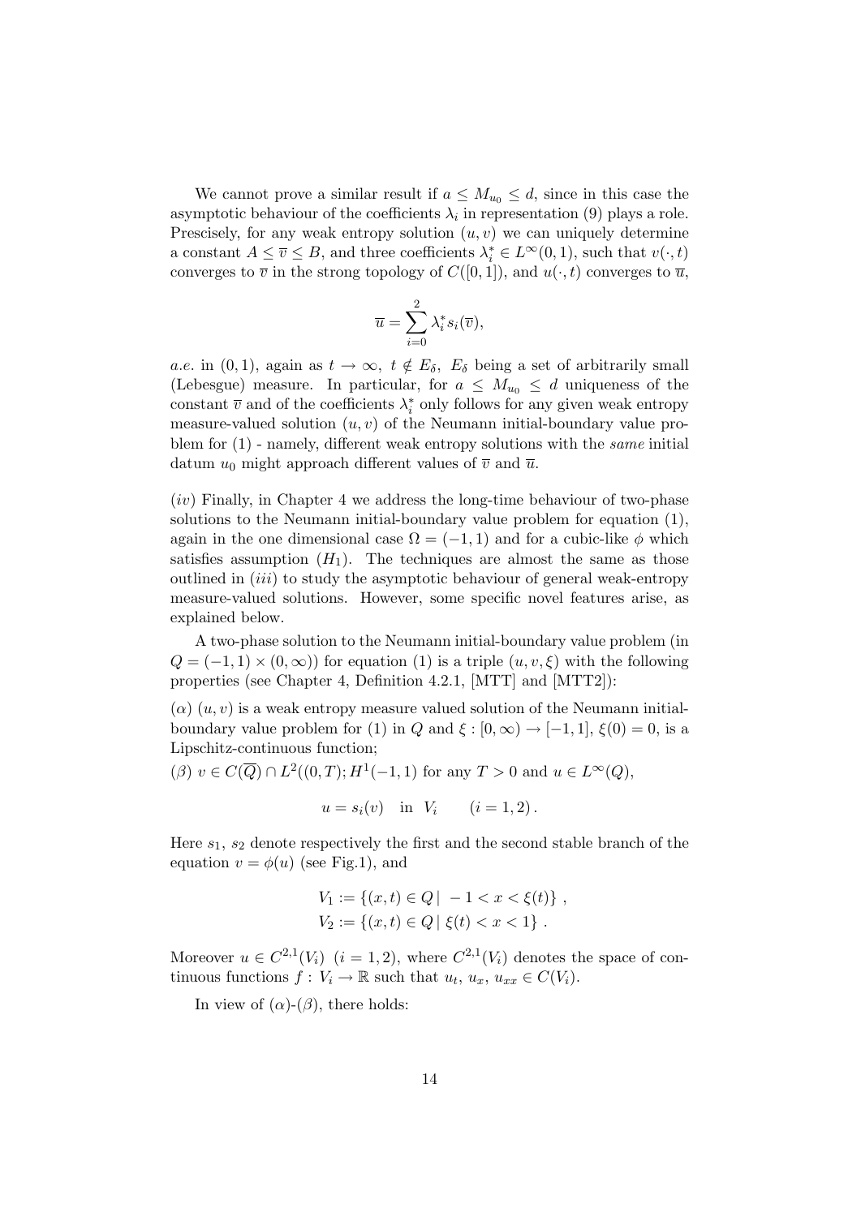We cannot prove a similar result if $a \leq M_{u_0} \leq d$, since in this case the asymptotic behaviour of the coefficients $\lambda_i$ in representation (9) plays a role. Prescisely, for any weak entropy solution $(u, v)$ we can uniquely determine a constant $A \leq \overline{v} \leq B$, and three coefficients $\lambda_i^* \in L^\infty(0,1)$, such that $v(\cdot, t)$ converges to $\overline{v}$ in the strong topology of $C([0,1])$, and $u(\cdot, t)$ converges to $\overline{u}$,

$$\overline{u} = \sum_{i=0}^{2} \lambda_i^* s_i(\overline{v}),$$

*a.e.* in $(0,1)$, again as $t \to \infty$, $t \notin E_\delta$, $E_\delta$ being a set of arbitrarily small (Lebesgue) measure. In particular, for $a \leq M_{u_0} \leq d$ uniqueness of the constant $\overline{v}$ and of the coefficients $\lambda_i^*$ only follows for any given weak entropy measure-valued solution $(u, v)$ of the Neumann initial-boundary value problem for (1) - namely, different weak entropy solutions with the *same* initial datum $u_0$ might approach different values of $\overline{v}$ and $\overline{u}$.

$(iv)$ Finally, in Chapter 4 we address the long-time behaviour of two-phase solutions to the Neumann initial-boundary value problem for equation (1), again in the one dimensional case $\Omega = (-1,1)$ and for a cubic-like $\phi$ which satisfies assumption $(H_1)$. The techniques are almost the same as those outlined in $(iii)$ to study the asymptotic behaviour of general weak-entropy measure-valued solutions. However, some specific novel features arise, as explained below.

A two-phase solution to the Neumann initial-boundary value problem (in $Q = (-1,1) \times (0,\infty)$) for equation (1) is a triple $(u, v, \xi)$ with the following properties (see Chapter 4, Definition 4.2.1, [MTT] and [MTT2]):

$(\alpha)$ $(u, v)$ is a weak entropy measure valued solution of the Neumann initial-boundary value problem for (1) in $Q$ and $\xi : [0,\infty) \to [-1,1]$, $\xi(0) = 0$, is a Lipschitz-continuous function;

$(\beta)$ $v \in C(\overline{Q}) \cap L^2((0,T); H^1(-1,1)$ for any $T > 0$ and $u \in L^\infty(Q)$,

$$u = s_i(v) \quad \text{in } V_i \qquad (i = 1, 2)\,.$$

Here $s_1$, $s_2$ denote respectively the first and the second stable branch of the equation $v = \phi(u)$ (see Fig.1), and

$$V_1 := \{(x,t) \in Q \mid -1 < x < \xi(t)\}\,,$$
$$V_2 := \{(x,t) \in Q \mid \xi(t) < x < 1\}\,.$$

Moreover $u \in C^{2,1}(V_i)$ $(i = 1, 2)$, where $C^{2,1}(V_i)$ denotes the space of continuous functions $f : V_i \to \mathbb{R}$ such that $u_t$, $u_x$, $u_{xx} \in C(V_i)$.

In view of $(\alpha)$-$(\beta)$, there holds: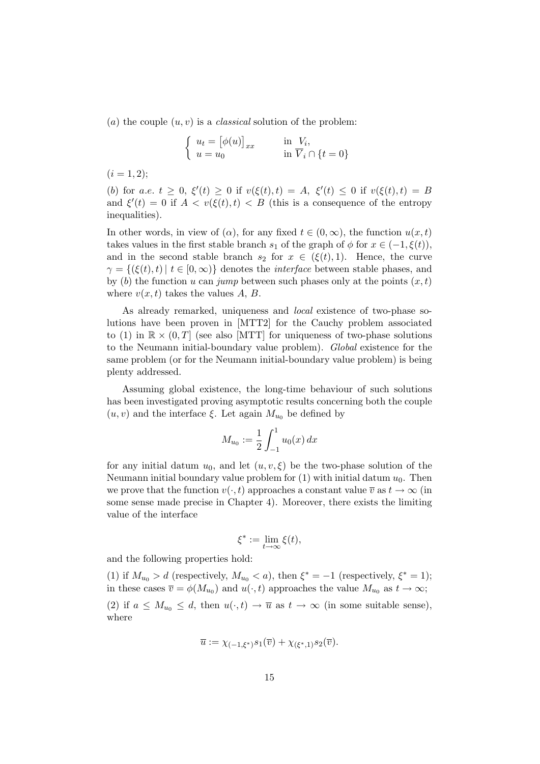$(a)$ the couple $(u,v)$ is a *classical* solution of the problem:

$$\begin{cases} u_t = \big[\phi(u)\big]_{xx} & \text{in } V_i, \\ u = u_0 & \text{in } \overline{V}_i \cap \{t = 0\} \end{cases}$$

$(i = 1, 2)$;

$(b)$ for *a.e.* $t \geq 0$, $\xi'(t) \geq 0$ if $v(\xi(t), t) = A$, $\xi'(t) \leq 0$ if $v(\xi(t), t) = B$ and $\xi'(t) = 0$ if $A < v(\xi(t), t) < B$ (this is a consequence of the entropy inequalities).

In other words, in view of $(\alpha)$, for any fixed $t \in (0, \infty)$, the function $u(x,t)$ takes values in the first stable branch $s_1$ of the graph of $\phi$ for $x \in (-1, \xi(t))$, and in the second stable branch $s_2$ for $x \in (\xi(t), 1)$. Hence, the curve $\gamma = \{(\xi(t), t) \mid t \in [0, \infty)\}$ denotes the *interface* between stable phases, and by $(b)$ the function $u$ can *jump* between such phases only at the points $(x,t)$ where $v(x,t)$ takes the values $A$, $B$.

As already remarked, uniqueness and *local* existence of two-phase solutions have been proven in [MTT2] for the Cauchy problem associated to (1) in $\mathbb{R} \times (0, T]$ (see also [MTT] for uniqueness of two-phase solutions to the Neumann initial-boundary value problem). *Global* existence for the same problem (or for the Neumann initial-boundary value problem) is being plenty addressed.

Assuming global existence, the long-time behaviour of such solutions has been investigated proving asymptotic results concerning both the couple $(u,v)$ and the interface $\xi$. Let again $M_{u_0}$ be defined by

$$M_{u_0} := \frac{1}{2} \int_{-1}^{1} u_0(x)\, dx$$

for any initial datum $u_0$, and let $(u, v, \xi)$ be the two-phase solution of the Neumann initial boundary value problem for (1) with initial datum $u_0$. Then we prove that the function $v(\cdot, t)$ approaches a constant value $\overline{v}$ as $t \to \infty$ (in some sense made precise in Chapter 4). Moreover, there exists the limiting value of the interface

$$\xi^* := \lim_{t \to \infty} \xi(t),$$

and the following properties hold:

(1) if $M_{u_0} > d$ (respectively, $M_{u_0} < a$), then $\xi^* = -1$ (respectively, $\xi^* = 1$); in these cases $\overline{v} = \phi(M_{u_0})$ and $u(\cdot, t)$ approaches the value $M_{u_0}$ as $t \to \infty$;

(2) if $a \leq M_{u_0} \leq d$, then $u(\cdot, t) \to \overline{u}$ as $t \to \infty$ (in some suitable sense), where

$$\overline{u} := \chi_{(-1, \xi^*)} s_1(\overline{v}) + \chi_{(\xi^*, 1)} s_2(\overline{v}).$$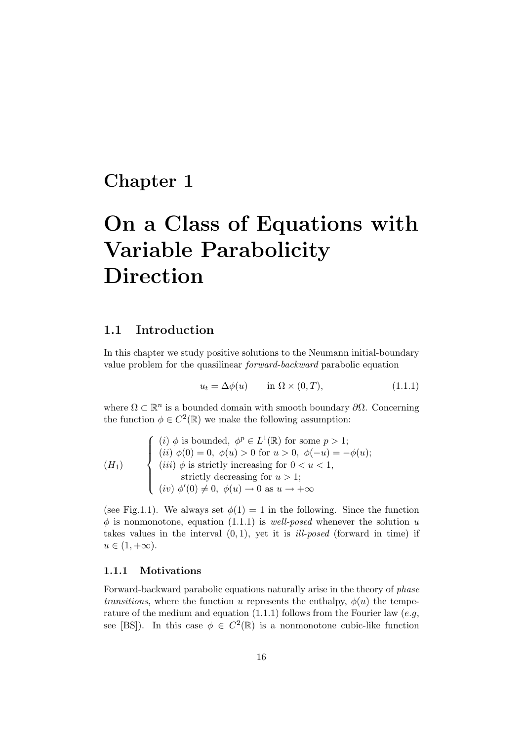# Chapter 1

# On a Class of Equations with Variable Parabolicity Direction

## 1.1 Introduction

In this chapter we study positive solutions to the Neumann initial-boundary value problem for the quasilinear *forward-backward* parabolic equation

$$u_t = \Delta\phi(u) \qquad \text{in } \Omega \times (0, T), \tag{1.1.1}$$

where $\Omega \subset \mathbb{R}^n$ is a bounded domain with smooth boundary $\partial\Omega$. Concerning the function $\phi \in C^2(\mathbb{R})$ we make the following assumption:

$$(H_1) \qquad \begin{cases} (i)\ \phi \text{ is bounded, } \phi^p \in L^1(\mathbb{R}) \text{ for some } p > 1; \\ (ii)\ \phi(0) = 0,\ \phi(u) > 0 \text{ for } u > 0,\ \phi(-u) = -\phi(u); \\ (iii)\ \phi \text{ is strictly increasing for } 0 < u < 1, \\ \qquad \text{strictly decreasing for } u > 1; \\ (iv)\ \phi'(0) \neq 0,\ \phi(u) \to 0 \text{ as } u \to +\infty \end{cases}$$

(see Fig.1.1). We always set $\phi(1) = 1$ in the following. Since the function $\phi$ is nonmonotone, equation (1.1.1) is *well-posed* whenever the solution $u$ takes values in the interval $(0, 1)$, yet it is *ill-posed* (forward in time) if $u \in (1, +\infty)$.

### 1.1.1 Motivations

Forward-backward parabolic equations naturally arise in the theory of *phase transitions*, where the function $u$ represents the enthalpy, $\phi(u)$ the temperature of the medium and equation (1.1.1) follows from the Fourier law (*e.g*, see [BS]). In this case $\phi \in C^2(\mathbb{R})$ is a nonmonotone cubic-like function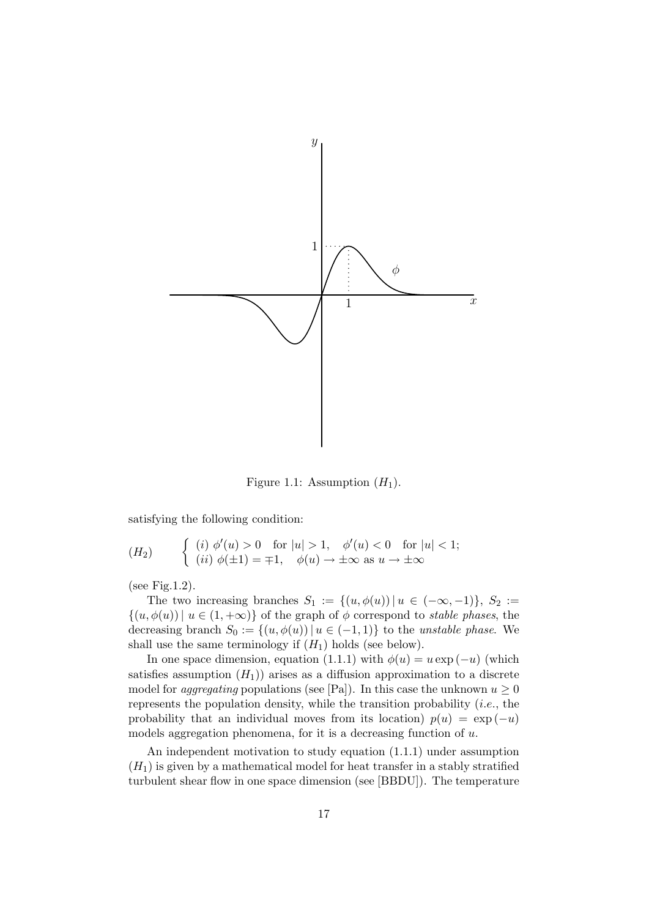Figure 1.1: Assumption $(H_1)$.

satisfying the following condition:

$$
(H_2) \qquad \begin{cases} (i)\ \phi'(u) > 0 \quad \text{for } |u| > 1, \quad \phi'(u) < 0 \quad \text{for } |u| < 1; \\ (ii)\ \phi(\pm 1) = \mp 1, \quad \phi(u) \to \pm\infty \text{ as } u \to \pm\infty \end{cases}
$$

(see Fig.1.2).

The two increasing branches $S_1 := \{(u, \phi(u)) \,|\, u \in (-\infty, -1)\}$, $S_2 := \{(u, \phi(u)) \,|\, u \in (1, +\infty)\}$ of the graph of $\phi$ correspond to *stable phases*, the decreasing branch $S_0 := \{(u, \phi(u)) \,|\, u \in (-1, 1)\}$ to the *unstable phase*. We shall use the same terminology if $(H_1)$ holds (see below).

In one space dimension, equation (1.1.1) with $\phi(u) = u \exp(-u)$ (which satisfies assumption $(H_1)$) arises as a diffusion approximation to a discrete model for *aggregating* populations (see [Pa]). In this case the unknown $u \geq 0$ represents the population density, while the transition probability (*i.e.*, the probability that an individual moves from its location) $p(u) = \exp(-u)$ models aggregation phenomena, for it is a decreasing function of $u$.

An independent motivation to study equation (1.1.1) under assumption $(H_1)$ is given by a mathematical model for heat transfer in a stably stratified turbulent shear flow in one space dimension (see [BBDU]). The temperature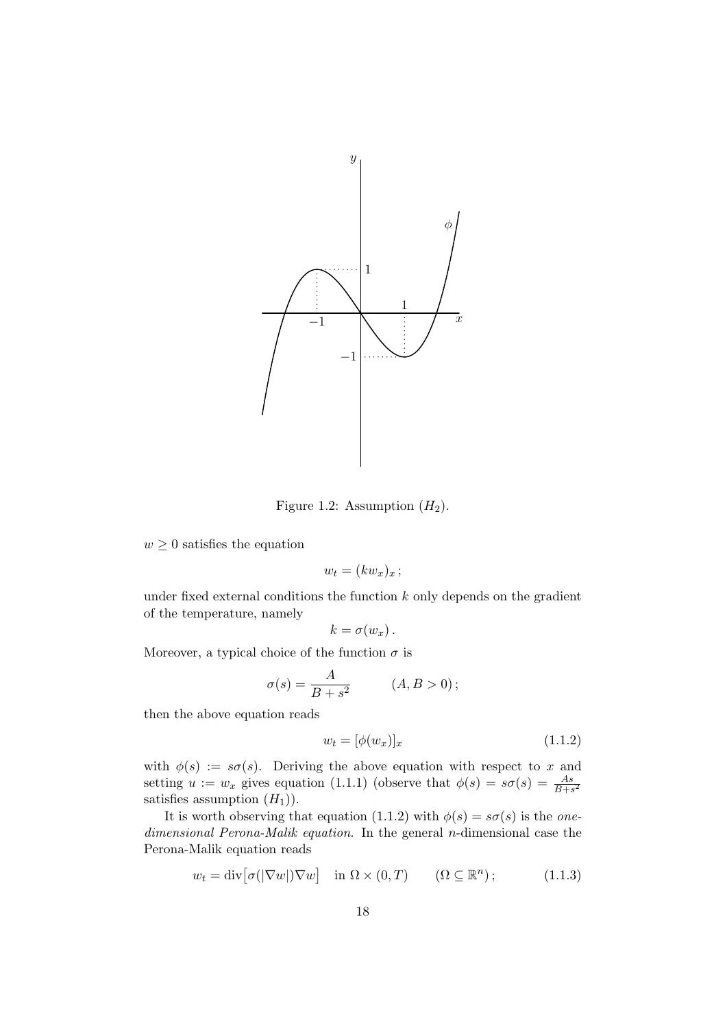Figure 1.2: Assumption $(H_2)$.

$w \geq 0$ satisfies the equation

$$w_t = (k w_x)_x \,;$$

under fixed external conditions the function $k$ only depends on the gradient of the temperature, namely

$$k = \sigma(w_x)\,.$$

Moreover, a typical choice of the function $\sigma$ is

$$\sigma(s) = \frac{A}{B + s^2} \qquad (A, B > 0)\,;$$

then the above equation reads

$$w_t = [\phi(w_x)]_x \tag{1.1.2}$$

with $\phi(s) := s\sigma(s)$. Deriving the above equation with respect to $x$ and setting $u := w_x$ gives equation (1.1.1) (observe that $\phi(s) = s\sigma(s) = \frac{As}{B+s^2}$ satisfies assumption $(H_1)$).

It is worth observing that equation (1.1.2) with $\phi(s) = s\sigma(s)$ is the *one-dimensional Perona-Malik equation*. In the general $n$-dimensional case the Perona-Malik equation reads

$$w_t = \operatorname{div}\big[\sigma(|\nabla w|)\nabla w\big] \quad \text{in } \Omega \times (0,T) \qquad (\Omega \subseteq \mathbb{R}^n)\,; \tag{1.1.3}$$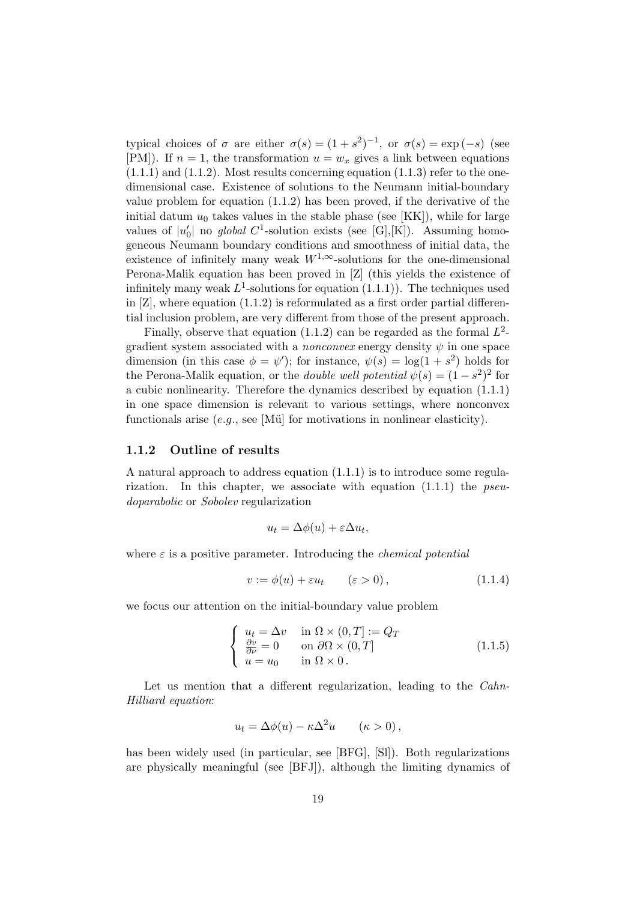typical choices of $\sigma$ are either $\sigma(s) = (1+s^2)^{-1}$, or $\sigma(s) = \exp(-s)$ (see [PM]). If $n = 1$, the transformation $u = w_x$ gives a link between equations (1.1.1) and (1.1.2). Most results concerning equation (1.1.3) refer to the one-dimensional case. Existence of solutions to the Neumann initial-boundary value problem for equation (1.1.2) has been proved, if the derivative of the initial datum $u_0$ takes values in the stable phase (see [KK]), while for large values of $|u_0'|$ no *global* $C^1$-solution exists (see [G],[K]). Assuming homogeneous Neumann boundary conditions and smoothness of initial data, the existence of infinitely many weak $W^{1,\infty}$-solutions for the one-dimensional Perona-Malik equation has been proved in [Z] (this yields the existence of infinitely many weak $L^1$-solutions for equation (1.1.1)). The techniques used in [Z], where equation (1.1.2) is reformulated as a first order partial differential inclusion problem, are very different from those of the present approach.

Finally, observe that equation (1.1.2) can be regarded as the formal $L^2$-gradient system associated with a *nonconvex* energy density $\psi$ in one space dimension (in this case $\phi = \psi'$); for instance, $\psi(s) = \log(1+s^2)$ holds for the Perona-Malik equation, or the *double well potential* $\psi(s) = (1-s^2)^2$ for a cubic nonlinearity. Therefore the dynamics described by equation (1.1.1) in one space dimension is relevant to various settings, where nonconvex functionals arise (*e.g.*, see [Mü] for motivations in nonlinear elasticity).

### 1.1.2 Outline of results

A natural approach to address equation (1.1.1) is to introduce some regularization. In this chapter, we associate with equation (1.1.1) the *pseudoparabolic* or *Sobolev* regularization

$$u_t = \Delta\phi(u) + \varepsilon\Delta u_t,$$

where $\varepsilon$ is a positive parameter. Introducing the *chemical potential*

$$v := \phi(u) + \varepsilon u_t \qquad (\varepsilon > 0)\,, \tag{1.1.4}$$

we focus our attention on the initial-boundary value problem

$$\begin{cases} u_t = \Delta v & \text{in } \Omega\times(0,T] := Q_T \\ \frac{\partial v}{\partial\nu} = 0 & \text{on } \partial\Omega\times(0,T] \\ u = u_0 & \text{in } \Omega\times 0\,. \end{cases} \tag{1.1.5}$$

Let us mention that a different regularization, leading to the *Cahn-Hilliard equation*:

$$u_t = \Delta\phi(u) - \kappa\Delta^2 u \qquad (\kappa > 0)\,,$$

has been widely used (in particular, see [BFG], [Sl]). Both regularizations are physically meaningful (see [BFJ]), although the limiting dynamics of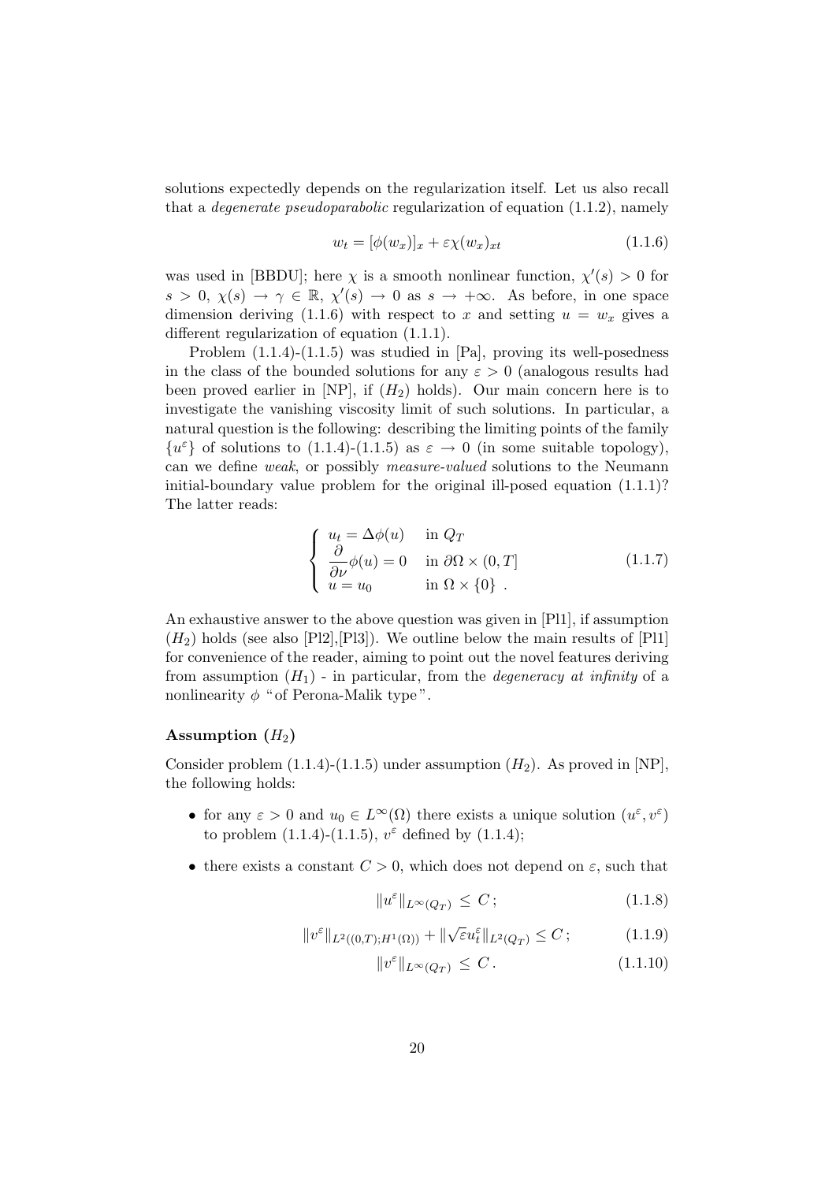solutions expectedly depends on the regularization itself. Let us also recall that a *degenerate pseudoparabolic* regularization of equation (1.1.2), namely

$$w_t = [\phi(w_x)]_x + \varepsilon\chi(w_x)_{xt} \tag{1.1.6}$$

was used in [BBDU]; here $\chi$ is a smooth nonlinear function, $\chi'(s) > 0$ for $s > 0$, $\chi(s) \to \gamma \in \mathbb{R}$, $\chi'(s) \to 0$ as $s \to +\infty$. As before, in one space dimension deriving (1.1.6) with respect to $x$ and setting $u = w_x$ gives a different regularization of equation (1.1.1).

Problem (1.1.4)-(1.1.5) was studied in [Pa], proving its well-posedness in the class of the bounded solutions for any $\varepsilon > 0$ (analogous results had been proved earlier in [NP], if $(H_2)$ holds). Our main concern here is to investigate the vanishing viscosity limit of such solutions. In particular, a natural question is the following: describing the limiting points of the family $\{u^\varepsilon\}$ of solutions to (1.1.4)-(1.1.5) as $\varepsilon \to 0$ (in some suitable topology), can we define *weak*, or possibly *measure-valued* solutions to the Neumann initial-boundary value problem for the original ill-posed equation (1.1.1)? The latter reads:

$$\begin{cases} u_t = \Delta\phi(u) & \text{in } Q_T \\ \dfrac{\partial}{\partial\nu}\phi(u) = 0 & \text{in } \partial\Omega \times (0,T] \\ u = u_0 & \text{in } \Omega \times \{0\}\ . \end{cases} \tag{1.1.7}$$

An exhaustive answer to the above question was given in [Pl1], if assumption $(H_2)$ holds (see also [Pl2],[Pl3]). We outline below the main results of [Pl1] for convenience of the reader, aiming to point out the novel features deriving from assumption $(H_1)$ - in particular, from the *degeneracy at infinity* of a nonlinearity $\phi$ "of Perona-Malik type".

**Assumption $(H_2)$**

Consider problem (1.1.4)-(1.1.5) under assumption $(H_2)$. As proved in [NP], the following holds:

- for any $\varepsilon > 0$ and $u_0 \in L^\infty(\Omega)$ there exists a unique solution $(u^\varepsilon, v^\varepsilon)$ to problem (1.1.4)-(1.1.5), $v^\varepsilon$ defined by (1.1.4);
- there exists a constant $C > 0$, which does not depend on $\varepsilon$, such that

$$\|u^\varepsilon\|_{L^\infty(Q_T)} \leq C\,; \tag{1.1.8}$$

$$\|v^\varepsilon\|_{L^2((0,T);H^1(\Omega))} + \|\sqrt{\varepsilon}u_t^\varepsilon\|_{L^2(Q_T)} \leq C\,; \tag{1.1.9}$$

$$\|v^\varepsilon\|_{L^\infty(Q_T)} \leq C\,. \tag{1.1.10}$$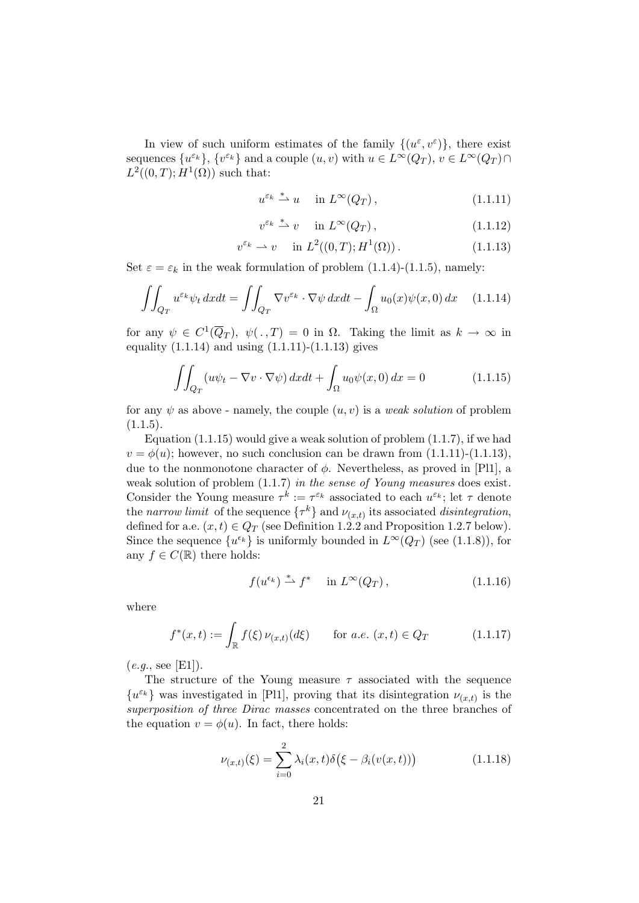In view of such uniform estimates of the family $\{(u^\varepsilon, v^\varepsilon)\}$, there exist sequences $\{u^{\varepsilon_k}\}$, $\{v^{\varepsilon_k}\}$ and a couple $(u, v)$ with $u \in L^\infty(Q_T)$, $v \in L^\infty(Q_T) \cap L^2((0,T); H^1(\Omega))$ such that:

$$u^{\varepsilon_k} \overset{*}{\rightharpoonup} u \quad \text{ in } L^\infty(Q_T)\,, \tag{1.1.11}$$

$$v^{\varepsilon_k} \overset{*}{\rightharpoonup} v \quad \text{ in } L^\infty(Q_T)\,, \tag{1.1.12}$$

$$v^{\varepsilon_k} \rightharpoonup v \quad \text{ in } L^2((0,T); H^1(\Omega))\,. \tag{1.1.13}$$

Set $\varepsilon = \varepsilon_k$ in the weak formulation of problem (1.1.4)-(1.1.5), namely:

$$\iint_{Q_T} u^{\varepsilon_k} \psi_t \, dxdt = \iint_{Q_T} \nabla v^{\varepsilon_k} \cdot \nabla \psi \, dxdt - \int_\Omega u_0(x)\psi(x,0)\, dx \tag{1.1.14}$$

for any $\psi \in C^1(\overline{Q}_T)$, $\psi(\,.\,,T) = 0$ in $\Omega$. Taking the limit as $k \to \infty$ in equality (1.1.14) and using (1.1.11)-(1.1.13) gives

$$\iint_{Q_T} (u\psi_t - \nabla v \cdot \nabla \psi)\, dxdt + \int_\Omega u_0 \psi(x,0)\, dx = 0 \tag{1.1.15}$$

for any $\psi$ as above - namely, the couple $(u, v)$ is a *weak solution* of problem (1.1.5).

Equation (1.1.15) would give a weak solution of problem (1.1.7), if we had $v = \phi(u)$; however, no such conclusion can be drawn from (1.1.11)-(1.1.13), due to the nonmonotone character of $\phi$. Nevertheless, as proved in [Pl1], a weak solution of problem (1.1.7) *in the sense of Young measures* does exist. Consider the Young measure $\tau^k := \tau^{\varepsilon_k}$ associated to each $u^{\varepsilon_k}$; let $\tau$ denote the *narrow limit* of the sequence $\{\tau^k\}$ and $\nu_{(x,t)}$ its associated *disintegration*, defined for a.e. $(x,t) \in Q_T$ (see Definition 1.2.2 and Proposition 1.2.7 below). Since the sequence $\{u^{\epsilon_k}\}$ is uniformly bounded in $L^\infty(Q_T)$ (see (1.1.8)), for any $f \in C(\mathbb{R})$ there holds:

$$f(u^{\epsilon_k}) \overset{*}{\rightharpoonup} f^* \quad \text{ in } L^\infty(Q_T)\,, \tag{1.1.16}$$

where

$$f^*(x,t) := \int_{\mathbb{R}} f(\xi)\, \nu_{(x,t)}(d\xi) \qquad \text{for } a.e.\ (x,t) \in Q_T \tag{1.1.17}$$

(*e.g.*, see [E1]).

The structure of the Young measure $\tau$ associated with the sequence $\{u^{\varepsilon_k}\}$ was investigated in [Pl1], proving that its disintegration $\nu_{(x,t)}$ is the *superposition of three Dirac masses* concentrated on the three branches of the equation $v = \phi(u)$. In fact, there holds:

$$\nu_{(x,t)}(\xi) = \sum_{i=0}^{2} \lambda_i(x,t)\delta\big(\xi - \beta_i(v(x,t))\big) \tag{1.1.18}$$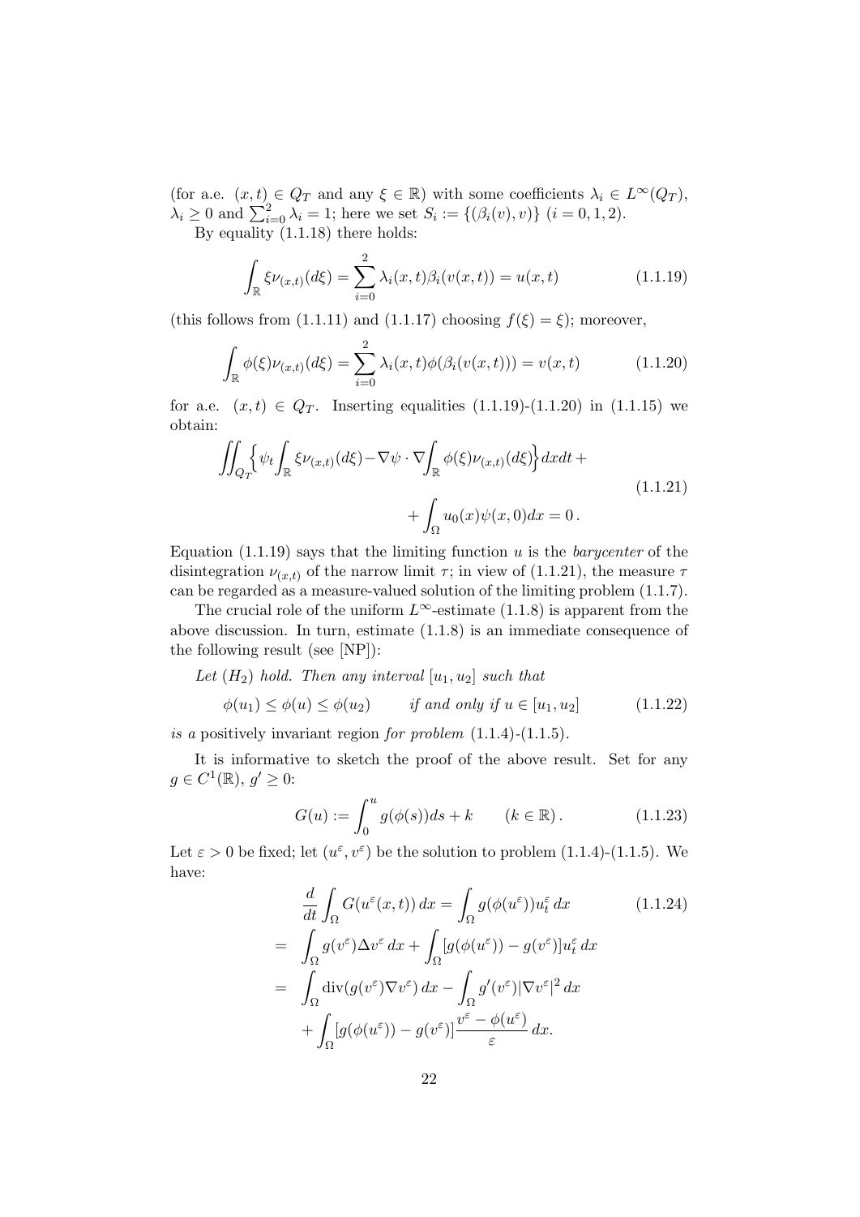(for a.e. $(x,t) \in Q_T$ and any $\xi \in \mathbb{R}$) with some coefficients $\lambda_i \in L^\infty(Q_T)$, $\lambda_i \geq 0$ and $\sum_{i=0}^{2} \lambda_i = 1$; here we set $S_i := \{(\beta_i(v), v)\}$ $(i = 0, 1, 2)$.

By equality (1.1.18) there holds:

$$\int_{\mathbb{R}} \xi \nu_{(x,t)}(d\xi) = \sum_{i=0}^{2} \lambda_i(x,t)\beta_i(v(x,t)) = u(x,t) \tag{1.1.19}$$

(this follows from (1.1.11) and (1.1.17) choosing $f(\xi) = \xi$); moreover,

$$\int_{\mathbb{R}} \phi(\xi)\nu_{(x,t)}(d\xi) = \sum_{i=0}^{2} \lambda_i(x,t)\phi(\beta_i(v(x,t))) = v(x,t) \tag{1.1.20}$$

for a.e. $(x,t) \in Q_T$. Inserting equalities (1.1.19)-(1.1.20) in (1.1.15) we obtain:

$$\iint_{Q_T} \Big\{ \psi_t \int_{\mathbb{R}} \xi \nu_{(x,t)}(d\xi) - \nabla\psi \cdot \nabla \int_{\mathbb{R}} \phi(\xi)\nu_{(x,t)}(d\xi) \Big\} dxdt + + \int_{\Omega} u_0(x)\psi(x,0)dx = 0\,. \tag{1.1.21}$$

Equation (1.1.19) says that the limiting function $u$ is the *barycenter* of the disintegration $\nu_{(x,t)}$ of the narrow limit $\tau$; in view of (1.1.21), the measure $\tau$ can be regarded as a measure-valued solution of the limiting problem (1.1.7).

The crucial role of the uniform $L^\infty$-estimate (1.1.8) is apparent from the above discussion. In turn, estimate (1.1.8) is an immediate consequence of the following result (see [NP]):

*Let* $(H_2)$ *hold. Then any interval* $[u_1, u_2]$ *such that*

$$\phi(u_1) \leq \phi(u) \leq \phi(u_2) \qquad \textit{if and only if } u \in [u_1, u_2] \tag{1.1.22}$$

*is a* positively invariant region *for problem* (1.1.4)-(1.1.5).

It is informative to sketch the proof of the above result. Set for any $g \in C^1(\mathbb{R})$, $g' \geq 0$:

$$G(u) := \int_0^u g(\phi(s))ds + k \qquad (k \in \mathbb{R})\,. \tag{1.1.23}$$

Let $\varepsilon > 0$ be fixed; let $(u^\varepsilon, v^\varepsilon)$ be the solution to problem (1.1.4)-(1.1.5). We have:

$$\begin{aligned}
&\frac{d}{dt}\int_{\Omega} G(u^\varepsilon(x,t))\,dx = \int_{\Omega} g(\phi(u^\varepsilon))u_t^\varepsilon\,dx \qquad\qquad (1.1.24)\\
= \;& \int_{\Omega} g(v^\varepsilon)\Delta v^\varepsilon\,dx + \int_{\Omega} [g(\phi(u^\varepsilon)) - g(v^\varepsilon)]u_t^\varepsilon\,dx \\
= \;& \int_{\Omega} \mathrm{div}(g(v^\varepsilon)\nabla v^\varepsilon)\,dx - \int_{\Omega} g'(v^\varepsilon)|\nabla v^\varepsilon|^2\,dx \\
& + \int_{\Omega} [g(\phi(u^\varepsilon)) - g(v^\varepsilon)]\frac{v^\varepsilon - \phi(u^\varepsilon)}{\varepsilon}\,dx.
\end{aligned}$$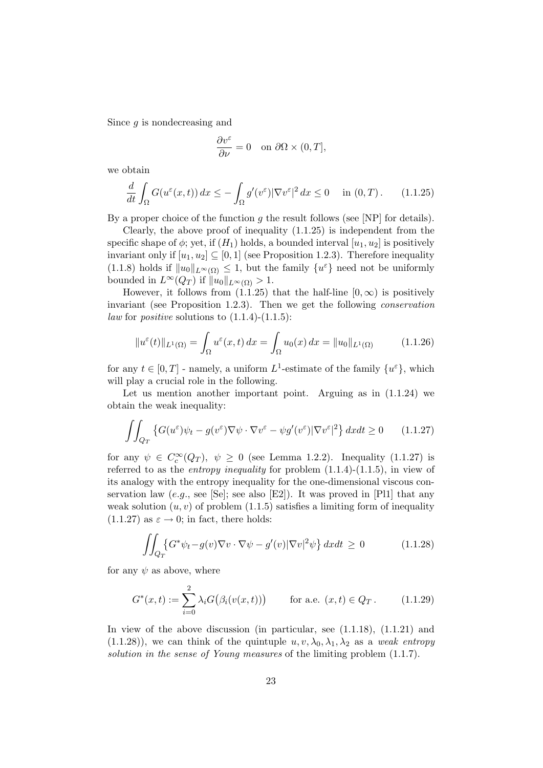Since $g$ is nondecreasing and

$$\frac{\partial v^\varepsilon}{\partial \nu} = 0 \quad \text{on } \partial\Omega \times (0,T],$$

we obtain

$$\frac{d}{dt}\int_\Omega G(u^\varepsilon(x,t))\,dx \le -\int_\Omega g'(v^\varepsilon)|\nabla v^\varepsilon|^2\,dx \le 0 \quad \text{ in } (0,T)\,. \tag{1.1.25}$$

By a proper choice of the function $g$ the result follows (see [NP] for details).

Clearly, the above proof of inequality (1.1.25) is independent from the specific shape of $\phi$; yet, if $(H_1)$ holds, a bounded interval $[u_1,u_2]$ is positively invariant only if $[u_1,u_2] \subseteq [0,1]$ (see Proposition 1.2.3). Therefore inequality (1.1.8) holds if $\|u_0\|_{L^\infty(\Omega)} \le 1$, but the family $\{u^\varepsilon\}$ need not be uniformly bounded in $L^\infty(Q_T)$ if $\|u_0\|_{L^\infty(\Omega)} > 1$.

However, it follows from (1.1.25) that the half-line $[0,\infty)$ is positively invariant (see Proposition 1.2.3). Then we get the following *conservation law* for *positive* solutions to (1.1.4)-(1.1.5):

$$\|u^\varepsilon(t)\|_{L^1(\Omega)} = \int_\Omega u^\varepsilon(x,t)\,dx = \int_\Omega u_0(x)\,dx = \|u_0\|_{L^1(\Omega)} \tag{1.1.26}$$

for any $t \in [0,T]$ - namely, a uniform $L^1$-estimate of the family $\{u^\varepsilon\}$, which will play a crucial role in the following.

Let us mention another important point. Arguing as in (1.1.24) we obtain the weak inequality:

$$\iint_{Q_T} \left\{ G(u^\varepsilon)\psi_t - g(v^\varepsilon)\nabla\psi \cdot \nabla v^\varepsilon - \psi g'(v^\varepsilon)|\nabla v^\varepsilon|^2 \right\} dxdt \ge 0 \tag{1.1.27}$$

for any $\psi \in C_c^\infty(Q_T)$, $\psi \ge 0$ (see Lemma 1.2.2). Inequality (1.1.27) is referred to as the *entropy inequality* for problem (1.1.4)-(1.1.5), in view of its analogy with the entropy inequality for the one-dimensional viscous conservation law (*e.g.*, see [Se]; see also [E2]). It was proved in [Pl1] that any weak solution $(u,v)$ of problem (1.1.5) satisfies a limiting form of inequality (1.1.27) as $\varepsilon \to 0$; in fact, there holds:

$$\iint_{Q_T} \left\{ G^*\psi_t - g(v)\nabla v \cdot \nabla\psi - g'(v)|\nabla v|^2\psi \right\} dxdt \;\ge\; 0 \tag{1.1.28}$$

for any $\psi$ as above, where

$$G^*(x,t) := \sum_{i=0}^{2} \lambda_i G\big(\beta_i(v(x,t))\big) \qquad \text{for a.e. } (x,t) \in Q_T\,. \tag{1.1.29}$$

In view of the above discussion (in particular, see (1.1.18), (1.1.21) and (1.1.28)), we can think of the quintuple $u, v, \lambda_0, \lambda_1, \lambda_2$ as a *weak entropy solution in the sense of Young measures* of the limiting problem (1.1.7).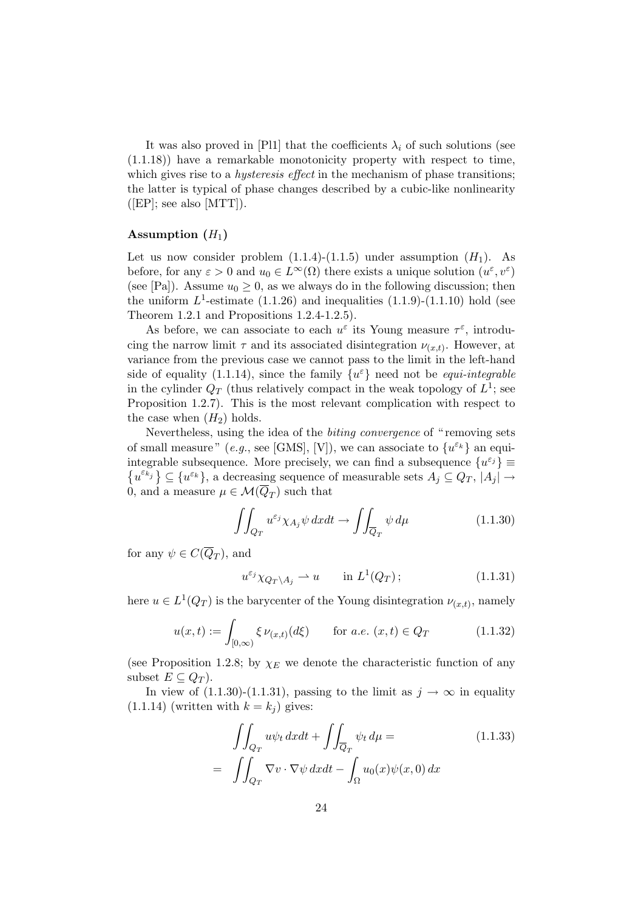It was also proved in [Pl1] that the coefficients $\lambda_i$ of such solutions (see (1.1.18)) have a remarkable monotonicity property with respect to time, which gives rise to a *hysteresis effect* in the mechanism of phase transitions; the latter is typical of phase changes described by a cubic-like nonlinearity ([EP]; see also [MTT]).

#### Assumption $(H_1)$

Let us now consider problem (1.1.4)-(1.1.5) under assumption $(H_1)$. As before, for any $\varepsilon > 0$ and $u_0 \in L^\infty(\Omega)$ there exists a unique solution $(u^\varepsilon, v^\varepsilon)$ (see [Pa]). Assume $u_0 \geq 0$, as we always do in the following discussion; then the uniform $L^1$-estimate (1.1.26) and inequalities (1.1.9)-(1.1.10) hold (see Theorem 1.2.1 and Propositions 1.2.4-1.2.5).

As before, we can associate to each $u^\varepsilon$ its Young measure $\tau^\varepsilon$, introducing the narrow limit $\tau$ and its associated disintegration $\nu_{(x,t)}$. However, at variance from the previous case we cannot pass to the limit in the left-hand side of equality (1.1.14), since the family $\{u^\varepsilon\}$ need not be *equi-integrable* in the cylinder $Q_T$ (thus relatively compact in the weak topology of $L^1$; see Proposition 1.2.7). This is the most relevant complication with respect to the case when $(H_2)$ holds.

Nevertheless, using the idea of the *biting convergence* of "removing sets of small measure" (*e.g.*, see [GMS], [V]), we can associate to $\{u^{\varepsilon_k}\}$ an equi-integrable subsequence. More precisely, we can find a subsequence $\{u^{\varepsilon_j}\} \equiv \{u^{\varepsilon_{k_j}}\} \subseteq \{u^{\varepsilon_k}\}$, a decreasing sequence of measurable sets $A_j \subseteq Q_T$, $|A_j| \to 0$, and a measure $\mu \in \mathcal{M}(\overline{Q}_T)$ such that

$$\iint_{Q_T} u^{\varepsilon_j} \chi_{A_j} \psi \, dxdt \to \iint_{\overline{Q}_T} \psi \, d\mu \tag{1.1.30}$$

for any $\psi \in C(\overline{Q}_T)$, and

$$u^{\varepsilon_j} \chi_{Q_T \setminus A_j} \rightharpoonup u \qquad \text{in } L^1(Q_T)\,; \tag{1.1.31}$$

here $u \in L^1(Q_T)$ is the barycenter of the Young disintegration $\nu_{(x,t)}$, namely

$$u(x,t) := \int_{[0,\infty)} \xi \, \nu_{(x,t)}(d\xi) \qquad \text{for } a.e. \ (x,t) \in Q_T \tag{1.1.32}$$

(see Proposition 1.2.8; by $\chi_E$ we denote the characteristic function of any subset $E \subseteq Q_T$).

In view of (1.1.30)-(1.1.31), passing to the limit as $j \to \infty$ in equality (1.1.14) (written with $k = k_j$) gives:

$$\begin{aligned} &\iint_{Q_T} u \psi_t \, dxdt + \iint_{\overline{Q}_T} \psi_t \, d\mu = \\ = \; &\iint_{Q_T} \nabla v \cdot \nabla \psi \, dxdt - \int_\Omega u_0(x) \psi(x,0) \, dx \end{aligned} \tag{1.1.33}$$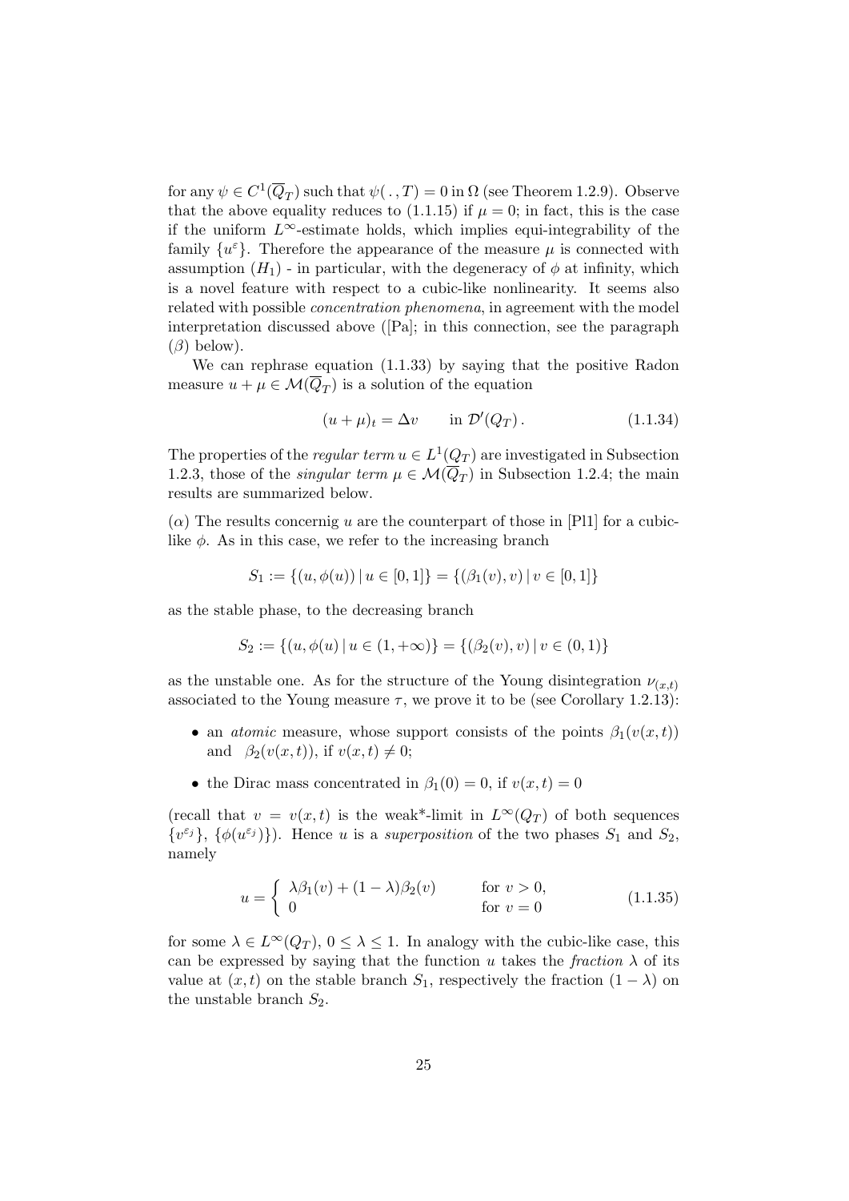for any $\psi \in C^1(\overline{Q}_T)$ such that $\psi(\,.\,,T) = 0$ in $\Omega$ (see Theorem 1.2.9). Observe that the above equality reduces to (1.1.15) if $\mu = 0$; in fact, this is the case if the uniform $L^\infty$-estimate holds, which implies equi-integrability of the family $\{u^\varepsilon\}$. Therefore the appearance of the measure $\mu$ is connected with assumption $(H_1)$ - in particular, with the degeneracy of $\phi$ at infinity, which is a novel feature with respect to a cubic-like nonlinearity. It seems also related with possible *concentration phenomena*, in agreement with the model interpretation discussed above ([Pa]; in this connection, see the paragraph $(\beta)$ below).

We can rephrase equation (1.1.33) by saying that the positive Radon measure $u + \mu \in \mathcal{M}(\overline{Q}_T)$ is a solution of the equation

$$(u + \mu)_t = \Delta v \qquad \text{in } \mathcal{D}'(Q_T)\,. \tag{1.1.34}$$

The properties of the *regular term* $u \in L^1(Q_T)$ are investigated in Subsection 1.2.3, those of the *singular term* $\mu \in \mathcal{M}(\overline{Q}_T)$ in Subsection 1.2.4; the main results are summarized below.

$(\alpha)$ The results concernig $u$ are the counterpart of those in [Pl1] for a cubic-like $\phi$. As in this case, we refer to the increasing branch

$$S_1 := \{(u, \phi(u)) \,|\, u \in [0,1]\} = \{(\beta_1(v), v) \,|\, v \in [0,1]\}$$

as the stable phase, to the decreasing branch

$$S_2 := \{(u, \phi(u) \,|\, u \in (1, +\infty)\} = \{(\beta_2(v), v) \,|\, v \in (0,1)\}$$

as the unstable one. As for the structure of the Young disintegration $\nu_{(x,t)}$ associated to the Young measure $\tau$, we prove it to be (see Corollary 1.2.13):

- an *atomic* measure, whose support consists of the points $\beta_1(v(x,t))$ and $\beta_2(v(x,t))$, if $v(x,t) \neq 0$;
- the Dirac mass concentrated in $\beta_1(0) = 0$, if $v(x,t) = 0$

(recall that $v = v(x,t)$ is the weak*-limit in $L^\infty(Q_T)$ of both sequences $\{v^{\varepsilon_j}\}$, $\{\phi(u^{\varepsilon_j})\}$). Hence $u$ is a *superposition* of the two phases $S_1$ and $S_2$, namely

$$u = \begin{cases} \lambda\beta_1(v) + (1-\lambda)\beta_2(v) & \text{for } v > 0, \\ 0 & \text{for } v = 0 \end{cases} \tag{1.1.35}$$

for some $\lambda \in L^\infty(Q_T)$, $0 \leq \lambda \leq 1$. In analogy with the cubic-like case, this can be expressed by saying that the function $u$ takes the *fraction* $\lambda$ of its value at $(x,t)$ on the stable branch $S_1$, respectively the fraction $(1-\lambda)$ on the unstable branch $S_2$.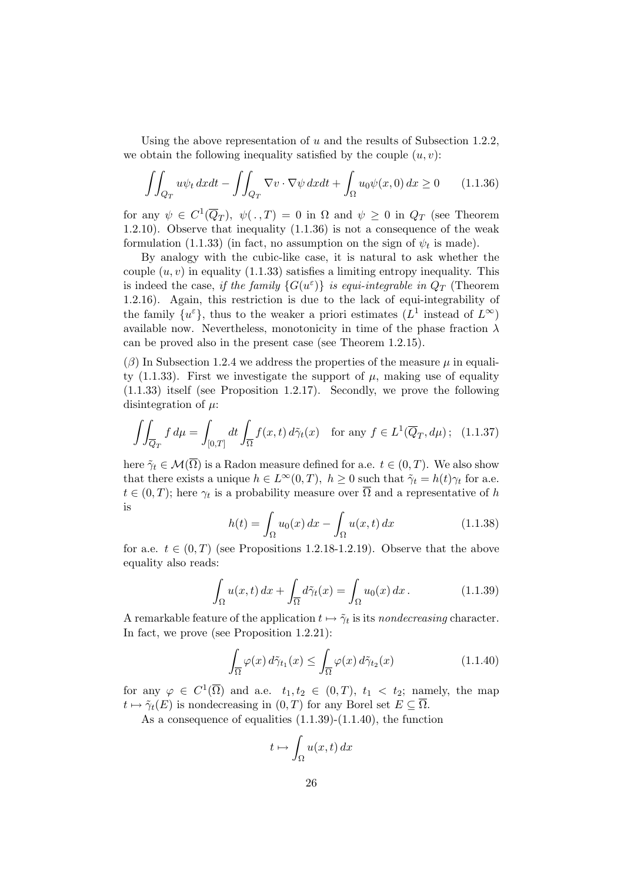Using the above representation of $u$ and the results of Subsection 1.2.2, we obtain the following inequality satisfied by the couple $(u, v)$:

$$\iint_{Q_T} u\psi_t \, dxdt - \iint_{Q_T} \nabla v \cdot \nabla \psi \, dxdt + \int_\Omega u_0 \psi(x, 0) \, dx \geq 0 \qquad (1.1.36)$$

for any $\psi \in C^1(\overline{Q}_T)$, $\psi(\,.\,, T) = 0$ in $\Omega$ and $\psi \geq 0$ in $Q_T$ (see Theorem 1.2.10). Observe that inequality (1.1.36) is not a consequence of the weak formulation (1.1.33) (in fact, no assumption on the sign of $\psi_t$ is made).

By analogy with the cubic-like case, it is natural to ask whether the couple $(u, v)$ in equality (1.1.33) satisfies a limiting entropy inequality. This is indeed the case, *if the family $\{G(u^\varepsilon)\}$ is equi-integrable in $Q_T$* (Theorem 1.2.16). Again, this restriction is due to the lack of equi-integrability of the family $\{u^\varepsilon\}$, thus to the weaker a priori estimates ($L^1$ instead of $L^\infty$) available now. Nevertheless, monotonicity in time of the phase fraction $\lambda$ can be proved also in the present case (see Theorem 1.2.15).

($\beta$) In Subsection 1.2.4 we address the properties of the measure $\mu$ in equality (1.1.33). First we investigate the support of $\mu$, making use of equality (1.1.33) itself (see Proposition 1.2.17). Secondly, we prove the following disintegration of $\mu$:

$$\iint_{\overline{Q}_T} f \, d\mu = \int_{[0,T]} dt \int_{\overline{\Omega}} f(x, t) \, d\tilde{\gamma}_t(x) \quad \text{for any } f \in L^1(\overline{Q}_T, d\mu)\,; \quad (1.1.37)$$

here $\tilde{\gamma}_t \in \mathcal{M}(\overline{\Omega})$ is a Radon measure defined for a.e. $t \in (0, T)$. We also show that there exists a unique $h \in L^\infty(0, T)$, $h \geq 0$ such that $\tilde{\gamma}_t = h(t)\gamma_t$ for a.e. $t \in (0, T)$; here $\gamma_t$ is a probability measure over $\overline{\Omega}$ and a representative of $h$ is

$$h(t) = \int_\Omega u_0(x) \, dx - \int_\Omega u(x, t) \, dx \qquad (1.1.38)$$

for a.e. $t \in (0, T)$ (see Propositions 1.2.18-1.2.19). Observe that the above equality also reads:

$$\int_\Omega u(x, t) \, dx + \int_{\overline{\Omega}} d\tilde{\gamma}_t(x) = \int_\Omega u_0(x) \, dx\,. \qquad (1.1.39)$$

A remarkable feature of the application $t \mapsto \tilde{\gamma}_t$ is its *nondecreasing* character. In fact, we prove (see Proposition 1.2.21):

$$\int_{\overline{\Omega}} \varphi(x) \, d\tilde{\gamma}_{t_1}(x) \leq \int_{\overline{\Omega}} \varphi(x) \, d\tilde{\gamma}_{t_2}(x) \qquad (1.1.40)$$

for any $\varphi \in C^1(\overline{\Omega})$ and a.e. $t_1, t_2 \in (0, T)$, $t_1 < t_2$; namely, the map $t \mapsto \tilde{\gamma}_t(E)$ is nondecreasing in $(0, T)$ for any Borel set $E \subseteq \overline{\Omega}$.

As a consequence of equalities (1.1.39)-(1.1.40), the function

$$t \mapsto \int_\Omega u(x, t) \, dx$$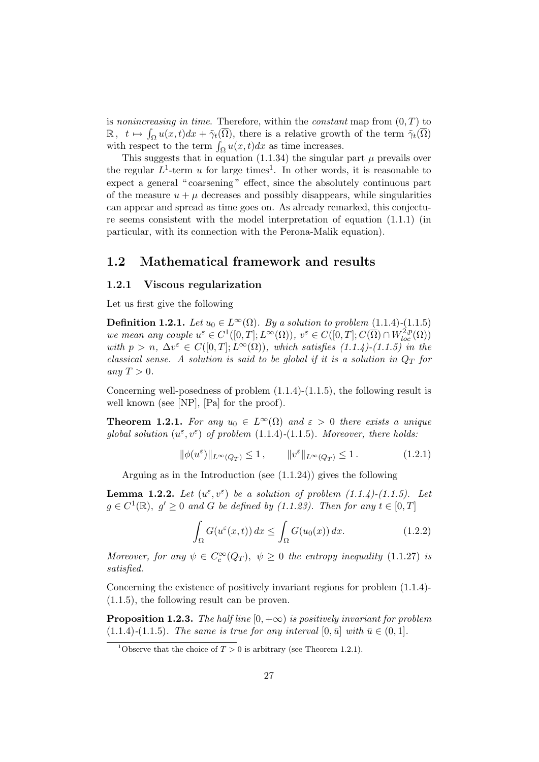is *nonincreasing in time*. Therefore, within the *constant* map from $(0,T)$ to $\mathbb{R}$, $t \mapsto \int_\Omega u(x,t)dx + \tilde{\gamma}_t(\overline{\Omega})$, there is a relative growth of the term $\tilde{\gamma}_t(\overline{\Omega})$ with respect to the term $\int_\Omega u(x,t)dx$ as time increases.

This suggests that in equation (1.1.34) the singular part $\mu$ prevails over the regular $L^1$-term $u$ for large times[1]. In other words, it is reasonable to expect a general "coarsening" effect, since the absolutely continuous part of the measure $u + \mu$ decreases and possibly disappears, while singularities can appear and spread as time goes on. As already remarked, this conjecture seems consistent with the model interpretation of equation (1.1.1) (in particular, with its connection with the Perona-Malik equation).

## 1.2 Mathematical framework and results

### 1.2.1 Viscous regularization

Let us first give the following

**Definition 1.2.1.** *Let $u_0 \in L^\infty(\Omega)$. By a solution to problem* (1.1.4)-(1.1.5) *we mean any couple $u^\varepsilon \in C^1([0,T]; L^\infty(\Omega))$, $v^\varepsilon \in C([0,T]; C(\overline{\Omega}) \cap W^{2,p}_{loc}(\Omega))$ with $p > n$, $\Delta v^\varepsilon \in C([0,T]; L^\infty(\Omega))$, which satisfies (1.1.4)-(1.1.5) in the classical sense. A solution is said to be global if it is a solution in $Q_T$ for any $T > 0$.*

Concerning well-posedness of problem (1.1.4)-(1.1.5), the following result is well known (see [NP], [Pa] for the proof).

**Theorem 1.2.1.** *For any $u_0 \in L^\infty(\Omega)$ and $\varepsilon > 0$ there exists a unique global solution $(u^\varepsilon, v^\varepsilon)$ of problem* (1.1.4)-(1.1.5)*. Moreover, there holds:*

$$\|\phi(u^\varepsilon)\|_{L^\infty(Q_T)} \leq 1\,, \qquad \|v^\varepsilon\|_{L^\infty(Q_T)} \leq 1\,. \tag{1.2.1}$$

Arguing as in the Introduction (see (1.1.24)) gives the following

**Lemma 1.2.2.** *Let $(u^\varepsilon, v^\varepsilon)$ be a solution of problem (1.1.4)-(1.1.5). Let $g \in C^1(\mathbb{R})$, $g' \geq 0$ and $G$ be defined by (1.1.23). Then for any $t \in [0,T]$*

$$\int_\Omega G(u^\varepsilon(x,t))\,dx \leq \int_\Omega G(u_0(x))\,dx. \tag{1.2.2}$$

*Moreover, for any $\psi \in C_c^\infty(Q_T)$, $\psi \geq 0$ the entropy inequality* (1.1.27) *is satisfied.*

Concerning the existence of positively invariant regions for problem (1.1.4)-(1.1.5), the following result can be proven.

**Proposition 1.2.3.** *The half line $[0, +\infty)$ is positively invariant for problem* (1.1.4)-(1.1.5)*. The same is true for any interval $[0, \bar{u}]$ with $\bar{u} \in (0, 1]$.*

[1] Observe that the choice of $T > 0$ is arbitrary (see Theorem 1.2.1).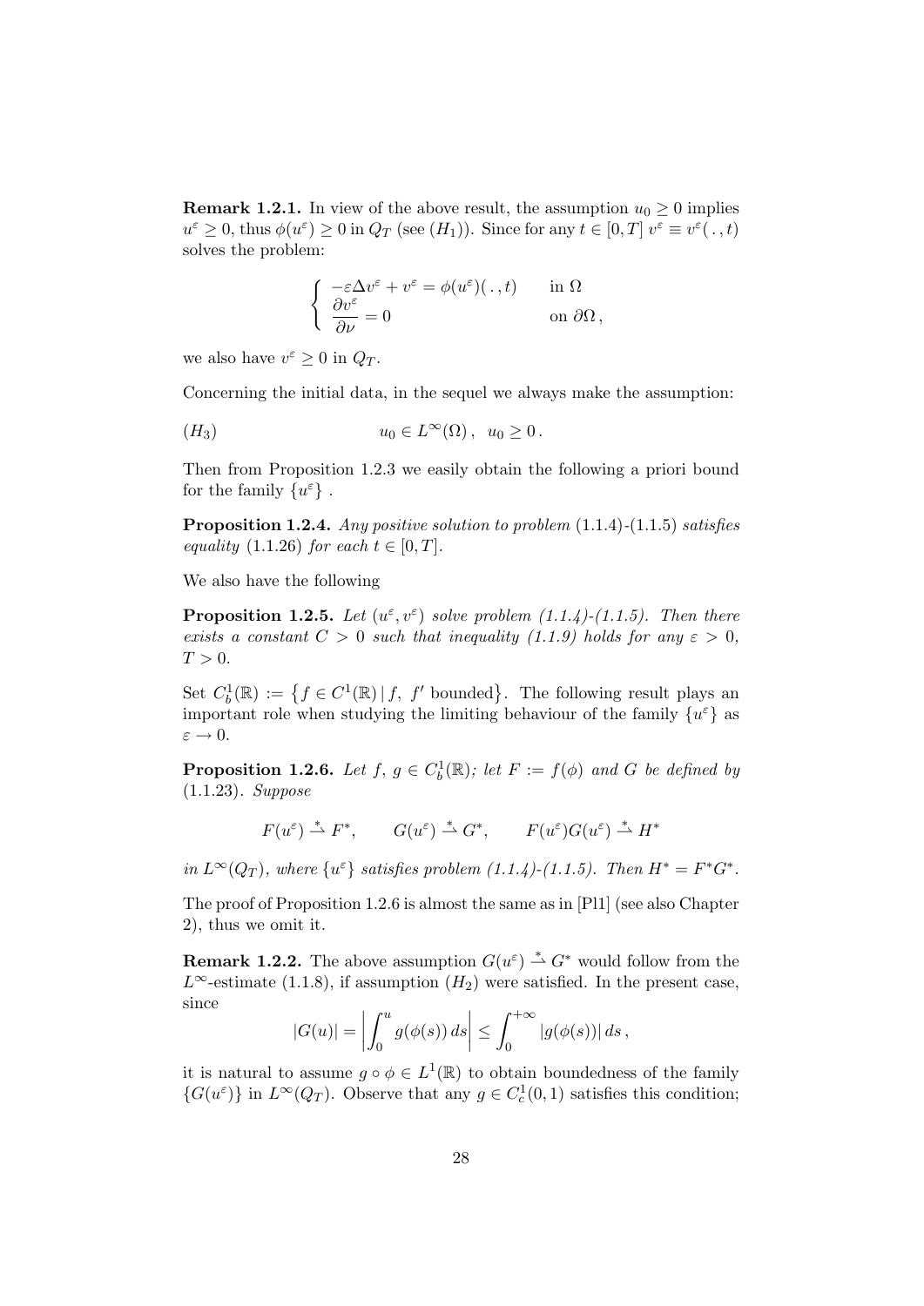**Remark 1.2.1.** In view of the above result, the assumption $u_0 \geq 0$ implies $u^\varepsilon \geq 0$, thus $\phi(u^\varepsilon) \geq 0$ in $Q_T$ (see $(H_1)$). Since for any $t \in [0,T]$ $v^\varepsilon \equiv v^\varepsilon(\,.\,,t)$ solves the problem:

$$\begin{cases} -\varepsilon\Delta v^\varepsilon + v^\varepsilon = \phi(u^\varepsilon)(\,.\,,t) & \text{in } \Omega \\ \dfrac{\partial v^\varepsilon}{\partial \nu} = 0 & \text{on } \partial\Omega\,, \end{cases}$$

we also have $v^\varepsilon \geq 0$ in $Q_T$.

Concerning the initial data, in the sequel we always make the assumption:

$$(H_3) \qquad\qquad u_0 \in L^\infty(\Omega)\,, \;\; u_0 \geq 0\,.$$

Then from Proposition 1.2.3 we easily obtain the following a priori bound for the family $\{u^\varepsilon\}$ .

**Proposition 1.2.4.** *Any positive solution to problem* (1.1.4)-(1.1.5) *satisfies equality* (1.1.26) *for each* $t \in [0,T]$.

We also have the following

**Proposition 1.2.5.** *Let* $(u^\varepsilon, v^\varepsilon)$ *solve problem (1.1.4)-(1.1.5). Then there exists a constant* $C > 0$ *such that inequality (1.1.9) holds for any* $\varepsilon > 0$, $T > 0$.

Set $C_b^1(\mathbb{R}) := \{f \in C^1(\mathbb{R}) \,|\, f,\; f' \text{ bounded}\}$. The following result plays an important role when studying the limiting behaviour of the family $\{u^\varepsilon\}$ as $\varepsilon \to 0$.

**Proposition 1.2.6.** *Let* $f,\, g \in C_b^1(\mathbb{R})$*; let* $F := f(\phi)$ *and* $G$ *be defined by* (1.1.23). *Suppose*

$$F(u^\varepsilon) \overset{*}{\rightharpoonup} F^*, \qquad G(u^\varepsilon) \overset{*}{\rightharpoonup} G^*, \qquad F(u^\varepsilon)G(u^\varepsilon) \overset{*}{\rightharpoonup} H^*$$

*in* $L^\infty(Q_T)$*, where* $\{u^\varepsilon\}$ *satisfies problem (1.1.4)-(1.1.5). Then* $H^* = F^*G^*$.

The proof of Proposition 1.2.6 is almost the same as in [Pl1] (see also Chapter 2), thus we omit it.

**Remark 1.2.2.** The above assumption $G(u^\varepsilon) \overset{*}{\rightharpoonup} G^*$ would follow from the $L^\infty$-estimate (1.1.8), if assumption $(H_2)$ were satisfied. In the present case, since

$$|G(u)| = \left| \int_0^u g(\phi(s))\, ds \right| \leq \int_0^{+\infty} |g(\phi(s))|\, ds\,,$$

it is natural to assume $g \circ \phi \in L^1(\mathbb{R})$ to obtain boundedness of the family $\{G(u^\varepsilon)\}$ in $L^\infty(Q_T)$. Observe that any $g \in C_c^1(0,1)$ satisfies this condition;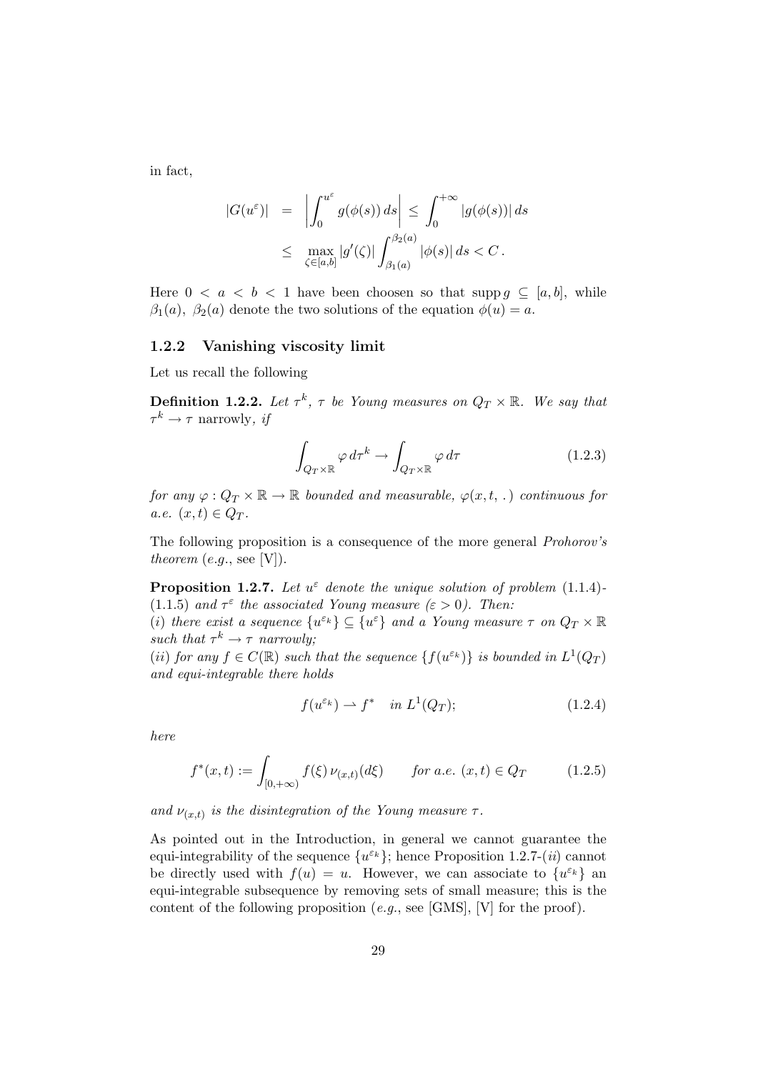in fact,

$$
\begin{aligned}
|G(u^\varepsilon)| &= \left| \int_0^{u^\varepsilon} g(\phi(s))\, ds \right| \leq \int_0^{+\infty} |g(\phi(s))|\, ds \\
&\leq \max_{\zeta \in [a,b]} |g'(\zeta)| \int_{\beta_1(a)}^{\beta_2(a)} |\phi(s)|\, ds < C\,.
\end{aligned}
$$

Here $0 < a < b < 1$ have been choosen so that $\operatorname{supp} g \subseteq [a, b]$, while $\beta_1(a)$, $\beta_2(a)$ denote the two solutions of the equation $\phi(u) = a$.

### 1.2.2 Vanishing viscosity limit

Let us recall the following

**Definition 1.2.2.** *Let $\tau^k$, $\tau$ be Young measures on $Q_T \times \mathbb{R}$. We say that $\tau^k \to \tau$* narrowly, *if*

$$
\int_{Q_T \times \mathbb{R}} \varphi \, d\tau^k \to \int_{Q_T \times \mathbb{R}} \varphi \, d\tau \tag{1.2.3}
$$

*for any $\varphi : Q_T \times \mathbb{R} \to \mathbb{R}$ bounded and measurable, $\varphi(x, t, \,.\,)$ continuous for a.e. $(x, t) \in Q_T$.*

The following proposition is a consequence of the more general *Prohorov's theorem* (*e.g.*, see [V]).

**Proposition 1.2.7.** *Let $u^\varepsilon$ denote the unique solution of problem* (1.1.4)-(1.1.5) *and $\tau^\varepsilon$ the associated Young measure ($\varepsilon > 0$). Then:*
($i$) *there exist a sequence $\{u^{\varepsilon_k}\} \subseteq \{u^\varepsilon\}$ and a Young measure $\tau$ on $Q_T \times \mathbb{R}$ such that $\tau^k \to \tau$ narrowly;*
($ii$) *for any $f \in C(\mathbb{R})$ such that the sequence $\{f(u^{\varepsilon_k})\}$ is bounded in $L^1(Q_T)$ and equi-integrable there holds*

$$
f(u^{\varepsilon_k}) \rightharpoonup f^* \quad \text{in } L^1(Q_T); \tag{1.2.4}
$$

*here*

$$
f^*(x,t) := \int_{[0,+\infty)} f(\xi)\, \nu_{(x,t)}(d\xi) \qquad \text{for a.e. } (x,t) \in Q_T \tag{1.2.5}
$$

*and $\nu_{(x,t)}$ is the disintegration of the Young measure $\tau$.*

As pointed out in the Introduction, in general we cannot guarantee the equi-integrability of the sequence $\{u^{\varepsilon_k}\}$; hence Proposition 1.2.7-($ii$) cannot be directly used with $f(u) = u$. However, we can associate to $\{u^{\varepsilon_k}\}$ an equi-integrable subsequence by removing sets of small measure; this is the content of the following proposition (*e.g.*, see [GMS], [V] for the proof).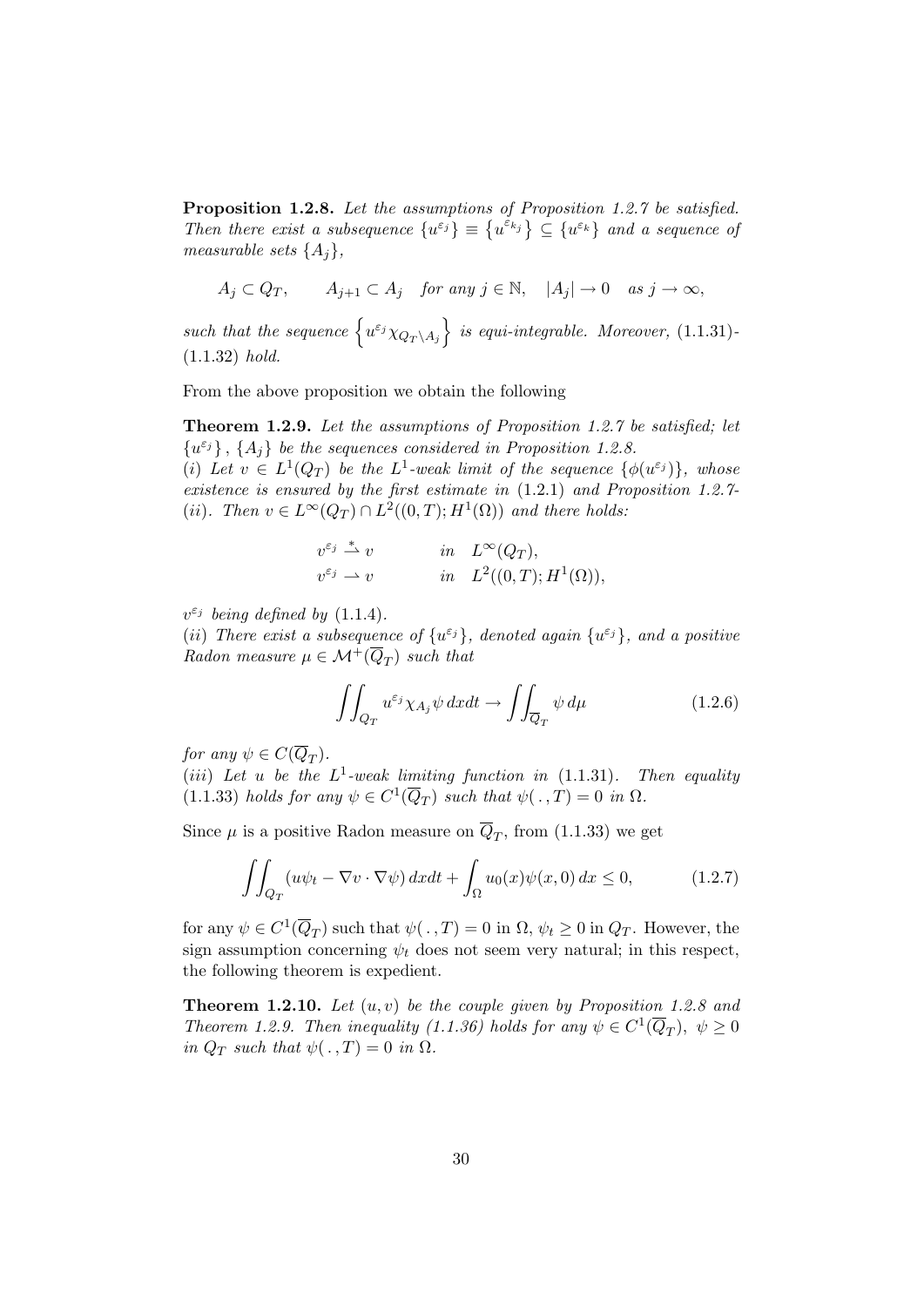**Proposition 1.2.8.** *Let the assumptions of Proposition 1.2.7 be satisfied. Then there exist a subsequence* $\{u^{\varepsilon_j}\} \equiv \{u^{\varepsilon_{k_j}}\} \subseteq \{u^{\varepsilon_k}\}$ *and a sequence of measurable sets* $\{A_j\}$,

$$A_j \subset Q_T, \qquad A_{j+1} \subset A_j \quad \text{for any } j \in \mathbb{N}, \quad |A_j| \to 0 \quad \text{as } j \to \infty,$$

*such that the sequence* $\left\{u^{\varepsilon_j}\chi_{Q_T \setminus A_j}\right\}$ *is equi-integrable. Moreover,* (1.1.31)-(1.1.32) *hold.*

From the above proposition we obtain the following

**Theorem 1.2.9.** *Let the assumptions of Proposition 1.2.7 be satisfied; let* $\{u^{\varepsilon_j}\}$, $\{A_j\}$ *be the sequences considered in Proposition 1.2.8.*
*(i) Let* $v \in L^1(Q_T)$ *be the* $L^1$*-weak limit of the sequence* $\{\phi(u^{\varepsilon_j})\}$*, whose existence is ensured by the first estimate in* (1.2.1) *and Proposition 1.2.7-(ii). Then* $v \in L^\infty(Q_T) \cap L^2((0,T); H^1(\Omega))$ *and there holds:*

$$\begin{aligned} v^{\varepsilon_j} &\overset{*}{\rightharpoonup} v \qquad &&\text{in} \quad L^\infty(Q_T), \\ v^{\varepsilon_j} &\rightharpoonup v \qquad &&\text{in} \quad L^2((0,T); H^1(\Omega)), \end{aligned}$$

$v^{\varepsilon_j}$ *being defined by* (1.1.4).
*(ii) There exist a subsequence of* $\{u^{\varepsilon_j}\}$*, denoted again* $\{u^{\varepsilon_j}\}$*, and a positive Radon measure* $\mu \in \mathcal{M}^+(\overline{Q}_T)$ *such that*

$$\iint_{Q_T} u^{\varepsilon_j}\chi_{A_j}\psi \, dxdt \to \iint_{\overline{Q}_T} \psi \, d\mu \tag{1.2.6}$$

*for any* $\psi \in C(\overline{Q}_T)$.
*(iii) Let* $u$ *be the* $L^1$*-weak limiting function in* (1.1.31). *Then equality* (1.1.33) *holds for any* $\psi \in C^1(\overline{Q}_T)$ *such that* $\psi(\,.\,,T) = 0$ *in* $\Omega$.

Since $\mu$ is a positive Radon measure on $\overline{Q}_T$, from (1.1.33) we get

$$\iint_{Q_T} (u\psi_t - \nabla v \cdot \nabla\psi) \, dxdt + \int_\Omega u_0(x)\psi(x,0) \, dx \leq 0, \tag{1.2.7}$$

for any $\psi \in C^1(\overline{Q}_T)$ such that $\psi(\,.\,,T) = 0$ in $\Omega$, $\psi_t \geq 0$ in $Q_T$. However, the sign assumption concerning $\psi_t$ does not seem very natural; in this respect, the following theorem is expedient.

**Theorem 1.2.10.** *Let* $(u,v)$ *be the couple given by Proposition 1.2.8 and Theorem 1.2.9. Then inequality (1.1.36) holds for any* $\psi \in C^1(\overline{Q}_T)$, $\psi \geq 0$ *in* $Q_T$ *such that* $\psi(\,.\,,T) = 0$ *in* $\Omega$.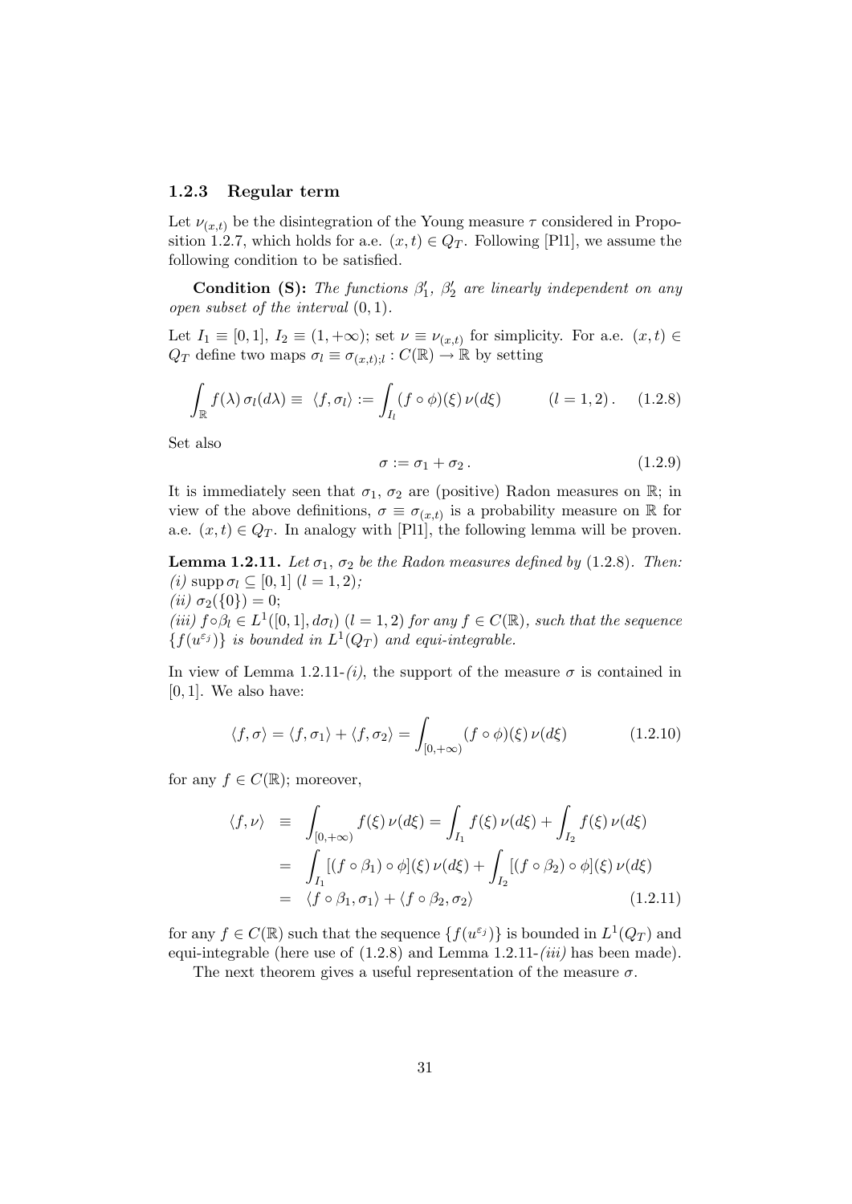### 1.2.3 Regular term

Let $\nu_{(x,t)}$ be the disintegration of the Young measure $\tau$ considered in Proposition 1.2.7, which holds for a.e. $(x,t) \in Q_T$. Following [Pl1], we assume the following condition to be satisfied.

**Condition (S):** *The functions $\beta_1'$, $\beta_2'$ are linearly independent on any open subset of the interval $(0,1)$.*

Let $I_1 \equiv [0,1]$, $I_2 \equiv (1,+\infty)$; set $\nu \equiv \nu_{(x,t)}$ for simplicity. For a.e. $(x,t) \in Q_T$ define two maps $\sigma_l \equiv \sigma_{(x,t);l} : C(\mathbb{R}) \to \mathbb{R}$ by setting

$$\int_{\mathbb{R}} f(\lambda)\,\sigma_l(d\lambda) \equiv \langle f, \sigma_l \rangle := \int_{I_l} (f \circ \phi)(\xi)\,\nu(d\xi) \qquad (l = 1,2)\,. \tag{1.2.8}$$

Set also

$$\sigma := \sigma_1 + \sigma_2\,. \tag{1.2.9}$$

It is immediately seen that $\sigma_1$, $\sigma_2$ are (positive) Radon measures on $\mathbb{R}$; in view of the above definitions, $\sigma \equiv \sigma_{(x,t)}$ is a probability measure on $\mathbb{R}$ for a.e. $(x,t) \in Q_T$. In analogy with [Pl1], the following lemma will be proven.

**Lemma 1.2.11.** *Let $\sigma_1$, $\sigma_2$ be the Radon measures defined by* (1.2.8). *Then:*
*(i)* $\operatorname{supp} \sigma_l \subseteq [0,1]$ $(l = 1,2)$*;*
*(ii)* $\sigma_2(\{0\}) = 0$*;*
*(iii)* $f \circ \beta_l \in L^1([0,1], d\sigma_l)$ $(l = 1,2)$ *for any $f \in C(\mathbb{R})$, such that the sequence $\{f(u^{\varepsilon_j})\}$ is bounded in $L^1(Q_T)$ and equi-integrable.*

In view of Lemma 1.2.11-*(i)*, the support of the measure $\sigma$ is contained in $[0,1]$. We also have:

$$\langle f, \sigma \rangle = \langle f, \sigma_1 \rangle + \langle f, \sigma_2 \rangle = \int_{[0,+\infty)} (f \circ \phi)(\xi)\,\nu(d\xi) \tag{1.2.10}$$

for any $f \in C(\mathbb{R})$; moreover,

$$\begin{aligned}
\langle f, \nu \rangle &\equiv \int_{[0,+\infty)} f(\xi)\,\nu(d\xi) = \int_{I_1} f(\xi)\,\nu(d\xi) + \int_{I_2} f(\xi)\,\nu(d\xi) \\
&= \int_{I_1} [(f \circ \beta_1) \circ \phi](\xi)\,\nu(d\xi) + \int_{I_2} [(f \circ \beta_2) \circ \phi](\xi)\,\nu(d\xi) \\
&= \langle f \circ \beta_1, \sigma_1 \rangle + \langle f \circ \beta_2, \sigma_2 \rangle
\end{aligned} \tag{1.2.11}$$

for any $f \in C(\mathbb{R})$ such that the sequence $\{f(u^{\varepsilon_j})\}$ is bounded in $L^1(Q_T)$ and equi-integrable (here use of (1.2.8) and Lemma 1.2.11-*(iii)* has been made).

The next theorem gives a useful representation of the measure $\sigma$.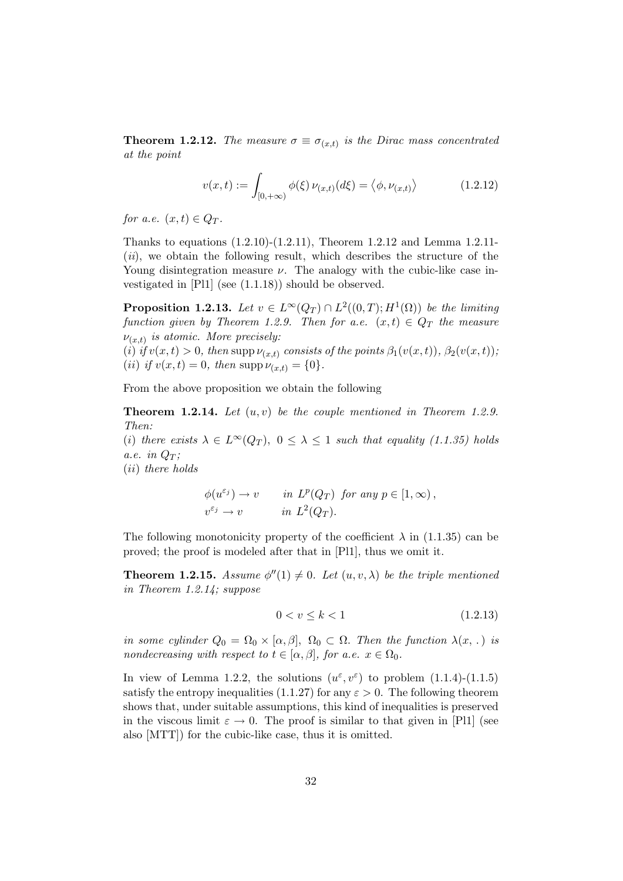**Theorem 1.2.12.** *The measure $\sigma \equiv \sigma_{(x,t)}$ is the Dirac mass concentrated at the point*

$$v(x,t) := \int_{[0,+\infty)} \phi(\xi)\, \nu_{(x,t)}(d\xi) = \langle \phi, \nu_{(x,t)} \rangle \tag{1.2.12}$$

*for a.e. $(x,t) \in Q_T$.*

Thanks to equations (1.2.10)-(1.2.11), Theorem 1.2.12 and Lemma 1.2.11-($ii$), we obtain the following result, which describes the structure of the Young disintegration measure $\nu$. The analogy with the cubic-like case investigated in [Pl1] (see (1.1.18)) should be observed.

**Proposition 1.2.13.** *Let $v \in L^\infty(Q_T) \cap L^2((0,T); H^1(\Omega))$ be the limiting function given by Theorem 1.2.9. Then for a.e. $(x,t) \in Q_T$ the measure $\nu_{(x,t)}$ is atomic. More precisely:*
*($i$) if $v(x,t) > 0$, then $\operatorname{supp} \nu_{(x,t)}$ consists of the points $\beta_1(v(x,t))$, $\beta_2(v(x,t))$;*
*($ii$) if $v(x,t) = 0$, then $\operatorname{supp} \nu_{(x,t)} = \{0\}$.*

From the above proposition we obtain the following

**Theorem 1.2.14.** *Let $(u,v)$ be the couple mentioned in Theorem 1.2.9. Then:*
*($i$) there exists $\lambda \in L^\infty(Q_T)$, $0 \le \lambda \le 1$ such that equality (1.1.35) holds a.e. in $Q_T$;*
*($ii$) there holds*

$$\begin{aligned} &\phi(u^{\varepsilon_j}) \to v \qquad \text{in } L^p(Q_T) \text{ for any } p \in [1,\infty)\,, \\ &v^{\varepsilon_j} \to v \qquad \text{in } L^2(Q_T). \end{aligned}$$

The following monotonicity property of the coefficient $\lambda$ in (1.1.35) can be proved; the proof is modeled after that in [Pl1], thus we omit it.

**Theorem 1.2.15.** *Assume $\phi''(1) \neq 0$. Let $(u,v,\lambda)$ be the triple mentioned in Theorem 1.2.14; suppose*

$$0 < v \le k < 1 \tag{1.2.13}$$

*in some cylinder $Q_0 = \Omega_0 \times [\alpha, \beta]$, $\Omega_0 \subset \Omega$. Then the function $\lambda(x, .)$ is nondecreasing with respect to $t \in [\alpha, \beta]$, for a.e. $x \in \Omega_0$.*

In view of Lemma 1.2.2, the solutions $(u^\varepsilon, v^\varepsilon)$ to problem (1.1.4)-(1.1.5) satisfy the entropy inequalities (1.1.27) for any $\varepsilon > 0$. The following theorem shows that, under suitable assumptions, this kind of inequalities is preserved in the viscous limit $\varepsilon \to 0$. The proof is similar to that given in [Pl1] (see also [MTT]) for the cubic-like case, thus it is omitted.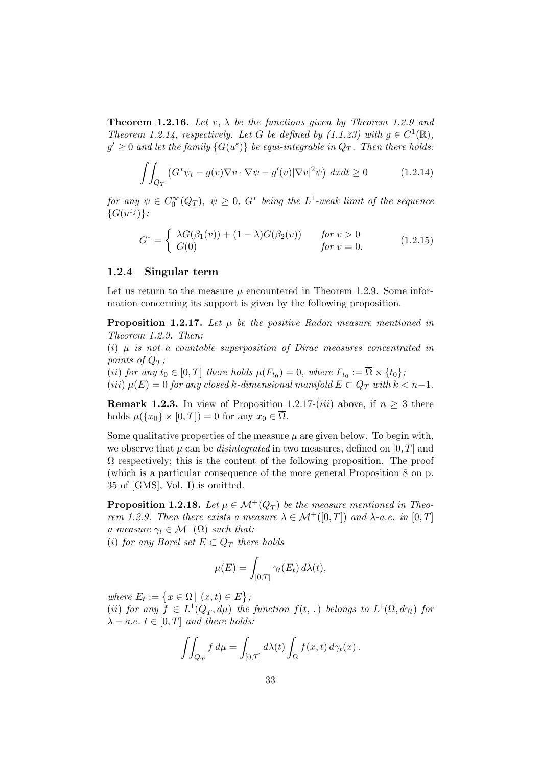**Theorem 1.2.16.** *Let $v$, $\lambda$ be the functions given by Theorem 1.2.9 and Theorem 1.2.14, respectively. Let $G$ be defined by (1.1.23) with $g \in C^1(\mathbb{R})$, $g' \geq 0$ and let the family $\{G(u^\varepsilon)\}$ be equi-integrable in $Q_T$. Then there holds:*

$$\iint_{Q_T} \left( G^* \psi_t - g(v) \nabla v \cdot \nabla \psi - g'(v) |\nabla v|^2 \psi \right) \, dxdt \geq 0 \tag{1.2.14}$$

*for any $\psi \in C_0^\infty(Q_T)$, $\psi \geq 0$, $G^*$ being the $L^1$-weak limit of the sequence $\{G(u^{\varepsilon_j})\}$:*

$$G^* = \begin{cases} \lambda G(\beta_1(v)) + (1-\lambda) G(\beta_2(v)) & \text{for } v > 0 \\ G(0) & \text{for } v = 0. \end{cases} \tag{1.2.15}$$

### 1.2.4 Singular term

Let us return to the measure $\mu$ encountered in Theorem 1.2.9. Some information concerning its support is given by the following proposition.

**Proposition 1.2.17.** *Let $\mu$ be the positive Radon measure mentioned in Theorem 1.2.9. Then:*
*(i) $\mu$ is not a countable superposition of Dirac measures concentrated in points of $\overline{Q}_T$;*
*(ii) for any $t_0 \in [0,T]$ there holds $\mu(F_{t_0}) = 0$, where $F_{t_0} := \overline{\Omega} \times \{t_0\}$;*
*(iii) $\mu(E) = 0$ for any closed $k$-dimensional manifold $E \subset Q_T$ with $k < n-1$.*

**Remark 1.2.3.** In view of Proposition 1.2.17-(*iii*) above, if $n \geq 3$ there holds $\mu(\{x_0\} \times [0,T]) = 0$ for any $x_0 \in \overline{\Omega}$.

Some qualitative properties of the measure $\mu$ are given below. To begin with, we observe that $\mu$ can be *disintegrated* in two measures, defined on $[0,T]$ and $\overline{\Omega}$ respectively; this is the content of the following proposition. The proof (which is a particular consequence of the more general Proposition 8 on p. 35 of [GMS], Vol. I) is omitted.

**Proposition 1.2.18.** *Let $\mu \in \mathcal{M}^+(\overline{Q}_T)$ be the measure mentioned in Theorem 1.2.9. Then there exists a measure $\lambda \in \mathcal{M}^+([0,T])$ and $\lambda$-a.e. in $[0,T]$ a measure $\gamma_t \in \mathcal{M}^+(\overline{\Omega})$ such that:*
*(i) for any Borel set $E \subset \overline{Q}_T$ there holds*

$$\mu(E) = \int_{[0,T]} \gamma_t(E_t) \, d\lambda(t),$$

*where $E_t := \left\{ x \in \overline{\Omega} \,|\, (x,t) \in E \right\}$;*
*(ii) for any $f \in L^1(\overline{Q}_T, d\mu)$ the function $f(t, \, .\,)$ belongs to $L^1(\overline{\Omega}, d\gamma_t)$ for $\lambda - a.e.$ $t \in [0,T]$ and there holds:*

$$\iint_{\overline{Q}_T} f \, d\mu = \int_{[0,T]} d\lambda(t) \int_{\overline{\Omega}} f(x,t) \, d\gamma_t(x) \, .$$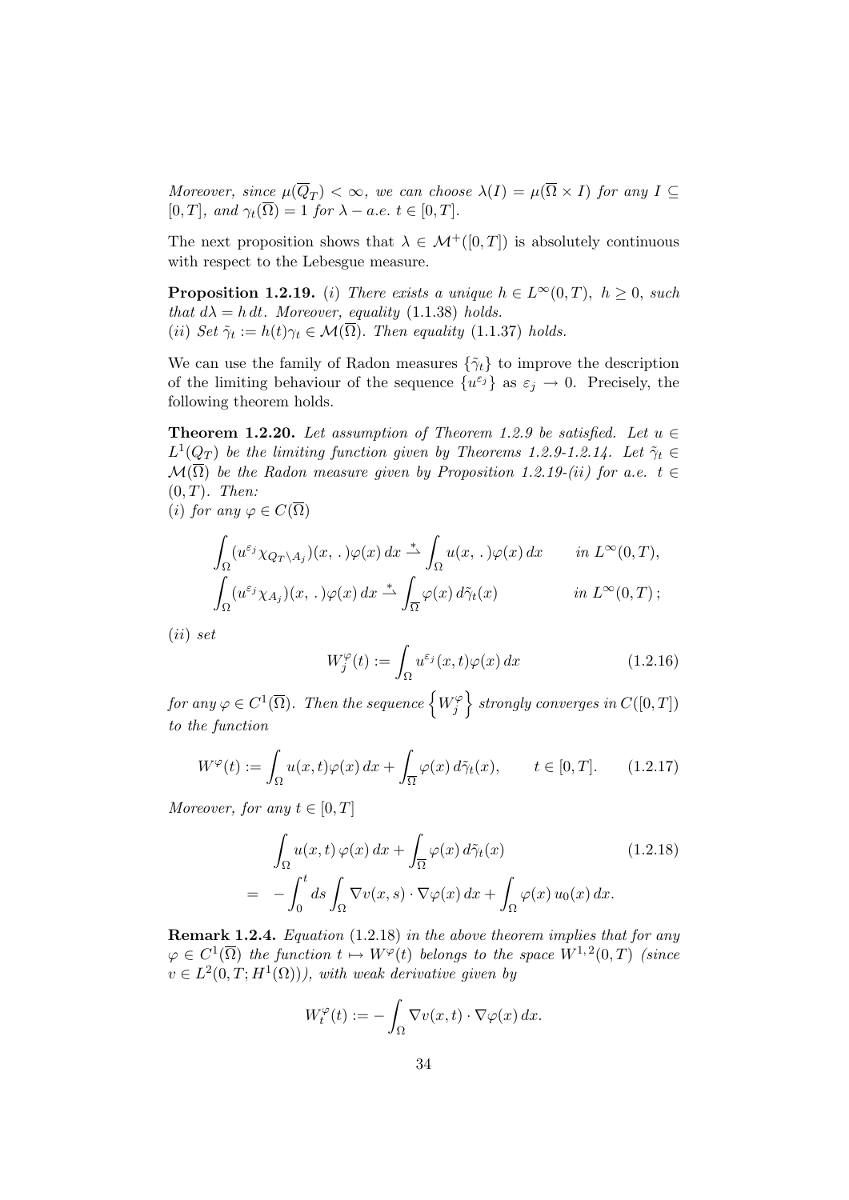*Moreover, since $\mu(\overline{Q}_T) < \infty$, we can choose $\lambda(I) = \mu(\overline{\Omega} \times I)$ for any $I \subseteq [0,T]$, and $\gamma_t(\overline{\Omega}) = 1$ for $\lambda - a.e.\ t \in [0,T]$.*

The next proposition shows that $\lambda \in \mathcal{M}^+([0,T])$ is absolutely continuous with respect to the Lebesgue measure.

**Proposition 1.2.19.** *(i) There exists a unique $h \in L^\infty(0,T)$, $h \geq 0$, such that $d\lambda = h\,dt$. Moreover, equality (1.1.38) holds.*
*(ii) Set $\tilde{\gamma}_t := h(t)\gamma_t \in \mathcal{M}(\overline{\Omega})$. Then equality (1.1.37) holds.*

We can use the family of Radon measures $\{\tilde{\gamma}_t\}$ to improve the description of the limiting behaviour of the sequence $\{u^{\varepsilon_j}\}$ as $\varepsilon_j \to 0$. Precisely, the following theorem holds.

**Theorem 1.2.20.** *Let assumption of Theorem 1.2.9 be satisfied. Let $u \in L^1(Q_T)$ be the limiting function given by Theorems 1.2.9-1.2.14. Let $\tilde{\gamma}_t \in \mathcal{M}(\overline{\Omega})$ be the Radon measure given by Proposition 1.2.19-(ii) for a.e. $t \in (0,T)$. Then:*
*(i) for any $\varphi \in C(\overline{\Omega})$*

$$
\begin{aligned}
&\int_\Omega (u^{\varepsilon_j}\chi_{Q_T \setminus A_j})(x,\,.\,)\varphi(x)\,dx \overset{*}{\rightharpoonup} \int_\Omega u(x,\,.\,)\varphi(x)\,dx \qquad \text{in } L^\infty(0,T),\\
&\int_\Omega (u^{\varepsilon_j}\chi_{A_j})(x,\,.\,)\varphi(x)\,dx \overset{*}{\rightharpoonup} \int_{\overline{\Omega}} \varphi(x)\,d\tilde{\gamma}_t(x) \qquad\qquad \text{in } L^\infty(0,T)\,;
\end{aligned}
$$

*(ii) set*

$$
W_j^\varphi(t) := \int_\Omega u^{\varepsilon_j}(x,t)\varphi(x)\,dx \tag{1.2.16}
$$

*for any $\varphi \in C^1(\overline{\Omega})$. Then the sequence $\left\{W_j^\varphi\right\}$ strongly converges in $C([0,T])$ to the function*

$$
W^\varphi(t) := \int_\Omega u(x,t)\varphi(x)\,dx + \int_{\overline{\Omega}} \varphi(x)\,d\tilde{\gamma}_t(x), \qquad t \in [0,T]. \tag{1.2.17}
$$

*Moreover, for any $t \in [0,T]$*

$$
\begin{aligned}
&\int_\Omega u(x,t)\,\varphi(x)\,dx + \int_{\overline{\Omega}} \varphi(x)\,d\tilde{\gamma}_t(x) \\
= \ & -\int_0^t ds \int_\Omega \nabla v(x,s) \cdot \nabla\varphi(x)\,dx + \int_\Omega \varphi(x)\,u_0(x)\,dx.
\end{aligned} \tag{1.2.18}
$$

**Remark 1.2.4.** *Equation (1.2.18) in the above theorem implies that for any $\varphi \in C^1(\overline{\Omega})$ the function $t \mapsto W^\varphi(t)$ belongs to the space $W^{1,2}(0,T)$ (since $v \in L^2(0,T;H^1(\Omega))$), with weak derivative given by*

$$
W_t^\varphi(t) := -\int_\Omega \nabla v(x,t) \cdot \nabla\varphi(x)\,dx.
$$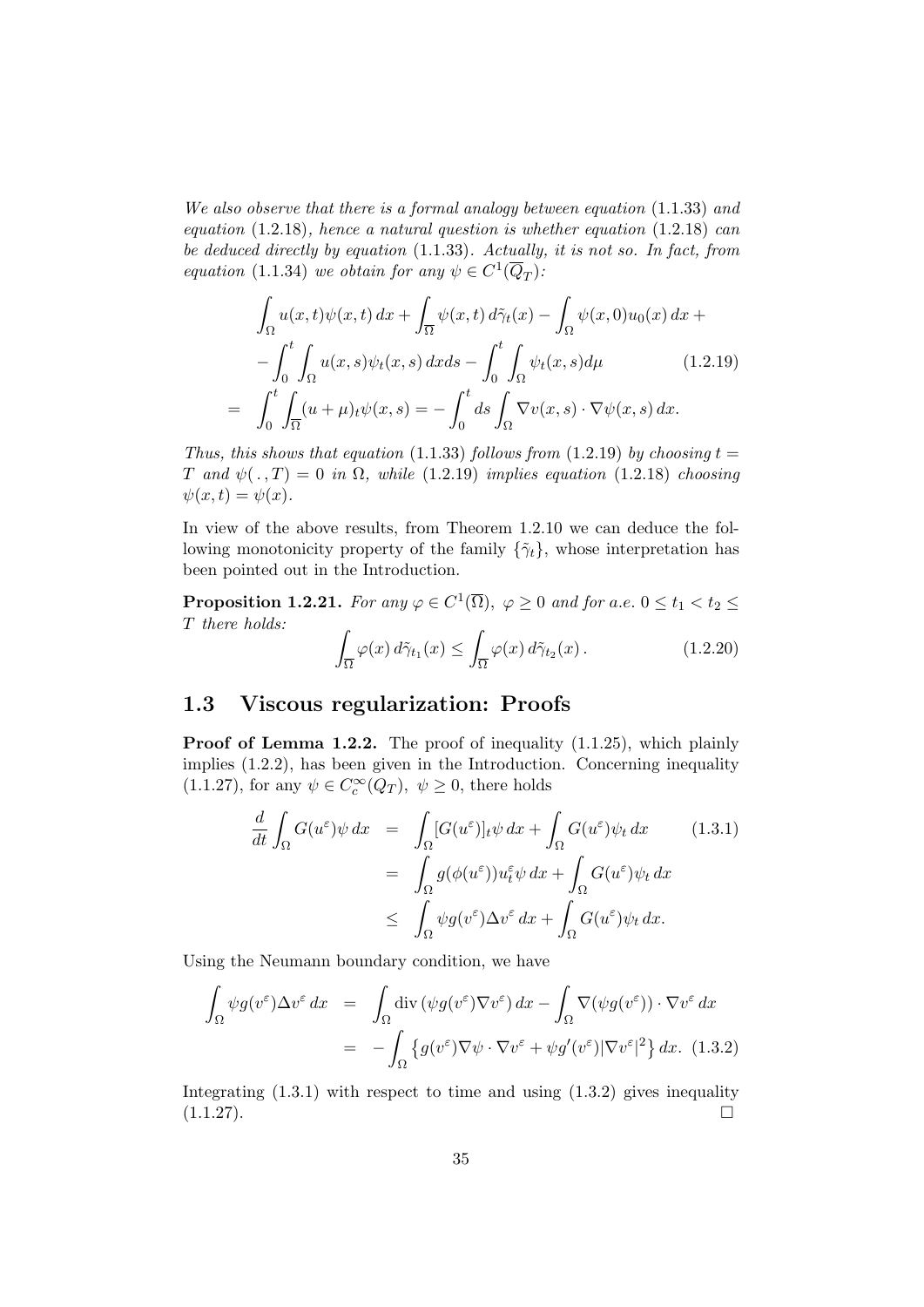*We also observe that there is a formal analogy between equation* (1.1.33) *and equation* (1.2.18)*, hence a natural question is whether equation* (1.2.18) *can be deduced directly by equation* (1.1.33)*. Actually, it is not so. In fact, from equation* (1.1.34) *we obtain for any* $\psi \in C^1(\overline{Q}_T)$*:*

$$
\begin{aligned}
&\int_\Omega u(x,t)\psi(x,t)\,dx + \int_{\overline{\Omega}} \psi(x,t)\,d\tilde{\gamma}_t(x) - \int_\Omega \psi(x,0)u_0(x)\,dx + \\
&- \int_0^t \int_\Omega u(x,s)\psi_t(x,s)\,dxds - \int_0^t \int_\Omega \psi_t(x,s)d\mu \qquad (1.2.19)\\
= \; &\int_0^t \int_{\overline{\Omega}} (u+\mu)_t \psi(x,s) = -\int_0^t ds \int_\Omega \nabla v(x,s)\cdot\nabla\psi(x,s)\,dx.
\end{aligned}
$$

*Thus, this shows that equation* (1.1.33) *follows from* (1.2.19) *by choosing* $t = T$ *and* $\psi(\,.\,,T) = 0$ *in* $\Omega$*, while* (1.2.19) *implies equation* (1.2.18) *choosing* $\psi(x,t) = \psi(x)$*.*

In view of the above results, from Theorem 1.2.10 we can deduce the following monotonicity property of the family $\{\tilde{\gamma}_t\}$, whose interpretation has been pointed out in the Introduction.

**Proposition 1.2.21.** *For any* $\varphi \in C^1(\overline{\Omega})$*,* $\varphi \geq 0$ *and for a.e.* $0 \leq t_1 < t_2 \leq T$ *there holds:*

$$
\int_{\overline{\Omega}} \varphi(x)\,d\tilde{\gamma}_{t_1}(x) \leq \int_{\overline{\Omega}} \varphi(x)\,d\tilde{\gamma}_{t_2}(x)\,. \qquad (1.2.20)
$$

## 1.3 Viscous regularization: Proofs

**Proof of Lemma 1.2.2.** The proof of inequality (1.1.25), which plainly implies (1.2.2), has been given in the Introduction. Concerning inequality (1.1.27), for any $\psi \in C_c^\infty(Q_T)$, $\psi \geq 0$, there holds

$$
\begin{aligned}
\frac{d}{dt}\int_\Omega G(u^\varepsilon)\psi\,dx &= \int_\Omega [G(u^\varepsilon)]_t\psi\,dx + \int_\Omega G(u^\varepsilon)\psi_t\,dx \qquad (1.3.1)\\
&= \int_\Omega g(\phi(u^\varepsilon))u_t^\varepsilon\psi\,dx + \int_\Omega G(u^\varepsilon)\psi_t\,dx\\
&\leq \int_\Omega \psi g(v^\varepsilon)\Delta v^\varepsilon\,dx + \int_\Omega G(u^\varepsilon)\psi_t\,dx.
\end{aligned}
$$

Using the Neumann boundary condition, we have

$$
\begin{aligned}
\int_\Omega \psi g(v^\varepsilon)\Delta v^\varepsilon\,dx &= \int_\Omega \operatorname{div}(\psi g(v^\varepsilon)\nabla v^\varepsilon)\,dx - \int_\Omega \nabla(\psi g(v^\varepsilon))\cdot\nabla v^\varepsilon\,dx\\
&= -\int_\Omega \left\{g(v^\varepsilon)\nabla\psi\cdot\nabla v^\varepsilon + \psi g'(v^\varepsilon)|\nabla v^\varepsilon|^2\right\}dx. \quad (1.3.2)
\end{aligned}
$$

Integrating (1.3.1) with respect to time and using (1.3.2) gives inequality (1.1.27). □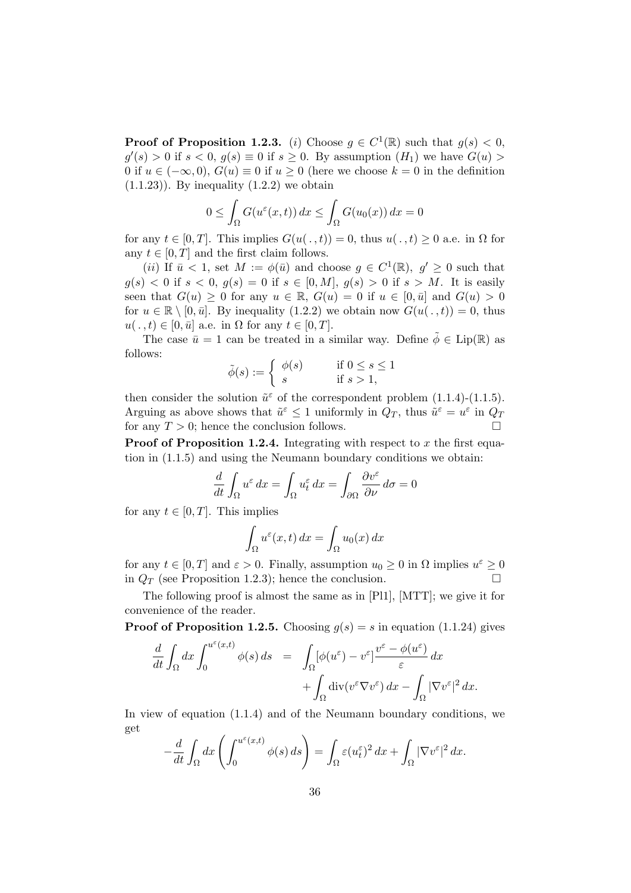**Proof of Proposition 1.2.3.** (*i*) Choose $g \in C^1(\mathbb{R})$ such that $g(s) < 0$, $g'(s) > 0$ if $s < 0$, $g(s) \equiv 0$ if $s \geq 0$. By assumption $(H_1)$ we have $G(u) > 0$ if $u \in (-\infty, 0)$, $G(u) \equiv 0$ if $u \geq 0$ (here we choose $k = 0$ in the definition (1.1.23)). By inequality (1.2.2) we obtain

$$0 \leq \int_\Omega G(u^\varepsilon(x,t))\, dx \leq \int_\Omega G(u_0(x))\, dx = 0$$

for any $t \in [0,T]$. This implies $G(u(\,.\,,t)) = 0$, thus $u(\,.\,,t) \geq 0$ a.e. in $\Omega$ for any $t \in [0,T]$ and the first claim follows.

(*ii*) If $\bar{u} < 1$, set $M := \phi(\bar{u})$ and choose $g \in C^1(\mathbb{R})$, $g' \geq 0$ such that $g(s) < 0$ if $s < 0$, $g(s) = 0$ if $s \in [0, M]$, $g(s) > 0$ if $s > M$. It is easily seen that $G(u) \geq 0$ for any $u \in \mathbb{R}$, $G(u) = 0$ if $u \in [0, \bar{u}]$ and $G(u) > 0$ for $u \in \mathbb{R} \setminus [0, \bar{u}]$. By inequality (1.2.2) we obtain now $G(u(\,.\,,t)) = 0$, thus $u(\,.\,,t) \in [0, \bar{u}]$ a.e. in $\Omega$ for any $t \in [0,T]$.

The case $\bar{u} = 1$ can be treated in a similar way. Define $\tilde{\phi} \in \mathrm{Lip}(\mathbb{R})$ as follows:

$$\tilde{\phi}(s) := \begin{cases} \phi(s) & \text{if } 0 \leq s \leq 1 \\ s & \text{if } s > 1, \end{cases}$$

then consider the solution $\tilde{u}^\varepsilon$ of the correspondent problem (1.1.4)-(1.1.5). Arguing as above shows that $\tilde{u}^\varepsilon \leq 1$ uniformly in $Q_T$, thus $\tilde{u}^\varepsilon = u^\varepsilon$ in $Q_T$ for any $T > 0$; hence the conclusion follows. □

**Proof of Proposition 1.2.4.** Integrating with respect to $x$ the first equation in (1.1.5) and using the Neumann boundary conditions we obtain:

$$\frac{d}{dt} \int_\Omega u^\varepsilon\, dx = \int_\Omega u_t^\varepsilon\, dx = \int_{\partial\Omega} \frac{\partial v^\varepsilon}{\partial \nu}\, d\sigma = 0$$

for any $t \in [0,T]$. This implies

$$\int_\Omega u^\varepsilon(x,t)\, dx = \int_\Omega u_0(x)\, dx$$

for any $t \in [0,T]$ and $\varepsilon > 0$. Finally, assumption $u_0 \geq 0$ in $\Omega$ implies $u^\varepsilon \geq 0$ in $Q_T$ (see Proposition 1.2.3); hence the conclusion. □

The following proof is almost the same as in [Pl1], [MTT]; we give it for convenience of the reader.

**Proof of Proposition 1.2.5.** Choosing $g(s) = s$ in equation (1.1.24) gives

$$\begin{aligned} \frac{d}{dt} \int_\Omega dx \int_0^{u^\varepsilon(x,t)} \phi(s)\, ds &= \int_\Omega [\phi(u^\varepsilon) - v^\varepsilon] \frac{v^\varepsilon - \phi(u^\varepsilon)}{\varepsilon}\, dx \\ &\quad + \int_\Omega \mathrm{div}(v^\varepsilon \nabla v^\varepsilon)\, dx - \int_\Omega |\nabla v^\varepsilon|^2\, dx. \end{aligned}$$

In view of equation (1.1.4) and of the Neumann boundary conditions, we get

$$-\frac{d}{dt} \int_\Omega dx \left( \int_0^{u^\varepsilon(x,t)} \phi(s)\, ds \right) = \int_\Omega \varepsilon (u_t^\varepsilon)^2\, dx + \int_\Omega |\nabla v^\varepsilon|^2\, dx.$$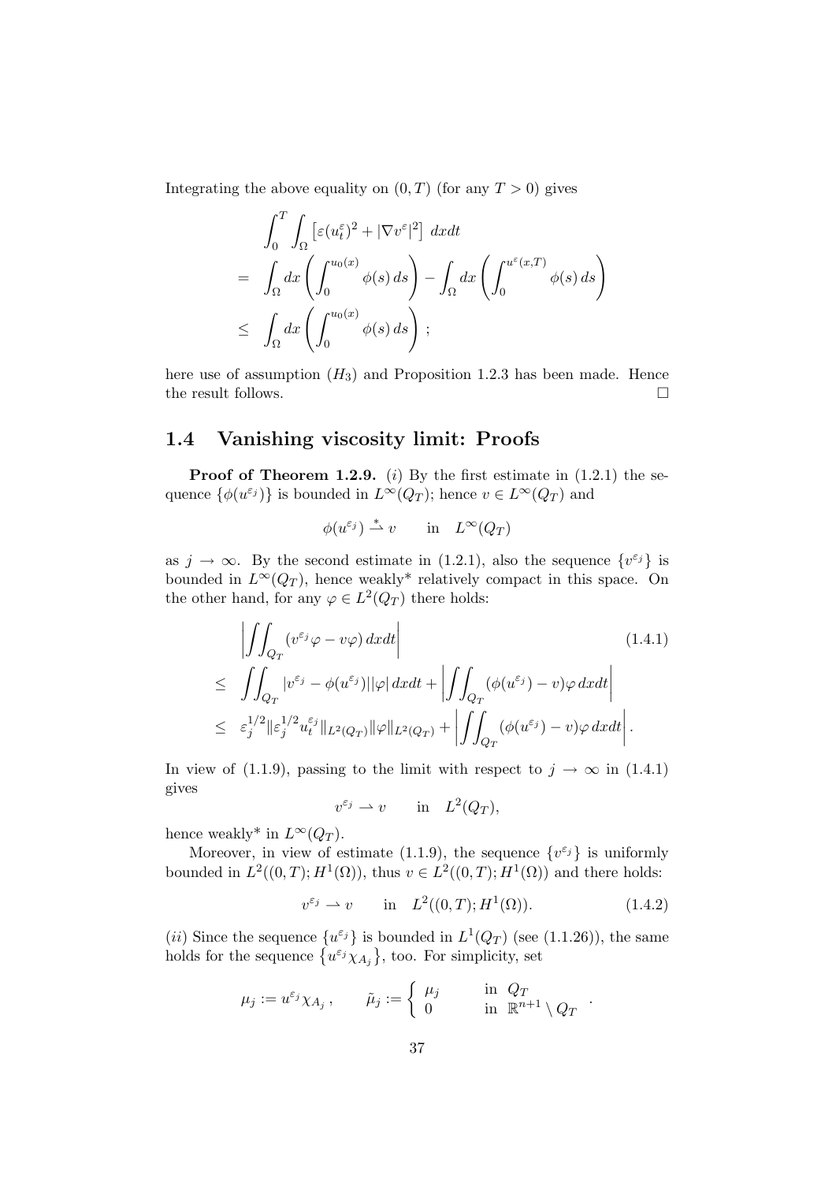Integrating the above equality on $(0, T)$ (for any $T > 0$) gives

$$
\begin{aligned}
& \int_0^T \int_\Omega \left[\varepsilon(u_t^\varepsilon)^2 + |\nabla v^\varepsilon|^2\right] \, dxdt \\
= \;& \int_\Omega dx \left( \int_0^{u_0(x)} \phi(s) \, ds \right) - \int_\Omega dx \left( \int_0^{u^\varepsilon(x,T)} \phi(s) \, ds \right) \\
\leq \;& \int_\Omega dx \left( \int_0^{u_0(x)} \phi(s) \, ds \right) ;
\end{aligned}
$$

here use of assumption $(H_3)$ and Proposition 1.2.3 has been made. Hence the result follows. □

## 1.4 Vanishing viscosity limit: Proofs

**Proof of Theorem 1.2.9.** $(i)$ By the first estimate in (1.2.1) the sequence $\{\phi(u^{\varepsilon_j})\}$ is bounded in $L^\infty(Q_T)$; hence $v \in L^\infty(Q_T)$ and

$$
\phi(u^{\varepsilon_j}) \overset{*}{\rightharpoonup} v \qquad \text{in} \quad L^\infty(Q_T)
$$

as $j \to \infty$. By the second estimate in (1.2.1), also the sequence $\{v^{\varepsilon_j}\}$ is bounded in $L^\infty(Q_T)$, hence weakly* relatively compact in this space. On the other hand, for any $\varphi \in L^2(Q_T)$ there holds:

$$
\begin{aligned}
& \left| \iint_{Q_T} (v^{\varepsilon_j} \varphi - v\varphi) \, dxdt \right| \qquad\qquad (1.4.1) \\
\leq \;& \iint_{Q_T} |v^{\varepsilon_j} - \phi(u^{\varepsilon_j})||\varphi| \, dxdt + \left| \iint_{Q_T} (\phi(u^{\varepsilon_j}) - v)\varphi \, dxdt \right| \\
\leq \;& \varepsilon_j^{1/2} \|\varepsilon_j^{1/2} u_t^{\varepsilon_j}\|_{L^2(Q_T)} \|\varphi\|_{L^2(Q_T)} + \left| \iint_{Q_T} (\phi(u^{\varepsilon_j}) - v)\varphi \, dxdt \right| .
\end{aligned}
$$

In view of (1.1.9), passing to the limit with respect to $j \to \infty$ in (1.4.1) gives

$$
v^{\varepsilon_j} \rightharpoonup v \qquad \text{in} \quad L^2(Q_T),
$$

hence weakly* in $L^\infty(Q_T)$.

Moreover, in view of estimate (1.1.9), the sequence $\{v^{\varepsilon_j}\}$ is uniformly bounded in $L^2((0,T); H^1(\Omega))$, thus $v \in L^2((0,T); H^1(\Omega))$ and there holds:

$$
v^{\varepsilon_j} \rightharpoonup v \qquad \text{in} \quad L^2((0,T); H^1(\Omega)). \tag{1.4.2}
$$

$(ii)$ Since the sequence $\{u^{\varepsilon_j}\}$ is bounded in $L^1(Q_T)$ (see (1.1.26)), the same holds for the sequence $\{u^{\varepsilon_j} \chi_{A_j}\}$, too. For simplicity, set

$$
\mu_j := u^{\varepsilon_j} \chi_{A_j} , \qquad \tilde{\mu}_j := \begin{cases} \mu_j & \text{in } Q_T \\ 0 & \text{in } \mathbb{R}^{n+1} \setminus Q_T \end{cases} .
$$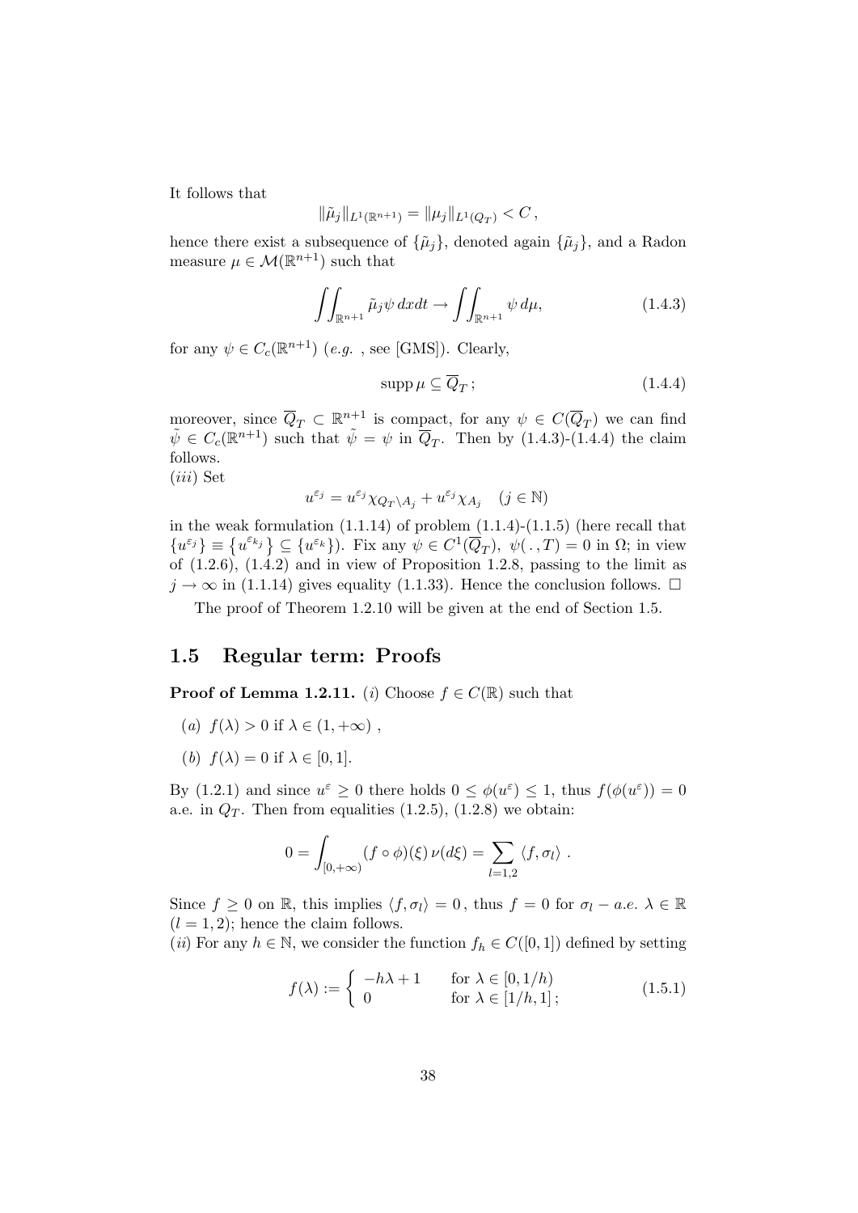It follows that

$$\|\tilde{\mu}_j\|_{L^1(\mathbb{R}^{n+1})} = \|\mu_j\|_{L^1(Q_T)} < C\,,$$

hence there exist a subsequence of $\{\tilde{\mu}_j\}$, denoted again $\{\tilde{\mu}_j\}$, and a Radon measure $\mu \in \mathcal{M}(\mathbb{R}^{n+1})$ such that

$$\iint_{\mathbb{R}^{n+1}} \tilde{\mu}_j \psi \, dxdt \to \iint_{\mathbb{R}^{n+1}} \psi \, d\mu, \tag{1.4.3}$$

for any $\psi \in C_c(\mathbb{R}^{n+1})$ (*e.g.* , see [GMS]). Clearly,

$$\operatorname{supp} \mu \subseteq \overline{Q}_T\,; \tag{1.4.4}$$

moreover, since $\overline{Q}_T \subset \mathbb{R}^{n+1}$ is compact, for any $\psi \in C(\overline{Q}_T)$ we can find $\tilde{\psi} \in C_c(\mathbb{R}^{n+1})$ such that $\tilde{\psi} = \psi$ in $\overline{Q}_T$. Then by (1.4.3)-(1.4.4) the claim follows.

$(iii)$ Set

$$u^{\varepsilon_j} = u^{\varepsilon_j} \chi_{Q_T \setminus A_j} + u^{\varepsilon_j} \chi_{A_j} \quad (j \in \mathbb{N})$$

in the weak formulation (1.1.14) of problem (1.1.4)-(1.1.5) (here recall that $\{u^{\varepsilon_j}\} \equiv \{u^{\varepsilon_{k_j}}\} \subseteq \{u^{\varepsilon_k}\}$). Fix any $\psi \in C^1(\overline{Q}_T)$, $\psi(\,.\,, T) = 0$ in $\Omega$; in view of (1.2.6), (1.4.2) and in view of Proposition 1.2.8, passing to the limit as $j \to \infty$ in (1.1.14) gives equality (1.1.33). Hence the conclusion follows. $\square$

The proof of Theorem 1.2.10 will be given at the end of Section 1.5.

## 1.5 Regular term: Proofs

**Proof of Lemma 1.2.11.** $(i)$ Choose $f \in C(\mathbb{R})$ such that

- $(a)$ $f(\lambda) > 0$ if $\lambda \in (1, +\infty)$ ,
- $(b)$ $f(\lambda) = 0$ if $\lambda \in [0, 1]$.

By (1.2.1) and since $u^\varepsilon \geq 0$ there holds $0 \leq \phi(u^\varepsilon) \leq 1$, thus $f(\phi(u^\varepsilon)) = 0$ a.e. in $Q_T$. Then from equalities (1.2.5), (1.2.8) we obtain:

$$0 = \int_{[0,+\infty)} (f \circ \phi)(\xi) \, \nu(d\xi) = \sum_{l=1,2} \langle f, \sigma_l \rangle \,.$$

Since $f \geq 0$ on $\mathbb{R}$, this implies $\langle f, \sigma_l \rangle = 0$ , thus $f = 0$ for $\sigma_l - a.e.$ $\lambda \in \mathbb{R}$ $(l = 1, 2)$; hence the claim follows.

$(ii)$ For any $h \in \mathbb{N}$, we consider the function $f_h \in C([0, 1])$ defined by setting

$$f(\lambda) := \begin{cases} -h\lambda + 1 & \text{for } \lambda \in [0, 1/h) \\ 0 & \text{for } \lambda \in [1/h, 1]\,; \end{cases} \tag{1.5.1}$$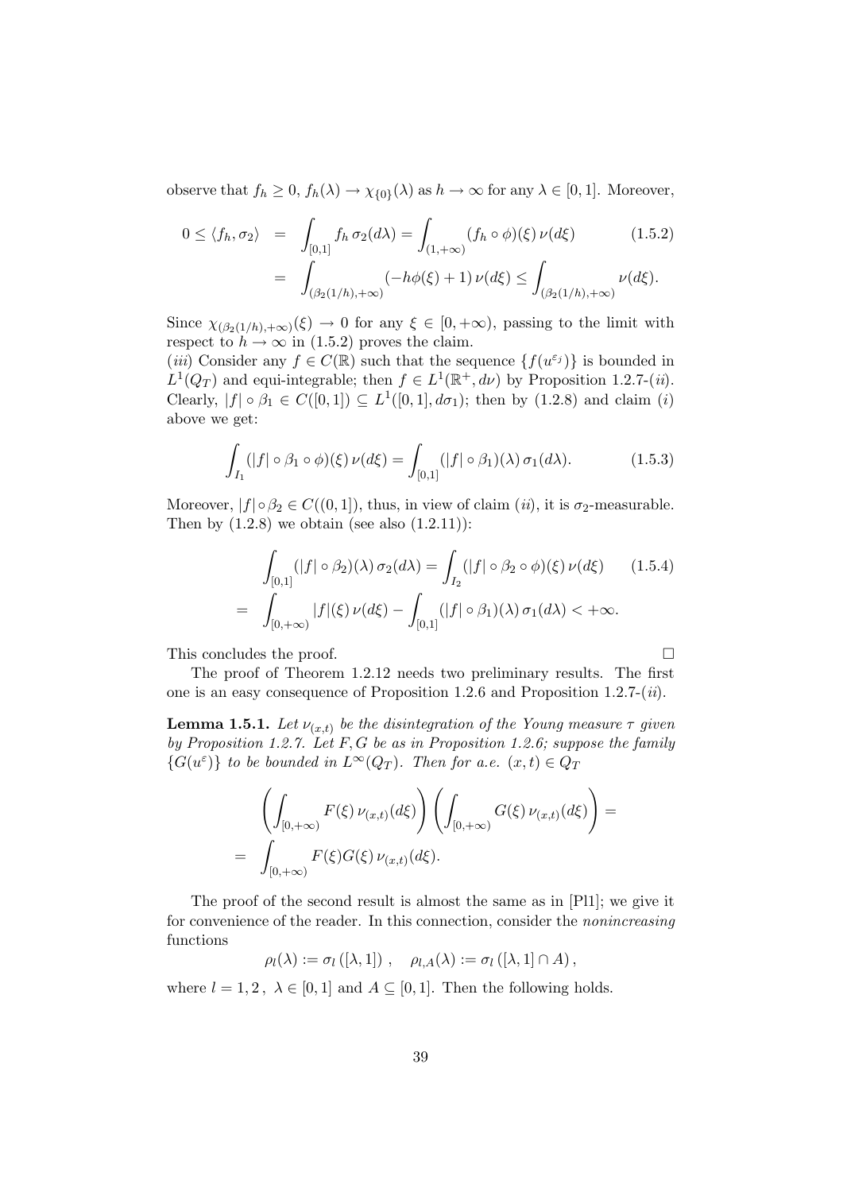observe that $f_h \geq 0$, $f_h(\lambda) \to \chi_{\{0\}}(\lambda)$ as $h \to \infty$ for any $\lambda \in [0,1]$. Moreover,

$$
\begin{aligned}
0 \leq \langle f_h, \sigma_2 \rangle &= \int_{[0,1]} f_h \, \sigma_2(d\lambda) = \int_{(1,+\infty)} (f_h \circ \phi)(\xi) \, \nu(d\xi) \qquad (1.5.2) \\
&= \int_{(\beta_2(1/h),+\infty)} (-h\phi(\xi)+1) \, \nu(d\xi) \leq \int_{(\beta_2(1/h),+\infty)} \nu(d\xi).
\end{aligned}
$$

Since $\chi_{(\beta_2(1/h),+\infty)}(\xi) \to 0$ for any $\xi \in [0,+\infty)$, passing to the limit with respect to $h \to \infty$ in (1.5.2) proves the claim.

(*iii*) Consider any $f \in C(\mathbb{R})$ such that the sequence $\{f(u^{\varepsilon_j})\}$ is bounded in $L^1(Q_T)$ and equi-integrable; then $f \in L^1(\mathbb{R}^+, d\nu)$ by Proposition 1.2.7-(*ii*). Clearly, $|f| \circ \beta_1 \in C([0,1]) \subseteq L^1([0,1], d\sigma_1)$; then by (1.2.8) and claim (*i*) above we get:

$$
\int_{I_1} (|f| \circ \beta_1 \circ \phi)(\xi) \, \nu(d\xi) = \int_{[0,1]} (|f| \circ \beta_1)(\lambda) \, \sigma_1(d\lambda). \qquad (1.5.3)
$$

Moreover, $|f| \circ \beta_2 \in C((0,1])$, thus, in view of claim (*ii*), it is $\sigma_2$-measurable. Then by (1.2.8) we obtain (see also (1.2.11)):

$$
\begin{aligned}
&\int_{[0,1]} (|f| \circ \beta_2)(\lambda) \, \sigma_2(d\lambda) = \int_{I_2} (|f| \circ \beta_2 \circ \phi)(\xi) \, \nu(d\xi) \qquad (1.5.4) \\
= &\int_{[0,+\infty)} |f|(\xi) \, \nu(d\xi) - \int_{[0,1]} (|f| \circ \beta_1)(\lambda) \, \sigma_1(d\lambda) < +\infty.
\end{aligned}
$$

This concludes the proof. $\square$

The proof of Theorem 1.2.12 needs two preliminary results. The first one is an easy consequence of Proposition 1.2.6 and Proposition 1.2.7-(*ii*).

**Lemma 1.5.1.** *Let $\nu_{(x,t)}$ be the disintegration of the Young measure $\tau$ given by Proposition 1.2.7. Let $F, G$ be as in Proposition 1.2.6; suppose the family $\{G(u^\varepsilon)\}$ to be bounded in $L^\infty(Q_T)$. Then for a.e. $(x,t) \in Q_T$*

$$
\begin{aligned}
&\left( \int_{[0,+\infty)} F(\xi) \, \nu_{(x,t)}(d\xi) \right) \left( \int_{[0,+\infty)} G(\xi) \, \nu_{(x,t)}(d\xi) \right) = \\
= &\int_{[0,+\infty)} F(\xi) G(\xi) \, \nu_{(x,t)}(d\xi).
\end{aligned}
$$

The proof of the second result is almost the same as in [Pl1]; we give it for convenience of the reader. In this connection, consider the *nonincreasing* functions

$$
\rho_l(\lambda) := \sigma_l([\lambda,1]), \quad \rho_{l,A}(\lambda) := \sigma_l([\lambda,1] \cap A),
$$

where $l = 1,2$, $\lambda \in [0,1]$ and $A \subseteq [0,1]$. Then the following holds.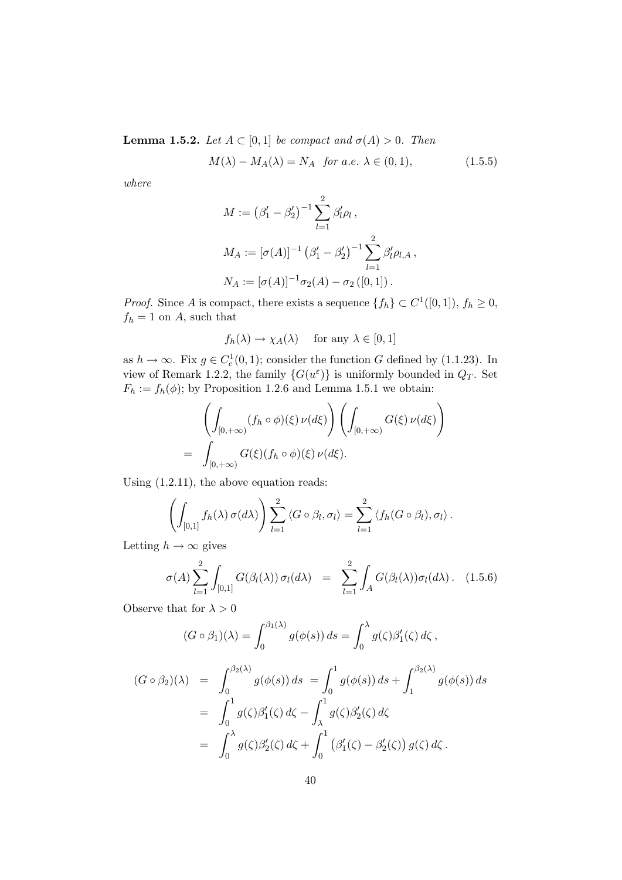**Lemma 1.5.2.** *Let $A \subset [0,1]$ be compact and $\sigma(A) > 0$. Then*

$$M(\lambda) - M_A(\lambda) = N_A \quad \text{for a.e. } \lambda \in (0,1), \tag{1.5.5}$$

*where*

$$\begin{aligned}
M &:= \left(\beta_1' - \beta_2'\right)^{-1} \sum_{l=1}^{2} \beta_l' \rho_l \,, \\
M_A &:= [\sigma(A)]^{-1} \left(\beta_1' - \beta_2'\right)^{-1} \sum_{l=1}^{2} \beta_l' \rho_{l,A} \,, \\
N_A &:= [\sigma(A)]^{-1} \sigma_2(A) - \sigma_2\left([0,1]\right).
\end{aligned}$$

*Proof.* Since $A$ is compact, there exists a sequence $\{f_h\} \subset C^1([0,1])$, $f_h \geq 0$, $f_h = 1$ on $A$, such that

$$f_h(\lambda) \to \chi_A(\lambda) \quad \text{ for any } \lambda \in [0,1]$$

as $h \to \infty$. Fix $g \in C^1_c(0,1)$; consider the function $G$ defined by (1.1.23). In view of Remark 1.2.2, the family $\{G(u^\varepsilon)\}$ is uniformly bounded in $Q_T$. Set $F_h := f_h(\phi)$; by Proposition 1.2.6 and Lemma 1.5.1 we obtain:

$$\begin{aligned}
&\left( \int_{[0,+\infty)} (f_h \circ \phi)(\xi) \, \nu(d\xi) \right) \left( \int_{[0,+\infty)} G(\xi) \, \nu(d\xi) \right) \\
= & \int_{[0,+\infty)} G(\xi) (f_h \circ \phi)(\xi) \, \nu(d\xi).
\end{aligned}$$

Using (1.2.11), the above equation reads:

$$\left( \int_{[0,1]} f_h(\lambda) \, \sigma(d\lambda) \right) \sum_{l=1}^{2} \langle G \circ \beta_l, \sigma_l \rangle = \sum_{l=1}^{2} \langle f_h(G \circ \beta_l), \sigma_l \rangle \,.$$

Letting $h \to \infty$ gives

$$\sigma(A) \sum_{l=1}^{2} \int_{[0,1]} G(\beta_l(\lambda)) \, \sigma_l(d\lambda) \;\; = \;\; \sum_{l=1}^{2} \int_{A} G(\beta_l(\lambda)) \sigma_l(d\lambda) \,. \tag{1.5.6}$$

Observe that for $\lambda > 0$

$$(G \circ \beta_1)(\lambda) = \int_0^{\beta_1(\lambda)} g(\phi(s)) \, ds = \int_0^{\lambda} g(\zeta) \beta_1'(\zeta) \, d\zeta \,,$$

$$\begin{aligned}
(G \circ \beta_2)(\lambda) &= \int_0^{\beta_2(\lambda)} g(\phi(s)) \, ds \;= \int_0^1 g(\phi(s)) \, ds + \int_1^{\beta_2(\lambda)} g(\phi(s)) \, ds \\
&= \int_0^1 g(\zeta) \beta_1'(\zeta) \, d\zeta - \int_\lambda^1 g(\zeta) \beta_2'(\zeta) \, d\zeta \\
&= \int_0^\lambda g(\zeta) \beta_2'(\zeta) \, d\zeta + \int_0^1 \left( \beta_1'(\zeta) - \beta_2'(\zeta) \right) g(\zeta) \, d\zeta \,.
\end{aligned}$$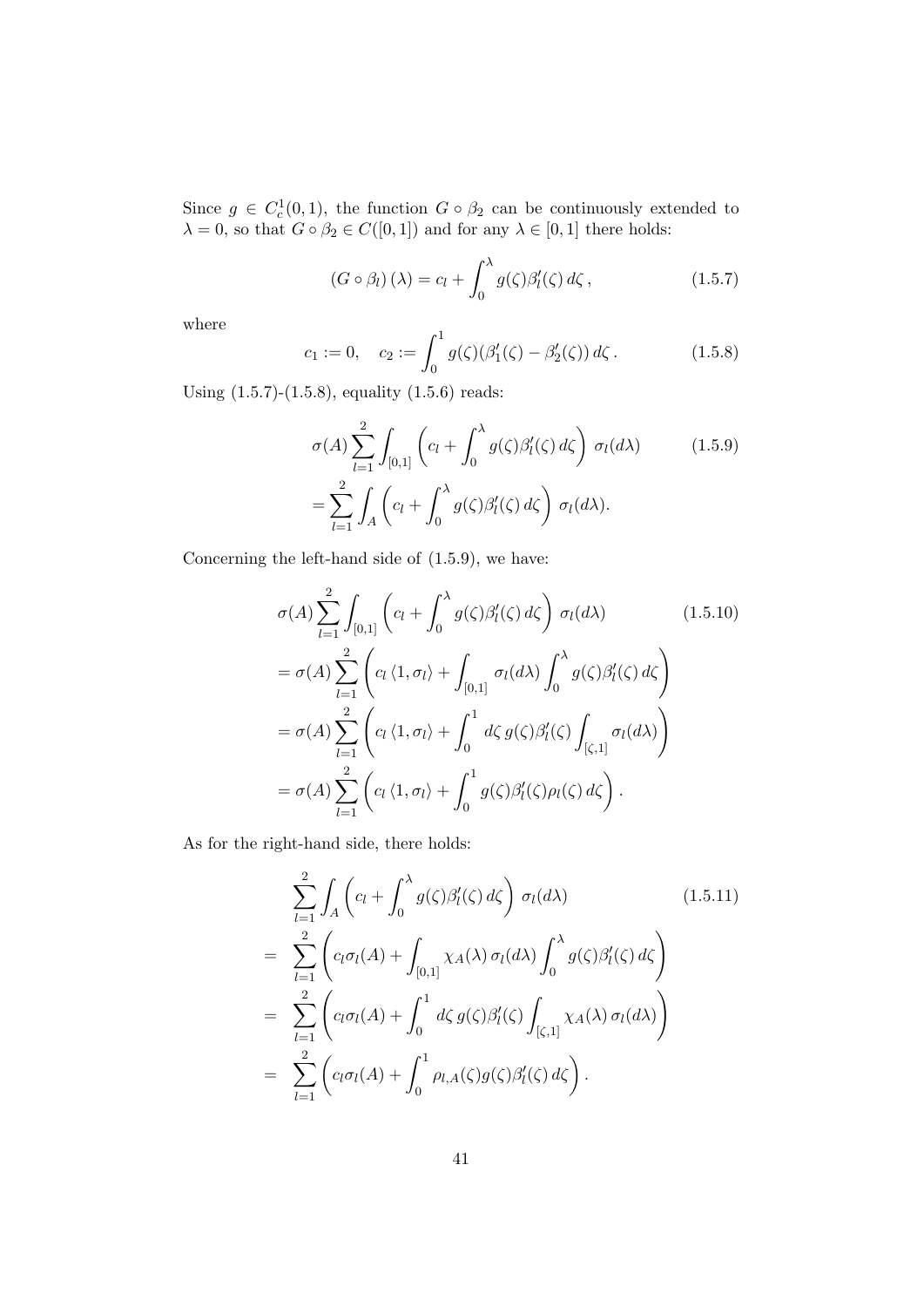Since $g \in C^1_c(0,1)$, the function $G \circ \beta_2$ can be continuously extended to $\lambda = 0$, so that $G \circ \beta_2 \in C([0,1])$ and for any $\lambda \in [0,1]$ there holds:

$$
\left(G \circ \beta_l\right)(\lambda) = c_l + \int_0^\lambda g(\zeta)\beta_l'(\zeta)\, d\zeta\,, \tag{1.5.7}
$$

where

$$
c_1 := 0, \quad c_2 := \int_0^1 g(\zeta)(\beta_1'(\zeta) - \beta_2'(\zeta))\, d\zeta\,. \tag{1.5.8}
$$

Using (1.5.7)-(1.5.8), equality (1.5.6) reads:

$$
\begin{aligned}
&\sigma(A) \sum_{l=1}^{2} \int_{[0,1]} \left( c_l + \int_0^\lambda g(\zeta)\beta_l'(\zeta)\, d\zeta \right)\, \sigma_l(d\lambda) \\
&= \sum_{l=1}^{2} \int_{A} \left( c_l + \int_0^\lambda g(\zeta)\beta_l'(\zeta)\, d\zeta \right)\, \sigma_l(d\lambda).
\end{aligned} \tag{1.5.9}
$$

Concerning the left-hand side of (1.5.9), we have:

$$
\begin{aligned}
&\sigma(A) \sum_{l=1}^{2} \int_{[0,1]} \left( c_l + \int_0^\lambda g(\zeta)\beta_l'(\zeta)\, d\zeta \right)\, \sigma_l(d\lambda) \\
&= \sigma(A) \sum_{l=1}^{2} \left( c_l \left\langle 1, \sigma_l \right\rangle + \int_{[0,1]} \sigma_l(d\lambda) \int_0^\lambda g(\zeta)\beta_l'(\zeta)\, d\zeta \right) \\
&= \sigma(A) \sum_{l=1}^{2} \left( c_l \left\langle 1, \sigma_l \right\rangle + \int_0^1 d\zeta\, g(\zeta)\beta_l'(\zeta) \int_{[\zeta,1]} \sigma_l(d\lambda) \right) \\
&= \sigma(A) \sum_{l=1}^{2} \left( c_l \left\langle 1, \sigma_l \right\rangle + \int_0^1 g(\zeta)\beta_l'(\zeta)\rho_l(\zeta)\, d\zeta \right).
\end{aligned} \tag{1.5.10}
$$

As for the right-hand side, there holds:

$$
\begin{aligned}
&\sum_{l=1}^{2} \int_{A} \left( c_l + \int_0^\lambda g(\zeta)\beta_l'(\zeta)\, d\zeta \right)\, \sigma_l(d\lambda) \\
=\;& \sum_{l=1}^{2} \left( c_l \sigma_l(A) + \int_{[0,1]} \chi_A(\lambda)\, \sigma_l(d\lambda) \int_0^\lambda g(\zeta)\beta_l'(\zeta)\, d\zeta \right) \\
=\;& \sum_{l=1}^{2} \left( c_l \sigma_l(A) + \int_0^1 d\zeta\, g(\zeta)\beta_l'(\zeta) \int_{[\zeta,1]} \chi_A(\lambda)\, \sigma_l(d\lambda) \right) \\
=\;& \sum_{l=1}^{2} \left( c_l \sigma_l(A) + \int_0^1 \rho_{l,A}(\zeta) g(\zeta)\beta_l'(\zeta)\, d\zeta \right).
\end{aligned} \tag{1.5.11}
$$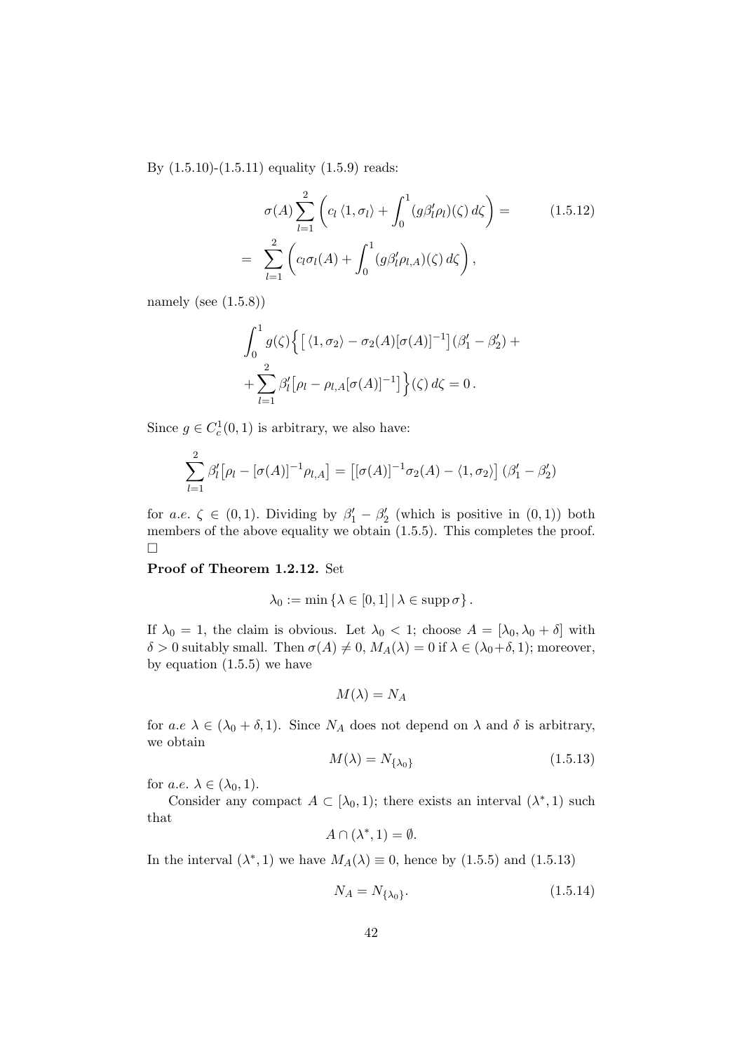By (1.5.10)-(1.5.11) equality (1.5.9) reads:

$$
\begin{aligned}
&\sigma(A) \sum_{l=1}^{2} \left( c_l \langle 1, \sigma_l \rangle + \int_0^1 (g\beta_l' \rho_l)(\zeta)\, d\zeta \right) = \qquad (1.5.12)\\
&= \sum_{l=1}^{2} \left( c_l \sigma_l(A) + \int_0^1 (g\beta_l' \rho_{l,A})(\zeta)\, d\zeta \right),
\end{aligned}
$$

namely (see (1.5.8))

$$
\begin{aligned}
&\int_0^1 g(\zeta) \Big\{ \big[ \langle 1, \sigma_2 \rangle - \sigma_2(A)[\sigma(A)]^{-1} \big] (\beta_1' - \beta_2') + \\
&+ \sum_{l=1}^{2} \beta_l' \big[ \rho_l - \rho_{l,A}[\sigma(A)]^{-1} \big] \Big\}(\zeta)\, d\zeta = 0 .
\end{aligned}
$$

Since $g \in C_c^1(0,1)$ is arbitrary, we also have:

$$
\sum_{l=1}^{2} \beta_l' \big[ \rho_l - [\sigma(A)]^{-1} \rho_{l,A} \big] = \big[ [\sigma(A)]^{-1} \sigma_2(A) - \langle 1, \sigma_2 \rangle \big] (\beta_1' - \beta_2')
$$

for *a.e.* $\zeta \in (0,1)$. Dividing by $\beta_1' - \beta_2'$ (which is positive in $(0,1)$) both members of the above equality we obtain (1.5.5). This completes the proof. □

**Proof of Theorem 1.2.12.** Set

$$
\lambda_0 := \min \{ \lambda \in [0,1] \,|\, \lambda \in \operatorname{supp} \sigma \} .
$$

If $\lambda_0 = 1$, the claim is obvious. Let $\lambda_0 < 1$; choose $A = [\lambda_0, \lambda_0 + \delta]$ with $\delta > 0$ suitably small. Then $\sigma(A) \neq 0$, $M_A(\lambda) = 0$ if $\lambda \in (\lambda_0 + \delta, 1)$; moreover, by equation (1.5.5) we have

$$
M(\lambda) = N_A
$$

for *a.e* $\lambda \in (\lambda_0 + \delta, 1)$. Since $N_A$ does not depend on $\lambda$ and $\delta$ is arbitrary, we obtain

$$
M(\lambda) = N_{\{\lambda_0\}} \qquad (1.5.13)
$$

for *a.e.* $\lambda \in (\lambda_0, 1)$.

Consider any compact $A \subset [\lambda_0, 1)$; there exists an interval $(\lambda^*, 1)$ such that

$$
A \cap (\lambda^*, 1) = \emptyset.
$$

In the interval $(\lambda^*, 1)$ we have $M_A(\lambda) \equiv 0$, hence by (1.5.5) and (1.5.13)

$$
N_A = N_{\{\lambda_0\}}. \qquad (1.5.14)
$$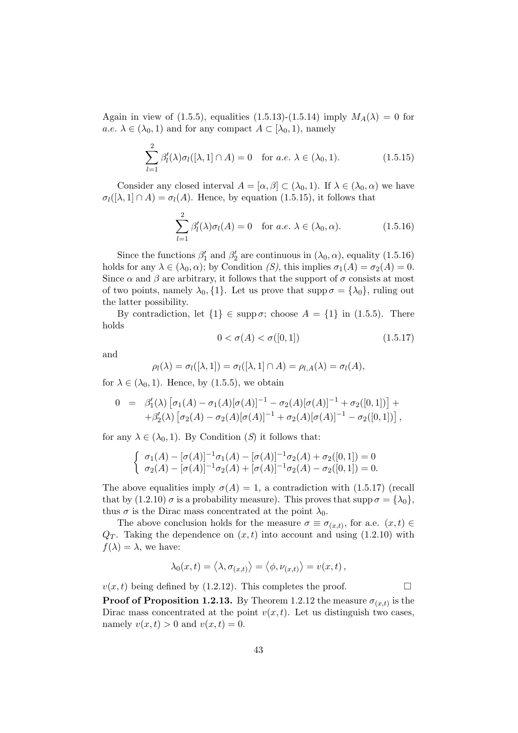Again in view of (1.5.5), equalities (1.5.13)-(1.5.14) imply $M_A(\lambda) = 0$ for *a.e.* $\lambda \in (\lambda_0, 1)$ and for any compact $A \subset [\lambda_0, 1)$, namely

$$\sum_{l=1}^{2} \beta_l'(\lambda)\sigma_l([\lambda, 1] \cap A) = 0 \quad \text{for } a.e.\ \lambda \in (\lambda_0, 1). \tag{1.5.15}$$

Consider any closed interval $A = [\alpha, \beta] \subset (\lambda_0, 1)$. If $\lambda \in (\lambda_0, \alpha)$ we have $\sigma_l([\lambda, 1] \cap A) = \sigma_l(A)$. Hence, by equation (1.5.15), it follows that

$$\sum_{l=1}^{2} \beta_l'(\lambda)\sigma_l(A) = 0 \quad \text{for } a.e.\ \lambda \in (\lambda_0, \alpha). \tag{1.5.16}$$

Since the functions $\beta_1'$ and $\beta_2'$ are continuous in $(\lambda_0, \alpha)$, equality (1.5.16) holds for any $\lambda \in (\lambda_0, \alpha)$; by Condition *(S)*, this implies $\sigma_1(A) = \sigma_2(A) = 0$. Since $\alpha$ and $\beta$ are arbitrary, it follows that the support of $\sigma$ consists at most of two points, namely $\lambda_0, \{1\}$. Let us prove that $\operatorname{supp}\sigma = \{\lambda_0\}$, ruling out the latter possibility.

By contradiction, let $\{1\} \in \operatorname{supp}\sigma$; choose $A = \{1\}$ in (1.5.5). There holds

$$0 < \sigma(A) < \sigma([0, 1]) \tag{1.5.17}$$

and

$$\rho_l(\lambda) = \sigma_l([\lambda, 1]) = \sigma_l([\lambda, 1] \cap A) = \rho_{l,A}(\lambda) = \sigma_l(A),$$

for $\lambda \in (\lambda_0, 1)$. Hence, by (1.5.5), we obtain

$$\begin{aligned} 0 \;=\; & \beta_1'(\lambda)\left[\sigma_1(A) - \sigma_1(A)[\sigma(A)]^{-1} - \sigma_2(A)[\sigma(A)]^{-1} + \sigma_2([0, 1])\right] + \\ & + \beta_2'(\lambda)\left[\sigma_2(A) - \sigma_2(A)[\sigma(A)]^{-1} + \sigma_2(A)[\sigma(A)]^{-1} - \sigma_2([0, 1])\right], \end{aligned}$$

for any $\lambda \in (\lambda_0, 1)$. By Condition *(S)* it follows that:

$$\begin{cases} \sigma_1(A) - [\sigma(A)]^{-1}\sigma_1(A) - [\sigma(A)]^{-1}\sigma_2(A) + \sigma_2([0, 1]) = 0 \\ \sigma_2(A) - [\sigma(A)]^{-1}\sigma_2(A) + [\sigma(A)]^{-1}\sigma_2(A) - \sigma_2([0, 1]) = 0. \end{cases}$$

The above equalities imply $\sigma(A) = 1$, a contradiction with (1.5.17) (recall that by (1.2.10) $\sigma$ is a probability measure). This proves that $\operatorname{supp}\sigma = \{\lambda_0\}$, thus $\sigma$ is the Dirac mass concentrated at the point $\lambda_0$.

The above conclusion holds for the measure $\sigma \equiv \sigma_{(x,t)}$, for a.e. $(x, t) \in Q_T$. Taking the dependence on $(x, t)$ into account and using (1.2.10) with $f(\lambda) = \lambda$, we have:

$$\lambda_0(x, t) = \left\langle \lambda, \sigma_{(x,t)} \right\rangle = \left\langle \phi, \nu_{(x,t)} \right\rangle = v(x, t)\,,$$

$v(x, t)$ being defined by (1.2.12). This completes the proof. $\square$

**Proof of Proposition 1.2.13.** By Theorem 1.2.12 the measure $\sigma_{(x,t)}$ is the Dirac mass concentrated at the point $v(x, t)$. Let us distinguish two cases, namely $v(x, t) > 0$ and $v(x, t) = 0$.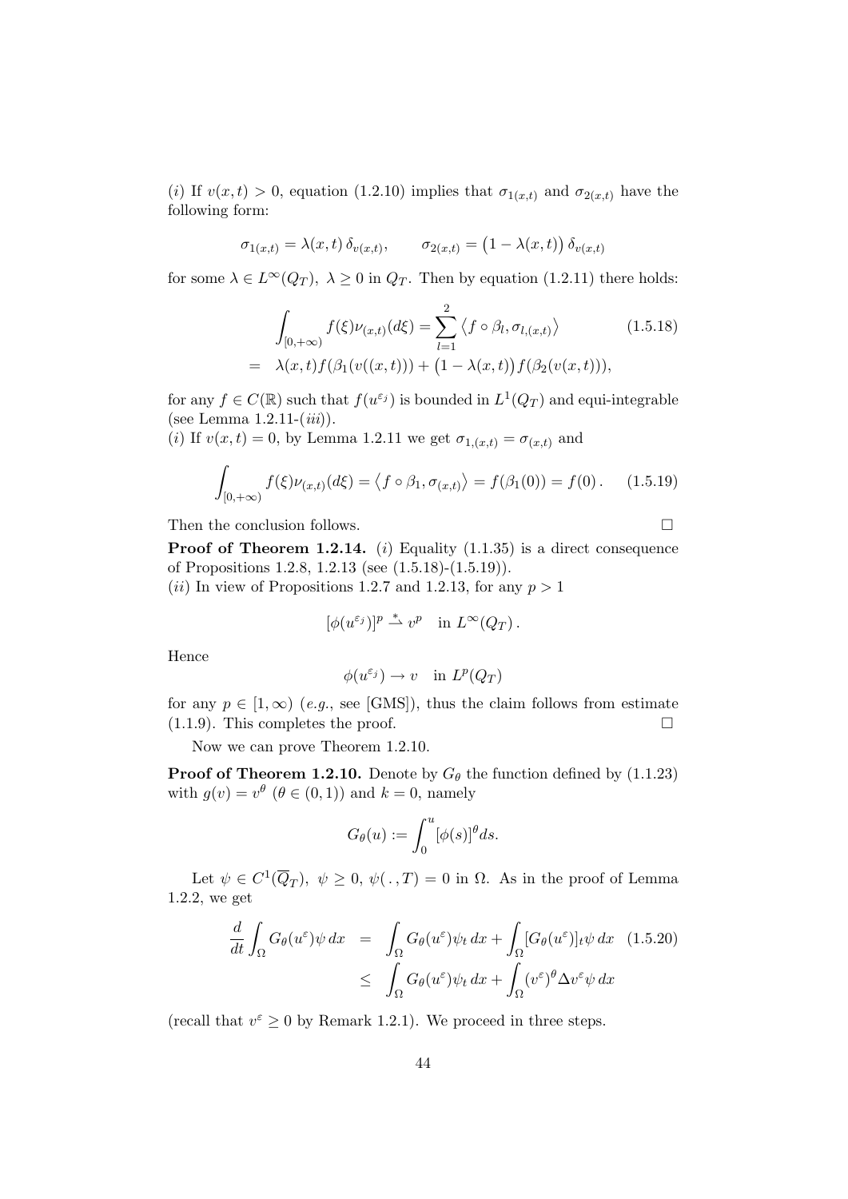($i$) If $v(x,t) > 0$, equation (1.2.10) implies that $\sigma_{1(x,t)}$ and $\sigma_{2(x,t)}$ have the following form:

$$\sigma_{1(x,t)} = \lambda(x,t)\, \delta_{v(x,t)}, \qquad \sigma_{2(x,t)} = \big(1 - \lambda(x,t)\big)\, \delta_{v(x,t)}$$

for some $\lambda \in L^\infty(Q_T)$, $\lambda \geq 0$ in $Q_T$. Then by equation (1.2.11) there holds:

$$\begin{aligned} \int_{[0,+\infty)} f(\xi)\nu_{(x,t)}(d\xi) &= \sum_{l=1}^{2} \big\langle f \circ \beta_l, \sigma_{l,(x,t)} \big\rangle \qquad (1.5.18) \\ &= \lambda(x,t) f(\beta_1(v((x,t))) + \big(1 - \lambda(x,t)\big) f(\beta_2(v(x,t))), \end{aligned}$$

for any $f \in C(\mathbb{R})$ such that $f(u^{\varepsilon_j})$ is bounded in $L^1(Q_T)$ and equi-integrable (see Lemma 1.2.11-($iii$)).

($i$) If $v(x,t) = 0$, by Lemma 1.2.11 we get $\sigma_{1,(x,t)} = \sigma_{(x,t)}$ and

$$\int_{[0,+\infty)} f(\xi)\nu_{(x,t)}(d\xi) = \big\langle f \circ \beta_1, \sigma_{(x,t)} \big\rangle = f(\beta_1(0)) = f(0)\,. \qquad (1.5.19)$$

Then the conclusion follows. $\square$

**Proof of Theorem 1.2.14.** ($i$) Equality (1.1.35) is a direct consequence of Propositions 1.2.8, 1.2.13 (see (1.5.18)-(1.5.19)).

($ii$) In view of Propositions 1.2.7 and 1.2.13, for any $p > 1$

$$[\phi(u^{\varepsilon_j})]^p \overset{*}{\rightharpoonup} v^p \quad \text{in } L^\infty(Q_T)\,.$$

Hence

$$\phi(u^{\varepsilon_j}) \to v \quad \text{in } L^p(Q_T)$$

for any $p \in [1, \infty)$ ($e.g.$, see [GMS]), thus the claim follows from estimate (1.1.9). This completes the proof. $\square$

Now we can prove Theorem 1.2.10.

**Proof of Theorem 1.2.10.** Denote by $G_\theta$ the function defined by (1.1.23) with $g(v) = v^\theta$ ($\theta \in (0,1)$) and $k = 0$, namely

$$G_\theta(u) := \int_0^u [\phi(s)]^\theta ds.$$

Let $\psi \in C^1(\overline{Q}_T)$, $\psi \geq 0$, $\psi(\,.\,,T) = 0$ in $\Omega$. As in the proof of Lemma 1.2.2, we get

$$\begin{aligned} \frac{d}{dt}\int_\Omega G_\theta(u^\varepsilon)\psi\, dx &= \int_\Omega G_\theta(u^\varepsilon)\psi_t\, dx + \int_\Omega [G_\theta(u^\varepsilon)]_t \psi\, dx \qquad (1.5.20) \\ &\leq \int_\Omega G_\theta(u^\varepsilon)\psi_t\, dx + \int_\Omega (v^\varepsilon)^\theta \Delta v^\varepsilon \psi\, dx \end{aligned}$$

(recall that $v^\varepsilon \geq 0$ by Remark 1.2.1). We proceed in three steps.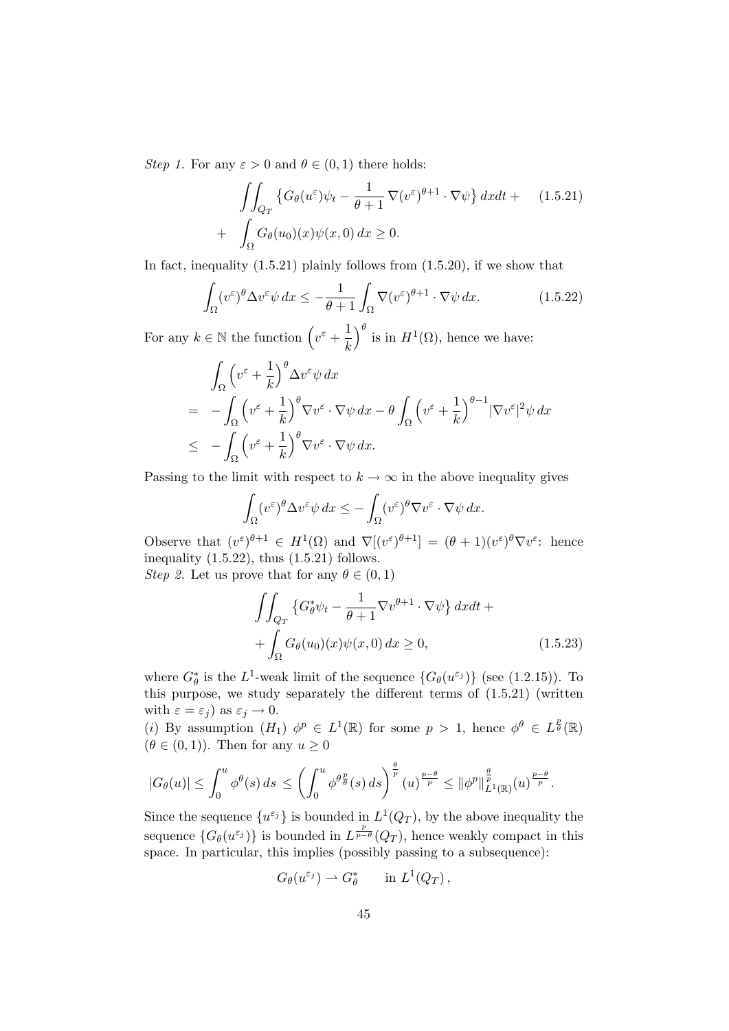*Step 1.* For any $\varepsilon > 0$ and $\theta \in (0,1)$ there holds:

$$\iint_{Q_T} \left\{ G_\theta(u^\varepsilon)\psi_t - \frac{1}{\theta+1}\, \nabla(v^\varepsilon)^{\theta+1} \cdot \nabla\psi \right\} dxdt + \qquad (1.5.21)$$
$$+ \quad \int_\Omega G_\theta(u_0)(x)\psi(x,0)\, dx \geq 0.$$

In fact, inequality (1.5.21) plainly follows from (1.5.20), if we show that

$$\int_\Omega (v^\varepsilon)^\theta \Delta v^\varepsilon \psi\, dx \leq -\frac{1}{\theta+1}\int_\Omega \nabla(v^\varepsilon)^{\theta+1} \cdot \nabla\psi\, dx. \qquad (1.5.22)$$

For any $k \in \mathbb{N}$ the function $\left(v^\varepsilon + \frac{1}{k}\right)^\theta$ is in $H^1(\Omega)$, hence we have:

$$\begin{aligned}
&\int_\Omega \left(v^\varepsilon + \frac{1}{k}\right)^\theta \Delta v^\varepsilon \psi\, dx \\
=\ & -\int_\Omega \left(v^\varepsilon + \frac{1}{k}\right)^\theta \nabla v^\varepsilon \cdot \nabla\psi\, dx - \theta \int_\Omega \left(v^\varepsilon + \frac{1}{k}\right)^{\theta-1} |\nabla v^\varepsilon|^2 \psi\, dx \\
\leq\ & -\int_\Omega \left(v^\varepsilon + \frac{1}{k}\right)^\theta \nabla v^\varepsilon \cdot \nabla\psi\, dx.
\end{aligned}$$

Passing to the limit with respect to $k \to \infty$ in the above inequality gives

$$\int_\Omega (v^\varepsilon)^\theta \Delta v^\varepsilon \psi\, dx \leq -\int_\Omega (v^\varepsilon)^\theta \nabla v^\varepsilon \cdot \nabla\psi\, dx.$$

Observe that $(v^\varepsilon)^{\theta+1} \in H^1(\Omega)$ and $\nabla[(v^\varepsilon)^{\theta+1}] = (\theta+1)(v^\varepsilon)^\theta \nabla v^\varepsilon$: hence inequality (1.5.22), thus (1.5.21) follows.
*Step 2.* Let us prove that for any $\theta \in (0,1)$

$$\iint_{Q_T} \left\{ G^*_\theta \psi_t - \frac{1}{\theta+1} \nabla v^{\theta+1} \cdot \nabla\psi \right\} dxdt +$$
$$+ \int_\Omega G_\theta(u_0)(x)\psi(x,0)\, dx \geq 0, \qquad (1.5.23)$$

where $G^*_\theta$ is the $L^1$-weak limit of the sequence $\{G_\theta(u^{\varepsilon_j})\}$ (see (1.2.15)). To this purpose, we study separately the different terms of (1.5.21) (written with $\varepsilon = \varepsilon_j$) as $\varepsilon_j \to 0$.

(*i*) By assumption $(H_1)$ $\phi^p \in L^1(\mathbb{R})$ for some $p > 1$, hence $\phi^\theta \in L^{\frac{p}{\theta}}(\mathbb{R})$ $(\theta \in (0,1))$. Then for any $u \geq 0$

$$|G_\theta(u)| \leq \int_0^u \phi^\theta(s)\, ds \leq \left( \int_0^u \phi^{\theta \frac{p}{\theta}}(s)\, ds \right)^{\frac{\theta}{p}} (u)^{\frac{p-\theta}{p}} \leq \|\phi^p\|^{\frac{\theta}{p}}_{L^1(\mathbb{R})} (u)^{\frac{p-\theta}{p}}.$$

Since the sequence $\{u^{\varepsilon_j}\}$ is bounded in $L^1(Q_T)$, by the above inequality the sequence $\{G_\theta(u^{\varepsilon_j})\}$ is bounded in $L^{\frac{p}{p-\theta}}(Q_T)$, hence weakly compact in this space. In particular, this implies (possibly passing to a subsequence):

$$G_\theta(u^{\varepsilon_j}) \rightharpoonup G^*_\theta \qquad \text{in } L^1(Q_T)\,,$$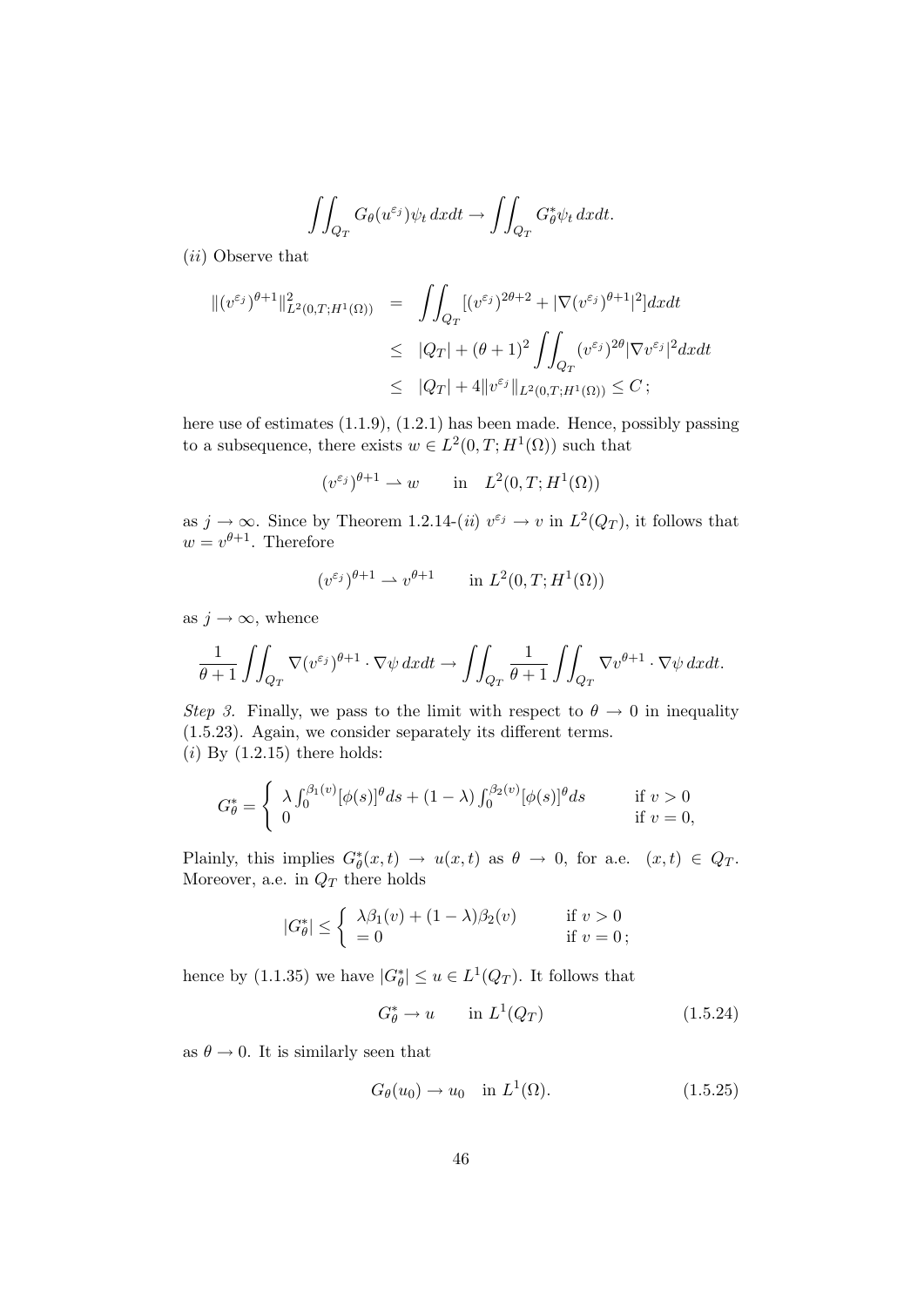$$\iint_{Q_T} G_\theta(u^{\varepsilon_j})\psi_t \, dxdt \to \iint_{Q_T} G_\theta^* \psi_t \, dxdt.$$

$(ii)$ Observe that

$$\begin{aligned}
\|(v^{\varepsilon_j})^{\theta+1}\|^2_{L^2(0,T;H^1(\Omega))} &= \iint_{Q_T} [(v^{\varepsilon_j})^{2\theta+2} + |\nabla (v^{\varepsilon_j})^{\theta+1}|^2] dxdt \\
&\leq |Q_T| + (\theta+1)^2 \iint_{Q_T} (v^{\varepsilon_j})^{2\theta} |\nabla v^{\varepsilon_j}|^2 dxdt \\
&\leq |Q_T| + 4\|v^{\varepsilon_j}\|_{L^2(0,T;H^1(\Omega))} \leq C\,;
\end{aligned}$$

here use of estimates (1.1.9), (1.2.1) has been made. Hence, possibly passing to a subsequence, there exists $w \in L^2(0,T;H^1(\Omega))$ such that

$$(v^{\varepsilon_j})^{\theta+1} \rightharpoonup w \qquad \text{in} \quad L^2(0,T;H^1(\Omega))$$

as $j \to \infty$. Since by Theorem 1.2.14-$(ii)$ $v^{\varepsilon_j} \to v$ in $L^2(Q_T)$, it follows that $w = v^{\theta+1}$. Therefore

$$(v^{\varepsilon_j})^{\theta+1} \rightharpoonup v^{\theta+1} \qquad \text{in } L^2(0,T;H^1(\Omega))$$

as $j \to \infty$, whence

$$\frac{1}{\theta+1}\iint_{Q_T} \nabla (v^{\varepsilon_j})^{\theta+1} \cdot \nabla\psi \, dxdt \to \iint_{Q_T} \frac{1}{\theta+1}\iint_{Q_T} \nabla v^{\theta+1} \cdot \nabla \psi \, dxdt.$$

*Step 3.* Finally, we pass to the limit with respect to $\theta \to 0$ in inequality (1.5.23). Again, we consider separately its different terms.
$(i)$ By (1.2.15) there holds:

$$G_\theta^* = \begin{cases} \lambda \int_0^{\beta_1(v)} [\phi(s)]^\theta ds + (1-\lambda)\int_0^{\beta_2(v)} [\phi(s)]^\theta ds & \text{if } v > 0 \\ 0 & \text{if } v = 0, \end{cases}$$

Plainly, this implies $G_\theta^*(x,t) \to u(x,t)$ as $\theta \to 0$, for a.e. $(x,t) \in Q_T$. Moreover, a.e. in $Q_T$ there holds

$$|G_\theta^*| \leq \begin{cases} \lambda\beta_1(v) + (1-\lambda)\beta_2(v) & \text{if } v > 0 \\ = 0 & \text{if } v = 0\,; \end{cases}$$

hence by (1.1.35) we have $|G_\theta^*| \leq u \in L^1(Q_T)$. It follows that

$$G_\theta^* \to u \qquad \text{in } L^1(Q_T) \tag{1.5.24}$$

as $\theta \to 0$. It is similarly seen that

$$G_\theta(u_0) \to u_0 \quad \text{in } L^1(\Omega). \tag{1.5.25}$$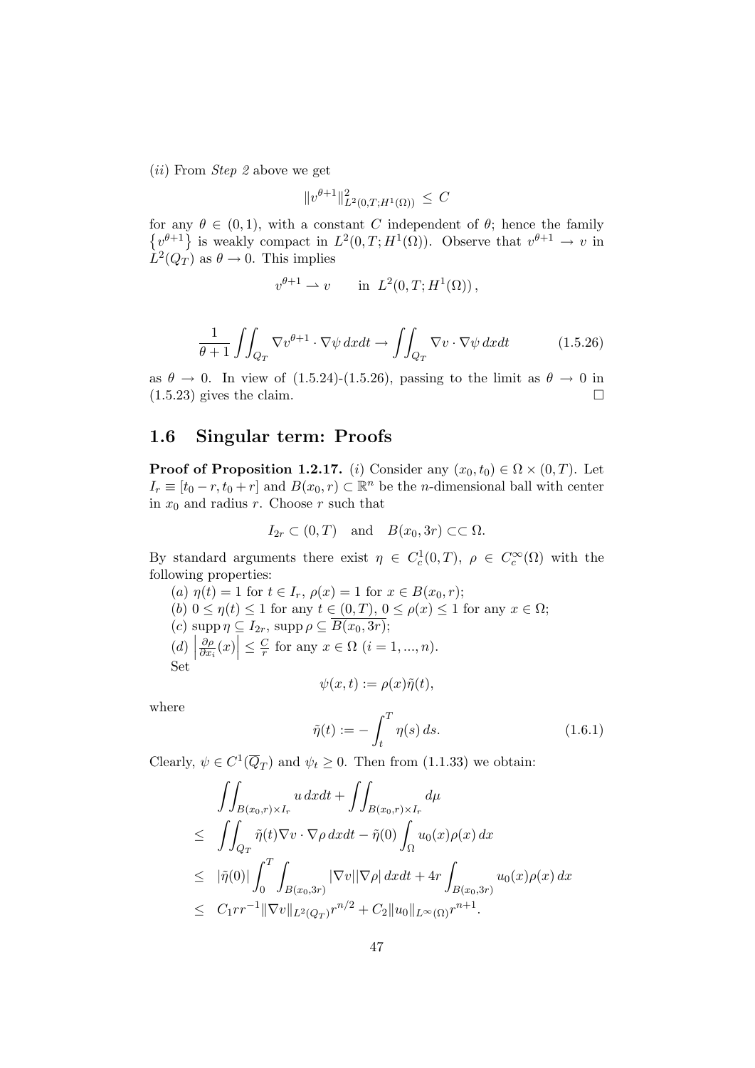(*ii*) From *Step 2* above we get

$$\|v^{\theta+1}\|^2_{L^2(0,T;H^1(\Omega))} \leq C$$

for any $\theta \in (0,1)$, with a constant $C$ independent of $\theta$; hence the family $\{v^{\theta+1}\}$ is weakly compact in $L^2(0,T;H^1(\Omega))$. Observe that $v^{\theta+1} \to v$ in $L^2(Q_T)$ as $\theta \to 0$. This implies

$$v^{\theta+1} \rightharpoonup v \qquad \text{in } \; L^2(0,T;H^1(\Omega))\,,$$

$$\frac{1}{\theta+1}\iint_{Q_T} \nabla v^{\theta+1} \cdot \nabla\psi \, dxdt \to \iint_{Q_T} \nabla v \cdot \nabla \psi \, dxdt \tag{1.5.26}$$

as $\theta \to 0$. In view of (1.5.24)-(1.5.26), passing to the limit as $\theta \to 0$ in (1.5.23) gives the claim. $\square$

## 1.6 Singular term: Proofs

**Proof of Proposition 1.2.17.** (*i*) Consider any $(x_0,t_0) \in \Omega \times (0,T)$. Let $I_r \equiv [t_0 - r, t_0 + r]$ and $B(x_0,r) \subset \mathbb{R}^n$ be the $n$-dimensional ball with center in $x_0$ and radius $r$. Choose $r$ such that

$$I_{2r} \subset (0,T) \quad \text{and} \quad B(x_0,3r) \subset\subset \Omega.$$

By standard arguments there exist $\eta \in C^1_c(0,T)$, $\rho \in C^\infty_c(\Omega)$ with the following properties:

(*a*) $\eta(t) = 1$ for $t \in I_r$, $\rho(x) = 1$ for $x \in B(x_0,r)$;

(*b*) $0 \leq \eta(t) \leq 1$ for any $t \in (0,T)$, $0 \leq \rho(x) \leq 1$ for any $x \in \Omega$;

(*c*) $\operatorname{supp} \eta \subseteq I_{2r}$, $\operatorname{supp} \rho \subseteq \overline{B(x_0,3r)}$;

(*d*) $\left|\frac{\partial \rho}{\partial x_i}(x)\right| \leq \frac{C}{r}$ for any $x \in \Omega$ $(i = 1,...,n)$.

Set

$$\psi(x,t) := \rho(x)\tilde{\eta}(t),$$

where

$$\tilde{\eta}(t) := -\int_t^T \eta(s)\, ds. \tag{1.6.1}$$

Clearly, $\psi \in C^1(\overline{Q}_T)$ and $\psi_t \geq 0$. Then from (1.1.33) we obtain:

$$\begin{aligned}
&\iint_{B(x_0,r)\times I_r} u \, dxdt + \iint_{B(x_0,r)\times I_r} d\mu \\
\leq\; & \iint_{Q_T} \tilde{\eta}(t) \nabla v \cdot \nabla \rho \, dxdt - \tilde{\eta}(0) \int_\Omega u_0(x)\rho(x)\, dx \\
\leq\; & |\tilde{\eta}(0)| \int_0^T \int_{B(x_0,3r)} |\nabla v||\nabla \rho|\, dxdt + 4r \int_{B(x_0,3r)} u_0(x)\rho(x)\, dx \\
\leq\; & C_1 r r^{-1} \|\nabla v\|_{L^2(Q_T)} r^{n/2} + C_2 \|u_0\|_{L^\infty(\Omega)} r^{n+1}.
\end{aligned}$$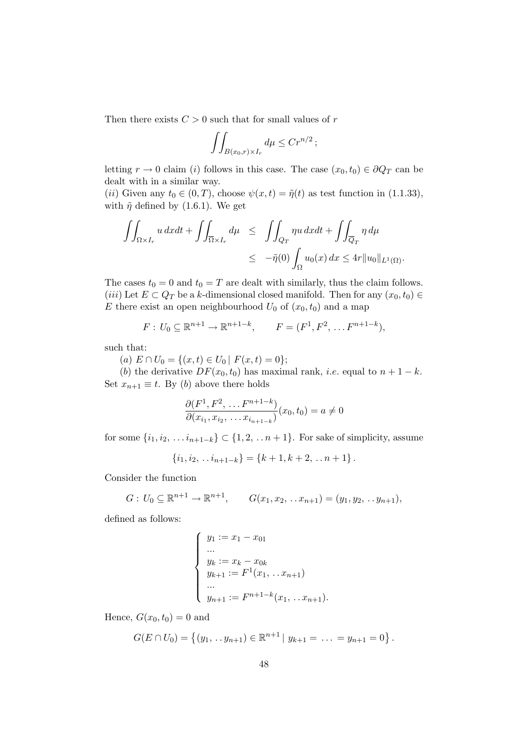Then there exists $C > 0$ such that for small values of $r$

$$\iint_{B(x_0,r)\times I_r} d\mu \leq C r^{n/2} \,;$$

letting $r \to 0$ claim $(i)$ follows in this case. The case $(x_0, t_0) \in \partial Q_T$ can be dealt with in a similar way.

$(ii)$ Given any $t_0 \in (0,T)$, choose $\psi(x,t) = \tilde{\eta}(t)$ as test function in (1.1.33), with $\tilde{\eta}$ defined by (1.6.1). We get

$$\begin{aligned}
\iint_{\Omega\times I_r} u \, dxdt + \iint_{\overline{\Omega}\times I_r} d\mu &\leq \iint_{Q_T} \eta u \, dxdt + \iint_{\overline{Q}_T} \eta \, d\mu \\
&\leq -\tilde{\eta}(0) \int_{\Omega} u_0(x)\, dx \leq 4r \|u_0\|_{L^1(\Omega)}.
\end{aligned}$$

The cases $t_0 = 0$ and $t_0 = T$ are dealt with similarly, thus the claim follows.

$(iii)$ Let $E \subset Q_T$ be a $k$-dimensional closed manifold. Then for any $(x_0, t_0) \in E$ there exist an open neighbourhood $U_0$ of $(x_0, t_0)$ and a map

$$F : U_0 \subseteq \mathbb{R}^{n+1} \to \mathbb{R}^{n+1-k}, \qquad F = (F^1, F^2, \ldots F^{n+1-k}),$$

such that:

$(a)$ $E \cap U_0 = \{(x,t) \in U_0 \mid F(x,t) = 0\}$;

$(b)$ the derivative $DF(x_0,t_0)$ has maximal rank, *i.e.* equal to $n+1-k$.

Set $x_{n+1} \equiv t$. By $(b)$ above there holds

$$\frac{\partial(F^1, F^2, \ldots F^{n+1-k})}{\partial(x_{i_1}, x_{i_2}, \ldots x_{i_{n+1-k}})}(x_0, t_0) = a \neq 0$$

for some $\{i_1, i_2, \ldots i_{n+1-k}\} \subset \{1, 2, \ldots n+1\}$. For sake of simplicity, assume

$$\{i_1, i_2, \ldots i_{n+1-k}\} = \{k+1, k+2, \ldots n+1\}\,.$$

Consider the function

$$G : U_0 \subseteq \mathbb{R}^{n+1} \to \mathbb{R}^{n+1}, \qquad G(x_1, x_2, \ldots x_{n+1}) = (y_1, y_2, \ldots y_{n+1}),$$

defined as follows:

$$\begin{cases}
y_1 := x_1 - x_{01} \\
\ldots \\
y_k := x_k - x_{0k} \\
y_{k+1} := F^1(x_1, \ldots x_{n+1}) \\
\ldots \\
y_{n+1} := F^{n+1-k}(x_1, \ldots x_{n+1}).
\end{cases}$$

Hence, $G(x_0, t_0) = 0$ and

$$G(E \cap U_0) = \left\{(y_1, \ldots y_{n+1}) \in \mathbb{R}^{n+1} \mid y_{k+1} = \ \ldots \ = y_{n+1} = 0\right\}.$$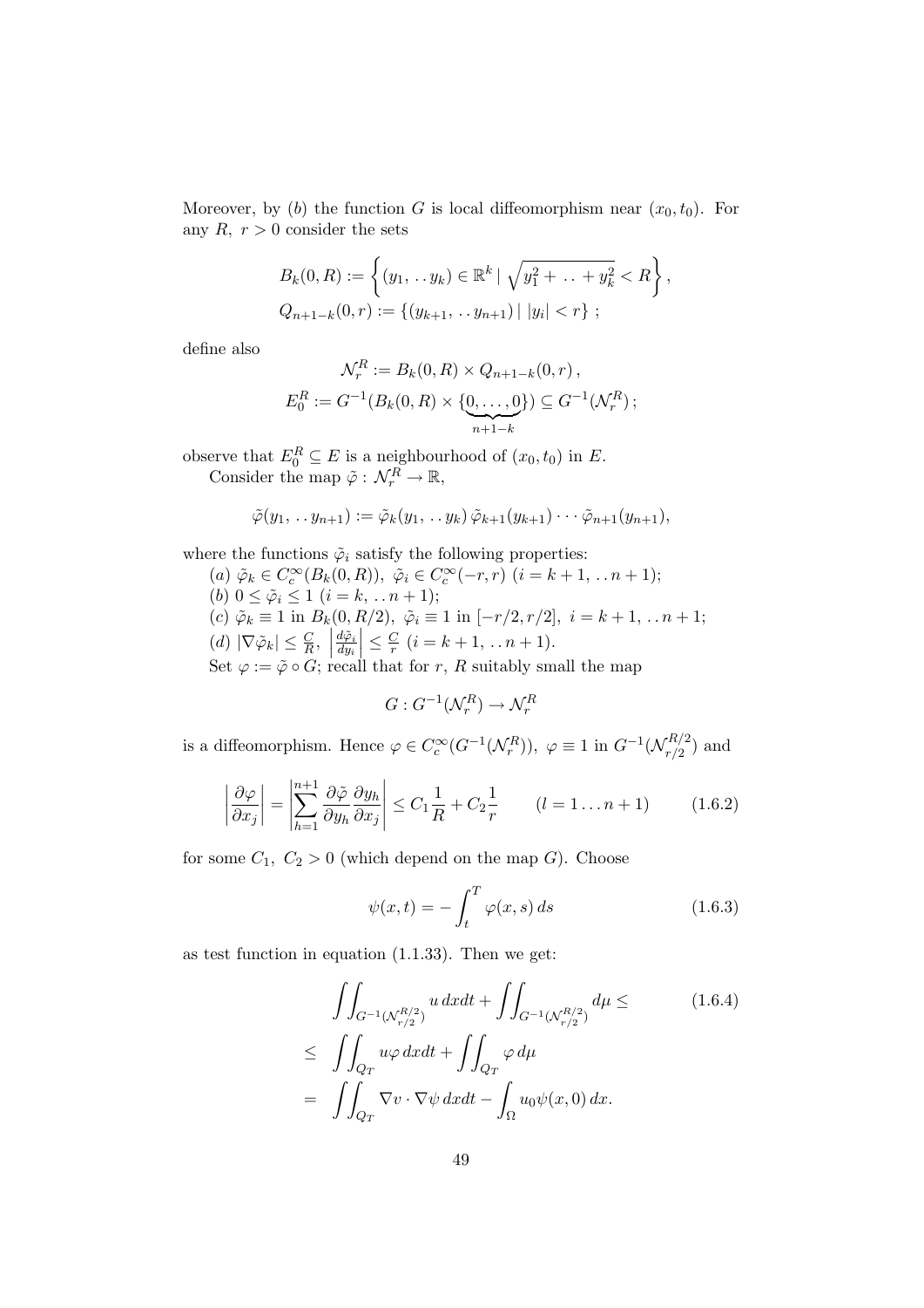Moreover, by $(b)$ the function $G$ is local diffeomorphism near $(x_0, t_0)$. For any $R,\ r > 0$ consider the sets

$$
\begin{aligned}
&B_k(0,R) := \left\{ (y_1, \ldots y_k) \in \mathbb{R}^k \mid \sqrt{y_1^2 + \ldots + y_k^2} < R \right\}, \\
&Q_{n+1-k}(0,r) := \{ (y_{k+1}, \ldots y_{n+1}) \mid |y_i| < r \} \,;
\end{aligned}
$$

define also

$$
\begin{aligned}
\mathcal{N}_r^R &:= B_k(0,R) \times Q_{n+1-k}(0,r)\,, \\
E_0^R &:= G^{-1}(B_k(0,R) \times \{\underbrace{0,\ldots,0}_{n+1-k}\}) \subseteq G^{-1}(\mathcal{N}_r^R)\,;
\end{aligned}
$$

observe that $E_0^R \subseteq E$ is a neighbourhood of $(x_0, t_0)$ in $E$.

Consider the map $\tilde{\varphi} : \mathcal{N}_r^R \to \mathbb{R}$,

$$
\tilde{\varphi}(y_1, \ldots y_{n+1}) := \tilde{\varphi}_k(y_1, \ldots y_k)\, \tilde{\varphi}_{k+1}(y_{k+1}) \cdots \tilde{\varphi}_{n+1}(y_{n+1}),
$$

where the functions $\tilde{\varphi}_i$ satisfy the following properties:

$(a)$ $\tilde{\varphi}_k \in C_c^\infty(B_k(0,R)),\ \tilde{\varphi}_i \in C_c^\infty(-r,r)$ $(i = k+1, \ldots n+1)$;

$(b)$ $0 \le \tilde{\varphi}_i \le 1$ $(i = k, \ldots n+1)$;

$(c)$ $\tilde{\varphi}_k \equiv 1$ in $B_k(0, R/2)$, $\tilde{\varphi}_i \equiv 1$ in $[-r/2, r/2]$, $i = k+1, \ldots n+1$;

$(d)$ $|\nabla \tilde{\varphi}_k| \le \frac{C}{R}$, $\left|\frac{d\tilde{\varphi}_i}{dy_i}\right| \le \frac{C}{r}$ $(i = k+1, \ldots n+1)$.

Set $\varphi := \tilde{\varphi} \circ G$; recall that for $r$, $R$ suitably small the map

$$
G : G^{-1}(\mathcal{N}_r^R) \to \mathcal{N}_r^R
$$

is a diffeomorphism. Hence $\varphi \in C_c^\infty(G^{-1}(\mathcal{N}_r^R)),\ \varphi \equiv 1$ in $G^{-1}(\mathcal{N}_{r/2}^{R/2})$ and

$$
\left| \frac{\partial \varphi}{\partial x_j} \right| = \left| \sum_{h=1}^{n+1} \frac{\partial \tilde{\varphi}}{\partial y_h} \frac{\partial y_h}{\partial x_j} \right| \le C_1 \frac{1}{R} + C_2 \frac{1}{r} \qquad (l = 1 \ldots n+1) \tag{1.6.2}
$$

for some $C_1,\ C_2 > 0$ (which depend on the map $G$). Choose

$$
\psi(x,t) = -\int_t^T \varphi(x,s)\, ds \tag{1.6.3}
$$

as test function in equation (1.1.33). Then we get:

$$
\begin{aligned}
&\iint_{G^{-1}(\mathcal{N}_{r/2}^{R/2})} u\, dxdt + \iint_{G^{-1}(\mathcal{N}_{r/2}^{R/2})} d\mu \le \qquad (1.6.4) \\
\le\ & \iint_{Q_T} u\varphi\, dxdt + \iint_{Q_T} \varphi\, d\mu \\
=\ & \iint_{Q_T} \nabla v \cdot \nabla \psi\, dxdt - \int_\Omega u_0 \psi(x,0)\, dx.
\end{aligned}
$$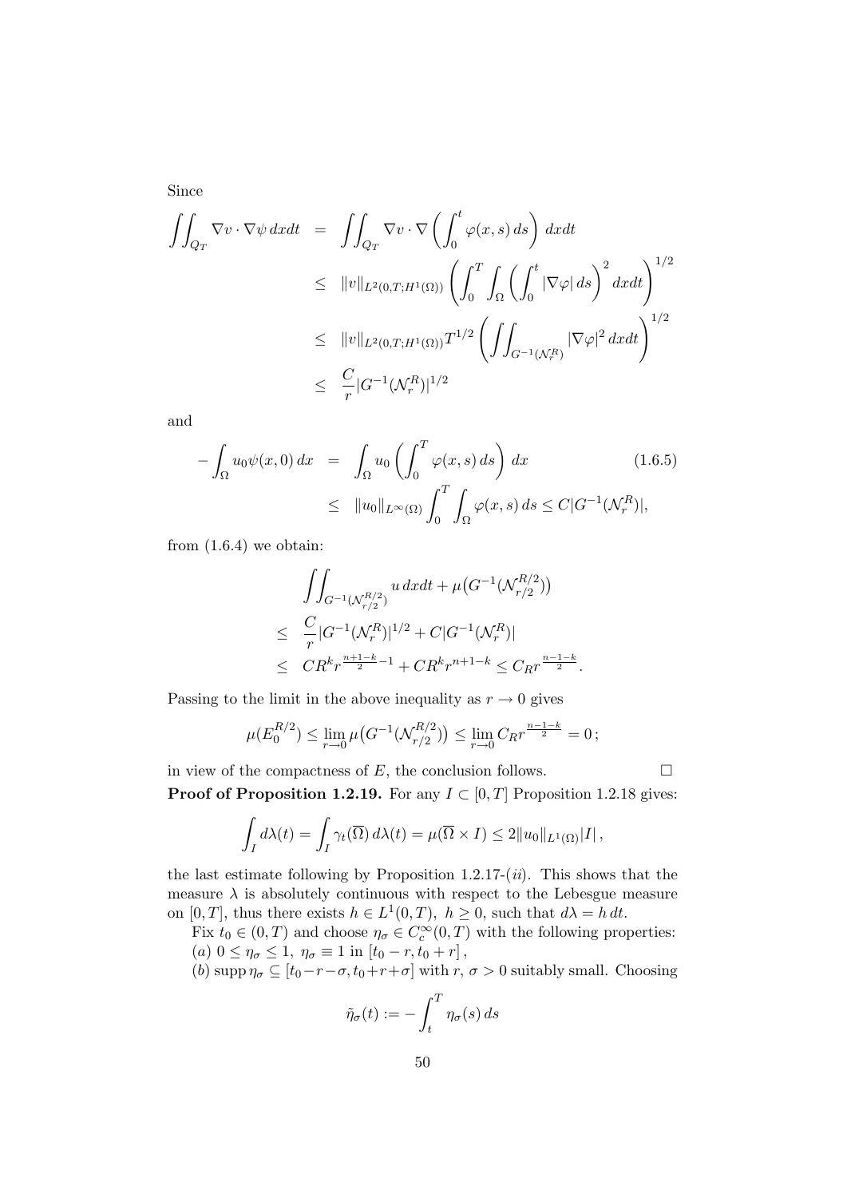Since

$$
\begin{aligned}
\iint_{Q_T} \nabla v \cdot \nabla \psi \, dxdt &= \iint_{Q_T} \nabla v \cdot \nabla \left( \int_0^t \varphi(x,s)\, ds \right) dxdt \\
&\leq \|v\|_{L^2(0,T;H^1(\Omega))} \left( \int_0^T \int_\Omega \left( \int_0^t |\nabla \varphi| \, ds \right)^2 dxdt \right)^{1/2} \\
&\leq \|v\|_{L^2(0,T;H^1(\Omega))} T^{1/2} \left( \iint_{G^{-1}(\mathcal{N}_r^R)} |\nabla \varphi|^2 \, dxdt \right)^{1/2} \\
&\leq \frac{C}{r} |G^{-1}(\mathcal{N}_r^R)|^{1/2}
\end{aligned}
$$

and

$$
\begin{aligned}
-\int_\Omega u_0 \psi(x,0)\, dx &= \int_\Omega u_0 \left( \int_0^T \varphi(x,s)\, ds \right) dx \qquad (1.6.5) \\
&\leq \|u_0\|_{L^\infty(\Omega)} \int_0^T \int_\Omega \varphi(x,s)\, ds \leq C |G^{-1}(\mathcal{N}_r^R)|,
\end{aligned}
$$

from (1.6.4) we obtain:

$$
\begin{aligned}
& \iint_{G^{-1}(\mathcal{N}_{r/2}^{R/2})} u \, dxdt + \mu\big(G^{-1}(\mathcal{N}_{r/2}^{R/2})\big) \\
\leq \; & \frac{C}{r} |G^{-1}(\mathcal{N}_r^R)|^{1/2} + C |G^{-1}(\mathcal{N}_r^R)| \\
\leq \; & C R^k r^{\frac{n+1-k}{2} - 1} + C R^k r^{n+1-k} \leq C_R r^{\frac{n-1-k}{2}}.
\end{aligned}
$$

Passing to the limit in the above inequality as $r \to 0$ gives

$$
\mu(E_0^{R/2}) \leq \lim_{r \to 0} \mu\big(G^{-1}(\mathcal{N}_{r/2}^{R/2})\big) \leq \lim_{r \to 0} C_R r^{\frac{n-1-k}{2}} = 0\,;
$$

in view of the compactness of $E$, the conclusion follows. □

**Proof of Proposition 1.2.19.** For any $I \subset [0,T]$ Proposition 1.2.18 gives:

$$
\int_I d\lambda(t) = \int_I \gamma_t(\overline{\Omega})\, d\lambda(t) = \mu(\overline{\Omega} \times I) \leq 2 \|u_0\|_{L^1(\Omega)} |I|\,,
$$

the last estimate following by Proposition 1.2.17-(*ii*). This shows that the measure $\lambda$ is absolutely continuous with respect to the Lebesgue measure on $[0,T]$, thus there exists $h \in L^1(0,T)$, $h \geq 0$, such that $d\lambda = h\, dt$.

Fix $t_0 \in (0,T)$ and choose $\eta_\sigma \in C_c^\infty(0,T)$ with the following properties:
(*a*) $0 \leq \eta_\sigma \leq 1$, $\eta_\sigma \equiv 1$ in $[t_0 - r, t_0 + r]$,
(*b*) $\operatorname{supp} \eta_\sigma \subseteq [t_0 - r - \sigma, t_0 + r + \sigma]$ with $r$, $\sigma > 0$ suitably small. Choosing

$$
\tilde{\eta}_\sigma(t) := -\int_t^T \eta_\sigma(s)\, ds
$$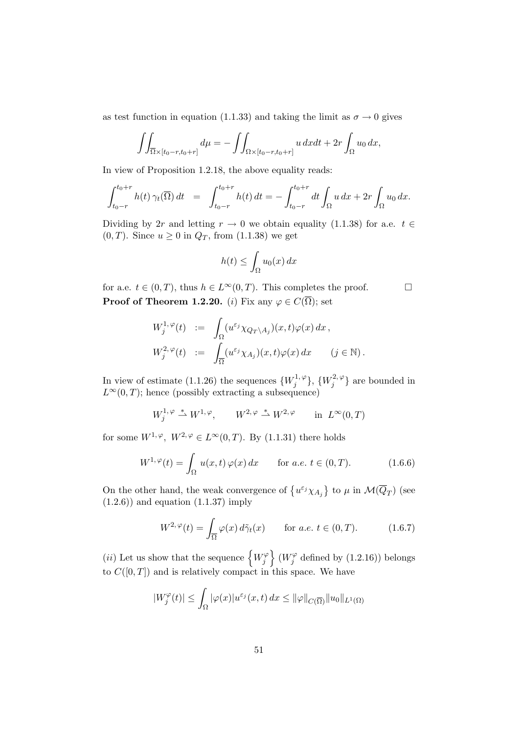as test function in equation (1.1.33) and taking the limit as $\sigma \to 0$ gives

$$\iint_{\overline{\Omega}\times[t_0-r,t_0+r]} d\mu = -\iint_{\Omega\times[t_0-r,t_0+r]} u\,dxdt + 2r\int_\Omega u_0\,dx,$$

In view of Proposition 1.2.18, the above equality reads:

$$\int_{t_0-r}^{t_0+r} h(t)\,\gamma_t(\overline{\Omega})\,dt \;\;=\;\; \int_{t_0-r}^{t_0+r} h(t)\,dt = -\int_{t_0-r}^{t_0+r} dt\int_\Omega u\,dx + 2r\int_\Omega u_0\,dx.$$

Dividing by $2r$ and letting $r \to 0$ we obtain equality (1.1.38) for a.e. $t \in (0,T)$. Since $u \geq 0$ in $Q_T$, from (1.1.38) we get

$$h(t) \leq \int_\Omega u_0(x)\,dx$$

for a.e. $t \in (0,T)$, thus $h \in L^\infty(0,T)$. This completes the proof. □

**Proof of Theorem 1.2.20.** $(i)$ Fix any $\varphi \in C(\overline{\Omega})$; set

$$\begin{aligned}
W_j^{1,\varphi}(t) \;\;&:=\;\; \int_\Omega (u^{\varepsilon_j}\chi_{Q_T\setminus A_j})(x,t)\varphi(x)\,dx\,,\\
W_j^{2,\varphi}(t) \;\;&:=\;\; \int_{\overline{\Omega}} (u^{\varepsilon_j}\chi_{A_j})(x,t)\varphi(x)\,dx \qquad (j\in\mathbb{N})\,.
\end{aligned}$$

In view of estimate (1.1.26) the sequences $\{W_j^{1,\varphi}\}$, $\{W_j^{2,\varphi}\}$ are bounded in $L^\infty(0,T)$; hence (possibly extracting a subsequence)

$$W_j^{1,\varphi} \overset{*}{\rightharpoonup} W^{1,\varphi}, \qquad W^{2,\varphi} \overset{*}{\rightharpoonup} W^{2,\varphi} \qquad \text{in } L^\infty(0,T)$$

for some $W^{1,\varphi},\ W^{2,\varphi} \in L^\infty(0,T)$. By (1.1.31) there holds

$$W^{1,\varphi}(t) = \int_\Omega u(x,t)\,\varphi(x)\,dx \qquad \text{for } a.e.\ t\in(0,T). \tag{1.6.6}$$

On the other hand, the weak convergence of $\{u^{\varepsilon_j}\chi_{A_j}\}$ to $\mu$ in $\mathcal{M}(\overline{Q}_T)$ (see (1.2.6)) and equation (1.1.37) imply

$$W^{2,\varphi}(t) = \int_{\overline{\Omega}} \varphi(x)\,d\tilde{\gamma}_t(x) \qquad \text{for } a.e.\ t\in(0,T). \tag{1.6.7}$$

$(ii)$ Let us show that the sequence $\left\{W_j^\varphi\right\}$ ($W_j^\varphi$ defined by (1.2.16)) belongs to $C([0,T])$ and is relatively compact in this space. We have

$$|W_j^\varphi(t)| \leq \int_\Omega |\varphi(x)|u^{\varepsilon_j}(x,t)\,dx \leq \|\varphi\|_{C(\overline{\Omega})}\|u_0\|_{L^1(\Omega)}$$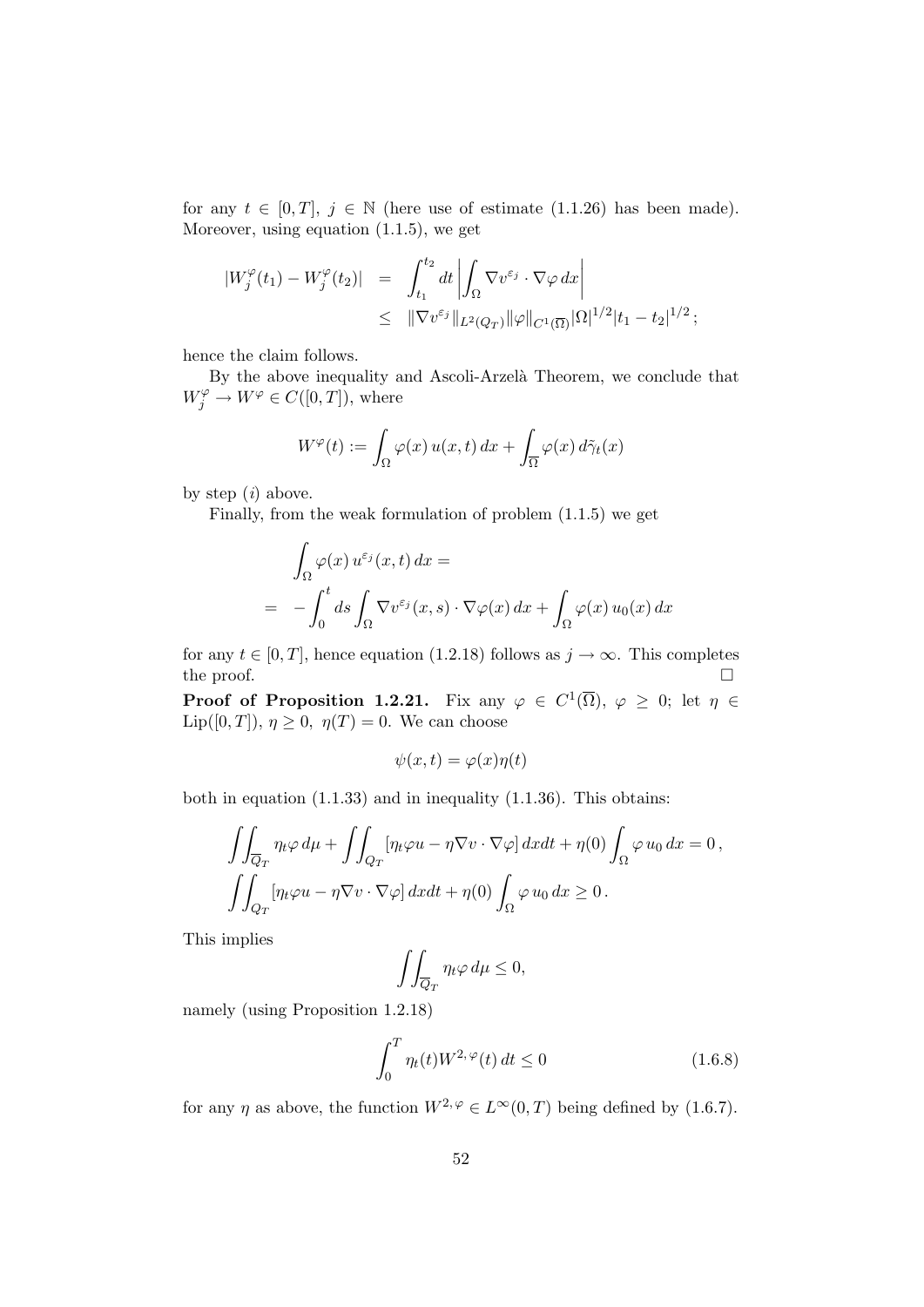for any $t \in [0,T]$, $j \in \mathbb{N}$ (here use of estimate (1.1.26) has been made). Moreover, using equation (1.1.5), we get

$$
\begin{aligned}
|W_j^{\varphi}(t_1) - W_j^{\varphi}(t_2)| &= \int_{t_1}^{t_2} dt \left| \int_{\Omega} \nabla v^{\varepsilon_j} \cdot \nabla \varphi \, dx \right| \\
&\leq \|\nabla v^{\varepsilon_j}\|_{L^2(Q_T)} \|\varphi\|_{C^1(\overline{\Omega})} |\Omega|^{1/2} |t_1 - t_2|^{1/2} ;
\end{aligned}
$$

hence the claim follows.

By the above inequality and Ascoli-Arzelà Theorem, we conclude that $W_j^{\varphi} \to W^{\varphi} \in C([0,T])$, where

$$
W^{\varphi}(t) := \int_{\Omega} \varphi(x)\, u(x,t)\, dx + \int_{\overline{\Omega}} \varphi(x)\, d\tilde{\gamma}_t(x)
$$

by step $(i)$ above.

Finally, from the weak formulation of problem (1.1.5) we get

$$
\begin{aligned}
&\int_{\Omega} \varphi(x)\, u^{\varepsilon_j}(x,t)\, dx = \\
&= -\int_0^t ds \int_{\Omega} \nabla v^{\varepsilon_j}(x,s) \cdot \nabla \varphi(x)\, dx + \int_{\Omega} \varphi(x)\, u_0(x)\, dx
\end{aligned}
$$

for any $t \in [0,T]$, hence equation (1.2.18) follows as $j \to \infty$. This completes the proof. $\square$

**Proof of Proposition 1.2.21.** Fix any $\varphi \in C^1(\overline{\Omega})$, $\varphi \geq 0$; let $\eta \in \mathrm{Lip}([0,T])$, $\eta \geq 0$, $\eta(T) = 0$. We can choose

$$
\psi(x,t) = \varphi(x)\eta(t)
$$

both in equation (1.1.33) and in inequality (1.1.36). This obtains:

$$
\begin{aligned}
&\iint_{\overline{Q}_T} \eta_t \varphi \, d\mu + \iint_{Q_T} [\eta_t \varphi u - \eta \nabla v \cdot \nabla \varphi]\, dx dt + \eta(0) \int_{\Omega} \varphi\, u_0 \, dx = 0 \,, \\
&\iint_{Q_T} [\eta_t \varphi u - \eta \nabla v \cdot \nabla \varphi]\, dx dt + \eta(0) \int_{\Omega} \varphi\, u_0 \, dx \geq 0 \,.
\end{aligned}
$$

This implies

$$
\iint_{\overline{Q}_T} \eta_t \varphi \, d\mu \leq 0,
$$

namely (using Proposition 1.2.18)

$$
\int_0^T \eta_t(t) W^{2,\varphi}(t)\, dt \leq 0 \tag{1.6.8}
$$

for any $\eta$ as above, the function $W^{2,\varphi} \in L^{\infty}(0,T)$ being defined by (1.6.7).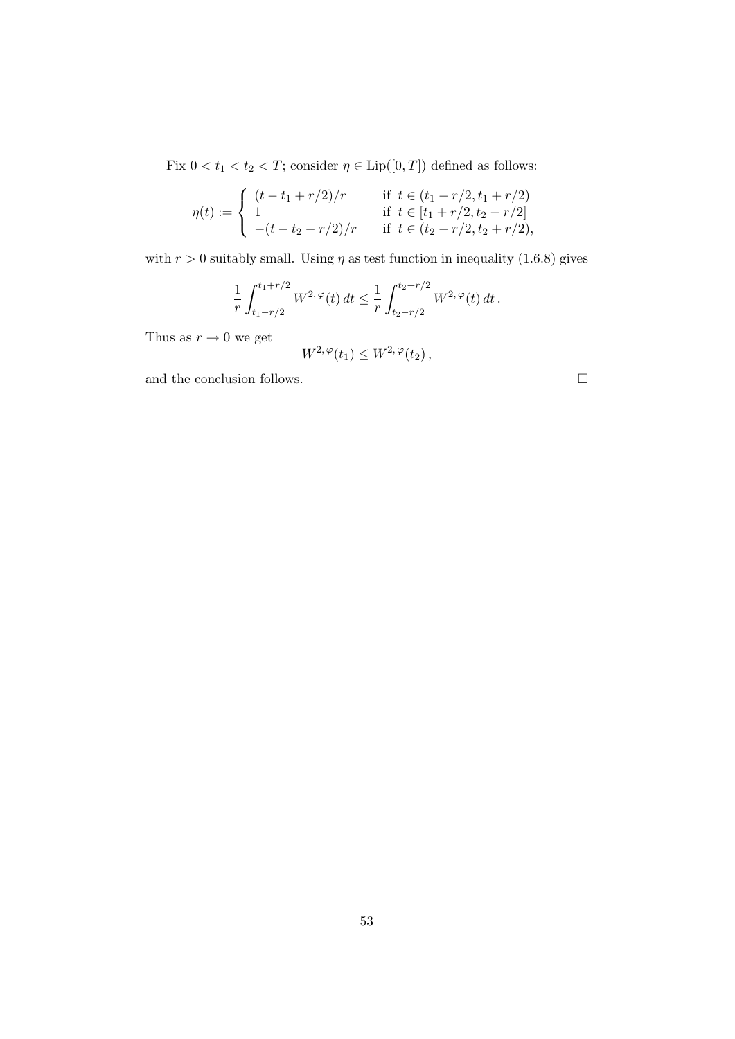Fix $0 < t_1 < t_2 < T$; consider $\eta \in \mathrm{Lip}([0,T])$ defined as follows:

$$\eta(t) := \begin{cases} (t - t_1 + r/2)/r & \text{if } t \in (t_1 - r/2, t_1 + r/2) \\ 1 & \text{if } t \in [t_1 + r/2, t_2 - r/2] \\ -(t - t_2 - r/2)/r & \text{if } t \in (t_2 - r/2, t_2 + r/2), \end{cases}$$

with $r > 0$ suitably small. Using $\eta$ as test function in inequality (1.6.8) gives

$$\frac{1}{r}\int_{t_1 - r/2}^{t_1 + r/2} W^{2,\varphi}(t)\, dt \le \frac{1}{r}\int_{t_2 - r/2}^{t_2 + r/2} W^{2,\varphi}(t)\, dt\,.$$

Thus as $r \to 0$ we get

$$W^{2,\varphi}(t_1) \le W^{2,\varphi}(t_2)\,,$$

and the conclusion follows. □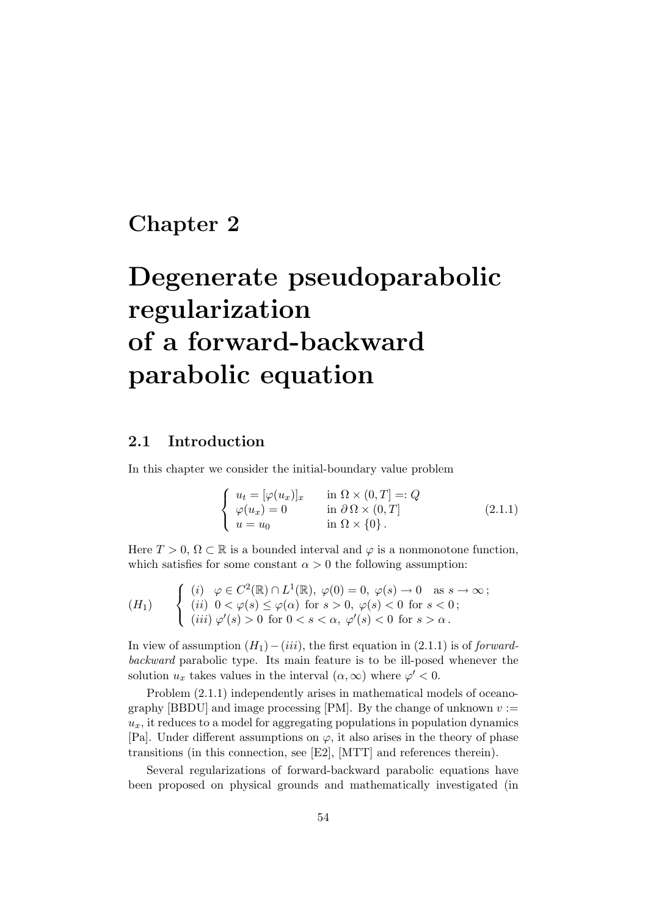# Chapter 2

# Degenerate pseudoparabolic regularization of a forward-backward parabolic equation

## 2.1 Introduction

In this chapter we consider the initial-boundary value problem

$$
\begin{cases}
u_t = [\varphi(u_x)]_x & \text{in } \Omega \times (0,T] =: Q \\
\varphi(u_x) = 0 & \text{in } \partial\,\Omega \times (0,T] \\
u = u_0 & \text{in } \Omega \times \{0\}\,.
\end{cases}
\tag{2.1.1}
$$

Here $T > 0$, $\Omega \subset \mathbb{R}$ is a bounded interval and $\varphi$ is a nonmonotone function, which satisfies for some constant $\alpha > 0$ the following assumption:

$$
(H_1) \qquad
\begin{cases}
(i) \quad \varphi \in C^2(\mathbb{R}) \cap L^1(\mathbb{R}),\ \varphi(0) = 0,\ \varphi(s) \to 0 \quad \text{as } s \to \infty\,; \\
(ii) \ 0 < \varphi(s) \le \varphi(\alpha) \ \text{for } s > 0,\ \varphi(s) < 0 \ \text{for } s < 0\,; \\
(iii)\ \varphi'(s) > 0 \ \text{for } 0 < s < \alpha,\ \varphi'(s) < 0 \ \text{for } s > \alpha\,.
\end{cases}
$$

In view of assumption $(H_1) - (iii)$, the first equation in (2.1.1) is of *forward-backward* parabolic type. Its main feature is to be ill-posed whenever the solution $u_x$ takes values in the interval $(\alpha, \infty)$ where $\varphi' < 0$.

Problem (2.1.1) independently arises in mathematical models of oceanography [BBDU] and image processing [PM]. By the change of unknown $v := u_x$, it reduces to a model for aggregating populations in population dynamics [Pa]. Under different assumptions on $\varphi$, it also arises in the theory of phase transitions (in this connection, see [E2], [MTT] and references therein).

Several regularizations of forward-backward parabolic equations have been proposed on physical grounds and mathematically investigated (in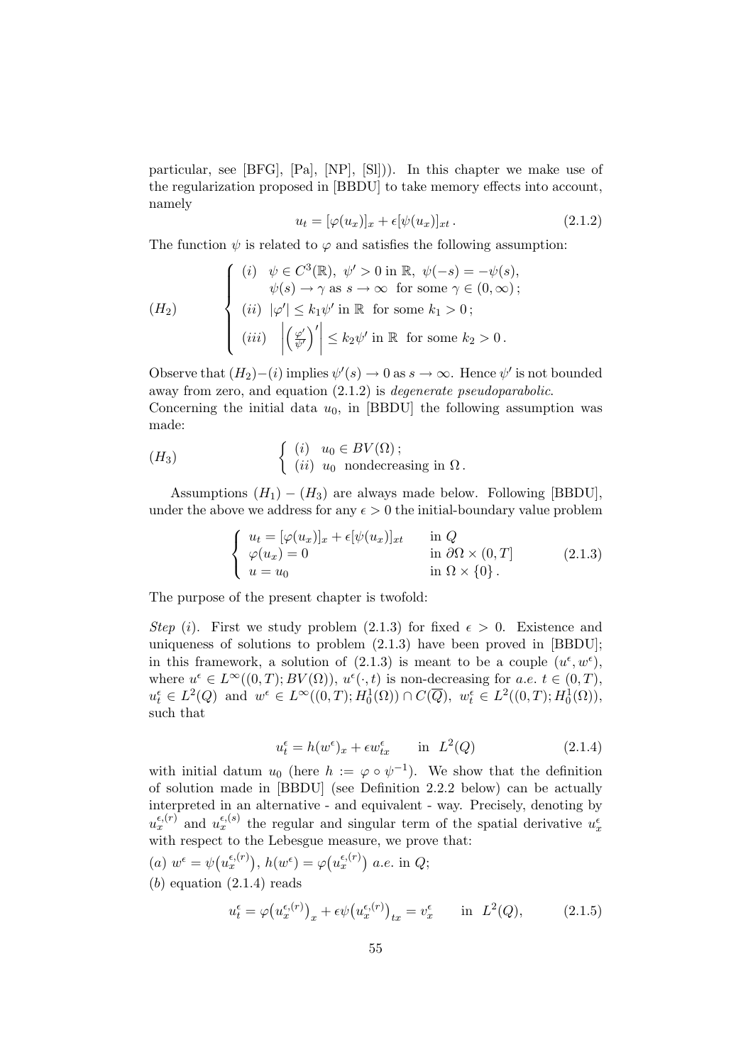particular, see [BFG], [Pa], [NP], [Sl])). In this chapter we make use of the regularization proposed in [BBDU] to take memory effects into account, namely

$$u_t = [\varphi(u_x)]_x + \epsilon[\psi(u_x)]_{xt}\,. \tag{2.1.2}$$

The function $\psi$ is related to $\varphi$ and satisfies the following assumption:

$$(H_2) \qquad \begin{cases} (i) \quad \psi \in C^3(\mathbb{R}),\ \psi' > 0 \text{ in } \mathbb{R},\ \psi(-s) = -\psi(s), \\ \qquad \psi(s) \to \gamma \text{ as } s \to \infty \ \text{ for some } \gamma \in (0,\infty)\,; \\ (ii) \ \ |\varphi'| \leq k_1 \psi' \text{ in } \mathbb{R} \ \text{ for some } k_1 > 0\,; \\ (iii) \quad \left| \left( \frac{\varphi'}{\psi'} \right)' \right| \leq k_2 \psi' \text{ in } \mathbb{R} \ \text{ for some } k_2 > 0\,. \end{cases}$$

Observe that $(H_2)-(i)$ implies $\psi'(s) \to 0$ as $s \to \infty$. Hence $\psi'$ is not bounded away from zero, and equation (2.1.2) is *degenerate pseudoparabolic*.
Concerning the initial data $u_0$, in [BBDU] the following assumption was made:

$$(H_3) \qquad \begin{cases} (i) \quad u_0 \in BV(\Omega)\,; \\ (ii) \ \ u_0 \ \text{ nondecreasing in } \Omega\,. \end{cases}$$

Assumptions $(H_1) - (H_3)$ are always made below. Following [BBDU], under the above we address for any $\epsilon > 0$ the initial-boundary value problem

$$\begin{cases} u_t = [\varphi(u_x)]_x + \epsilon[\psi(u_x)]_{xt} & \text{in } Q \\ \varphi(u_x) = 0 & \text{in } \partial\Omega \times (0,T] \\ u = u_0 & \text{in } \Omega \times \{0\}\,. \end{cases} \tag{2.1.3}$$

The purpose of the present chapter is twofold:

*Step* $(i)$. First we study problem (2.1.3) for fixed $\epsilon > 0$. Existence and uniqueness of solutions to problem (2.1.3) have been proved in [BBDU]; in this framework, a solution of (2.1.3) is meant to be a couple $(u^\epsilon, w^\epsilon)$, where $u^\epsilon \in L^\infty((0,T);BV(\Omega))$, $u^\epsilon(\cdot,t)$ is non-decreasing for *a.e.* $t \in (0,T)$, $u^\epsilon_t \in L^2(Q)$ and $w^\epsilon \in L^\infty((0,T);H^1_0(\Omega)) \cap C(\overline{Q})$, $w^\epsilon_t \in L^2((0,T);H^1_0(\Omega))$, such that

$$u^\epsilon_t = h(w^\epsilon)_x + \epsilon w^\epsilon_{tx} \qquad \text{in } \ L^2(Q) \tag{2.1.4}$$

with initial datum $u_0$ (here $h := \varphi \circ \psi^{-1}$). We show that the definition of solution made in [BBDU] (see Definition 2.2.2 below) can be actually interpreted in an alternative - and equivalent - way. Precisely, denoting by $u^{\epsilon,(r)}_x$ and $u^{\epsilon,(s)}_x$ the regular and singular term of the spatial derivative $u^\epsilon_x$ with respect to the Lebesgue measure, we prove that:

$(a)$ $w^\epsilon = \psi\big(u^{\epsilon,(r)}_x\big)$, $h(w^\epsilon) = \varphi\big(u^{\epsilon,(r)}_x\big)$ *a.e.* in $Q$;

$(b)$ equation (2.1.4) reads

$$u^\epsilon_t = \varphi\big(u^{\epsilon,(r)}_x\big)_x + \epsilon\psi\big(u^{\epsilon,(r)}_x\big)_{tx} = v^\epsilon_x \qquad \text{in } \ L^2(Q), \tag{2.1.5}$$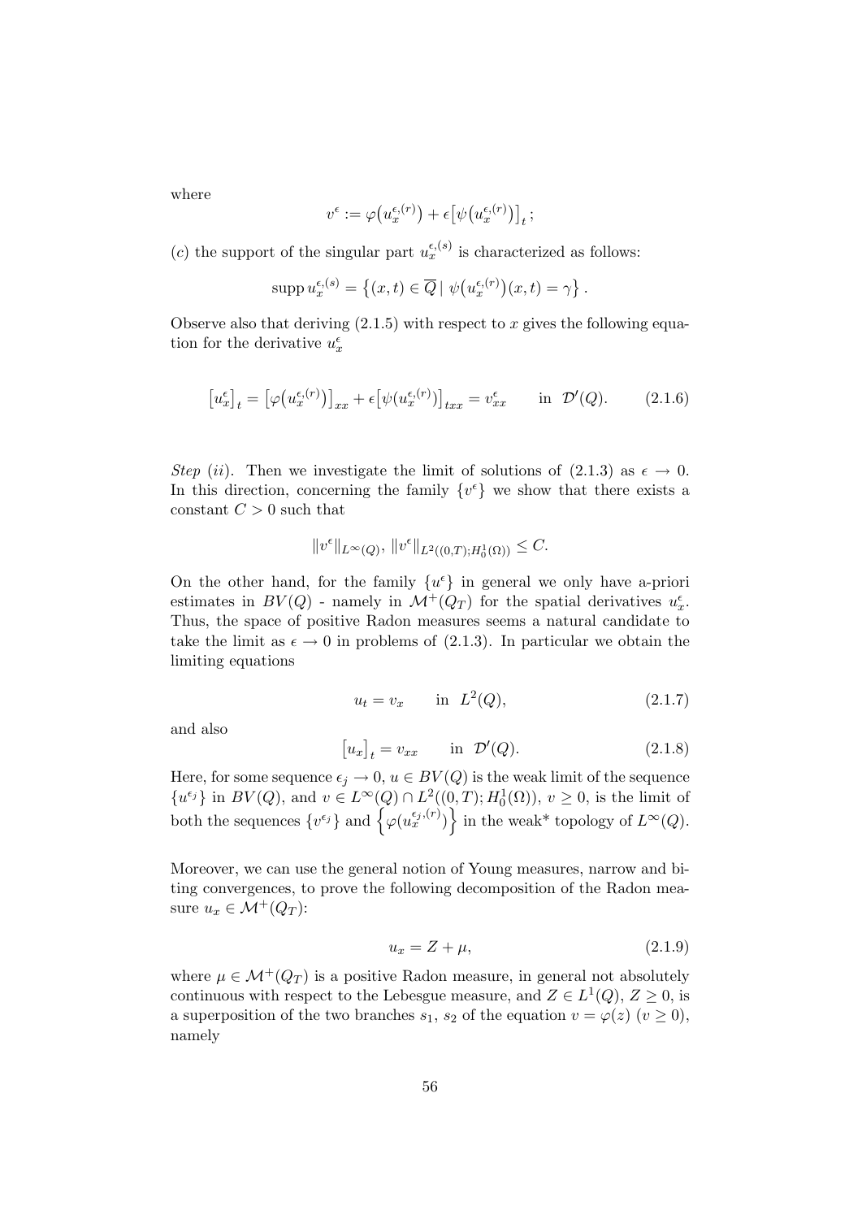where

$$v^\epsilon := \varphi\big(u_x^{\epsilon,(r)}\big) + \epsilon\big[\psi\big(u_x^{\epsilon,(r)}\big)\big]_t\,;$$

$(c)$ the support of the singular part $u_x^{\epsilon,(s)}$ is characterized as follows:

$$\operatorname{supp} u_x^{\epsilon,(s)} = \big\{(x,t) \in \overline{Q} \mid \psi\big(u_x^{\epsilon,(r)}\big)(x,t) = \gamma\big\}\,.$$

Observe also that deriving (2.1.5) with respect to $x$ gives the following equation for the derivative $u_x^\epsilon$

$$\big[u_x^\epsilon\big]_t = \big[\varphi\big(u_x^{\epsilon,(r)}\big)\big]_{xx} + \epsilon\big[\psi(u_x^{\epsilon,(r)})\big]_{txx} = v_{xx}^\epsilon \qquad \text{in } \ \mathcal{D}'(Q). \tag{2.1.6}$$

*Step (ii)*. Then we investigate the limit of solutions of (2.1.3) as $\epsilon \to 0$. In this direction, concerning the family $\{v^\epsilon\}$ we show that there exists a constant $C > 0$ such that

$$\|v^\epsilon\|_{L^\infty(Q)},\ \|v^\epsilon\|_{L^2((0,T);H_0^1(\Omega))} \leq C.$$

On the other hand, for the family $\{u^\epsilon\}$ in general we only have a-priori estimates in $BV(Q)$ - namely in $\mathcal{M}^+(Q_T)$ for the spatial derivatives $u_x^\epsilon$. Thus, the space of positive Radon measures seems a natural candidate to take the limit as $\epsilon \to 0$ in problems of (2.1.3). In particular we obtain the limiting equations

$$u_t = v_x \qquad \text{in } \ L^2(Q), \tag{2.1.7}$$

and also

$$\big[u_x\big]_t = v_{xx} \qquad \text{in } \ \mathcal{D}'(Q). \tag{2.1.8}$$

Here, for some sequence $\epsilon_j \to 0$, $u \in BV(Q)$ is the weak limit of the sequence $\{u^{\epsilon_j}\}$ in $BV(Q)$, and $v \in L^\infty(Q) \cap L^2((0,T);H_0^1(\Omega))$, $v \geq 0$, is the limit of both the sequences $\{v^{\epsilon_j}\}$ and $\Big\{\varphi(u_x^{\epsilon_j,(r)})\Big\}$ in the weak* topology of $L^\infty(Q)$.

Moreover, we can use the general notion of Young measures, narrow and biting convergences, to prove the following decomposition of the Radon measure $u_x \in \mathcal{M}^+(Q_T)$:

$$u_x = Z + \mu, \tag{2.1.9}$$

where $\mu \in \mathcal{M}^+(Q_T)$ is a positive Radon measure, in general not absolutely continuous with respect to the Lebesgue measure, and $Z \in L^1(Q)$, $Z \geq 0$, is a superposition of the two branches $s_1$, $s_2$ of the equation $v = \varphi(z)$ $(v \geq 0)$, namely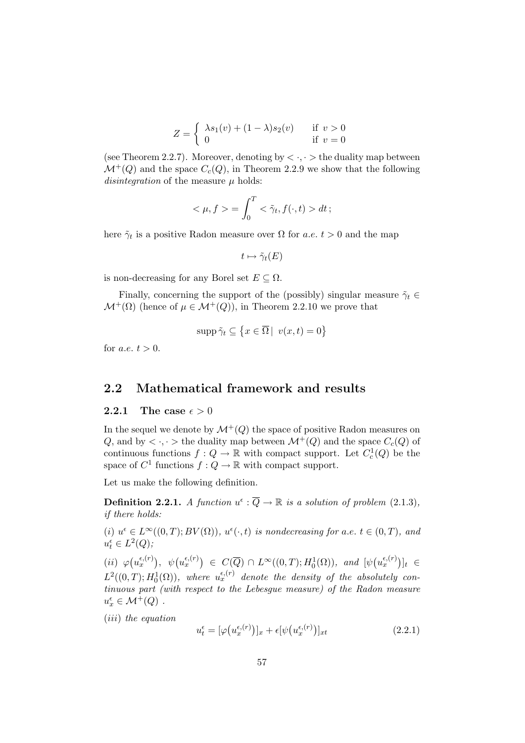$$Z = \begin{cases} \lambda s_1(v) + (1-\lambda)s_2(v) & \text{if } v > 0 \\ 0 & \text{if } v = 0 \end{cases}$$

(see Theorem 2.2.7). Moreover, denoting by $< \cdot, \cdot >$ the duality map between $\mathcal{M}^+(Q)$ and the space $C_c(Q)$, in Theorem 2.2.9 we show that the following *disintegration* of the measure $\mu$ holds:

$$< \mu, f > = \int_0^T < \tilde{\gamma}_t, f(\cdot, t) > dt \,;$$

here $\tilde{\gamma}_t$ is a positive Radon measure over $\Omega$ for *a.e.* $t > 0$ and the map

$$t \mapsto \tilde{\gamma}_t(E)$$

is non-decreasing for any Borel set $E \subseteq \Omega$.

Finally, concerning the support of the (possibly) singular measure $\tilde{\gamma}_t \in \mathcal{M}^+(\Omega)$ (hence of $\mu \in \mathcal{M}^+(Q)$), in Theorem 2.2.10 we prove that

$$\operatorname{supp} \tilde{\gamma}_t \subseteq \left\{ x \in \overline{\Omega} \,|\; v(x,t) = 0 \right\}$$

for *a.e.* $t > 0$.

## 2.2 Mathematical framework and results

### 2.2.1 The case $\epsilon > 0$

In the sequel we denote by $\mathcal{M}^+(Q)$ the space of positive Radon measures on $Q$, and by $< \cdot, \cdot >$ the duality map between $\mathcal{M}^+(Q)$ and the space $C_c(Q)$ of continuous functions $f : Q \to \mathbb{R}$ with compact support. Let $C_c^1(Q)$ be the space of $C^1$ functions $f : Q \to \mathbb{R}$ with compact support.

Let us make the following definition.

**Definition 2.2.1.** *A function $u^\epsilon : \overline{Q} \to \mathbb{R}$ is a solution of problem* (2.1.3)*, if there holds:*

*(i) $u^\epsilon \in L^\infty((0,T); BV(\Omega))$, $u^\epsilon(\cdot, t)$ is nondecreasing for a.e. $t \in (0,T)$, and $u^\epsilon_t \in L^2(Q)$;*

*(ii) $\varphi\big(u_x^{\epsilon,(r)}\big)$, $\psi\big(u_x^{\epsilon,(r)}\big) \in C(\overline{Q}) \cap L^\infty((0,T); H_0^1(\Omega))$, and $[\psi\big(u_x^{\epsilon,(r)}\big)]_t \in L^2((0,T); H_0^1(\Omega))$, where $u_x^{\epsilon,(r)}$ denote the density of the absolutely continuous part (with respect to the Lebesgue measure) of the Radon measure $u_x^\epsilon \in \mathcal{M}^+(Q)$ .*

*(iii) the equation*

$$u^\epsilon_t = [\varphi\big(u_x^{\epsilon,(r)}\big)]_x + \epsilon[\psi\big(u_x^{\epsilon,(r)}\big)]_{xt} \tag{2.2.1}$$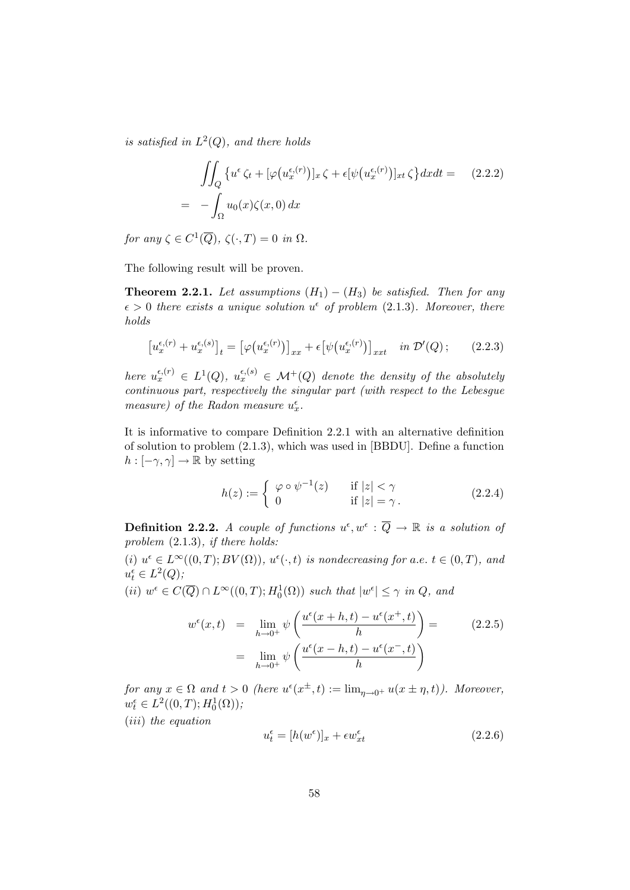*is satisfied in* $L^2(Q)$*, and there holds*

$$\iint_Q \left\{ u^\epsilon \, \zeta_t + [\varphi\big(u_x^{\epsilon,(r)}\big)]_x \, \zeta + \epsilon [\psi\big(u_x^{\epsilon,(r)}\big)]_{xt} \, \zeta \right\} dxdt = \tag{2.2.2}$$
$$= \; - \int_\Omega u_0(x) \zeta(x,0) \, dx$$

*for any* $\zeta \in C^1(\overline{Q})$*,* $\zeta(\cdot, T) = 0$ *in* $\Omega$*.*

The following result will be proven.

**Theorem 2.2.1.** *Let assumptions* $(H_1) - (H_3)$ *be satisfied. Then for any* $\epsilon > 0$ *there exists a unique solution* $u^\epsilon$ *of problem* (2.1.3)*. Moreover, there holds*

$$\big[u_x^{\epsilon,(r)} + u_x^{\epsilon,(s)}\big]_t = \big[\varphi\big(u_x^{\epsilon,(r)}\big)\big]_{xx} + \epsilon \big[\psi\big(u_x^{\epsilon,(r)}\big)\big]_{xxt} \quad in \; \mathcal{D}'(Q)\,; \tag{2.2.3}$$

*here* $u_x^{\epsilon,(r)} \in L^1(Q)$*,* $u_x^{\epsilon,(s)} \in \mathcal{M}^+(Q)$ *denote the density of the absolutely continuous part, respectively the singular part (with respect to the Lebesgue measure) of the Radon measure* $u_x^\epsilon$*.*

It is informative to compare Definition 2.2.1 with an alternative definition of solution to problem (2.1.3), which was used in [BBDU]. Define a function $h : [-\gamma, \gamma] \to \mathbb{R}$ by setting

$$h(z) := \begin{cases} \varphi \circ \psi^{-1}(z) & \text{if } |z| < \gamma \\ 0 & \text{if } |z| = \gamma \,. \end{cases} \tag{2.2.4}$$

**Definition 2.2.2.** *A couple of functions* $u^\epsilon, w^\epsilon : \overline{Q} \to \mathbb{R}$ *is a solution of problem* (2.1.3)*, if there holds:*

*(i)* $u^\epsilon \in L^\infty((0,T); BV(\Omega))$*,* $u^\epsilon(\cdot, t)$ *is nondecreasing for a.e.* $t \in (0,T)$*, and* $u_t^\epsilon \in L^2(Q)$*;*

*(ii)* $w^\epsilon \in C(\overline{Q}) \cap L^\infty((0,T); H_0^1(\Omega))$ *such that* $|w^\epsilon| \leq \gamma$ *in* $Q$*, and*

$$\begin{aligned} w^\epsilon(x,t) &= \lim_{h \to 0^+} \psi\left(\frac{u^\epsilon(x+h,t) - u^\epsilon(x^+,t)}{h}\right) = \\ &= \lim_{h \to 0^+} \psi\left(\frac{u^\epsilon(x-h,t) - u^\epsilon(x^-,t)}{h}\right) \end{aligned} \tag{2.2.5}$$

*for any* $x \in \Omega$ *and* $t > 0$ *(here* $u^\epsilon(x^\pm, t) := \lim_{\eta \to 0^+} u(x \pm \eta, t)$*). Moreover,* $w_t^\epsilon \in L^2((0,T); H_0^1(\Omega))$*;*

*(iii) the equation*

$$u_t^\epsilon = [h(w^\epsilon)]_x + \epsilon w_{xt}^\epsilon \tag{2.2.6}$$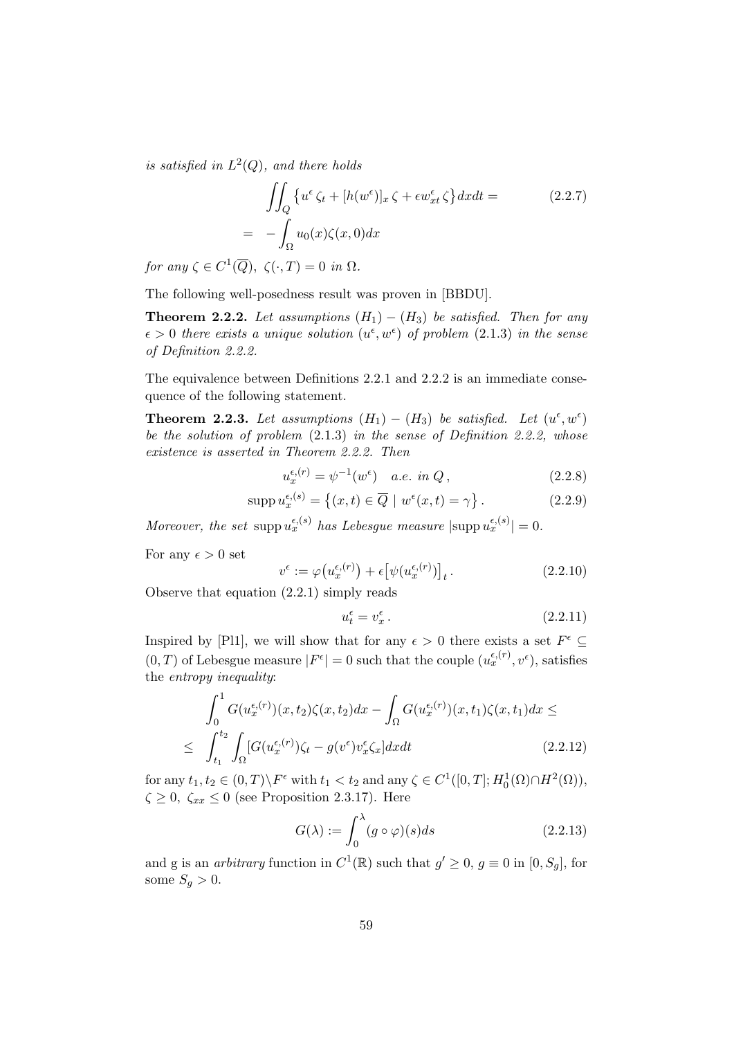*is satisfied in $L^2(Q)$, and there holds*

$$
\begin{aligned}
&\iint_Q \left\{ u^\epsilon \, \zeta_t + [h(w^\epsilon)]_x \, \zeta + \epsilon w^\epsilon_{xt} \, \zeta \right\} dx dt = \qquad (2.2.7)\\
&= \; - \int_\Omega u_0(x) \zeta(x,0) dx
\end{aligned}
$$

*for any $\zeta \in C^1(\overline{Q})$, $\zeta(\cdot, T) = 0$ in $\Omega$.*

The following well-posedness result was proven in [BBDU].

**Theorem 2.2.2.** *Let assumptions $(H_1) - (H_3)$ be satisfied. Then for any $\epsilon > 0$ there exists a unique solution $(u^\epsilon, w^\epsilon)$ of problem (2.1.3) in the sense of Definition 2.2.2.*

The equivalence between Definitions 2.2.1 and 2.2.2 is an immediate consequence of the following statement.

**Theorem 2.2.3.** *Let assumptions $(H_1) - (H_3)$ be satisfied. Let $(u^\epsilon, w^\epsilon)$ be the solution of problem (2.1.3) in the sense of Definition 2.2.2, whose existence is asserted in Theorem 2.2.2. Then*

$$
u_x^{\epsilon,(r)} = \psi^{-1}(w^\epsilon) \quad a.e. \text{ in } Q \,, \qquad (2.2.8)
$$

$$
\operatorname{supp} u_x^{\epsilon,(s)} = \left\{ (x,t) \in \overline{Q} \mid w^\epsilon(x,t) = \gamma \right\}. \qquad (2.2.9)
$$

*Moreover, the set $\operatorname{supp} u_x^{\epsilon,(s)}$ has Lebesgue measure $|\operatorname{supp} u_x^{\epsilon,(s)}| = 0$.*

For any $\epsilon > 0$ set

$$
v^\epsilon := \varphi\big(u_x^{\epsilon,(r)}\big) + \epsilon\big[\psi(u_x^{\epsilon,(r)})\big]_t \,. \qquad (2.2.10)
$$

Observe that equation (2.2.1) simply reads

$$
u^\epsilon_t = v^\epsilon_x \,. \qquad (2.2.11)
$$

Inspired by [Pl1], we will show that for any $\epsilon > 0$ there exists a set $F^\epsilon \subseteq (0,T)$ of Lebesgue measure $|F^\epsilon| = 0$ such that the couple $(u_x^{\epsilon,(r)}, v^\epsilon)$, satisfies the *entropy inequality*:

$$
\begin{aligned}
&\int_0^1 G(u_x^{\epsilon,(r)})(x,t_2)\zeta(x,t_2)dx - \int_\Omega G(u_x^{\epsilon,(r)})(x,t_1)\zeta(x,t_1)dx \le \\
&\le \; \int_{t_1}^{t_2} \int_\Omega [G(u_x^{\epsilon,(r)})\zeta_t - g(v^\epsilon) v^\epsilon_x \zeta_x] dx dt \qquad (2.2.12)
\end{aligned}
$$

for any $t_1, t_2 \in (0,T)\backslash F^\epsilon$ with $t_1 < t_2$ and any $\zeta \in C^1([0,T]; H^1_0(\Omega) \cap H^2(\Omega))$, $\zeta \ge 0$, $\zeta_{xx} \le 0$ (see Proposition 2.3.17). Here

$$
G(\lambda) := \int_0^\lambda (g \circ \varphi)(s) ds \qquad (2.2.13)
$$

and g is an *arbitrary* function in $C^1(\mathbb{R})$ such that $g' \ge 0$, $g \equiv 0$ in $[0, S_g]$, for some $S_g > 0$.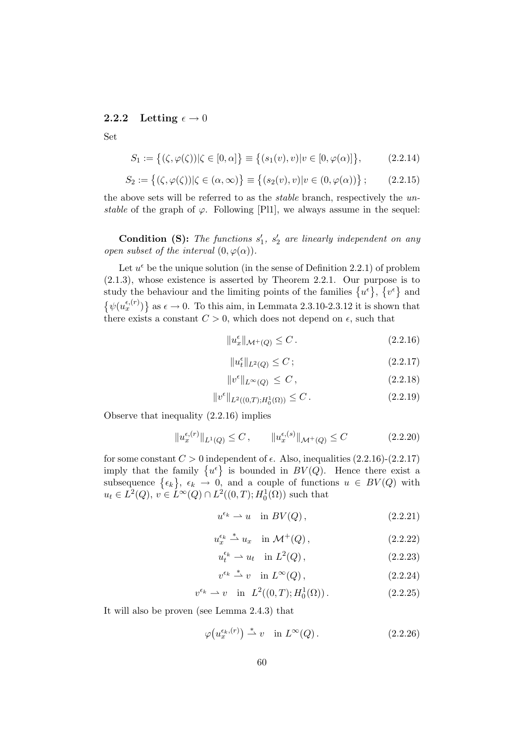### 2.2.2 Letting $\epsilon \to 0$

Set

$$S_1 := \{(\zeta, \varphi(\zeta)) | \zeta \in [0, \alpha]\} \equiv \{(s_1(v), v) | v \in [0, \varphi(\alpha)]\}, \tag{2.2.14}$$

$$S_2 := \{(\zeta, \varphi(\zeta)) | \zeta \in (\alpha, \infty)\} \equiv \{(s_2(v), v) | v \in (0, \varphi(\alpha))\}; \tag{2.2.15}$$

the above sets will be referred to as the *stable* branch, respectively the *unstable* of the graph of $\varphi$. Following [Pl1], we always assume in the sequel:

**Condition (S):** *The functions $s_1'$, $s_2'$ are linearly independent on any open subset of the interval $(0, \varphi(\alpha))$.*

Let $u^\epsilon$ be the unique solution (in the sense of Definition 2.2.1) of problem (2.1.3), whose existence is asserted by Theorem 2.2.1. Our purpose is to study the behaviour and the limiting points of the families $\{u^\epsilon\}$, $\{v^\epsilon\}$ and $\{\psi(u_x^{\epsilon,(r)})\}$ as $\epsilon \to 0$. To this aim, in Lemmata 2.3.10-2.3.12 it is shown that there exists a constant $C > 0$, which does not depend on $\epsilon$, such that

$$\|u_x^\epsilon\|_{\mathcal{M}^+(Q)} \leq C\,. \tag{2.2.16}$$

$$\|u_t^\epsilon\|_{L^2(Q)} \leq C\,; \tag{2.2.17}$$

$$\|v^\epsilon\|_{L^\infty(Q)} \leq C\,, \tag{2.2.18}$$

$$\|v^\epsilon\|_{L^2((0,T);H_0^1(\Omega))} \leq C\,. \tag{2.2.19}$$

Observe that inequality (2.2.16) implies

$$\|u_x^{\epsilon,(r)}\|_{L^1(Q)} \leq C\,, \qquad \|u_x^{\epsilon,(s)}\|_{\mathcal{M}^+(Q)} \leq C \tag{2.2.20}$$

for some constant $C > 0$ independent of $\epsilon$. Also, inequalities (2.2.16)-(2.2.17) imply that the family $\{u^\epsilon\}$ is bounded in $BV(Q)$. Hence there exist a subsequence $\{\epsilon_k\}$, $\epsilon_k \to 0$, and a couple of functions $u \in BV(Q)$ with $u_t \in L^2(Q)$, $v \in L^\infty(Q) \cap L^2((0,T); H_0^1(\Omega))$ such that

$$u^{\epsilon_k} \rightharpoonup u \quad \text{in } BV(Q)\,, \tag{2.2.21}$$

$$u_x^{\epsilon_k} \overset{*}{\rightharpoonup} u_x \quad \text{in } \mathcal{M}^+(Q)\,, \tag{2.2.22}$$

$$u_t^{\epsilon_k} \rightharpoonup u_t \quad \text{in } L^2(Q)\,, \tag{2.2.23}$$

$$v^{\epsilon_k} \overset{*}{\rightharpoonup} v \quad \text{in } L^\infty(Q)\,, \tag{2.2.24}$$

$$v^{\epsilon_k} \rightharpoonup v \quad \text{in } L^2((0,T); H_0^1(\Omega))\,. \tag{2.2.25}$$

It will also be proven (see Lemma 2.4.3) that

$$\varphi\big(u_x^{\epsilon_k,(r)}\big) \overset{*}{\rightharpoonup} v \quad \text{in } L^\infty(Q)\,. \tag{2.2.26}$$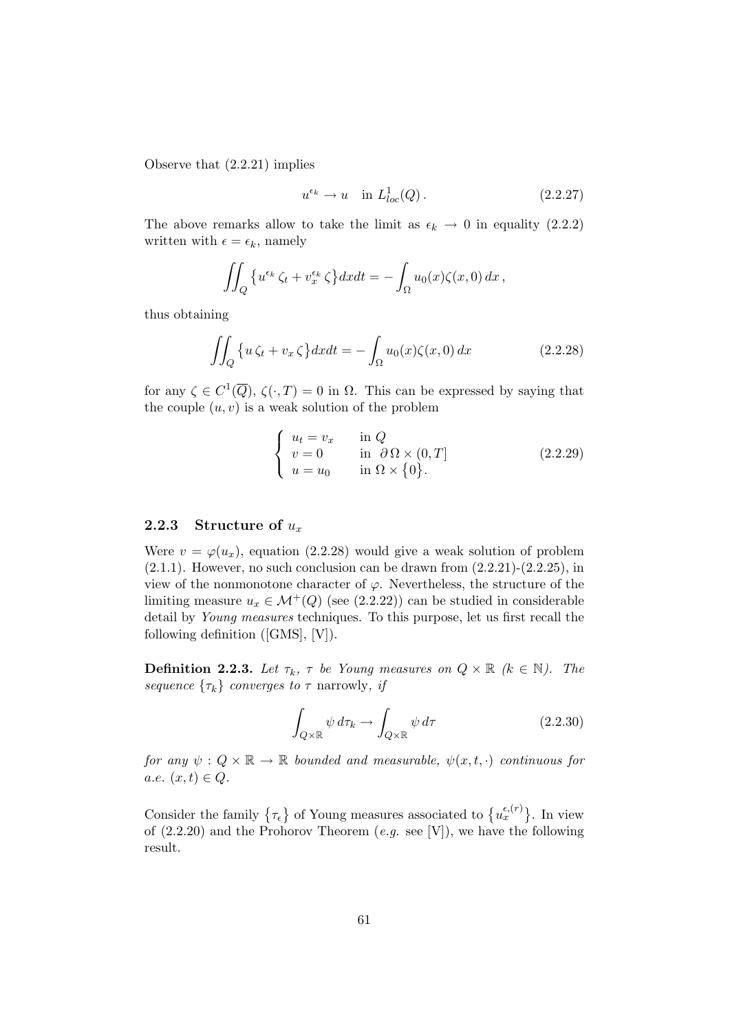Observe that (2.2.21) implies

$$
u^{\epsilon_k} \to u \quad \text{in } L^1_{loc}(Q)\,. \tag{2.2.27}
$$

The above remarks allow to take the limit as $\epsilon_k \to 0$ in equality (2.2.2) written with $\epsilon = \epsilon_k$, namely

$$
\iint_Q \left\{ u^{\epsilon_k}\, \zeta_t + v_x^{\epsilon_k}\, \zeta \right\} dxdt = -\int_\Omega u_0(x)\zeta(x,0)\, dx\,,
$$

thus obtaining

$$
\iint_Q \left\{ u\, \zeta_t + v_x\, \zeta \right\} dxdt = -\int_\Omega u_0(x)\zeta(x,0)\, dx \tag{2.2.28}
$$

for any $\zeta \in C^1(\overline{Q})$, $\zeta(\cdot, T) = 0$ in $\Omega$. This can be expressed by saying that the couple $(u, v)$ is a weak solution of the problem

$$
\begin{cases}
u_t = v_x & \text{in } Q \\
v = 0 & \text{in } \partial\Omega \times (0, T] \\
u = u_0 & \text{in } \Omega \times \{0\}.
\end{cases} \tag{2.2.29}
$$

### 2.2.3 Structure of $u_x$

Were $v = \varphi(u_x)$, equation (2.2.28) would give a weak solution of problem (2.1.1). However, no such conclusion can be drawn from (2.2.21)-(2.2.25), in view of the nonmonotone character of $\varphi$. Nevertheless, the structure of the limiting measure $u_x \in \mathcal{M}^+(Q)$ (see (2.2.22)) can be studied in considerable detail by *Young measures* techniques. To this purpose, let us first recall the following definition ([GMS], [V]).

**Definition 2.2.3.** *Let $\tau_k$, $\tau$ be Young measures on $Q \times \mathbb{R}$ ($k \in \mathbb{N}$). The sequence $\{\tau_k\}$ converges to $\tau$* narrowly, *if*

$$
\int_{Q\times\mathbb{R}} \psi\, d\tau_k \to \int_{Q\times\mathbb{R}} \psi\, d\tau \tag{2.2.30}
$$

*for any $\psi : Q \times \mathbb{R} \to \mathbb{R}$ bounded and measurable, $\psi(x, t, \cdot)$ continuous for a.e. $(x, t) \in Q$.*

Consider the family $\{\tau_\epsilon\}$ of Young measures associated to $\{u_x^{\epsilon,(r)}\}$. In view of (2.2.20) and the Prohorov Theorem (*e.g.* see [V]), we have the following result.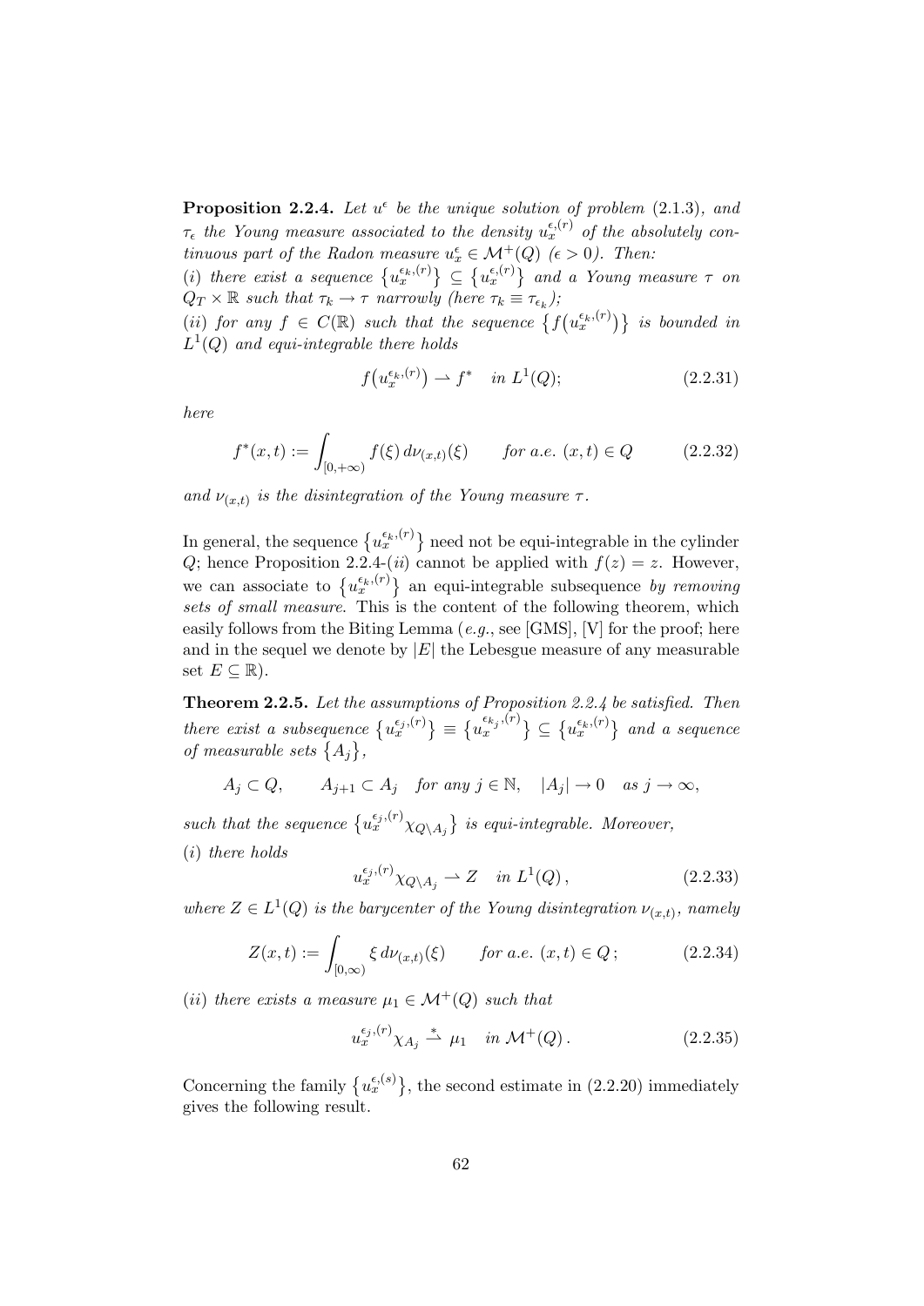**Proposition 2.2.4.** *Let $u^\epsilon$ be the unique solution of problem (2.1.3), and $\tau_\epsilon$ the Young measure associated to the density $u_x^{\epsilon,(r)}$ of the absolutely continuous part of the Radon measure $u_x^\epsilon \in \mathcal{M}^+(Q)$ ($\epsilon > 0$). Then:*

*(i) there exist a sequence $\{u_x^{\epsilon_k,(r)}\} \subseteq \{u_x^{\epsilon,(r)}\}$ and a Young measure $\tau$ on $Q_T \times \mathbb{R}$ such that $\tau_k \to \tau$ narrowly (here $\tau_k \equiv \tau_{\epsilon_k}$);*

*(ii) for any $f \in C(\mathbb{R})$ such that the sequence $\{f(u_x^{\epsilon_k,(r)})\}$ is bounded in $L^1(Q)$ and equi-integrable there holds*

$$f\big(u_x^{\epsilon_k,(r)}\big) \rightharpoonup f^* \quad \text{in } L^1(Q); \tag{2.2.31}$$

*here*

$$f^*(x,t) := \int_{[0,+\infty)} f(\xi)\, d\nu_{(x,t)}(\xi) \qquad \text{for a.e. } (x,t) \in Q \tag{2.2.32}$$

*and $\nu_{(x,t)}$ is the disintegration of the Young measure $\tau$.*

In general, the sequence $\{u_x^{\epsilon_k,(r)}\}$ need not be equi-integrable in the cylinder $Q$; hence Proposition 2.2.4-$(ii)$ cannot be applied with $f(z) = z$. However, we can associate to $\{u_x^{\epsilon_k,(r)}\}$ an equi-integrable subsequence *by removing sets of small measure*. This is the content of the following theorem, which easily follows from the Biting Lemma (*e.g.*, see [GMS], [V] for the proof; here and in the sequel we denote by $|E|$ the Lebesgue measure of any measurable set $E \subseteq \mathbb{R}$).

**Theorem 2.2.5.** *Let the assumptions of Proposition 2.2.4 be satisfied. Then there exist a subsequence $\{u_x^{\epsilon_j,(r)}\} \equiv \{u_x^{\epsilon_{k_j},(r)}\} \subseteq \{u_x^{\epsilon_k,(r)}\}$ and a sequence of measurable sets $\{A_j\}$,*

$$A_j \subset Q, \qquad A_{j+1} \subset A_j \quad \text{for any } j \in \mathbb{N}, \quad |A_j| \to 0 \quad \text{as } j \to \infty,$$

*such that the sequence $\{u_x^{\epsilon_j,(r)}\chi_{Q\setminus A_j}\}$ is equi-integrable. Moreover,*

*(i) there holds*

$$u_x^{\epsilon_j,(r)}\chi_{Q\setminus A_j} \rightharpoonup Z \quad \text{in } L^1(Q)\,, \tag{2.2.33}$$

*where $Z \in L^1(Q)$ is the barycenter of the Young disintegration $\nu_{(x,t)}$, namely*

$$Z(x,t) := \int_{[0,\infty)} \xi\, d\nu_{(x,t)}(\xi) \qquad \text{for a.e. } (x,t) \in Q\,; \tag{2.2.34}$$

*(ii) there exists a measure $\mu_1 \in \mathcal{M}^+(Q)$ such that*

$$u_x^{\epsilon_j,(r)}\chi_{A_j} \overset{*}{\rightharpoonup} \mu_1 \quad \text{in } \mathcal{M}^+(Q)\,. \tag{2.2.35}$$

Concerning the family $\{u_x^{\epsilon,(s)}\}$, the second estimate in (2.2.20) immediately gives the following result.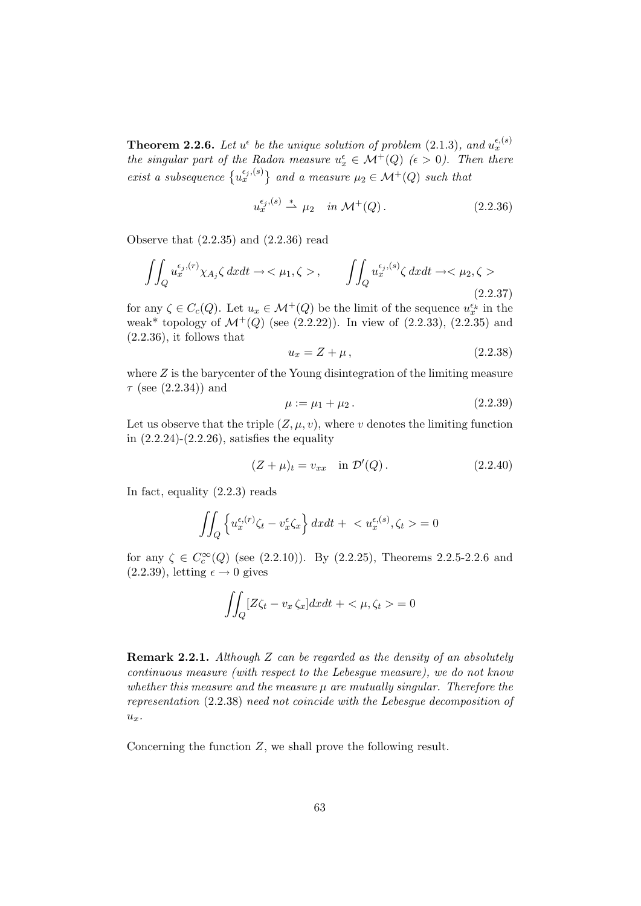**Theorem 2.2.6.** *Let $u^\epsilon$ be the unique solution of problem* (2.1.3)*, and $u_x^{\epsilon,(s)}$ the singular part of the Radon measure $u_x^\epsilon \in \mathcal{M}^+(Q)$ ($\epsilon > 0$). Then there exist a subsequence $\{u_x^{\epsilon_j,(s)}\}$ and a measure $\mu_2 \in \mathcal{M}^+(Q)$ such that*

$$u_x^{\epsilon_j,(s)} \overset{*}{\rightharpoonup} \mu_2 \quad \textit{in } \mathcal{M}^+(Q)\,. \tag{2.2.36}$$

Observe that (2.2.35) and (2.2.36) read

$$\iint_Q u_x^{\epsilon_j,(r)} \chi_{A_j} \zeta \, dxdt \to <\mu_1, \zeta>\,, \qquad \iint_Q u_x^{\epsilon_j,(s)} \zeta \, dxdt \to <\mu_2, \zeta> \tag{2.2.37}$$

for any $\zeta \in C_c(Q)$. Let $u_x \in \mathcal{M}^+(Q)$ be the limit of the sequence $u_x^{\epsilon_k}$ in the weak* topology of $\mathcal{M}^+(Q)$ (see (2.2.22)). In view of (2.2.33), (2.2.35) and (2.2.36), it follows that

$$u_x = Z + \mu\,, \tag{2.2.38}$$

where $Z$ is the barycenter of the Young disintegration of the limiting measure $\tau$ (see (2.2.34)) and

$$\mu := \mu_1 + \mu_2\,. \tag{2.2.39}$$

Let us observe that the triple $(Z, \mu, v)$, where $v$ denotes the limiting function in (2.2.24)-(2.2.26), satisfies the equality

$$(Z + \mu)_t = v_{xx} \quad \text{in } \mathcal{D}'(Q)\,. \tag{2.2.40}$$

In fact, equality (2.2.3) reads

$$\iint_Q \left\{ u_x^{\epsilon,(r)} \zeta_t - v_x^\epsilon \zeta_x \right\} dxdt + \, < u_x^{\epsilon,(s)}, \zeta_t > = 0$$

for any $\zeta \in C_c^\infty(Q)$ (see (2.2.10)). By (2.2.25), Theorems 2.2.5-2.2.6 and (2.2.39), letting $\epsilon \to 0$ gives

$$\iint_Q [Z\zeta_t - v_x \, \zeta_x] dxdt + <\mu, \zeta_t> = 0$$

**Remark 2.2.1.** *Although $Z$ can be regarded as the density of an absolutely continuous measure (with respect to the Lebesgue measure), we do not know whether this measure and the measure $\mu$ are mutually singular. Therefore the representation* (2.2.38) *need not coincide with the Lebesgue decomposition of $u_x$.*

Concerning the function $Z$, we shall prove the following result.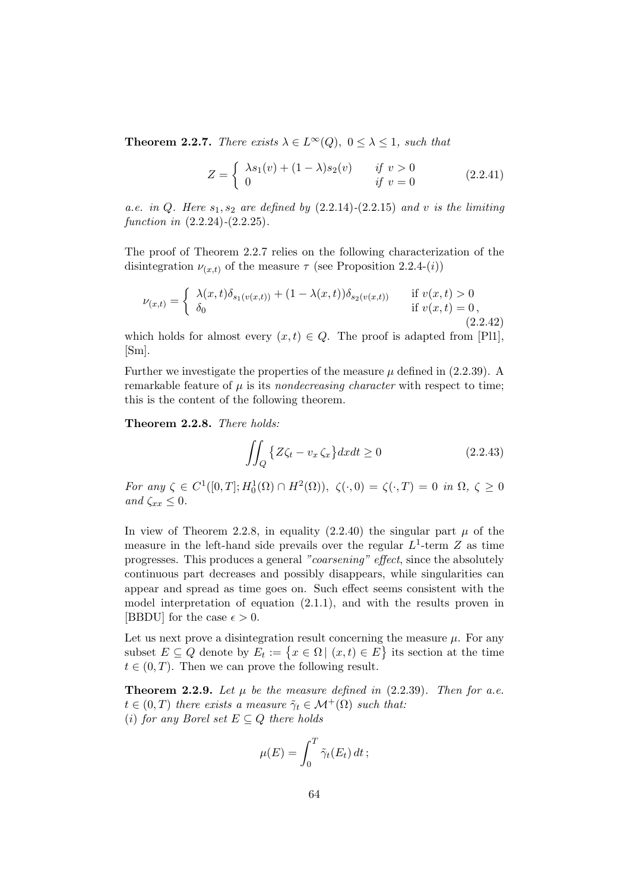**Theorem 2.2.7.** *There exists $\lambda \in L^\infty(Q)$, $0 \le \lambda \le 1$, such that*

$$Z = \begin{cases} \lambda s_1(v) + (1-\lambda) s_2(v) & \text{if } v > 0 \\ 0 & \text{if } v = 0 \end{cases} \tag{2.2.41}$$

*a.e. in $Q$. Here $s_1, s_2$ are defined by (2.2.14)-(2.2.15) and $v$ is the limiting function in (2.2.24)-(2.2.25).*

The proof of Theorem 2.2.7 relies on the following characterization of the disintegration $\nu_{(x,t)}$ of the measure $\tau$ (see Proposition 2.2.4-$(i)$)

$$\nu_{(x,t)} = \begin{cases} \lambda(x,t)\delta_{s_1(v(x,t))} + (1-\lambda(x,t))\delta_{s_2(v(x,t))} & \text{if } v(x,t) > 0 \\ \delta_0 & \text{if } v(x,t) = 0\,, \end{cases} \tag{2.2.42}$$

which holds for almost every $(x,t) \in Q$. The proof is adapted from [Pl1], [Sm].

Further we investigate the properties of the measure $\mu$ defined in (2.2.39). A remarkable feature of $\mu$ is its *nondecreasing character* with respect to time; this is the content of the following theorem.

**Theorem 2.2.8.** *There holds:*

$$\iint_Q \left\{ Z\zeta_t - v_x\,\zeta_x \right\} dxdt \ge 0 \tag{2.2.43}$$

*For any $\zeta \in C^1([0,T]; H_0^1(\Omega) \cap H^2(\Omega))$, $\zeta(\cdot,0) = \zeta(\cdot,T) = 0$ in $\Omega$, $\zeta \ge 0$ and $\zeta_{xx} \le 0$.*

In view of Theorem 2.2.8, in equality (2.2.40) the singular part $\mu$ of the measure in the left-hand side prevails over the regular $L^1$-term $Z$ as time progresses. This produces a general *"coarsening" effect*, since the absolutely continuous part decreases and possibly disappears, while singularities can appear and spread as time goes on. Such effect seems consistent with the model interpretation of equation (2.1.1), and with the results proven in [BBDU] for the case $\epsilon > 0$.

Let us next prove a disintegration result concerning the measure $\mu$. For any subset $E \subseteq Q$ denote by $E_t := \left\{ x \in \Omega \,|\, (x,t) \in E \right\}$ its section at the time $t \in (0,T)$. Then we can prove the following result.

**Theorem 2.2.9.** *Let $\mu$ be the measure defined in (2.2.39). Then for a.e. $t \in (0,T)$ there exists a measure $\tilde{\gamma}_t \in \mathcal{M}^+(\Omega)$ such that:*
*$(i)$ for any Borel set $E \subseteq Q$ there holds*

$$\mu(E) = \int_0^T \tilde{\gamma}_t(E_t)\,dt\,;$$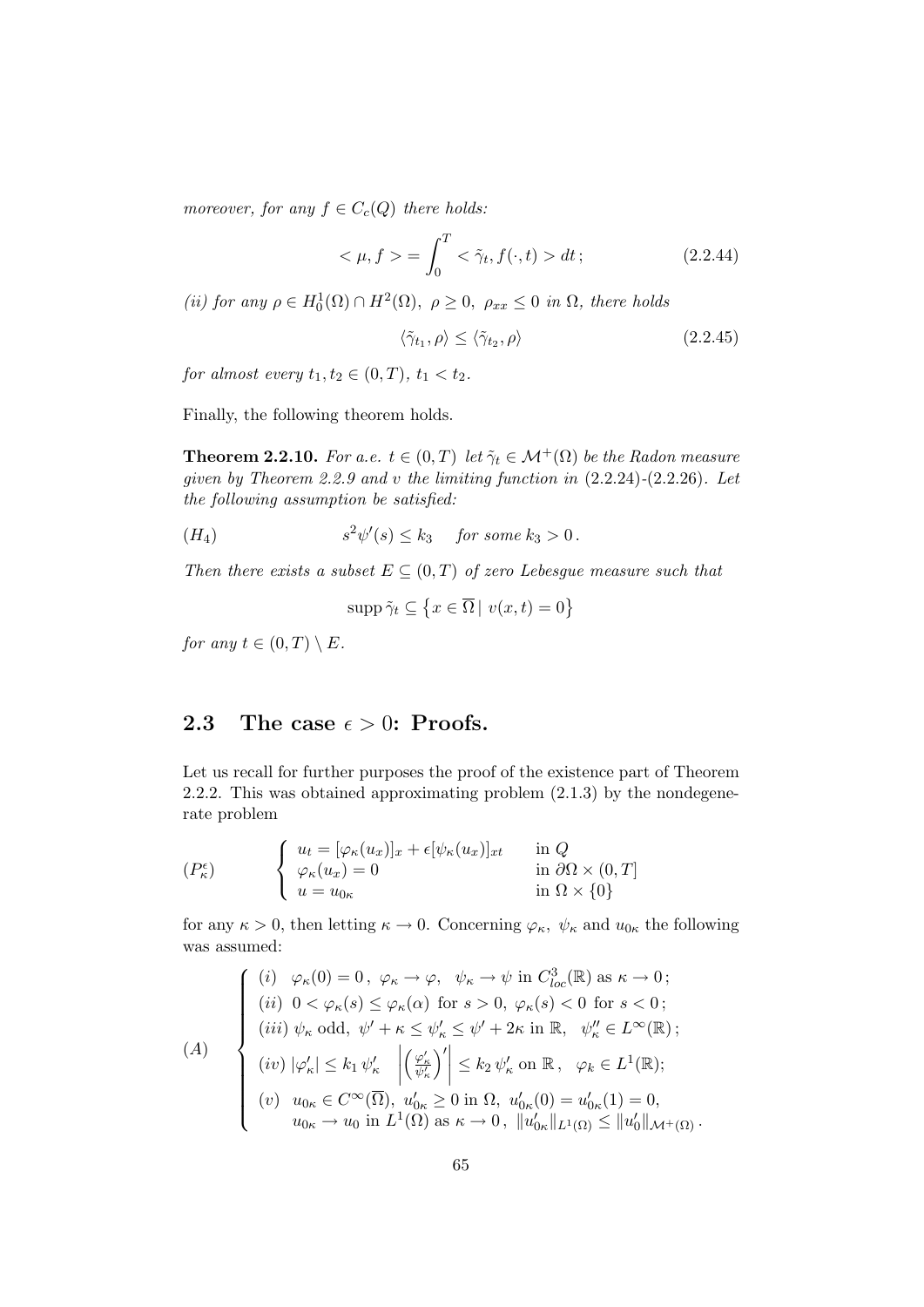*moreover, for any $f \in C_c(Q)$ there holds:*

$$< \mu, f > = \int_0^T < \tilde{\gamma}_t, f(\cdot, t) > dt \, ; \tag{2.2.44}$$

*(ii) for any $\rho \in H^1_0(\Omega) \cap H^2(\Omega)$, $\rho \geq 0$, $\rho_{xx} \leq 0$ in $\Omega$, there holds*

$$\langle \tilde{\gamma}_{t_1}, \rho \rangle \leq \langle \tilde{\gamma}_{t_2}, \rho \rangle \tag{2.2.45}$$

*for almost every $t_1, t_2 \in (0, T)$, $t_1 < t_2$.*

Finally, the following theorem holds.

**Theorem 2.2.10.** *For a.e. $t \in (0, T)$ let $\tilde{\gamma}_t \in \mathcal{M}^+(\Omega)$ be the Radon measure given by Theorem 2.2.9 and $v$ the limiting function in (2.2.24)-(2.2.26). Let the following assumption be satisfied:*

$$(H_4) \qquad\qquad s^2 \psi'(s) \leq k_3 \quad \text{ for some } k_3 > 0 \, .$$

*Then there exists a subset $E \subseteq (0, T)$ of zero Lebesgue measure such that*

$$\operatorname{supp} \tilde{\gamma}_t \subseteq \left\{ x \in \overline{\Omega} \,|\; v(x, t) = 0 \right\}$$

*for any $t \in (0, T) \setminus E$.*

## 2.3 The case $\epsilon > 0$: Proofs.

Let us recall for further purposes the proof of the existence part of Theorem 2.2.2. This was obtained approximating problem (2.1.3) by the nondegenerate problem

$$(P^\epsilon_\kappa) \qquad \begin{cases} u_t = [\varphi_\kappa(u_x)]_x + \epsilon[\psi_\kappa(u_x)]_{xt} & \text{in } Q \\ \varphi_\kappa(u_x) = 0 & \text{in } \partial\Omega \times (0, T] \\ u = u_{0\kappa} & \text{in } \Omega \times \{0\} \end{cases}$$

for any $\kappa > 0$, then letting $\kappa \to 0$. Concerning $\varphi_\kappa$, $\psi_\kappa$ and $u_{0\kappa}$ the following was assumed:

$$(A) \qquad \begin{cases} (i) \;\; \varphi_\kappa(0) = 0 \, , \; \varphi_\kappa \to \varphi, \;\; \psi_\kappa \to \psi \text{ in } C^3_{loc}(\mathbb{R}) \text{ as } \kappa \to 0 \, ; \\ (ii) \;\; 0 < \varphi_\kappa(s) \leq \varphi_\kappa(\alpha) \text{ for } s > 0, \; \varphi_\kappa(s) < 0 \text{ for } s < 0 \, ; \\ (iii) \; \psi_\kappa \text{ odd}, \; \psi' + \kappa \leq \psi'_\kappa \leq \psi' + 2\kappa \text{ in } \mathbb{R}, \;\; \psi''_\kappa \in L^\infty(\mathbb{R}) \, ; \\ (iv) \; |\varphi'_\kappa| \leq k_1 \, \psi'_\kappa \quad \left| \left( \frac{\varphi'_\kappa}{\psi'_\kappa} \right)' \right| \leq k_2 \, \psi'_\kappa \text{ on } \mathbb{R} \, , \;\; \varphi_k \in L^1(\mathbb{R}); \\ (v) \;\; u_{0\kappa} \in C^\infty(\overline{\Omega}), \; u'_{0\kappa} \geq 0 \text{ in } \Omega, \; u'_{0\kappa}(0) = u'_{0\kappa}(1) = 0, \\ \qquad u_{0\kappa} \to u_0 \text{ in } L^1(\Omega) \text{ as } \kappa \to 0 \, , \; \|u'_{0\kappa}\|_{L^1(\Omega)} \leq \|u'_0\|_{\mathcal{M}^+(\Omega)} \, . \end{cases}$$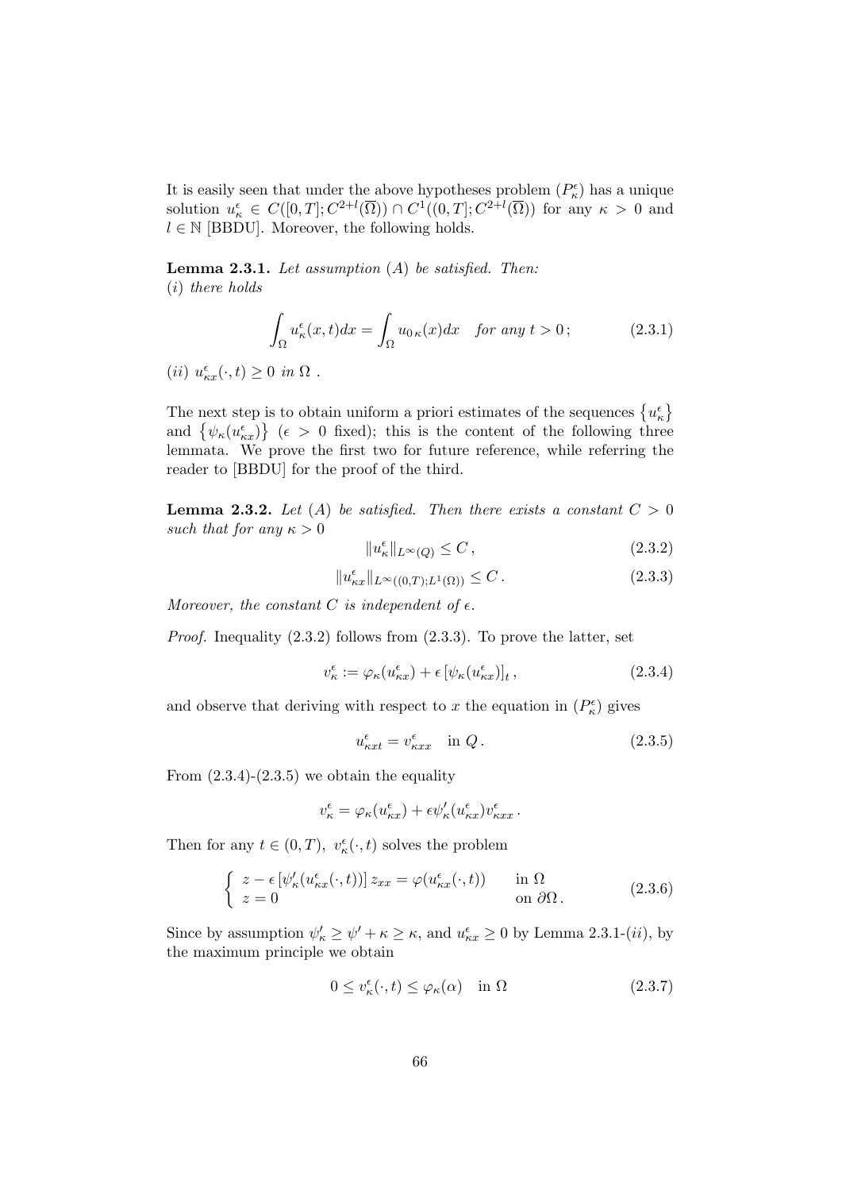It is easily seen that under the above hypotheses problem $(P^\epsilon_\kappa)$ has a unique solution $u^\epsilon_\kappa \in C([0,T]; C^{2+l}(\overline{\Omega})) \cap C^1((0,T]; C^{2+l}(\overline{\Omega}))$ for any $\kappa > 0$ and $l \in \mathbb{N}$ [BBDU]. Moreover, the following holds.

**Lemma 2.3.1.** *Let assumption* $(A)$ *be satisfied. Then:*
$(i)$ *there holds*

$$\int_\Omega u^\epsilon_\kappa(x,t)dx = \int_\Omega u_{0\,\kappa}(x)dx \quad \text{for any } t > 0\,; \tag{2.3.1}$$

$(ii)$ $u^\epsilon_{\kappa x}(\cdot, t) \geq 0$ *in* $\Omega$ .

The next step is to obtain uniform a priori estimates of the sequences $\{u^\epsilon_\kappa\}$ and $\{\psi_\kappa(u^\epsilon_{\kappa x})\}$ ($\epsilon > 0$ fixed); this is the content of the following three lemmata. We prove the first two for future reference, while referring the reader to [BBDU] for the proof of the third.

**Lemma 2.3.2.** *Let* $(A)$ *be satisfied. Then there exists a constant* $C > 0$ *such that for any* $\kappa > 0$

$$\|u^\epsilon_\kappa\|_{L^\infty(Q)} \leq C\,, \tag{2.3.2}$$

$$\|u^\epsilon_{\kappa x}\|_{L^\infty((0,T);L^1(\Omega))} \leq C\,. \tag{2.3.3}$$

*Moreover, the constant* $C$ *is independent of* $\epsilon$.

*Proof.* Inequality (2.3.2) follows from (2.3.3). To prove the latter, set

$$v^\epsilon_\kappa := \varphi_\kappa(u^\epsilon_{\kappa x}) + \epsilon\,[\psi_\kappa(u^\epsilon_{\kappa x})]_t\,, \tag{2.3.4}$$

and observe that deriving with respect to $x$ the equation in $(P^\epsilon_\kappa)$ gives

$$u^\epsilon_{\kappa xt} = v^\epsilon_{\kappa xx} \quad \text{in } Q\,. \tag{2.3.5}$$

From (2.3.4)-(2.3.5) we obtain the equality

$$v^\epsilon_\kappa = \varphi_\kappa(u^\epsilon_{\kappa x}) + \epsilon \psi'_\kappa(u^\epsilon_{\kappa x}) v^\epsilon_{\kappa xx}\,.$$

Then for any $t \in (0,T)$, $v^\epsilon_\kappa(\cdot, t)$ solves the problem

$$\begin{cases} z - \epsilon\,[\psi'_\kappa(u^\epsilon_{\kappa x}(\cdot,t))]\, z_{xx} = \varphi(u^\epsilon_{\kappa x}(\cdot,t)) & \text{in } \Omega \\ z = 0 & \text{on } \partial\Omega\,. \end{cases} \tag{2.3.6}$$

Since by assumption $\psi'_\kappa \geq \psi' + \kappa \geq \kappa$, and $u^\epsilon_{\kappa x} \geq 0$ by Lemma 2.3.1-$(ii)$, by the maximum principle we obtain

$$0 \leq v^\epsilon_\kappa(\cdot, t) \leq \varphi_\kappa(\alpha) \quad \text{in } \Omega \tag{2.3.7}$$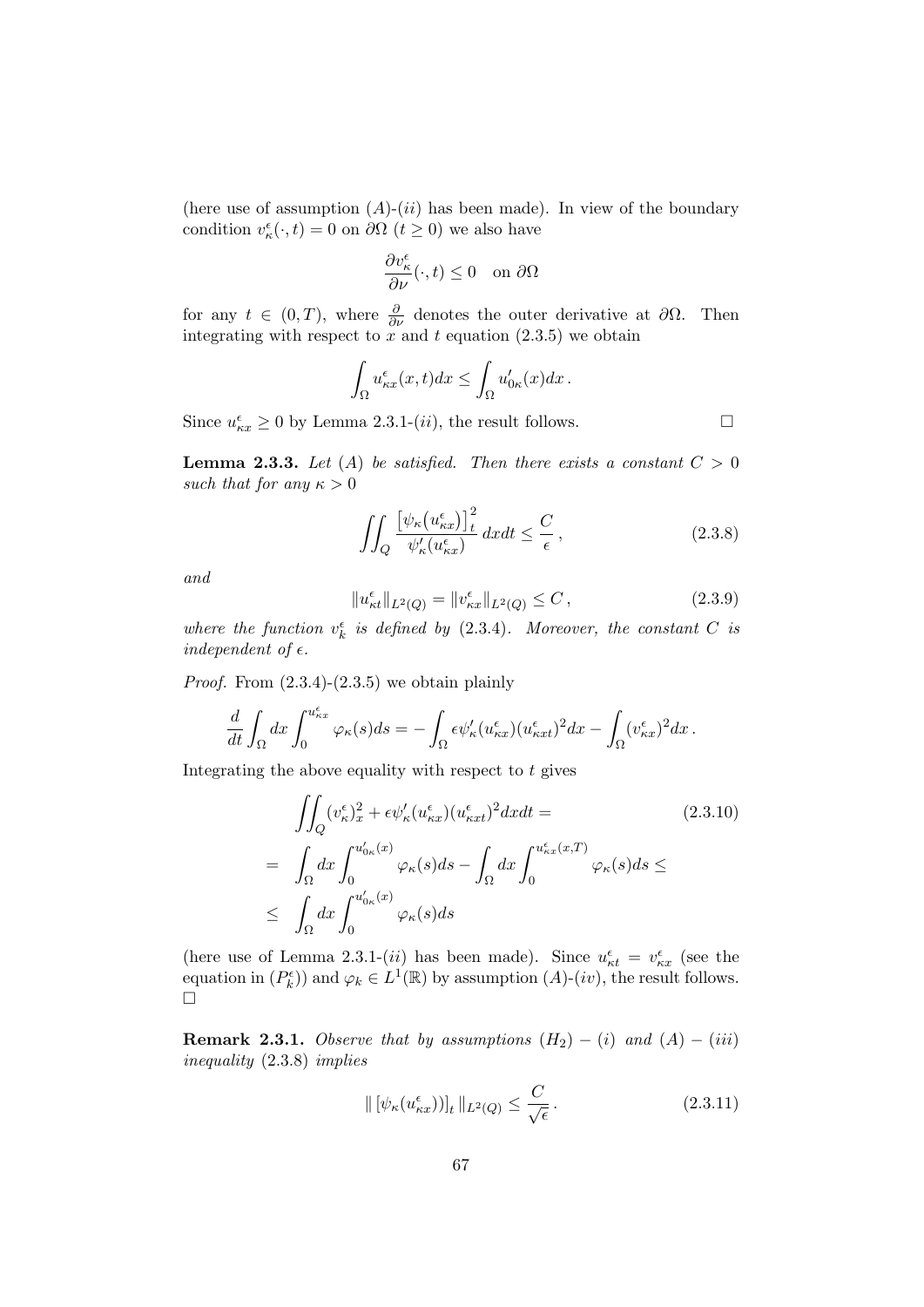(here use of assumption $(A)$-$(ii)$ has been made). In view of the boundary condition $v^\epsilon_\kappa(\cdot,t) = 0$ on $\partial\Omega$ $(t \geq 0)$ we also have

$$\frac{\partial v^\epsilon_\kappa}{\partial \nu}(\cdot,t) \leq 0 \quad \text{on } \partial\Omega$$

for any $t \in (0,T)$, where $\frac{\partial}{\partial \nu}$ denotes the outer derivative at $\partial\Omega$. Then integrating with respect to $x$ and $t$ equation (2.3.5) we obtain

$$\int_\Omega u^\epsilon_{\kappa x}(x,t)dx \leq \int_\Omega u'_{0\kappa}(x)dx\,.$$

Since $u^\epsilon_{\kappa x} \geq 0$ by Lemma 2.3.1-$(ii)$, the result follows. □

**Lemma 2.3.3.** *Let $(A)$ be satisfied. Then there exists a constant $C > 0$ such that for any $\kappa > 0$*

$$\iint_Q \frac{\left[\psi_\kappa(u^\epsilon_{\kappa x})\right]^2_t}{\psi'_\kappa(u^\epsilon_{\kappa x})}\,dxdt \leq \frac{C}{\epsilon}\,, \tag{2.3.8}$$

*and*

$$\|u^\epsilon_{\kappa t}\|_{L^2(Q)} = \|v^\epsilon_{\kappa x}\|_{L^2(Q)} \leq C\,, \tag{2.3.9}$$

*where the function $v^\epsilon_k$ is defined by (2.3.4). Moreover, the constant $C$ is independent of $\epsilon$.*

*Proof.* From (2.3.4)-(2.3.5) we obtain plainly

$$\frac{d}{dt}\int_\Omega dx \int_0^{u^\epsilon_{\kappa x}} \varphi_\kappa(s)ds = -\int_\Omega \epsilon\psi'_\kappa(u^\epsilon_{\kappa x})(u^\epsilon_{\kappa xt})^2dx - \int_\Omega (v^\epsilon_{\kappa x})^2dx\,.$$

Integrating the above equality with respect to $t$ gives

$$\begin{aligned}
&\iint_Q (v^\epsilon_\kappa)^2_x + \epsilon\psi'_\kappa(u^\epsilon_{\kappa x})(u^\epsilon_{\kappa xt})^2dxdt = \\
=\;& \int_\Omega dx \int_0^{u'_{0\kappa}(x)} \varphi_\kappa(s)ds - \int_\Omega dx \int_0^{u^\epsilon_{\kappa x}(x,T)} \varphi_\kappa(s)ds \leq \\
\leq\;& \int_\Omega dx \int_0^{u'_{0\kappa}(x)} \varphi_\kappa(s)ds
\end{aligned} \tag{2.3.10}$$

(here use of Lemma 2.3.1-$(ii)$ has been made). Since $u^\epsilon_{\kappa t} = v^\epsilon_{\kappa x}$ (see the equation in $(P^\epsilon_k)$) and $\varphi_k \in L^1(\mathbb{R})$ by assumption $(A)$-$(iv)$, the result follows. □

**Remark 2.3.1.** *Observe that by assumptions $(H_2)-(i)$ and $(A)-(iii)$ inequality (2.3.8) implies*

$$\|\left[\psi_\kappa(u^\epsilon_{\kappa x}))\right]_t\|_{L^2(Q)} \leq \frac{C}{\sqrt{\epsilon}}\,. \tag{2.3.11}$$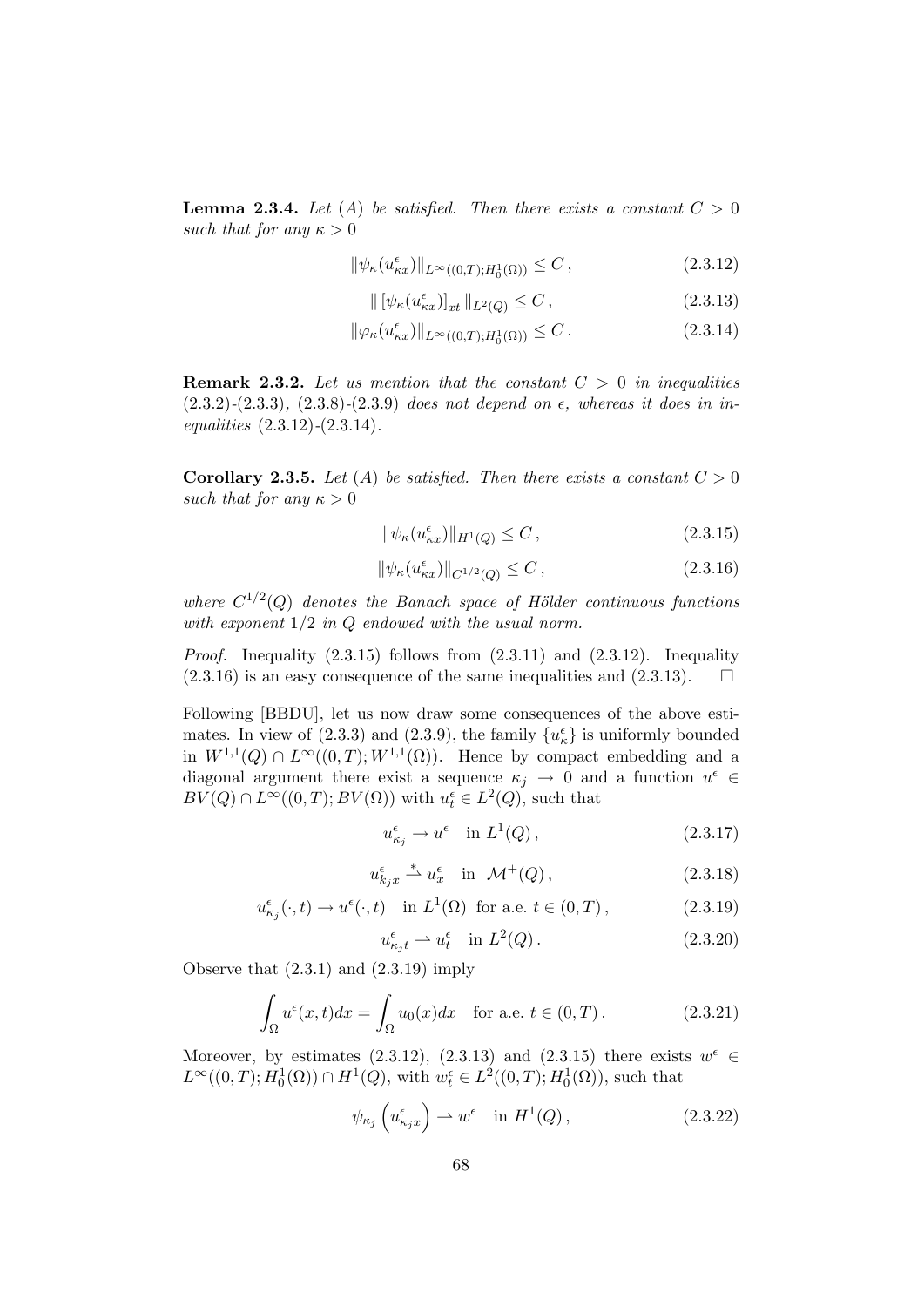**Lemma 2.3.4.** *Let (A) be satisfied. Then there exists a constant $C > 0$ such that for any $\kappa > 0$*

$$\|\psi_\kappa(u^\epsilon_{\kappa x})\|_{L^\infty((0,T);H^1_0(\Omega))} \leq C\,, \tag{2.3.12}$$

$$\|\,[\psi_\kappa(u^\epsilon_{\kappa x})]_{xt}\,\|_{L^2(Q)} \leq C\,, \tag{2.3.13}$$

$$\|\varphi_\kappa(u^\epsilon_{\kappa x})\|_{L^\infty((0,T);H^1_0(\Omega))} \leq C\,. \tag{2.3.14}$$

**Remark 2.3.2.** *Let us mention that the constant $C > 0$ in inequalities (2.3.2)-(2.3.3), (2.3.8)-(2.3.9) does not depend on $\epsilon$, whereas it does in inequalities (2.3.12)-(2.3.14).*

**Corollary 2.3.5.** *Let (A) be satisfied. Then there exists a constant $C > 0$ such that for any $\kappa > 0$*

$$\|\psi_\kappa(u^\epsilon_{\kappa x})\|_{H^1(Q)} \leq C\,, \tag{2.3.15}$$

$$\|\psi_\kappa(u^\epsilon_{\kappa x})\|_{C^{1/2}(Q)} \leq C\,, \tag{2.3.16}$$

*where $C^{1/2}(Q)$ denotes the Banach space of Hölder continuous functions with exponent $1/2$ in $Q$ endowed with the usual norm.*

*Proof.* Inequality (2.3.15) follows from (2.3.11) and (2.3.12). Inequality (2.3.16) is an easy consequence of the same inequalities and (2.3.13). □

Following [BBDU], let us now draw some consequences of the above estimates. In view of (2.3.3) and (2.3.9), the family $\{u^\epsilon_\kappa\}$ is uniformly bounded in $W^{1,1}(Q) \cap L^\infty((0,T);W^{1,1}(\Omega))$. Hence by compact embedding and a diagonal argument there exist a sequence $\kappa_j \to 0$ and a function $u^\epsilon \in BV(Q) \cap L^\infty((0,T);BV(\Omega))$ with $u^\epsilon_t \in L^2(Q)$, such that

$$u^\epsilon_{\kappa_j} \to u^\epsilon \quad \text{in } L^1(Q)\,, \tag{2.3.17}$$

$$u^\epsilon_{k_j x} \overset{*}{\rightharpoonup} u^\epsilon_x \quad \text{in } \mathcal{M}^+(Q)\,, \tag{2.3.18}$$

$$u^\epsilon_{\kappa_j}(\cdot,t) \to u^\epsilon(\cdot,t) \quad \text{in } L^1(\Omega) \text{ for a.e. } t \in (0,T)\,, \tag{2.3.19}$$

$$u^\epsilon_{\kappa_j t} \rightharpoonup u^\epsilon_t \quad \text{in } L^2(Q)\,. \tag{2.3.20}$$

Observe that (2.3.1) and (2.3.19) imply

$$\int_\Omega u^\epsilon(x,t)dx = \int_\Omega u_0(x)dx \quad \text{for a.e. } t \in (0,T)\,. \tag{2.3.21}$$

Moreover, by estimates (2.3.12), (2.3.13) and (2.3.15) there exists $w^\epsilon \in L^\infty((0,T);H^1_0(\Omega)) \cap H^1(Q)$, with $w^\epsilon_t \in L^2((0,T);H^1_0(\Omega))$, such that

$$\psi_{\kappa_j}\left(u^\epsilon_{\kappa_j x}\right) \rightharpoonup w^\epsilon \quad \text{in } H^1(Q)\,, \tag{2.3.22}$$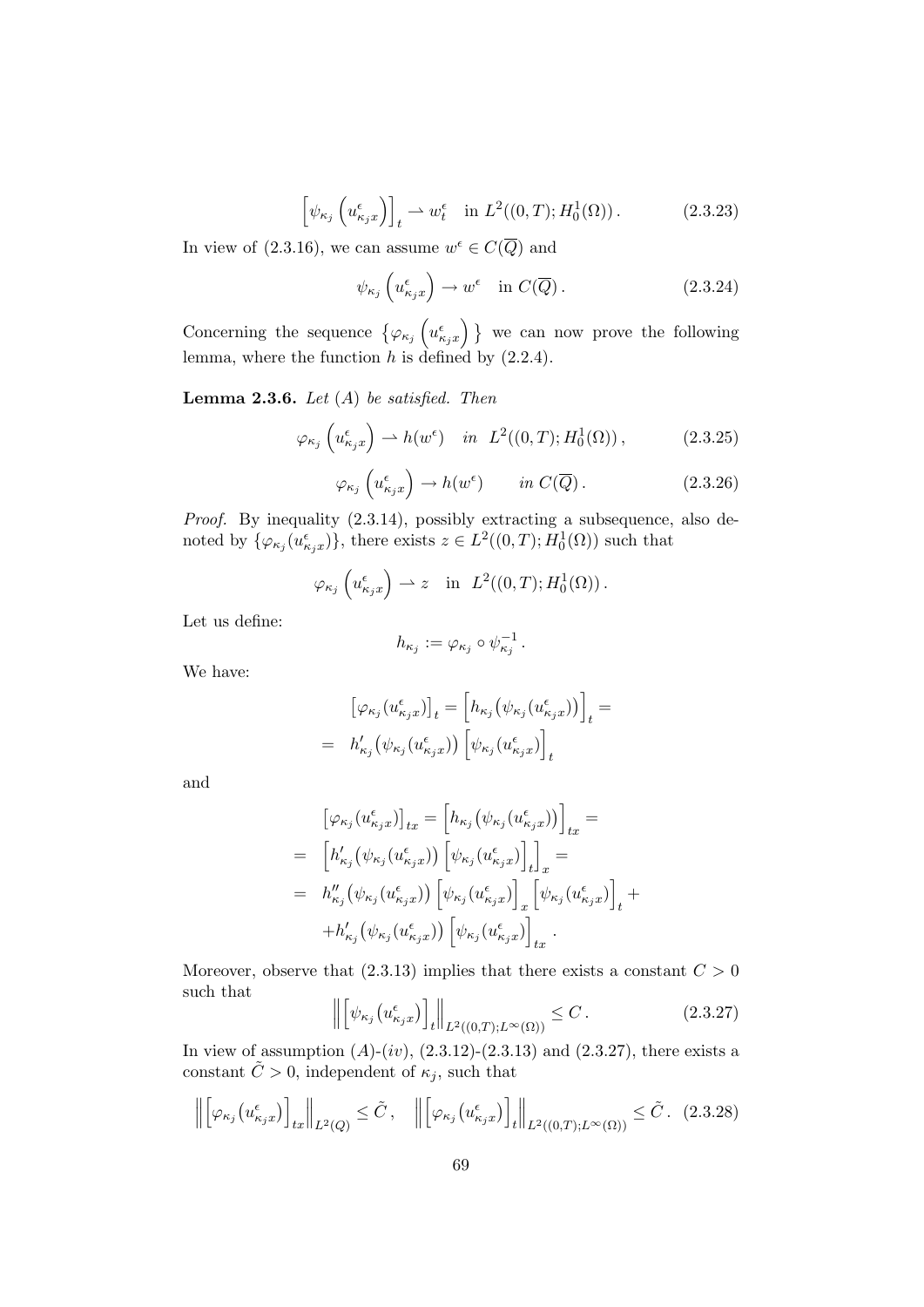$$\left[\psi_{\kappa_j}\left(u^{\epsilon}_{\kappa_j x}\right)\right]_t \rightharpoonup w^{\epsilon}_t \quad \text{in } L^2((0,T);H^1_0(\Omega))\,. \tag{2.3.23}$$

In view of (2.3.16), we can assume $w^{\epsilon} \in C(\overline{Q})$ and

$$\psi_{\kappa_j}\left(u^{\epsilon}_{\kappa_j x}\right) \to w^{\epsilon} \quad \text{in } C(\overline{Q})\,. \tag{2.3.24}$$

Concerning the sequence $\left\{\varphi_{\kappa_j}\left(u^{\epsilon}_{\kappa_j x}\right)\right\}$ we can now prove the following lemma, where the function $h$ is defined by (2.2.4).

**Lemma 2.3.6.** *Let* $(A)$ *be satisfied. Then*

$$\varphi_{\kappa_j}\left(u^{\epsilon}_{\kappa_j x}\right) \rightharpoonup h(w^{\epsilon}) \quad \text{in } \; L^2((0,T);H^1_0(\Omega))\,, \tag{2.3.25}$$

$$\varphi_{\kappa_j}\left(u^{\epsilon}_{\kappa_j x}\right) \to h(w^{\epsilon}) \qquad \text{in } C(\overline{Q})\,. \tag{2.3.26}$$

*Proof.* By inequality (2.3.14), possibly extracting a subsequence, also denoted by $\{\varphi_{\kappa_j}(u^{\epsilon}_{\kappa_j x})\}$, there exists $z \in L^2((0,T);H^1_0(\Omega))$ such that

$$\varphi_{\kappa_j}\left(u^{\epsilon}_{\kappa_j x}\right) \rightharpoonup z \quad \text{in } \; L^2((0,T);H^1_0(\Omega))\,.$$

Let us define:

$$h_{\kappa_j} := \varphi_{\kappa_j} \circ \psi^{-1}_{\kappa_j}\,.$$

We have:

$$\begin{aligned}
&\left[\varphi_{\kappa_j}(u^{\epsilon}_{\kappa_j x})\right]_t = \left[h_{\kappa_j}\big(\psi_{\kappa_j}(u^{\epsilon}_{\kappa_j x})\big)\right]_t = \\
&= \; h'_{\kappa_j}\big(\psi_{\kappa_j}(u^{\epsilon}_{\kappa_j x})\big)\left[\psi_{\kappa_j}(u^{\epsilon}_{\kappa_j x})\right]_t
\end{aligned}$$

and

$$\begin{aligned}
&\left[\varphi_{\kappa_j}(u^{\epsilon}_{\kappa_j x})\right]_{tx} = \left[h_{\kappa_j}\big(\psi_{\kappa_j}(u^{\epsilon}_{\kappa_j x})\big)\right]_{tx} = \\
&= \; \left[h'_{\kappa_j}\big(\psi_{\kappa_j}(u^{\epsilon}_{\kappa_j x})\big)\left[\psi_{\kappa_j}(u^{\epsilon}_{\kappa_j x})\right]_t\right]_x = \\
&= \; h''_{\kappa_j}\big(\psi_{\kappa_j}(u^{\epsilon}_{\kappa_j x})\big)\left[\psi_{\kappa_j}(u^{\epsilon}_{\kappa_j x})\right]_x\left[\psi_{\kappa_j}(u^{\epsilon}_{\kappa_j x})\right]_t + \\
&\quad + h'_{\kappa_j}\big(\psi_{\kappa_j}(u^{\epsilon}_{\kappa_j x})\big)\left[\psi_{\kappa_j}(u^{\epsilon}_{\kappa_j x})\right]_{tx}\,.
\end{aligned}$$

Moreover, observe that (2.3.13) implies that there exists a constant $C > 0$ such that

$$\left\|\left[\psi_{\kappa_j}\big(u^{\epsilon}_{\kappa_j x}\big)\right]_t\right\|_{L^2((0,T);L^{\infty}(\Omega))} \leq C\,. \tag{2.3.27}$$

In view of assumption $(A)$-$(iv)$, (2.3.12)-(2.3.13) and (2.3.27), there exists a constant $\tilde{C} > 0$, independent of $\kappa_j$, such that

$$\left\|\left[\varphi_{\kappa_j}\big(u^{\epsilon}_{\kappa_j x}\big)\right]_{tx}\right\|_{L^2(Q)} \leq \tilde{C}\,, \quad \left\|\left[\varphi_{\kappa_j}\big(u^{\epsilon}_{\kappa_j x}\big)\right]_t\right\|_{L^2((0,T);L^{\infty}(\Omega))} \leq \tilde{C}\,. \tag{2.3.28}$$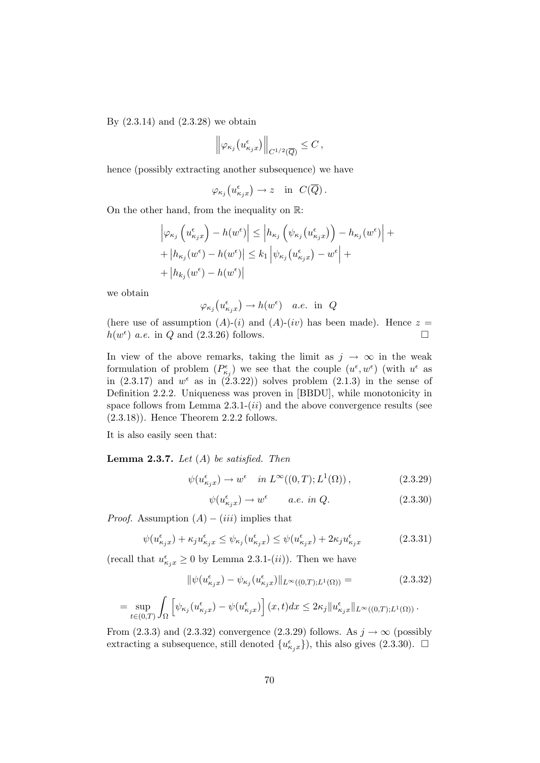By (2.3.14) and (2.3.28) we obtain

$$\left\| \varphi_{\kappa_j}\big(u^\epsilon_{\kappa_j x}\big) \right\|_{C^{1/2}(\overline{Q})} \leq C\,,$$

hence (possibly extracting another subsequence) we have

$$\varphi_{\kappa_j}\big(u^\epsilon_{\kappa_j x}\big) \to z \quad \text{in} \;\; C(\overline{Q})\,.$$

On the other hand, from the inequality on $\mathbb{R}$:

$$\begin{aligned}
&\left|\varphi_{\kappa_j}\left(u^\epsilon_{\kappa_j x}\right) - h(w^\epsilon)\right| \leq \left|h_{\kappa_j}\left(\psi_{\kappa_j}\big(u^\epsilon_{\kappa_j x}\big)\right) - h_{\kappa_j}(w^\epsilon)\right| + \\
&+ \left|h_{\kappa_j}(w^\epsilon) - h(w^\epsilon)\right| \leq k_1 \left|\psi_{\kappa_j}\big(u^\epsilon_{\kappa_j x}\big) - w^\epsilon\right| + \\
&+ \left|h_{k_j}(w^\epsilon) - h(w^\epsilon)\right|
\end{aligned}$$

we obtain

$$\varphi_{\kappa_j}\big(u^\epsilon_{\kappa_j x}\big) \to h(w^\epsilon) \quad a.e. \;\text{ in } \; Q$$

(here use of assumption $(A)$-$(i)$ and $(A)$-$(iv)$ has been made). Hence $z = h(w^\epsilon)$ *a.e.* in $Q$ and (2.3.26) follows. $\square$

In view of the above remarks, taking the limit as $j \to \infty$ in the weak formulation of problem $(P^\epsilon_{\kappa_j})$ we see that the couple $(u^\epsilon, w^\epsilon)$ (with $u^\epsilon$ as in (2.3.17) and $w^\epsilon$ as in (2.3.22)) solves problem (2.1.3) in the sense of Definition 2.2.2. Uniqueness was proven in [BBDU], while monotonicity in space follows from Lemma 2.3.1-$(ii)$ and the above convergence results (see (2.3.18)). Hence Theorem 2.2.2 follows.

It is also easily seen that:

**Lemma 2.3.7.** *Let $(A)$ be satisfied. Then*

$$\psi(u^\epsilon_{\kappa_j x}) \to w^\epsilon \quad in \; L^\infty((0,T);L^1(\Omega))\,, \tag{2.3.29}$$

$$\psi(u^\epsilon_{\kappa_j x}) \to w^\epsilon \qquad a.e. \; in \; Q. \tag{2.3.30}$$

*Proof.* Assumption $(A) - (iii)$ implies that

$$\psi(u^\epsilon_{\kappa_j x}) + \kappa_j u^\epsilon_{\kappa_j x} \leq \psi_{\kappa_j}(u^\epsilon_{\kappa_j x}) \leq \psi(u^\epsilon_{\kappa_j x}) + 2\kappa_j u^\epsilon_{\kappa_j x} \tag{2.3.31}$$

(recall that $u^\epsilon_{\kappa_j x} \geq 0$ by Lemma 2.3.1-$(ii)$). Then we have

$$\|\psi(u^\epsilon_{\kappa_j x}) - \psi_{\kappa_j}(u^\epsilon_{\kappa_j x})\|_{L^\infty((0,T);L^1(\Omega))} = \tag{2.3.32}$$

$$= \sup_{t\in(0,T)} \int_\Omega \left[\psi_{\kappa_j}(u^\epsilon_{\kappa_j x}) - \psi(u^\epsilon_{\kappa_j x})\right](x,t)dx \leq 2\kappa_j \|u^\epsilon_{\kappa_j x}\|_{L^\infty((0,T);L^1(\Omega))}\,.$$

From (2.3.3) and (2.3.32) convergence (2.3.29) follows. As $j \to \infty$ (possibly extracting a subsequence, still denoted $\{u^\epsilon_{\kappa_j x}\}$), this also gives (2.3.30). $\square$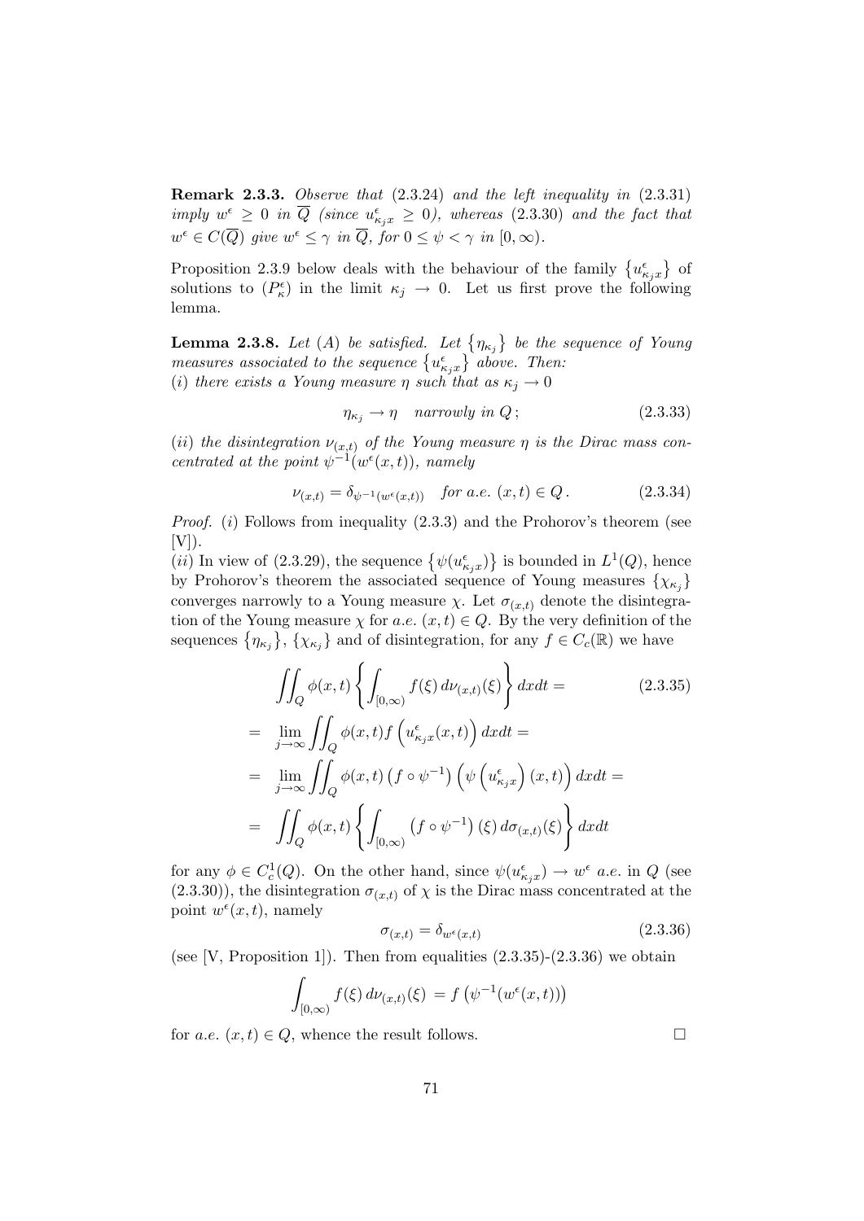**Remark 2.3.3.** *Observe that* (2.3.24) *and the left inequality in* (2.3.31) *imply* $w^\epsilon \geq 0$ *in* $\overline{Q}$ *(since* $u^\epsilon_{\kappa_j x} \geq 0$*), whereas* (2.3.30) *and the fact that* $w^\epsilon \in C(\overline{Q})$ *give* $w^\epsilon \leq \gamma$ *in* $\overline{Q}$*, for* $0 \leq \psi < \gamma$ *in* $[0, \infty)$.

Proposition 2.3.9 below deals with the behaviour of the family $\{u^\epsilon_{\kappa_j x}\}$ of solutions to $(P^\epsilon_\kappa)$ in the limit $\kappa_j \to 0$. Let us first prove the following lemma.

**Lemma 2.3.8.** *Let* $(A)$ *be satisfied. Let* $\{\eta_{\kappa_j}\}$ *be the sequence of Young measures associated to the sequence* $\{u^\epsilon_{\kappa_j x}\}$ *above. Then:*
$(i)$ *there exists a Young measure* $\eta$ *such that as* $\kappa_j \to 0$

$$\eta_{\kappa_j} \to \eta \quad \textit{narrowly in } Q\,; \tag{2.3.33}$$

$(ii)$ *the disintegration* $\nu_{(x,t)}$ *of the Young measure* $\eta$ *is the Dirac mass concentrated at the point* $\psi^{-1}(w^\epsilon(x,t))$*, namely*

$$\nu_{(x,t)} = \delta_{\psi^{-1}(w^\epsilon(x,t))} \quad \textit{for a.e. } (x,t) \in Q\,. \tag{2.3.34}$$

*Proof.* $(i)$ Follows from inequality (2.3.3) and the Prohorov's theorem (see [V]).
$(ii)$ In view of (2.3.29), the sequence $\{\psi(u^\epsilon_{\kappa_j x})\}$ is bounded in $L^1(Q)$, hence by Prohorov's theorem the associated sequence of Young measures $\{\chi_{\kappa_j}\}$ converges narrowly to a Young measure $\chi$. Let $\sigma_{(x,t)}$ denote the disintegration of the Young measure $\chi$ for *a.e.* $(x,t) \in Q$. By the very definition of the sequences $\{\eta_{\kappa_j}\}$, $\{\chi_{\kappa_j}\}$ and of disintegration, for any $f \in C_c(\mathbb{R})$ we have

$$\begin{aligned}
&\iint_Q \phi(x,t) \left\{ \int_{[0,\infty)} f(\xi)\, d\nu_{(x,t)}(\xi) \right\} dxdt = \qquad (2.3.35)\\
&= \lim_{j\to\infty} \iint_Q \phi(x,t) f\left(u^\epsilon_{\kappa_j x}(x,t)\right) dxdt = \\
&= \lim_{j\to\infty} \iint_Q \phi(x,t) \left(f \circ \psi^{-1}\right)\left(\psi\left(u^\epsilon_{\kappa_j x}\right)(x,t)\right) dxdt = \\
&= \iint_Q \phi(x,t) \left\{ \int_{[0,\infty)} \left(f \circ \psi^{-1}\right)(\xi)\, d\sigma_{(x,t)}(\xi) \right\} dxdt
\end{aligned}$$

for any $\phi \in C^1_c(Q)$. On the other hand, since $\psi(u^\epsilon_{\kappa_j x}) \to w^\epsilon$ *a.e.* in $Q$ (see (2.3.30)), the disintegration $\sigma_{(x,t)}$ of $\chi$ is the Dirac mass concentrated at the point $w^\epsilon(x,t)$, namely

$$\sigma_{(x,t)} = \delta_{w^\epsilon(x,t)} \tag{2.3.36}$$

(see [V, Proposition 1]). Then from equalities (2.3.35)-(2.3.36) we obtain

$$\int_{[0,\infty)} f(\xi)\, d\nu_{(x,t)}(\xi) = f\left(\psi^{-1}(w^\epsilon(x,t))\right)$$

for *a.e.* $(x,t) \in Q$, whence the result follows. $\square$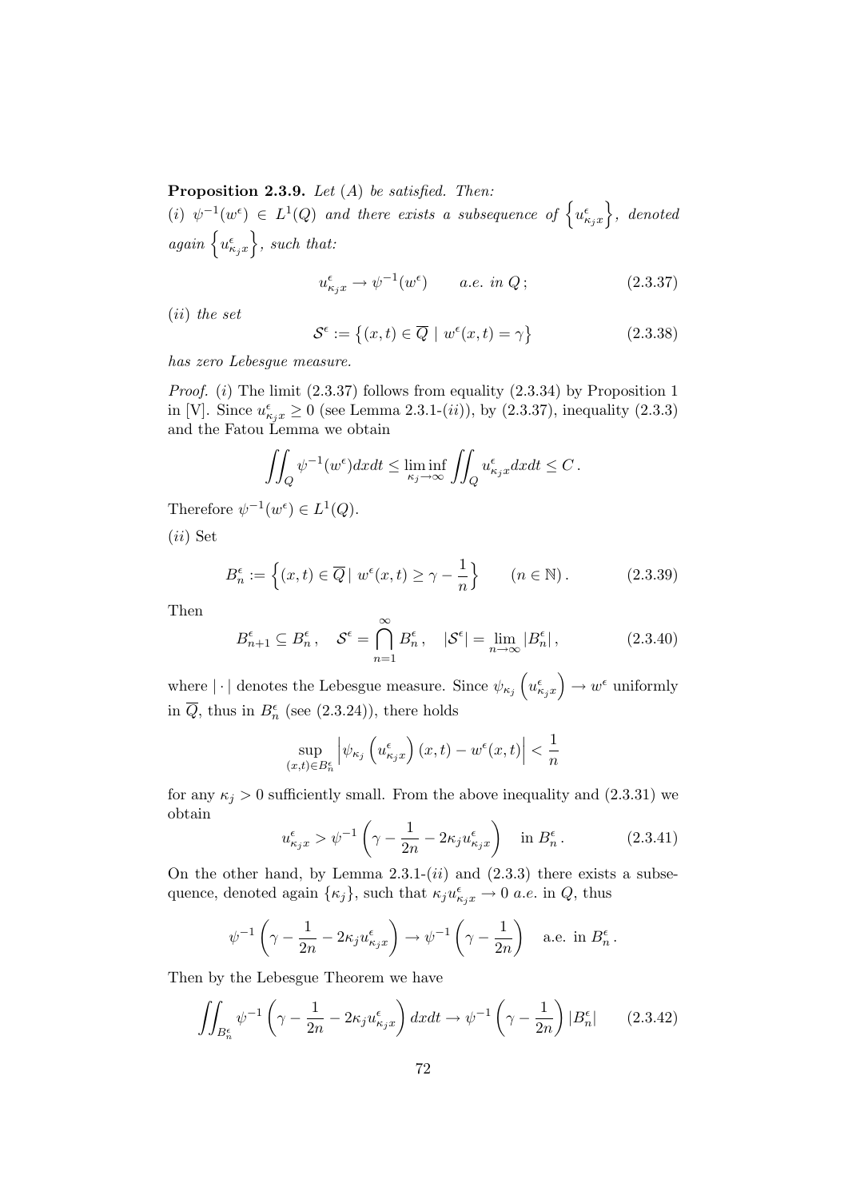**Proposition 2.3.9.** *Let (A) be satisfied. Then:*
*(i)* $\psi^{-1}(w^\epsilon) \in L^1(Q)$ *and there exists a subsequence of* $\left\{u^\epsilon_{\kappa_j x}\right\}$*, denoted again* $\left\{u^\epsilon_{\kappa_j x}\right\}$*, such that:*

$$u^\epsilon_{\kappa_j x} \to \psi^{-1}(w^\epsilon) \qquad \text{a.e. in } Q\,; \tag{2.3.37}$$

*(ii) the set*

$$\mathcal{S}^\epsilon := \left\{(x,t) \in \overline{Q} \mid w^\epsilon(x,t) = \gamma\right\} \tag{2.3.38}$$

*has zero Lebesgue measure.*

*Proof.* $(i)$ The limit (2.3.37) follows from equality (2.3.34) by Proposition 1 in [V]. Since $u^\epsilon_{\kappa_j x} \geq 0$ (see Lemma 2.3.1-$(ii)$), by (2.3.37), inequality (2.3.3) and the Fatou Lemma we obtain

$$\iint_Q \psi^{-1}(w^\epsilon)dxdt \leq \liminf_{\kappa_j \to \infty} \iint_Q u^\epsilon_{\kappa_j x} dxdt \leq C\,.$$

Therefore $\psi^{-1}(w^\epsilon) \in L^1(Q)$.

$(ii)$ Set

$$B^\epsilon_n := \left\{(x,t) \in \overline{Q}\mid w^\epsilon(x,t) \geq \gamma - \frac{1}{n}\right\} \qquad (n \in \mathbb{N})\,. \tag{2.3.39}$$

Then

$$B^\epsilon_{n+1} \subseteq B^\epsilon_n\,, \quad \mathcal{S}^\epsilon = \bigcap_{n=1}^\infty B^\epsilon_n\,, \quad |\mathcal{S}^\epsilon| = \lim_{n\to\infty} |B^\epsilon_n|\,, \tag{2.3.40}$$

where $|\cdot|$ denotes the Lebesgue measure. Since $\psi_{\kappa_j}\left(u^\epsilon_{\kappa_j x}\right) \to w^\epsilon$ uniformly in $\overline{Q}$, thus in $B^\epsilon_n$ (see (2.3.24)), there holds

$$\sup_{(x,t)\in B^\epsilon_n} \left|\psi_{\kappa_j}\left(u^\epsilon_{\kappa_j x}\right)(x,t) - w^\epsilon(x,t)\right| < \frac{1}{n}$$

for any $\kappa_j > 0$ sufficiently small. From the above inequality and (2.3.31) we obtain

$$u^\epsilon_{\kappa_j x} > \psi^{-1}\left(\gamma - \frac{1}{2n} - 2\kappa_j u^\epsilon_{\kappa_j x}\right) \quad \text{in } B^\epsilon_n\,. \tag{2.3.41}$$

On the other hand, by Lemma 2.3.1-$(ii)$ and (2.3.3) there exists a subsequence, denoted again $\{\kappa_j\}$, such that $\kappa_j u^\epsilon_{\kappa_j x} \to 0$ *a.e.* in $Q$, thus

$$\psi^{-1}\left(\gamma - \frac{1}{2n} - 2\kappa_j u^\epsilon_{\kappa_j x}\right) \to \psi^{-1}\left(\gamma - \frac{1}{2n}\right) \quad \text{a.e. in } B^\epsilon_n\,.$$

Then by the Lebesgue Theorem we have

$$\iint_{B^\epsilon_n} \psi^{-1}\left(\gamma - \frac{1}{2n} - 2\kappa_j u^\epsilon_{\kappa_j x}\right)dxdt \to \psi^{-1}\left(\gamma - \frac{1}{2n}\right)|B^\epsilon_n| \tag{2.3.42}$$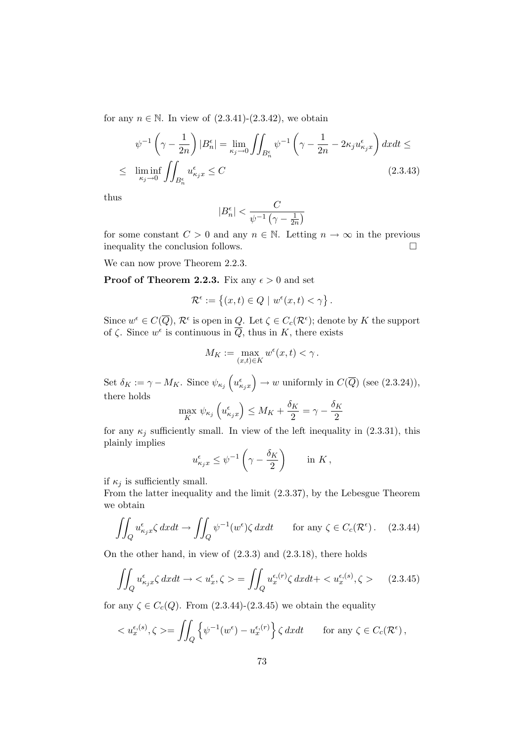for any $n \in \mathbb{N}$. In view of (2.3.41)-(2.3.42), we obtain

$$
\begin{aligned}
\psi^{-1}\left(\gamma - \frac{1}{2n}\right)|B_n^\epsilon| &= \lim_{\kappa_j \to 0} \iint_{B_n^\epsilon} \psi^{-1}\left(\gamma - \frac{1}{2n} - 2\kappa_j u^\epsilon_{\kappa_j x}\right) dxdt \leq \\
\leq \; \liminf_{\kappa_j \to 0} \iint_{B_n^\epsilon} u^\epsilon_{\kappa_j x} \leq C
\end{aligned}
\tag{2.3.43}
$$

thus

$$
|B_n^\epsilon| < \frac{C}{\psi^{-1}\left(\gamma - \frac{1}{2n}\right)}
$$

for some constant $C > 0$ and any $n \in \mathbb{N}$. Letting $n \to \infty$ in the previous inequality the conclusion follows. $\square$

We can now prove Theorem 2.2.3.

**Proof of Theorem 2.2.3.** Fix any $\epsilon > 0$ and set

$$
\mathcal{R}^\epsilon := \left\{(x,t) \in Q \mid w^\epsilon(x,t) < \gamma\right\}.
$$

Since $w^\epsilon \in C(\overline{Q})$, $\mathcal{R}^\epsilon$ is open in $Q$. Let $\zeta \in C_c(\mathcal{R}^\epsilon)$; denote by $K$ the support of $\zeta$. Since $w^\epsilon$ is continuous in $\overline{Q}$, thus in $K$, there exists

$$
M_K := \max_{(x,t)\in K} w^\epsilon(x,t) < \gamma\,.
$$

Set $\delta_K := \gamma - M_K$. Since $\psi_{\kappa_j}\left(u^\epsilon_{\kappa_j x}\right) \to w$ uniformly in $C(\overline{Q})$ (see (2.3.24)), there holds

$$
\max_K \, \psi_{\kappa_j}\left(u^\epsilon_{\kappa_j x}\right) \leq M_K + \frac{\delta_K}{2} = \gamma - \frac{\delta_K}{2}
$$

for any $\kappa_j$ sufficiently small. In view of the left inequality in (2.3.31), this plainly implies

$$
u^\epsilon_{\kappa_j x} \leq \psi^{-1}\left(\gamma - \frac{\delta_K}{2}\right) \qquad \text{in } K\,,
$$

if $\kappa_j$ is sufficiently small.
From the latter inequality and the limit (2.3.37), by the Lebesgue Theorem we obtain

$$
\iint_Q u^\epsilon_{\kappa_j x}\zeta \, dxdt \to \iint_Q \psi^{-1}(w^\epsilon)\zeta \, dxdt \qquad \text{for any } \zeta \in C_c(\mathcal{R}^\epsilon)\,. \tag{2.3.44}
$$

On the other hand, in view of (2.3.3) and (2.3.18), there holds

$$
\iint_Q u^\epsilon_{\kappa_j x}\zeta \, dxdt \to \, < u^\epsilon_x, \zeta > \, = \iint_Q u_x^{\epsilon,(r)}\zeta \, dxdt + < u_x^{\epsilon,(s)}, \zeta > \tag{2.3.45}
$$

for any $\zeta \in C_c(Q)$. From (2.3.44)-(2.3.45) we obtain the equality

$$
< u_x^{\epsilon,(s)}, \zeta > \, = \iint_Q \left\{\psi^{-1}(w^\epsilon) - u_x^{\epsilon,(r)}\right\}\zeta \, dxdt \qquad \text{for any } \zeta \in C_c(\mathcal{R}^\epsilon)\,,
$$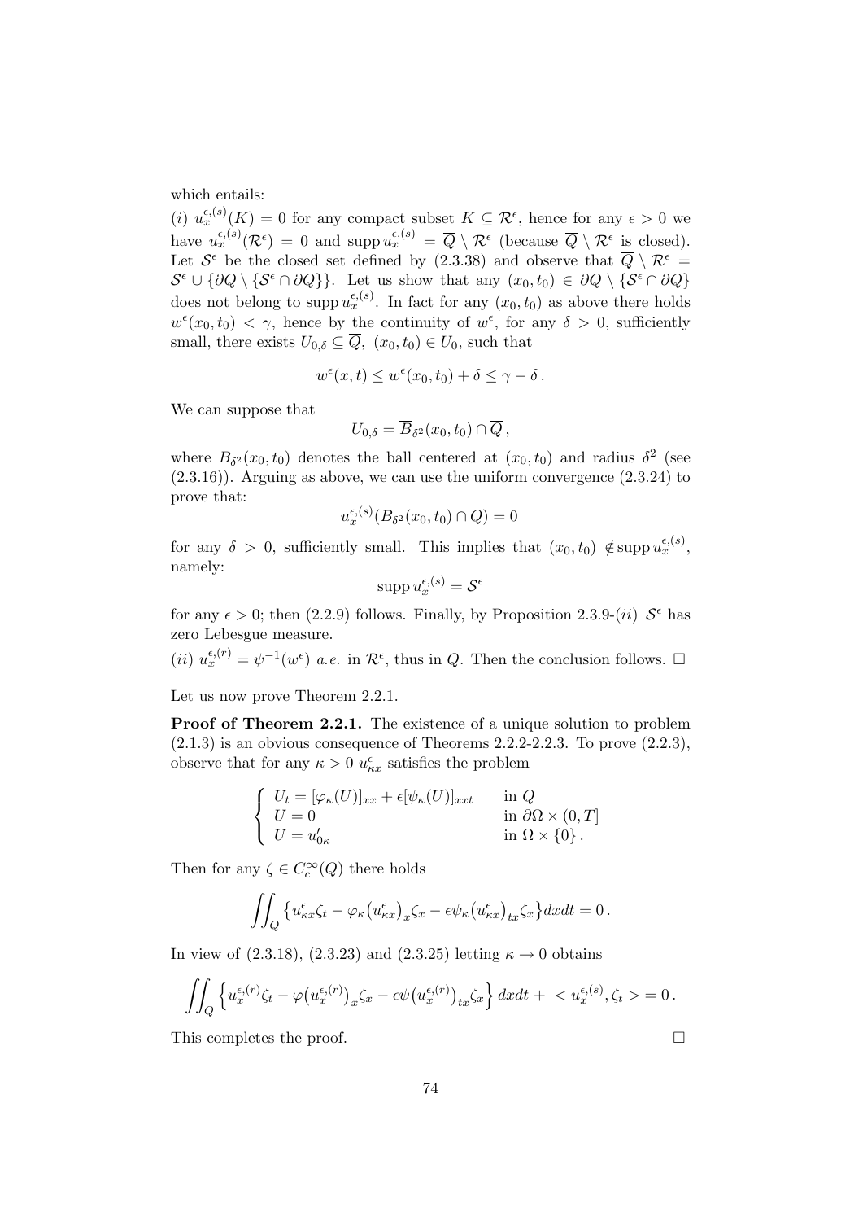which entails:

(i) $u_x^{\epsilon,(s)}(K) = 0$ for any compact subset $K \subseteq \mathcal{R}^\epsilon$, hence for any $\epsilon > 0$ we have $u_x^{\epsilon,(s)}(\mathcal{R}^\epsilon) = 0$ and $\operatorname{supp} u_x^{\epsilon,(s)} = \overline{Q} \setminus \mathcal{R}^\epsilon$ (because $\overline{Q} \setminus \mathcal{R}^\epsilon$ is closed). Let $\mathcal{S}^\epsilon$ be the closed set defined by (2.3.38) and observe that $\overline{Q} \setminus \mathcal{R}^\epsilon = \mathcal{S}^\epsilon \cup \{\partial Q \setminus \{\mathcal{S}^\epsilon \cap \partial Q\}\}$. Let us show that any $(x_0, t_0) \in \partial Q \setminus \{\mathcal{S}^\epsilon \cap \partial Q\}$ does not belong to $\operatorname{supp} u_x^{\epsilon,(s)}$. In fact for any $(x_0, t_0)$ as above there holds $w^\epsilon(x_0, t_0) < \gamma$, hence by the continuity of $w^\epsilon$, for any $\delta > 0$, sufficiently small, there exists $U_{0,\delta} \subseteq \overline{Q}$, $(x_0, t_0) \in U_0$, such that

$$w^\epsilon(x,t) \leq w^\epsilon(x_0,t_0) + \delta \leq \gamma - \delta \,.$$

We can suppose that

$$U_{0,\delta} = \overline{B}_{\delta^2}(x_0,t_0) \cap \overline{Q} \,,$$

where $B_{\delta^2}(x_0, t_0)$ denotes the ball centered at $(x_0, t_0)$ and radius $\delta^2$ (see (2.3.16)). Arguing as above, we can use the uniform convergence (2.3.24) to prove that:

$$u_x^{\epsilon,(s)}(B_{\delta^2}(x_0,t_0) \cap Q) = 0$$

for any $\delta > 0$, sufficiently small. This implies that $(x_0, t_0) \notin \operatorname{supp} u_x^{\epsilon,(s)}$, namely:

$$\operatorname{supp} u_x^{\epsilon,(s)} = \mathcal{S}^\epsilon$$

for any $\epsilon > 0$; then (2.2.9) follows. Finally, by Proposition 2.3.9-(ii) $\mathcal{S}^\epsilon$ has zero Lebesgue measure.

(ii) $u_x^{\epsilon,(r)} = \psi^{-1}(w^\epsilon)$ *a.e.* in $\mathcal{R}^\epsilon$, thus in $Q$. Then the conclusion follows. $\square$

Let us now prove Theorem 2.2.1.

**Proof of Theorem 2.2.1.** The existence of a unique solution to problem (2.1.3) is an obvious consequence of Theorems 2.2.2-2.2.3. To prove (2.2.3), observe that for any $\kappa > 0$ $u_{\kappa x}^\epsilon$ satisfies the problem

$$\begin{cases} U_t = [\varphi_\kappa(U)]_{xx} + \epsilon[\psi_\kappa(U)]_{xxt} & \text{in } Q \\ U = 0 & \text{in } \partial\Omega \times (0,T] \\ U = u'_{0\kappa} & \text{in } \Omega \times \{0\} \,. \end{cases}$$

Then for any $\zeta \in C_c^\infty(Q)$ there holds

$$\iint_Q \left\{ u_{\kappa x}^\epsilon \zeta_t - \varphi_\kappa\big(u_{\kappa x}^\epsilon\big)_x \zeta_x - \epsilon \psi_\kappa\big(u_{\kappa x}^\epsilon\big)_{tx} \zeta_x \right\} dxdt = 0 \,.$$

In view of (2.3.18), (2.3.23) and (2.3.25) letting $\kappa \to 0$ obtains

$$\iint_Q \left\{ u_x^{\epsilon,(r)} \zeta_t - \varphi\big(u_x^{\epsilon,(r)}\big)_x \zeta_x - \epsilon \psi\big(u_x^{\epsilon,(r)}\big)_{tx} \zeta_x \right\} dxdt + < u_x^{\epsilon,(s)}, \zeta_t > = 0 \,.$$

This completes the proof. $\square$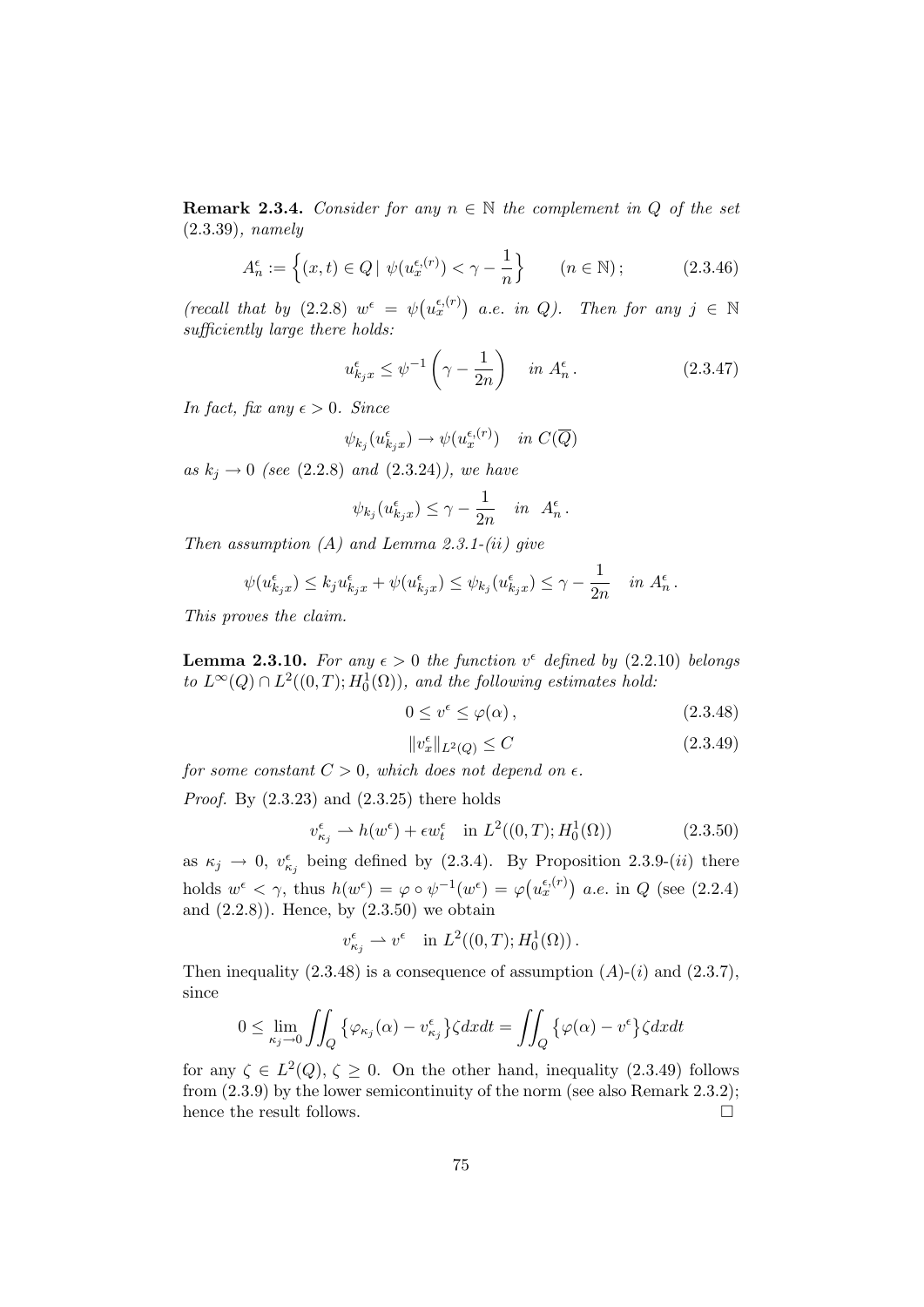**Remark 2.3.4.** *Consider for any $n \in \mathbb{N}$ the complement in $Q$ of the set* (2.3.39)*, namely*

$$A_n^\epsilon := \Big\{ (x,t) \in Q \,|\; \psi(u_x^{\epsilon,(r)}) < \gamma - \frac{1}{n} \Big\} \qquad (n \in \mathbb{N})\,; \tag{2.3.46}$$

*(recall that by* (2.2.8) *$w^\epsilon = \psi\big(u_x^{\epsilon,(r)}\big)$ a.e. in $Q$). Then for any $j \in \mathbb{N}$ sufficiently large there holds:*

$$u^\epsilon_{k_j x} \leq \psi^{-1}\left(\gamma - \frac{1}{2n}\right) \quad \textit{in } A_n^\epsilon\,. \tag{2.3.47}$$

*In fact, fix any $\epsilon > 0$. Since*

$$\psi_{k_j}(u^\epsilon_{k_j x}) \to \psi(u_x^{\epsilon,(r)}) \quad \textit{in } C(\overline{Q})$$

*as $k_j \to 0$ (see* (2.2.8) *and* (2.3.24)*), we have*

$$\psi_{k_j}(u^\epsilon_{k_j x}) \leq \gamma - \frac{1}{2n} \quad \textit{in } \; A_n^\epsilon\,.$$

*Then assumption (A) and Lemma 2.3.1-(ii) give*

$$\psi(u^\epsilon_{k_j x}) \leq k_j u^\epsilon_{k_j x} + \psi(u^\epsilon_{k_j x}) \leq \psi_{k_j}(u^\epsilon_{k_j x}) \leq \gamma - \frac{1}{2n} \quad \textit{in } A_n^\epsilon\,.$$

*This proves the claim.*

**Lemma 2.3.10.** *For any $\epsilon > 0$ the function $v^\epsilon$ defined by* (2.2.10) *belongs to $L^\infty(Q) \cap L^2((0,T); H_0^1(\Omega))$, and the following estimates hold:*

$$0 \leq v^\epsilon \leq \varphi(\alpha)\,, \tag{2.3.48}$$

$$\|v_x^\epsilon\|_{L^2(Q)} \leq C \tag{2.3.49}$$

*for some constant $C > 0$, which does not depend on $\epsilon$.*

*Proof.* By (2.3.23) and (2.3.25) there holds

$$v^\epsilon_{\kappa_j} \rightharpoonup h(w^\epsilon) + \epsilon w_t^\epsilon \quad \text{in } L^2((0,T); H_0^1(\Omega)) \tag{2.3.50}$$

as $\kappa_j \to 0$, $v^\epsilon_{\kappa_j}$ being defined by (2.3.4). By Proposition 2.3.9-$(ii)$ there holds $w^\epsilon < \gamma$, thus $h(w^\epsilon) = \varphi \circ \psi^{-1}(w^\epsilon) = \varphi\big(u_x^{\epsilon,(r)}\big)$ *a.e.* in $Q$ (see (2.2.4) and (2.2.8)). Hence, by (2.3.50) we obtain

$$v^\epsilon_{\kappa_j} \rightharpoonup v^\epsilon \quad \text{in } L^2((0,T); H_0^1(\Omega))\,.$$

Then inequality (2.3.48) is a consequence of assumption $(A)$-$(i)$ and (2.3.7), since

$$0 \leq \lim_{\kappa_j \to 0} \iint_Q \big\{\varphi_{\kappa_j}(\alpha) - v^\epsilon_{\kappa_j}\big\}\zeta dx dt = \iint_Q \big\{\varphi(\alpha) - v^\epsilon\big\}\zeta dx dt$$

for any $\zeta \in L^2(Q)$, $\zeta \geq 0$. On the other hand, inequality (2.3.49) follows from (2.3.9) by the lower semicontinuity of the norm (see also Remark 2.3.2); hence the result follows. $\square$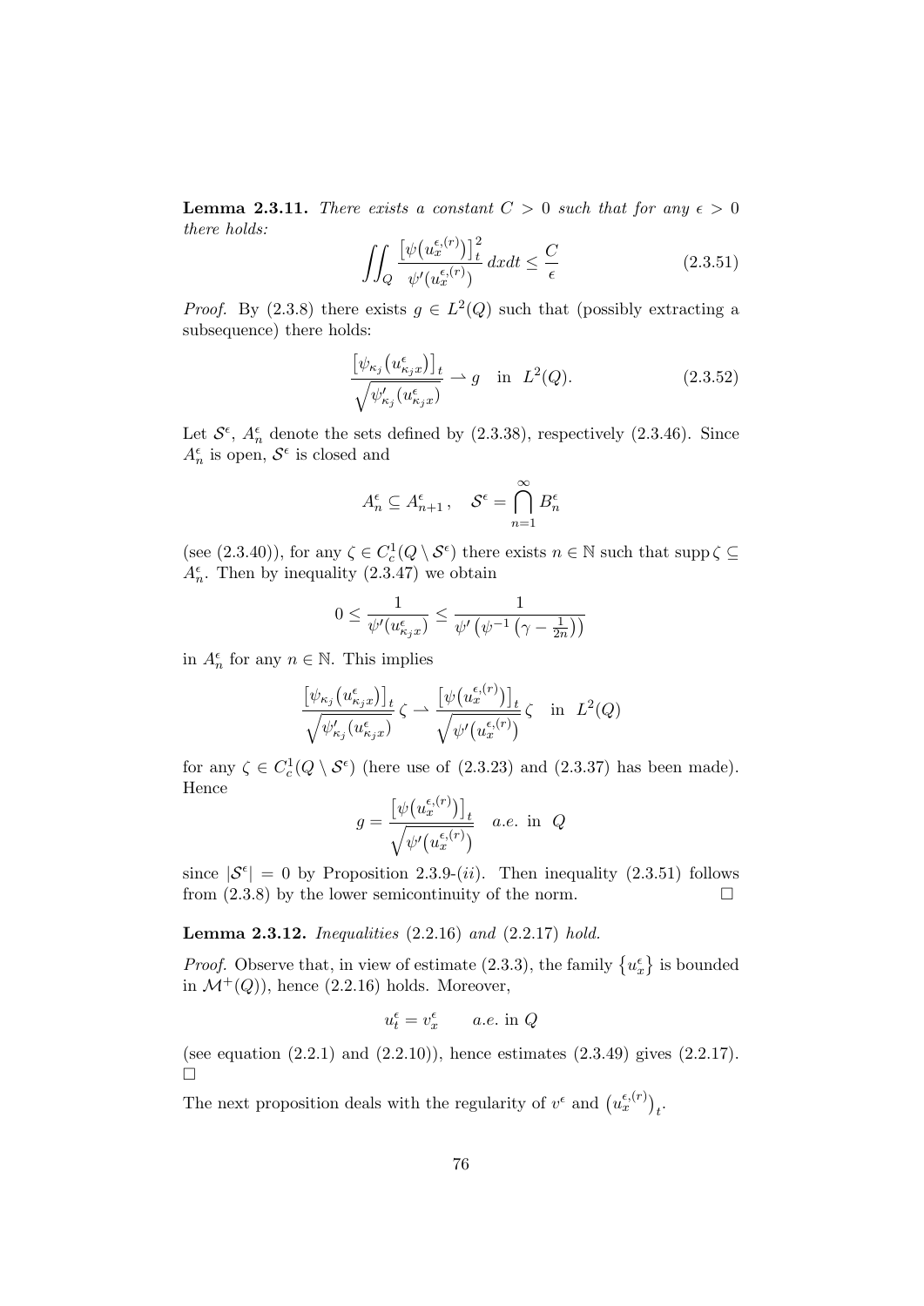**Lemma 2.3.11.** *There exists a constant $C > 0$ such that for any $\epsilon > 0$ there holds:*

$$\iint_Q \frac{\left[\psi\left(u_x^{\epsilon,(r)}\right)\right]_t^2}{\psi'\left(u_x^{\epsilon,(r)}\right)}\,dxdt \le \frac{C}{\epsilon} \tag{2.3.51}$$

*Proof.* By (2.3.8) there exists $g \in L^2(Q)$ such that (possibly extracting a subsequence) there holds:

$$\frac{\left[\psi_{\kappa_j}\left(u_{\kappa_j x}^{\epsilon}\right)\right]_t}{\sqrt{\psi'_{\kappa_j}\left(u_{\kappa_j x}^{\epsilon}\right)}} \rightharpoonup g \quad \text{in } L^2(Q). \tag{2.3.52}$$

Let $\mathcal{S}^\epsilon$, $A_n^\epsilon$ denote the sets defined by (2.3.38), respectively (2.3.46). Since $A_n^\epsilon$ is open, $\mathcal{S}^\epsilon$ is closed and

$$A_n^\epsilon \subseteq A_{n+1}^\epsilon\,, \quad \mathcal{S}^\epsilon = \bigcap_{n=1}^{\infty} B_n^\epsilon$$

(see (2.3.40)), for any $\zeta \in C_c^1(Q \setminus \mathcal{S}^\epsilon)$ there exists $n \in \mathbb{N}$ such that $\operatorname{supp} \zeta \subseteq A_n^\epsilon$. Then by inequality (2.3.47) we obtain

$$0 \le \frac{1}{\psi'(u_{\kappa_j x}^{\epsilon})} \le \frac{1}{\psi'\left(\psi^{-1}\left(\gamma - \frac{1}{2n}\right)\right)}$$

in $A_n^\epsilon$ for any $n \in \mathbb{N}$. This implies

$$\frac{\left[\psi_{\kappa_j}\left(u_{\kappa_j x}^{\epsilon}\right)\right]_t}{\sqrt{\psi'_{\kappa_j}\left(u_{\kappa_j x}^{\epsilon}\right)}}\,\zeta \rightharpoonup \frac{\left[\psi\left(u_x^{\epsilon,(r)}\right)\right]_t}{\sqrt{\psi'\left(u_x^{\epsilon,(r)}\right)}}\,\zeta \quad \text{in } L^2(Q)$$

for any $\zeta \in C_c^1(Q \setminus \mathcal{S}^\epsilon)$ (here use of (2.3.23) and (2.3.37) has been made). Hence

$$g = \frac{\left[\psi\left(u_x^{\epsilon,(r)}\right)\right]_t}{\sqrt{\psi'\left(u_x^{\epsilon,(r)}\right)}} \quad a.e. \text{ in } Q$$

since $|\mathcal{S}^\epsilon| = 0$ by Proposition 2.3.9-(*ii*). Then inequality (2.3.51) follows from (2.3.8) by the lower semicontinuity of the norm. □

**Lemma 2.3.12.** *Inequalities* (2.2.16) *and* (2.2.17) *hold.*

*Proof.* Observe that, in view of estimate (2.3.3), the family $\left\{u_x^\epsilon\right\}$ is bounded in $\mathcal{M}^+(Q)$), hence (2.2.16) holds. Moreover,

$$u_t^\epsilon = v_x^\epsilon \qquad a.e. \text{ in } Q$$

(see equation (2.2.1) and (2.2.10)), hence estimates (2.3.49) gives (2.2.17). □

The next proposition deals with the regularity of $v^\epsilon$ and $\left(u_x^{\epsilon,(r)}\right)_t$.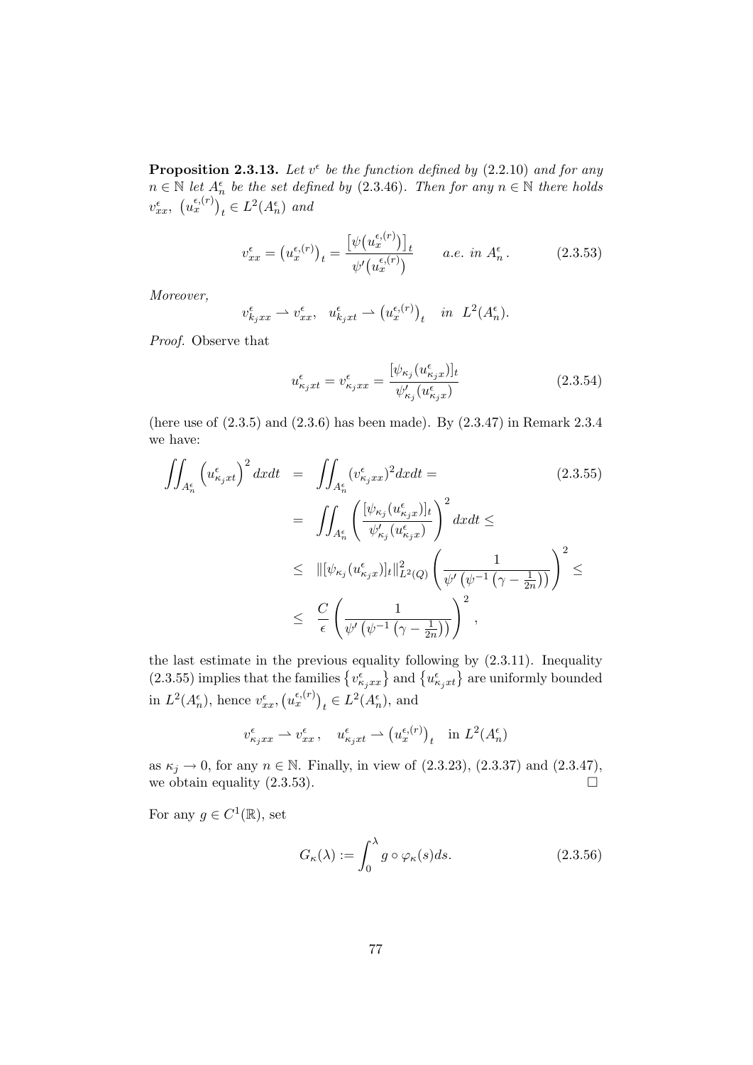**Proposition 2.3.13.** *Let $v^\epsilon$ be the function defined by (2.2.10) and for any $n \in \mathbb{N}$ let $A_n^\epsilon$ be the set defined by (2.3.46). Then for any $n \in \mathbb{N}$ there holds $v_{xx}^\epsilon$, $\left(u_x^{\epsilon,(r)}\right)_t \in L^2(A_n^\epsilon)$ and*

$$v_{xx}^\epsilon = \left(u_x^{\epsilon,(r)}\right)_t = \frac{\left[\psi\left(u_x^{\epsilon,(r)}\right)\right]_t}{\psi'\left(u_x^{\epsilon,(r)}\right)} \qquad a.e.\ in\ A_n^\epsilon . \tag{2.3.53}$$

*Moreover,*

$$v_{k_j xx}^\epsilon \rightharpoonup v_{xx}^\epsilon, \quad u_{k_j xt}^\epsilon \rightharpoonup \left(u_x^{\epsilon,(r)}\right)_t \quad in\ \ L^2(A_n^\epsilon).$$

*Proof.* Observe that

$$u_{\kappa_j xt}^\epsilon = v_{\kappa_j xx}^\epsilon = \frac{[\psi_{\kappa_j}(u_{\kappa_j x}^\epsilon)]_t}{\psi_{\kappa_j}'(u_{\kappa_j x}^\epsilon)} \tag{2.3.54}$$

(here use of (2.3.5) and (2.3.6) has been made). By (2.3.47) in Remark 2.3.4 we have:

$$\begin{aligned}
\iint_{A_n^\epsilon} \left(u_{\kappa_j xt}^\epsilon\right)^2 dxdt &= \iint_{A_n^\epsilon} (v_{\kappa_j xx}^\epsilon)^2 dxdt = \\
&= \iint_{A_n^\epsilon} \left(\frac{[\psi_{\kappa_j}(u_{\kappa_j x}^\epsilon)]_t}{\psi_{\kappa_j}'(u_{\kappa_j x}^\epsilon)}\right)^2 dxdt \leq \\
&\leq \|[\psi_{\kappa_j}(u_{\kappa_j x}^\epsilon)]_t\|_{L^2(Q)}^2 \left(\frac{1}{\psi'\left(\psi^{-1}\left(\gamma - \frac{1}{2n}\right)\right)}\right)^2 \leq \\
&\leq \frac{C}{\epsilon}\left(\frac{1}{\psi'\left(\psi^{-1}\left(\gamma - \frac{1}{2n}\right)\right)}\right)^2 ,
\end{aligned} \tag{2.3.55}$$

the last estimate in the previous equality following by (2.3.11). Inequality (2.3.55) implies that the families $\left\{v_{\kappa_j xx}^\epsilon\right\}$ and $\left\{u_{\kappa_j xt}^\epsilon\right\}$ are uniformly bounded in $L^2(A_n^\epsilon)$, hence $v_{xx}^\epsilon, \left(u_x^{\epsilon,(r)}\right)_t \in L^2(A_n^\epsilon)$, and

$$v_{\kappa_j xx}^\epsilon \rightharpoonup v_{xx}^\epsilon , \quad u_{\kappa_j xt}^\epsilon \rightharpoonup \left(u_x^{\epsilon,(r)}\right)_t \quad \text{in } L^2(A_n^\epsilon)$$

as $\kappa_j \to 0$, for any $n \in \mathbb{N}$. Finally, in view of (2.3.23), (2.3.37) and (2.3.47), we obtain equality (2.3.53). □

For any $g \in C^1(\mathbb{R})$, set

$$G_\kappa(\lambda) := \int_0^\lambda g \circ \varphi_\kappa(s) ds. \tag{2.3.56}$$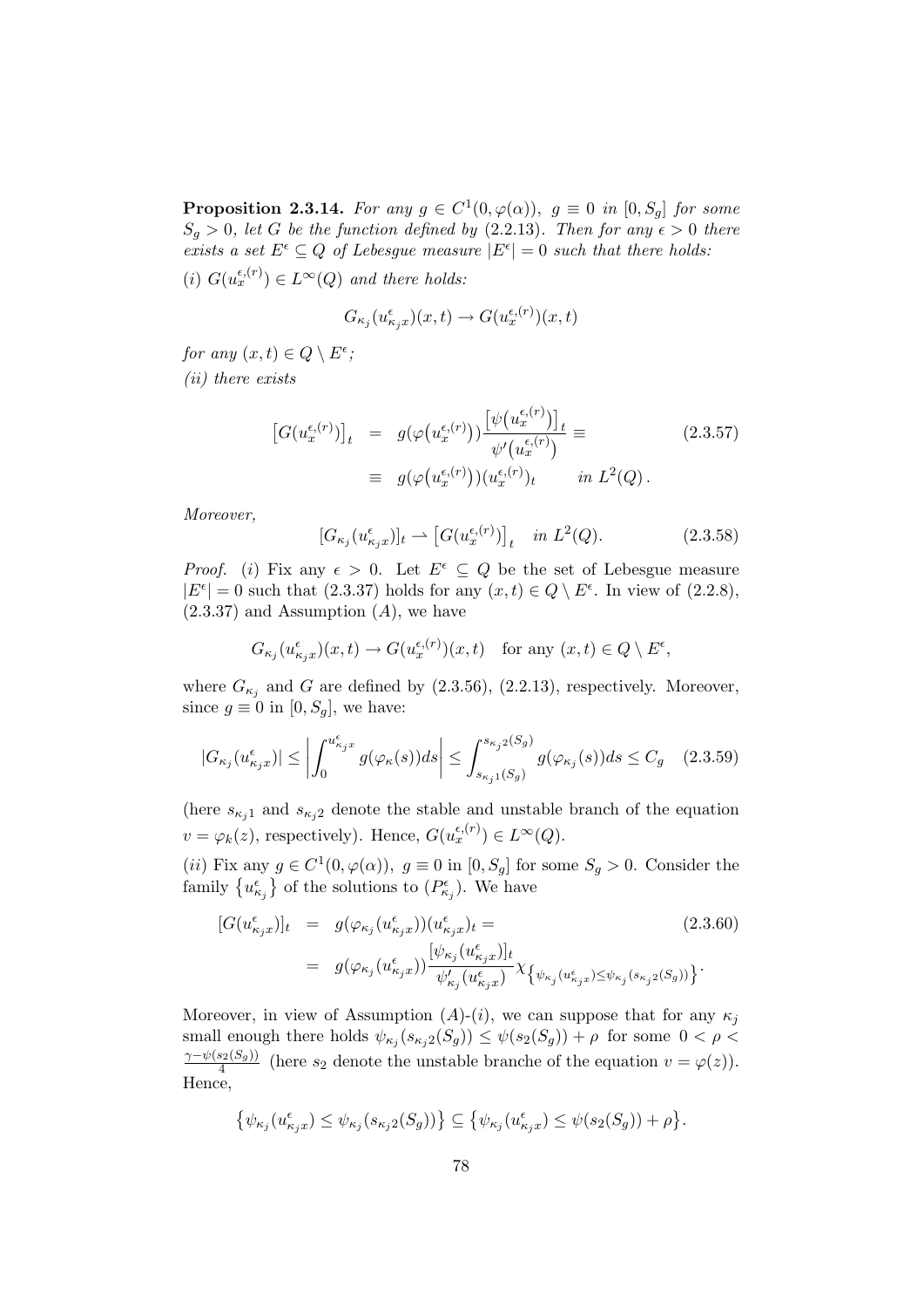**Proposition 2.3.14.** *For any $g \in C^1(0, \varphi(\alpha))$, $g \equiv 0$ in $[0, S_g]$ for some $S_g > 0$, let $G$ be the function defined by (2.2.13). Then for any $\epsilon > 0$ there exists a set $E^\epsilon \subseteq Q$ of Lebesgue measure $|E^\epsilon| = 0$ such that there holds:*

*(i) $G(u_x^{\epsilon,(r)}) \in L^\infty(Q)$ and there holds:*

$$G_{\kappa_j}(u^\epsilon_{\kappa_j x})(x,t) \to G(u_x^{\epsilon,(r)})(x,t)$$

*for any $(x,t) \in Q \setminus E^\epsilon$;*

*(ii) there exists*

$$\begin{aligned} \left[G(u_x^{\epsilon,(r)})\right]_t &= g(\varphi(u_x^{\epsilon,(r)}))\frac{\left[\psi\left(u_x^{\epsilon,(r)}\right)\right]_t}{\psi'\left(u_x^{\epsilon,(r)}\right)} \equiv \\ &\equiv g(\varphi(u_x^{\epsilon,(r)}))(u_x^{\epsilon,(r)})_t \qquad in\ L^2(Q). \end{aligned} \tag{2.3.57}$$

*Moreover,*

$$[G_{\kappa_j}(u^\epsilon_{\kappa_j x})]_t \rightharpoonup \left[G(u_x^{\epsilon,(r)})\right]_t \quad in\ L^2(Q). \tag{2.3.58}$$

*Proof.* $(i)$ Fix any $\epsilon > 0$. Let $E^\epsilon \subseteq Q$ be the set of Lebesgue measure $|E^\epsilon| = 0$ such that (2.3.37) holds for any $(x,t) \in Q \setminus E^\epsilon$. In view of (2.2.8), (2.3.37) and Assumption $(A)$, we have

$$G_{\kappa_j}(u^\epsilon_{\kappa_j x})(x,t) \to G(u_x^{\epsilon,(r)})(x,t) \quad \text{for any } (x,t) \in Q \setminus E^\epsilon,$$

where $G_{\kappa_j}$ and $G$ are defined by (2.3.56), (2.2.13), respectively. Moreover, since $g \equiv 0$ in $[0, S_g]$, we have:

$$|G_{\kappa_j}(u^\epsilon_{\kappa_j x})| \leq \left|\int_0^{u^\epsilon_{\kappa_j x}} g(\varphi_\kappa(s))ds\right| \leq \int_{s_{\kappa_j 1}(S_g)}^{s_{\kappa_j 2}(S_g)} g(\varphi_{\kappa_j}(s))ds \leq C_g \tag{2.3.59}$$

(here $s_{\kappa_j 1}$ and $s_{\kappa_j 2}$ denote the stable and unstable branch of the equation $v = \varphi_k(z)$, respectively). Hence, $G(u_x^{\epsilon,(r)}) \in L^\infty(Q)$.

$(ii)$ Fix any $g \in C^1(0, \varphi(\alpha))$, $g \equiv 0$ in $[0, S_g]$ for some $S_g > 0$. Consider the family $\{u^\epsilon_{\kappa_j}\}$ of the solutions to $(P^\epsilon_{\kappa_j})$. We have

$$\begin{aligned} [G(u^\epsilon_{\kappa_j x})]_t &= g(\varphi_{\kappa_j}(u^\epsilon_{\kappa_j x}))(u^\epsilon_{\kappa_j x})_t = \\ &= g(\varphi_{\kappa_j}(u^\epsilon_{\kappa_j x}))\frac{[\psi_{\kappa_j}(u^\epsilon_{\kappa_j x})]_t}{\psi'_{\kappa_j}(u^\epsilon_{\kappa_j x})}\chi_{\left\{\psi_{\kappa_j}(u^\epsilon_{\kappa_j x}) \leq \psi_{\kappa_j}(s_{\kappa_j 2}(S_g))\right\}}. \end{aligned} \tag{2.3.60}$$

Moreover, in view of Assumption $(A)$-$(i)$, we can suppose that for any $\kappa_j$ small enough there holds $\psi_{\kappa_j}(s_{\kappa_j 2}(S_g)) \leq \psi(s_2(S_g)) + \rho$ for some $0 < \rho < \frac{\gamma - \psi(s_2(S_g))}{4}$ (here $s_2$ denote the unstable branche of the equation $v = \varphi(z)$). Hence,

$$\left\{\psi_{\kappa_j}(u^\epsilon_{\kappa_j x}) \leq \psi_{\kappa_j}(s_{\kappa_j 2}(S_g))\right\} \subseteq \left\{\psi_{\kappa_j}(u^\epsilon_{\kappa_j x}) \leq \psi(s_2(S_g)) + \rho\right\}.$$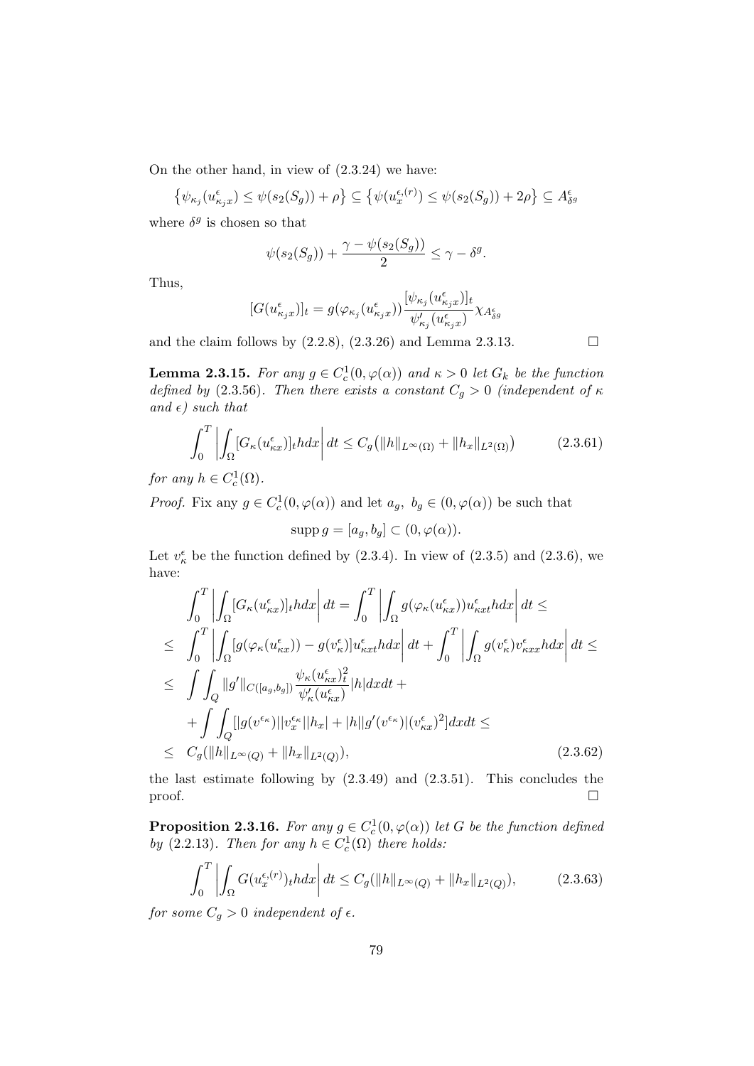On the other hand, in view of (2.3.24) we have:

$$\left\{\psi_{\kappa_j}(u^{\epsilon}_{\kappa_j x}) \leq \psi(s_2(S_g)) + \rho\right\} \subseteq \left\{\psi(u^{\epsilon,(r)}_x) \leq \psi(s_2(S_g)) + 2\rho\right\} \subseteq A^{\epsilon}_{\delta^g}$$

where $\delta^g$ is chosen so that

$$\psi(s_2(S_g)) + \frac{\gamma - \psi(s_2(S_g))}{2} \leq \gamma - \delta^g.$$

Thus,

$$[G(u^{\epsilon}_{\kappa_j x})]_t = g(\varphi_{\kappa_j}(u^{\epsilon}_{\kappa_j x}))\frac{[\psi_{\kappa_j}(u^{\epsilon}_{\kappa_j x})]_t}{\psi'_{\kappa_j}(u^{\epsilon}_{\kappa_j x})}\chi_{A^{\epsilon}_{\delta^g}}$$

and the claim follows by (2.2.8), (2.3.26) and Lemma 2.3.13. $\square$

**Lemma 2.3.15.** *For any $g \in C^1_c(0, \varphi(\alpha))$ and $\kappa > 0$ let $G_k$ be the function defined by (2.3.56). Then there exists a constant $C_g > 0$ (independent of $\kappa$ and $\epsilon$) such that*

$$\int_0^T \left| \int_\Omega [G_\kappa(u^{\epsilon}_{\kappa x})]_t h dx \right| dt \leq C_g\big(\|h\|_{L^\infty(\Omega)} + \|h_x\|_{L^2(\Omega)}\big) \tag{2.3.61}$$

*for any $h \in C^1_c(\Omega)$.*

*Proof.* Fix any $g \in C^1_c(0, \varphi(\alpha))$ and let $a_g,\ b_g \in (0, \varphi(\alpha))$ be such that

$$\operatorname{supp} g = [a_g, b_g] \subset (0, \varphi(\alpha)).$$

Let $v^{\epsilon}_{\kappa}$ be the function defined by (2.3.4). In view of (2.3.5) and (2.3.6), we have:

$$\begin{aligned}
&\int_0^T \left| \int_\Omega [G_\kappa(u^{\epsilon}_{\kappa x})]_t h dx \right| dt = \int_0^T \left| \int_\Omega g(\varphi_\kappa(u^{\epsilon}_{\kappa x})) u^{\epsilon}_{\kappa x t} h dx \right| dt \leq \\
\leq\ & \int_0^T \left| \int_\Omega [g(\varphi_\kappa(u^{\epsilon}_{\kappa x})) - g(v^{\epsilon}_{\kappa})] u^{\epsilon}_{\kappa x t} h dx \right| dt + \int_0^T \left| \int_\Omega g(v^{\epsilon}_{\kappa}) v^{\epsilon}_{\kappa x x} h dx \right| dt \leq \\
\leq\ & \int \int_Q \|g'\|_{C([a_g,b_g])} \frac{\psi_\kappa(u^{\epsilon}_{\kappa x})^2_t}{\psi'_\kappa(u^{\epsilon}_{\kappa x})} |h| dx dt + \\
& + \int \int_Q [|g(v^{\epsilon_\kappa})||v^{\epsilon_\kappa}_x||h_x| + |h||g'(v^{\epsilon_\kappa})|(v^{\epsilon}_{\kappa x})^2] dx dt \leq \\
\leq\ & C_g(\|h\|_{L^\infty(Q)} + \|h_x\|_{L^2(Q)}),
\end{aligned} \tag{2.3.62}$$

the last estimate following by (2.3.49) and (2.3.51). This concludes the proof. $\square$

**Proposition 2.3.16.** *For any $g \in C^1_c(0, \varphi(\alpha))$ let $G$ be the function defined by (2.2.13). Then for any $h \in C^1_c(\Omega)$ there holds:*

$$\int_0^T \left| \int_\Omega G(u^{\epsilon,(r)}_x)_t h dx \right| dt \leq C_g(\|h\|_{L^\infty(Q)} + \|h_x\|_{L^2(Q)}), \tag{2.3.63}$$

*for some $C_g > 0$ independent of $\epsilon$.*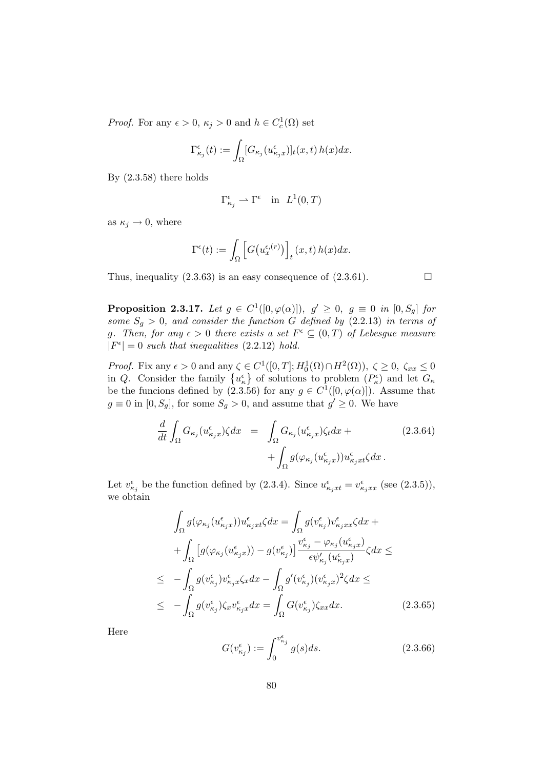*Proof.* For any $\epsilon > 0$, $\kappa_j > 0$ and $h \in C_c^1(\Omega)$ set

$$\Gamma^{\epsilon}_{\kappa_j}(t) := \int_{\Omega} [G_{\kappa_j}(u^{\epsilon}_{\kappa_j x})]_t(x,t)\, h(x) dx.$$

By (2.3.58) there holds

$$\Gamma^{\epsilon}_{\kappa_j} \rightharpoonup \Gamma^{\epsilon} \quad \text{in} \;\; L^1(0,T)$$

as $\kappa_j \to 0$, where

$$\Gamma^{\epsilon}(t) := \int_{\Omega} \Big[ G\big(u_x^{\epsilon,(r)}\big) \Big]_t (x,t)\, h(x) dx.$$

Thus, inequality (2.3.63) is an easy consequence of (2.3.61). $\square$

**Proposition 2.3.17.** *Let $g \in C^1([0,\varphi(\alpha)])$, $g' \geq 0$, $g \equiv 0$ in $[0, S_g]$ for some $S_g > 0$, and consider the function $G$ defined by (2.2.13) in terms of $g$. Then, for any $\epsilon > 0$ there exists a set $F^{\epsilon} \subseteq (0,T)$ of Lebesgue measure $|F^{\epsilon}| = 0$ such that inequalities (2.2.12) hold.*

*Proof.* Fix any $\epsilon > 0$ and any $\zeta \in C^1([0,T]; H_0^1(\Omega) \cap H^2(\Omega))$, $\zeta \geq 0$, $\zeta_{xx} \leq 0$ in $Q$. Consider the family $\left\{ u^{\epsilon}_{\kappa} \right\}$ of solutions to problem $(P^{\epsilon}_{\kappa})$ and let $G_{\kappa}$ be the funcions defined by (2.3.56) for any $g \in C^1([0,\varphi(\alpha)])$. Assume that $g \equiv 0$ in $[0, S_g]$, for some $S_g > 0$, and assume that $g' \geq 0$. We have

$$\begin{aligned} \frac{d}{dt} \int_{\Omega} G_{\kappa_j}(u^{\epsilon}_{\kappa_j x}) \zeta dx &= \int_{\Omega} G_{\kappa_j}(u^{\epsilon}_{\kappa_j x}) \zeta_t dx + \\ &\quad + \int_{\Omega} g(\varphi_{\kappa_j}(u^{\epsilon}_{\kappa_j x})) u^{\epsilon}_{\kappa_j xt} \zeta dx \, . \end{aligned} \tag{2.3.64}$$

Let $v^{\epsilon}_{\kappa_j}$ be the function defined by (2.3.4). Since $u^{\epsilon}_{\kappa_j xt} = v^{\epsilon}_{\kappa_j xx}$ (see (2.3.5)), we obtain

$$\begin{aligned} &\int_{\Omega} g(\varphi_{\kappa_j}(u^{\epsilon}_{\kappa_j x})) u^{\epsilon}_{\kappa_j xt} \zeta dx = \int_{\Omega} g(v^{\epsilon}_{\kappa_j}) v^{\epsilon}_{\kappa_j xx} \zeta dx + \\ &\quad + \int_{\Omega} \left[ g(\varphi_{\kappa_j}(u^{\epsilon}_{\kappa_j x})) - g(v^{\epsilon}_{\kappa_j}) \right] \frac{v^{\epsilon}_{\kappa_j} - \varphi_{\kappa_j}(u^{\epsilon}_{\kappa_j x})}{\epsilon \psi'_{\kappa_j}(u^{\epsilon}_{\kappa_j x})} \zeta dx \leq \\ &\leq \; - \int_{\Omega} g(v^{\epsilon}_{\kappa_j}) v^{\epsilon}_{\kappa_j x} \zeta_x dx - \int_{\Omega} g'(v^{\epsilon}_{\kappa_j}) (v^{\epsilon}_{\kappa_j x})^2 \zeta dx \leq \\ &\leq \; - \int_{\Omega} g(v^{\epsilon}_{\kappa_j}) \zeta_x v^{\epsilon}_{\kappa_j x} dx = \int_{\Omega} G(v^{\epsilon}_{\kappa_j}) \zeta_{xx} dx. \end{aligned} \tag{2.3.65}$$

Here

$$G(v^{\epsilon}_{\kappa_j}) := \int_0^{v^{\epsilon}_{\kappa_j}} g(s) ds. \tag{2.3.66}$$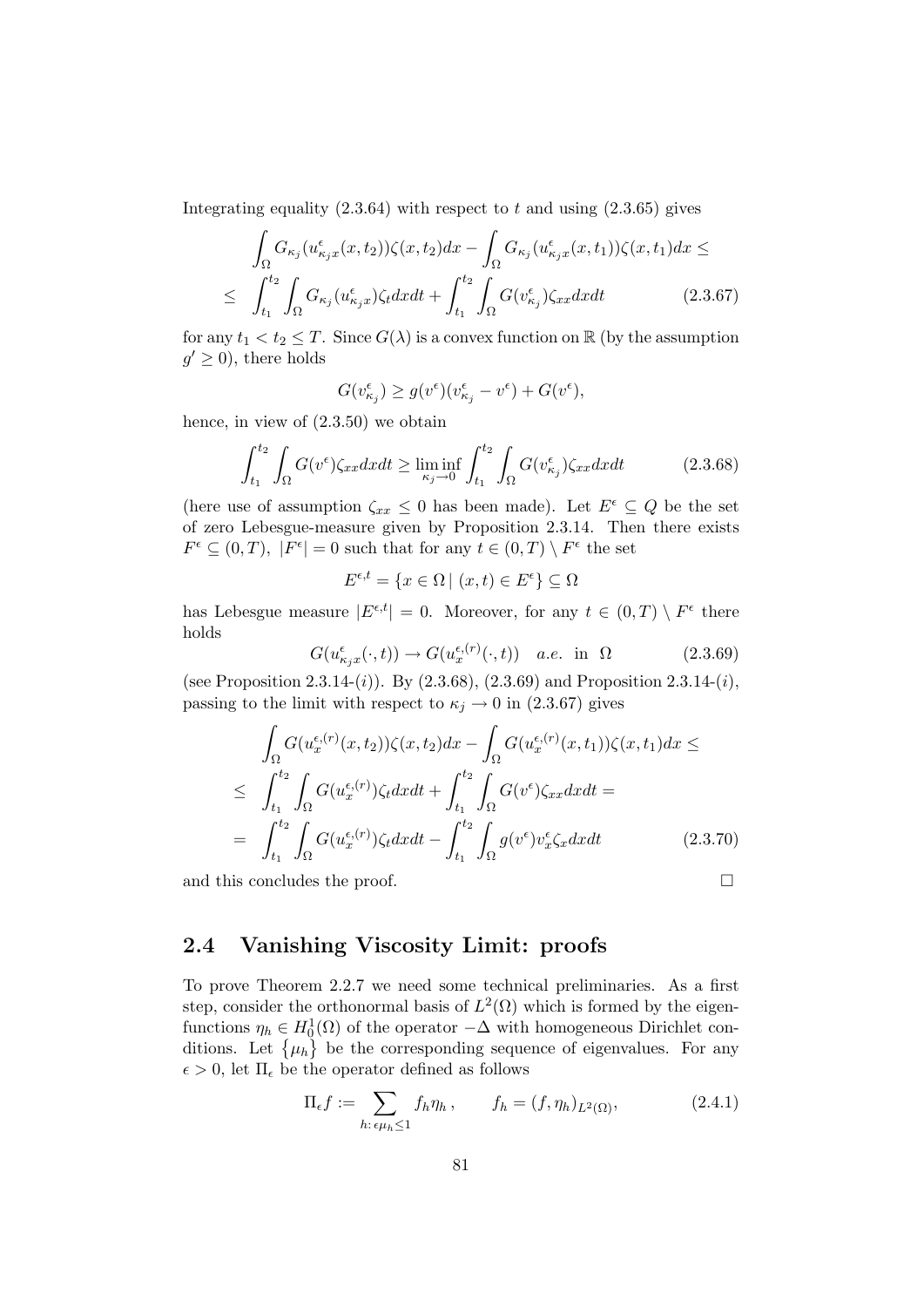Integrating equality (2.3.64) with respect to $t$ and using (2.3.65) gives

$$
\begin{aligned}
&\int_\Omega G_{\kappa_j}(u^\epsilon_{\kappa_j x}(x,t_2))\zeta(x,t_2)dx - \int_\Omega G_{\kappa_j}(u^\epsilon_{\kappa_j x}(x,t_1))\zeta(x,t_1)dx \leq \\
\leq \quad & \int_{t_1}^{t_2}\int_\Omega G_{\kappa_j}(u^\epsilon_{\kappa_j x})\zeta_t dxdt + \int_{t_1}^{t_2}\int_\Omega G(v^\epsilon_{\kappa_j})\zeta_{xx}dxdt \qquad (2.3.67)
\end{aligned}
$$

for any $t_1 < t_2 \leq T$. Since $G(\lambda)$ is a convex function on $\mathbb{R}$ (by the assumption $g' \geq 0$), there holds

$$
G(v^\epsilon_{\kappa_j}) \geq g(v^\epsilon)(v^\epsilon_{\kappa_j} - v^\epsilon) + G(v^\epsilon),
$$

hence, in view of (2.3.50) we obtain

$$
\int_{t_1}^{t_2}\int_\Omega G(v^\epsilon)\zeta_{xx}dxdt \geq \liminf_{\kappa_j \to 0}\int_{t_1}^{t_2}\int_\Omega G(v^\epsilon_{\kappa_j})\zeta_{xx}dxdt \qquad (2.3.68)
$$

(here use of assumption $\zeta_{xx} \leq 0$ has been made). Let $E^\epsilon \subseteq Q$ be the set of zero Lebesgue-measure given by Proposition 2.3.14. Then there exists $F^\epsilon \subseteq (0,T)$, $|F^\epsilon| = 0$ such that for any $t \in (0,T) \setminus F^\epsilon$ the set

$$
E^{\epsilon,t} = \{x \in \Omega \mid (x,t) \in E^\epsilon\} \subseteq \Omega
$$

has Lebesgue measure $|E^{\epsilon,t}| = 0$. Moreover, for any $t \in (0,T) \setminus F^\epsilon$ there holds

$$
G(u^\epsilon_{\kappa_j x}(\cdot,t)) \to G(u^{\epsilon,(r)}_x(\cdot,t)) \quad a.e. \text{ in } \Omega \qquad (2.3.69)
$$

(see Proposition 2.3.14-($i$)). By (2.3.68), (2.3.69) and Proposition 2.3.14-($i$), passing to the limit with respect to $\kappa_j \to 0$ in (2.3.67) gives

$$
\begin{aligned}
&\int_\Omega G(u^{\epsilon,(r)}_x(x,t_2))\zeta(x,t_2)dx - \int_\Omega G(u^{\epsilon,(r)}_x(x,t_1))\zeta(x,t_1)dx \leq \\
\leq \quad & \int_{t_1}^{t_2}\int_\Omega G(u^{\epsilon,(r)}_x)\zeta_t dxdt + \int_{t_1}^{t_2}\int_\Omega G(v^\epsilon)\zeta_{xx}dxdt = \\
= \quad & \int_{t_1}^{t_2}\int_\Omega G(u^{\epsilon,(r)}_x)\zeta_t dxdt - \int_{t_1}^{t_2}\int_\Omega g(v^\epsilon)v^\epsilon_x\zeta_x dxdt \qquad (2.3.70)
\end{aligned}
$$

and this concludes the proof. □

## 2.4 Vanishing Viscosity Limit: proofs

To prove Theorem 2.2.7 we need some technical preliminaries. As a first step, consider the orthonormal basis of $L^2(\Omega)$ which is formed by the eigenfunctions $\eta_h \in H^1_0(\Omega)$ of the operator $-\Delta$ with homogeneous Dirichlet conditions. Let $\{\mu_h\}$ be the corresponding sequence of eigenvalues. For any $\epsilon > 0$, let $\Pi_\epsilon$ be the operator defined as follows

$$
\Pi_\epsilon f := \sum_{h:\, \epsilon\mu_h \leq 1} f_h\eta_h\,, \qquad f_h = (f,\eta_h)_{L^2(\Omega)}, \qquad (2.4.1)
$$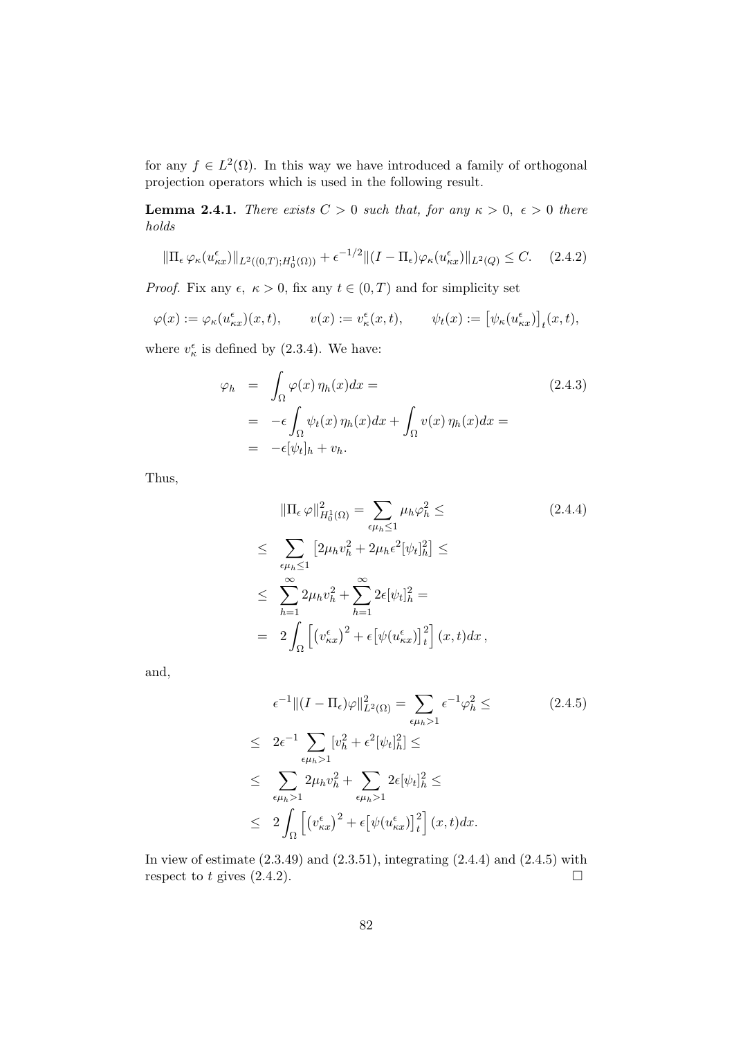for any $f \in L^2(\Omega)$. In this way we have introduced a family of orthogonal projection operators which is used in the following result.

**Lemma 2.4.1.** *There exists $C > 0$ such that, for any $\kappa > 0$, $\epsilon > 0$ there holds*

$$\|\Pi_\epsilon \varphi_\kappa(u^\epsilon_{\kappa x})\|_{L^2((0,T);H^1_0(\Omega))} + \epsilon^{-1/2}\|(I - \Pi_\epsilon)\varphi_\kappa(u^\epsilon_{\kappa x})\|_{L^2(Q)} \leq C. \quad (2.4.2)$$

*Proof.* Fix any $\epsilon$, $\kappa > 0$, fix any $t \in (0, T)$ and for simplicity set

$$\varphi(x) := \varphi_\kappa(u^\epsilon_{\kappa x})(x, t), \qquad v(x) := v^\epsilon_\kappa(x, t), \qquad \psi_t(x) := \left[\psi_\kappa(u^\epsilon_{\kappa x})\right]_t(x, t),$$

where $v^\epsilon_\kappa$ is defined by (2.3.4). We have:

$$\begin{aligned} \varphi_h &= \int_\Omega \varphi(x)\, \eta_h(x) dx = \\ &= -\epsilon \int_\Omega \psi_t(x)\, \eta_h(x) dx + \int_\Omega v(x)\, \eta_h(x) dx = \\ &= -\epsilon[\psi_t]_h + v_h. \end{aligned} \quad (2.4.3)$$

Thus,

$$\begin{aligned} &\|\Pi_\epsilon \varphi\|^2_{H^1_0(\Omega)} = \sum_{\epsilon\mu_h \leq 1} \mu_h \varphi_h^2 \leq \\ \leq\ & \sum_{\epsilon\mu_h \leq 1} \left[2\mu_h v_h^2 + 2\mu_h \epsilon^2 [\psi_t]_h^2\right] \leq \\ \leq\ & \sum_{h=1}^{\infty} 2\mu_h v_h^2 + \sum_{h=1}^{\infty} 2\epsilon [\psi_t]_h^2 = \\ =\ & 2\int_\Omega \left[\left(v^\epsilon_{\kappa x}\right)^2 + \epsilon\left[\psi(u^\epsilon_{\kappa x})\right]_t^2\right](x, t) dx\,, \end{aligned} \quad (2.4.4)$$

and,

$$\begin{aligned} &\epsilon^{-1}\|(I - \Pi_\epsilon)\varphi\|^2_{L^2(\Omega)} = \sum_{\epsilon\mu_h > 1} \epsilon^{-1}\varphi_h^2 \leq \\ \leq\ & 2\epsilon^{-1} \sum_{\epsilon\mu_h > 1} [v_h^2 + \epsilon^2[\psi_t]_h^2] \leq \\ \leq\ & \sum_{\epsilon\mu_h > 1} 2\mu_h v_h^2 + \sum_{\epsilon\mu_h > 1} 2\epsilon[\psi_t]_h^2 \leq \\ \leq\ & 2\int_\Omega \left[\left(v^\epsilon_{\kappa x}\right)^2 + \epsilon\left[\psi(u^\epsilon_{\kappa x})\right]_t^2\right](x, t) dx. \end{aligned} \quad (2.4.5)$$

In view of estimate (2.3.49) and (2.3.51), integrating (2.4.4) and (2.4.5) with respect to $t$ gives (2.4.2). $\square$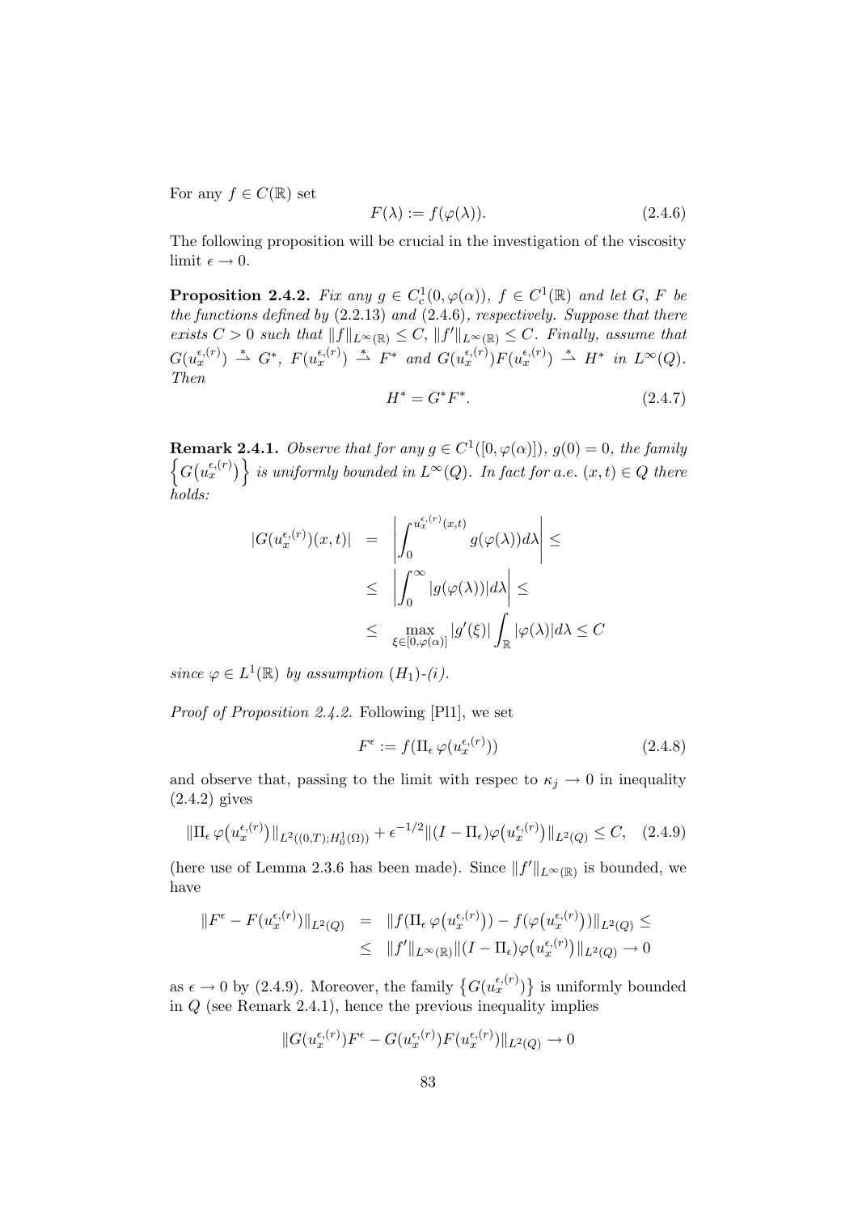For any $f \in C(\mathbb{R})$ set

$$F(\lambda) := f(\varphi(\lambda)). \tag{2.4.6}$$

The following proposition will be crucial in the investigation of the viscosity limit $\epsilon \to 0$.

**Proposition 2.4.2.** *Fix any $g \in C_c^1(0, \varphi(\alpha))$, $f \in C^1(\mathbb{R})$ and let $G$, $F$ be the functions defined by (2.2.13) and (2.4.6), respectively. Suppose that there exists $C > 0$ such that $\|f\|_{L^\infty(\mathbb{R})} \leq C$, $\|f'\|_{L^\infty(\mathbb{R})} \leq C$. Finally, assume that $G(u_x^{\epsilon,(r)}) \overset{*}{\rightharpoonup} G^*$, $F(u_x^{\epsilon,(r)}) \overset{*}{\rightharpoonup} F^*$ and $G(u_x^{\epsilon,(r)})F(u_x^{\epsilon,(r)}) \overset{*}{\rightharpoonup} H^*$ in $L^\infty(Q)$. Then*

$$H^* = G^* F^*. \tag{2.4.7}$$

**Remark 2.4.1.** *Observe that for any $g \in C^1([0, \varphi(\alpha)])$, $g(0) = 0$, the family $\left\{G\big(u_x^{\epsilon,(r)}\big)\right\}$ is uniformly bounded in $L^\infty(Q)$. In fact for a.e. $(x,t) \in Q$ there holds:*

$$\begin{aligned}
|G(u_x^{\epsilon,(r)})(x,t)| &= \left| \int_0^{u_x^{\epsilon,(r)}(x,t)} g(\varphi(\lambda)) d\lambda \right| \leq \\
&\leq \left| \int_0^{\infty} |g(\varphi(\lambda))| d\lambda \right| \leq \\
&\leq \max_{\xi \in [0, \varphi(\alpha)]} |g'(\xi)| \int_{\mathbb{R}} |\varphi(\lambda)| d\lambda \leq C
\end{aligned}$$

*since $\varphi \in L^1(\mathbb{R})$ by assumption $(H_1)$-(i).*

*Proof of Proposition 2.4.2.* Following [Pl1], we set

$$F^\epsilon := f(\Pi_\epsilon \, \varphi(u_x^{\epsilon,(r)})) \tag{2.4.8}$$

and observe that, passing to the limit with respec to $\kappa_j \to 0$ in inequality (2.4.2) gives

$$\|\Pi_\epsilon \, \varphi\big(u_x^{\epsilon,(r)}\big)\|_{L^2((0,T);H_0^1(\Omega))} + \epsilon^{-1/2} \|(I - \Pi_\epsilon)\varphi\big(u_x^{\epsilon,(r)}\big)\|_{L^2(Q)} \leq C, \tag{2.4.9}$$

(here use of Lemma 2.3.6 has been made). Since $\|f'\|_{L^\infty(\mathbb{R})}$ is bounded, we have

$$\begin{aligned}
\|F^\epsilon - F(u_x^{\epsilon,(r)})\|_{L^2(Q)} &= \|f(\Pi_\epsilon \, \varphi\big(u_x^{\epsilon,(r)}\big)) - f(\varphi\big(u_x^{\epsilon,(r)}\big))\|_{L^2(Q)} \leq \\
&\leq \|f'\|_{L^\infty(\mathbb{R})} \|(I - \Pi_\epsilon)\varphi\big(u_x^{\epsilon,(r)}\big)\|_{L^2(Q)} \to 0
\end{aligned}$$

as $\epsilon \to 0$ by (2.4.9). Moreover, the family $\{G(u_x^{\epsilon,(r)})\}$ is uniformly bounded in $Q$ (see Remark 2.4.1), hence the previous inequality implies

$$\|G(u_x^{\epsilon,(r)})F^\epsilon - G(u_x^{\epsilon,(r)})F(u_x^{\epsilon,(r)})\|_{L^2(Q)} \to 0$$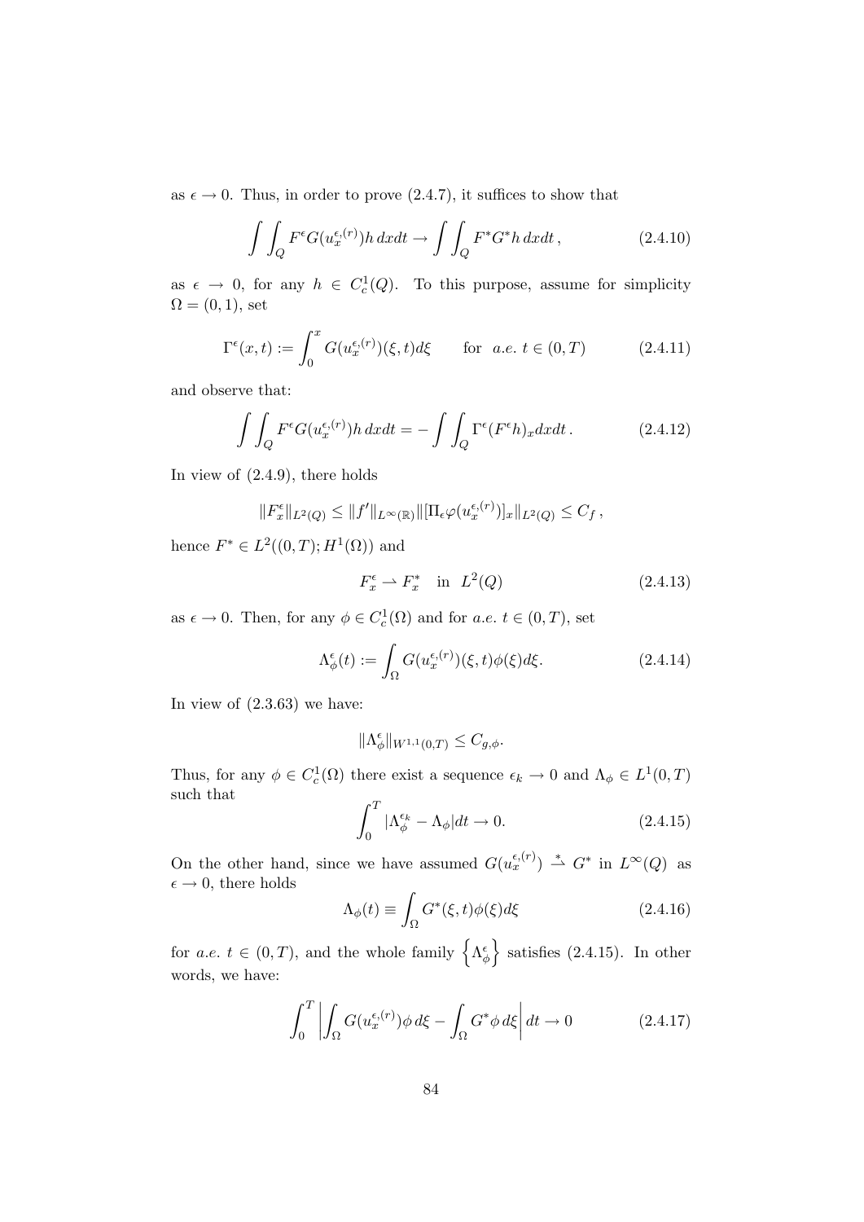as $\epsilon \to 0$. Thus, in order to prove (2.4.7), it suffices to show that

$$\int\int_Q F^\epsilon G(u_x^{\epsilon,(r)}) h \, dxdt \to \int\int_Q F^* G^* h \, dxdt \,, \tag{2.4.10}$$

as $\epsilon \to 0$, for any $h \in C_c^1(Q)$. To this purpose, assume for simplicity $\Omega = (0,1)$, set

$$\Gamma^\epsilon(x,t) := \int_0^x G(u_x^{\epsilon,(r)})(\xi,t) d\xi \qquad \text{for } \; a.e. \; t \in (0,T) \tag{2.4.11}$$

and observe that:

$$\int\int_Q F^\epsilon G(u_x^{\epsilon,(r)}) h \, dxdt = -\int\int_Q \Gamma^\epsilon (F^\epsilon h)_x dxdt \,. \tag{2.4.12}$$

In view of (2.4.9), there holds

$$\|F_x^\epsilon\|_{L^2(Q)} \leq \|f'\|_{L^\infty(\mathbb{R})} \|[\Pi_\epsilon \varphi(u_x^{\epsilon,(r)})]_x\|_{L^2(Q)} \leq C_f \,,$$

hence $F^* \in L^2((0,T); H^1(\Omega))$ and

$$F_x^\epsilon \rightharpoonup F_x^* \quad \text{in} \;\; L^2(Q) \tag{2.4.13}$$

as $\epsilon \to 0$. Then, for any $\phi \in C_c^1(\Omega)$ and for $a.e.$ $t \in (0,T)$, set

$$\Lambda_\phi^\epsilon(t) := \int_\Omega G(u_x^{\epsilon,(r)})(\xi,t)\phi(\xi) d\xi. \tag{2.4.14}$$

In view of (2.3.63) we have:

$$\|\Lambda_\phi^\epsilon\|_{W^{1,1}(0,T)} \leq C_{g,\phi}.$$

Thus, for any $\phi \in C_c^1(\Omega)$ there exist a sequence $\epsilon_k \to 0$ and $\Lambda_\phi \in L^1(0,T)$ such that

$$\int_0^T |\Lambda_\phi^{\epsilon_k} - \Lambda_\phi| dt \to 0. \tag{2.4.15}$$

On the other hand, since we have assumed $G(u_x^{\epsilon,(r)}) \overset{*}{\rightharpoonup} G^*$ in $L^\infty(Q)$ as $\epsilon \to 0$, there holds

$$\Lambda_\phi(t) \equiv \int_\Omega G^*(\xi,t)\phi(\xi) d\xi \tag{2.4.16}$$

for $a.e.$ $t \in (0,T)$, and the whole family $\left\{\Lambda_\phi^\epsilon\right\}$ satisfies (2.4.15). In other words, we have:

$$\int_0^T \left| \int_\Omega G(u_x^{\epsilon,(r)})\phi \, d\xi - \int_\Omega G^* \phi \, d\xi \right| dt \to 0 \tag{2.4.17}$$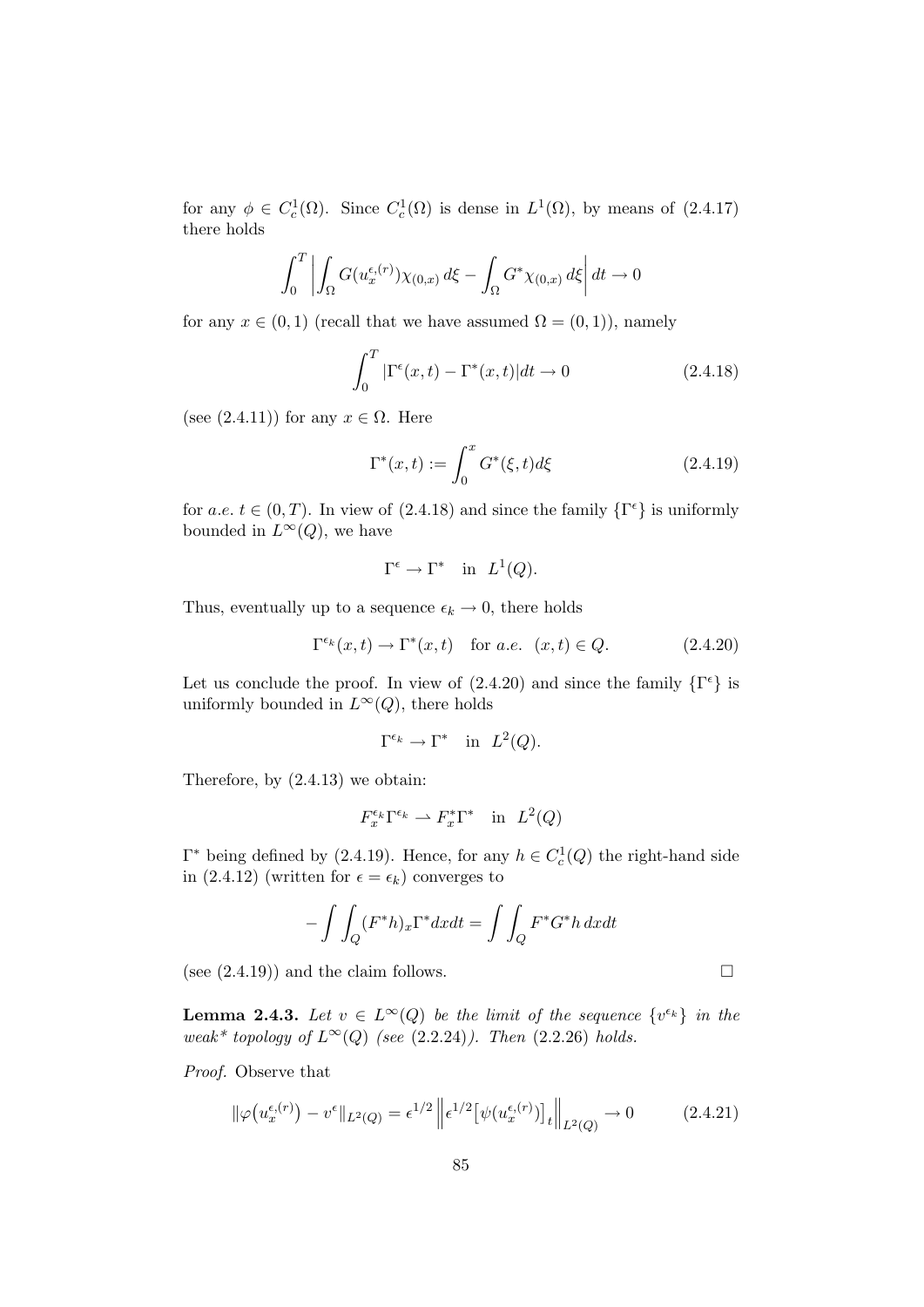for any $\phi \in C_c^1(\Omega)$. Since $C_c^1(\Omega)$ is dense in $L^1(\Omega)$, by means of (2.4.17) there holds

$$\int_0^T \left| \int_\Omega G(u_x^{\epsilon,(r)})\chi_{(0,x)}\, d\xi - \int_\Omega G^* \chi_{(0,x)}\, d\xi \right| dt \to 0$$

for any $x \in (0,1)$ (recall that we have assumed $\Omega = (0,1)$), namely

$$\int_0^T |\Gamma^\epsilon(x,t) - \Gamma^*(x,t)| dt \to 0 \tag{2.4.18}$$

(see (2.4.11)) for any $x \in \Omega$. Here

$$\Gamma^*(x,t) := \int_0^x G^*(\xi,t) d\xi \tag{2.4.19}$$

for *a.e.* $t \in (0,T)$. In view of (2.4.18) and since the family $\{\Gamma^\epsilon\}$ is uniformly bounded in $L^\infty(Q)$, we have

$$\Gamma^\epsilon \to \Gamma^* \quad \text{in} \;\; L^1(Q).$$

Thus, eventually up to a sequence $\epsilon_k \to 0$, there holds

$$\Gamma^{\epsilon_k}(x,t) \to \Gamma^*(x,t) \quad \text{for } a.e. \;\; (x,t) \in Q. \tag{2.4.20}$$

Let us conclude the proof. In view of (2.4.20) and since the family $\{\Gamma^\epsilon\}$ is uniformly bounded in $L^\infty(Q)$, there holds

$$\Gamma^{\epsilon_k} \to \Gamma^* \quad \text{in} \;\; L^2(Q).$$

Therefore, by (2.4.13) we obtain:

$$F_x^{\epsilon_k} \Gamma^{\epsilon_k} \rightharpoonup F_x^* \Gamma^* \quad \text{in} \;\; L^2(Q)$$

$\Gamma^*$ being defined by (2.4.19). Hence, for any $h \in C_c^1(Q)$ the right-hand side in (2.4.12) (written for $\epsilon = \epsilon_k$) converges to

$$-\int\int_Q (F^* h)_x \Gamma^* dx dt = \int\int_Q F^* G^* h \, dx dt$$

(see (2.4.19)) and the claim follows. □

**Lemma 2.4.3.** *Let $v \in L^\infty(Q)$ be the limit of the sequence $\{v^{\epsilon_k}\}$ in the weak\* topology of $L^\infty(Q)$ (see (2.2.24)). Then (2.2.26) holds.*

*Proof.* Observe that

$$\|\varphi(u_x^{\epsilon,(r)}) - v^\epsilon\|_{L^2(Q)} = \epsilon^{1/2} \left\| \epsilon^{1/2} \left[\psi(u_x^{\epsilon,(r)})\right]_t \right\|_{L^2(Q)} \to 0 \tag{2.4.21}$$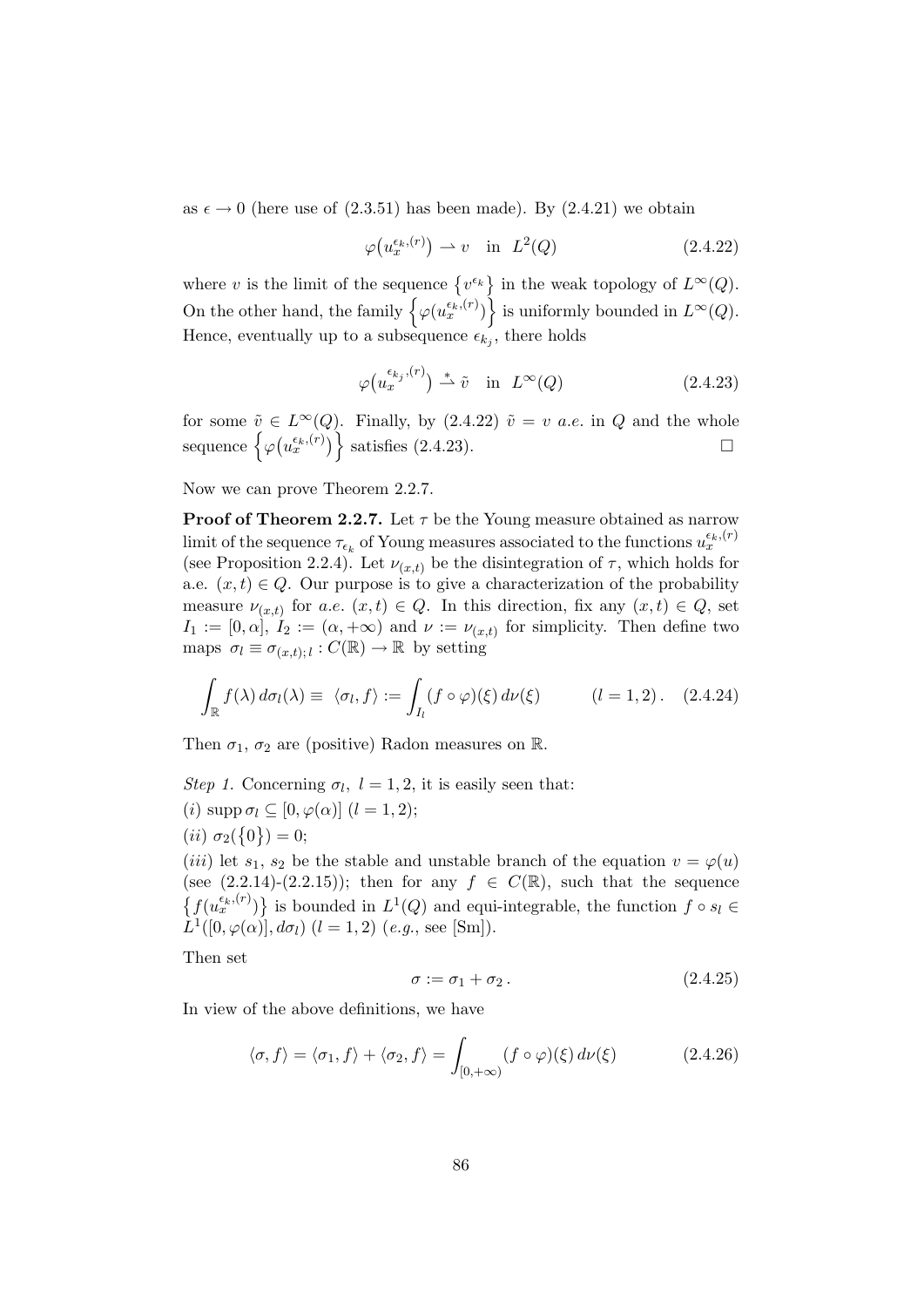as $\epsilon \to 0$ (here use of (2.3.51) has been made). By (2.4.21) we obtain

$$\varphi\big(u_x^{\epsilon_k,(r)}\big) \rightharpoonup v \quad \text{in} \quad L^2(Q) \tag{2.4.22}$$

where $v$ is the limit of the sequence $\{v^{\epsilon_k}\}$ in the weak topology of $L^\infty(Q)$. On the other hand, the family $\Big\{\varphi\big(u_x^{\epsilon_k,(r)}\big)\Big\}$ is uniformly bounded in $L^\infty(Q)$. Hence, eventually up to a subsequence $\epsilon_{k_j}$, there holds

$$\varphi\big(u_x^{\epsilon_{k_j},(r)}\big) \overset{*}{\rightharpoonup} \tilde{v} \quad \text{in} \quad L^\infty(Q) \tag{2.4.23}$$

for some $\tilde{v} \in L^\infty(Q)$. Finally, by (2.4.22) $\tilde{v} = v$ *a.e.* in $Q$ and the whole sequence $\Big\{\varphi\big(u_x^{\epsilon_k,(r)}\big)\Big\}$ satisfies (2.4.23). □

Now we can prove Theorem 2.2.7.

**Proof of Theorem 2.2.7.** Let $\tau$ be the Young measure obtained as narrow limit of the sequence $\tau_{\epsilon_k}$ of Young measures associated to the functions $u_x^{\epsilon_k,(r)}$ (see Proposition 2.2.4). Let $\nu_{(x,t)}$ be the disintegration of $\tau$, which holds for a.e. $(x,t) \in Q$. Our purpose is to give a characterization of the probability measure $\nu_{(x,t)}$ for *a.e.* $(x,t) \in Q$. In this direction, fix any $(x,t) \in Q$, set $I_1 := [0,\alpha]$, $I_2 := (\alpha, +\infty)$ and $\nu := \nu_{(x,t)}$ for simplicity. Then define two maps $\sigma_l \equiv \sigma_{(x,t);\,l} : C(\mathbb{R}) \to \mathbb{R}$ by setting

$$\int_{\mathbb{R}} f(\lambda)\, d\sigma_l(\lambda) \equiv \ \langle \sigma_l, f\rangle := \int_{I_l} (f \circ \varphi)(\xi)\, d\nu(\xi) \qquad (l = 1,2)\,. \tag{2.4.24}$$

Then $\sigma_1$, $\sigma_2$ are (positive) Radon measures on $\mathbb{R}$.

*Step 1.* Concerning $\sigma_l$, $l = 1,2$, it is easily seen that:

$(i)$ $\operatorname{supp} \sigma_l \subseteq [0, \varphi(\alpha)]$ $(l = 1,2)$;

$(ii)$ $\sigma_2(\{0\}) = 0$;

$(iii)$ let $s_1$, $s_2$ be the stable and unstable branch of the equation $v = \varphi(u)$ (see (2.2.14)-(2.2.15)); then for any $f \in C(\mathbb{R})$, such that the sequence $\{f(u_x^{\epsilon_k,(r)})\}$ is bounded in $L^1(Q)$ and equi-integrable, the function $f \circ s_l \in L^1([0,\varphi(\alpha)], d\sigma_l)$ $(l = 1,2)$ (*e.g.*, see [Sm]).

Then set

$$\sigma := \sigma_1 + \sigma_2\,. \tag{2.4.25}$$

In view of the above definitions, we have

$$\langle \sigma, f\rangle = \langle \sigma_1, f\rangle + \langle \sigma_2, f\rangle = \int_{[0,+\infty)} (f \circ \varphi)(\xi)\, d\nu(\xi) \tag{2.4.26}$$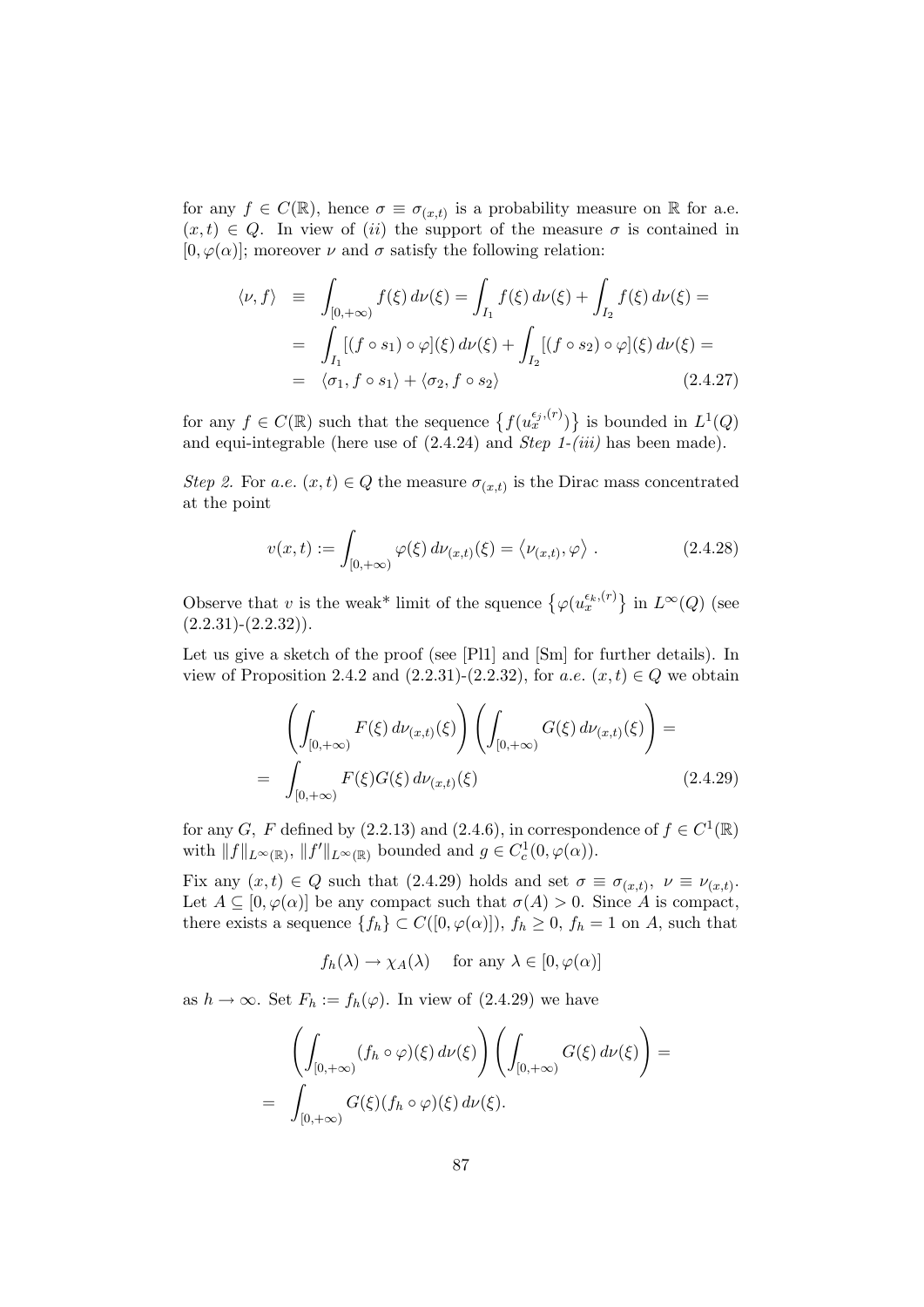for any $f \in C(\mathbb{R})$, hence $\sigma \equiv \sigma_{(x,t)}$ is a probability measure on $\mathbb{R}$ for a.e. $(x,t) \in Q$. In view of *(ii)* the support of the measure $\sigma$ is contained in $[0, \varphi(\alpha)]$; moreover $\nu$ and $\sigma$ satisfy the following relation:

$$
\begin{aligned}
\langle \nu, f \rangle \;&\equiv\; \int_{[0,+\infty)} f(\xi)\, d\nu(\xi) = \int_{I_1} f(\xi)\, d\nu(\xi) + \int_{I_2} f(\xi)\, d\nu(\xi) = \\
&= \int_{I_1} [(f \circ s_1) \circ \varphi](\xi)\, d\nu(\xi) + \int_{I_2} [(f \circ s_2) \circ \varphi](\xi)\, d\nu(\xi) = \\
&= \langle \sigma_1, f \circ s_1 \rangle + \langle \sigma_2, f \circ s_2 \rangle
\end{aligned}
\tag{2.4.27}
$$

for any $f \in C(\mathbb{R})$ such that the sequence $\left\{ f(u_x^{\epsilon_j,(r)}) \right\}$ is bounded in $L^1(Q)$ and equi-integrable (here use of (2.4.24) and *Step 1-(iii)* has been made).

*Step 2.* For *a.e.* $(x,t) \in Q$ the measure $\sigma_{(x,t)}$ is the Dirac mass concentrated at the point

$$
v(x,t) := \int_{[0,+\infty)} \varphi(\xi)\, d\nu_{(x,t)}(\xi) = \left\langle \nu_{(x,t)}, \varphi \right\rangle . \tag{2.4.28}
$$

Observe that $v$ is the weak* limit of the squence $\left\{ \varphi(u_x^{\epsilon_k,(r)} \right\}$ in $L^\infty(Q)$ (see (2.2.31)-(2.2.32)).

Let us give a sketch of the proof (see [Pl1] and [Sm] for further details). In view of Proposition 2.4.2 and (2.2.31)-(2.2.32), for *a.e.* $(x,t) \in Q$ we obtain

$$
\begin{aligned}
&\left( \int_{[0,+\infty)} F(\xi)\, d\nu_{(x,t)}(\xi) \right) \left( \int_{[0,+\infty)} G(\xi)\, d\nu_{(x,t)}(\xi) \right) = \\
&= \int_{[0,+\infty)} F(\xi) G(\xi)\, d\nu_{(x,t)}(\xi)
\end{aligned}
\tag{2.4.29}
$$

for any $G$, $F$ defined by (2.2.13) and (2.4.6), in correspondence of $f \in C^1(\mathbb{R})$ with $\|f\|_{L^\infty(\mathbb{R})}$, $\|f'\|_{L^\infty(\mathbb{R})}$ bounded and $g \in C_c^1(0, \varphi(\alpha))$.

Fix any $(x,t) \in Q$ such that (2.4.29) holds and set $\sigma \equiv \sigma_{(x,t)}$, $\nu \equiv \nu_{(x,t)}$. Let $A \subseteq [0, \varphi(\alpha)]$ be any compact such that $\sigma(A) > 0$. Since $A$ is compact, there exists a sequence $\{f_h\} \subset C([0, \varphi(\alpha)])$, $f_h \geq 0$, $f_h = 1$ on $A$, such that

$$
f_h(\lambda) \to \chi_A(\lambda) \quad \text{ for any } \lambda \in [0, \varphi(\alpha)]
$$

as $h \to \infty$. Set $F_h := f_h(\varphi)$. In view of (2.4.29) we have

$$
\begin{aligned}
&\left( \int_{[0,+\infty)} (f_h \circ \varphi)(\xi)\, d\nu(\xi) \right) \left( \int_{[0,+\infty)} G(\xi)\, d\nu(\xi) \right) = \\
&= \int_{[0,+\infty)} G(\xi) (f_h \circ \varphi)(\xi)\, d\nu(\xi).
\end{aligned}
$$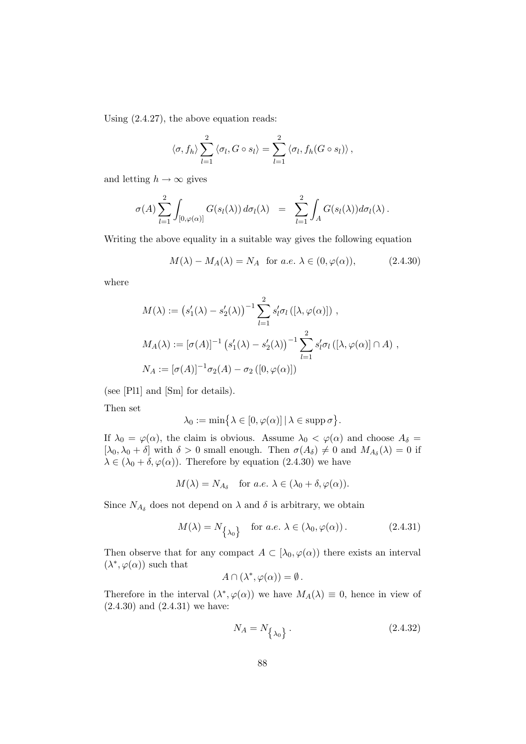Using (2.4.27), the above equation reads:

$$\langle \sigma, f_h \rangle \sum_{l=1}^{2} \langle \sigma_l, G \circ s_l \rangle = \sum_{l=1}^{2} \langle \sigma_l, f_h (G \circ s_l) \rangle \,,$$

and letting $h \to \infty$ gives

$$\sigma(A) \sum_{l=1}^{2} \int_{[0,\varphi(\alpha)]} G(s_l(\lambda))\, d\sigma_l(\lambda) \;\; = \;\; \sum_{l=1}^{2} \int_{A} G(s_l(\lambda)) d\sigma_l(\lambda)\,.$$

Writing the above equality in a suitable way gives the following equation

$$M(\lambda) - M_A(\lambda) = N_A \;\text{ for } a.e.\ \lambda \in (0, \varphi(\alpha)), \tag{2.4.30}$$

where

$$\begin{aligned}
&M(\lambda) := \left(s_1'(\lambda) - s_2'(\lambda)\right)^{-1} \sum_{l=1}^{2} s_l' \sigma_l\left([\lambda, \varphi(\alpha)]\right)\,, \\
&M_A(\lambda) := [\sigma(A)]^{-1} \left(s_1'(\lambda) - s_2'(\lambda)\right)^{-1} \sum_{l=1}^{2} s_l' \sigma_l\left([\lambda, \varphi(\alpha)] \cap A\right)\,, \\
&N_A := [\sigma(A)]^{-1} \sigma_2(A) - \sigma_2\left([0, \varphi(\alpha)]\right)
\end{aligned}$$

(see [Pl1] and [Sm] for details).

Then set

$$\lambda_0 := \min\bigl\{ \lambda \in [0, \varphi(\alpha)] \,|\, \lambda \in \operatorname{supp} \sigma \bigr\}.$$

If $\lambda_0 = \varphi(\alpha)$, the claim is obvious. Assume $\lambda_0 < \varphi(\alpha)$ and choose $A_\delta = [\lambda_0, \lambda_0 + \delta]$ with $\delta > 0$ small enough. Then $\sigma(A_\delta) \neq 0$ and $M_{A_\delta}(\lambda) = 0$ if $\lambda \in (\lambda_0 + \delta, \varphi(\alpha))$. Therefore by equation (2.4.30) we have

$$M(\lambda) = N_{A_\delta} \quad \text{for } a.e.\ \lambda \in (\lambda_0 + \delta, \varphi(\alpha)).$$

Since $N_{A_\delta}$ does not depend on $\lambda$ and $\delta$ is arbitrary, we obtain

$$M(\lambda) = N_{\left\{\lambda_0\right\}} \quad \text{for } a.e.\ \lambda \in (\lambda_0, \varphi(\alpha))\,. \tag{2.4.31}$$

Then observe that for any compact $A \subset [\lambda_0, \varphi(\alpha))$ there exists an interval $(\lambda^*, \varphi(\alpha))$ such that

$$A \cap (\lambda^*, \varphi(\alpha)) = \emptyset\,.$$

Therefore in the interval $(\lambda^*, \varphi(\alpha))$ we have $M_A(\lambda) \equiv 0$, hence in view of (2.4.30) and (2.4.31) we have:

$$N_A = N_{\left\{\lambda_0\right\}}\,. \tag{2.4.32}$$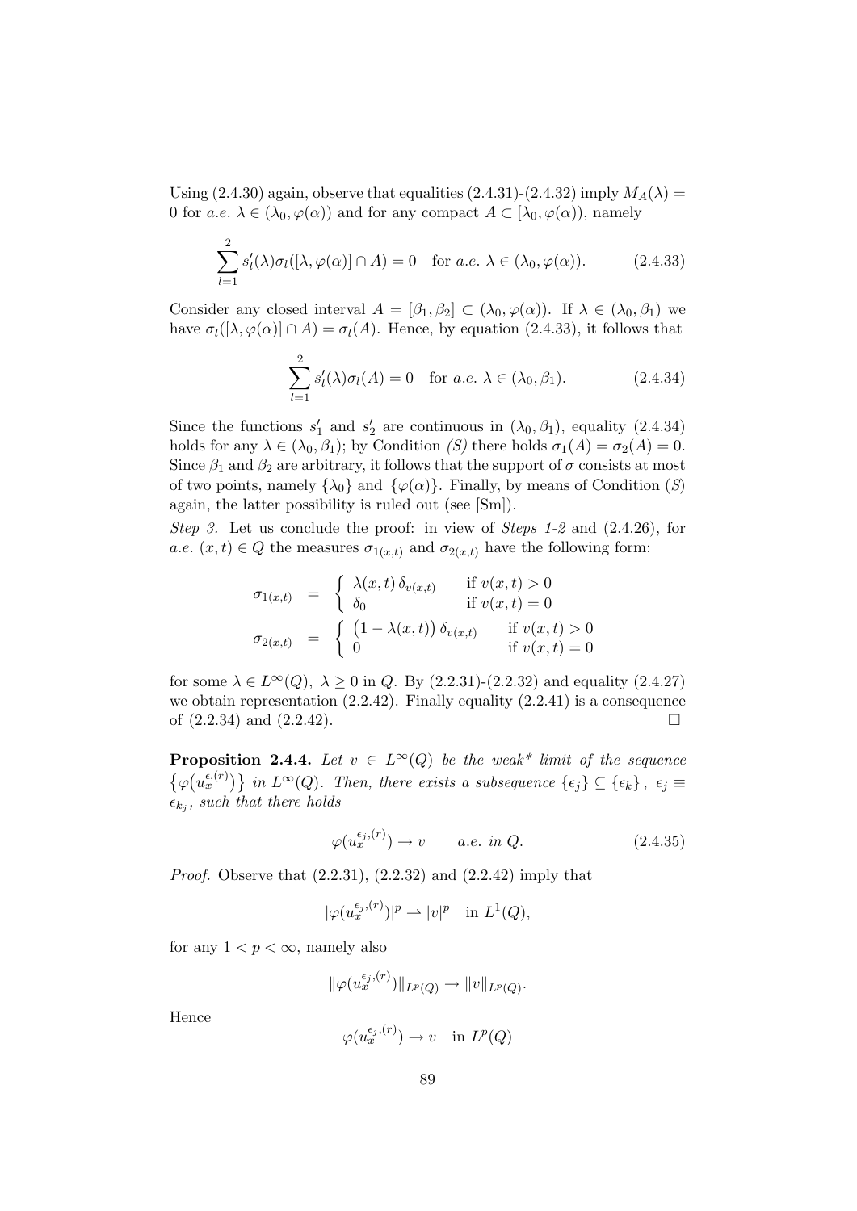Using (2.4.30) again, observe that equalities (2.4.31)-(2.4.32) imply $M_A(\lambda) = 0$ for *a.e.* $\lambda \in (\lambda_0, \varphi(\alpha))$ and for any compact $A \subset [\lambda_0, \varphi(\alpha))$, namely

$$\sum_{l=1}^{2} s_l'(\lambda)\sigma_l([\lambda, \varphi(\alpha)] \cap A) = 0 \quad \text{for } a.e.\ \lambda \in (\lambda_0, \varphi(\alpha)). \tag{2.4.33}$$

Consider any closed interval $A = [\beta_1, \beta_2] \subset (\lambda_0, \varphi(\alpha))$. If $\lambda \in (\lambda_0, \beta_1)$ we have $\sigma_l([\lambda, \varphi(\alpha)] \cap A) = \sigma_l(A)$. Hence, by equation (2.4.33), it follows that

$$\sum_{l=1}^{2} s_l'(\lambda)\sigma_l(A) = 0 \quad \text{for } a.e.\ \lambda \in (\lambda_0, \beta_1). \tag{2.4.34}$$

Since the functions $s_1'$ and $s_2'$ are continuous in $(\lambda_0, \beta_1)$, equality (2.4.34) holds for any $\lambda \in (\lambda_0, \beta_1)$; by Condition *(S)* there holds $\sigma_1(A) = \sigma_2(A) = 0$. Since $\beta_1$ and $\beta_2$ are arbitrary, it follows that the support of $\sigma$ consists at most of two points, namely $\{\lambda_0\}$ and $\{\varphi(\alpha)\}$. Finally, by means of Condition $(S)$ again, the latter possibility is ruled out (see [Sm]).

*Step 3.* Let us conclude the proof: in view of *Steps 1-2* and (2.4.26), for *a.e.* $(x,t) \in Q$ the measures $\sigma_{1(x,t)}$ and $\sigma_{2(x,t)}$ have the following form:

$$\sigma_{1(x,t)} = \begin{cases} \lambda(x,t)\,\delta_{v(x,t)} & \text{if } v(x,t) > 0 \\ \delta_0 & \text{if } v(x,t) = 0 \end{cases}$$

$$\sigma_{2(x,t)} = \begin{cases} \big(1 - \lambda(x,t)\big)\,\delta_{v(x,t)} & \text{if } v(x,t) > 0 \\ 0 & \text{if } v(x,t) = 0 \end{cases}$$

for some $\lambda \in L^\infty(Q)$, $\lambda \geq 0$ in $Q$. By (2.2.31)-(2.2.32) and equality (2.4.27) we obtain representation (2.2.42). Finally equality (2.2.41) is a consequence of (2.2.34) and (2.2.42). $\square$

**Proposition 2.4.4.** *Let $v \in L^\infty(Q)$ be the weak\* limit of the sequence $\{\varphi(u_x^{\epsilon,(r)})\}$ in $L^\infty(Q)$. Then, there exists a subsequence $\{\epsilon_j\} \subseteq \{\epsilon_k\}$, $\epsilon_j \equiv \epsilon_{k_j}$, such that there holds*

$$\varphi(u_x^{\epsilon_j,(r)}) \to v \qquad a.e.\ in\ Q. \tag{2.4.35}$$

*Proof.* Observe that (2.2.31), (2.2.32) and (2.2.42) imply that

$$|\varphi(u_x^{\epsilon_j,(r)})|^p \rightharpoonup |v|^p \quad \text{in } L^1(Q),$$

for any $1 < p < \infty$, namely also

$$\|\varphi(u_x^{\epsilon_j,(r)})\|_{L^p(Q)} \to \|v\|_{L^p(Q)}.$$

Hence

$$\varphi(u_x^{\epsilon_j,(r)}) \to v \quad \text{in } L^p(Q)$$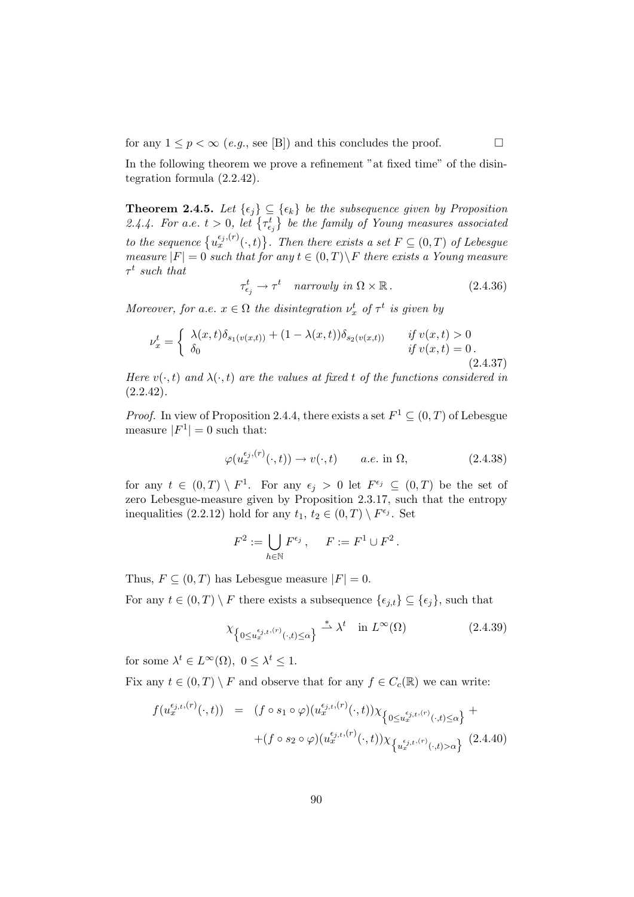for any $1 \leq p < \infty$ (*e.g.*, see [B]) and this concludes the proof. $\square$

In the following theorem we prove a refinement "at fixed time" of the disintegration formula (2.2.42).

**Theorem 2.4.5.** *Let $\{\epsilon_j\} \subseteq \{\epsilon_k\}$ be the subsequence given by Proposition 2.4.4. For a.e. $t > 0$, let $\{\tau^t_{\epsilon_j}\}$ be the family of Young measures associated to the sequence $\{u_x^{\epsilon_j,(r)}(\cdot,t)\}$. Then there exists a set $F \subseteq (0,T)$ of Lebesgue measure $|F| = 0$ such that for any $t \in (0,T)\backslash F$ there exists a Young measure $\tau^t$ such that*

$$\tau^t_{\epsilon_j} \to \tau^t \quad \textit{narrowly in } \Omega \times \mathbb{R}\,. \tag{2.4.36}$$

*Moreover, for a.e. $x \in \Omega$ the disintegration $\nu^t_x$ of $\tau^t$ is given by*

$$\nu_x^t = \begin{cases} \lambda(x,t)\delta_{s_1(v(x,t))} + (1-\lambda(x,t))\delta_{s_2(v(x,t))} & \textit{if } v(x,t) > 0 \\ \delta_0 & \textit{if } v(x,t) = 0\,. \end{cases} \tag{2.4.37}$$

*Here $v(\cdot,t)$ and $\lambda(\cdot,t)$ are the values at fixed $t$ of the functions considered in (2.2.42).*

*Proof.* In view of Proposition 2.4.4, there exists a set $F^1 \subseteq (0,T)$ of Lebesgue measure $|F^1| = 0$ such that:

$$\varphi(u_x^{\epsilon_j,(r)}(\cdot,t)) \to v(\cdot,t) \qquad a.e. \text{ in } \Omega, \tag{2.4.38}$$

for any $t \in (0,T) \setminus F^1$. For any $\epsilon_j > 0$ let $F^{\epsilon_j} \subseteq (0,T)$ be the set of zero Lebesgue-measure given by Proposition 2.3.17, such that the entropy inequalities (2.2.12) hold for any $t_1, t_2 \in (0,T) \setminus F^{\epsilon_j}$. Set

$$F^2 := \bigcup_{h\in\mathbb{N}} F^{\epsilon_j}\,, \qquad F := F^1 \cup F^2\,.$$

Thus, $F \subseteq (0,T)$ has Lebesgue measure $|F| = 0$.

For any $t \in (0,T) \setminus F$ there exists a subsequence $\{\epsilon_{j,t}\} \subseteq \{\epsilon_j\}$, such that

$$\chi_{\left\{0 \leq u_x^{\epsilon_{j,t},(r)}(\cdot,t) \leq \alpha\right\}} \overset{*}{\rightharpoonup} \lambda^t \quad \text{in } L^\infty(\Omega) \tag{2.4.39}$$

for some $\lambda^t \in L^\infty(\Omega)$, $0 \leq \lambda^t \leq 1$.

Fix any $t \in (0,T) \setminus F$ and observe that for any $f \in C_c(\mathbb{R})$ we can write:

$$\begin{aligned} f(u_x^{\epsilon_{j,t},(r)}(\cdot,t)) &= (f \circ s_1 \circ \varphi)(u_x^{\epsilon_{j,t},(r)}(\cdot,t))\chi_{\left\{0 \leq u_x^{\epsilon_{j,t},(r)}(\cdot,t) \leq \alpha\right\}} + \\ &\quad + (f \circ s_2 \circ \varphi)(u_x^{\epsilon_{j,t},(r)}(\cdot,t))\chi_{\left\{u_x^{\epsilon_{j,t},(r)}(\cdot,t) > \alpha\right\}} \end{aligned} \tag{2.4.40}$$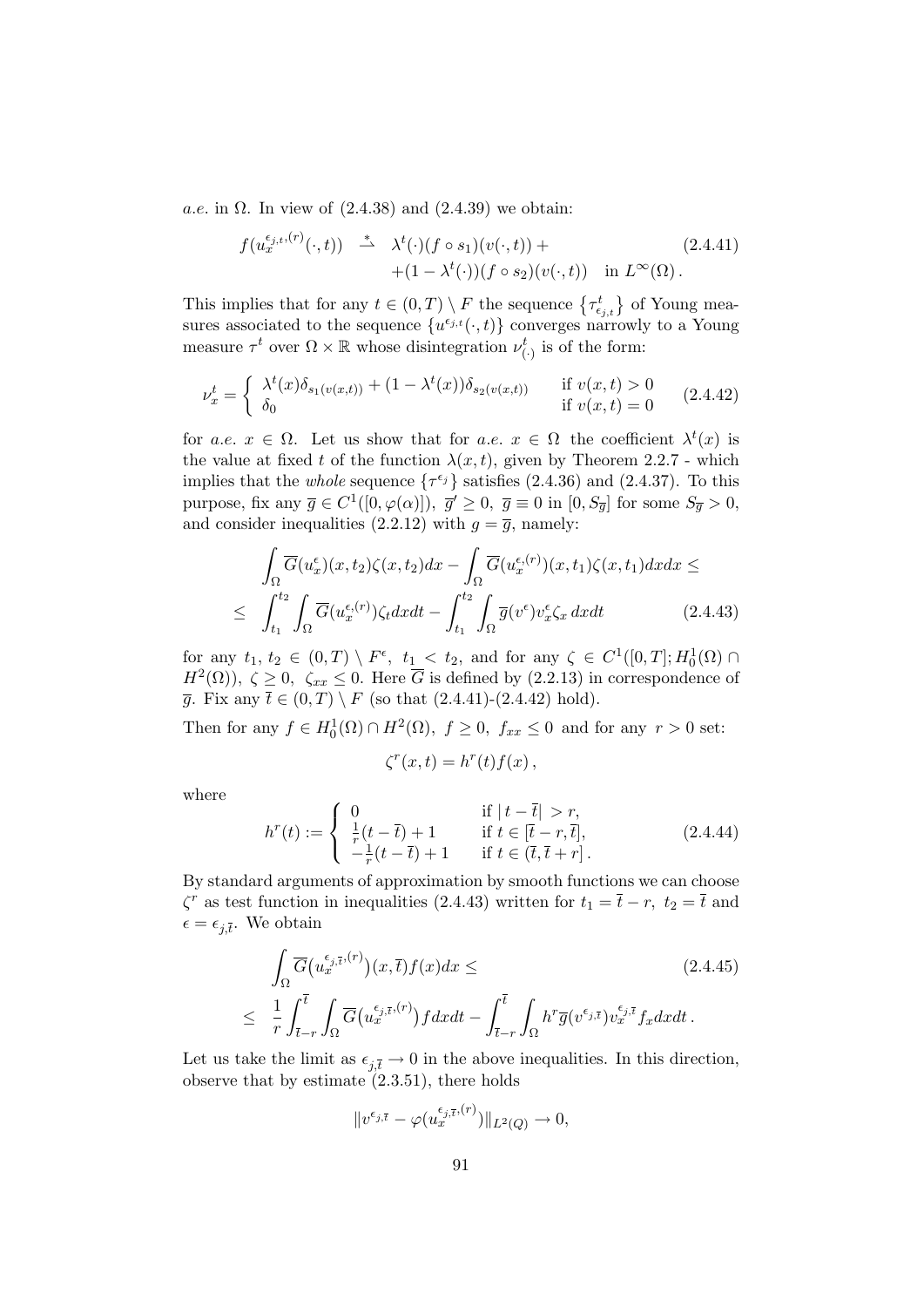*a.e.* in $\Omega$. In view of (2.4.38) and (2.4.39) we obtain:

$$
\begin{aligned}
f(u_x^{\epsilon_{j,t},(r)}(\cdot,t)) \;\stackrel{*}{\rightharpoonup}\;& \lambda^t(\cdot)(f\circ s_1)(v(\cdot,t)) + \\
&+(1-\lambda^t(\cdot))(f\circ s_2)(v(\cdot,t)) \quad \text{in } L^\infty(\Omega)\,.
\end{aligned} \tag{2.4.41}
$$

This implies that for any $t\in(0,T)\setminus F$ the sequence $\left\{\tau^t_{\epsilon_{j,t}}\right\}$ of Young measures associated to the sequence $\{u^{\epsilon_{j,t}}(\cdot,t)\}$ converges narrowly to a Young measure $\tau^t$ over $\Omega\times\mathbb{R}$ whose disintegration $\nu^t_{(\cdot)}$ is of the form:

$$
\nu_x^t = \begin{cases} \lambda^t(x)\delta_{s_1(v(x,t))} + (1-\lambda^t(x))\delta_{s_2(v(x,t))} & \text{if } v(x,t)>0 \\ \delta_0 & \text{if } v(x,t)=0 \end{cases} \tag{2.4.42}
$$

for *a.e.* $x\in\Omega$. Let us show that for *a.e.* $x\in\Omega$ the coefficient $\lambda^t(x)$ is the value at fixed $t$ of the function $\lambda(x,t)$, given by Theorem 2.2.7 - which implies that the *whole* sequence $\{\tau^{\epsilon_j}\}$ satisfies (2.4.36) and (2.4.37). To this purpose, fix any $\overline{g}\in C^1([0,\varphi(\alpha)])$, $\overline{g}'\geq 0$, $\overline{g}\equiv 0$ in $[0,S_{\overline{g}}]$ for some $S_{\overline{g}}>0$, and consider inequalities (2.2.12) with $g=\overline{g}$, namely:

$$
\begin{aligned}
&\int_\Omega \overline{G}(u_x^\epsilon)(x,t_2)\zeta(x,t_2)dx - \int_\Omega \overline{G}(u_x^{\epsilon,(r)})(x,t_1)\zeta(x,t_1)dxdx \leq \\
\leq\;& \int_{t_1}^{t_2}\int_\Omega \overline{G}(u_x^{\epsilon,(r)})\zeta_t dxdt - \int_{t_1}^{t_2}\int_\Omega \overline{g}(v^\epsilon)v_x^\epsilon\zeta_x\,dxdt
\end{aligned} \tag{2.4.43}
$$

for any $t_1,\,t_2\in(0,T)\setminus F^\epsilon,\ t_1<t_2$, and for any $\zeta\in C^1([0,T];H_0^1(\Omega)\cap H^2(\Omega))$, $\zeta\geq 0,\ \zeta_{xx}\leq 0$. Here $\overline{G}$ is defined by (2.2.13) in correspondence of $\overline{g}$. Fix any $\overline{t}\in(0,T)\setminus F$ (so that (2.4.41)-(2.4.42) hold).

Then for any $f\in H_0^1(\Omega)\cap H^2(\Omega),\ f\geq 0,\ f_{xx}\leq 0$ and for any $r>0$ set:

$$
\zeta^r(x,t) = h^r(t)f(x)\,,
$$

where

$$
h^r(t) := \begin{cases} 0 & \text{if } |\,t-\overline{t}|>r, \\ \frac{1}{r}(t-\overline{t})+1 & \text{if } t\in[\overline{t}-r,\overline{t}], \\ -\frac{1}{r}(t-\overline{t})+1 & \text{if } t\in(\overline{t},\overline{t}+r]\,. \end{cases} \tag{2.4.44}
$$

By standard arguments of approximation by smooth functions we can choose $\zeta^r$ as test function in inequalities (2.4.43) written for $t_1=\overline{t}-r,\ t_2=\overline{t}$ and $\epsilon=\epsilon_{j,\overline{t}}$. We obtain

$$
\begin{aligned}
&\int_\Omega \overline{G}\big(u_x^{\epsilon_{j,\overline{t}},(r)}\big)(x,\overline{t})f(x)dx \leq \\
\leq\;& \frac{1}{r}\int_{\overline{t}-r}^{\overline{t}}\int_\Omega \overline{G}\big(u_x^{\epsilon_{j,\overline{t}},(r)}\big)f dxdt - \int_{\overline{t}-r}^{\overline{t}}\int_\Omega h^r\overline{g}(v^{\epsilon_{j,\overline{t}}})v_x^{\epsilon_{j,\overline{t}}}f_x dxdt\,.
\end{aligned} \tag{2.4.45}
$$

Let us take the limit as $\epsilon_{j,\overline{t}}\to 0$ in the above inequalities. In this direction, observe that by estimate (2.3.51), there holds

$$
\|v^{\epsilon_{j,\overline{t}}} - \varphi(u_x^{\epsilon_{j,\overline{t}},(r)})\|_{L^2(Q)}\to 0,
$$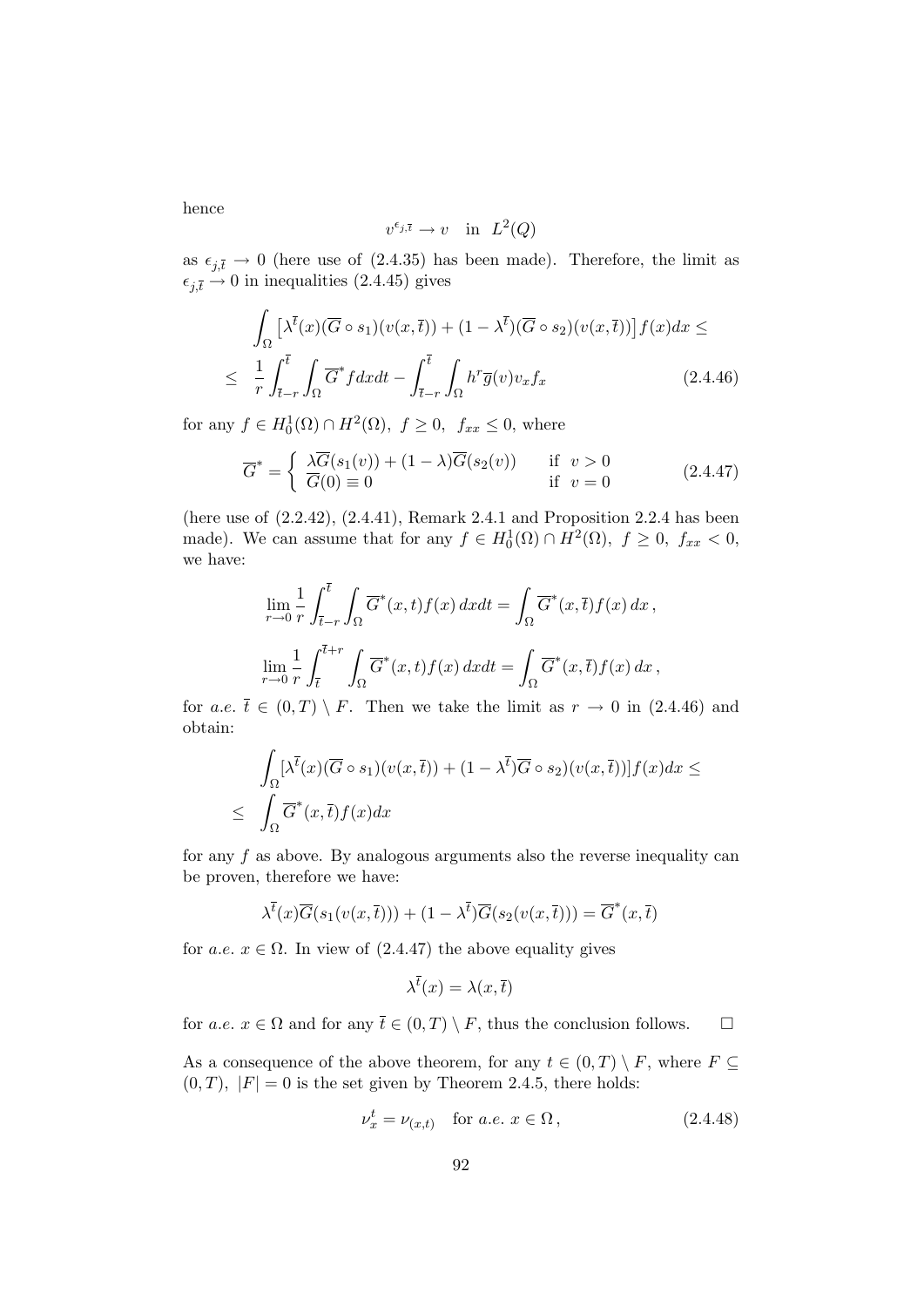hence

$$v^{\epsilon_{j,\bar{t}}} \to v \quad \text{in} \quad L^2(Q)$$

as $\epsilon_{j,\bar{t}} \to 0$ (here use of (2.4.35) has been made). Therefore, the limit as $\epsilon_{j,\bar{t}} \to 0$ in inequalities (2.4.45) gives

$$\begin{aligned}
&\int_\Omega \left[\lambda^{\bar{t}}(x)(\overline{G} \circ s_1)(v(x,\bar{t})) + (1-\lambda^{\bar{t}})(\overline{G} \circ s_2)(v(x,\bar{t}))\right] f(x)dx \leq \\
\leq \quad & \frac{1}{r}\int_{\bar{t}-r}^{\bar{t}} \int_\Omega \overline{G}^* f dx dt - \int_{\bar{t}-r}^{\bar{t}} \int_\Omega h^r \overline{g}(v) v_x f_x \qquad (2.4.46)
\end{aligned}$$

for any $f \in H_0^1(\Omega) \cap H^2(\Omega),\ f \geq 0,\ f_{xx} \leq 0$, where

$$\overline{G}^* = \begin{cases} \lambda \overline{G}(s_1(v)) + (1-\lambda)\overline{G}(s_2(v)) & \text{if } v > 0 \\ \overline{G}(0) \equiv 0 & \text{if } v = 0 \end{cases} \qquad (2.4.47)$$

(here use of (2.2.42), (2.4.41), Remark 2.4.1 and Proposition 2.2.4 has been made). We can assume that for any $f \in H_0^1(\Omega) \cap H^2(\Omega),\ f \geq 0,\ f_{xx} < 0$, we have:

$$\lim_{r \to 0} \frac{1}{r}\int_{\bar{t}-r}^{\bar{t}} \int_\Omega \overline{G}^*(x,t) f(x)\, dx dt = \int_\Omega \overline{G}^*(x,\bar{t}) f(x)\, dx\,,$$

$$\lim_{r \to 0} \frac{1}{r}\int_{\bar{t}}^{\bar{t}+r} \int_\Omega \overline{G}^*(x,t) f(x)\, dx dt = \int_\Omega \overline{G}^*(x,\bar{t}) f(x)\, dx\,,$$

for *a.e.* $\bar{t} \in (0,T) \setminus F$. Then we take the limit as $r \to 0$ in (2.4.46) and obtain:

$$\begin{aligned}
&\int_\Omega [\lambda^{\bar{t}}(x)(\overline{G} \circ s_1)(v(x,\bar{t})) + (1-\lambda^{\bar{t}})\overline{G} \circ s_2)(v(x,\bar{t}))] f(x)dx \leq \\
\leq \quad & \int_\Omega \overline{G}^*(x,\bar{t}) f(x) dx
\end{aligned}$$

for any $f$ as above. By analogous arguments also the reverse inequality can be proven, therefore we have:

$$\lambda^{\bar{t}}(x)\overline{G}(s_1(v(x,\bar{t}))) + (1-\lambda^{\bar{t}})\overline{G}(s_2(v(x,\bar{t}))) = \overline{G}^*(x,\bar{t})$$

for *a.e.* $x \in \Omega$. In view of (2.4.47) the above equality gives

$$\lambda^{\bar{t}}(x) = \lambda(x,\bar{t})$$

for *a.e.* $x \in \Omega$ and for any $\bar{t} \in (0,T) \setminus F$, thus the conclusion follows. $\square$

As a consequence of the above theorem, for any $t \in (0,T) \setminus F$, where $F \subseteq (0,T)$, $|F| = 0$ is the set given by Theorem 2.4.5, there holds:

$$\nu_x^t = \nu_{(x,t)} \quad \text{for } a.e.\ x \in \Omega\,, \qquad (2.4.48)$$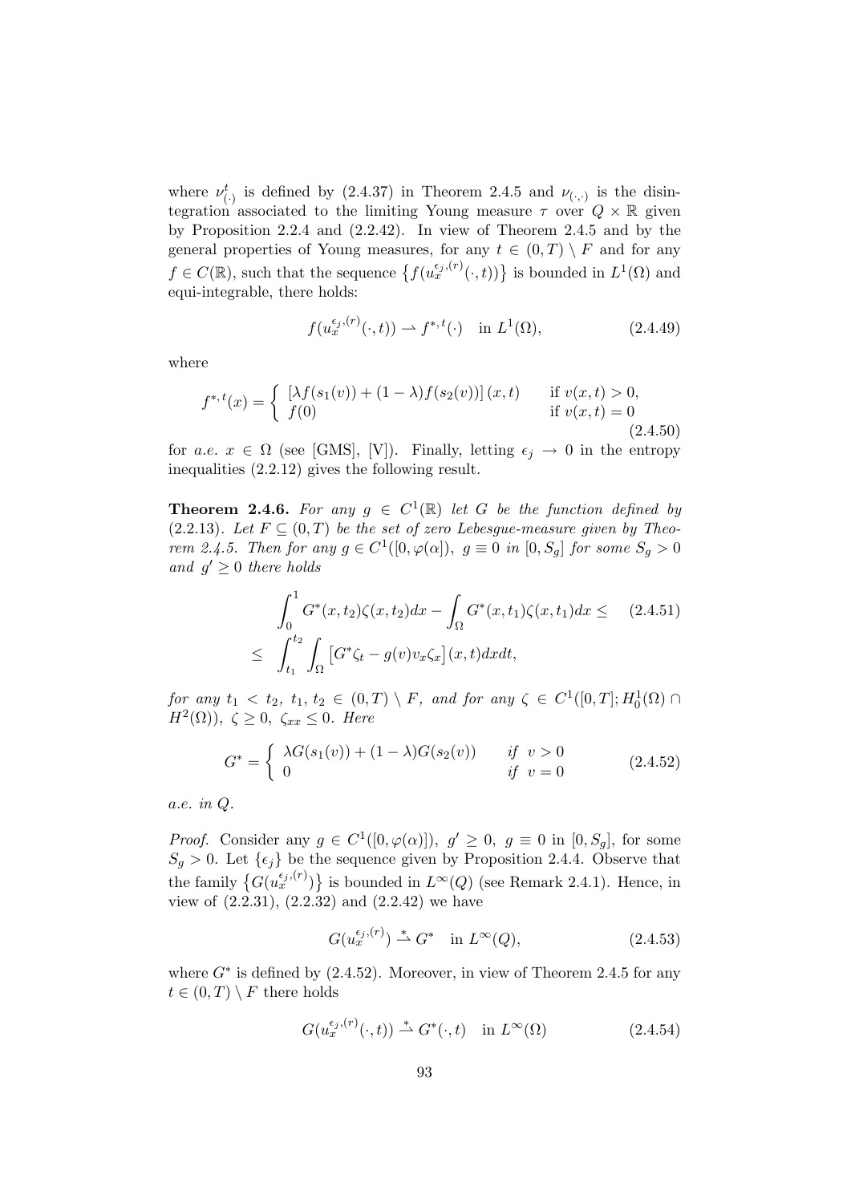where $\nu^t_{(\cdot)}$ is defined by (2.4.37) in Theorem 2.4.5 and $\nu_{(\cdot,\cdot)}$ is the disintegration associated to the limiting Young measure $\tau$ over $Q \times \mathbb{R}$ given by Proposition 2.2.4 and (2.2.42). In view of Theorem 2.4.5 and by the general properties of Young measures, for any $t \in (0,T) \setminus F$ and for any $f \in C(\mathbb{R})$, such that the sequence $\left\{f(u_x^{\epsilon_j,(r)}(\cdot,t))\right\}$ is bounded in $L^1(\Omega)$ and equi-integrable, there holds:

$$f(u_x^{\epsilon_j,(r)}(\cdot,t)) \rightharpoonup f^{*,t}(\cdot) \quad \text{in } L^1(\Omega), \tag{2.4.49}$$

where

$$f^{*,t}(x) = \begin{cases} \left[\lambda f(s_1(v)) + (1-\lambda) f(s_2(v))\right](x,t) & \text{if } v(x,t) > 0, \\ f(0) & \text{if } v(x,t) = 0 \end{cases} \tag{2.4.50}$$

for *a.e.* $x \in \Omega$ (see [GMS], [V]). Finally, letting $\epsilon_j \to 0$ in the entropy inequalities (2.2.12) gives the following result.

**Theorem 2.4.6.** *For any $g \in C^1(\mathbb{R})$ let $G$ be the function defined by (2.2.13). Let $F \subseteq (0,T)$ be the set of zero Lebesgue-measure given by Theorem 2.4.5. Then for any $g \in C^1([0,\varphi(\alpha)])$, $g \equiv 0$ in $[0,S_g]$ for some $S_g > 0$ and $g' \geq 0$ there holds*

$$\begin{aligned} &\int_0^1 G^*(x,t_2)\zeta(x,t_2)dx - \int_\Omega G^*(x,t_1)\zeta(x,t_1)dx \leq \\ \leq \;& \int_{t_1}^{t_2}\int_\Omega \left[G^*\zeta_t - g(v)v_x\zeta_x\right](x,t)dxdt, \end{aligned} \tag{2.4.51}$$

*for any $t_1 < t_2$, $t_1, t_2 \in (0,T) \setminus F$, and for any $\zeta \in C^1([0,T]; H^1_0(\Omega) \cap H^2(\Omega))$, $\zeta \geq 0$, $\zeta_{xx} \leq 0$. Here*

$$G^* = \begin{cases} \lambda G(s_1(v)) + (1-\lambda) G(s_2(v)) & \text{if } \; v > 0 \\ 0 & \text{if } \; v = 0 \end{cases} \tag{2.4.52}$$

*a.e. in $Q$.*

*Proof.* Consider any $g \in C^1([0,\varphi(\alpha)])$, $g' \geq 0$, $g \equiv 0$ in $[0,S_g]$, for some $S_g > 0$. Let $\{\epsilon_j\}$ be the sequence given by Proposition 2.4.4. Observe that the family $\left\{G(u_x^{\epsilon_j,(r)})\right\}$ is bounded in $L^\infty(Q)$ (see Remark 2.4.1). Hence, in view of (2.2.31), (2.2.32) and (2.2.42) we have

$$G(u_x^{\epsilon_j,(r)}) \overset{*}{\rightharpoonup} G^* \quad \text{in } L^\infty(Q), \tag{2.4.53}$$

where $G^*$ is defined by (2.4.52). Moreover, in view of Theorem 2.4.5 for any $t \in (0,T) \setminus F$ there holds

$$G(u_x^{\epsilon_j,(r)}(\cdot,t)) \overset{*}{\rightharpoonup} G^*(\cdot,t) \quad \text{in } L^\infty(\Omega) \tag{2.4.54}$$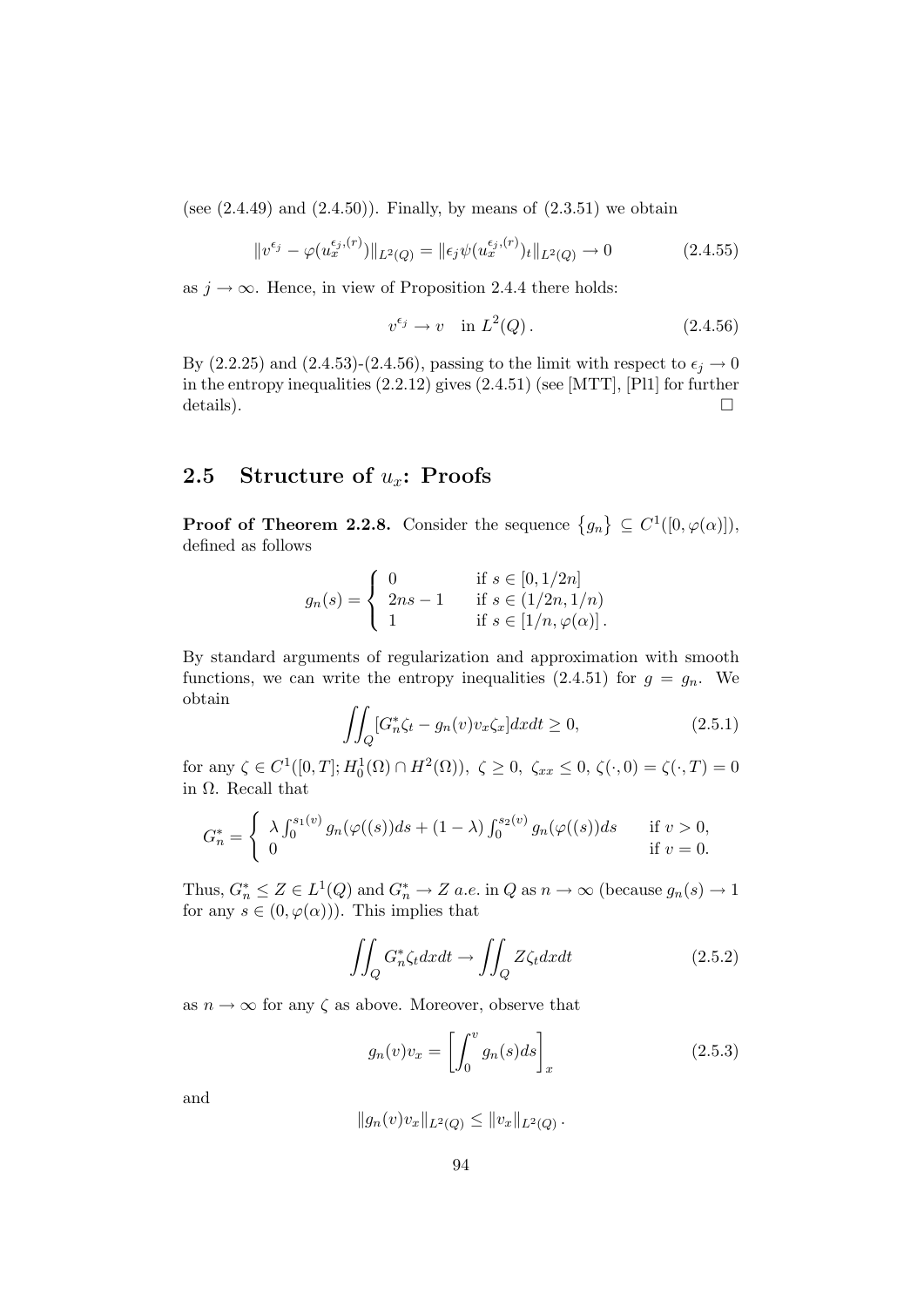(see (2.4.49) and (2.4.50)). Finally, by means of (2.3.51) we obtain

$$\|v^{\epsilon_j} - \varphi(u_x^{\epsilon_j,(r)})\|_{L^2(Q)} = \|\epsilon_j \psi(u_x^{\epsilon_j,(r)})_t\|_{L^2(Q)} \to 0 \tag{2.4.55}$$

as $j \to \infty$. Hence, in view of Proposition 2.4.4 there holds:

$$v^{\epsilon_j} \to v \quad \text{in } L^2(Q)\,. \tag{2.4.56}$$

By (2.2.25) and (2.4.53)-(2.4.56), passing to the limit with respect to $\epsilon_j \to 0$ in the entropy inequalities (2.2.12) gives (2.4.51) (see [MTT], [Pl1] for further details). □

## 2.5 Structure of $u_x$: Proofs

**Proof of Theorem 2.2.8.** Consider the sequence $\{g_n\} \subseteq C^1([0, \varphi(\alpha)])$, defined as follows

$$g_n(s) = \begin{cases} 0 & \text{if } s \in [0, 1/2n] \\ 2ns - 1 & \text{if } s \in (1/2n, 1/n) \\ 1 & \text{if } s \in [1/n, \varphi(\alpha)]\,. \end{cases}$$

By standard arguments of regularization and approximation with smooth functions, we can write the entropy inequalities (2.4.51) for $g = g_n$. We obtain

$$\iint_Q [G_n^* \zeta_t - g_n(v) v_x \zeta_x] dx dt \geq 0, \tag{2.5.1}$$

for any $\zeta \in C^1([0,T]; H_0^1(\Omega) \cap H^2(\Omega))$, $\zeta \geq 0$, $\zeta_{xx} \leq 0$, $\zeta(\cdot, 0) = \zeta(\cdot, T) = 0$ in $\Omega$. Recall that

$$G_n^* = \begin{cases} \lambda \int_0^{s_1(v)} g_n(\varphi((s)) ds + (1-\lambda) \int_0^{s_2(v)} g_n(\varphi((s)) ds & \text{if } v > 0, \\ 0 & \text{if } v = 0. \end{cases}$$

Thus, $G_n^* \leq Z \in L^1(Q)$ and $G_n^* \to Z$ *a.e.* in $Q$ as $n \to \infty$ (because $g_n(s) \to 1$ for any $s \in (0, \varphi(\alpha))$). This implies that

$$\iint_Q G_n^* \zeta_t dx dt \to \iint_Q Z \zeta_t dx dt \tag{2.5.2}$$

as $n \to \infty$ for any $\zeta$ as above. Moreover, observe that

$$g_n(v) v_x = \left[ \int_0^v g_n(s) ds \right]_x \tag{2.5.3}$$

and

$$\|g_n(v) v_x\|_{L^2(Q)} \leq \|v_x\|_{L^2(Q)}\,.$$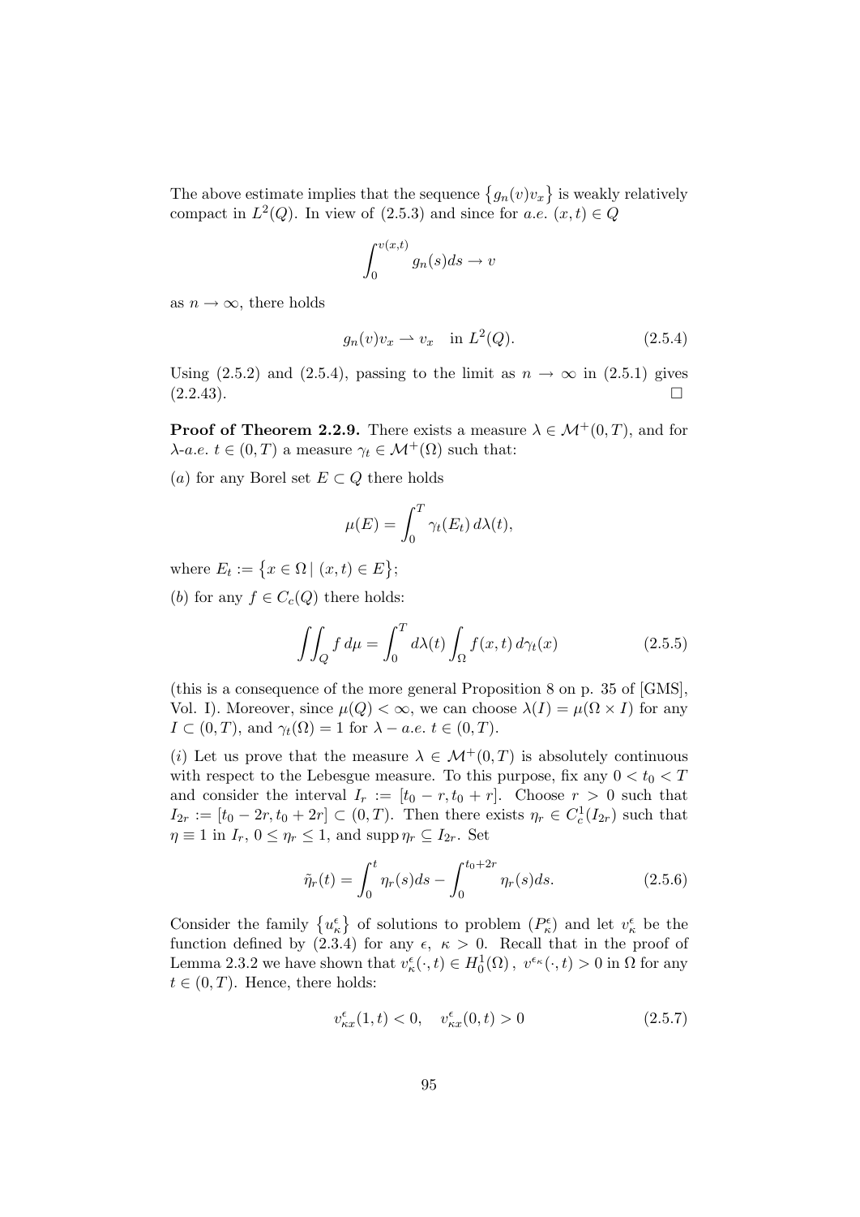The above estimate implies that the sequence $\{g_n(v)v_x\}$ is weakly relatively compact in $L^2(Q)$. In view of (2.5.3) and since for *a.e.* $(x,t) \in Q$

$$\int_0^{v(x,t)} g_n(s)ds \to v$$

as $n \to \infty$, there holds

$$g_n(v)v_x \rightharpoonup v_x \quad \text{in } L^2(Q). \tag{2.5.4}$$

Using (2.5.2) and (2.5.4), passing to the limit as $n \to \infty$ in (2.5.1) gives (2.2.43). □

**Proof of Theorem 2.2.9.** There exists a measure $\lambda \in \mathcal{M}^+(0,T)$, and for $\lambda$-*a.e.* $t \in (0,T)$ a measure $\gamma_t \in \mathcal{M}^+(\Omega)$ such that:

($a$) for any Borel set $E \subset Q$ there holds

$$\mu(E) = \int_0^T \gamma_t(E_t)\, d\lambda(t),$$

where $E_t := \{x \in \Omega \,|\, (x,t) \in E\}$;

($b$) for any $f \in C_c(Q)$ there holds:

$$\iint_Q f\, d\mu = \int_0^T d\lambda(t) \int_\Omega f(x,t)\, d\gamma_t(x) \tag{2.5.5}$$

(this is a consequence of the more general Proposition 8 on p. 35 of [GMS], Vol. I). Moreover, since $\mu(Q) < \infty$, we can choose $\lambda(I) = \mu(\Omega \times I)$ for any $I \subset (0,T)$, and $\gamma_t(\Omega) = 1$ for $\lambda - a.e.\ t \in (0,T)$.

($i$) Let us prove that the measure $\lambda \in \mathcal{M}^+(0,T)$ is absolutely continuous with respect to the Lebesgue measure. To this purpose, fix any $0 < t_0 < T$ and consider the interval $I_r := [t_0 - r, t_0 + r]$. Choose $r > 0$ such that $I_{2r} := [t_0 - 2r, t_0 + 2r] \subset (0,T)$. Then there exists $\eta_r \in C_c^1(I_{2r})$ such that $\eta \equiv 1$ in $I_r$, $0 \le \eta_r \le 1$, and $\operatorname{supp} \eta_r \subseteq I_{2r}$. Set

$$\tilde{\eta}_r(t) = \int_0^t \eta_r(s)ds - \int_0^{t_0+2r} \eta_r(s)ds. \tag{2.5.6}$$

Consider the family $\{u_\kappa^\epsilon\}$ of solutions to problem $(P_\kappa^\epsilon)$ and let $v_\kappa^\epsilon$ be the function defined by (2.3.4) for any $\epsilon,\ \kappa > 0$. Recall that in the proof of Lemma 2.3.2 we have shown that $v_\kappa^\epsilon(\cdot,t) \in H_0^1(\Omega)\,,\ v^{\epsilon_\kappa}(\cdot,t) > 0$ in $\Omega$ for any $t \in (0,T)$. Hence, there holds:

$$v_{\kappa x}^\epsilon(1,t) < 0, \quad v_{\kappa x}^\epsilon(0,t) > 0 \tag{2.5.7}$$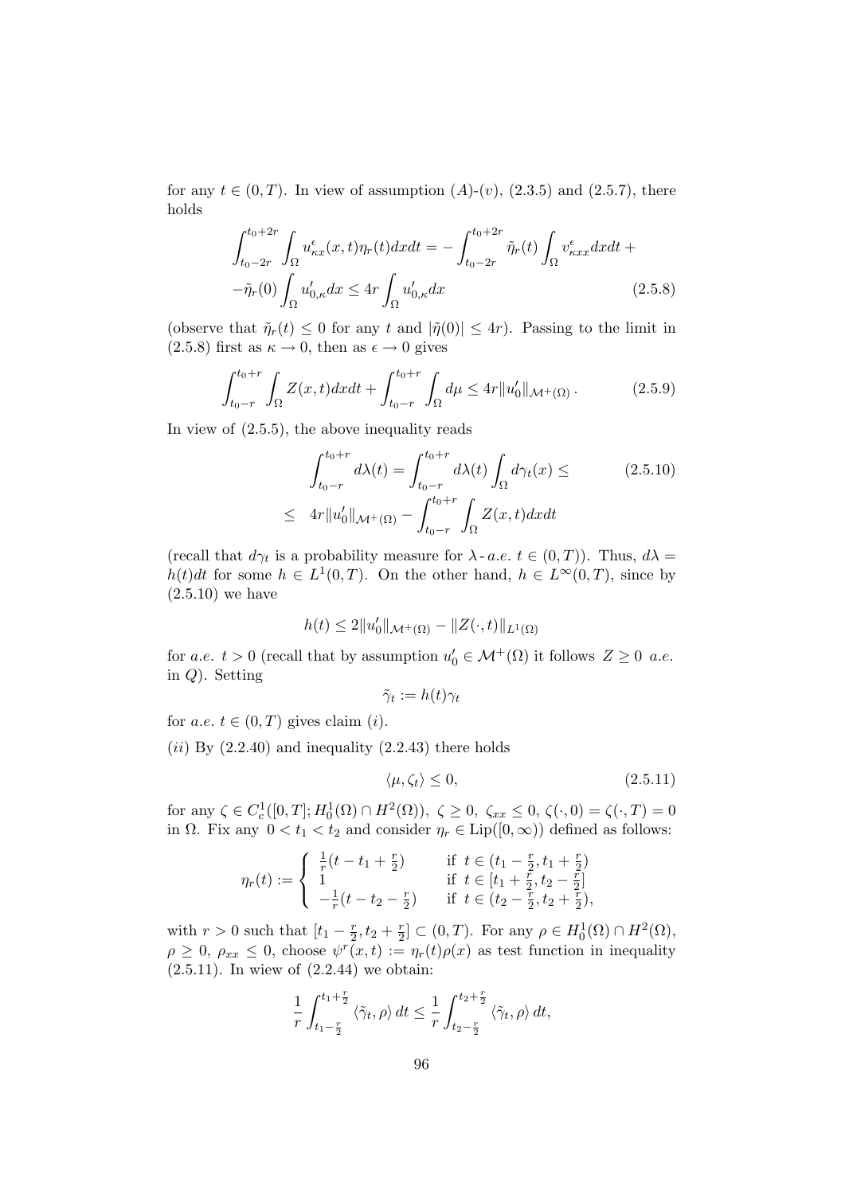for any $t \in (0,T)$. In view of assumption $(A)$-$(v)$, (2.3.5) and (2.5.7), there holds

$$
\int_{t_0-2r}^{t_0+2r}\int_\Omega u^\epsilon_{\kappa x}(x,t)\eta_r(t)dxdt = -\int_{t_0-2r}^{t_0+2r}\tilde{\eta}_r(t)\int_\Omega v^\epsilon_{\kappa xx}dxdt +
$$
$$
-\tilde{\eta}_r(0)\int_\Omega u'_{0,\kappa}dx \le 4r\int_\Omega u'_{0,\kappa}dx \tag{2.5.8}
$$

(observe that $\tilde{\eta}_r(t) \le 0$ for any $t$ and $|\tilde{\eta}(0)| \le 4r$). Passing to the limit in (2.5.8) first as $\kappa \to 0$, then as $\epsilon \to 0$ gives

$$
\int_{t_0-r}^{t_0+r}\int_\Omega Z(x,t)dxdt + \int_{t_0-r}^{t_0+r}\int_\Omega d\mu \le 4r\|u'_0\|_{\mathcal{M}^+(\Omega)}\,. \tag{2.5.9}
$$

In view of (2.5.5), the above inequality reads

$$
\int_{t_0-r}^{t_0+r}d\lambda(t) = \int_{t_0-r}^{t_0+r}d\lambda(t)\int_\Omega d\gamma_t(x) \le \tag{2.5.10}
$$
$$
\le \quad 4r\|u'_0\|_{\mathcal{M}^+(\Omega)} - \int_{t_0-r}^{t_0+r}\int_\Omega Z(x,t)dxdt
$$

(recall that $d\gamma_t$ is a probability measure for $\lambda$-$a.e.$ $t \in (0,T)$). Thus, $d\lambda = h(t)dt$ for some $h \in L^1(0,T)$. On the other hand, $h \in L^\infty(0,T)$, since by (2.5.10) we have

$$
h(t) \le 2\|u'_0\|_{\mathcal{M}^+(\Omega)} - \|Z(\cdot,t)\|_{L^1(\Omega)}
$$

for $a.e.$ $t > 0$ (recall that by assumption $u'_0 \in \mathcal{M}^+(\Omega)$ it follows $Z \ge 0$ $a.e.$ in $Q$). Setting

$$
\tilde{\gamma}_t := h(t)\gamma_t
$$

for $a.e.$ $t \in (0,T)$ gives claim $(i)$.

$(ii)$ By (2.2.40) and inequality (2.2.43) there holds

$$
\langle \mu, \zeta_t\rangle \le 0, \tag{2.5.11}
$$

for any $\zeta \in C^1_c([0,T]; H^1_0(\Omega)\cap H^2(\Omega))$, $\zeta \ge 0$, $\zeta_{xx} \le 0$, $\zeta(\cdot,0) = \zeta(\cdot,T) = 0$ in $\Omega$. Fix any $0 < t_1 < t_2$ and consider $\eta_r \in \mathrm{Lip}([0,\infty))$ defined as follows:

$$
\eta_r(t) := \begin{cases} \frac{1}{r}(t - t_1 + \frac{r}{2}) & \text{if } t \in (t_1 - \frac{r}{2}, t_1 + \frac{r}{2}) \\ 1 & \text{if } t \in [t_1 + \frac{r}{2}, t_2 - \frac{r}{2}] \\ -\frac{1}{r}(t - t_2 - \frac{r}{2}) & \text{if } t \in (t_2 - \frac{r}{2}, t_2 + \frac{r}{2}), \end{cases}
$$

with $r > 0$ such that $[t_1 - \frac{r}{2}, t_2 + \frac{r}{2}] \subset (0,T)$. For any $\rho \in H^1_0(\Omega)\cap H^2(\Omega)$, $\rho \ge 0$, $\rho_{xx} \le 0$, choose $\psi^r(x,t) := \eta_r(t)\rho(x)$ as test function in inequality (2.5.11). In wiew of (2.2.44) we obtain:

$$
\frac{1}{r}\int_{t_1-\frac{r}{2}}^{t_1+\frac{r}{2}}\langle \tilde{\gamma}_t, \rho\rangle\, dt \le \frac{1}{r}\int_{t_2-\frac{r}{2}}^{t_2+\frac{r}{2}}\langle \tilde{\gamma}_t, \rho\rangle\, dt,
$$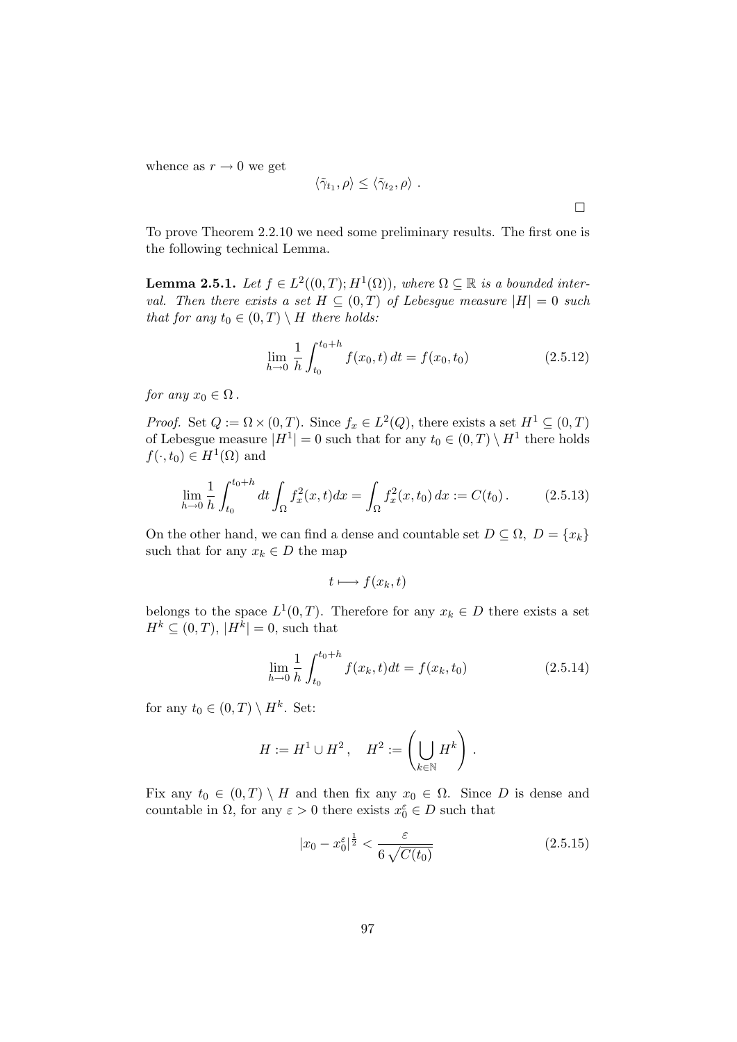whence as $r \to 0$ we get

$$\langle \tilde{\gamma}_{t_1}, \rho \rangle \leq \langle \tilde{\gamma}_{t_2}, \rho \rangle \,.$$

□

To prove Theorem 2.2.10 we need some preliminary results. The first one is the following technical Lemma.

**Lemma 2.5.1.** *Let $f \in L^2((0,T); H^1(\Omega))$, where $\Omega \subseteq \mathbb{R}$ is a bounded interval. Then there exists a set $H \subseteq (0,T)$ of Lebesgue measure $|H| = 0$ such that for any $t_0 \in (0,T) \setminus H$ there holds:*

$$\lim_{h \to 0} \frac{1}{h} \int_{t_0}^{t_0+h} f(x_0, t)\, dt = f(x_0, t_0) \tag{2.5.12}$$

*for any $x_0 \in \Omega$.*

*Proof.* Set $Q := \Omega \times (0,T)$. Since $f_x \in L^2(Q)$, there exists a set $H^1 \subseteq (0,T)$ of Lebesgue measure $|H^1| = 0$ such that for any $t_0 \in (0,T) \setminus H^1$ there holds $f(\cdot, t_0) \in H^1(\Omega)$ and

$$\lim_{h \to 0} \frac{1}{h} \int_{t_0}^{t_0+h} dt \int_\Omega f_x^2(x,t) dx = \int_\Omega f_x^2(x, t_0)\, dx := C(t_0)\,. \tag{2.5.13}$$

On the other hand, we can find a dense and countable set $D \subseteq \Omega$, $D = \{x_k\}$ such that for any $x_k \in D$ the map

$$t \longmapsto f(x_k, t)$$

belongs to the space $L^1(0,T)$. Therefore for any $x_k \in D$ there exists a set $H^k \subseteq (0,T)$, $|H^k| = 0$, such that

$$\lim_{h \to 0} \frac{1}{h} \int_{t_0}^{t_0+h} f(x_k, t) dt = f(x_k, t_0) \tag{2.5.14}$$

for any $t_0 \in (0,T) \setminus H^k$. Set:

$$H := H^1 \cup H^2\,, \quad H^2 := \left( \bigcup_{k \in \mathbb{N}} H^k \right)\,.$$

Fix any $t_0 \in (0,T) \setminus H$ and then fix any $x_0 \in \Omega$. Since $D$ is dense and countable in $\Omega$, for any $\varepsilon > 0$ there exists $x_0^\varepsilon \in D$ such that

$$|x_0 - x_0^\varepsilon|^{\frac{1}{2}} < \frac{\varepsilon}{6\sqrt{C(t_0)}} \tag{2.5.15}$$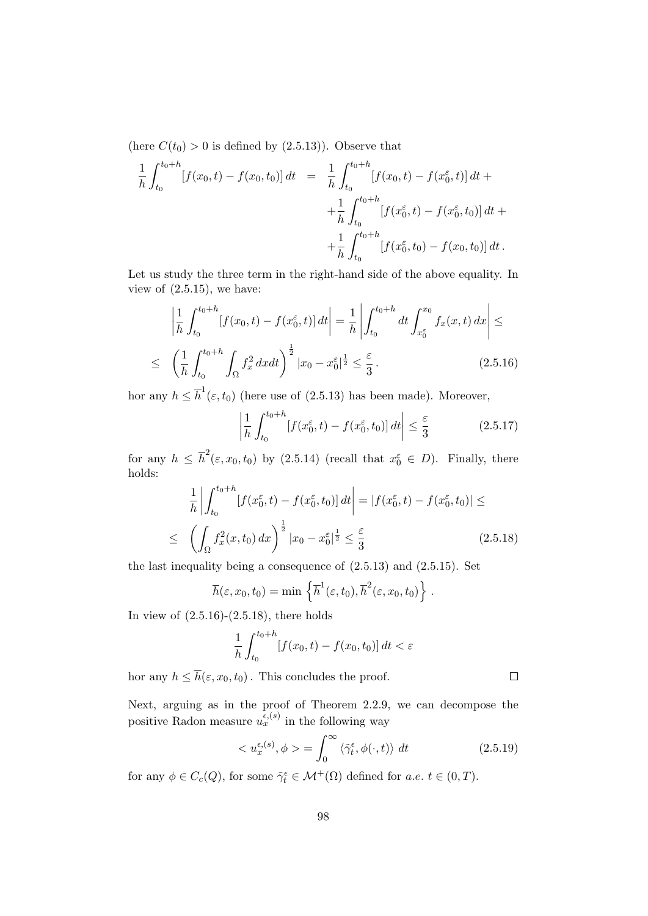(here $C(t_0) > 0$ is defined by (2.5.13)). Observe that

$$
\begin{aligned}
\frac{1}{h}\int_{t_0}^{t_0+h} [f(x_0,t) - f(x_0,t_0)]\, dt &= \frac{1}{h}\int_{t_0}^{t_0+h} [f(x_0,t) - f(x_0^\varepsilon,t)]\, dt + \\
&\quad + \frac{1}{h}\int_{t_0}^{t_0+h} [f(x_0^\varepsilon,t) - f(x_0^\varepsilon,t_0)]\, dt + \\
&\quad + \frac{1}{h}\int_{t_0}^{t_0+h} [f(x_0^\varepsilon,t_0) - f(x_0,t_0)]\, dt\,.
\end{aligned}
$$

Let us study the three term in the right-hand side of the above equality. In view of (2.5.15), we have:

$$
\begin{aligned}
&\left|\frac{1}{h}\int_{t_0}^{t_0+h} [f(x_0,t) - f(x_0^\varepsilon,t)]\, dt\right| = \frac{1}{h}\left|\int_{t_0}^{t_0+h} dt \int_{x_0^\varepsilon}^{x_0} f_x(x,t)\, dx\right| \leq \\
&\leq \left(\frac{1}{h}\int_{t_0}^{t_0+h}\int_\Omega f_x^2\, dx dt\right)^{\frac{1}{2}} |x_0 - x_0^\varepsilon|^{\frac{1}{2}} \leq \frac{\varepsilon}{3}\,. \qquad (2.5.16)
\end{aligned}
$$

hor any $h \leq \overline{h}^1(\varepsilon, t_0)$ (here use of (2.5.13) has been made). Moreover,

$$
\left|\frac{1}{h}\int_{t_0}^{t_0+h} [f(x_0^\varepsilon,t) - f(x_0^\varepsilon,t_0)]\, dt\right| \leq \frac{\varepsilon}{3} \qquad (2.5.17)
$$

for any $h \leq \overline{h}^2(\varepsilon, x_0, t_0)$ by (2.5.14) (recall that $x_0^\varepsilon \in D$). Finally, there holds:

$$
\begin{aligned}
&\frac{1}{h}\left|\int_{t_0}^{t_0+h} [f(x_0^\varepsilon,t) - f(x_0^\varepsilon,t_0)]\, dt\right| = |f(x_0^\varepsilon,t) - f(x_0^\varepsilon,t_0)| \leq \\
&\leq \left(\int_\Omega f_x^2(x,t_0)\, dx\right)^{\frac{1}{2}} |x_0 - x_0^\varepsilon|^{\frac{1}{2}} \leq \frac{\varepsilon}{3} \qquad (2.5.18)
\end{aligned}
$$

the last inequality being a consequence of (2.5.13) and (2.5.15). Set

$$
\overline{h}(\varepsilon, x_0, t_0) = \min\left\{\overline{h}^1(\varepsilon, t_0), \overline{h}^2(\varepsilon, x_0, t_0)\right\}\,.
$$

In view of (2.5.16)-(2.5.18), there holds

$$
\frac{1}{h}\int_{t_0}^{t_0+h} [f(x_0,t) - f(x_0,t_0)]\, dt < \varepsilon
$$

hor any $h \leq \overline{h}(\varepsilon, x_0, t_0)$. This concludes the proof. □

Next, arguing as in the proof of Theorem 2.2.9, we can decompose the positive Radon measure $u_x^{\epsilon,(s)}$ in the following way

$$
< u_x^{\epsilon,(s)}, \phi > = \int_0^\infty \langle \tilde{\gamma}_t^\epsilon, \phi(\cdot,t)\rangle\ dt \qquad (2.5.19)
$$

for any $\phi \in C_c(Q)$, for some $\tilde{\gamma}_t^\epsilon \in \mathcal{M}^+(\Omega)$ defined for *a.e.* $t \in (0,T)$.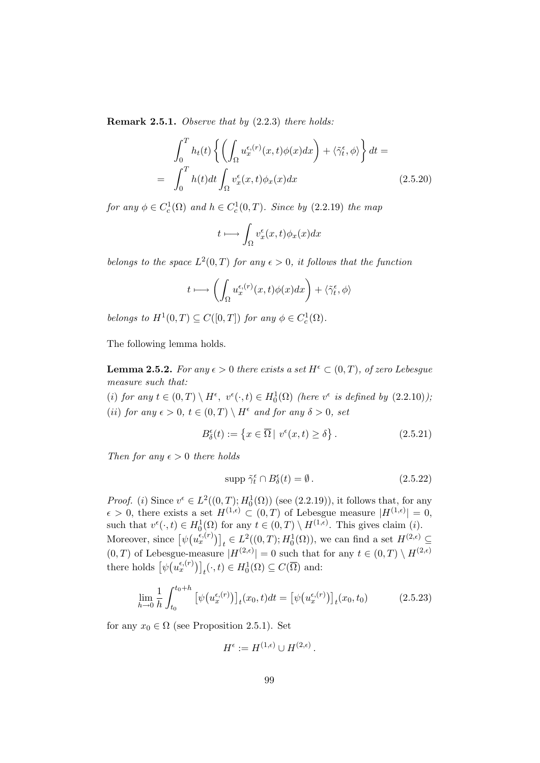**Remark 2.5.1.** *Observe that by* (2.2.3) *there holds:*

$$\begin{aligned} &\int_0^T h_t(t) \left\{ \left( \int_\Omega u_x^{\epsilon,(r)}(x,t)\phi(x)dx \right) + \langle \tilde{\gamma}_t^\epsilon, \phi \rangle \right\} dt = \\ = \quad &\int_0^T h(t)dt \int_\Omega v_x^\epsilon(x,t)\phi_x(x)dx \end{aligned} \tag{2.5.20}$$

*for any* $\phi \in C_c^1(\Omega)$ *and* $h \in C_c^1(0,T)$*. Since by* (2.2.19) *the map*

$$t \longmapsto \int_\Omega v_x^\epsilon(x,t)\phi_x(x)dx$$

*belongs to the space* $L^2(0,T)$ *for any* $\epsilon > 0$*, it follows that the function*

$$t \longmapsto \left( \int_\Omega u_x^{\epsilon,(r)}(x,t)\phi(x)dx \right) + \langle \tilde{\gamma}_t^\epsilon, \phi \rangle$$

*belongs to* $H^1(0,T) \subseteq C([0,T])$ *for any* $\phi \in C_c^1(\Omega)$*.*

The following lemma holds.

**Lemma 2.5.2.** *For any* $\epsilon > 0$ *there exists a set* $H^\epsilon \subset (0,T)$*, of zero Lebesgue measure such that:*

*(i) for any* $t \in (0,T) \setminus H^\epsilon$*,* $v^\epsilon(\cdot,t) \in H_0^1(\Omega)$ *(here* $v^\epsilon$ *is defined by* (2.2.10)*);*

*(ii) for any* $\epsilon > 0$*,* $t \in (0,T) \setminus H^\epsilon$ *and for any* $\delta > 0$*, set*

$$B_\delta^\epsilon(t) := \left\{ x \in \overline{\Omega} \mid v^\epsilon(x,t) \geq \delta \right\}. \tag{2.5.21}$$

*Then for any* $\epsilon > 0$ *there holds*

$$\text{supp } \tilde{\gamma}_t^\epsilon \cap B_\delta^\epsilon(t) = \emptyset. \tag{2.5.22}$$

*Proof.* (*i*) Since $v^\epsilon \in L^2((0,T); H_0^1(\Omega))$ (see (2.2.19)), it follows that, for any $\epsilon > 0$, there exists a set $H^{(1,\epsilon)} \subset (0,T)$ of Lebesgue measure $|H^{(1,\epsilon)}| = 0$, such that $v^\epsilon(\cdot,t) \in H_0^1(\Omega)$ for any $t \in (0,T) \setminus H^{(1,\epsilon)}$. This gives claim (*i*). Moreover, since $\left[\psi\big(u_x^{\epsilon,(r)}\big)\right]_t \in L^2((0,T); H_0^1(\Omega))$, we can find a set $H^{(2,\epsilon)} \subseteq (0,T)$ of Lebesgue-measure $|H^{(2,\epsilon)}| = 0$ such that for any $t \in (0,T) \setminus H^{(2,\epsilon)}$ there holds $\left[\psi\big(u_x^{\epsilon,(r)}\big)\right]_t(\cdot,t) \in H_0^1(\Omega) \subseteq C(\overline{\Omega})$ and:

$$\lim_{h \to 0} \frac{1}{h} \int_{t_0}^{t_0+h} \left[\psi\big(u_x^{\epsilon,(r)}\big)\right]_t(x_0,t)dt = \left[\psi\big(u_x^{\epsilon,(r)}\big)\right]_t(x_0,t_0) \tag{2.5.23}$$

for any $x_0 \in \Omega$ (see Proposition 2.5.1). Set

$$H^\epsilon := H^{(1,\epsilon)} \cup H^{(2,\epsilon)}.$$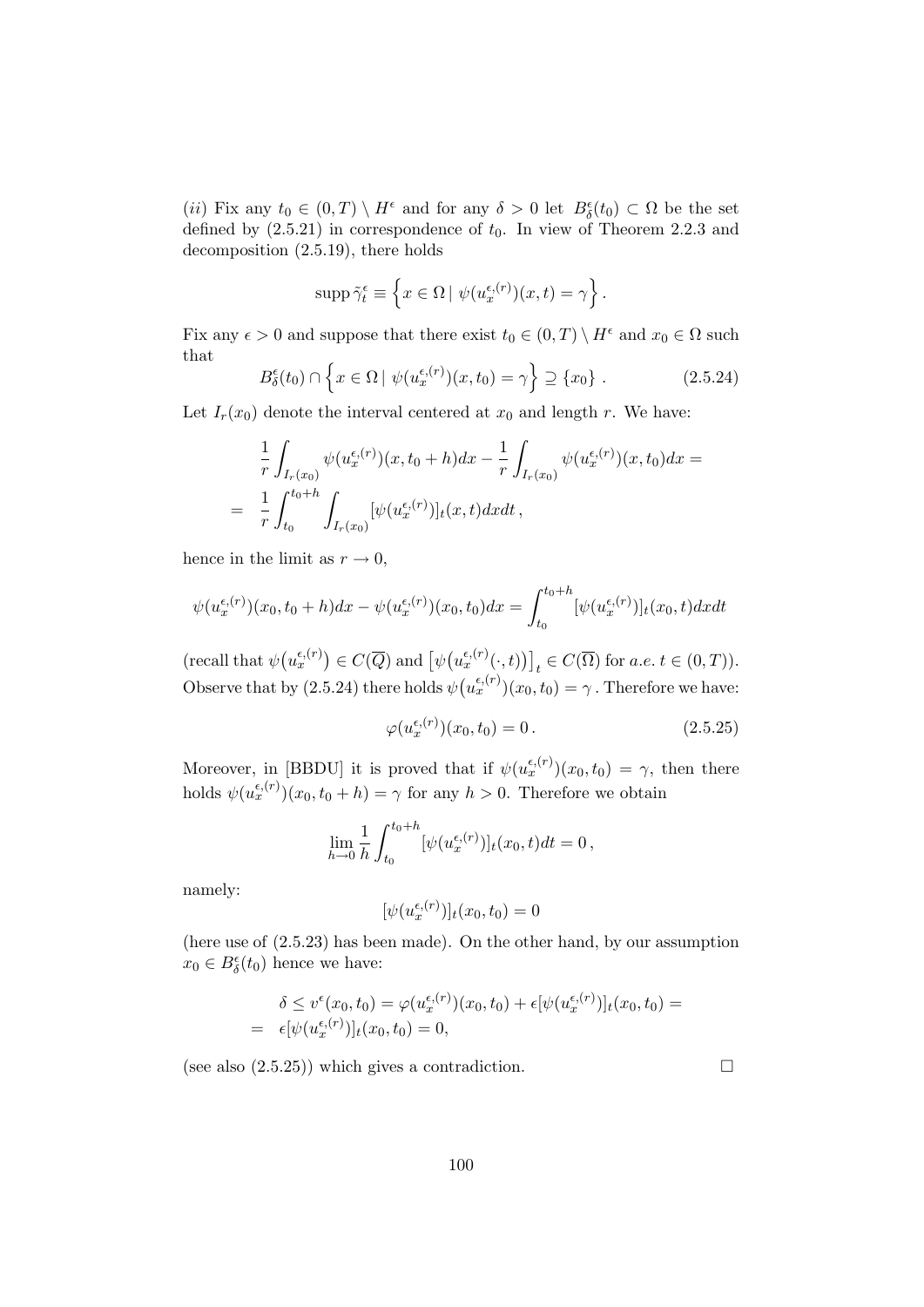$(ii)$ Fix any $t_0 \in (0,T) \setminus H^\epsilon$ and for any $\delta > 0$ let $B^\epsilon_\delta(t_0) \subset \Omega$ be the set defined by (2.5.21) in correspondence of $t_0$. In view of Theorem 2.2.3 and decomposition (2.5.19), there holds

$$\operatorname{supp} \tilde{\gamma}^\epsilon_t \equiv \left\{ x \in \Omega \mid \psi(u_x^{\epsilon,(r)})(x,t) = \gamma \right\}.$$

Fix any $\epsilon > 0$ and suppose that there exist $t_0 \in (0,T) \setminus H^\epsilon$ and $x_0 \in \Omega$ such that

$$B^\epsilon_\delta(t_0) \cap \left\{ x \in \Omega \mid \psi(u_x^{\epsilon,(r)})(x,t_0) = \gamma \right\} \supseteq \{x_0\}\,. \tag{2.5.24}$$

Let $I_r(x_0)$ denote the interval centered at $x_0$ and length $r$. We have:

$$\begin{aligned}
&\frac{1}{r}\int_{I_r(x_0)} \psi(u_x^{\epsilon,(r)})(x,t_0+h)dx - \frac{1}{r}\int_{I_r(x_0)} \psi(u_x^{\epsilon,(r)})(x,t_0)dx = \\
=\;& \frac{1}{r}\int_{t_0}^{t_0+h}\int_{I_r(x_0)} [\psi(u_x^{\epsilon,(r)})]_t(x,t)dxdt\,,
\end{aligned}$$

hence in the limit as $r \to 0$,

$$\psi(u_x^{\epsilon,(r)})(x_0,t_0+h)dx - \psi(u_x^{\epsilon,(r)})(x_0,t_0)dx = \int_{t_0}^{t_0+h} [\psi(u_x^{\epsilon,(r)})]_t(x_0,t)dxdt$$

(recall that $\psi\big(u_x^{\epsilon,(r)}\big) \in C(\overline{Q})$ and $\big[\psi\big(u_x^{\epsilon,(r)}(\cdot,t)\big)\big]_t \in C(\overline{\Omega})$ for *a.e.* $t \in (0,T)$). Observe that by (2.5.24) there holds $\psi\big(u_x^{\epsilon,(r)}\big)(x_0,t_0) = \gamma$. Therefore we have:

$$\varphi(u_x^{\epsilon,(r)})(x_0,t_0) = 0\,. \tag{2.5.25}$$

Moreover, in [BBDU] it is proved that if $\psi(u_x^{\epsilon,(r)})(x_0,t_0) = \gamma$, then there holds $\psi(u_x^{\epsilon,(r)})(x_0,t_0+h) = \gamma$ for any $h > 0$. Therefore we obtain

$$\lim_{h\to 0}\frac{1}{h}\int_{t_0}^{t_0+h} [\psi(u_x^{\epsilon,(r)})]_t(x_0,t)dt = 0\,,$$

namely:

$$[\psi(u_x^{\epsilon,(r)})]_t(x_0,t_0) = 0$$

(here use of (2.5.23) has been made). On the other hand, by our assumption $x_0 \in B^\epsilon_\delta(t_0)$ hence we have:

$$\begin{aligned}
&\delta \le v^\epsilon(x_0,t_0) = \varphi(u_x^{\epsilon,(r)})(x_0,t_0) + \epsilon[\psi(u_x^{\epsilon,(r)})]_t(x_0,t_0) = \\
=\;& \epsilon[\psi(u_x^{\epsilon,(r)})]_t(x_0,t_0) = 0,
\end{aligned}$$

(see also (2.5.25)) which gives a contradiction. □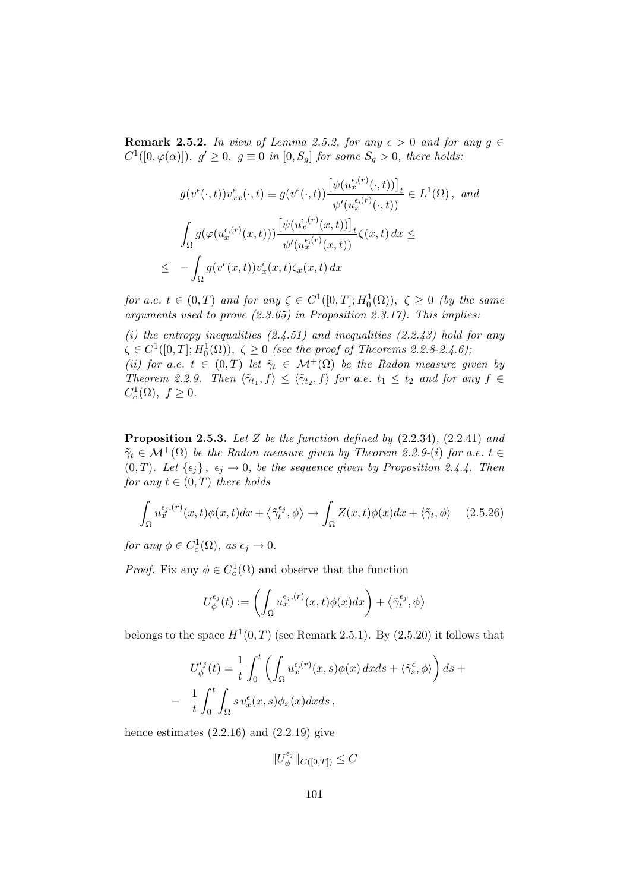**Remark 2.5.2.** *In view of Lemma 2.5.2, for any $\epsilon > 0$ and for any $g \in C^1([0, \varphi(\alpha)])$, $g' \geq 0$, $g \equiv 0$ in $[0, S_g]$ for some $S_g > 0$, there holds:*

$$
\begin{aligned}
& g(v^\epsilon(\cdot,t)) v^\epsilon_{xx}(\cdot,t) \equiv g(v^\epsilon(\cdot,t)) \frac{\left[\psi(u_x^{\epsilon,(r)}(\cdot,t))\right]_t}{\psi'(u_x^{\epsilon,(r)}(\cdot,t))} \in L^1(\Omega)\,, \text{ and} \\
& \int_\Omega g(\varphi(u_x^{\epsilon,(r)}(x,t))) \frac{\left[\psi(u_x^{\epsilon,(r)}(x,t))\right]_t}{\psi'(u_x^{\epsilon,(r)}(x,t))} \zeta(x,t)\, dx \leq \\
\leq \quad & - \int_\Omega g(v^\epsilon(x,t)) v^\epsilon_x(x,t) \zeta_x(x,t)\, dx
\end{aligned}
$$

*for a.e. $t \in (0,T)$ and for any $\zeta \in C^1([0,T]; H^1_0(\Omega))$, $\zeta \geq 0$ (by the same arguments used to prove (2.3.65) in Proposition 2.3.17). This implies:*

*(i) the entropy inequalities (2.4.51) and inequalities (2.2.43) hold for any $\zeta \in C^1([0,T]; H^1_0(\Omega))$, $\zeta \geq 0$ (see the proof of Theorems 2.2.8-2.4.6);*
*(ii) for a.e. $t \in (0,T)$ let $\tilde{\gamma}_t \in \mathcal{M}^+(\Omega)$ be the Radon measure given by Theorem 2.2.9. Then $\langle \tilde{\gamma}_{t_1}, f \rangle \leq \langle \tilde{\gamma}_{t_2}, f \rangle$ for a.e. $t_1 \leq t_2$ and for any $f \in C^1_c(\Omega)$, $f \geq 0$.*

**Proposition 2.5.3.** *Let $Z$ be the function defined by* (2.2.34), (2.2.41) *and $\tilde{\gamma}_t \in \mathcal{M}^+(\Omega)$ be the Radon measure given by Theorem 2.2.9-(i) for a.e. $t \in (0,T)$. Let $\{\epsilon_j\}$, $\epsilon_j \to 0$, be the sequence given by Proposition 2.4.4. Then for any $t \in (0,T)$ there holds*

$$
\int_\Omega u_x^{\epsilon_j,(r)}(x,t)\phi(x,t)dx + \left\langle \tilde{\gamma}_t^{\epsilon_j}, \phi \right\rangle \to \int_\Omega Z(x,t)\phi(x)dx + \langle \tilde{\gamma}_t, \phi \rangle \qquad (2.5.26)
$$

*for any $\phi \in C^1_c(\Omega)$, as $\epsilon_j \to 0$.*

*Proof.* Fix any $\phi \in C^1_c(\Omega)$ and observe that the function

$$
U_\phi^{\epsilon_j}(t) := \left( \int_\Omega u_x^{\epsilon_j,(r)}(x,t)\phi(x)dx \right) + \left\langle \tilde{\gamma}_t^{\epsilon_j}, \phi \right\rangle
$$

belongs to the space $H^1(0,T)$ (see Remark 2.5.1). By (2.5.20) it follows that

$$
\begin{aligned}
& U_\phi^{\epsilon_j}(t) = \frac{1}{t} \int_0^t \left( \int_\Omega u_x^{\epsilon,(r)}(x,s)\phi(x)\, dxds + \langle \tilde{\gamma}_s^\epsilon, \phi \rangle \right) ds + \\
- \quad & \frac{1}{t} \int_0^t \int_\Omega s\, v^\epsilon_x(x,s)\phi_x(x) dxds\,,
\end{aligned}
$$

hence estimates (2.2.16) and (2.2.19) give

$$
\|U_\phi^{\epsilon_j}\|_{C([0,T])} \leq C
$$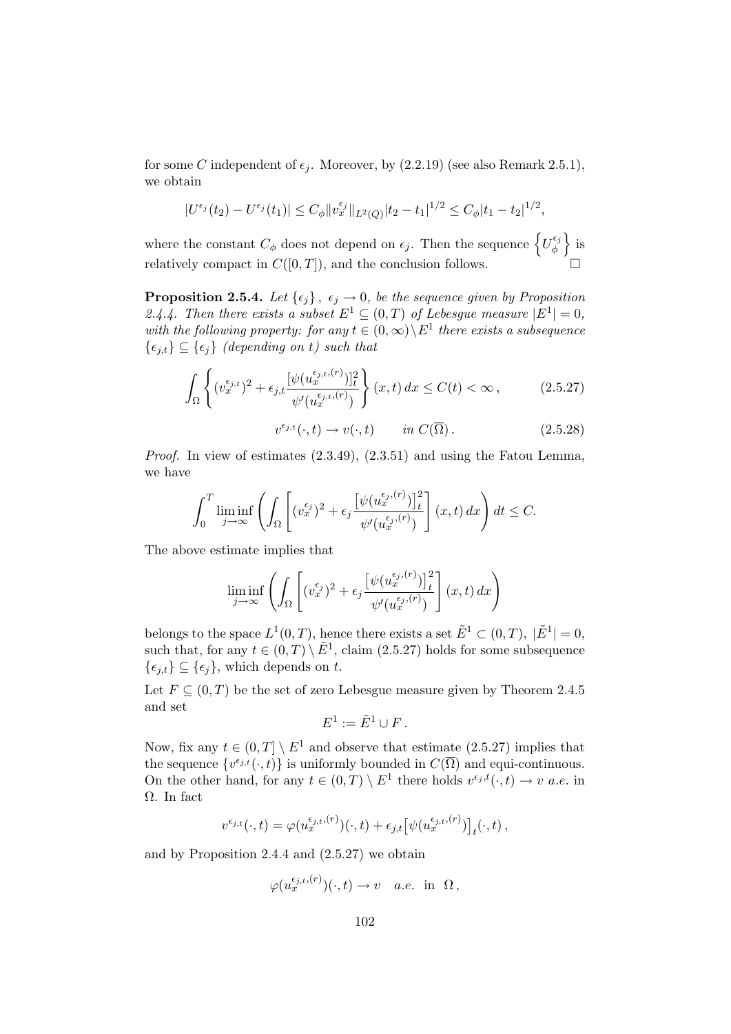for some $C$ independent of $\epsilon_j$. Moreover, by (2.2.19) (see also Remark 2.5.1), we obtain

$$|U^{\epsilon_j}(t_2) - U^{\epsilon_j}(t_1)| \leq C_\phi \|v_x^{\epsilon_j}\|_{L^2(Q)} |t_2 - t_1|^{1/2} \leq C_\phi |t_1 - t_2|^{1/2},$$

where the constant $C_\phi$ does not depend on $\epsilon_j$. Then the sequence $\left\{U_\phi^{\epsilon_j}\right\}$ is relatively compact in $C([0,T])$, and the conclusion follows. $\square$

**Proposition 2.5.4.** *Let $\{\epsilon_j\}$, $\epsilon_j \to 0$, be the sequence given by Proposition 2.4.4. Then there exists a subset $E^1 \subseteq (0,T)$ of Lebesgue measure $|E^1| = 0$, with the following property: for any $t \in (0,\infty) \setminus E^1$ there exists a subsequence $\{\epsilon_{j,t}\} \subseteq \{\epsilon_j\}$ (depending on $t$) such that*

$$\int_\Omega \left\{ (v_x^{\epsilon_{j,t}})^2 + \epsilon_{j,t} \frac{[\psi(u_x^{\epsilon_{j,t},(r)})]_t^2}{\psi'(u_x^{\epsilon_{j,t},(r)})} \right\} (x,t)\, dx \leq C(t) < \infty\,, \tag{2.5.27}$$

$$v^{\epsilon_{j,t}}(\cdot,t) \to v(\cdot,t) \qquad \text{in } C(\overline{\Omega})\,. \tag{2.5.28}$$

*Proof.* In view of estimates (2.3.49), (2.3.51) and using the Fatou Lemma, we have

$$\int_0^T \liminf_{j\to\infty} \left( \int_\Omega \left[ (v_x^{\epsilon_j})^2 + \epsilon_j \frac{\left[\psi(u_x^{\epsilon_j,(r)})\right]_t^2}{\psi'(u_x^{\epsilon_j,(r)})} \right] (x,t)\, dx \right) dt \leq C.$$

The above estimate implies that

$$\liminf_{j\to\infty} \left( \int_\Omega \left[ (v_x^{\epsilon_j})^2 + \epsilon_j \frac{\left[\psi(u_x^{\epsilon_j,(r)})\right]_t^2}{\psi'(u_x^{\epsilon_j,(r)})} \right] (x,t)\, dx \right)$$

belongs to the space $L^1(0,T)$, hence there exists a set $\tilde{E}^1 \subset (0,T)$, $|\tilde{E}^1| = 0$, such that, for any $t \in (0,T) \setminus \tilde{E}^1$, claim (2.5.27) holds for some subsequence $\{\epsilon_{j,t}\} \subseteq \{\epsilon_j\}$, which depends on $t$.

Let $F \subseteq (0,T)$ be the set of zero Lebesgue measure given by Theorem 2.4.5 and set

$$E^1 := \tilde{E}^1 \cup F\,.$$

Now, fix any $t \in (0,T] \setminus E^1$ and observe that estimate (2.5.27) implies that the sequence $\{v^{\epsilon_{j,t}}(\cdot,t)\}$ is uniformly bounded in $C(\overline{\Omega})$ and equi-continuous. On the other hand, for any $t \in (0,T) \setminus E^1$ there holds $v^{\epsilon_{j,t}}(\cdot,t) \to v$ *a.e.* in $\Omega$. In fact

$$v^{\epsilon_{j,t}}(\cdot,t) = \varphi(u_x^{\epsilon_{j,t},(r)})(\cdot,t) + \epsilon_{j,t}\big[\psi(u_x^{\epsilon_{j,t},(r)})\big]_t(\cdot,t)\,,$$

and by Proposition 2.4.4 and (2.5.27) we obtain

$$\varphi(u_x^{\epsilon_{j,t},(r)})(\cdot,t) \to v \quad a.e. \text{ in } \Omega\,,$$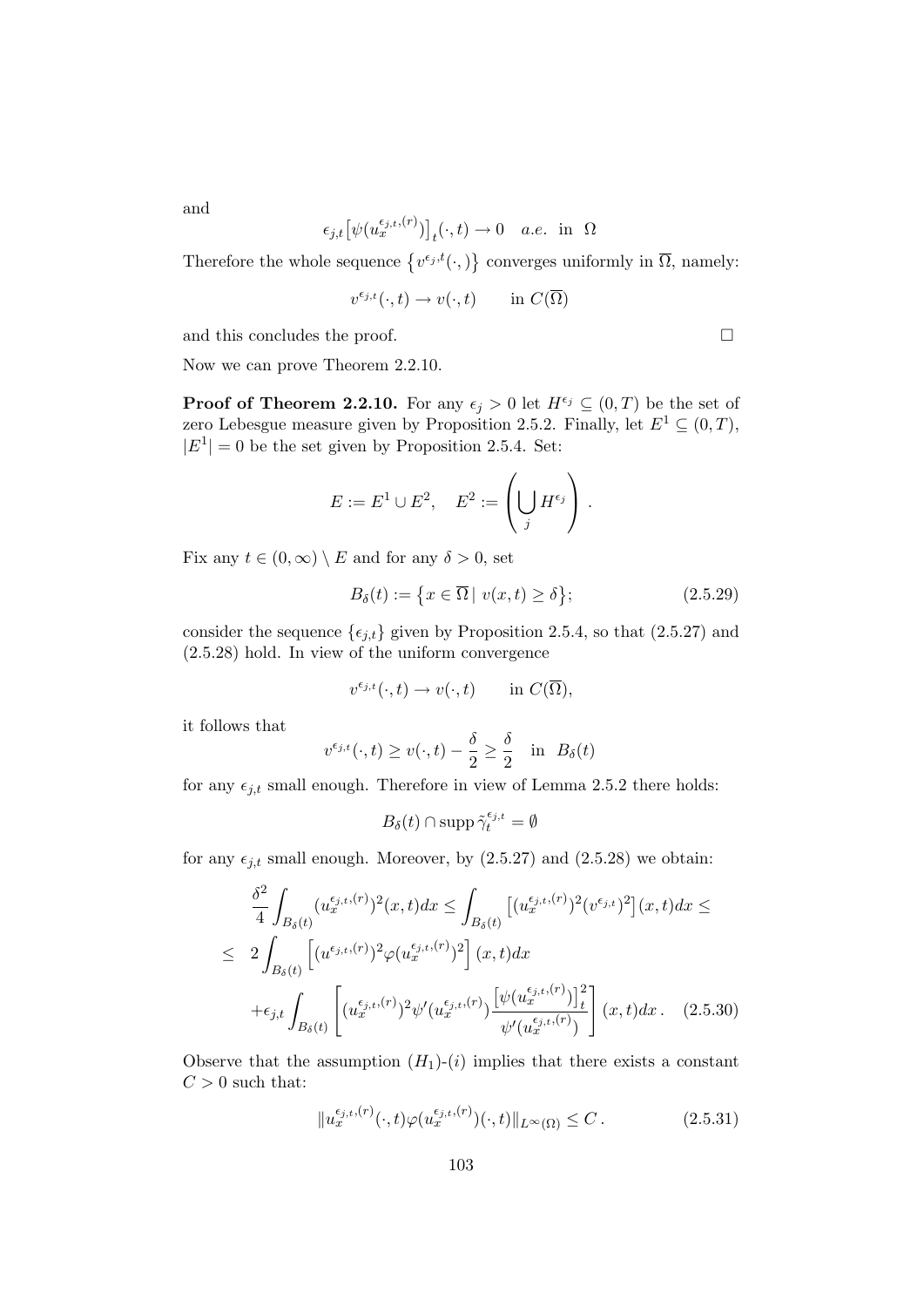and

$$\epsilon_{j,t}\big[\psi(u_x^{\epsilon_{j,t},(r)})\big]_t(\cdot,t) \to 0 \quad a.e. \text{ in } \Omega$$

Therefore the whole sequence $\{v^{\epsilon_j,t}(\cdot,)\}$ converges uniformly in $\overline{\Omega}$, namely:

$$v^{\epsilon_{j,t}}(\cdot,t) \to v(\cdot,t) \qquad \text{in } C(\overline{\Omega})$$

and this concludes the proof. □

Now we can prove Theorem 2.2.10.

**Proof of Theorem 2.2.10.** For any $\epsilon_j > 0$ let $H^{\epsilon_j} \subseteq (0,T)$ be the set of zero Lebesgue measure given by Proposition 2.5.2. Finally, let $E^1 \subseteq (0,T)$, $|E^1| = 0$ be the set given by Proposition 2.5.4. Set:

$$E := E^1 \cup E^2, \quad E^2 := \left(\bigcup_j H^{\epsilon_j}\right).$$

Fix any $t \in (0,\infty) \setminus E$ and for any $\delta > 0$, set

$$B_\delta(t) := \big\{x \in \overline{\Omega} \mid v(x,t) \geq \delta\big\}; \tag{2.5.29}$$

consider the sequence $\{\epsilon_{j,t}\}$ given by Proposition 2.5.4, so that (2.5.27) and (2.5.28) hold. In view of the uniform convergence

$$v^{\epsilon_{j,t}}(\cdot,t) \to v(\cdot,t) \qquad \text{in } C(\overline{\Omega}),$$

it follows that

$$v^{\epsilon_{j,t}}(\cdot,t) \geq v(\cdot,t) - \frac{\delta}{2} \geq \frac{\delta}{2} \quad \text{in } B_\delta(t)$$

for any $\epsilon_{j,t}$ small enough. Therefore in view of Lemma 2.5.2 there holds:

$$B_\delta(t) \cap \operatorname{supp} \tilde{\gamma}_t^{\epsilon_{j,t}} = \emptyset$$

for any $\epsilon_{j,t}$ small enough. Moreover, by (2.5.27) and (2.5.28) we obtain:

$$\begin{aligned}
&\frac{\delta^2}{4}\int_{B_\delta(t)} (u_x^{\epsilon_{j,t},(r)})^2(x,t)dx \leq \int_{B_\delta(t)} \big[(u_x^{\epsilon_{j,t},(r)})^2(v^{\epsilon_{j,t}})^2\big](x,t)dx \leq \\
\leq\ & 2\int_{B_\delta(t)} \Big[(u^{\epsilon_{j,t},(r)})^2\varphi(u_x^{\epsilon_{j,t},(r)})^2\Big](x,t)dx \\
&+\epsilon_{j,t}\int_{B_\delta(t)} \left[(u_x^{\epsilon_{j,t},(r)})^2\psi'(u_x^{\epsilon_{j,t},(r)})\frac{\big[\psi(u_x^{\epsilon_{j,t},(r)})\big]_t^2}{\psi'(u_x^{\epsilon_{j,t},(r)})}\right](x,t)dx\,. \quad (2.5.30)
\end{aligned}$$

Observe that the assumption $(H_1)$-$(i)$ implies that there exists a constant $C > 0$ such that:

$$\|u_x^{\epsilon_{j,t},(r)}(\cdot,t)\varphi(u_x^{\epsilon_{j,t},(r)})(\cdot,t)\|_{L^\infty(\Omega)} \leq C\,. \tag{2.5.31}$$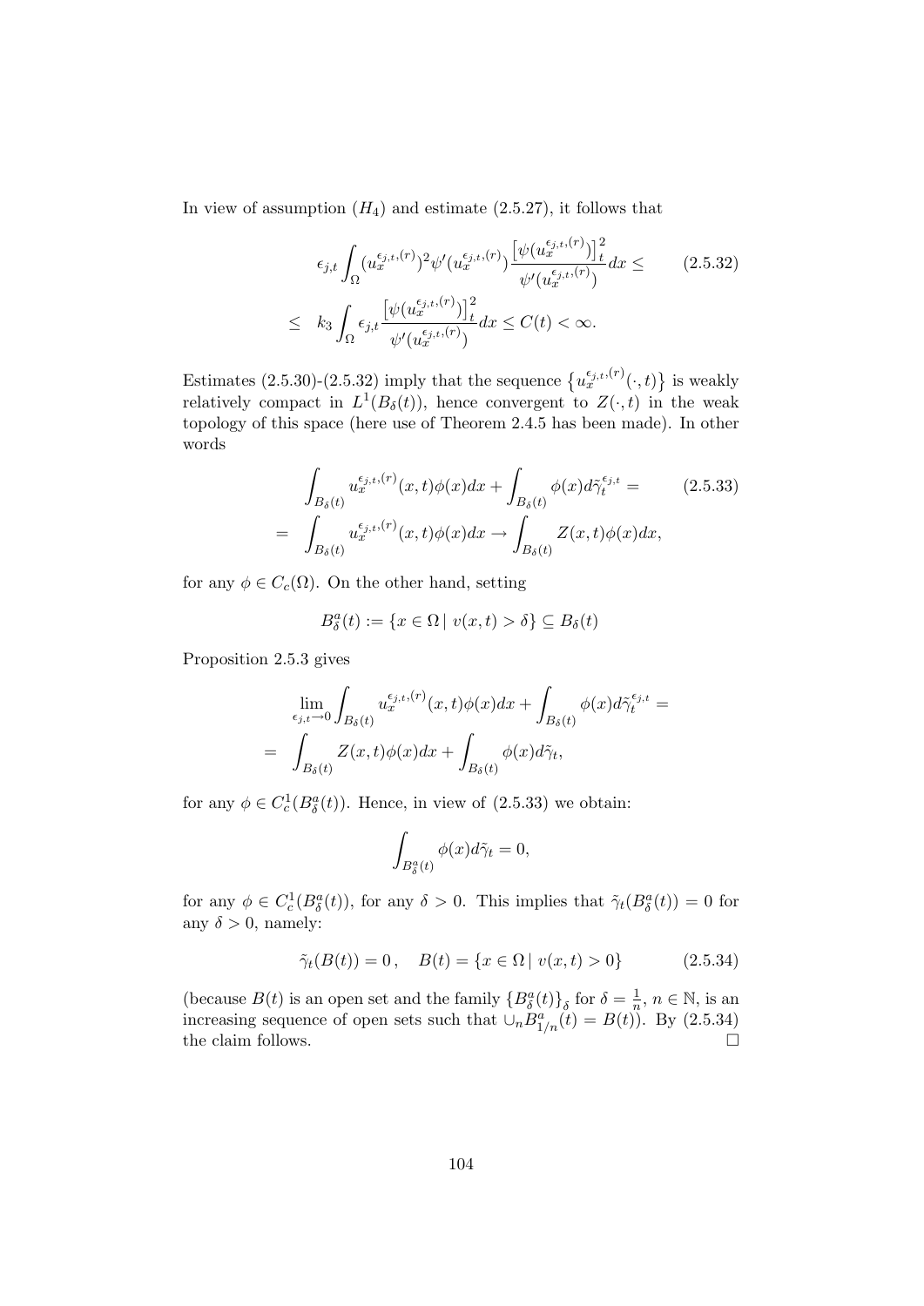In view of assumption $(H_4)$ and estimate (2.5.27), it follows that

$$
\begin{aligned}
& \epsilon_{j,t} \int_\Omega (u_x^{\epsilon_{j,t},(r)})^2 \psi'(u_x^{\epsilon_{j,t},(r)}) \frac{\left[\psi(u_x^{\epsilon_{j,t},(r)})\right]_t^2}{\psi'(u_x^{\epsilon_{j,t},(r)})} dx \leq \qquad (2.5.32) \\
\leq \quad & k_3 \int_\Omega \epsilon_{j,t} \frac{\left[\psi(u_x^{\epsilon_{j,t},(r)})\right]_t^2}{\psi'(u_x^{\epsilon_{j,t},(r)})} dx \leq C(t) < \infty.
\end{aligned}
$$

Estimates (2.5.30)-(2.5.32) imply that the sequence $\left\{u_x^{\epsilon_{j,t},(r)}(\cdot,t)\right\}$ is weakly relatively compact in $L^1(B_\delta(t))$, hence convergent to $Z(\cdot,t)$ in the weak topology of this space (here use of Theorem 2.4.5 has been made). In other words

$$
\begin{aligned}
& \int_{B_\delta(t)} u_x^{\epsilon_{j,t},(r)}(x,t)\phi(x)dx + \int_{B_\delta(t)} \phi(x) d\tilde{\gamma}_t^{\epsilon_{j,t}} = \qquad (2.5.33) \\
= \quad & \int_{B_\delta(t)} u_x^{\epsilon_{j,t},(r)}(x,t)\phi(x)dx \to \int_{B_\delta(t)} Z(x,t)\phi(x)dx,
\end{aligned}
$$

for any $\phi \in C_c(\Omega)$. On the other hand, setting

$$
B_\delta^a(t) := \{x \in \Omega \mid v(x,t) > \delta\} \subseteq B_\delta(t)
$$

Proposition 2.5.3 gives

$$
\begin{aligned}
& \lim_{\epsilon_{j,t} \to 0} \int_{B_\delta(t)} u_x^{\epsilon_{j,t},(r)}(x,t)\phi(x)dx + \int_{B_\delta(t)} \phi(x) d\tilde{\gamma}_t^{\epsilon_{j,t}} = \\
= \quad & \int_{B_\delta(t)} Z(x,t)\phi(x)dx + \int_{B_\delta(t)} \phi(x) d\tilde{\gamma}_t,
\end{aligned}
$$

for any $\phi \in C_c^1(B_\delta^a(t))$. Hence, in view of (2.5.33) we obtain:

$$
\int_{B_\delta^a(t)} \phi(x) d\tilde{\gamma}_t = 0,
$$

for any $\phi \in C_c^1(B_\delta^a(t))$, for any $\delta > 0$. This implies that $\tilde{\gamma}_t(B_\delta^a(t)) = 0$ for any $\delta > 0$, namely:

$$
\tilde{\gamma}_t(B(t)) = 0\,, \quad B(t) = \{x \in \Omega \mid v(x,t) > 0\} \qquad (2.5.34)
$$

(because $B(t)$ is an open set and the family $\left\{B_\delta^a(t)\right\}_\delta$ for $\delta = \frac{1}{n}$, $n \in \mathbb{N}$, is an increasing sequence of open sets such that $\cup_n B_{1/n}^a(t) = B(t)$). By (2.5.34) the claim follows. □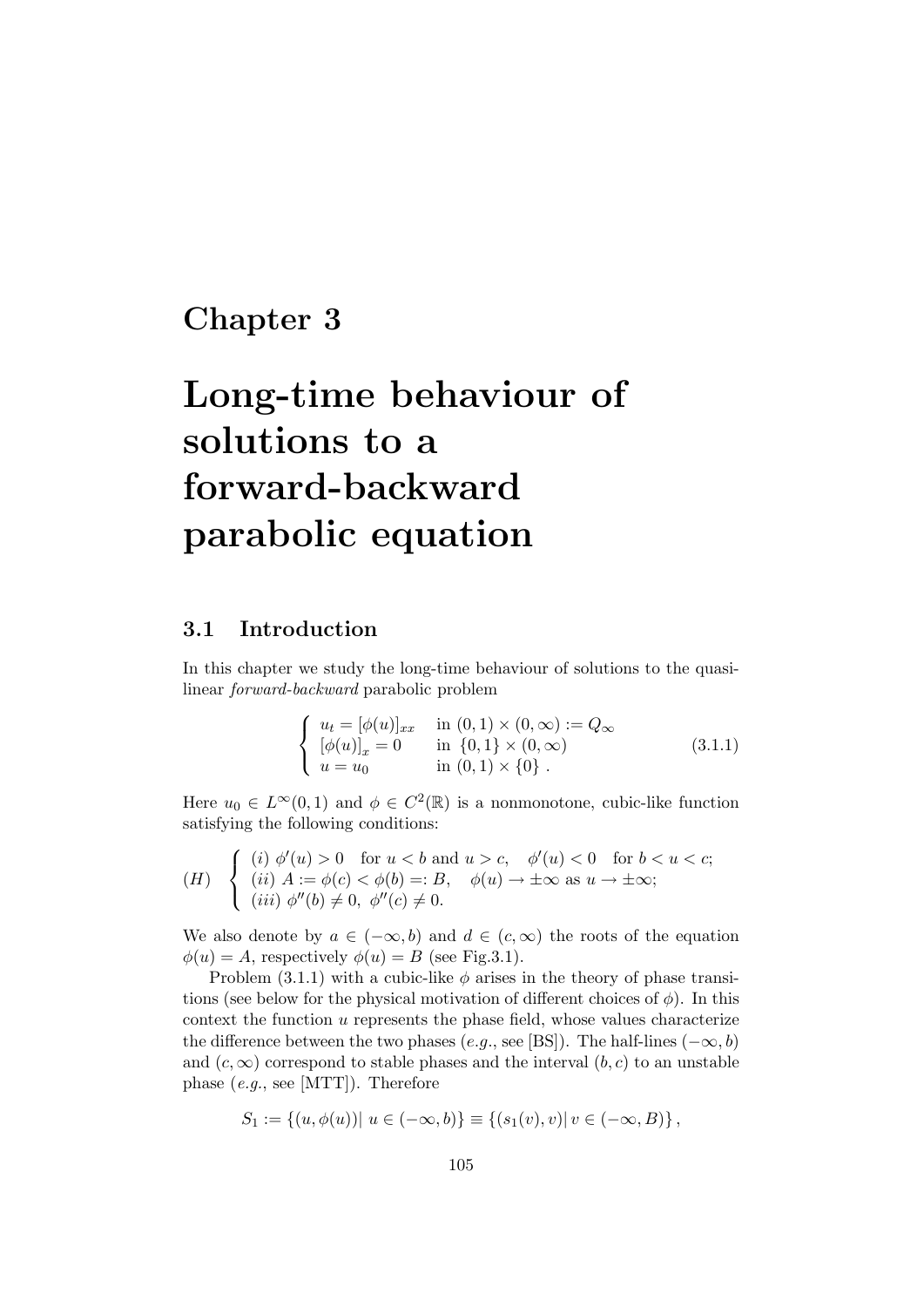# Chapter 3

# Long-time behaviour of solutions to a forward-backward parabolic equation

## 3.1 Introduction

In this chapter we study the long-time behaviour of solutions to the quasilinear *forward-backward* parabolic problem

$$
\begin{cases}
u_t = [\phi(u)]_{xx} & \text{in } (0,1)\times(0,\infty) := Q_\infty \\
[\phi(u)]_x = 0 & \text{in } \{0,1\}\times(0,\infty) \\
u = u_0 & \text{in } (0,1)\times\{0\}\ .
\end{cases}
\tag{3.1.1}
$$

Here $u_0 \in L^\infty(0,1)$ and $\phi \in C^2(\mathbb{R})$ is a nonmonotone, cubic-like function satisfying the following conditions:

$$
(H)\quad
\begin{cases}
(i)\ \phi'(u) > 0 \quad \text{for } u < b \text{ and } u > c, \quad \phi'(u) < 0 \quad \text{for } b < u < c; \\
(ii)\ A := \phi(c) < \phi(b) =: B, \quad \phi(u) \to \pm\infty \text{ as } u \to \pm\infty; \\
(iii)\ \phi''(b) \neq 0,\ \phi''(c) \neq 0.
\end{cases}
$$

We also denote by $a \in (-\infty, b)$ and $d \in (c, \infty)$ the roots of the equation $\phi(u) = A$, respectively $\phi(u) = B$ (see Fig.3.1).

Problem (3.1.1) with a cubic-like $\phi$ arises in the theory of phase transitions (see below for the physical motivation of different choices of $\phi$). In this context the function $u$ represents the phase field, whose values characterize the difference between the two phases (*e.g.*, see [BS]). The half-lines $(-\infty, b)$ and $(c, \infty)$ correspond to stable phases and the interval $(b, c)$ to an unstable phase (*e.g.*, see [MTT]). Therefore

$$
S_1 := \{(u, \phi(u)) |\ u \in (-\infty, b)\} \equiv \{(s_1(v), v) |\ v \in (-\infty, B)\}\,,
$$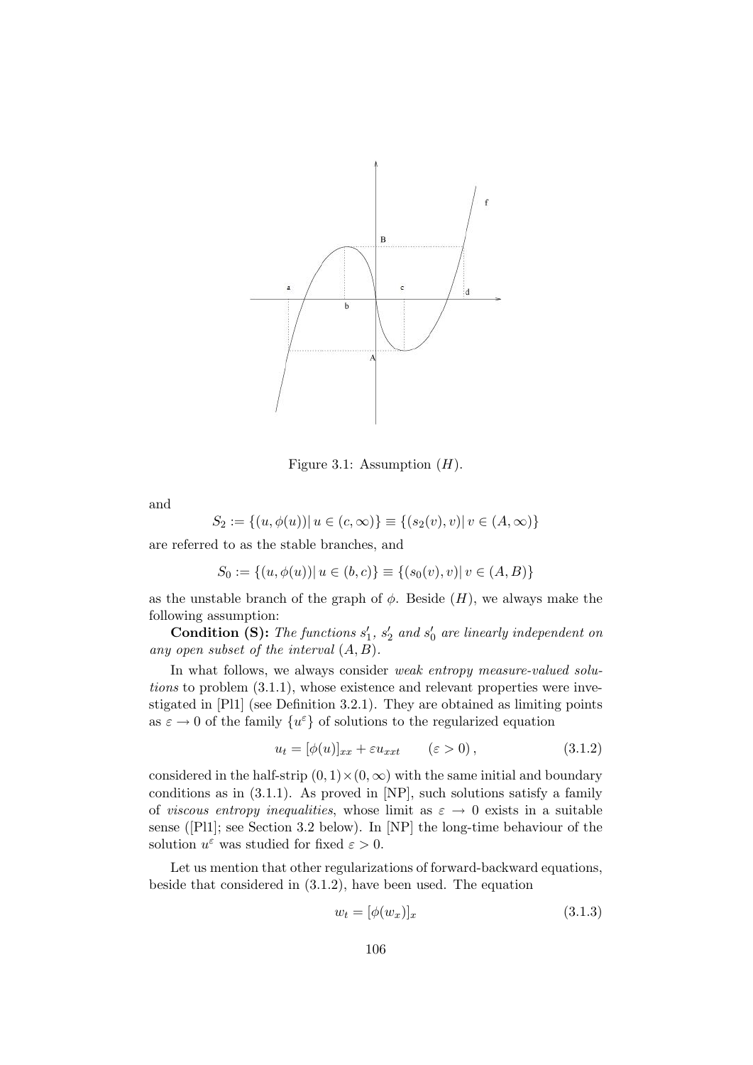Figure 3.1: Assumption $(H)$.

and

$$S_2 := \{(u, \phi(u)) |\, u \in (c, \infty)\} \equiv \{(s_2(v), v) |\, v \in (A, \infty)\}$$

are referred to as the stable branches, and

$$S_0 := \{(u, \phi(u)) |\, u \in (b, c)\} \equiv \{(s_0(v), v) |\, v \in (A, B)\}$$

as the unstable branch of the graph of $\phi$. Beside $(H)$, we always make the following assumption:

**Condition (S):** *The functions $s_1'$, $s_2'$ and $s_0'$ are linearly independent on any open subset of the interval $(A, B)$.*

In what follows, we always consider *weak entropy measure-valued solutions* to problem (3.1.1), whose existence and relevant properties were investigated in [Pl1] (see Definition 3.2.1). They are obtained as limiting points as $\varepsilon \to 0$ of the family $\{u^\varepsilon\}$ of solutions to the regularized equation

$$u_t = [\phi(u)]_{xx} + \varepsilon u_{xxt} \qquad (\varepsilon > 0)\,, \tag{3.1.2}$$

considered in the half-strip $(0, 1) \times (0, \infty)$ with the same initial and boundary conditions as in (3.1.1). As proved in [NP], such solutions satisfy a family of *viscous entropy inequalities*, whose limit as $\varepsilon \to 0$ exists in a suitable sense ([Pl1]; see Section 3.2 below). In [NP] the long-time behaviour of the solution $u^\varepsilon$ was studied for fixed $\varepsilon > 0$.

Let us mention that other regularizations of forward-backward equations, beside that considered in (3.1.2), have been used. The equation

$$w_t = [\phi(w_x)]_x \tag{3.1.3}$$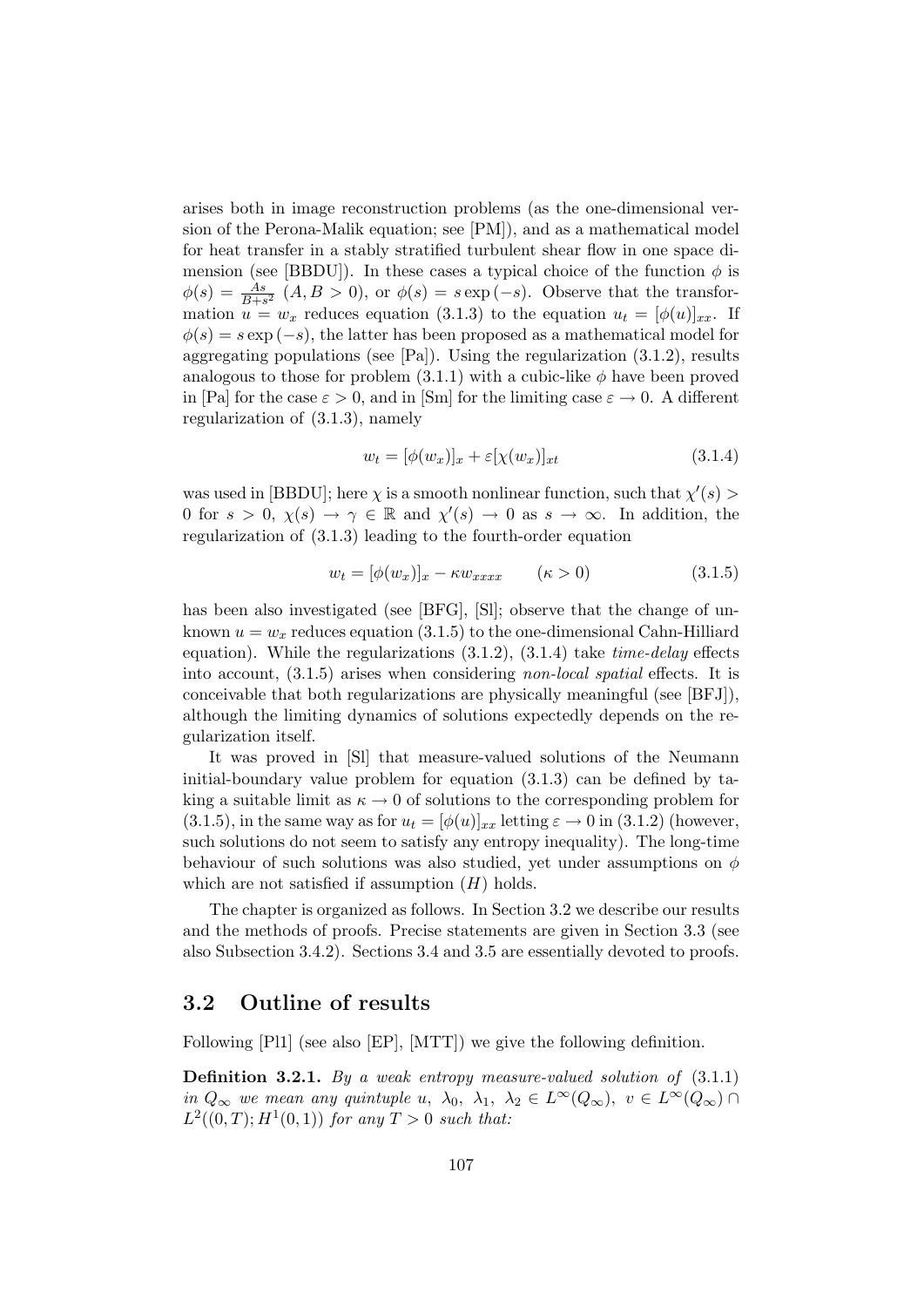arises both in image reconstruction problems (as the one-dimensional version of the Perona-Malik equation; see [PM]), and as a mathematical model for heat transfer in a stably stratified turbulent shear flow in one space dimension (see [BBDU]). In these cases a typical choice of the function $\phi$ is $\phi(s) = \frac{As}{B+s^2}$ ($A, B > 0$), or $\phi(s) = s\exp(-s)$. Observe that the transformation $u = w_x$ reduces equation (3.1.3) to the equation $u_t = [\phi(u)]_{xx}$. If $\phi(s) = s\exp(-s)$, the latter has been proposed as a mathematical model for aggregating populations (see [Pa]). Using the regularization (3.1.2), results analogous to those for problem (3.1.1) with a cubic-like $\phi$ have been proved in [Pa] for the case $\varepsilon > 0$, and in [Sm] for the limiting case $\varepsilon \to 0$. A different regularization of (3.1.3), namely

$$w_t = [\phi(w_x)]_x + \varepsilon[\chi(w_x)]_{xt} \tag{3.1.4}$$

was used in [BBDU]; here $\chi$ is a smooth nonlinear function, such that $\chi'(s) > 0$ for $s > 0$, $\chi(s) \to \gamma \in \mathbb{R}$ and $\chi'(s) \to 0$ as $s \to \infty$. In addition, the regularization of (3.1.3) leading to the fourth-order equation

$$w_t = [\phi(w_x)]_x - \kappa w_{xxxx} \qquad (\kappa > 0) \tag{3.1.5}$$

has been also investigated (see [BFG], [Sl]; observe that the change of unknown $u = w_x$ reduces equation (3.1.5) to the one-dimensional Cahn-Hilliard equation). While the regularizations (3.1.2), (3.1.4) take *time-delay* effects into account, (3.1.5) arises when considering *non-local spatial* effects. It is conceivable that both regularizations are physically meaningful (see [BFJ]), although the limiting dynamics of solutions expectedly depends on the regularization itself.

It was proved in [Sl] that measure-valued solutions of the Neumann initial-boundary value problem for equation (3.1.3) can be defined by taking a suitable limit as $\kappa \to 0$ of solutions to the corresponding problem for (3.1.5), in the same way as for $u_t = [\phi(u)]_{xx}$ letting $\varepsilon \to 0$ in (3.1.2) (however, such solutions do not seem to satisfy any entropy inequality). The long-time behaviour of such solutions was also studied, yet under assumptions on $\phi$ which are not satisfied if assumption $(H)$ holds.

The chapter is organized as follows. In Section 3.2 we describe our results and the methods of proofs. Precise statements are given in Section 3.3 (see also Subsection 3.4.2). Sections 3.4 and 3.5 are essentially devoted to proofs.

## 3.2 Outline of results

Following [Pl1] (see also [EP], [MTT]) we give the following definition.

**Definition 3.2.1.** *By a weak entropy measure-valued solution of* (3.1.1) *in* $Q_\infty$ *we mean any quintuple* $u,\ \lambda_0,\ \lambda_1,\ \lambda_2 \in L^\infty(Q_\infty)$, $v \in L^\infty(Q_\infty) \cap L^2((0,T); H^1(0,1))$ *for any* $T > 0$ *such that:*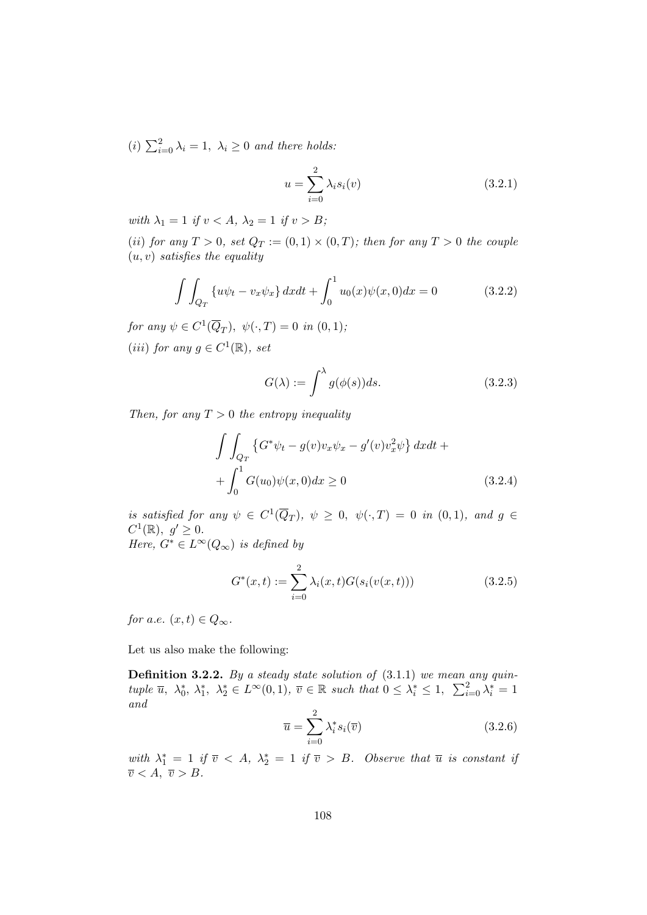*(i)* $\sum_{i=0}^{2} \lambda_i = 1,\ \lambda_i \geq 0$ *and there holds:*

$$u = \sum_{i=0}^{2} \lambda_i s_i(v) \tag{3.2.1}$$

*with* $\lambda_1 = 1$ *if* $v < A$, $\lambda_2 = 1$ *if* $v > B$;

*(ii) for any* $T > 0$*, set* $Q_T := (0,1) \times (0,T)$*; then for any* $T > 0$ *the couple* $(u, v)$ *satisfies the equality*

$$\int\int_{Q_T} \{u\psi_t - v_x\psi_x\}\, dxdt + \int_0^1 u_0(x)\psi(x,0)dx = 0 \tag{3.2.2}$$

*for any* $\psi \in C^1(\overline{Q}_T),\ \psi(\cdot, T) = 0$ *in* $(0,1)$;

*(iii) for any* $g \in C^1(\mathbb{R})$*, set*

$$G(\lambda) := \int^{\lambda} g(\phi(s))ds. \tag{3.2.3}$$

*Then, for any* $T > 0$ *the entropy inequality*

$$\begin{aligned} \int\int_{Q_T} \left\{G^*\psi_t - g(v)v_x\psi_x - g'(v)v_x^2\psi\right\} dxdt\, + \\ + \int_0^1 G(u_0)\psi(x,0)dx \geq 0 \end{aligned} \tag{3.2.4}$$

*is satisfied for any* $\psi \in C^1(\overline{Q}_T),\ \psi \geq 0,\ \psi(\cdot, T) = 0$ *in* $(0,1)$*, and* $g \in C^1(\mathbb{R}),\ g' \geq 0$.
*Here,* $G^* \in L^\infty(Q_\infty)$ *is defined by*

$$G^*(x,t) := \sum_{i=0}^{2} \lambda_i(x,t) G(s_i(v(x,t))) \tag{3.2.5}$$

*for a.e.* $(x,t) \in Q_\infty$.

Let us also make the following:

**Definition 3.2.2.** *By a steady state solution of* (3.1.1) *we mean any quintuple* $\overline{u},\ \lambda_0^*,\ \lambda_1^*,\ \lambda_2^* \in L^\infty(0,1),\ \overline{v} \in \mathbb{R}$ *such that* $0 \leq \lambda_i^* \leq 1,\ \sum_{i=0}^{2} \lambda_i^* = 1$ *and*

$$\overline{u} = \sum_{i=0}^{2} \lambda_i^* s_i(\overline{v}) \tag{3.2.6}$$

*with* $\lambda_1^* = 1$ *if* $\overline{v} < A$, $\lambda_2^* = 1$ *if* $\overline{v} > B$*. Observe that* $\overline{u}$ *is constant if* $\overline{v} < A,\ \overline{v} > B$.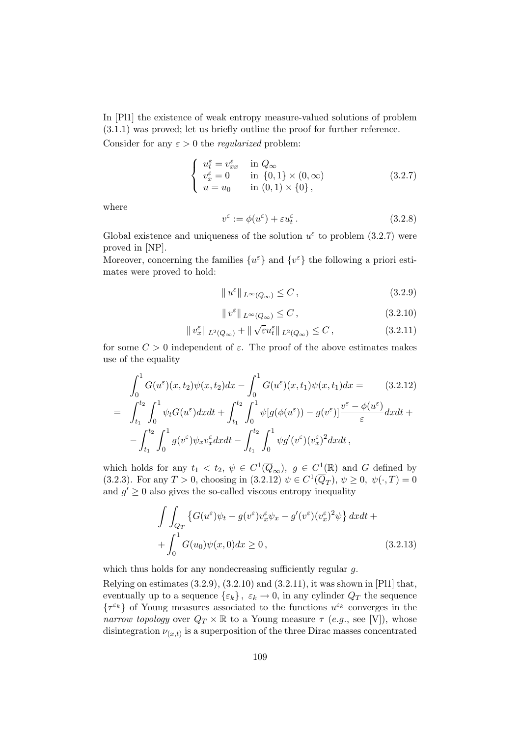In [Pl1] the existence of weak entropy measure-valued solutions of problem (3.1.1) was proved; let us briefly outline the proof for further reference.

Consider for any $\varepsilon > 0$ the *regularized* problem:

$$
\begin{cases} u^\varepsilon_t = v^\varepsilon_{xx} & \text{in } Q_\infty \\ v^\varepsilon_x = 0 & \text{in } \{0,1\} \times (0,\infty) \\ u = u_0 & \text{in } (0,1) \times \{0\}\,, \end{cases} \tag{3.2.7}
$$

where

$$
v^\varepsilon := \phi(u^\varepsilon) + \varepsilon u^\varepsilon_t\,. \tag{3.2.8}
$$

Global existence and uniqueness of the solution $u^\varepsilon$ to problem (3.2.7) were proved in [NP].

Moreover, concerning the families $\{u^\varepsilon\}$ and $\{v^\varepsilon\}$ the following a priori estimates were proved to hold:

$$
\| u^\varepsilon \|_{L^\infty(Q_\infty)} \leq C\,, \tag{3.2.9}
$$

$$
\| v^\varepsilon \|_{L^\infty(Q_\infty)} \leq C\,, \tag{3.2.10}
$$

$$
\| v^\varepsilon_x \|_{L^2(Q_\infty)} + \| \sqrt{\varepsilon} u^\varepsilon_t \|_{L^2(Q_\infty)} \leq C\,, \tag{3.2.11}
$$

for some $C > 0$ independent of $\varepsilon$. The proof of the above estimates makes use of the equality

$$
\begin{aligned}
&\int_0^1 G(u^\varepsilon)(x,t_2)\psi(x,t_2)dx - \int_0^1 G(u^\varepsilon)(x,t_1)\psi(x,t_1)dx = \qquad (3.2.12)\\
= \;& \int_{t_1}^{t_2}\int_0^1 \psi_t G(u^\varepsilon)dxdt + \int_{t_1}^{t_2}\int_0^1 \psi[g(\phi(u^\varepsilon)) - g(v^\varepsilon)]\frac{v^\varepsilon - \phi(u^\varepsilon)}{\varepsilon}dxdt + \\
& - \int_{t_1}^{t_2}\int_0^1 g(v^\varepsilon)\psi_x v^\varepsilon_x dxdt - \int_{t_1}^{t_2}\int_0^1 \psi g'(v^\varepsilon)(v^\varepsilon_x)^2 dxdt\,,
\end{aligned}
$$

which holds for any $t_1 < t_2$, $\psi \in C^1(\overline{Q}_\infty)$, $g \in C^1(\mathbb{R})$ and $G$ defined by (3.2.3). For any $T > 0$, choosing in (3.2.12) $\psi \in C^1(\overline{Q}_T)$, $\psi \geq 0$, $\psi(\cdot, T) = 0$ and $g' \geq 0$ also gives the so-called viscous entropy inequality

$$
\begin{aligned}
&\int\int_{Q_T} \left\{ G(u^\varepsilon)\psi_t - g(v^\varepsilon)v^\varepsilon_x\psi_x - g'(v^\varepsilon)(v^\varepsilon_x)^2\psi \right\} dxdt + \\
&+ \int_0^1 G(u_0)\psi(x,0)dx \geq 0\,, 
\end{aligned} \tag{3.2.13}
$$

which thus holds for any nondecreasing sufficiently regular $g$.

Relying on estimates (3.2.9), (3.2.10) and (3.2.11), it was shown in [Pl1] that, eventually up to a sequence $\{\varepsilon_k\}$, $\varepsilon_k \to 0$, in any cylinder $Q_T$ the sequence $\{\tau^{\varepsilon_k}\}$ of Young measures associated to the functions $u^{\varepsilon_k}$ converges in the *narrow topology* over $Q_T \times \mathbb{R}$ to a Young measure $\tau$ (*e.g.*, see [V]), whose disintegration $\nu_{(x,t)}$ is a superposition of the three Dirac masses concentrated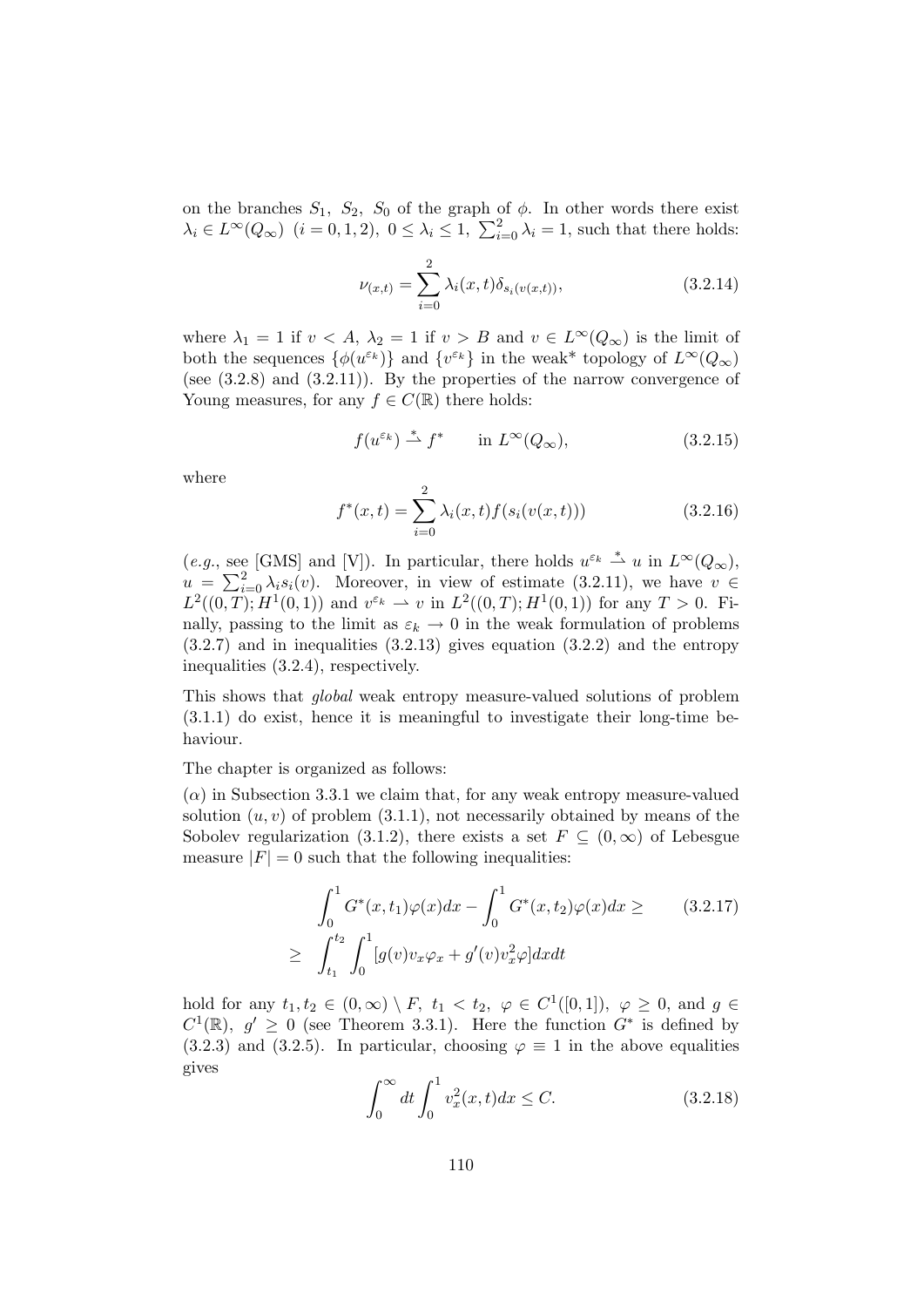on the branches $S_1$, $S_2$, $S_0$ of the graph of $\phi$. In other words there exist $\lambda_i \in L^\infty(Q_\infty)$ $(i = 0, 1, 2)$, $0 \leq \lambda_i \leq 1$, $\sum_{i=0}^{2} \lambda_i = 1$, such that there holds:

$$\nu_{(x,t)} = \sum_{i=0}^{2} \lambda_i(x,t) \delta_{s_i(v(x,t))}, \tag{3.2.14}$$

where $\lambda_1 = 1$ if $v < A$, $\lambda_2 = 1$ if $v > B$ and $v \in L^\infty(Q_\infty)$ is the limit of both the sequences $\{\phi(u^{\varepsilon_k})\}$ and $\{v^{\varepsilon_k}\}$ in the weak* topology of $L^\infty(Q_\infty)$ (see (3.2.8) and (3.2.11)). By the properties of the narrow convergence of Young measures, for any $f \in C(\mathbb{R})$ there holds:

$$f(u^{\varepsilon_k}) \overset{*}{\rightharpoonup} f^* \qquad \text{in } L^\infty(Q_\infty), \tag{3.2.15}$$

where

$$f^*(x,t) = \sum_{i=0}^{2} \lambda_i(x,t) f(s_i(v(x,t))) \tag{3.2.16}$$

(*e.g.*, see [GMS] and [V]). In particular, there holds $u^{\varepsilon_k} \overset{*}{\rightharpoonup} u$ in $L^\infty(Q_\infty)$, $u = \sum_{i=0}^{2} \lambda_i s_i(v)$. Moreover, in view of estimate (3.2.11), we have $v \in L^2((0,T); H^1(0,1))$ and $v^{\varepsilon_k} \rightharpoonup v$ in $L^2((0,T); H^1(0,1))$ for any $T > 0$. Finally, passing to the limit as $\varepsilon_k \to 0$ in the weak formulation of problems (3.2.7) and in inequalities (3.2.13) gives equation (3.2.2) and the entropy inequalities (3.2.4), respectively.

This shows that *global* weak entropy measure-valued solutions of problem (3.1.1) do exist, hence it is meaningful to investigate their long-time behaviour.

The chapter is organized as follows:

($\alpha$) in Subsection 3.3.1 we claim that, for any weak entropy measure-valued solution $(u, v)$ of problem (3.1.1), not necessarily obtained by means of the Sobolev regularization (3.1.2), there exists a set $F \subseteq (0, \infty)$ of Lebesgue measure $|F| = 0$ such that the following inequalities:

$$\begin{aligned} &\int_0^1 G^*(x,t_1)\varphi(x)dx - \int_0^1 G^*(x,t_2)\varphi(x)dx \geq \\ \geq \quad &\int_{t_1}^{t_2} \int_0^1 [g(v)v_x\varphi_x + g'(v)v_x^2\varphi] dxdt \end{aligned} \tag{3.2.17}$$

hold for any $t_1, t_2 \in (0, \infty) \setminus F$, $t_1 < t_2$, $\varphi \in C^1([0,1])$, $\varphi \geq 0$, and $g \in C^1(\mathbb{R})$, $g' \geq 0$ (see Theorem 3.3.1). Here the function $G^*$ is defined by (3.2.3) and (3.2.5). In particular, choosing $\varphi \equiv 1$ in the above equalities gives

$$\int_0^\infty dt \int_0^1 v_x^2(x,t)dx \leq C. \tag{3.2.18}$$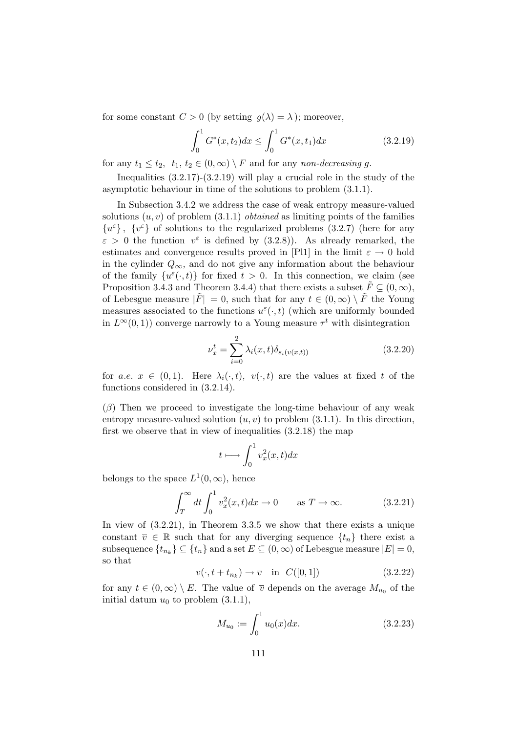for some constant $C > 0$ (by setting $g(\lambda) = \lambda$); moreover,

$$\int_0^1 G^*(x, t_2) dx \leq \int_0^1 G^*(x, t_1) dx \tag{3.2.19}$$

for any $t_1 \leq t_2$, $t_1, t_2 \in (0, \infty) \setminus F$ and for any *non-decreasing* $g$.

Inequalities (3.2.17)-(3.2.19) will play a crucial role in the study of the asymptotic behaviour in time of the solutions to problem (3.1.1).

In Subsection 3.4.2 we address the case of weak entropy measure-valued solutions $(u, v)$ of problem (3.1.1) *obtained* as limiting points of the families $\{u^\varepsilon\}$, $\{v^\varepsilon\}$ of solutions to the regularized problems (3.2.7) (here for any $\varepsilon > 0$ the function $v^\varepsilon$ is defined by (3.2.8)). As already remarked, the estimates and convergence results proved in [Pl1] in the limit $\varepsilon \to 0$ hold in the cylinder $Q_\infty$, and do not give any information about the behaviour of the family $\{u^\varepsilon(\cdot, t)\}$ for fixed $t > 0$. In this connection, we claim (see Proposition 3.4.3 and Theorem 3.4.4) that there exists a subset $\tilde{F} \subseteq (0, \infty)$, of Lebesgue measure $|\tilde{F}| = 0$, such that for any $t \in (0, \infty) \setminus \tilde{F}$ the Young measures associated to the functions $u^\varepsilon(\cdot, t)$ (which are uniformly bounded in $L^\infty(0, 1)$) converge narrowly to a Young measure $\tau^t$ with disintegration

$$\nu_x^t = \sum_{i=0}^{2} \lambda_i(x, t) \delta_{s_i(v(x,t))} \tag{3.2.20}$$

for *a.e.* $x \in (0, 1)$. Here $\lambda_i(\cdot, t)$, $v(\cdot, t)$ are the values at fixed $t$ of the functions considered in (3.2.14).

($\beta$) Then we proceed to investigate the long-time behaviour of any weak entropy measure-valued solution $(u, v)$ to problem (3.1.1). In this direction, first we observe that in view of inequalities (3.2.18) the map

$$t \longmapsto \int_0^1 v_x^2(x, t) dx$$

belongs to the space $L^1(0, \infty)$, hence

$$\int_T^\infty dt \int_0^1 v_x^2(x, t) dx \to 0 \qquad \text{as } T \to \infty. \tag{3.2.21}$$

In view of (3.2.21), in Theorem 3.3.5 we show that there exists a unique constant $\overline{v} \in \mathbb{R}$ such that for any diverging sequence $\{t_n\}$ there exist a subsequence $\{t_{n_k}\} \subseteq \{t_n\}$ and a set $E \subseteq (0, \infty)$ of Lebesgue measure $|E| = 0$, so that

$$v(\cdot, t + t_{n_k}) \to \overline{v} \quad \text{in } \ C([0, 1]) \tag{3.2.22}$$

for any $t \in (0, \infty) \setminus E$. The value of $\overline{v}$ depends on the average $M_{u_0}$ of the initial datum $u_0$ to problem (3.1.1),

$$M_{u_0} := \int_0^1 u_0(x) dx. \tag{3.2.23}$$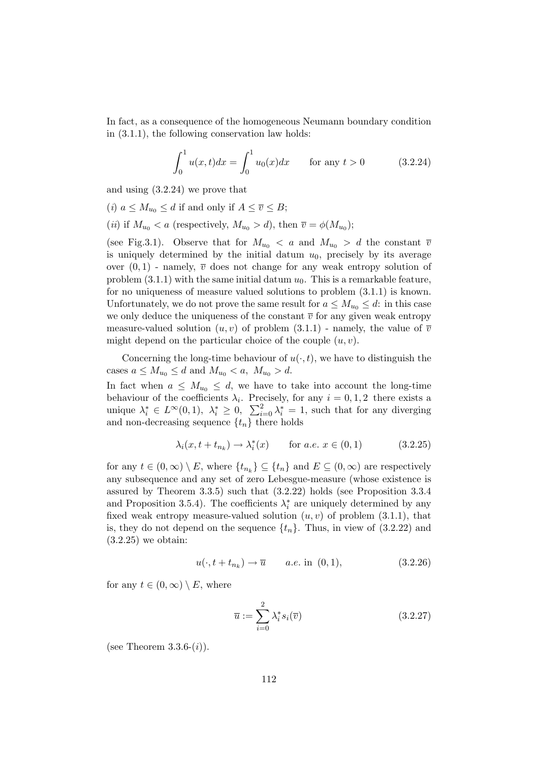In fact, as a consequence of the homogeneous Neumann boundary condition in (3.1.1), the following conservation law holds:

$$\int_0^1 u(x,t)dx = \int_0^1 u_0(x)dx \qquad \text{for any } t > 0 \tag{3.2.24}$$

and using (3.2.24) we prove that

(*i*) $a \leq M_{u_0} \leq d$ if and only if $A \leq \overline{v} \leq B$;

(*ii*) if $M_{u_0} < a$ (respectively, $M_{u_0} > d$), then $\overline{v} = \phi(M_{u_0})$;

(see Fig.3.1). Observe that for $M_{u_0} < a$ and $M_{u_0} > d$ the constant $\overline{v}$ is uniquely determined by the initial datum $u_0$, precisely by its average over $(0,1)$ - namely, $\overline{v}$ does not change for any weak entropy solution of problem (3.1.1) with the same initial datum $u_0$. This is a remarkable feature, for no uniqueness of measure valued solutions to problem (3.1.1) is known. Unfortunately, we do not prove the same result for $a \leq M_{u_0} \leq d$: in this case we only deduce the uniqueness of the constant $\overline{v}$ for any given weak entropy measure-valued solution $(u,v)$ of problem (3.1.1) - namely, the value of $\overline{v}$ might depend on the particular choice of the couple $(u,v)$.

Concerning the long-time behaviour of $u(\cdot,t)$, we have to distinguish the cases $a \leq M_{u_0} \leq d$ and $M_{u_0} < a$, $M_{u_0} > d$.
In fact when $a \leq M_{u_0} \leq d$, we have to take into account the long-time behaviour of the coefficients $\lambda_i$. Precisely, for any $i = 0,1,2$ there exists a unique $\lambda_i^* \in L^\infty(0,1)$, $\lambda_i^* \geq 0$, $\sum_{i=0}^2 \lambda_i^* = 1$, such that for any diverging and non-decreasing sequence $\{t_n\}$ there holds

$$\lambda_i(x, t + t_{n_k}) \to \lambda_i^*(x) \qquad \text{for } a.e. \; x \in (0,1) \tag{3.2.25}$$

for any $t \in (0,\infty) \setminus E$, where $\{t_{n_k}\} \subseteq \{t_n\}$ and $E \subseteq (0,\infty)$ are respectively any subsequence and any set of zero Lebesgue-measure (whose existence is assured by Theorem 3.3.5) such that (3.2.22) holds (see Proposition 3.3.4 and Proposition 3.5.4). The coefficients $\lambda_i^*$ are uniquely determined by any fixed weak entropy measure-valued solution $(u,v)$ of problem (3.1.1), that is, they do not depend on the sequence $\{t_n\}$. Thus, in view of (3.2.22) and (3.2.25) we obtain:

$$u(\cdot, t + t_{n_k}) \to \overline{u} \qquad a.e. \text{ in } (0,1), \tag{3.2.26}$$

for any $t \in (0,\infty) \setminus E$, where

$$\overline{u} := \sum_{i=0}^{2} \lambda_i^* s_i(\overline{v}) \tag{3.2.27}$$

(see Theorem 3.3.6-(*i*)).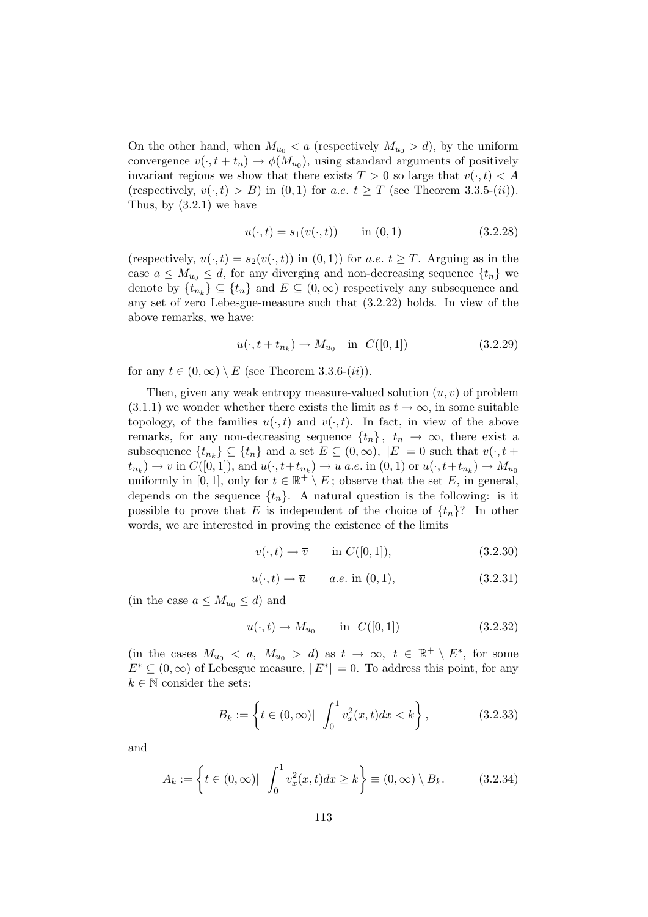On the other hand, when $M_{u_0} < a$ (respectively $M_{u_0} > d$), by the uniform convergence $v(\cdot, t + t_n) \to \phi(M_{u_0})$, using standard arguments of positively invariant regions we show that there exists $T > 0$ so large that $v(\cdot, t) < A$ (respectively, $v(\cdot, t) > B$) in $(0, 1)$ for *a.e.* $t \geq T$ (see Theorem 3.3.5-(*ii*)). Thus, by (3.2.1) we have

$$u(\cdot, t) = s_1(v(\cdot, t)) \qquad \text{in } (0, 1) \tag{3.2.28}$$

(respectively, $u(\cdot, t) = s_2(v(\cdot, t))$ in $(0, 1)$) for *a.e.* $t \geq T$. Arguing as in the case $a \leq M_{u_0} \leq d$, for any diverging and non-decreasing sequence $\{t_n\}$ we denote by $\{t_{n_k}\} \subseteq \{t_n\}$ and $E \subseteq (0, \infty)$ respectively any subsequence and any set of zero Lebesgue-measure such that (3.2.22) holds. In view of the above remarks, we have:

$$u(\cdot, t + t_{n_k}) \to M_{u_0} \quad \text{in } \; C([0, 1]) \tag{3.2.29}$$

for any $t \in (0, \infty) \setminus E$ (see Theorem 3.3.6-(*ii*)).

Then, given any weak entropy measure-valued solution $(u, v)$ of problem (3.1.1) we wonder whether there exists the limit as $t \to \infty$, in some suitable topology, of the families $u(\cdot, t)$ and $v(\cdot, t)$. In fact, in view of the above remarks, for any non-decreasing sequence $\{t_n\}$, $t_n \to \infty$, there exist a subsequence $\{t_{n_k}\} \subseteq \{t_n\}$ and a set $E \subseteq (0, \infty)$, $|E| = 0$ such that $v(\cdot, t + t_{n_k}) \to \overline{v}$ in $C([0, 1])$, and $u(\cdot, t + t_{n_k}) \to \overline{u}$ *a.e.* in $(0, 1)$ or $u(\cdot, t + t_{n_k}) \to M_{u_0}$ uniformly in $[0, 1]$, only for $t \in \mathbb{R}^+ \setminus E$; observe that the set $E$, in general, depends on the sequence $\{t_n\}$. A natural question is the following: is it possible to prove that $E$ is independent of the choice of $\{t_n\}$? In other words, we are interested in proving the existence of the limits

$$v(\cdot, t) \to \overline{v} \qquad \text{in } C([0, 1]), \tag{3.2.30}$$

$$u(\cdot, t) \to \overline{u} \qquad a.e. \text{ in } (0, 1), \tag{3.2.31}$$

(in the case $a \leq M_{u_0} \leq d$) and

$$u(\cdot, t) \to M_{u_0} \qquad \text{in } \; C([0, 1]) \tag{3.2.32}$$

(in the cases $M_{u_0} < a$, $M_{u_0} > d$) as $t \to \infty$, $t \in \mathbb{R}^+ \setminus E^*$, for some $E^* \subseteq (0, \infty)$ of Lebesgue measure, $|E^*| = 0$. To address this point, for any $k \in \mathbb{N}$ consider the sets:

$$B_k := \left\{ t \in (0, \infty) | \;\; \int_0^1 v_x^2(x, t) dx < k \right\}, \tag{3.2.33}$$

and

$$A_k := \left\{ t \in (0, \infty) | \;\; \int_0^1 v_x^2(x, t) dx \geq k \right\} \equiv (0, \infty) \setminus B_k. \tag{3.2.34}$$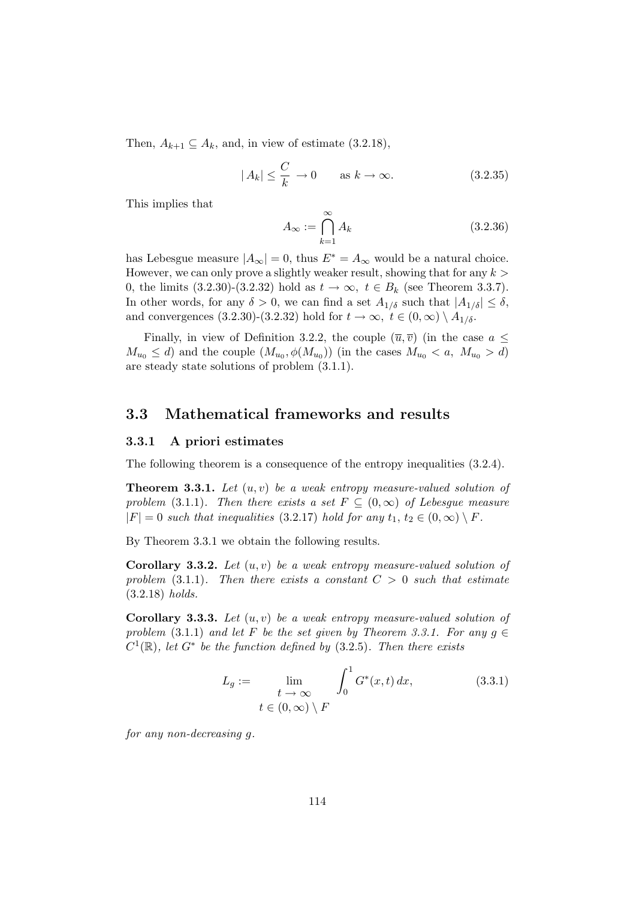Then, $A_{k+1} \subseteq A_k$, and, in view of estimate (3.2.18),

$$
|A_k| \leq \frac{C}{k} \to 0 \qquad \text{as } k \to \infty. \tag{3.2.35}
$$

This implies that

$$
A_\infty := \bigcap_{k=1}^{\infty} A_k \tag{3.2.36}
$$

has Lebesgue measure $|A_\infty| = 0$, thus $E^* = A_\infty$ would be a natural choice. However, we can only prove a slightly weaker result, showing that for any $k > 0$, the limits (3.2.30)-(3.2.32) hold as $t \to \infty$, $t \in B_k$ (see Theorem 3.3.7). In other words, for any $\delta > 0$, we can find a set $A_{1/\delta}$ such that $|A_{1/\delta}| \leq \delta$, and convergences (3.2.30)-(3.2.32) hold for $t \to \infty$, $t \in (0, \infty) \setminus A_{1/\delta}$.

Finally, in view of Definition 3.2.2, the couple $(\overline{u}, \overline{v})$ (in the case $a \leq M_{u_0} \leq d$) and the couple $(M_{u_0}, \phi(M_{u_0}))$ (in the cases $M_{u_0} < a$, $M_{u_0} > d$) are steady state solutions of problem (3.1.1).

## 3.3 Mathematical frameworks and results

### 3.3.1 A priori estimates

The following theorem is a consequence of the entropy inequalities (3.2.4).

**Theorem 3.3.1.** *Let $(u, v)$ be a weak entropy measure-valued solution of problem* (3.1.1). *Then there exists a set $F \subseteq (0, \infty)$ of Lebesgue measure $|F| = 0$ such that inequalities* (3.2.17) *hold for any $t_1$, $t_2 \in (0, \infty) \setminus F$.*

By Theorem 3.3.1 we obtain the following results.

**Corollary 3.3.2.** *Let $(u, v)$ be a weak entropy measure-valued solution of problem* (3.1.1). *Then there exists a constant $C > 0$ such that estimate* (3.2.18) *holds.*

**Corollary 3.3.3.** *Let $(u, v)$ be a weak entropy measure-valued solution of problem* (3.1.1) *and let $F$ be the set given by Theorem 3.3.1. For any $g \in C^1(\mathbb{R})$, let $G^*$ be the function defined by* (3.2.5). *Then there exists*

$$
L_g := \lim_{\substack{t \to \infty \\ t \in (0,\infty) \setminus F}} \int_0^1 G^*(x, t)\, dx, \tag{3.3.1}
$$

*for any non-decreasing $g$.*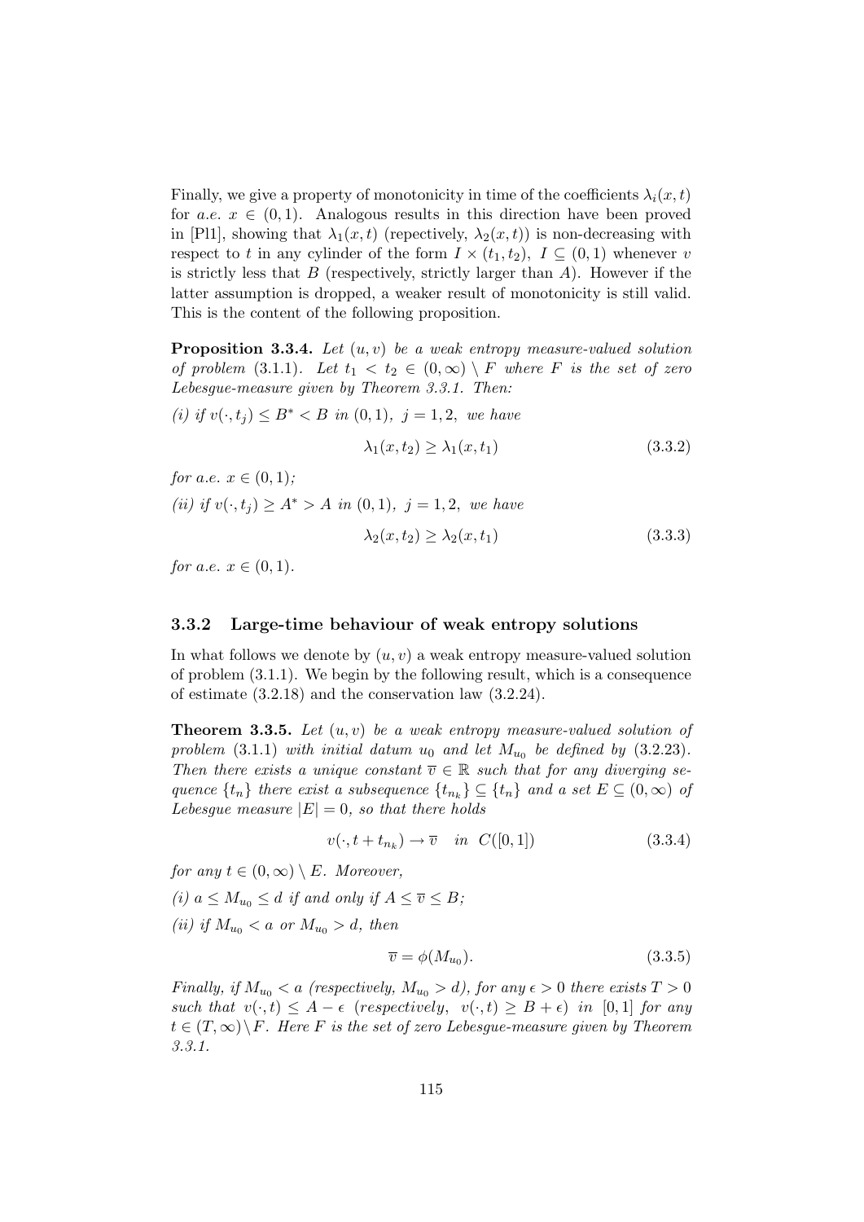Finally, we give a property of monotonicity in time of the coefficients $\lambda_i(x,t)$ for *a.e.* $x \in (0,1)$. Analogous results in this direction have been proved in [Pl1], showing that $\lambda_1(x,t)$ (repectively, $\lambda_2(x,t)$) is non-decreasing with respect to $t$ in any cylinder of the form $I \times (t_1, t_2)$, $I \subseteq (0,1)$ whenever $v$ is strictly less that $B$ (respectively, strictly larger than $A$). However if the latter assumption is dropped, a weaker result of monotonicity is still valid. This is the content of the following proposition.

**Proposition 3.3.4.** *Let $(u,v)$ be a weak entropy measure-valued solution of problem (3.1.1). Let $t_1 < t_2 \in (0,\infty) \setminus F$ where $F$ is the set of zero Lebesgue-measure given by Theorem 3.3.1. Then:*

*(i) if $v(\cdot, t_j) \leq B^* < B$ in $(0,1)$, $j = 1,2$, we have*

$$\lambda_1(x,t_2) \geq \lambda_1(x,t_1) \tag{3.3.2}$$

*for a.e. $x \in (0,1)$;*

*(ii) if $v(\cdot, t_j) \geq A^* > A$ in $(0,1)$, $j = 1,2$, we have*

$$\lambda_2(x,t_2) \geq \lambda_2(x,t_1) \tag{3.3.3}$$

*for a.e. $x \in (0,1)$.*

### 3.3.2 Large-time behaviour of weak entropy solutions

In what follows we denote by $(u,v)$ a weak entropy measure-valued solution of problem (3.1.1). We begin by the following result, which is a consequence of estimate (3.2.18) and the conservation law (3.2.24).

**Theorem 3.3.5.** *Let $(u,v)$ be a weak entropy measure-valued solution of problem (3.1.1) with initial datum $u_0$ and let $M_{u_0}$ be defined by (3.2.23). Then there exists a unique constant $\overline{v} \in \mathbb{R}$ such that for any diverging sequence $\{t_n\}$ there exist a subsequence $\{t_{n_k}\} \subseteq \{t_n\}$ and a set $E \subseteq (0,\infty)$ of Lebesgue measure $|E| = 0$, so that there holds*

$$v(\cdot, t + t_{n_k}) \to \overline{v} \quad in \;\; C([0,1]) \tag{3.3.4}$$

*for any $t \in (0,\infty) \setminus E$. Moreover,*

*(i) $a \leq M_{u_0} \leq d$ if and only if $A \leq \overline{v} \leq B$;*

*(ii) if $M_{u_0} < a$ or $M_{u_0} > d$, then*

$$\overline{v} = \phi(M_{u_0}). \tag{3.3.5}$$

*Finally, if $M_{u_0} < a$ (respectively, $M_{u_0} > d$), for any $\epsilon > 0$ there exists $T > 0$ such that $v(\cdot,t) \leq A - \epsilon$ (respectively, $v(\cdot,t) \geq B + \epsilon$) in $[0,1]$ for any $t \in (T,\infty) \setminus F$. Here $F$ is the set of zero Lebesgue-measure given by Theorem 3.3.1.*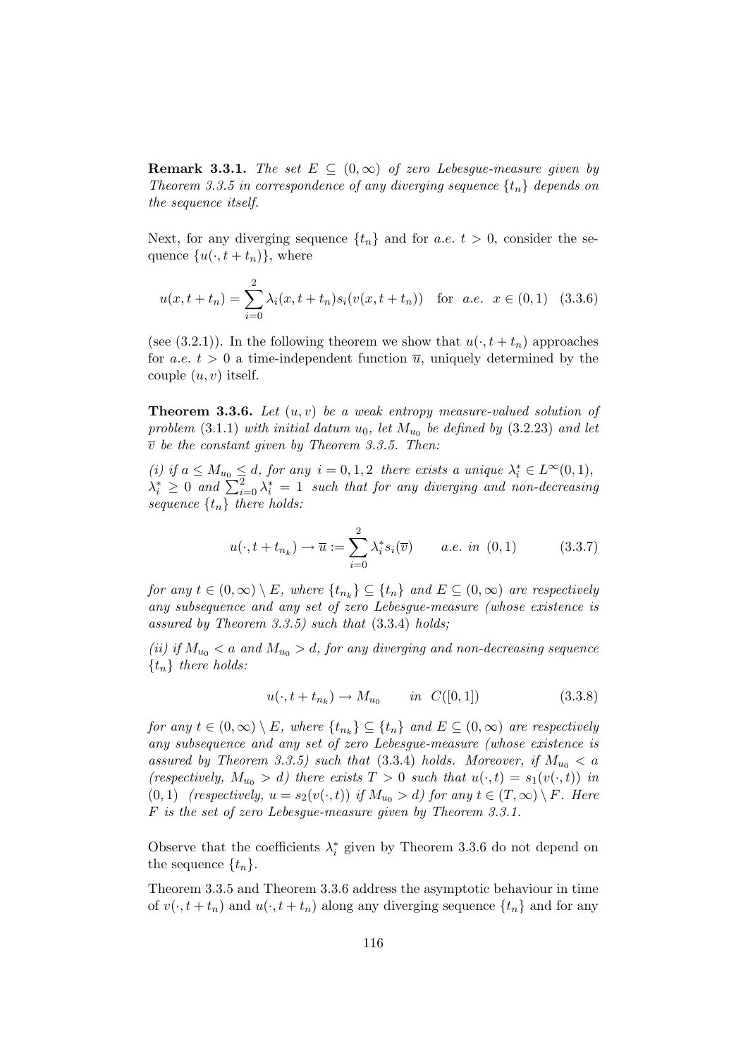**Remark 3.3.1.** *The set $E \subseteq (0,\infty)$ of zero Lebesgue-measure given by Theorem 3.3.5 in correspondence of any diverging sequence $\{t_n\}$ depends on the sequence itself.*

Next, for any diverging sequence $\{t_n\}$ and for *a.e.* $t > 0$, consider the sequence $\{u(\cdot, t+t_n)\}$, where

$$u(x, t+t_n) = \sum_{i=0}^{2} \lambda_i(x, t+t_n) s_i(v(x, t+t_n)) \quad \text{for} \quad a.e. \;\; x \in (0,1) \quad (3.3.6)$$

(see (3.2.1)). In the following theorem we show that $u(\cdot, t+t_n)$ approaches for *a.e.* $t > 0$ a time-independent function $\overline{u}$, uniquely determined by the couple $(u, v)$ itself.

**Theorem 3.3.6.** *Let $(u, v)$ be a weak entropy measure-valued solution of problem* (3.1.1) *with initial datum $u_0$, let $M_{u_0}$ be defined by* (3.2.23) *and let $\overline{v}$ be the constant given by Theorem 3.3.5. Then:*

*(i) if $a \leq M_{u_0} \leq d$, for any $i = 0, 1, 2$ there exists a unique $\lambda_i^* \in L^\infty(0,1)$, $\lambda_i^* \geq 0$ and $\sum_{i=0}^{2} \lambda_i^* = 1$ such that for any diverging and non-decreasing sequence $\{t_n\}$ there holds:*

$$u(\cdot, t+t_{n_k}) \to \overline{u} := \sum_{i=0}^{2} \lambda_i^* s_i(\overline{v}) \qquad a.e. \;\; in \;\; (0,1) \qquad (3.3.7)$$

*for any $t \in (0,\infty) \setminus E$, where $\{t_{n_k}\} \subseteq \{t_n\}$ and $E \subseteq (0,\infty)$ are respectively any subsequence and any set of zero Lebesgue-measure (whose existence is assured by Theorem 3.3.5) such that* (3.3.4) *holds;*

*(ii) if $M_{u_0} < a$ and $M_{u_0} > d$, for any diverging and non-decreasing sequence $\{t_n\}$ there holds:*

$$u(\cdot, t+t_{n_k}) \to M_{u_0} \qquad in \;\; C([0,1]) \qquad (3.3.8)$$

*for any $t \in (0,\infty) \setminus E$, where $\{t_{n_k}\} \subseteq \{t_n\}$ and $E \subseteq (0,\infty)$ are respectively any subsequence and any set of zero Lebesgue-measure (whose existence is assured by Theorem 3.3.5) such that* (3.3.4) *holds. Moreover, if $M_{u_0} < a$ (respectively, $M_{u_0} > d$) there exists $T > 0$ such that $u(\cdot, t) = s_1(v(\cdot, t))$ in $(0,1)$ (respectively, $u = s_2(v(\cdot, t))$ if $M_{u_0} > d$) for any $t \in (T,\infty) \setminus F$. Here $F$ is the set of zero Lebesgue-measure given by Theorem 3.3.1.*

Observe that the coefficients $\lambda_i^*$ given by Theorem 3.3.6 do not depend on the sequence $\{t_n\}$.

Theorem 3.3.5 and Theorem 3.3.6 address the asymptotic behaviour in time of $v(\cdot, t+t_n)$ and $u(\cdot, t+t_n)$ along any diverging sequence $\{t_n\}$ and for any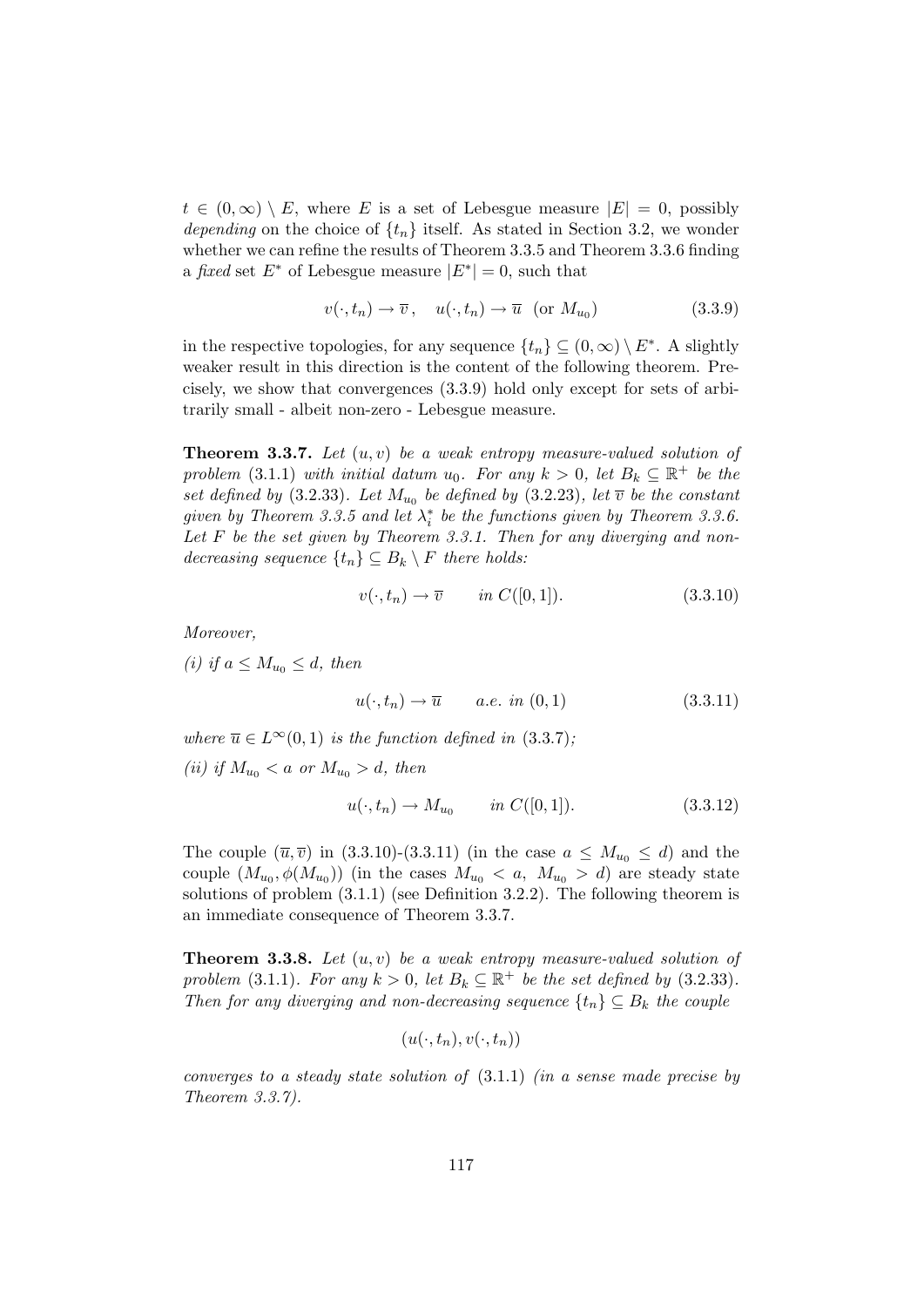$t \in (0, \infty) \setminus E$, where $E$ is a set of Lebesgue measure $|E| = 0$, possibly *depending* on the choice of $\{t_n\}$ itself. As stated in Section 3.2, we wonder whether we can refine the results of Theorem 3.3.5 and Theorem 3.3.6 finding a *fixed* set $E^*$ of Lebesgue measure $|E^*| = 0$, such that

$$v(\cdot, t_n) \to \overline{v}\,, \quad u(\cdot, t_n) \to \overline{u} \ \text{ (or } M_{u_0}) \tag{3.3.9}$$

in the respective topologies, for any sequence $\{t_n\} \subseteq (0, \infty) \setminus E^*$. A slightly weaker result in this direction is the content of the following theorem. Precisely, we show that convergences (3.3.9) hold only except for sets of arbitrarily small - albeit non-zero - Lebesgue measure.

**Theorem 3.3.7.** *Let $(u, v)$ be a weak entropy measure-valued solution of problem (3.1.1) with initial datum $u_0$. For any $k > 0$, let $B_k \subseteq \mathbb{R}^+$ be the set defined by (3.2.33). Let $M_{u_0}$ be defined by (3.2.23), let $\overline{v}$ be the constant given by Theorem 3.3.5 and let $\lambda_i^*$ be the functions given by Theorem 3.3.6. Let $F$ be the set given by Theorem 3.3.1. Then for any diverging and non-decreasing sequence $\{t_n\} \subseteq B_k \setminus F$ there holds:*

$$v(\cdot, t_n) \to \overline{v} \qquad in\ C([0, 1]). \tag{3.3.10}$$

*Moreover,*

*(i) if $a \leq M_{u_0} \leq d$, then*

$$u(\cdot, t_n) \to \overline{u} \qquad a.e.\ in\ (0, 1) \tag{3.3.11}$$

*where $\overline{u} \in L^\infty(0, 1)$ is the function defined in (3.3.7);*

*(ii) if $M_{u_0} < a$ or $M_{u_0} > d$, then*

$$u(\cdot, t_n) \to M_{u_0} \qquad in\ C([0, 1]). \tag{3.3.12}$$

The couple $(\overline{u}, \overline{v})$ in (3.3.10)-(3.3.11) (in the case $a \leq M_{u_0} \leq d$) and the couple $(M_{u_0}, \phi(M_{u_0}))$ (in the cases $M_{u_0} < a$, $M_{u_0} > d$) are steady state solutions of problem (3.1.1) (see Definition 3.2.2). The following theorem is an immediate consequence of Theorem 3.3.7.

**Theorem 3.3.8.** *Let $(u, v)$ be a weak entropy measure-valued solution of problem (3.1.1). For any $k > 0$, let $B_k \subseteq \mathbb{R}^+$ be the set defined by (3.2.33). Then for any diverging and non-decreasing sequence $\{t_n\} \subseteq B_k$ the couple*

$$(u(\cdot, t_n), v(\cdot, t_n))$$

*converges to a steady state solution of (3.1.1) (in a sense made precise by Theorem 3.3.7).*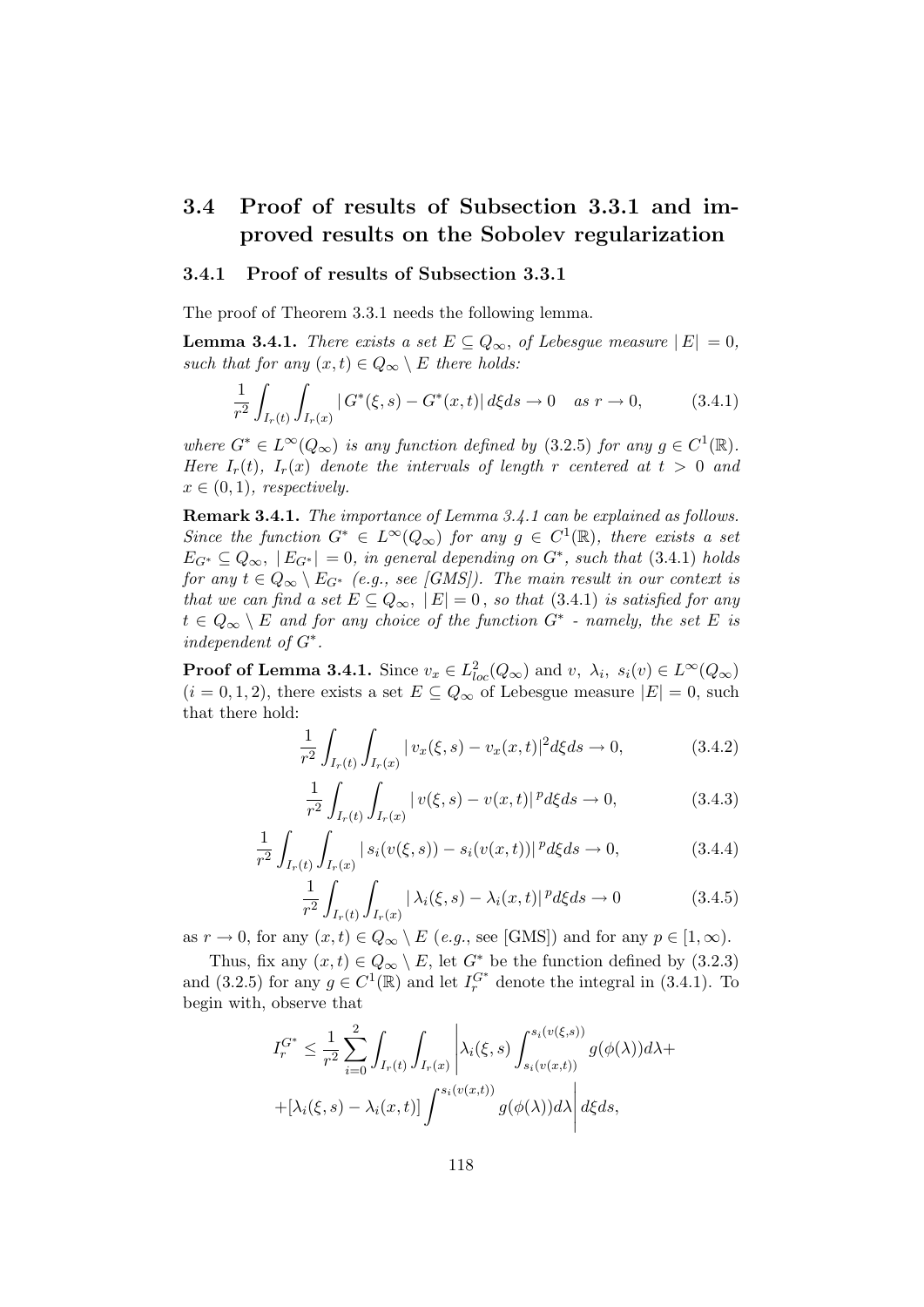## 3.4 Proof of results of Subsection 3.3.1 and improved results on the Sobolev regularization

### 3.4.1 Proof of results of Subsection 3.3.1

The proof of Theorem 3.3.1 needs the following lemma.

**Lemma 3.4.1.** *There exists a set $E \subseteq Q_\infty$, of Lebesgue measure $|E| = 0$, such that for any $(x,t) \in Q_\infty \setminus E$ there holds:*

$$\frac{1}{r^2} \int_{I_r(t)} \int_{I_r(x)} |G^*(\xi, s) - G^*(x,t)| \, d\xi ds \to 0 \quad \text{as } r \to 0, \tag{3.4.1}$$

*where $G^* \in L^\infty(Q_\infty)$ is any function defined by (3.2.5) for any $g \in C^1(\mathbb{R})$. Here $I_r(t)$, $I_r(x)$ denote the intervals of length $r$ centered at $t > 0$ and $x \in (0,1)$, respectively.*

**Remark 3.4.1.** *The importance of Lemma 3.4.1 can be explained as follows. Since the function $G^* \in L^\infty(Q_\infty)$ for any $g \in C^1(\mathbb{R})$, there exists a set $E_{G^*} \subseteq Q_\infty$, $|E_{G^*}| = 0$, in general depending on $G^*$, such that (3.4.1) holds for any $t \in Q_\infty \setminus E_{G^*}$ (e.g., see [GMS]). The main result in our context is that we can find a set $E \subseteq Q_\infty$, $|E| = 0$, so that (3.4.1) is satisfied for any $t \in Q_\infty \setminus E$ and for any choice of the function $G^*$ - namely, the set $E$ is independent of $G^*$.*

**Proof of Lemma 3.4.1.** Since $v_x \in L^2_{loc}(Q_\infty)$ and $v$, $\lambda_i$, $s_i(v) \in L^\infty(Q_\infty)$ $(i = 0, 1, 2)$, there exists a set $E \subseteq Q_\infty$ of Lebesgue measure $|E| = 0$, such that there hold:

$$\frac{1}{r^2} \int_{I_r(t)} \int_{I_r(x)} |v_x(\xi, s) - v_x(x,t)|^2 d\xi ds \to 0, \tag{3.4.2}$$

$$\frac{1}{r^2} \int_{I_r(t)} \int_{I_r(x)} |v(\xi, s) - v(x,t)|^p d\xi ds \to 0, \tag{3.4.3}$$

$$\frac{1}{r^2} \int_{I_r(t)} \int_{I_r(x)} |s_i(v(\xi, s)) - s_i(v(x,t))|^p d\xi ds \to 0, \tag{3.4.4}$$

$$\frac{1}{r^2} \int_{I_r(t)} \int_{I_r(x)} |\lambda_i(\xi, s) - \lambda_i(x,t)|^p d\xi ds \to 0 \tag{3.4.5}$$

as $r \to 0$, for any $(x,t) \in Q_\infty \setminus E$ (e.g., see [GMS]) and for any $p \in [1, \infty)$.

Thus, fix any $(x,t) \in Q_\infty \setminus E$, let $G^*$ be the function defined by (3.2.3) and (3.2.5) for any $g \in C^1(\mathbb{R})$ and let $I_r^{G^*}$ denote the integral in (3.4.1). To begin with, observe that

$$I_r^{G^*} \leq \frac{1}{r^2} \sum_{i=0}^{2} \int_{I_r(t)} \int_{I_r(x)} \left| \lambda_i(\xi, s) \int_{s_i(v(x,t))}^{s_i(v(\xi,s))} g(\phi(\lambda)) d\lambda + \right.$$

$$\left. + [\lambda_i(\xi, s) - \lambda_i(x,t)] \int^{s_i(v(x,t))} g(\phi(\lambda)) d\lambda \right| d\xi ds,$$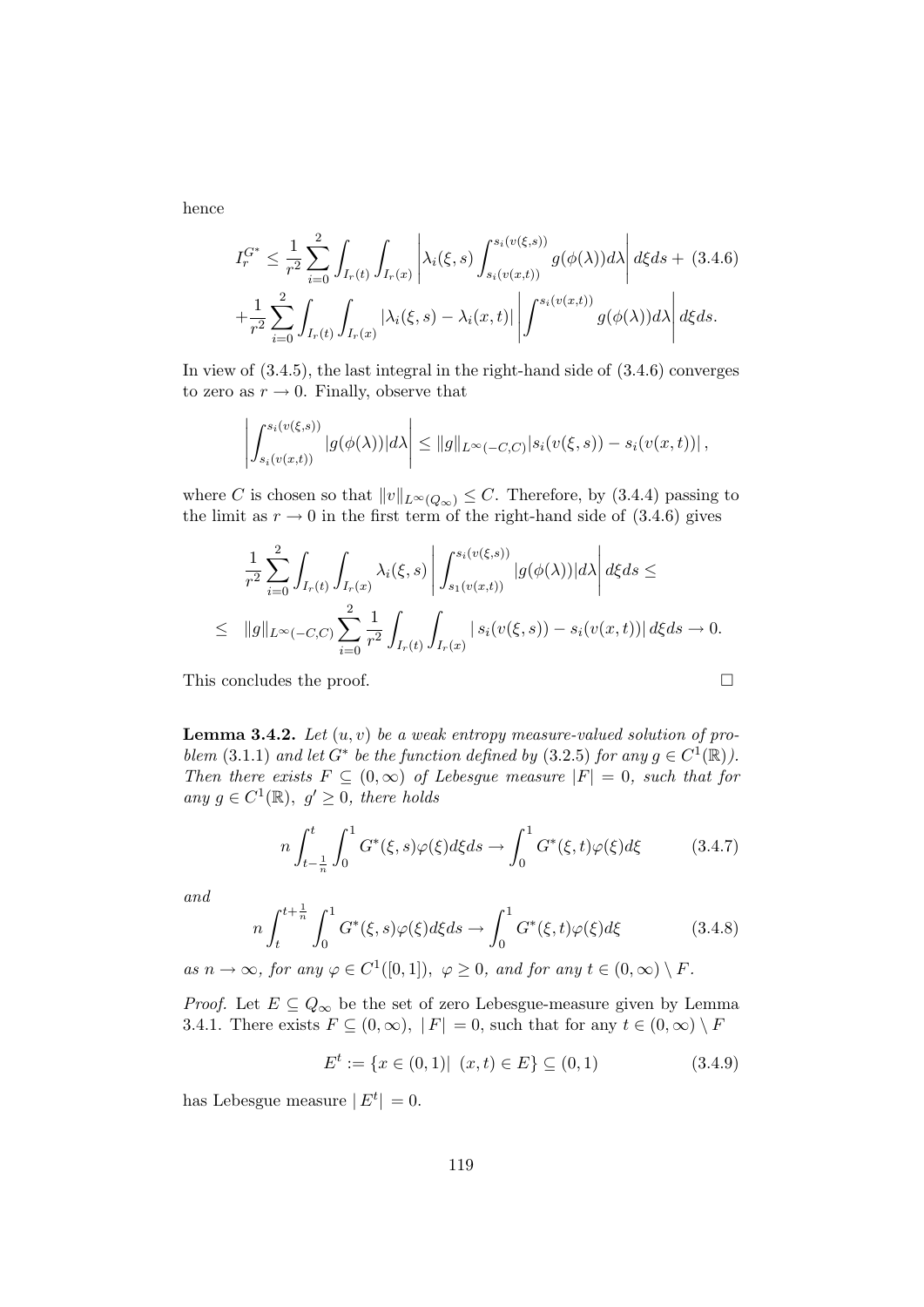hence

$$I_r^{G^*} \leq \frac{1}{r^2}\sum_{i=0}^{2}\int_{I_r(t)}\int_{I_r(x)}\left|\lambda_i(\xi,s)\int_{s_i(v(x,t))}^{s_i(v(\xi,s))} g(\phi(\lambda))d\lambda\right| d\xi ds + \tag{3.4.6}$$
$$+\frac{1}{r^2}\sum_{i=0}^{2}\int_{I_r(t)}\int_{I_r(x)} |\lambda_i(\xi,s)-\lambda_i(x,t)|\left|\int^{s_i(v(x,t))} g(\phi(\lambda))d\lambda\right| d\xi ds.$$

In view of (3.4.5), the last integral in the right-hand side of (3.4.6) converges to zero as $r \to 0$. Finally, observe that

$$\left|\int_{s_i(v(x,t))}^{s_i(v(\xi,s))} |g(\phi(\lambda))| d\lambda\right| \leq \|g\|_{L^\infty(-C,C)} |s_i(v(\xi,s)) - s_i(v(x,t))|,$$

where $C$ is chosen so that $\|v\|_{L^\infty(Q_\infty)} \leq C$. Therefore, by (3.4.4) passing to the limit as $r \to 0$ in the first term of the right-hand side of (3.4.6) gives

$$\frac{1}{r^2}\sum_{i=0}^{2}\int_{I_r(t)}\int_{I_r(x)} \lambda_i(\xi,s)\left|\int_{s_1(v(x,t))}^{s_i(v(\xi,s))} |g(\phi(\lambda))| d\lambda\right| d\xi ds \leq$$
$$\leq \quad \|g\|_{L^\infty(-C,C)} \sum_{i=0}^{2}\frac{1}{r^2}\int_{I_r(t)}\int_{I_r(x)} |\, s_i(v(\xi,s)) - s_i(v(x,t))|\, d\xi ds \to 0.$$

This concludes the proof. $\square$

**Lemma 3.4.2.** *Let $(u, v)$ be a weak entropy measure-valued solution of problem* (3.1.1) *and let $G^*$ be the function defined by* (3.2.5) *for any $g \in C^1(\mathbb{R})$). Then there exists $F \subseteq (0,\infty)$ of Lebesgue measure $|F| = 0$, such that for any $g \in C^1(\mathbb{R})$, $g' \geq 0$, there holds*

$$n\int_{t-\frac{1}{n}}^{t}\int_0^1 G^*(\xi,s)\varphi(\xi)d\xi ds \to \int_0^1 G^*(\xi,t)\varphi(\xi)d\xi \tag{3.4.7}$$

*and*

$$n\int_{t}^{t+\frac{1}{n}}\int_0^1 G^*(\xi,s)\varphi(\xi)d\xi ds \to \int_0^1 G^*(\xi,t)\varphi(\xi)d\xi \tag{3.4.8}$$

*as $n \to \infty$, for any $\varphi \in C^1([0,1])$, $\varphi \geq 0$, and for any $t \in (0,\infty) \setminus F$.*

*Proof.* Let $E \subseteq Q_\infty$ be the set of zero Lebesgue-measure given by Lemma 3.4.1. There exists $F \subseteq (0,\infty)$, $|F| = 0$, such that for any $t \in (0,\infty) \setminus F$

$$E^t := \{x \in (0,1) |\ (x,t) \in E\} \subseteq (0,1) \tag{3.4.9}$$

has Lebesgue measure $|E^t| = 0$.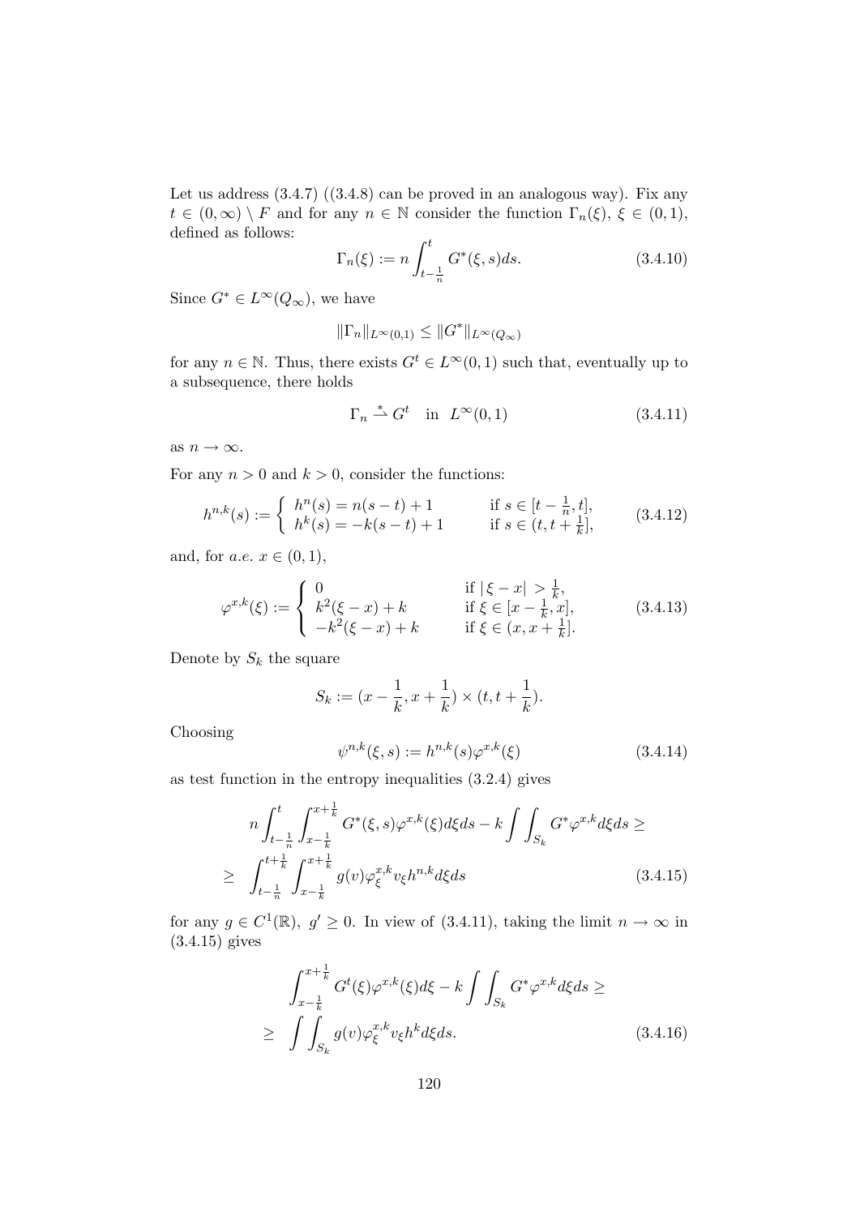Let us address (3.4.7) ((3.4.8) can be proved in an analogous way). Fix any $t \in (0,\infty) \setminus F$ and for any $n \in \mathbb{N}$ consider the function $\Gamma_n(\xi)$, $\xi \in (0,1)$, defined as follows:

$$\Gamma_n(\xi) := n \int_{t-\frac{1}{n}}^{t} G^*(\xi, s) ds. \tag{3.4.10}$$

Since $G^* \in L^\infty(Q_\infty)$, we have

$$\|\Gamma_n\|_{L^\infty(0,1)} \leq \|G^*\|_{L^\infty(Q_\infty)}$$

for any $n \in \mathbb{N}$. Thus, there exists $G^t \in L^\infty(0,1)$ such that, eventually up to a subsequence, there holds

$$\Gamma_n \overset{*}{\rightharpoonup} G^t \quad \text{in} \quad L^\infty(0,1) \tag{3.4.11}$$

as $n \to \infty$.

For any $n > 0$ and $k > 0$, consider the functions:

$$h^{n,k}(s) := \begin{cases} h^n(s) = n(s-t) + 1 & \text{if } s \in [t - \frac{1}{n}, t], \\ h^k(s) = -k(s-t) + 1 & \text{if } s \in (t, t + \frac{1}{k}], \end{cases} \tag{3.4.12}$$

and, for *a.e.* $x \in (0,1)$,

$$\varphi^{x,k}(\xi) := \begin{cases} 0 & \text{if } |\xi - x| > \frac{1}{k}, \\ k^2(\xi - x) + k & \text{if } \xi \in [x - \frac{1}{k}, x], \\ -k^2(\xi - x) + k & \text{if } \xi \in (x, x + \frac{1}{k}]. \end{cases} \tag{3.4.13}$$

Denote by $S_k$ the square

$$S_k := (x - \frac{1}{k}, x + \frac{1}{k}) \times (t, t + \frac{1}{k}).$$

Choosing

$$\psi^{n,k}(\xi, s) := h^{n,k}(s) \varphi^{x,k}(\xi) \tag{3.4.14}$$

as test function in the entropy inequalities (3.2.4) gives

$$\begin{aligned} n \int_{t-\frac{1}{n}}^{t} \int_{x-\frac{1}{k}}^{x+\frac{1}{k}} G^*(\xi, s) \varphi^{x,k}(\xi) d\xi ds - k \int\int_{S_k} G^* \varphi^{x,k} d\xi ds \geq \\ \geq \int_{t-\frac{1}{n}}^{t+\frac{1}{k}} \int_{x-\frac{1}{k}}^{x+\frac{1}{k}} g(v) \varphi_\xi^{x,k} v_\xi h^{n,k} d\xi ds \end{aligned} \tag{3.4.15}$$

for any $g \in C^1(\mathbb{R})$, $g' \geq 0$. In view of (3.4.11), taking the limit $n \to \infty$ in (3.4.15) gives

$$\begin{aligned} \int_{x-\frac{1}{k}}^{x+\frac{1}{k}} G^t(\xi) \varphi^{x,k}(\xi) d\xi - k \int\int_{S_k} G^* \varphi^{x,k} d\xi ds \geq \\ \geq \int\int_{S_k} g(v) \varphi_\xi^{x,k} v_\xi h^k d\xi ds. \end{aligned} \tag{3.4.16}$$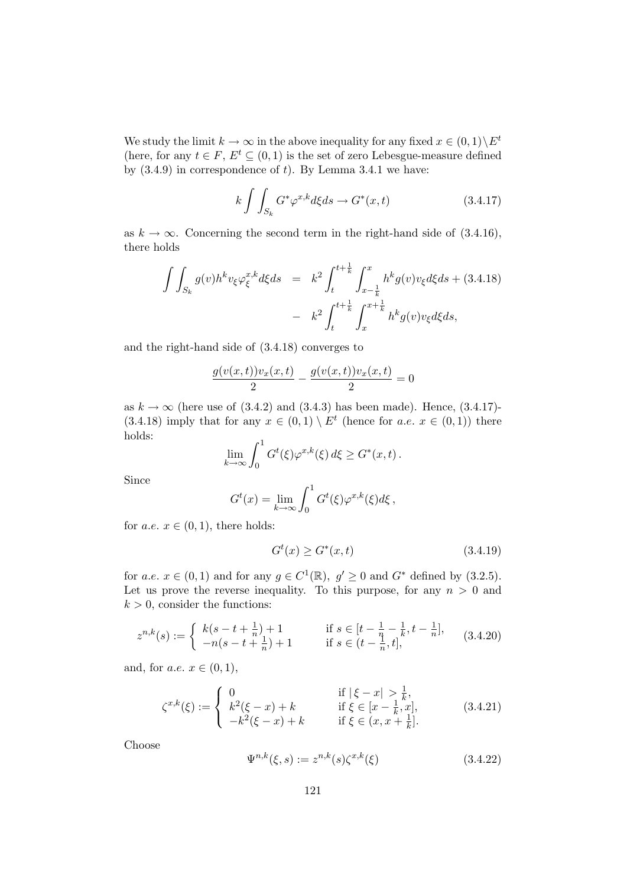We study the limit $k \to \infty$ in the above inequality for any fixed $x \in (0,1) \setminus E^t$ (here, for any $t \in F$, $E^t \subseteq (0,1)$ is the set of zero Lebesgue-measure defined by (3.4.9) in correspondence of $t$). By Lemma 3.4.1 we have:

$$k \int\int_{S_k} G^* \varphi^{x,k} d\xi ds \to G^*(x,t) \tag{3.4.17}$$

as $k \to \infty$. Concerning the second term in the right-hand side of (3.4.16), there holds

$$\begin{aligned} \int\int_{S_k} g(v) h^k v_\xi \varphi_\xi^{x,k} d\xi ds &= k^2 \int_t^{t+\frac{1}{k}} \int_{x-\frac{1}{k}}^{x} h^k g(v) v_\xi d\xi ds + \\ &- k^2 \int_t^{t+\frac{1}{k}} \int_x^{x+\frac{1}{k}} h^k g(v) v_\xi d\xi ds, \end{aligned} \tag{3.4.18}$$

and the right-hand side of (3.4.18) converges to

$$\frac{g(v(x,t))v_x(x,t)}{2} - \frac{g(v(x,t))v_x(x,t)}{2} = 0$$

as $k \to \infty$ (here use of (3.4.2) and (3.4.3) has been made). Hence, (3.4.17)-(3.4.18) imply that for any $x \in (0,1) \setminus E^t$ (hence for *a.e.* $x \in (0,1)$) there holds:

$$\lim_{k \to \infty} \int_0^1 G^t(\xi) \varphi^{x,k}(\xi)\, d\xi \geq G^*(x,t)\,.$$

Since

$$G^t(x) = \lim_{k \to \infty} \int_0^1 G^t(\xi) \varphi^{x,k}(\xi) d\xi\,,$$

for *a.e.* $x \in (0,1)$, there holds:

$$G^t(x) \geq G^*(x,t) \tag{3.4.19}$$

for *a.e.* $x \in (0,1)$ and for any $g \in C^1(\mathbb{R})$, $g' \geq 0$ and $G^*$ defined by (3.2.5). Let us prove the reverse inequality. To this purpose, for any $n > 0$ and $k > 0$, consider the functions:

$$z^{n,k}(s) := \begin{cases} k(s - t + \frac{1}{n}) + 1 & \text{if } s \in [t - \frac{1}{n} - \frac{1}{k}, t - \frac{1}{n}], \\ -n(s - t + \frac{1}{n}) + 1 & \text{if } s \in (t - \frac{1}{n}, t], \end{cases} \tag{3.4.20}$$

and, for *a.e.* $x \in (0,1)$,

$$\zeta^{x,k}(\xi) := \begin{cases} 0 & \text{if } |\,\xi - x| > \frac{1}{k}, \\ k^2(\xi - x) + k & \text{if } \xi \in [x - \frac{1}{k}, x], \\ -k^2(\xi - x) + k & \text{if } \xi \in (x, x + \frac{1}{k}]. \end{cases} \tag{3.4.21}$$

Choose

$$\Psi^{n,k}(\xi, s) := z^{n,k}(s) \zeta^{x,k}(\xi) \tag{3.4.22}$$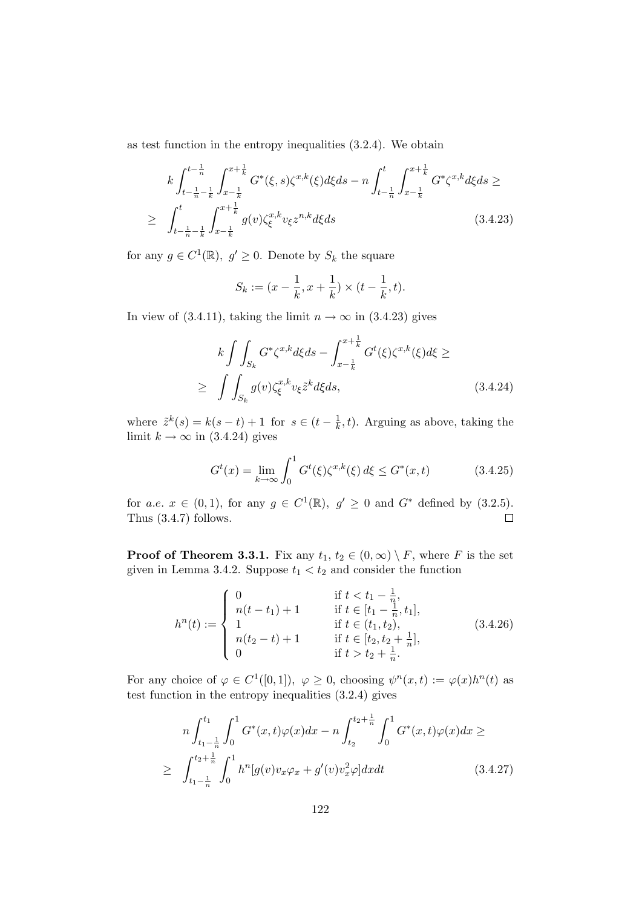as test function in the entropy inequalities (3.2.4). We obtain

$$
\begin{aligned}
& k\int_{t-\frac{1}{n}-\frac{1}{k}}^{t-\frac{1}{n}}\int_{x-\frac{1}{k}}^{x+\frac{1}{k}} G^*(\xi,s)\zeta^{x,k}(\xi)d\xi ds - n\int_{t-\frac{1}{n}}^{t}\int_{x-\frac{1}{k}}^{x+\frac{1}{k}} G^*\zeta^{x,k}d\xi ds \geq \\
\geq\ & \int_{t-\frac{1}{n}-\frac{1}{k}}^{t}\int_{x-\frac{1}{k}}^{x+\frac{1}{k}} g(v)\zeta^{x,k}_{\xi}v_{\xi}z^{n,k}d\xi ds \qquad (3.4.23)
\end{aligned}
$$

for any $g \in C^1(\mathbb{R}),\ g' \geq 0$. Denote by $S_k$ the square

$$
S_k := (x-\frac{1}{k}, x+\frac{1}{k}) \times (t-\frac{1}{k}, t).
$$

In view of (3.4.11), taking the limit $n \to \infty$ in (3.4.23) gives

$$
\begin{aligned}
& k\int\int_{S_k} G^*\zeta^{x,k}d\xi ds - \int_{x-\frac{1}{k}}^{x+\frac{1}{k}} G^t(\xi)\zeta^{x,k}(\xi)d\xi \geq \\
\geq\ & \int\int_{S_k} g(v)\zeta^{x,k}_{\xi}v_{\xi}\tilde{z}^k d\xi ds, \qquad (3.4.24)
\end{aligned}
$$

where $\tilde{z}^k(s) = k(s-t)+1$ for $s \in (t-\frac{1}{k}, t)$. Arguing as above, taking the limit $k \to \infty$ in (3.4.24) gives

$$
G^t(x) = \lim_{k\to\infty}\int_0^1 G^t(\xi)\zeta^{x,k}(\xi)\,d\xi \leq G^*(x,t) \qquad (3.4.25)
$$

for *a.e.* $x \in (0,1)$, for any $g \in C^1(\mathbb{R}),\ g' \geq 0$ and $G^*$ defined by (3.2.5). Thus (3.4.7) follows. □

**Proof of Theorem 3.3.1.** Fix any $t_1,\ t_2 \in (0,\infty) \setminus F$, where $F$ is the set given in Lemma 3.4.2. Suppose $t_1 < t_2$ and consider the function

$$
h^n(t) := \begin{cases} 0 & \text{if } t < t_1 - \frac{1}{n}, \\ n(t-t_1)+1 & \text{if } t \in [t_1-\frac{1}{n}, t_1], \\ 1 & \text{if } t \in (t_1, t_2), \\ n(t_2-t)+1 & \text{if } t \in [t_2, t_2+\frac{1}{n}], \\ 0 & \text{if } t > t_2+\frac{1}{n}. \end{cases} \qquad (3.4.26)
$$

For any choice of $\varphi \in C^1([0,1]),\ \varphi \geq 0$, choosing $\psi^n(x,t) := \varphi(x)h^n(t)$ as test function in the entropy inequalities (3.2.4) gives

$$
\begin{aligned}
& n\int_{t_1-\frac{1}{n}}^{t_1}\int_0^1 G^*(x,t)\varphi(x)dx - n\int_{t_2}^{t_2+\frac{1}{n}}\int_0^1 G^*(x,t)\varphi(x)dx \geq \\
\geq\ & \int_{t_1-\frac{1}{n}}^{t_2+\frac{1}{n}}\int_0^1 h^n[g(v)v_x\varphi_x + g'(v)v_x^2\varphi]dxdt \qquad (3.4.27)
\end{aligned}
$$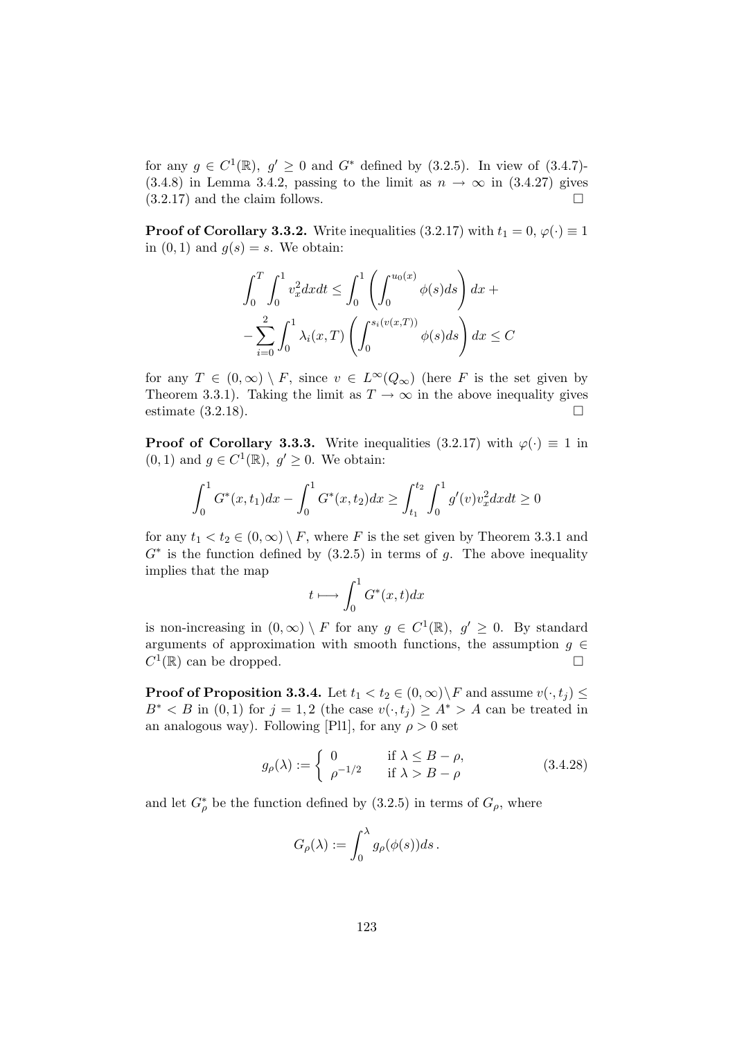for any $g \in C^1(\mathbb{R}),\ g' \geq 0$ and $G^*$ defined by (3.2.5). In view of (3.4.7)-(3.4.8) in Lemma 3.4.2, passing to the limit as $n \to \infty$ in (3.4.27) gives (3.2.17) and the claim follows. $\square$

**Proof of Corollary 3.3.2.** Write inequalities (3.2.17) with $t_1 = 0$, $\varphi(\cdot) \equiv 1$ in $(0,1)$ and $g(s) = s$. We obtain:

$$\int_0^T \int_0^1 v_x^2 dx dt \leq \int_0^1 \left( \int_0^{u_0(x)} \phi(s) ds \right) dx +$$

$$- \sum_{i=0}^{2} \int_0^1 \lambda_i(x,T) \left( \int_0^{s_i(v(x,T))} \phi(s) ds \right) dx \leq C$$

for any $T \in (0,\infty) \setminus F$, since $v \in L^\infty(Q_\infty)$ (here $F$ is the set given by Theorem 3.3.1). Taking the limit as $T \to \infty$ in the above inequality gives estimate (3.2.18). $\square$

**Proof of Corollary 3.3.3.** Write inequalities (3.2.17) with $\varphi(\cdot) \equiv 1$ in $(0,1)$ and $g \in C^1(\mathbb{R}),\ g' \geq 0$. We obtain:

$$\int_0^1 G^*(x,t_1) dx - \int_0^1 G^*(x,t_2) dx \geq \int_{t_1}^{t_2} \int_0^1 g'(v) v_x^2 dx dt \geq 0$$

for any $t_1 < t_2 \in (0,\infty) \setminus F$, where $F$ is the set given by Theorem 3.3.1 and $G^*$ is the function defined by (3.2.5) in terms of $g$. The above inequality implies that the map

$$t \longmapsto \int_0^1 G^*(x,t) dx$$

is non-increasing in $(0,\infty) \setminus F$ for any $g \in C^1(\mathbb{R}),\ g' \geq 0$. By standard arguments of approximation with smooth functions, the assumption $g \in C^1(\mathbb{R})$ can be dropped. $\square$

**Proof of Proposition 3.3.4.** Let $t_1 < t_2 \in (0,\infty) \setminus F$ and assume $v(\cdot,t_j) \leq B^* < B$ in $(0,1)$ for $j = 1,2$ (the case $v(\cdot,t_j) \geq A^* > A$ can be treated in an analogous way). Following [Pl1], for any $\rho > 0$ set

$$g_\rho(\lambda) := \begin{cases} 0 & \text{if } \lambda \leq B - \rho, \\ \rho^{-1/2} & \text{if } \lambda > B - \rho \end{cases} \tag{3.4.28}$$

and let $G_\rho^*$ be the function defined by (3.2.5) in terms of $G_\rho$, where

$$G_\rho(\lambda) := \int_0^\lambda g_\rho(\phi(s)) ds \,.$$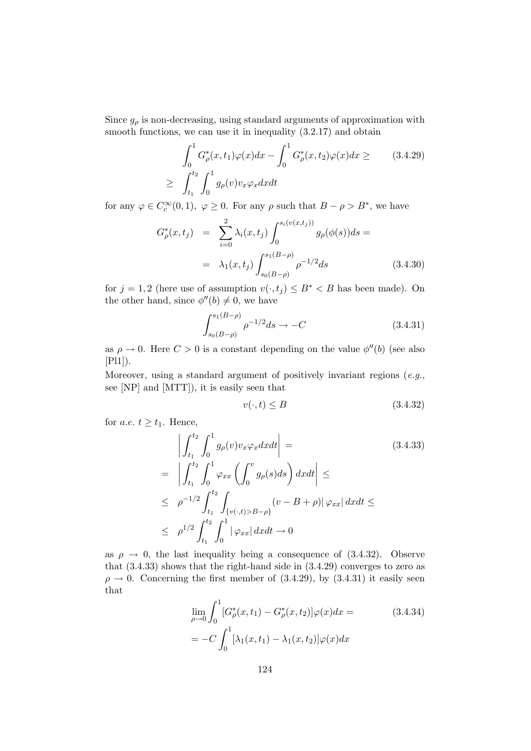Since $g_\rho$ is non-decreasing, using standard arguments of approximation with smooth functions, we can use it in inequality (3.2.17) and obtain

$$\begin{aligned} \int_0^1 G^*_\rho(x,t_1)\varphi(x)dx - \int_0^1 G^*_\rho(x,t_2)\varphi(x)dx \geq \\ \geq \int_{t_1}^{t_2}\int_0^1 g_\rho(v)v_x\varphi_x dxdt \end{aligned} \tag{3.4.29}$$

for any $\varphi \in C_c^\infty(0,1)$, $\varphi \geq 0$. For any $\rho$ such that $B-\rho > B^*$, we have

$$\begin{aligned} G^*_\rho(x,t_j) &= \sum_{i=0}^{2} \lambda_i(x,t_j)\int_0^{s_i(v(x,t_j))} g_\rho(\phi(s))ds = \\ &= \lambda_1(x,t_j)\int_{s_0(B-\rho)}^{s_1(B-\rho)} \rho^{-1/2}ds \end{aligned} \tag{3.4.30}$$

for $j=1,2$ (here use of assumption $v(\cdot,t_j) \leq B^* < B$ has been made). On the other hand, since $\phi''(b) \neq 0$, we have

$$\int_{s_0(B-\rho)}^{s_1(B-\rho)} \rho^{-1/2}ds \to -C \tag{3.4.31}$$

as $\rho \to 0$. Here $C>0$ is a constant depending on the value $\phi''(b)$ (see also [Pl1]).

Moreover, using a standard argument of positively invariant regions (*e.g.*, see [NP] and [MTT]), it is easily seen that

$$v(\cdot,t) \leq B \tag{3.4.32}$$

for *a.e.* $t \geq t_1$. Hence,

$$\begin{aligned} &\left|\int_{t_1}^{t_2}\int_0^1 g_\rho(v)v_x\varphi_x dxdt\right| = \\ &= \left|\int_{t_1}^{t_2}\int_0^1 \varphi_{xx}\left(\int_0^v g_\rho(s)ds\right)dxdt\right| \leq \\ &\leq \rho^{-1/2}\int_{t_1}^{t_2}\int_{\{v(\cdot,t)>B-\rho\}} (v-B+\rho)|\,\varphi_{xx}|\,dxdt \leq \\ &\leq \rho^{1/2}\int_{t_1}^{t_2}\int_0^1 |\,\varphi_{xx}|\,dxdt \to 0 \end{aligned} \tag{3.4.33}$$

as $\rho \to 0$, the last inequality being a consequence of (3.4.32). Observe that (3.4.33) shows that the right-hand side in (3.4.29) converges to zero as $\rho \to 0$. Concerning the first member of (3.4.29), by (3.4.31) it easily seen that

$$\begin{aligned} &\lim_{\rho\to 0}\int_0^1 [G^*_\rho(x,t_1) - G^*_\rho(x,t_2)]\varphi(x)dx = \\ &= -C\int_0^1 [\lambda_1(x,t_1)-\lambda_1(x,t_2)]\varphi(x)dx \end{aligned} \tag{3.4.34}$$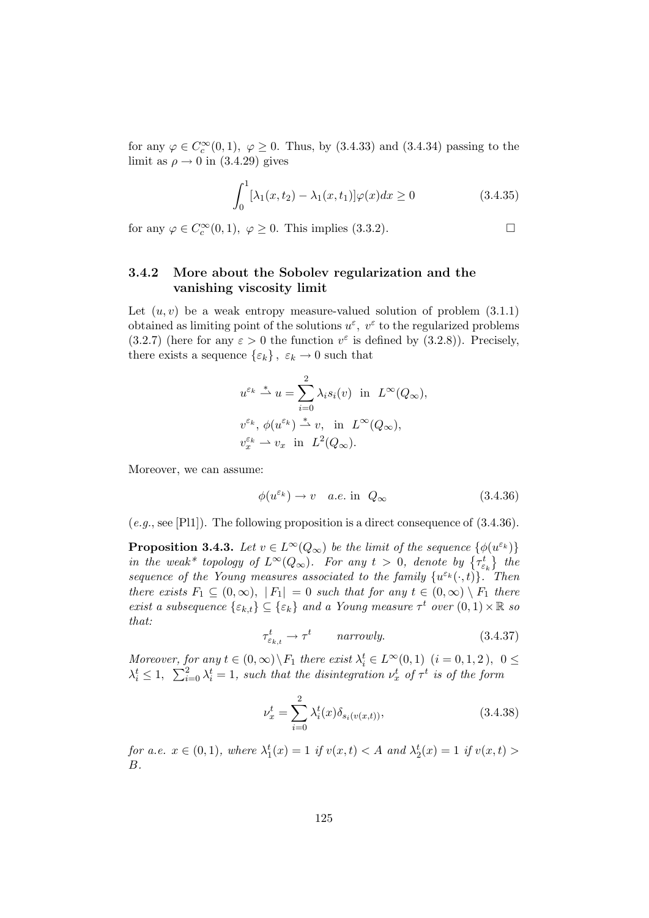for any $\varphi \in C_c^\infty(0,1),\ \varphi \geq 0$. Thus, by (3.4.33) and (3.4.34) passing to the limit as $\rho \to 0$ in (3.4.29) gives

$$\int_0^1 [\lambda_1(x,t_2) - \lambda_1(x,t_1)]\varphi(x)dx \geq 0 \tag{3.4.35}$$

for any $\varphi \in C_c^\infty(0,1),\ \varphi \geq 0$. This implies (3.3.2). □

### 3.4.2 More about the Sobolev regularization and the vanishing viscosity limit

Let $(u,v)$ be a weak entropy measure-valued solution of problem (3.1.1) obtained as limiting point of the solutions $u^\varepsilon,\ v^\varepsilon$ to the regularized problems (3.2.7) (here for any $\varepsilon > 0$ the function $v^\varepsilon$ is defined by (3.2.8)). Precisely, there exists a sequence $\{\varepsilon_k\},\ \varepsilon_k \to 0$ such that

$$u^{\varepsilon_k} \overset{*}{\rightharpoonup} u = \sum_{i=0}^{2} \lambda_i s_i(v) \ \text{ in } \ L^\infty(Q_\infty),$$
$$v^{\varepsilon_k},\ \phi(u^{\varepsilon_k}) \overset{*}{\rightharpoonup} v, \ \text{ in } \ L^\infty(Q_\infty),$$
$$v_x^{\varepsilon_k} \rightharpoonup v_x \ \text{ in } \ L^2(Q_\infty).$$

Moreover, we can assume:

$$\phi(u^{\varepsilon_k}) \to v \quad a.e. \text{ in } \ Q_\infty \tag{3.4.36}$$

(*e.g.*, see [Pl1]). The following proposition is a direct consequence of (3.4.36).

**Proposition 3.4.3.** *Let $v \in L^\infty(Q_\infty)$ be the limit of the sequence $\{\phi(u^{\varepsilon_k})\}$ in the weak\* topology of $L^\infty(Q_\infty)$. For any $t > 0$, denote by $\{\tau^t_{\varepsilon_k}\}$ the sequence of the Young measures associated to the family $\{u^{\varepsilon_k}(\cdot,t)\}$. Then there exists $F_1 \subseteq (0,\infty),\ |F_1| = 0$ such that for any $t \in (0,\infty) \setminus F_1$ there exist a subsequence $\{\varepsilon_{k,t}\} \subseteq \{\varepsilon_k\}$ and a Young measure $\tau^t$ over $(0,1) \times \mathbb{R}$ so that:*

$$\tau^t_{\varepsilon_{k,t}} \to \tau^t \qquad \textit{narrowly.} \tag{3.4.37}$$

*Moreover, for any $t \in (0,\infty) \setminus F_1$ there exist $\lambda_i^t \in L^\infty(0,1)\ (i = 0,1,2),\ 0 \leq \lambda_i^t \leq 1,\ \sum_{i=0}^2 \lambda_i^t = 1$, such that the disintegration $\nu_x^t$ of $\tau^t$ is of the form*

$$\nu_x^t = \sum_{i=0}^{2} \lambda_i^t(x) \delta_{s_i(v(x,t))}, \tag{3.4.38}$$

*for a.e. $x \in (0,1)$, where $\lambda_1^t(x) = 1$ if $v(x,t) < A$ and $\lambda_2^t(x) = 1$ if $v(x,t) > B$.*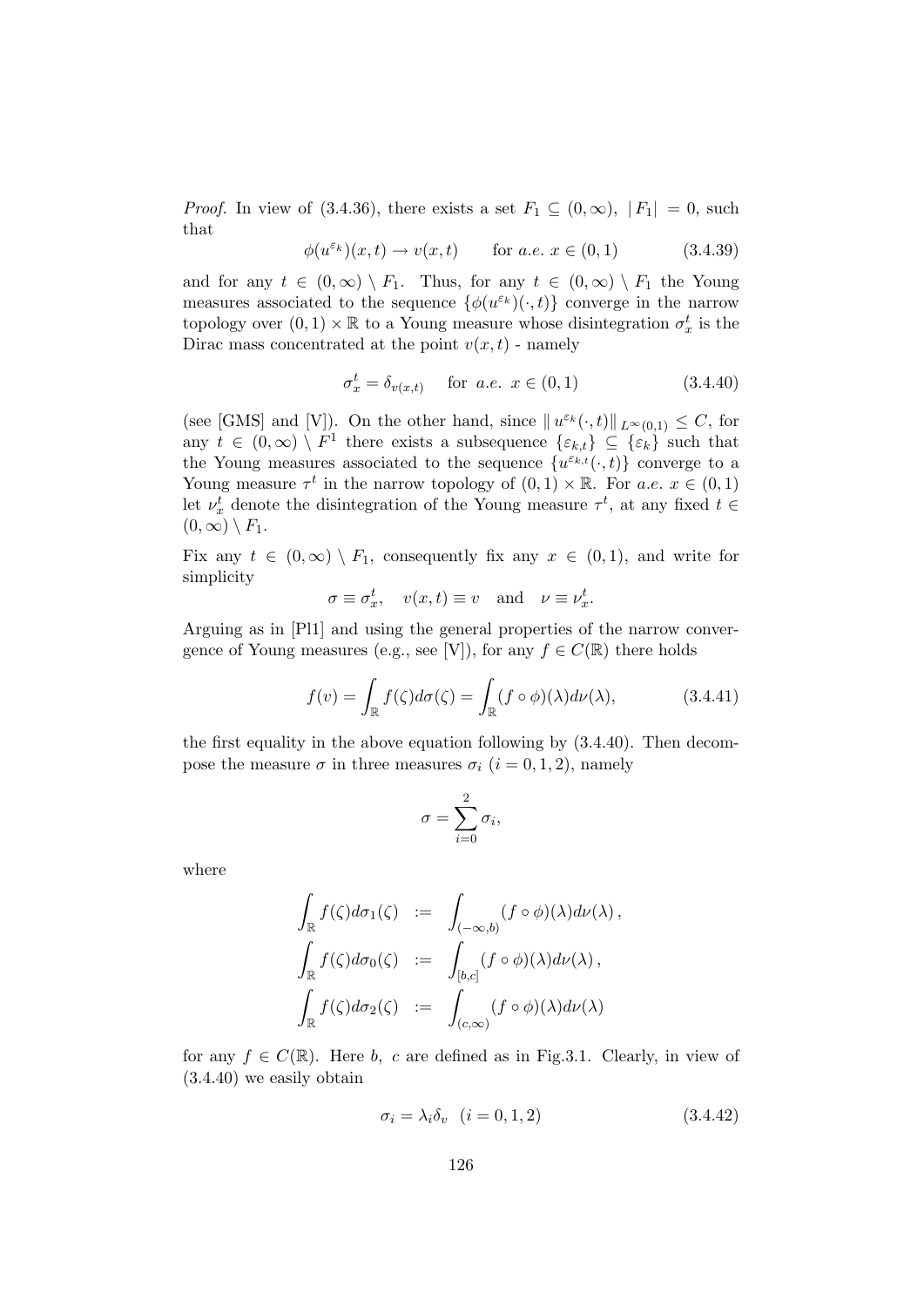*Proof.* In view of (3.4.36), there exists a set $F_1 \subseteq (0,\infty)$, $|F_1| = 0$, such that

$$\phi(u^{\varepsilon_k})(x,t) \to v(x,t) \qquad \text{for } a.e. \ x \in (0,1) \tag{3.4.39}$$

and for any $t \in (0,\infty) \setminus F_1$. Thus, for any $t \in (0,\infty) \setminus F_1$ the Young measures associated to the sequence $\{\phi(u^{\varepsilon_k})(\cdot,t)\}$ converge in the narrow topology over $(0,1) \times \mathbb{R}$ to a Young measure whose disintegration $\sigma_x^t$ is the Dirac mass concentrated at the point $v(x,t)$ - namely

$$\sigma_x^t = \delta_{v(x,t)} \quad \text{for } a.e. \ x \in (0,1) \tag{3.4.40}$$

(see [GMS] and [V]). On the other hand, since $\| u^{\varepsilon_k}(\cdot,t) \|_{L^\infty(0,1)} \leq C$, for any $t \in (0,\infty) \setminus F^1$ there exists a subsequence $\{\varepsilon_{k,t}\} \subseteq \{\varepsilon_k\}$ such that the Young measures associated to the sequence $\{u^{\varepsilon_{k,t}}(\cdot,t)\}$ converge to a Young measure $\tau^t$ in the narrow topology of $(0,1) \times \mathbb{R}$. For $a.e.$ $x \in (0,1)$ let $\nu_x^t$ denote the disintegration of the Young measure $\tau^t$, at any fixed $t \in (0,\infty) \setminus F_1$.

Fix any $t \in (0,\infty) \setminus F_1$, consequently fix any $x \in (0,1)$, and write for simplicity

$$\sigma \equiv \sigma_x^t, \quad v(x,t) \equiv v \quad \text{and} \quad \nu \equiv \nu_x^t.$$

Arguing as in [Pl1] and using the general properties of the narrow convergence of Young measures (e.g., see [V]), for any $f \in C(\mathbb{R})$ there holds

$$f(v) = \int_{\mathbb{R}} f(\zeta) d\sigma(\zeta) = \int_{\mathbb{R}} (f \circ \phi)(\lambda) d\nu(\lambda), \tag{3.4.41}$$

the first equality in the above equation following by (3.4.40). Then decompose the measure $\sigma$ in three measures $\sigma_i$ $(i = 0,1,2)$, namely

$$\sigma = \sum_{i=0}^{2} \sigma_i,$$

where

$$\begin{aligned}
\int_{\mathbb{R}} f(\zeta) d\sigma_1(\zeta) &:= \int_{(-\infty,b)} (f \circ \phi)(\lambda) d\nu(\lambda)\,, \\
\int_{\mathbb{R}} f(\zeta) d\sigma_0(\zeta) &:= \int_{[b,c]} (f \circ \phi)(\lambda) d\nu(\lambda)\,, \\
\int_{\mathbb{R}} f(\zeta) d\sigma_2(\zeta) &:= \int_{(c,\infty)} (f \circ \phi)(\lambda) d\nu(\lambda)
\end{aligned}$$

for any $f \in C(\mathbb{R})$. Here $b$, $c$ are defined as in Fig.3.1. Clearly, in view of (3.4.40) we easily obtain

$$\sigma_i = \lambda_i \delta_v \ \ (i = 0,1,2) \tag{3.4.42}$$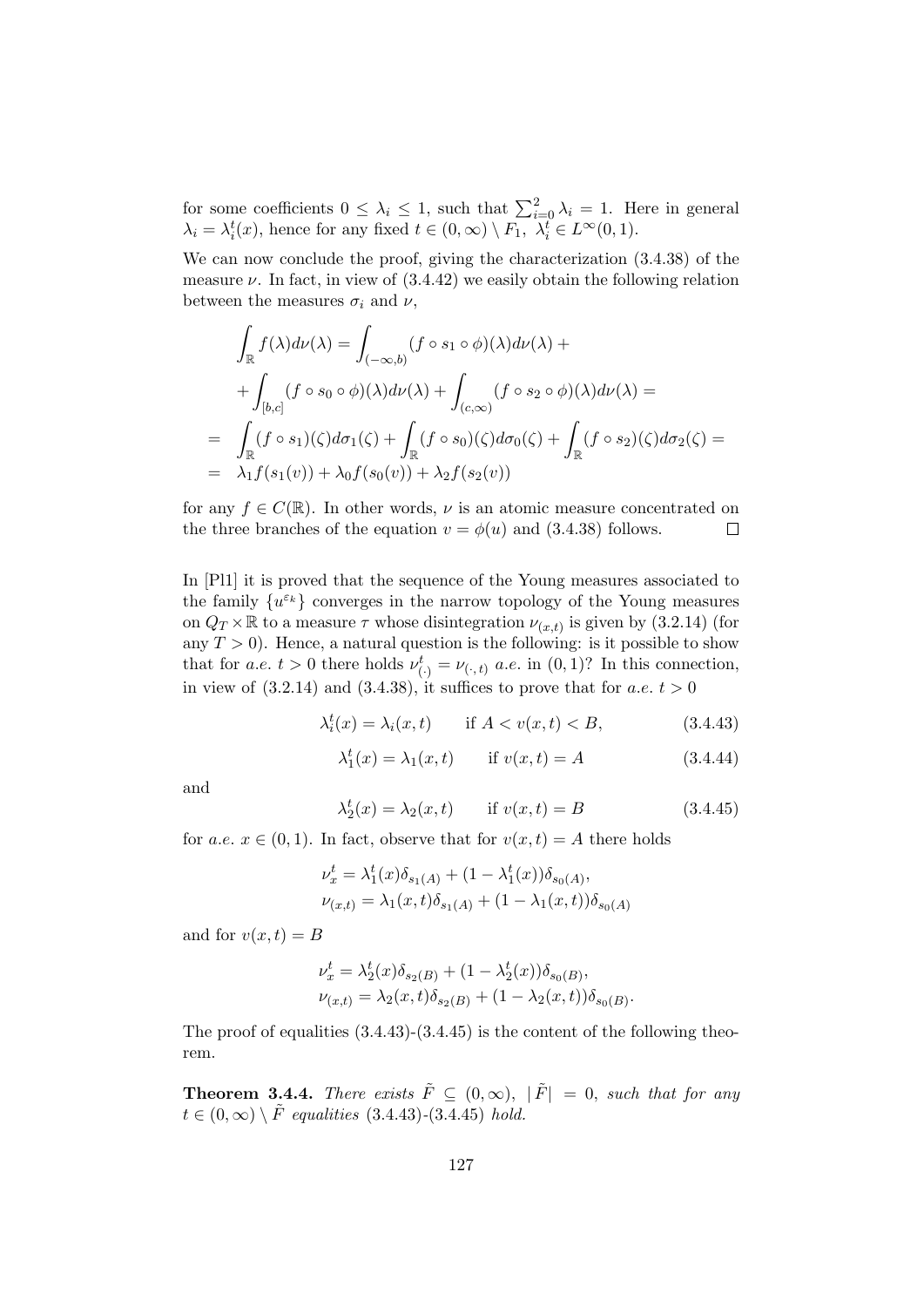for some coefficients $0 \leq \lambda_i \leq 1$, such that $\sum_{i=0}^{2} \lambda_i = 1$. Here in general $\lambda_i = \lambda_i^t(x)$, hence for any fixed $t \in (0,\infty) \setminus F_1$, $\lambda_i^t \in L^\infty(0,1)$.

We can now conclude the proof, giving the characterization (3.4.38) of the measure $\nu$. In fact, in view of (3.4.42) we easily obtain the following relation between the measures $\sigma_i$ and $\nu$,

$$
\begin{aligned}
& \int_{\mathbb{R}} f(\lambda) d\nu(\lambda) = \int_{(-\infty,b)} (f \circ s_1 \circ \phi)(\lambda) d\nu(\lambda) + \\
& + \int_{[b,c]} (f \circ s_0 \circ \phi)(\lambda) d\nu(\lambda) + \int_{(c,\infty)} (f \circ s_2 \circ \phi)(\lambda) d\nu(\lambda) = \\
= \; & \int_{\mathbb{R}} (f \circ s_1)(\zeta) d\sigma_1(\zeta) + \int_{\mathbb{R}} (f \circ s_0)(\zeta) d\sigma_0(\zeta) + \int_{\mathbb{R}} (f \circ s_2)(\zeta) d\sigma_2(\zeta) = \\
= \; & \lambda_1 f(s_1(v)) + \lambda_0 f(s_0(v)) + \lambda_2 f(s_2(v))
\end{aligned}
$$

for any $f \in C(\mathbb{R})$. In other words, $\nu$ is an atomic measure concentrated on the three branches of the equation $v = \phi(u)$ and (3.4.38) follows. $\square$

In [Pl1] it is proved that the sequence of the Young measures associated to the family $\{u^{\varepsilon_k}\}$ converges in the narrow topology of the Young measures on $Q_T \times \mathbb{R}$ to a measure $\tau$ whose disintegration $\nu_{(x,t)}$ is given by (3.2.14) (for any $T > 0$). Hence, a natural question is the following: is it possible to show that for *a.e.* $t > 0$ there holds $\nu^t_{(\cdot)} = \nu_{(\cdot,t)}$ *a.e.* in $(0,1)$? In this connection, in view of (3.2.14) and (3.4.38), it suffices to prove that for *a.e.* $t > 0$

$$\lambda_i^t(x) = \lambda_i(x,t) \qquad \text{if } A < v(x,t) < B, \tag{3.4.43}$$

$$\lambda_1^t(x) = \lambda_1(x,t) \qquad \text{if } v(x,t) = A \tag{3.4.44}$$

and

$$\lambda_2^t(x) = \lambda_2(x,t) \qquad \text{if } v(x,t) = B \tag{3.4.45}$$

for *a.e.* $x \in (0,1)$. In fact, observe that for $v(x,t) = A$ there holds

$$
\begin{aligned}
\nu_x^t &= \lambda_1^t(x) \delta_{s_1(A)} + (1 - \lambda_1^t(x)) \delta_{s_0(A)}, \\
\nu_{(x,t)} &= \lambda_1(x,t) \delta_{s_1(A)} + (1 - \lambda_1(x,t)) \delta_{s_0(A)}
\end{aligned}
$$

and for $v(x,t) = B$

$$
\begin{aligned}
\nu_x^t &= \lambda_2^t(x) \delta_{s_2(B)} + (1 - \lambda_2^t(x)) \delta_{s_0(B)}, \\
\nu_{(x,t)} &= \lambda_2(x,t) \delta_{s_2(B)} + (1 - \lambda_2(x,t)) \delta_{s_0(B)}.
\end{aligned}
$$

The proof of equalities (3.4.43)-(3.4.45) is the content of the following theorem.

**Theorem 3.4.4.** *There exists $\tilde{F} \subseteq (0,\infty)$, $|\tilde{F}| = 0$, such that for any $t \in (0,\infty) \setminus \tilde{F}$ equalities (3.4.43)-(3.4.45) hold.*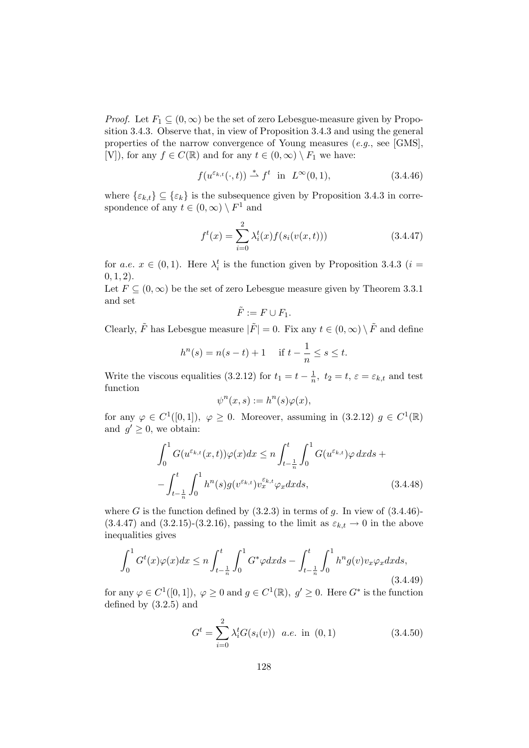*Proof.* Let $F_1 \subseteq (0,\infty)$ be the set of zero Lebesgue-measure given by Proposition 3.4.3. Observe that, in view of Proposition 3.4.3 and using the general properties of the narrow convergence of Young measures (*e.g.*, see [GMS], [V]), for any $f \in C(\mathbb{R})$ and for any $t \in (0,\infty) \setminus F_1$ we have:

$$f(u^{\varepsilon_{k,t}}(\cdot,t)) \overset{*}{\rightharpoonup} f^t \quad \text{in} \quad L^\infty(0,1), \tag{3.4.46}$$

where $\{\varepsilon_{k,t}\} \subseteq \{\varepsilon_k\}$ is the subsequence given by Proposition 3.4.3 in correspondence of any $t \in (0,\infty) \setminus F^1$ and

$$f^t(x) = \sum_{i=0}^{2} \lambda_i^t(x) f(s_i(v(x,t))) \tag{3.4.47}$$

for *a.e.* $x \in (0,1)$. Here $\lambda_i^t$ is the function given by Proposition 3.4.3 ($i = 0,1,2$).

Let $F \subseteq (0,\infty)$ be the set of zero Lebesgue measure given by Theorem 3.3.1 and set

$$\tilde{F} := F \cup F_1.$$

Clearly, $\tilde{F}$ has Lebesgue measure $|\tilde{F}| = 0$. Fix any $t \in (0,\infty) \setminus \tilde{F}$ and define

$$h^n(s) = n(s-t) + 1 \quad \text{ if } t - \frac{1}{n} \leq s \leq t.$$

Write the viscous equalities (3.2.12) for $t_1 = t - \frac{1}{n},\ t_2 = t,\ \varepsilon = \varepsilon_{k,t}$ and test function

$$\psi^n(x,s) := h^n(s)\varphi(x),$$

for any $\varphi \in C^1([0,1]),\ \varphi \geq 0$. Moreover, assuming in (3.2.12) $g \in C^1(\mathbb{R})$ and $g' \geq 0$, we obtain:

$$\begin{aligned}
\int_0^1 G(u^{\varepsilon_{k,t}}(x,t))\varphi(x)dx \leq n\int_{t-\frac{1}{n}}^{t}\int_0^1 G(u^{\varepsilon_{k,t}})\varphi\, dxds + \\
-\int_{t-\frac{1}{n}}^{t}\int_0^1 h^n(s)g(v^{\varepsilon_{k,t}})v_x^{\varepsilon_{k,t}}\varphi_x dxds,
\end{aligned} \tag{3.4.48}$$

where $G$ is the function defined by (3.2.3) in terms of $g$. In view of (3.4.46)-(3.4.47) and (3.2.15)-(3.2.16), passing to the limit as $\varepsilon_{k,t} \to 0$ in the above inequalities gives

$$\int_0^1 G^t(x)\varphi(x)dx \leq n\int_{t-\frac{1}{n}}^{t}\int_0^1 G^*\varphi dxds - \int_{t-\frac{1}{n}}^{t}\int_0^1 h^n g(v)v_x\varphi_x dxds, \tag{3.4.49}$$

for any $\varphi \in C^1([0,1]),\ \varphi \geq 0$ and $g \in C^1(\mathbb{R}),\ g' \geq 0$. Here $G^*$ is the function defined by (3.2.5) and

$$G^t = \sum_{i=0}^{2} \lambda_i^t G(s_i(v)) \quad \textit{a.e.} \text{ in } (0,1) \tag{3.4.50}$$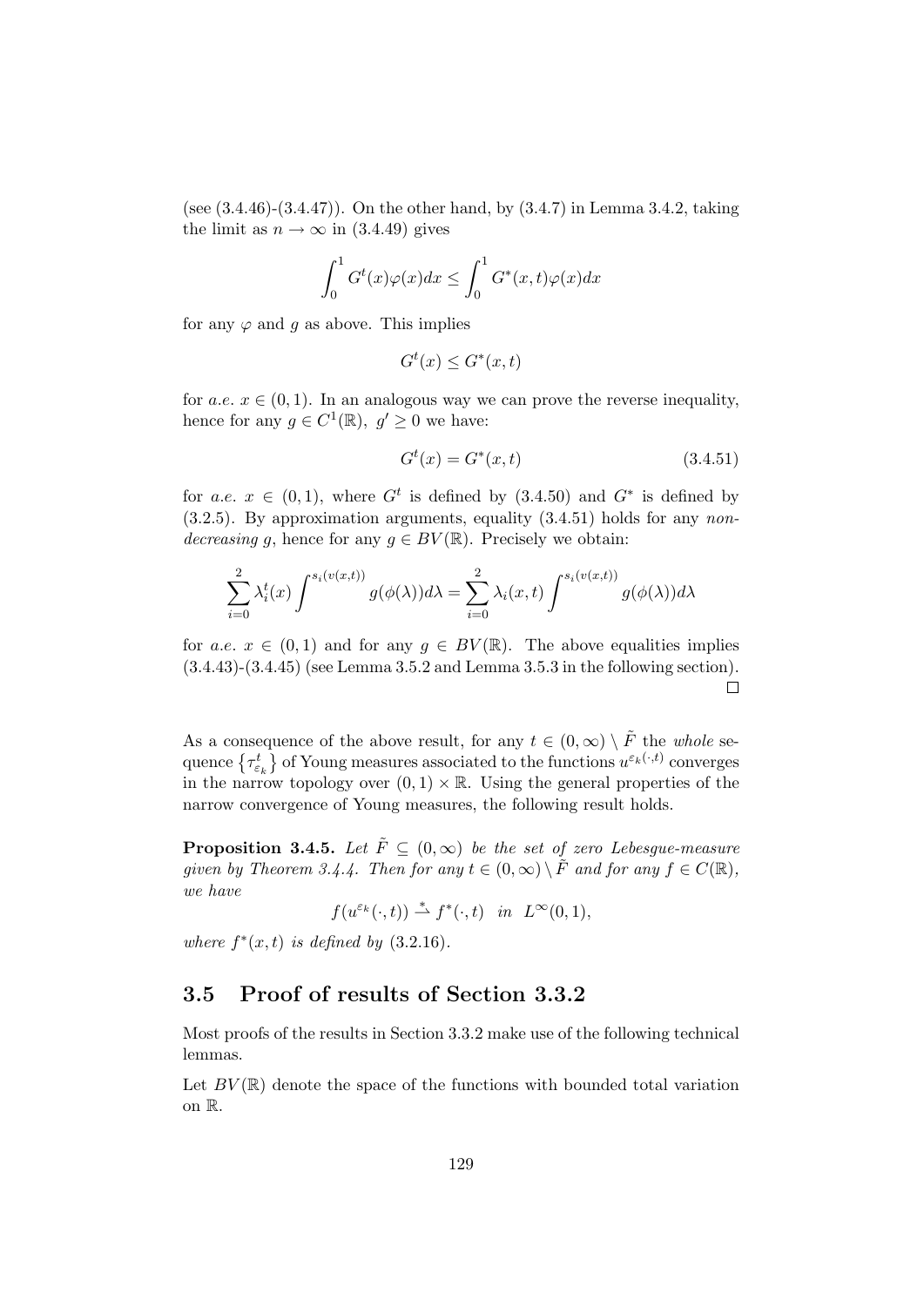(see (3.4.46)-(3.4.47)). On the other hand, by (3.4.7) in Lemma 3.4.2, taking the limit as $n \to \infty$ in (3.4.49) gives

$$\int_0^1 G^t(x)\varphi(x)dx \le \int_0^1 G^*(x,t)\varphi(x)dx$$

for any $\varphi$ and $g$ as above. This implies

$$G^t(x) \le G^*(x,t)$$

for *a.e.* $x \in (0,1)$. In an analogous way we can prove the reverse inequality, hence for any $g \in C^1(\mathbb{R}),\ g' \ge 0$ we have:

$$G^t(x) = G^*(x,t) \tag{3.4.51}$$

for *a.e.* $x \in (0,1)$, where $G^t$ is defined by (3.4.50) and $G^*$ is defined by (3.2.5). By approximation arguments, equality (3.4.51) holds for any *non-decreasing* $g$, hence for any $g \in BV(\mathbb{R})$. Precisely we obtain:

$$\sum_{i=0}^{2} \lambda_i^t(x) \int^{s_i(v(x,t))} g(\phi(\lambda))d\lambda = \sum_{i=0}^{2} \lambda_i(x,t) \int^{s_i(v(x,t))} g(\phi(\lambda))d\lambda$$

for *a.e.* $x \in (0,1)$ and for any $g \in BV(\mathbb{R})$. The above equalities implies (3.4.43)-(3.4.45) (see Lemma 3.5.2 and Lemma 3.5.3 in the following section). $\square$

As a consequence of the above result, for any $t \in (0,\infty) \setminus \tilde{F}$ the *whole* sequence $\{\tau^t_{\varepsilon_k}\}$ of Young measures associated to the functions $u^{\varepsilon_k(\cdot,t)}$ converges in the narrow topology over $(0,1)\times\mathbb{R}$. Using the general properties of the narrow convergence of Young measures, the following result holds.

**Proposition 3.4.5.** *Let $\tilde{F} \subseteq (0,\infty)$ be the set of zero Lebesgue-measure given by Theorem 3.4.4. Then for any $t \in (0,\infty) \setminus \tilde{F}$ and for any $f \in C(\mathbb{R})$, we have*

$$f(u^{\varepsilon_k}(\cdot,t)) \overset{*}{\rightharpoonup} f^*(\cdot,t) \quad in \quad L^\infty(0,1),$$

*where $f^*(x,t)$ is defined by (3.2.16).*

## 3.5 Proof of results of Section 3.3.2

Most proofs of the results in Section 3.3.2 make use of the following technical lemmas.

Let $BV(\mathbb{R})$ denote the space of the functions with bounded total variation on $\mathbb{R}$.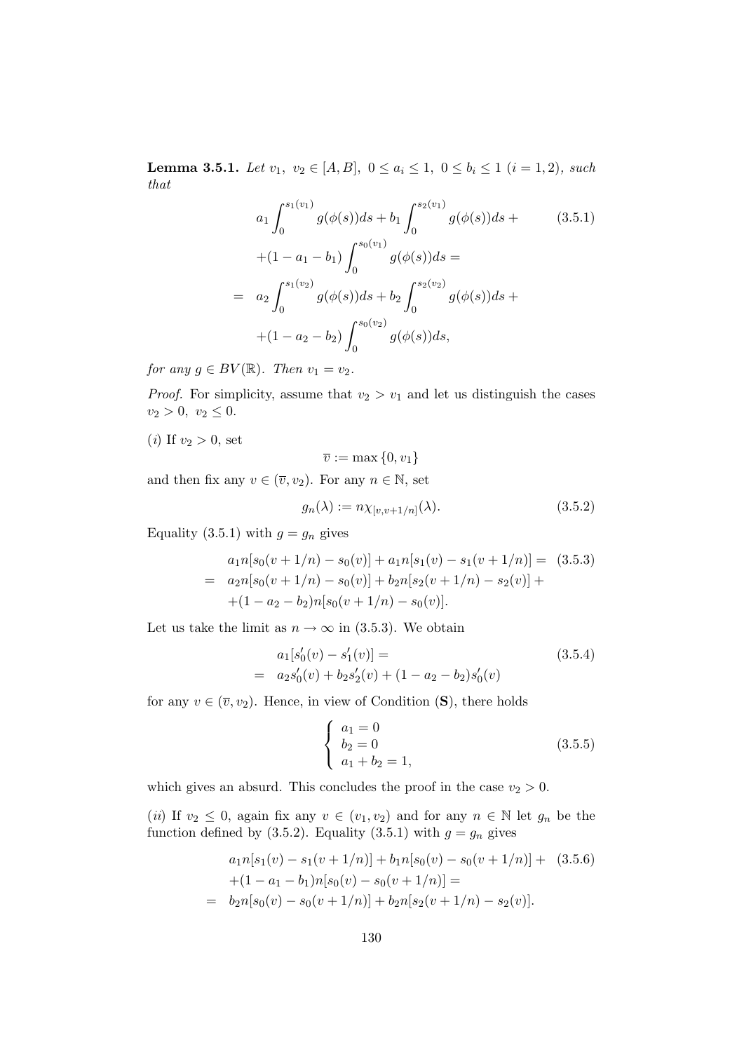**Lemma 3.5.1.** *Let $v_1,\ v_2 \in [A,B],\ 0 \le a_i \le 1,\ 0 \le b_i \le 1\ (i = 1,2)$, such that*

$$
\begin{aligned}
& a_1 \int_0^{s_1(v_1)} g(\phi(s))ds + b_1 \int_0^{s_2(v_1)} g(\phi(s))ds + \\
& +(1-a_1-b_1) \int_0^{s_0(v_1)} g(\phi(s))ds = \\
= \ & a_2 \int_0^{s_1(v_2)} g(\phi(s))ds + b_2 \int_0^{s_2(v_2)} g(\phi(s))ds + \\
& +(1-a_2-b_2) \int_0^{s_0(v_2)} g(\phi(s))ds,
\end{aligned} \tag{3.5.1}
$$

*for any $g \in BV(\mathbb{R})$. Then $v_1 = v_2$.*

*Proof.* For simplicity, assume that $v_2 > v_1$ and let us distinguish the cases $v_2 > 0,\ v_2 \le 0$.

$(i)$ If $v_2 > 0$, set

$$\overline{v} := \max\{0, v_1\}$$

and then fix any $v \in (\overline{v}, v_2)$. For any $n \in \mathbb{N}$, set

$$g_n(\lambda) := n\chi_{[v,v+1/n]}(\lambda). \tag{3.5.2}$$

Equality (3.5.1) with $g = g_n$ gives

$$
\begin{aligned}
& a_1 n[s_0(v+1/n) - s_0(v)] + a_1 n[s_1(v) - s_1(v+1/n)] = \\
= \ & a_2 n[s_0(v+1/n) - s_0(v)] + b_2 n[s_2(v+1/n) - s_2(v)] + \\
& +(1-a_2-b_2) n[s_0(v+1/n) - s_0(v)].
\end{aligned} \tag{3.5.3}
$$

Let us take the limit as $n \to \infty$ in (3.5.3). We obtain

$$
\begin{aligned}
& a_1[s_0'(v) - s_1'(v)] = \\
= \ & a_2 s_0'(v) + b_2 s_2'(v) + (1-a_2-b_2)s_0'(v)
\end{aligned} \tag{3.5.4}
$$

for any $v \in (\overline{v}, v_2)$. Hence, in view of Condition (**S**), there holds

$$
\begin{cases}
a_1 = 0 \\
b_2 = 0 \\
a_1 + b_2 = 1,
\end{cases} \tag{3.5.5}
$$

which gives an absurd. This concludes the proof in the case $v_2 > 0$.

$(ii)$ If $v_2 \le 0$, again fix any $v \in (v_1, v_2)$ and for any $n \in \mathbb{N}$ let $g_n$ be the function defined by (3.5.2). Equality (3.5.1) with $g = g_n$ gives

$$
\begin{aligned}
& a_1 n[s_1(v) - s_1(v+1/n)] + b_1 n[s_0(v) - s_0(v+1/n)] + \\
& +(1-a_1-b_1) n[s_0(v) - s_0(v+1/n)] = \\
= \ & b_2 n[s_0(v) - s_0(v+1/n)] + b_2 n[s_2(v+1/n) - s_2(v)].
\end{aligned} \tag{3.5.6}
$$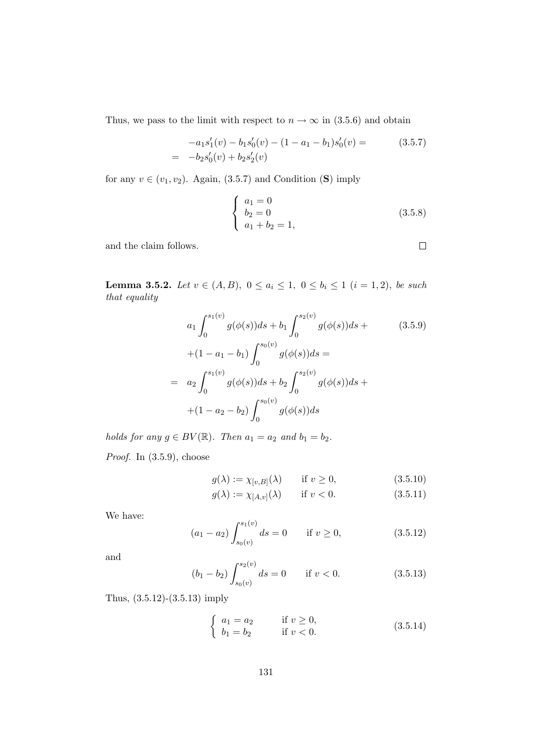Thus, we pass to the limit with respect to $n \to \infty$ in (3.5.6) and obtain

$$
\begin{aligned}
& -a_1 s_1'(v) - b_1 s_0'(v) - (1 - a_1 - b_1) s_0'(v) = \\
= \quad & -b_2 s_0'(v) + b_2 s_2'(v)
\end{aligned} \tag{3.5.7}
$$

for any $v \in (v_1, v_2)$. Again, (3.5.7) and Condition (**S**) imply

$$
\begin{cases}
a_1 = 0 \\
b_2 = 0 \\
a_1 + b_2 = 1,
\end{cases} \tag{3.5.8}
$$

and the claim follows. □

**Lemma 3.5.2.** *Let $v \in (A, B)$, $0 \le a_i \le 1$, $0 \le b_i \le 1$ $(i = 1, 2)$, be such that equality*

$$
\begin{aligned}
& a_1 \int_0^{s_1(v)} g(\phi(s)) ds + b_1 \int_0^{s_2(v)} g(\phi(s)) ds + \\
& +(1 - a_1 - b_1) \int_0^{s_0(v)} g(\phi(s)) ds = \\
= \quad & a_2 \int_0^{s_1(v)} g(\phi(s)) ds + b_2 \int_0^{s_2(v)} g(\phi(s)) ds + \\
& +(1 - a_2 - b_2) \int_0^{s_0(v)} g(\phi(s)) ds
\end{aligned} \tag{3.5.9}
$$

*holds for any $g \in BV(\mathbb{R})$. Then $a_1 = a_2$ and $b_1 = b_2$.*

*Proof.* In (3.5.9), choose

$$
g(\lambda) := \chi_{[v,B]}(\lambda) \qquad \text{if } v \ge 0, \tag{3.5.10}
$$

$$
g(\lambda) := \chi_{[A,v]}(\lambda) \qquad \text{if } v < 0. \tag{3.5.11}
$$

We have:

$$
(a_1 - a_2) \int_{s_0(v)}^{s_1(v)} ds = 0 \qquad \text{if } v \ge 0, \tag{3.5.12}
$$

and

$$
(b_1 - b_2) \int_{s_0(v)}^{s_2(v)} ds = 0 \qquad \text{if } v < 0. \tag{3.5.13}
$$

Thus, (3.5.12)-(3.5.13) imply

$$
\begin{cases}
a_1 = a_2 & \text{if } v \ge 0, \\
b_1 = b_2 & \text{if } v < 0.
\end{cases} \tag{3.5.14}
$$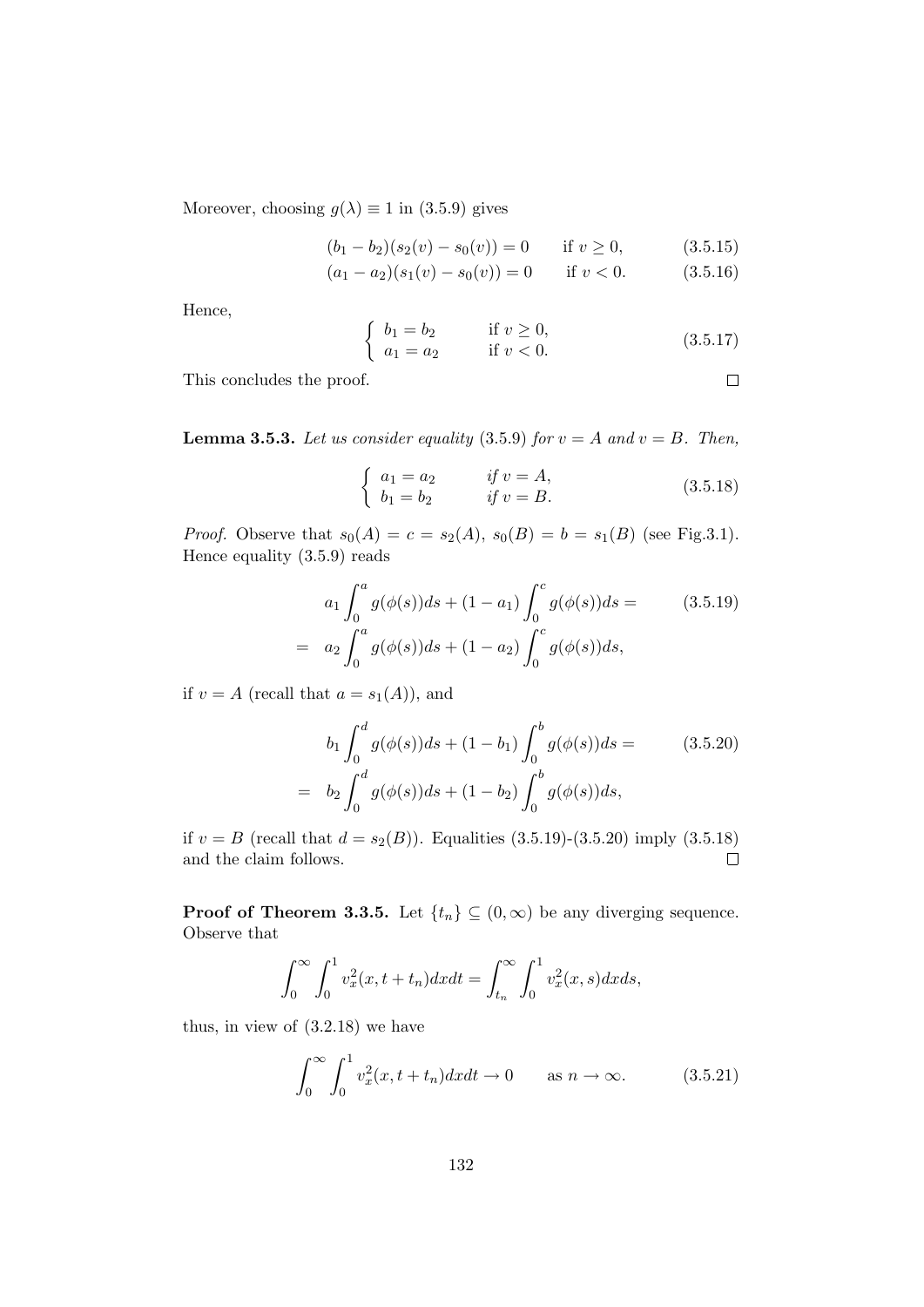Moreover, choosing $g(\lambda) \equiv 1$ in (3.5.9) gives

$$(b_1 - b_2)(s_2(v) - s_0(v)) = 0 \qquad \text{if } v \geq 0, \tag{3.5.15}$$

$$(a_1 - a_2)(s_1(v) - s_0(v)) = 0 \qquad \text{if } v < 0. \tag{3.5.16}$$

Hence,

$$\begin{cases} b_1 = b_2 & \text{if } v \geq 0, \\ a_1 = a_2 & \text{if } v < 0. \end{cases} \tag{3.5.17}$$

This concludes the proof. $\square$

**Lemma 3.5.3.** *Let us consider equality* (3.5.9) *for $v = A$ and $v = B$. Then,*

$$\begin{cases} a_1 = a_2 & \text{if } v = A, \\ b_1 = b_2 & \text{if } v = B. \end{cases} \tag{3.5.18}$$

*Proof.* Observe that $s_0(A) = c = s_2(A)$, $s_0(B) = b = s_1(B)$ (see Fig.3.1). Hence equality (3.5.9) reads

$$\begin{aligned} & a_1 \int_0^a g(\phi(s))ds + (1 - a_1) \int_0^c g(\phi(s))ds = \\ = \quad & a_2 \int_0^a g(\phi(s))ds + (1 - a_2) \int_0^c g(\phi(s))ds, \end{aligned} \tag{3.5.19}$$

if $v = A$ (recall that $a = s_1(A)$), and

$$\begin{aligned} & b_1 \int_0^d g(\phi(s))ds + (1 - b_1) \int_0^b g(\phi(s))ds = \\ = \quad & b_2 \int_0^d g(\phi(s))ds + (1 - b_2) \int_0^b g(\phi(s))ds, \end{aligned} \tag{3.5.20}$$

if $v = B$ (recall that $d = s_2(B)$). Equalities (3.5.19)-(3.5.20) imply (3.5.18) and the claim follows. $\square$

**Proof of Theorem 3.3.5.** Let $\{t_n\} \subseteq (0, \infty)$ be any diverging sequence. Observe that

$$\int_0^\infty \int_0^1 v_x^2(x, t + t_n) dx dt = \int_{t_n}^\infty \int_0^1 v_x^2(x, s) dx ds,$$

thus, in view of (3.2.18) we have

$$\int_0^\infty \int_0^1 v_x^2(x, t + t_n) dx dt \to 0 \qquad \text{as } n \to \infty. \tag{3.5.21}$$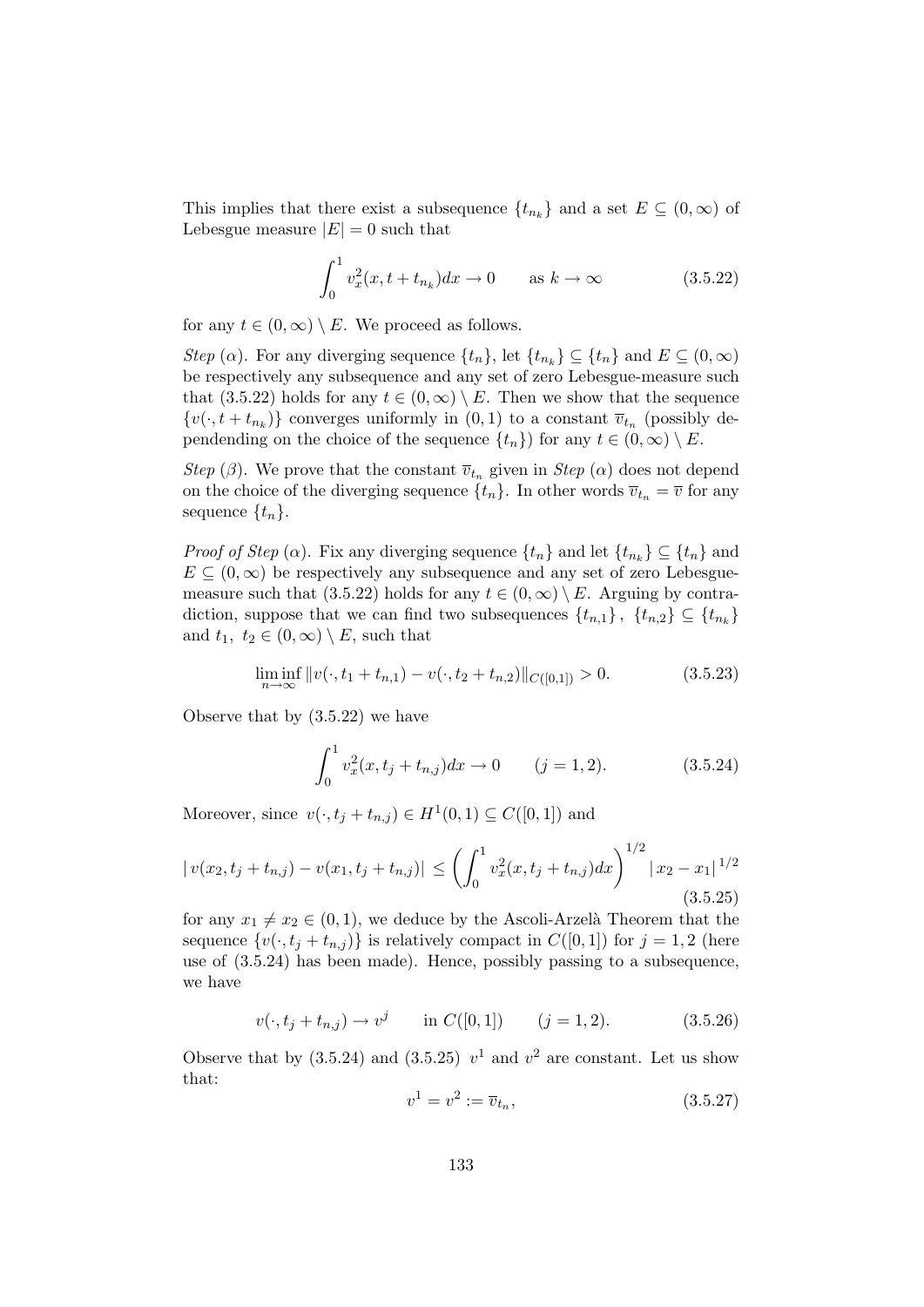This implies that there exist a subsequence $\{t_{n_k}\}$ and a set $E \subseteq (0, \infty)$ of Lebesgue measure $|E| = 0$ such that

$$\int_0^1 v_x^2(x, t + t_{n_k}) dx \to 0 \qquad \text{as } k \to \infty \tag{3.5.22}$$

for any $t \in (0, \infty) \setminus E$. We proceed as follows.

*Step* $(\alpha)$. For any diverging sequence $\{t_n\}$, let $\{t_{n_k}\} \subseteq \{t_n\}$ and $E \subseteq (0, \infty)$ be respectively any subsequence and any set of zero Lebesgue-measure such that (3.5.22) holds for any $t \in (0, \infty) \setminus E$. Then we show that the sequence $\{v(\cdot, t + t_{n_k})\}$ converges uniformly in $(0, 1)$ to a constant $\overline{v}_{t_n}$ (possibly dependending on the choice of the sequence $\{t_n\}$) for any $t \in (0, \infty) \setminus E$.

*Step* $(\beta)$. We prove that the constant $\overline{v}_{t_n}$ given in *Step* $(\alpha)$ does not depend on the choice of the diverging sequence $\{t_n\}$. In other words $\overline{v}_{t_n} = \overline{v}$ for any sequence $\{t_n\}$.

*Proof of Step* $(\alpha)$. Fix any diverging sequence $\{t_n\}$ and let $\{t_{n_k}\} \subseteq \{t_n\}$ and $E \subseteq (0, \infty)$ be respectively any subsequence and any set of zero Lebesgue-measure such that (3.5.22) holds for any $t \in (0, \infty) \setminus E$. Arguing by contradiction, suppose that we can find two subsequences $\{t_{n,1}\}, \{t_{n,2}\} \subseteq \{t_{n_k}\}$ and $t_1, t_2 \in (0, \infty) \setminus E$, such that

$$\liminf_{n \to \infty} \| v(\cdot, t_1 + t_{n,1}) - v(\cdot, t_2 + t_{n,2}) \|_{C([0,1])} > 0. \tag{3.5.23}$$

Observe that by (3.5.22) we have

$$\int_0^1 v_x^2(x, t_j + t_{n,j}) dx \to 0 \qquad (j = 1, 2). \tag{3.5.24}$$

Moreover, since $v(\cdot, t_j + t_{n,j}) \in H^1(0, 1) \subseteq C([0, 1])$ and

$$|\, v(x_2, t_j + t_{n,j}) - v(x_1, t_j + t_{n,j})| \le \left( \int_0^1 v_x^2(x, t_j + t_{n,j}) dx \right)^{1/2} |\, x_2 - x_1|^{\,1/2} \tag{3.5.25}$$

for any $x_1 \neq x_2 \in (0, 1)$, we deduce by the Ascoli-Arzelà Theorem that the sequence $\{v(\cdot, t_j + t_{n,j})\}$ is relatively compact in $C([0, 1])$ for $j = 1, 2$ (here use of (3.5.24) has been made). Hence, possibly passing to a subsequence, we have

$$v(\cdot, t_j + t_{n,j}) \to v^j \qquad \text{in } C([0, 1]) \qquad (j = 1, 2). \tag{3.5.26}$$

Observe that by (3.5.24) and (3.5.25) $v^1$ and $v^2$ are constant. Let us show that:

$$v^1 = v^2 := \overline{v}_{t_n}, \tag{3.5.27}$$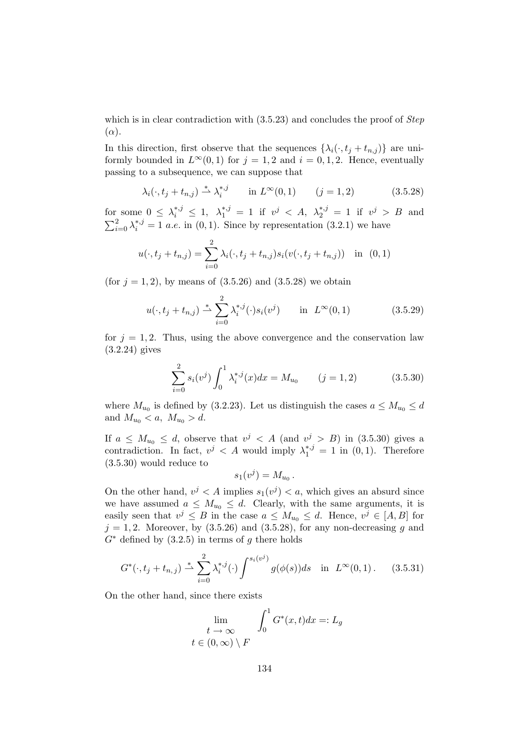which is in clear contradiction with (3.5.23) and concludes the proof of *Step* ($\alpha$).

In this direction, first observe that the sequences $\{\lambda_i(\cdot, t_j + t_{n,j})\}$ are uniformly bounded in $L^\infty(0,1)$ for $j = 1, 2$ and $i = 0, 1, 2$. Hence, eventually passing to a subsequence, we can suppose that

$$\lambda_i(\cdot, t_j + t_{n,j}) \overset{*}{\rightharpoonup} \lambda_i^{*,j} \qquad \text{in } L^\infty(0,1) \qquad (j = 1, 2) \tag{3.5.28}$$

for some $0 \leq \lambda_i^{*,j} \leq 1$, $\lambda_1^{*,j} = 1$ if $v^j < A$, $\lambda_2^{*,j} = 1$ if $v^j > B$ and $\sum_{i=0}^{2} \lambda_i^{*,j} = 1$ *a.e.* in $(0,1)$. Since by representation (3.2.1) we have

$$u(\cdot, t_j + t_{n,j}) = \sum_{i=0}^{2} \lambda_i(\cdot, t_j + t_{n,j}) s_i(v(\cdot, t_j + t_{n,j})) \quad \text{in } (0,1)$$

(for $j = 1, 2$), by means of (3.5.26) and (3.5.28) we obtain

$$u(\cdot, t_j + t_{n,j}) \overset{*}{\rightharpoonup} \sum_{i=0}^{2} \lambda_i^{*,j}(\cdot) s_i(v^j) \qquad \text{in } L^\infty(0,1) \tag{3.5.29}$$

for $j = 1, 2$. Thus, using the above convergence and the conservation law (3.2.24) gives

$$\sum_{i=0}^{2} s_i(v^j) \int_0^1 \lambda_i^{*,j}(x) dx = M_{u_0} \qquad (j = 1, 2) \tag{3.5.30}$$

where $M_{u_0}$ is defined by (3.2.23). Let us distinguish the cases $a \leq M_{u_0} \leq d$ and $M_{u_0} < a$, $M_{u_0} > d$.

If $a \leq M_{u_0} \leq d$, observe that $v^j < A$ (and $v^j > B$) in (3.5.30) gives a contradiction. In fact, $v^j < A$ would imply $\lambda_1^{*,j} = 1$ in $(0,1)$. Therefore (3.5.30) would reduce to

$$s_1(v^j) = M_{u_0} \,.$$

On the other hand, $v^j < A$ implies $s_1(v^j) < a$, which gives an absurd since we have assumed $a \leq M_{u_0} \leq d$. Clearly, with the same arguments, it is easily seen that $v^j \leq B$ in the case $a \leq M_{u_0} \leq d$. Hence, $v^j \in [A, B]$ for $j = 1, 2$. Moreover, by (3.5.26) and (3.5.28), for any non-decreasing $g$ and $G^*$ defined by (3.2.5) in terms of $g$ there holds

$$G^*(\cdot, t_j + t_{n,j}) \overset{*}{\rightharpoonup} \sum_{i=0}^{2} \lambda_i^{*,j}(\cdot) \int^{s_i(v^j)} g(\phi(s)) ds \quad \text{in } L^\infty(0,1) \,. \tag{3.5.31}$$

On the other hand, since there exists

$$\lim_{\substack{t \to \infty \\ t \in (0,\infty) \setminus F}} \int_0^1 G^*(x,t) dx =: L_g$$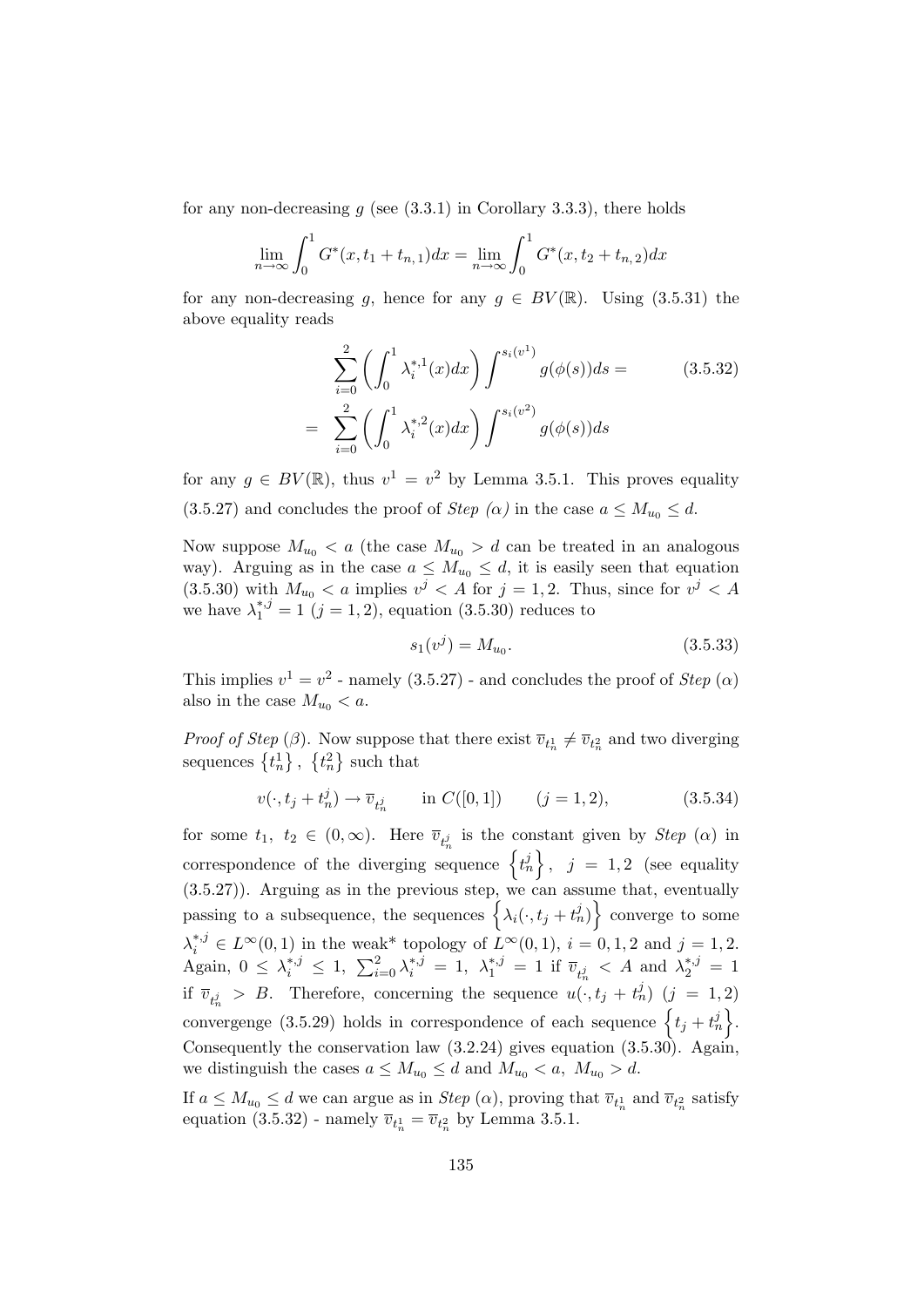for any non-decreasing $g$ (see (3.3.1) in Corollary 3.3.3), there holds

$$\lim_{n\to\infty}\int_0^1 G^*(x,t_1+t_{n,1})dx = \lim_{n\to\infty}\int_0^1 G^*(x,t_2+t_{n,2})dx$$

for any non-decreasing $g$, hence for any $g \in BV(\mathbb{R})$. Using (3.5.31) the above equality reads

$$\begin{aligned}
&\sum_{i=0}^{2}\left(\int_0^1 \lambda_i^{*,1}(x)dx\right)\int^{s_i(v^1)} g(\phi(s))ds = \qquad (3.5.32)\\
=\;&\sum_{i=0}^{2}\left(\int_0^1 \lambda_i^{*,2}(x)dx\right)\int^{s_i(v^2)} g(\phi(s))ds
\end{aligned}$$

for any $g \in BV(\mathbb{R})$, thus $v^1 = v^2$ by Lemma 3.5.1. This proves equality (3.5.27) and concludes the proof of *Step (α)* in the case $a \le M_{u_0} \le d$.

Now suppose $M_{u_0} < a$ (the case $M_{u_0} > d$ can be treated in an analogous way). Arguing as in the case $a \le M_{u_0} \le d$, it is easily seen that equation (3.5.30) with $M_{u_0} < a$ implies $v^j < A$ for $j = 1,2$. Thus, since for $v^j < A$ we have $\lambda_1^{*,j} = 1$ $(j = 1,2)$, equation (3.5.30) reduces to

$$s_1(v^j) = M_{u_0}. \qquad (3.5.33)$$

This implies $v^1 = v^2$ - namely (3.5.27) - and concludes the proof of *Step* (α) also in the case $M_{u_0} < a$.

*Proof of Step* (β). Now suppose that there exist $\overline{v}_{t_n^1} \neq \overline{v}_{t_n^2}$ and two diverging sequences $\{t_n^1\}$, $\{t_n^2\}$ such that

$$v(\cdot, t_j + t_n^j) \to \overline{v}_{t_n^j} \qquad \text{in } C([0,1]) \qquad (j = 1,2), \qquad (3.5.34)$$

for some $t_1,\ t_2 \in (0,\infty)$. Here $\overline{v}_{t_n^j}$ is the constant given by *Step* (α) in correspondence of the diverging sequence $\left\{t_n^j\right\}$, $j = 1,2$ (see equality (3.5.27)). Arguing as in the previous step, we can assume that, eventually passing to a subsequence, the sequences $\left\{\lambda_i(\cdot, t_j + t_n^j)\right\}$ converge to some $\lambda_i^{*,j} \in L^\infty(0,1)$ in the weak* topology of $L^\infty(0,1)$, $i = 0,1,2$ and $j = 1,2$. Again, $0 \le \lambda_i^{*,j} \le 1$, $\sum_{i=0}^{2}\lambda_i^{*,j} = 1$, $\lambda_1^{*,j} = 1$ if $\overline{v}_{t_n^j} < A$ and $\lambda_2^{*,j} = 1$ if $\overline{v}_{t_n^j} > B$. Therefore, concerning the sequence $u(\cdot, t_j + t_n^j)$ $(j = 1,2)$ convergenge (3.5.29) holds in correspondence of each sequence $\left\{t_j + t_n^j\right\}$. Consequently the conservation law (3.2.24) gives equation (3.5.30). Again, we distinguish the cases $a \le M_{u_0} \le d$ and $M_{u_0} < a$, $M_{u_0} > d$.

If $a \le M_{u_0} \le d$ we can argue as in *Step* (α), proving that $\overline{v}_{t_n^1}$ and $\overline{v}_{t_n^2}$ satisfy equation (3.5.32) - namely $\overline{v}_{t_n^1} = \overline{v}_{t_n^2}$ by Lemma 3.5.1.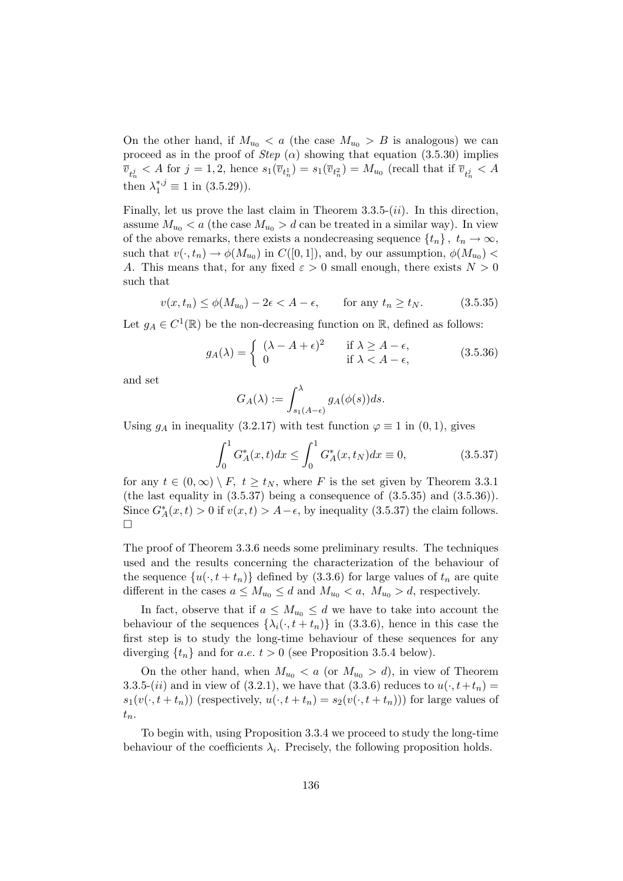On the other hand, if $M_{u_0} < a$ (the case $M_{u_0} > B$ is analogous) we can proceed as in the proof of *Step* $(\alpha)$ showing that equation (3.5.30) implies $\overline{v}_{t_n^j} < A$ for $j = 1, 2$, hence $s_1(\overline{v}_{t_n^1}) = s_1(\overline{v}_{t_n^2}) = M_{u_0}$ (recall that if $\overline{v}_{t_n^j} < A$ then $\lambda_1^{*,j} \equiv 1$ in (3.5.29)).

Finally, let us prove the last claim in Theorem 3.3.5-$(ii)$. In this direction, assume $M_{u_0} < a$ (the case $M_{u_0} > d$ can be treated in a similar way). In view of the above remarks, there exists a nondecreasing sequence $\{t_n\}$, $t_n \to \infty$, such that $v(\cdot, t_n) \to \phi(M_{u_0})$ in $C([0, 1])$, and, by our assumption, $\phi(M_{u_0}) < A$. This means that, for any fixed $\varepsilon > 0$ small enough, there exists $N > 0$ such that

$$v(x, t_n) \leq \phi(M_{u_0}) - 2\epsilon < A - \epsilon, \qquad \text{for any } t_n \geq t_N. \tag{3.5.35}$$

Let $g_A \in C^1(\mathbb{R})$ be the non-decreasing function on $\mathbb{R}$, defined as follows:

$$g_A(\lambda) = \begin{cases} (\lambda - A + \epsilon)^2 & \text{if } \lambda \geq A - \epsilon, \\ 0 & \text{if } \lambda < A - \epsilon, \end{cases} \tag{3.5.36}$$

and set

$$G_A(\lambda) := \int_{s_1(A-\epsilon)}^{\lambda} g_A(\phi(s))ds.$$

Using $g_A$ in inequality (3.2.17) with test function $\varphi \equiv 1$ in $(0, 1)$, gives

$$\int_0^1 G_A^*(x, t)dx \leq \int_0^1 G_A^*(x, t_N)dx \equiv 0, \tag{3.5.37}$$

for any $t \in (0, \infty) \setminus F$, $t \geq t_N$, where $F$ is the set given by Theorem 3.3.1 (the last equality in (3.5.37) being a consequence of (3.5.35) and (3.5.36)). Since $G_A^*(x, t) > 0$ if $v(x, t) > A - \epsilon$, by inequality (3.5.37) the claim follows. □

The proof of Theorem 3.3.6 needs some preliminary results. The techniques used and the results concerning the characterization of the behaviour of the sequence $\{u(\cdot, t + t_n)\}$ defined by (3.3.6) for large values of $t_n$ are quite different in the cases $a \leq M_{u_0} \leq d$ and $M_{u_0} < a$, $M_{u_0} > d$, respectively.

In fact, observe that if $a \leq M_{u_0} \leq d$ we have to take into account the behaviour of the sequences $\{\lambda_i(\cdot, t + t_n)\}$ in (3.3.6), hence in this case the first step is to study the long-time behaviour of these sequences for any diverging $\{t_n\}$ and for *a.e.* $t > 0$ (see Proposition 3.5.4 below).

On the other hand, when $M_{u_0} < a$ (or $M_{u_0} > d$), in view of Theorem 3.3.5-$(ii)$ and in view of (3.2.1), we have that (3.3.6) reduces to $u(\cdot, t + t_n) = s_1(v(\cdot, t + t_n))$ (respectively, $u(\cdot, t + t_n) = s_2(v(\cdot, t + t_n))$) for large values of $t_n$.

To begin with, using Proposition 3.3.4 we proceed to study the long-time behaviour of the coefficients $\lambda_i$. Precisely, the following proposition holds.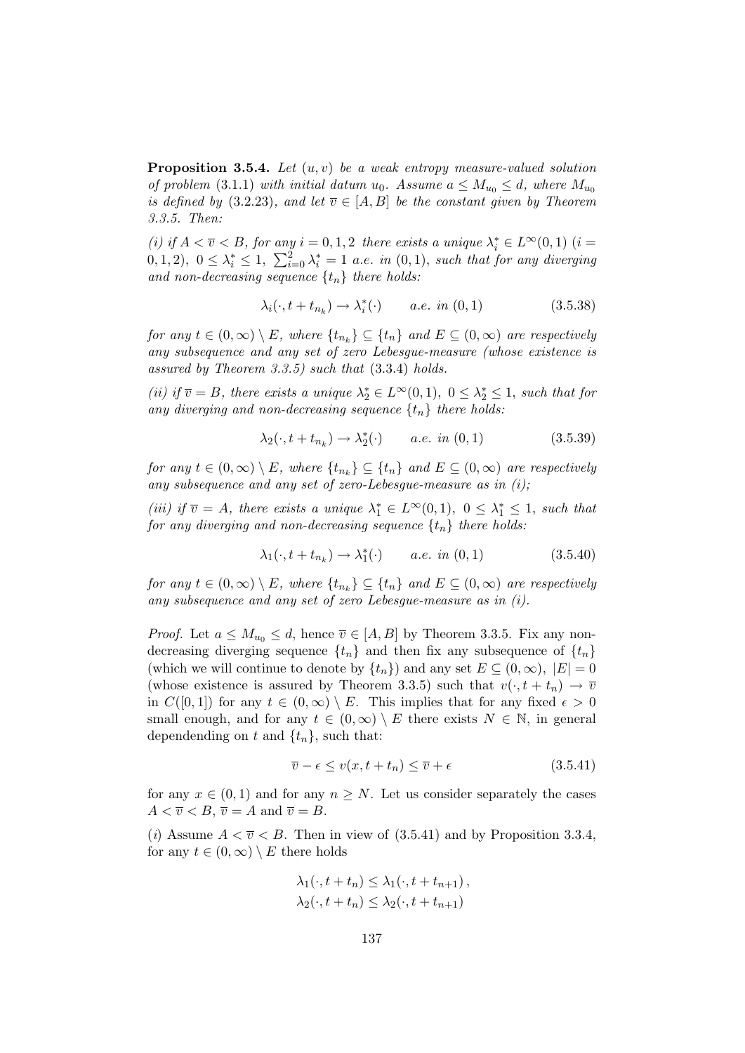**Proposition 3.5.4.** *Let $(u, v)$ be a weak entropy measure-valued solution of problem* (3.1.1) *with initial datum $u_0$. Assume $a \leq M_{u_0} \leq d$, where $M_{u_0}$ is defined by* (3.2.23)*, and let $\overline{v} \in [A, B]$ be the constant given by Theorem 3.3.5. Then:*

*(i) if $A < \overline{v} < B$, for any $i = 0, 1, 2$ there exists a unique $\lambda_i^* \in L^\infty(0,1)$ ($i = 0, 1, 2$), $0 \leq \lambda_i^* \leq 1$, $\sum_{i=0}^{2} \lambda_i^* = 1$ a.e. in $(0,1)$, such that for any diverging and non-decreasing sequence $\{t_n\}$ there holds:*

$$\lambda_i(\cdot, t + t_{n_k}) \to \lambda_i^*(\cdot) \qquad a.e. \ in \ (0,1) \tag{3.5.38}$$

*for any $t \in (0, \infty) \setminus E$, where $\{t_{n_k}\} \subseteq \{t_n\}$ and $E \subseteq (0, \infty)$ are respectively any subsequence and any set of zero Lebesgue-measure (whose existence is assured by Theorem 3.3.5) such that* (3.3.4) *holds.*

*(ii) if $\overline{v} = B$, there exists a unique $\lambda_2^* \in L^\infty(0,1)$, $0 \leq \lambda_2^* \leq 1$, such that for any diverging and non-decreasing sequence $\{t_n\}$ there holds:*

$$\lambda_2(\cdot, t + t_{n_k}) \to \lambda_2^*(\cdot) \qquad a.e. \ in \ (0,1) \tag{3.5.39}$$

*for any $t \in (0, \infty) \setminus E$, where $\{t_{n_k}\} \subseteq \{t_n\}$ and $E \subseteq (0, \infty)$ are respectively any subsequence and any set of zero-Lebesgue-measure as in (i);*

*(iii) if $\overline{v} = A$, there exists a unique $\lambda_1^* \in L^\infty(0,1)$, $0 \leq \lambda_1^* \leq 1$, such that for any diverging and non-decreasing sequence $\{t_n\}$ there holds:*

$$\lambda_1(\cdot, t + t_{n_k}) \to \lambda_1^*(\cdot) \qquad a.e. \ in \ (0,1) \tag{3.5.40}$$

*for any $t \in (0, \infty) \setminus E$, where $\{t_{n_k}\} \subseteq \{t_n\}$ and $E \subseteq (0, \infty)$ are respectively any subsequence and any set of zero Lebesgue-measure as in (i).*

*Proof.* Let $a \leq M_{u_0} \leq d$, hence $\overline{v} \in [A, B]$ by Theorem 3.3.5. Fix any non-decreasing diverging sequence $\{t_n\}$ and then fix any subsequence of $\{t_n\}$ (which we will continue to denote by $\{t_n\}$) and any set $E \subseteq (0, \infty)$, $|E| = 0$ (whose existence is assured by Theorem 3.3.5) such that $v(\cdot, t + t_n) \to \overline{v}$ in $C([0, 1])$ for any $t \in (0, \infty) \setminus E$. This implies that for any fixed $\epsilon > 0$ small enough, and for any $t \in (0, \infty) \setminus E$ there exists $N \in \mathbb{N}$, in general dependending on $t$ and $\{t_n\}$, such that:

$$\overline{v} - \epsilon \leq v(x, t + t_n) \leq \overline{v} + \epsilon \tag{3.5.41}$$

for any $x \in (0, 1)$ and for any $n \geq N$. Let us consider separately the cases $A < \overline{v} < B$, $\overline{v} = A$ and $\overline{v} = B$.

($i$) Assume $A < \overline{v} < B$. Then in view of (3.5.41) and by Proposition 3.3.4, for any $t \in (0, \infty) \setminus E$ there holds

$$\lambda_1(\cdot, t + t_n) \leq \lambda_1(\cdot, t + t_{n+1}),$$
$$\lambda_2(\cdot, t + t_n) \leq \lambda_2(\cdot, t + t_{n+1})$$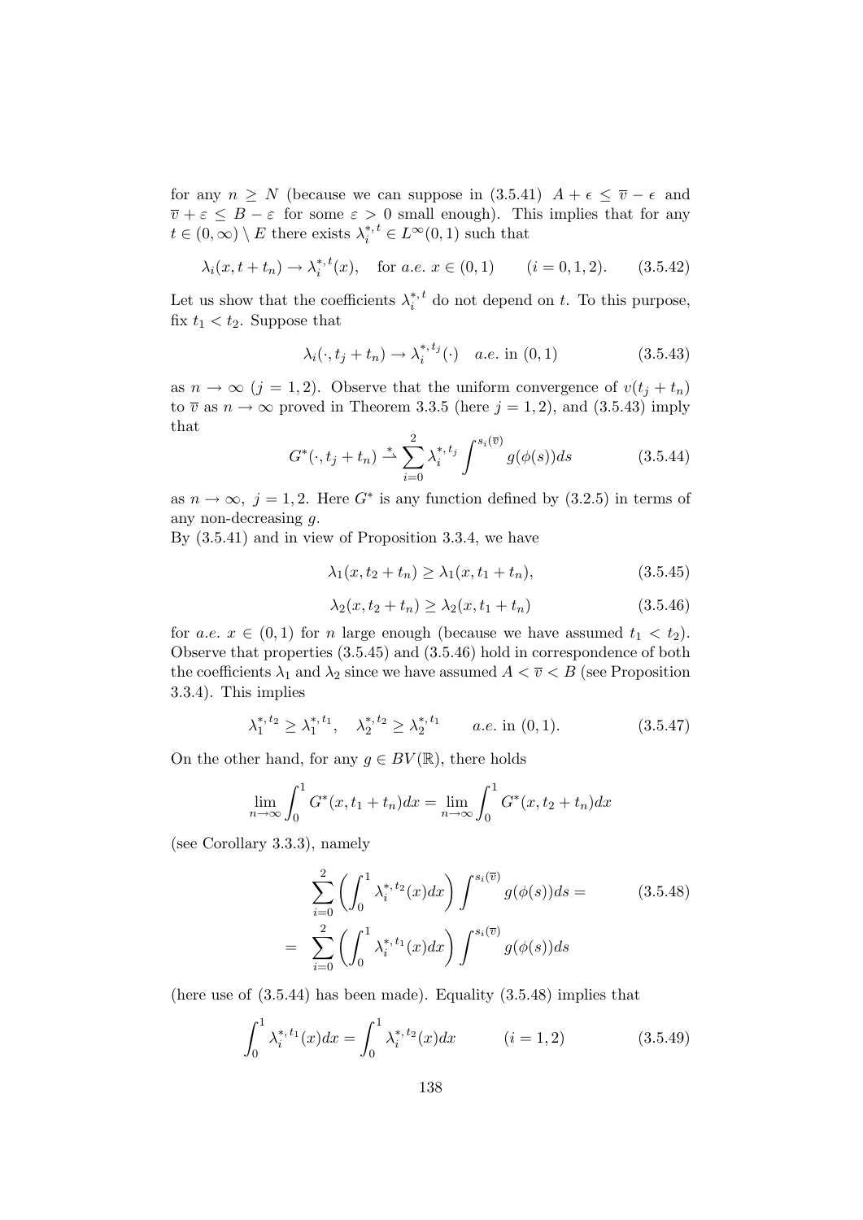for any $n \geq N$ (because we can suppose in (3.5.41) $A + \epsilon \leq \overline{v} - \epsilon$ and $\overline{v} + \varepsilon \leq B - \varepsilon$ for some $\varepsilon > 0$ small enough). This implies that for any $t \in (0, \infty) \setminus E$ there exists $\lambda_i^{*,t} \in L^\infty(0,1)$ such that

$$\lambda_i(x, t + t_n) \to \lambda_i^{*,t}(x), \quad \text{for } a.e. \ x \in (0,1) \qquad (i = 0, 1, 2). \tag{3.5.42}$$

Let us show that the coefficients $\lambda_i^{*,t}$ do not depend on $t$. To this purpose, fix $t_1 < t_2$. Suppose that

$$\lambda_i(\cdot, t_j + t_n) \to \lambda_i^{*,t_j}(\cdot) \quad a.e. \text{ in } (0,1) \tag{3.5.43}$$

as $n \to \infty$ $(j = 1, 2)$. Observe that the uniform convergence of $v(t_j + t_n)$ to $\overline{v}$ as $n \to \infty$ proved in Theorem 3.3.5 (here $j = 1, 2$), and (3.5.43) imply that

$$G^*(\cdot, t_j + t_n) \overset{*}{\rightharpoonup} \sum_{i=0}^{2} \lambda_i^{*,t_j} \int^{s_i(\overline{v})} g(\phi(s)) ds \tag{3.5.44}$$

as $n \to \infty$, $j = 1, 2$. Here $G^*$ is any function defined by (3.2.5) in terms of any non-decreasing $g$.

By (3.5.41) and in view of Proposition 3.3.4, we have

$$\lambda_1(x, t_2 + t_n) \geq \lambda_1(x, t_1 + t_n), \tag{3.5.45}$$

$$\lambda_2(x, t_2 + t_n) \geq \lambda_2(x, t_1 + t_n) \tag{3.5.46}$$

for $a.e.$ $x \in (0,1)$ for $n$ large enough (because we have assumed $t_1 < t_2$). Observe that properties (3.5.45) and (3.5.46) hold in correspondence of both the coefficients $\lambda_1$ and $\lambda_2$ since we have assumed $A < \overline{v} < B$ (see Proposition 3.3.4). This implies

$$\lambda_1^{*,t_2} \geq \lambda_1^{*,t_1}, \quad \lambda_2^{*,t_2} \geq \lambda_2^{*,t_1} \qquad a.e. \text{ in } (0,1). \tag{3.5.47}$$

On the other hand, for any $g \in BV(\mathbb{R})$, there holds

$$\lim_{n\to\infty} \int_0^1 G^*(x, t_1 + t_n) dx = \lim_{n\to\infty} \int_0^1 G^*(x, t_2 + t_n) dx$$

(see Corollary 3.3.3), namely

$$\begin{aligned} &\sum_{i=0}^{2} \left( \int_0^1 \lambda_i^{*,t_2}(x) dx \right) \int^{s_i(\overline{v})} g(\phi(s)) ds = \\ = \;& \sum_{i=0}^{2} \left( \int_0^1 \lambda_i^{*,t_1}(x) dx \right) \int^{s_i(\overline{v})} g(\phi(s)) ds \end{aligned} \tag{3.5.48}$$

(here use of (3.5.44) has been made). Equality (3.5.48) implies that

$$\int_0^1 \lambda_i^{*,t_1}(x) dx = \int_0^1 \lambda_i^{*,t_2}(x) dx \qquad (i = 1, 2) \tag{3.5.49}$$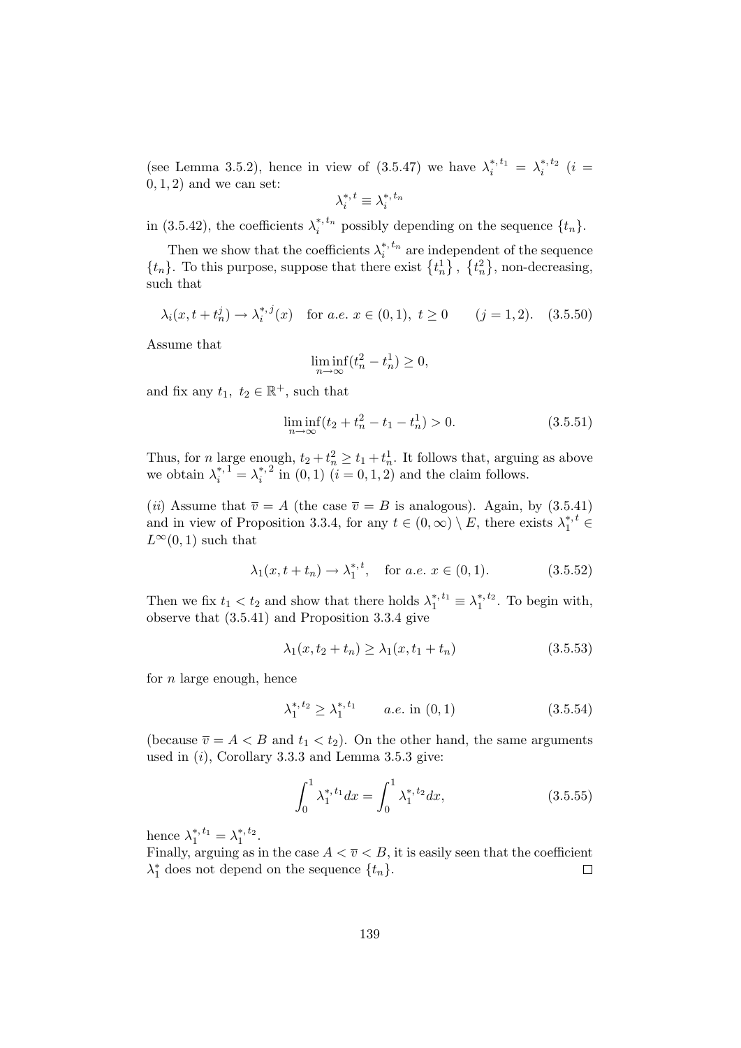(see Lemma 3.5.2), hence in view of (3.5.47) we have $\lambda_i^{*,t_1} = \lambda_i^{*,t_2}$ ($i = 0, 1, 2$) and we can set:

$$\lambda_i^{*,t} \equiv \lambda_i^{*,t_n}$$

in (3.5.42), the coefficients $\lambda_i^{*,t_n}$ possibly depending on the sequence $\{t_n\}$.

Then we show that the coefficients $\lambda_i^{*,t_n}$ are independent of the sequence $\{t_n\}$. To this purpose, suppose that there exist $\{t_n^1\}$, $\{t_n^2\}$, non-decreasing, such that

$$\lambda_i(x, t + t_n^j) \to \lambda_i^{*,j}(x) \quad \text{for } a.e.\ x \in (0,1),\ t \geq 0 \qquad (j = 1, 2). \quad (3.5.50)$$

Assume that

$$\liminf_{n\to\infty}(t_n^2 - t_n^1) \geq 0,$$

and fix any $t_1,\ t_2 \in \mathbb{R}^+$, such that

$$\liminf_{n\to\infty}(t_2 + t_n^2 - t_1 - t_n^1) > 0. \quad (3.5.51)$$

Thus, for $n$ large enough, $t_2 + t_n^2 \geq t_1 + t_n^1$. It follows that, arguing as above we obtain $\lambda_i^{*,1} = \lambda_i^{*,2}$ in $(0,1)$ ($i = 0, 1, 2$) and the claim follows.

($ii$) Assume that $\overline{v} = A$ (the case $\overline{v} = B$ is analogous). Again, by (3.5.41) and in view of Proposition 3.3.4, for any $t \in (0, \infty) \setminus E$, there exists $\lambda_1^{*,t} \in L^\infty(0,1)$ such that

$$\lambda_1(x, t + t_n) \to \lambda_1^{*,t}, \quad \text{for } a.e.\ x \in (0,1). \quad (3.5.52)$$

Then we fix $t_1 < t_2$ and show that there holds $\lambda_1^{*,t_1} \equiv \lambda_1^{*,t_2}$. To begin with, observe that (3.5.41) and Proposition 3.3.4 give

$$\lambda_1(x, t_2 + t_n) \geq \lambda_1(x, t_1 + t_n) \quad (3.5.53)$$

for $n$ large enough, hence

$$\lambda_1^{*,t_2} \geq \lambda_1^{*,t_1} \qquad a.e.\ \text{in } (0,1) \quad (3.5.54)$$

(because $\overline{v} = A < B$ and $t_1 < t_2$). On the other hand, the same arguments used in ($i$), Corollary 3.3.3 and Lemma 3.5.3 give:

$$\int_0^1 \lambda_1^{*,t_1} dx = \int_0^1 \lambda_1^{*,t_2} dx, \quad (3.5.55)$$

hence $\lambda_1^{*,t_1} = \lambda_1^{*,t_2}$.

Finally, arguing as in the case $A < \overline{v} < B$, it is easily seen that the coefficient $\lambda_1^*$ does not depend on the sequence $\{t_n\}$. □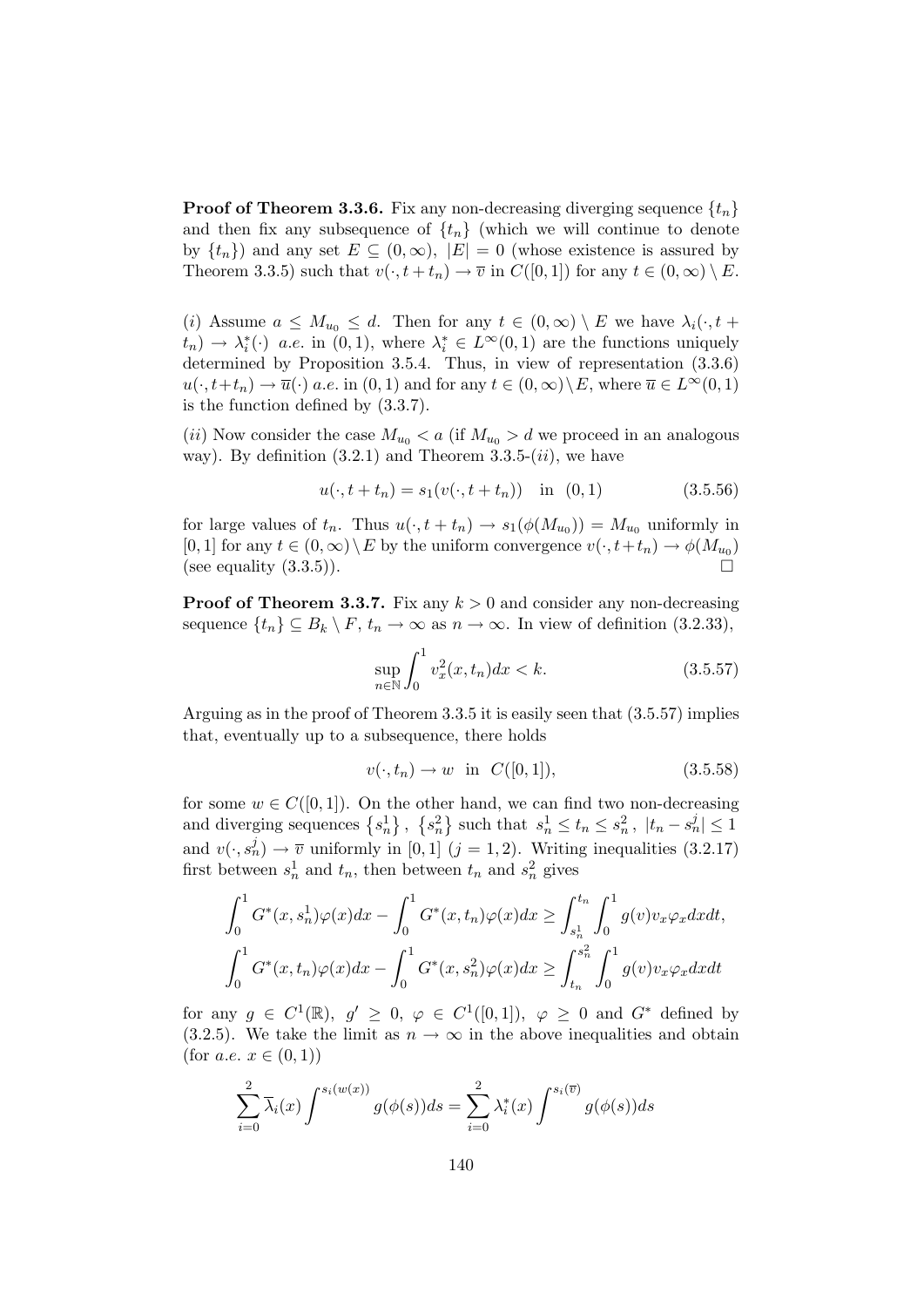**Proof of Theorem 3.3.6.** Fix any non-decreasing diverging sequence $\{t_n\}$ and then fix any subsequence of $\{t_n\}$ (which we will continue to denote by $\{t_n\}$) and any set $E \subseteq (0,\infty)$, $|E| = 0$ (whose existence is assured by Theorem 3.3.5) such that $v(\cdot, t+t_n) \to \overline{v}$ in $C([0,1])$ for any $t \in (0,\infty) \setminus E$.

$(i)$ Assume $a \leq M_{u_0} \leq d$. Then for any $t \in (0,\infty) \setminus E$ we have $\lambda_i(\cdot, t+t_n) \to \lambda_i^*(\cdot)$ *a.e.* in $(0,1)$, where $\lambda_i^* \in L^\infty(0,1)$ are the functions uniquely determined by Proposition 3.5.4. Thus, in view of representation (3.3.6) $u(\cdot, t+t_n) \to \overline{u}(\cdot)$ *a.e.* in $(0,1)$ and for any $t \in (0,\infty) \setminus E$, where $\overline{u} \in L^\infty(0,1)$ is the function defined by (3.3.7).

$(ii)$ Now consider the case $M_{u_0} < a$ (if $M_{u_0} > d$ we proceed in an analogous way). By definition (3.2.1) and Theorem 3.3.5-$(ii)$, we have

$$u(\cdot, t+t_n) = s_1(v(\cdot, t+t_n)) \quad \text{in} \quad (0,1) \tag{3.5.56}$$

for large values of $t_n$. Thus $u(\cdot, t+t_n) \to s_1(\phi(M_{u_0})) = M_{u_0}$ uniformly in $[0,1]$ for any $t \in (0,\infty) \setminus E$ by the uniform convergence $v(\cdot, t+t_n) \to \phi(M_{u_0})$ (see equality (3.3.5)). $\square$

**Proof of Theorem 3.3.7.** Fix any $k > 0$ and consider any non-decreasing sequence $\{t_n\} \subseteq B_k \setminus F$, $t_n \to \infty$ as $n \to \infty$. In view of definition (3.2.33),

$$\sup_{n \in \mathbb{N}} \int_0^1 v_x^2(x, t_n)dx < k. \tag{3.5.57}$$

Arguing as in the proof of Theorem 3.3.5 it is easily seen that (3.5.57) implies that, eventually up to a subsequence, there holds

$$v(\cdot, t_n) \to w \quad \text{in} \quad C([0,1]), \tag{3.5.58}$$

for some $w \in C([0,1])$. On the other hand, we can find two non-decreasing and diverging sequences $\{s_n^1\}$, $\{s_n^2\}$ such that $s_n^1 \leq t_n \leq s_n^2$, $|t_n - s_n^j| \leq 1$ and $v(\cdot, s_n^j) \to \overline{v}$ uniformly in $[0,1]$ $(j = 1,2)$. Writing inequalities (3.2.17) first between $s_n^1$ and $t_n$, then between $t_n$ and $s_n^2$ gives

$$\int_0^1 G^*(x, s_n^1)\varphi(x)dx - \int_0^1 G^*(x, t_n)\varphi(x)dx \geq \int_{s_n^1}^{t_n} \int_0^1 g(v)v_x\varphi_x dxdt,$$

$$\int_0^1 G^*(x, t_n)\varphi(x)dx - \int_0^1 G^*(x, s_n^2)\varphi(x)dx \geq \int_{t_n}^{s_n^2} \int_0^1 g(v)v_x\varphi_x dxdt$$

for any $g \in C^1(\mathbb{R})$, $g' \geq 0$, $\varphi \in C^1([0,1])$, $\varphi \geq 0$ and $G^*$ defined by (3.2.5). We take the limit as $n \to \infty$ in the above inequalities and obtain (for *a.e.* $x \in (0,1)$)

$$\sum_{i=0}^{2} \overline{\lambda}_i(x) \int^{s_i(w(x))} g(\phi(s))ds = \sum_{i=0}^{2} \lambda_i^*(x) \int^{s_i(\overline{v})} g(\phi(s))ds$$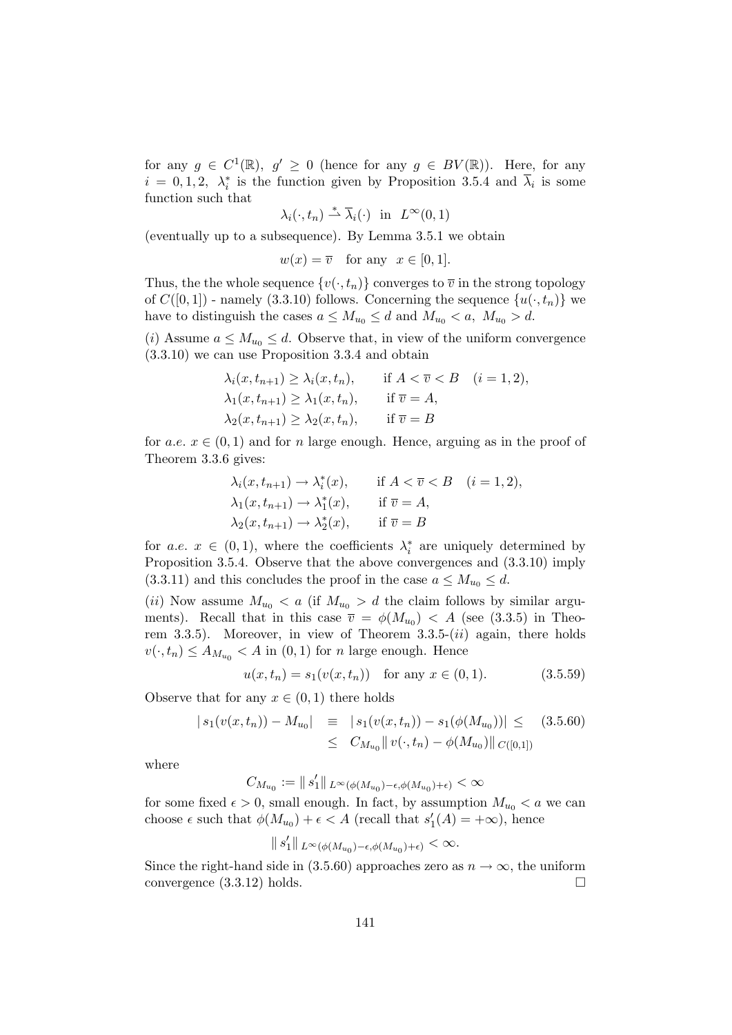for any $g \in C^1(\mathbb{R})$, $g' \geq 0$ (hence for any $g \in BV(\mathbb{R})$). Here, for any $i = 0, 1, 2$, $\lambda_i^*$ is the function given by Proposition 3.5.4 and $\overline{\lambda}_i$ is some function such that

$$\lambda_i(\cdot, t_n) \overset{*}{\rightharpoonup} \overline{\lambda}_i(\cdot) \quad \text{in} \quad L^\infty(0,1)$$

(eventually up to a subsequence). By Lemma 3.5.1 we obtain

$$w(x) = \overline{v} \quad \text{for any} \quad x \in [0,1].$$

Thus, the the whole sequence $\{v(\cdot, t_n)\}$ converges to $\overline{v}$ in the strong topology of $C([0,1])$ - namely (3.3.10) follows. Concerning the sequence $\{u(\cdot, t_n)\}$ we have to distinguish the cases $a \leq M_{u_0} \leq d$ and $M_{u_0} < a$, $M_{u_0} > d$.

$(i)$ Assume $a \leq M_{u_0} \leq d$. Observe that, in view of the uniform convergence (3.3.10) we can use Proposition 3.3.4 and obtain

$$\begin{aligned}
&\lambda_i(x, t_{n+1}) \geq \lambda_i(x, t_n), \qquad \text{if } A < \overline{v} < B \quad (i = 1, 2), \\
&\lambda_1(x, t_{n+1}) \geq \lambda_1(x, t_n), \qquad \text{if } \overline{v} = A, \\
&\lambda_2(x, t_{n+1}) \geq \lambda_2(x, t_n), \qquad \text{if } \overline{v} = B
\end{aligned}$$

for $a.e.$ $x \in (0,1)$ and for $n$ large enough. Hence, arguing as in the proof of Theorem 3.3.6 gives:

$$\begin{aligned}
&\lambda_i(x, t_{n+1}) \to \lambda_i^*(x), \qquad \text{if } A < \overline{v} < B \quad (i = 1, 2), \\
&\lambda_1(x, t_{n+1}) \to \lambda_1^*(x), \qquad \text{if } \overline{v} = A, \\
&\lambda_2(x, t_{n+1}) \to \lambda_2^*(x), \qquad \text{if } \overline{v} = B
\end{aligned}$$

for $a.e.$ $x \in (0,1)$, where the coefficients $\lambda_i^*$ are uniquely determined by Proposition 3.5.4. Observe that the above convergences and (3.3.10) imply (3.3.11) and this concludes the proof in the case $a \leq M_{u_0} \leq d$.

$(ii)$ Now assume $M_{u_0} < a$ (if $M_{u_0} > d$ the claim follows by similar arguments). Recall that in this case $\overline{v} = \phi(M_{u_0}) < A$ (see (3.3.5) in Theorem 3.3.5). Moreover, in view of Theorem 3.3.5-$(ii)$ again, there holds $v(\cdot, t_n) \leq A_{M_{u_0}} < A$ in $(0,1)$ for $n$ large enough. Hence

$$u(x, t_n) = s_1(v(x, t_n)) \quad \text{for any } x \in (0,1). \tag{3.5.59}$$

Observe that for any $x \in (0,1)$ there holds

$$\begin{aligned}
|\, s_1(v(x, t_n)) - M_{u_0}| \;&\equiv\; |\, s_1(v(x, t_n)) - s_1(\phi(M_{u_0}))| \leq \qquad (3.5.60)\\
&\leq\; C_{M_{u_0}} \|\, v(\cdot, t_n) - \phi(M_{u_0})\|_{\,C([0,1])}
\end{aligned}$$

where

$$C_{M_{u_0}} := \|\, s_1' \|_{\,L^\infty(\phi(M_{u_0}) - \epsilon, \phi(M_{u_0}) + \epsilon)} < \infty$$

for some fixed $\epsilon > 0$, small enough. In fact, by assumption $M_{u_0} < a$ we can choose $\epsilon$ such that $\phi(M_{u_0}) + \epsilon < A$ (recall that $s_1'(A) = +\infty$), hence

$$\|\, s_1' \|_{\,L^\infty(\phi(M_{u_0}) - \epsilon, \phi(M_{u_0}) + \epsilon)} < \infty.$$

Since the right-hand side in (3.5.60) approaches zero as $n \to \infty$, the uniform convergence (3.3.12) holds. $\square$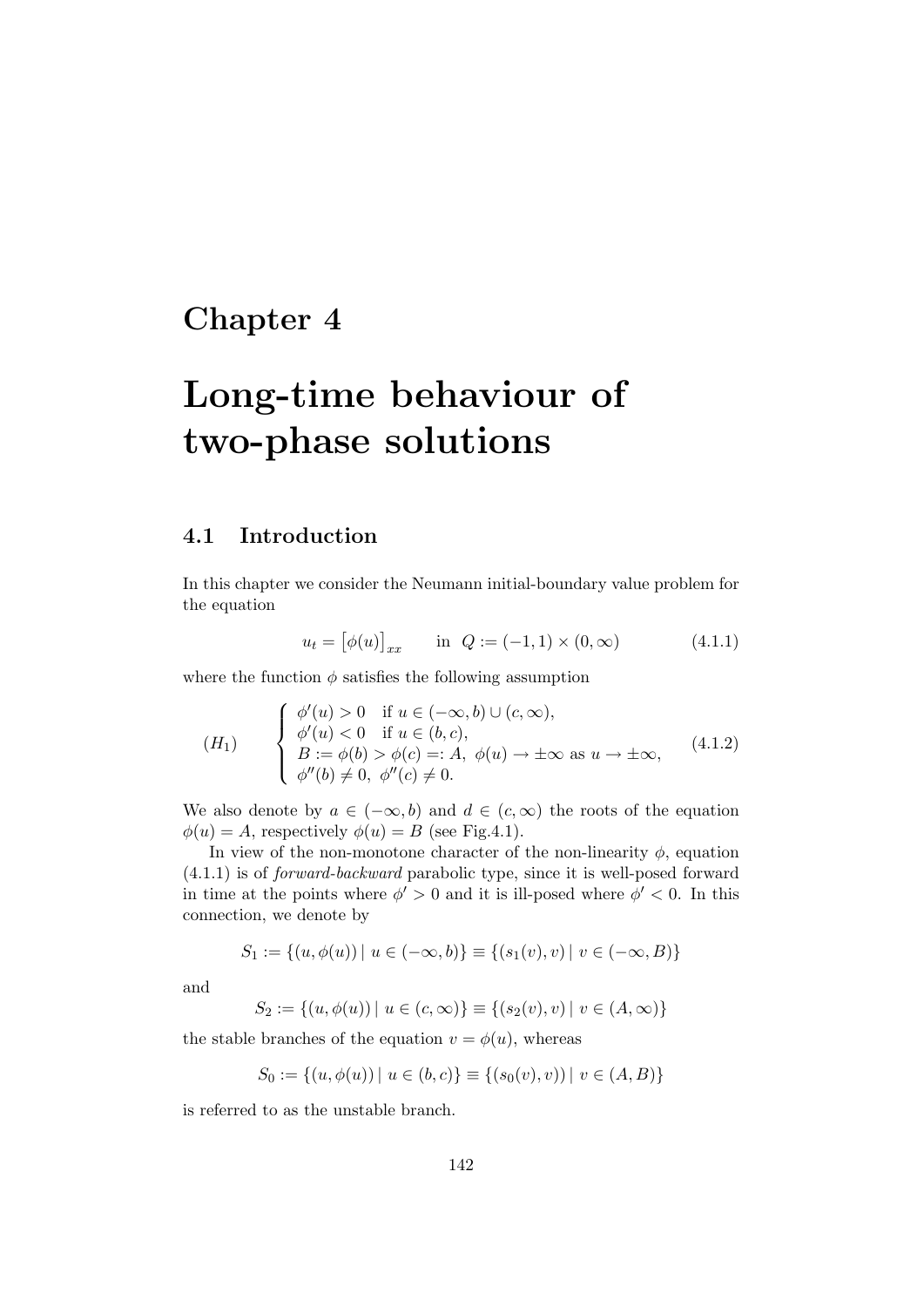# Chapter 4

# Long-time behaviour of two-phase solutions

## 4.1 Introduction

In this chapter we consider the Neumann initial-boundary value problem for the equation

$$u_t = \big[\phi(u)\big]_{xx} \qquad \text{in } \; Q := (-1,1) \times (0,\infty) \tag{4.1.1}$$

where the function $\phi$ satisfies the following assumption

$$(H_1) \qquad \begin{cases} \phi'(u) > 0 & \text{if } u \in (-\infty, b) \cup (c, \infty), \\ \phi'(u) < 0 & \text{if } u \in (b, c), \\ B := \phi(b) > \phi(c) =: A, \; \phi(u) \to \pm\infty \text{ as } u \to \pm\infty, \\ \phi''(b) \neq 0, \; \phi''(c) \neq 0. \end{cases} \tag{4.1.2}$$

We also denote by $a \in (-\infty, b)$ and $d \in (c, \infty)$ the roots of the equation $\phi(u) = A$, respectively $\phi(u) = B$ (see Fig.4.1).

In view of the non-monotone character of the non-linearity $\phi$, equation (4.1.1) is of *forward-backward* parabolic type, since it is well-posed forward in time at the points where $\phi' > 0$ and it is ill-posed where $\phi' < 0$. In this connection, we denote by

$$S_1 := \{(u, \phi(u)) \mid u \in (-\infty, b)\} \equiv \{(s_1(v), v) \mid v \in (-\infty, B)\}$$

and

$$S_2 := \{(u, \phi(u)) \mid u \in (c, \infty)\} \equiv \{(s_2(v), v) \mid v \in (A, \infty)\}$$

the stable branches of the equation $v = \phi(u)$, whereas

$$S_0 := \{(u, \phi(u)) \mid u \in (b, c)\} \equiv \{(s_0(v), v)) \mid v \in (A, B)\}$$

is referred to as the unstable branch.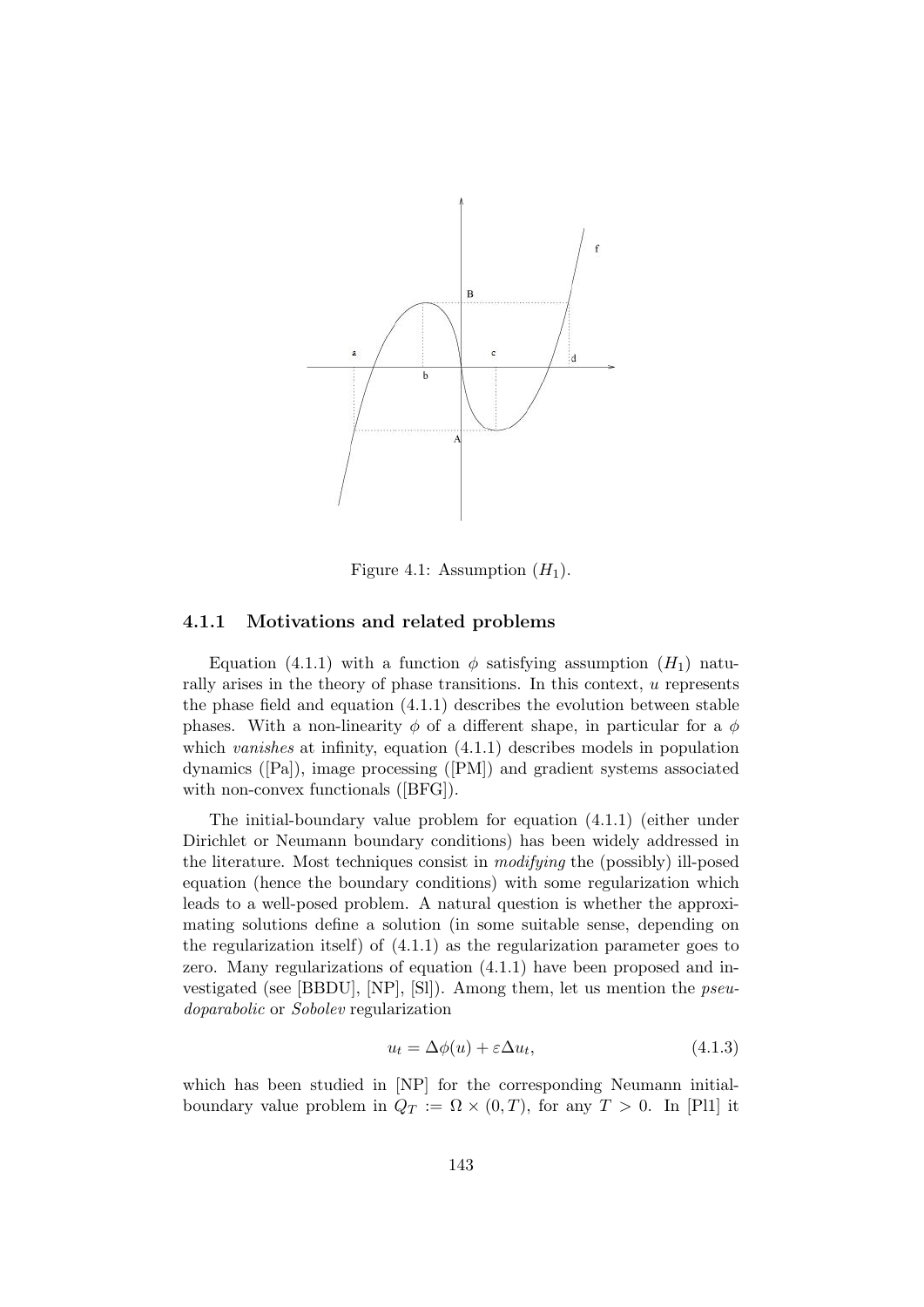Figure 4.1: Assumption $(H_1)$.

### 4.1.1 Motivations and related problems

Equation (4.1.1) with a function $\phi$ satisfying assumption $(H_1)$ naturally arises in the theory of phase transitions. In this context, $u$ represents the phase field and equation (4.1.1) describes the evolution between stable phases. With a non-linearity $\phi$ of a different shape, in particular for a $\phi$ which *vanishes* at infinity, equation (4.1.1) describes models in population dynamics ([Pa]), image processing ([PM]) and gradient systems associated with non-convex functionals ([BFG]).

The initial-boundary value problem for equation (4.1.1) (either under Dirichlet or Neumann boundary conditions) has been widely addressed in the literature. Most techniques consist in *modifying* the (possibly) ill-posed equation (hence the boundary conditions) with some regularization which leads to a well-posed problem. A natural question is whether the approximating solutions define a solution (in some suitable sense, depending on the regularization itself) of (4.1.1) as the regularization parameter goes to zero. Many regularizations of equation (4.1.1) have been proposed and investigated (see [BBDU], [NP], [Sl]). Among them, let us mention the *pseudoparabolic* or *Sobolev* regularization

$$u_t = \Delta\phi(u) + \varepsilon\Delta u_t, \tag{4.1.3}$$

which has been studied in [NP] for the corresponding Neumann initial-boundary value problem in $Q_T := \Omega \times (0,T)$, for any $T > 0$. In [Pl1] it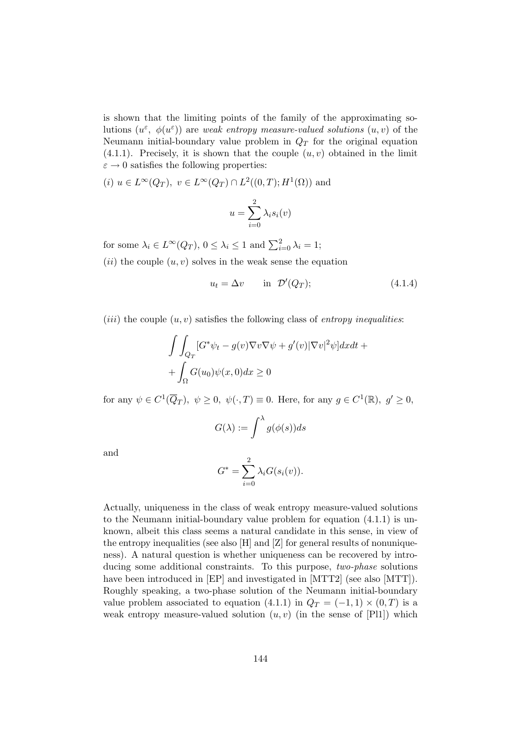is shown that the limiting points of the family of the approximating solutions $(u^\varepsilon,\ \phi(u^\varepsilon))$ are *weak entropy measure-valued solutions* $(u, v)$ of the Neumann initial-boundary value problem in $Q_T$ for the original equation (4.1.1). Precisely, it is shown that the couple $(u, v)$ obtained in the limit $\varepsilon \to 0$ satisfies the following properties:

$(i)$ $u \in L^\infty(Q_T),\ v \in L^\infty(Q_T) \cap L^2((0,T); H^1(\Omega))$ and

$$u = \sum_{i=0}^{2} \lambda_i s_i(v)$$

for some $\lambda_i \in L^\infty(Q_T)$, $0 \le \lambda_i \le 1$ and $\sum_{i=0}^{2} \lambda_i = 1$;

$(ii)$ the couple $(u, v)$ solves in the weak sense the equation

$$u_t = \Delta v \qquad \text{in } \mathcal{D}'(Q_T); \tag{4.1.4}$$

$(iii)$ the couple $(u, v)$ satisfies the following class of *entropy inequalities*:

$$\int\int_{Q_T} [G^* \psi_t - g(v) \nabla v \nabla \psi + g'(v) |\nabla v|^2 \psi] dx dt + \\ + \int_\Omega G(u_0) \psi(x, 0) dx \ge 0$$

for any $\psi \in C^1(\overline{Q}_T),\ \psi \ge 0,\ \psi(\cdot, T) \equiv 0$. Here, for any $g \in C^1(\mathbb{R}),\ g' \ge 0$,

$$G(\lambda) := \int^\lambda g(\phi(s)) ds$$

and

$$G^* = \sum_{i=0}^{2} \lambda_i G(s_i(v)).$$

Actually, uniqueness in the class of weak entropy measure-valued solutions to the Neumann initial-boundary value problem for equation (4.1.1) is unknown, albeit this class seems a natural candidate in this sense, in view of the entropy inequalities (see also [H] and [Z] for general results of nonuniqueness). A natural question is whether uniqueness can be recovered by introducing some additional constraints. To this purpose, *two-phase* solutions have been introduced in [EP] and investigated in [MTT2] (see also [MTT]). Roughly speaking, a two-phase solution of the Neumann initial-boundary value problem associated to equation (4.1.1) in $Q_T = (-1, 1) \times (0, T)$ is a weak entropy measure-valued solution $(u, v)$ (in the sense of [Pl1]) which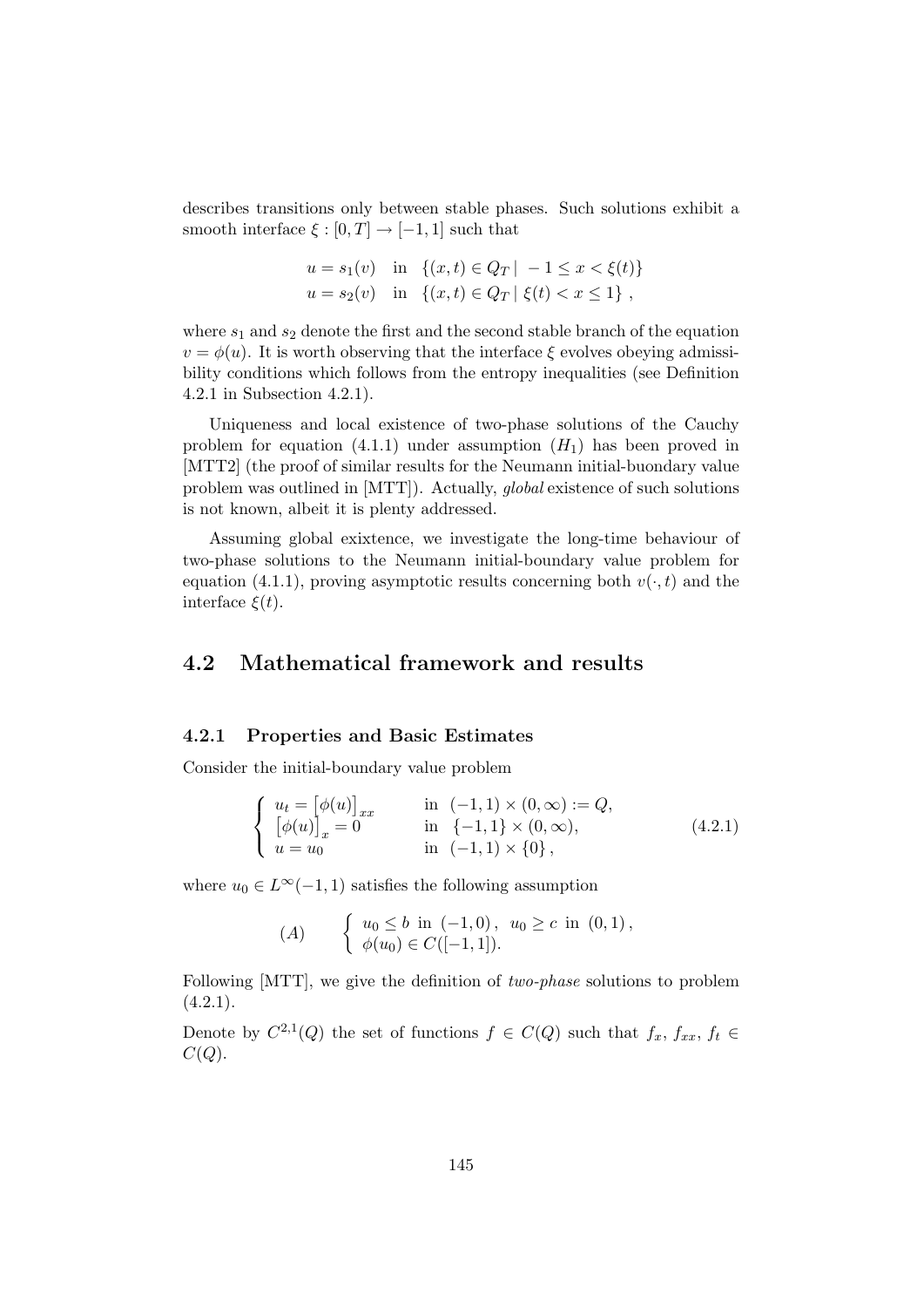describes transitions only between stable phases. Such solutions exhibit a smooth interface $\xi : [0,T] \to [-1,1]$ such that

$$
\begin{aligned}
u = s_1(v) \quad &\text{in} \quad \{(x,t) \in Q_T \mid -1 \le x < \xi(t)\} \\
u = s_2(v) \quad &\text{in} \quad \{(x,t) \in Q_T \mid \xi(t) < x \le 1\}\ ,
\end{aligned}
$$

where $s_1$ and $s_2$ denote the first and the second stable branch of the equation $v = \phi(u)$. It is worth observing that the interface $\xi$ evolves obeying admissibility conditions which follows from the entropy inequalities (see Definition 4.2.1 in Subsection 4.2.1).

Uniqueness and local existence of two-phase solutions of the Cauchy problem for equation (4.1.1) under assumption $(H_1)$ has been proved in [MTT2] (the proof of similar results for the Neumann initial-buondary value problem was outlined in [MTT]). Actually, *global* existence of such solutions is not known, albeit it is plenty addressed.

Assuming global exixtence, we investigate the long-time behaviour of two-phase solutions to the Neumann initial-boundary value problem for equation (4.1.1), proving asymptotic results concerning both $v(\cdot,t)$ and the interface $\xi(t)$.

## 4.2 Mathematical framework and results

### 4.2.1 Properties and Basic Estimates

Consider the initial-boundary value problem

$$
\begin{cases}
u_t = \big[\phi(u)\big]_{xx} & \text{in} \ \ (-1,1)\times(0,\infty) := Q, \\
\big[\phi(u)\big]_x = 0 & \text{in} \ \ \{-1,1\}\times(0,\infty), \\
u = u_0 & \text{in} \ \ (-1,1)\times\{0\}\,,
\end{cases}
\tag{4.2.1}
$$

where $u_0 \in L^\infty(-1,1)$ satisfies the following assumption

$$
(A) \qquad \begin{cases}
u_0 \le b \ \text{in} \ (-1,0)\,, \ \ u_0 \ge c \ \text{in} \ (0,1)\,, \\
\phi(u_0) \in C([-1,1]).
\end{cases}
$$

Following [MTT], we give the definition of *two-phase* solutions to problem (4.2.1).

Denote by $C^{2,1}(Q)$ the set of functions $f \in C(Q)$ such that $f_x$, $f_{xx}$, $f_t \in C(Q)$.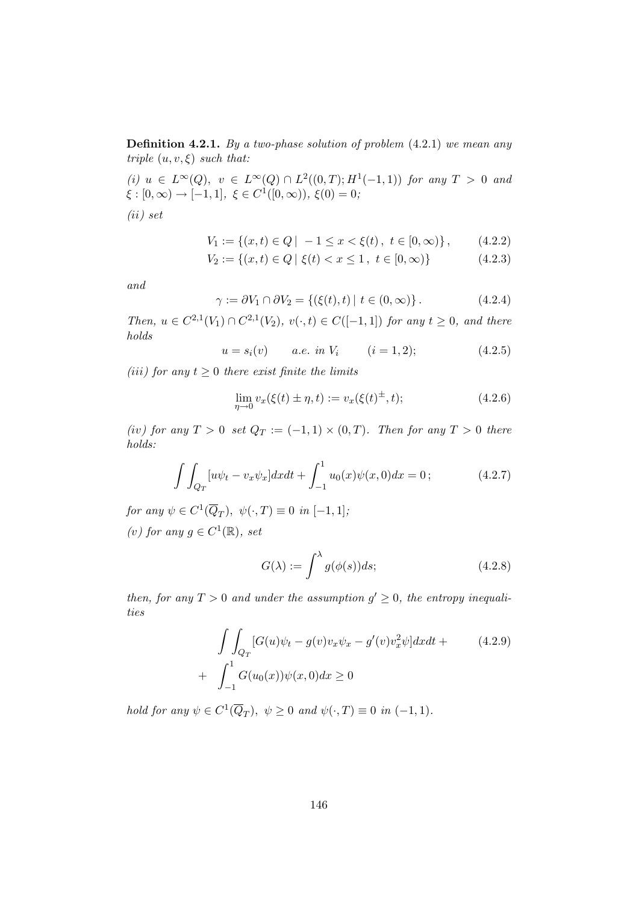**Definition 4.2.1.** *By a two-phase solution of problem* (4.2.1) *we mean any triple* $(u, v, \xi)$ *such that:*

*(i)* $u \in L^\infty(Q)$, $v \in L^\infty(Q) \cap L^2((0,T); H^1(-1,1))$ *for any* $T > 0$ *and* $\xi : [0,\infty) \to [-1,1]$, $\xi \in C^1([0,\infty))$, $\xi(0) = 0$*;*

*(ii) set*

$$V_1 := \{(x,t) \in Q \mid -1 \le x < \xi(t)\,,\ t \in [0,\infty)\}\,, \tag{4.2.2}$$

$$V_2 := \{(x,t) \in Q \mid \xi(t) < x \le 1\,,\ t \in [0,\infty)\} \tag{4.2.3}$$

*and*

$$\gamma := \partial V_1 \cap \partial V_2 = \{(\xi(t), t) \mid t \in (0,\infty)\}\,. \tag{4.2.4}$$

*Then,* $u \in C^{2,1}(V_1) \cap C^{2,1}(V_2)$*,* $v(\cdot, t) \in C([-1,1])$ *for any* $t \ge 0$*, and there holds*

$$u = s_i(v) \qquad a.e. \ in \ V_i \qquad (i = 1,2); \tag{4.2.5}$$

*(iii) for any* $t \ge 0$ *there exist finite the limits*

$$\lim_{\eta \to 0} v_x(\xi(t) \pm \eta, t) := v_x(\xi(t)^{\pm}, t); \tag{4.2.6}$$

*(iv) for any* $T > 0$ *set* $Q_T := (-1,1) \times (0,T)$*. Then for any* $T > 0$ *there holds:*

$$\int\int_{Q_T} [u\psi_t - v_x\psi_x] dxdt + \int_{-1}^{1} u_0(x)\psi(x,0)dx = 0\,; \tag{4.2.7}$$

*for any* $\psi \in C^1(\overline{Q}_T)$*,* $\psi(\cdot, T) \equiv 0$ *in* $[-1,1]$*;*

*(v) for any* $g \in C^1(\mathbb{R})$*, set*

$$G(\lambda) := \int^{\lambda} g(\phi(s))ds; \tag{4.2.8}$$

*then, for any* $T > 0$ *and under the assumption* $g' \ge 0$*, the entropy inequalities*

$$\begin{aligned} &\int\int_{Q_T} [G(u)\psi_t - g(v)v_x\psi_x - g'(v)v_x^2\psi] dxdt + \\ &+ \int_{-1}^{1} G(u_0(x))\psi(x,0)dx \ge 0 \end{aligned} \tag{4.2.9}$$

*hold for any* $\psi \in C^1(\overline{Q}_T)$*,* $\psi \ge 0$ *and* $\psi(\cdot, T) \equiv 0$ *in* $(-1,1)$*.*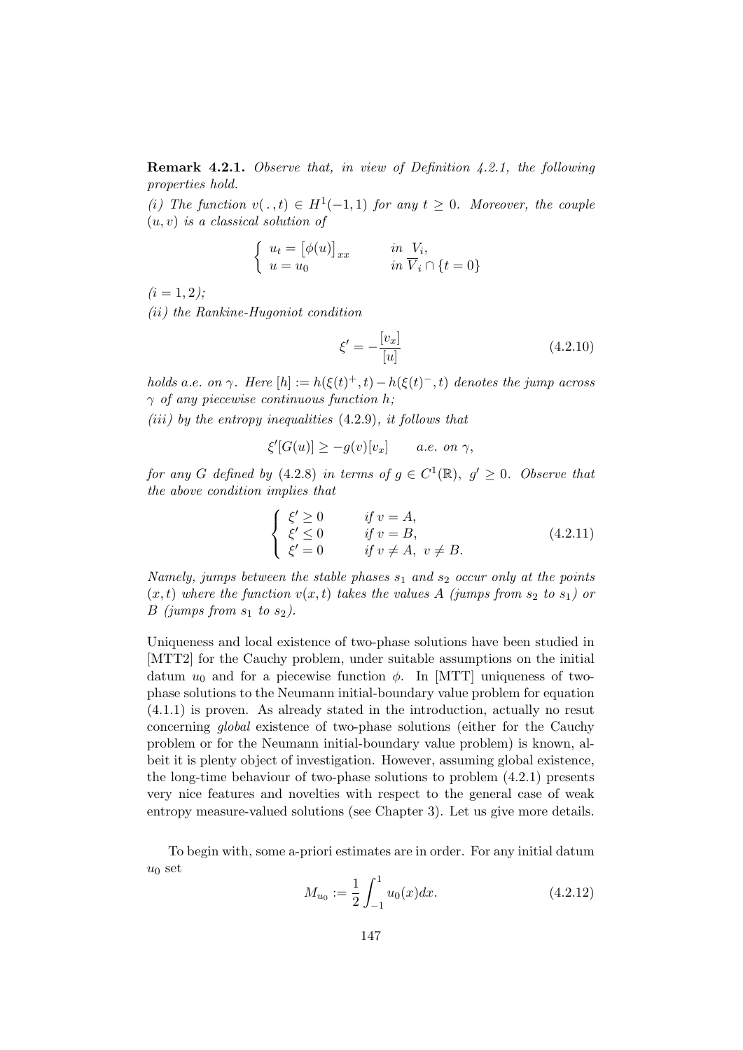**Remark 4.2.1.** *Observe that, in view of Definition 4.2.1, the following properties hold.*

*(i) The function $v(\,.\,,t) \in H^1(-1,1)$ for any $t \geq 0$. Moreover, the couple $(u,v)$ is a classical solution of*

$$\begin{cases} u_t = \big[\phi(u)\big]_{xx} & \text{in } V_i, \\ u = u_0 & \text{in } \overline{V}_i \cap \{t=0\} \end{cases}$$

*$(i = 1, 2)$;*

*(ii) the Rankine-Hugoniot condition*

$$\xi' = -\frac{[v_x]}{[u]} \tag{4.2.10}$$

*holds a.e. on $\gamma$. Here $[h] := h(\xi(t)^+, t) - h(\xi(t)^-, t)$ denotes the jump across $\gamma$ of any piecewise continuous function $h$;*

*(iii) by the entropy inequalities (4.2.9), it follows that*

$$\xi'[G(u)] \geq -g(v)[v_x] \qquad a.e.\ on\ \gamma,$$

*for any $G$ defined by (4.2.8) in terms of $g \in C^1(\mathbb{R})$, $g' \geq 0$. Observe that the above condition implies that*

$$\begin{cases} \xi' \geq 0 & \text{if } v = A, \\ \xi' \leq 0 & \text{if } v = B, \\ \xi' = 0 & \text{if } v \neq A,\ v \neq B. \end{cases} \tag{4.2.11}$$

*Namely, jumps between the stable phases $s_1$ and $s_2$ occur only at the points $(x,t)$ where the function $v(x,t)$ takes the values $A$ (jumps from $s_2$ to $s_1$) or $B$ (jumps from $s_1$ to $s_2$).*

Uniqueness and local existence of two-phase solutions have been studied in [MTT2] for the Cauchy problem, under suitable assumptions on the initial datum $u_0$ and for a piecewise function $\phi$. In [MTT] uniqueness of two-phase solutions to the Neumann initial-boundary value problem for equation (4.1.1) is proven. As already stated in the introduction, actually no resut concerning *global* existence of two-phase solutions (either for the Cauchy problem or for the Neumann initial-boundary value problem) is known, albeit it is plenty object of investigation. However, assuming global existence, the long-time behaviour of two-phase solutions to problem (4.2.1) presents very nice features and novelties with respect to the general case of weak entropy measure-valued solutions (see Chapter 3). Let us give more details.

To begin with, some a-priori estimates are in order. For any initial datum $u_0$ set

$$M_{u_0} := \frac{1}{2}\int_{-1}^{1} u_0(x)dx. \tag{4.2.12}$$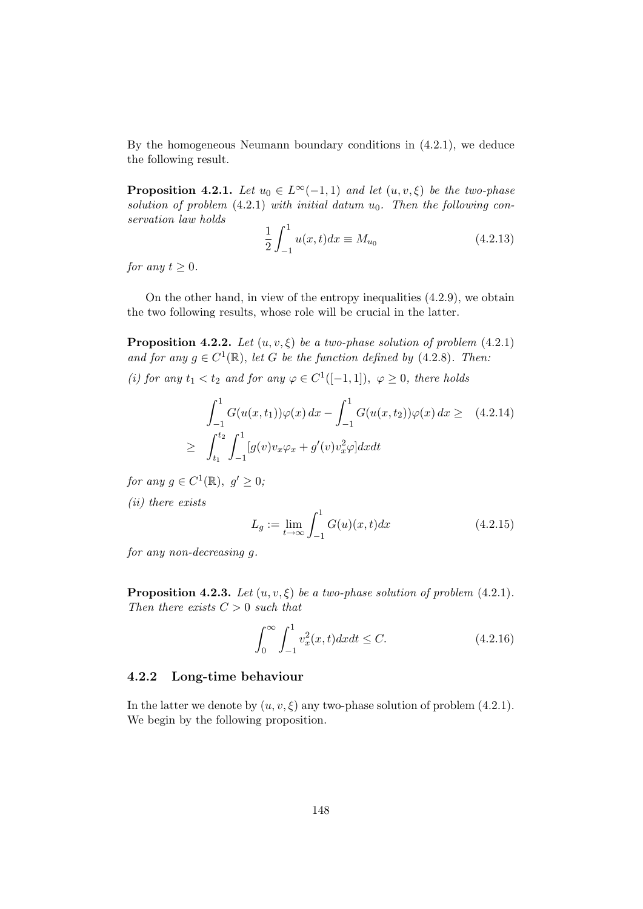By the homogeneous Neumann boundary conditions in (4.2.1), we deduce the following result.

**Proposition 4.2.1.** *Let $u_0 \in L^\infty(-1,1)$ and let $(u,v,\xi)$ be the two-phase solution of problem* (4.2.1) *with initial datum $u_0$. Then the following conservation law holds*

$$\frac{1}{2}\int_{-1}^{1} u(x,t)dx \equiv M_{u_0} \tag{4.2.13}$$

*for any $t \geq 0$.*

On the other hand, in view of the entropy inequalities (4.2.9), we obtain the two following results, whose role will be crucial in the latter.

**Proposition 4.2.2.** *Let $(u,v,\xi)$ be a two-phase solution of problem* (4.2.1) *and for any $g \in C^1(\mathbb{R})$, let $G$ be the function defined by* (4.2.8)*. Then:*

*(i) for any $t_1 < t_2$ and for any $\varphi \in C^1([-1,1])$, $\varphi \geq 0$, there holds*

$$\begin{aligned} &\int_{-1}^{1} G(u(x,t_1))\varphi(x)\,dx - \int_{-1}^{1} G(u(x,t_2))\varphi(x)\,dx \geq \\ \geq\ &\int_{t_1}^{t_2}\int_{-1}^{1}[g(v)v_x\varphi_x + g'(v)v_x^2\varphi]dxdt \end{aligned} \tag{4.2.14}$$

*for any $g \in C^1(\mathbb{R})$, $g' \geq 0$;*

*(ii) there exists*

$$L_g := \lim_{t\to\infty}\int_{-1}^{1} G(u)(x,t)dx \tag{4.2.15}$$

*for any non-decreasing $g$.*

**Proposition 4.2.3.** *Let $(u,v,\xi)$ be a two-phase solution of problem* (4.2.1)*. Then there exists $C > 0$ such that*

$$\int_0^\infty\int_{-1}^{1} v_x^2(x,t)dxdt \leq C. \tag{4.2.16}$$

### 4.2.2 Long-time behaviour

In the latter we denote by $(u,v,\xi)$ any two-phase solution of problem (4.2.1). We begin by the following proposition.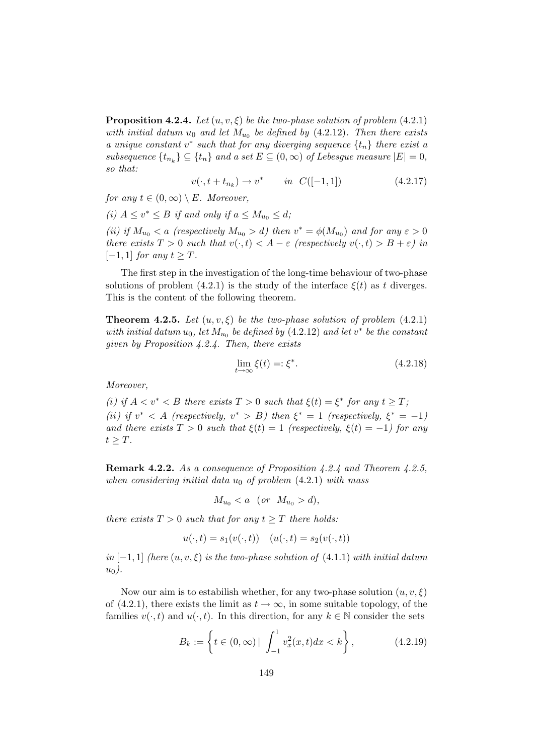**Proposition 4.2.4.** *Let $(u, v, \xi)$ be the two-phase solution of problem (4.2.1) with initial datum $u_0$ and let $M_{u_0}$ be defined by (4.2.12). Then there exists a unique constant $v^*$ such that for any diverging sequence $\{t_n\}$ there exist a subsequence $\{t_{n_k}\} \subseteq \{t_n\}$ and a set $E \subseteq (0, \infty)$ of Lebesgue measure $|E| = 0$, so that:*

$$v(\cdot, t + t_{n_k}) \to v^* \qquad in \;\; C([-1, 1]) \tag{4.2.17}$$

*for any $t \in (0, \infty) \setminus E$. Moreover,*

*(i) $A \leq v^* \leq B$ if and only if $a \leq M_{u_0} \leq d$;*

*(ii) if $M_{u_0} < a$ (respectively $M_{u_0} > d$) then $v^* = \phi(M_{u_0})$ and for any $\varepsilon > 0$ there exists $T > 0$ such that $v(\cdot, t) < A - \varepsilon$ (respectively $v(\cdot, t) > B + \varepsilon$) in $[-1, 1]$ for any $t \geq T$.*

The first step in the investigation of the long-time behaviour of two-phase solutions of problem (4.2.1) is the study of the interface $\xi(t)$ as $t$ diverges. This is the content of the following theorem.

**Theorem 4.2.5.** *Let $(u, v, \xi)$ be the two-phase solution of problem (4.2.1) with initial datum $u_0$, let $M_{u_0}$ be defined by (4.2.12) and let $v^*$ be the constant given by Proposition 4.2.4. Then, there exists*

$$\lim_{t \to \infty} \xi(t) =: \xi^*. \tag{4.2.18}$$

*Moreover,*

*(i) if $A < v^* < B$ there exists $T > 0$ such that $\xi(t) = \xi^*$ for any $t \geq T$;*

*(ii) if $v^* < A$ (respectively, $v^* > B$) then $\xi^* = 1$ (respectively, $\xi^* = -1$) and there exists $T > 0$ such that $\xi(t) = 1$ (respectively, $\xi(t) = -1$) for any $t \geq T$.*

**Remark 4.2.2.** *As a consequence of Proposition 4.2.4 and Theorem 4.2.5, when considering initial data $u_0$ of problem (4.2.1) with mass*

$$M_{u_0} < a \quad (or \;\; M_{u_0} > d),$$

*there exists $T > 0$ such that for any $t \geq T$ there holds:*

$$u(\cdot, t) = s_1(v(\cdot, t)) \quad (u(\cdot, t) = s_2(v(\cdot, t))$$

*in $[-1, 1]$ (here $(u, v, \xi)$ is the two-phase solution of (4.1.1) with initial datum $u_0$).*

Now our aim is to estabilish whether, for any two-phase solution $(u, v, \xi)$ of (4.2.1), there exists the limit as $t \to \infty$, in some suitable topology, of the families $v(\cdot, t)$ and $u(\cdot, t)$. In this direction, for any $k \in \mathbb{N}$ consider the sets

$$B_k := \left\{ t \in (0, \infty) \mid \int_{-1}^{1} v_x^2(x, t) dx < k \right\}, \tag{4.2.19}$$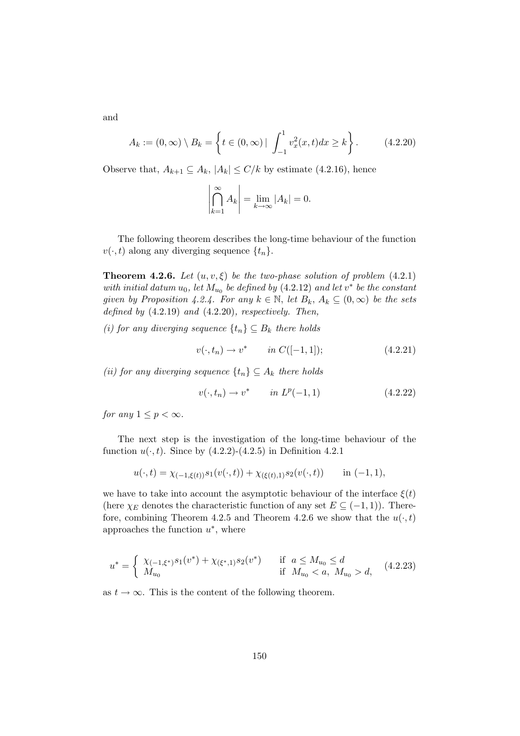and

$$A_k := (0,\infty) \setminus B_k = \left\{ t \in (0,\infty) \mid \int_{-1}^{1} v_x^2(x,t)dx \geq k \right\}. \tag{4.2.20}$$

Observe that, $A_{k+1} \subseteq A_k$, $|A_k| \leq C/k$ by estimate (4.2.16), hence

$$\left| \bigcap_{k=1}^{\infty} A_k \right| = \lim_{k\to\infty} |A_k| = 0.$$

The following theorem describes the long-time behaviour of the function $v(\cdot,t)$ along any diverging sequence $\{t_n\}$.

**Theorem 4.2.6.** *Let $(u, v, \xi)$ be the two-phase solution of problem* (4.2.1) *with initial datum $u_0$, let $M_{u_0}$ be defined by* (4.2.12) *and let $v^*$ be the constant given by Proposition 4.2.4. For any $k \in \mathbb{N}$, let $B_k$, $A_k \subseteq (0,\infty)$ be the sets defined by* (4.2.19) *and* (4.2.20)*, respectively. Then,*

*(i) for any diverging sequence $\{t_n\} \subseteq B_k$ there holds*

$$v(\cdot,t_n) \to v^* \qquad in\ C([-1,1]); \tag{4.2.21}$$

*(ii) for any diverging sequence $\{t_n\} \subseteq A_k$ there holds*

$$v(\cdot,t_n) \to v^* \qquad in\ L^p(-1,1) \tag{4.2.22}$$

*for any $1 \leq p < \infty$.*

The next step is the investigation of the long-time behaviour of the function $u(\cdot,t)$. Since by (4.2.2)-(4.2.5) in Definition 4.2.1

$$u(\cdot,t) = \chi_{(-1,\xi(t))} s_1(v(\cdot,t)) + \chi_{(\xi(t),1)} s_2(v(\cdot,t)) \qquad \text{in } (-1,1),$$

we have to take into account the asymptotic behaviour of the interface $\xi(t)$ (here $\chi_E$ denotes the characteristic function of any set $E \subseteq (-1,1)$). Therefore, combining Theorem 4.2.5 and Theorem 4.2.6 we show that the $u(\cdot,t)$ approaches the function $u^*$, where

$$u^* = \begin{cases} \chi_{(-1,\xi^*)} s_1(v^*) + \chi_{(\xi^*,1)} s_2(v^*) & \text{if } \ a \leq M_{u_0} \leq d \\ M_{u_0} & \text{if } \ M_{u_0} < a, \ M_{u_0} > d, \end{cases} \tag{4.2.23}$$

as $t \to \infty$. This is the content of the following theorem.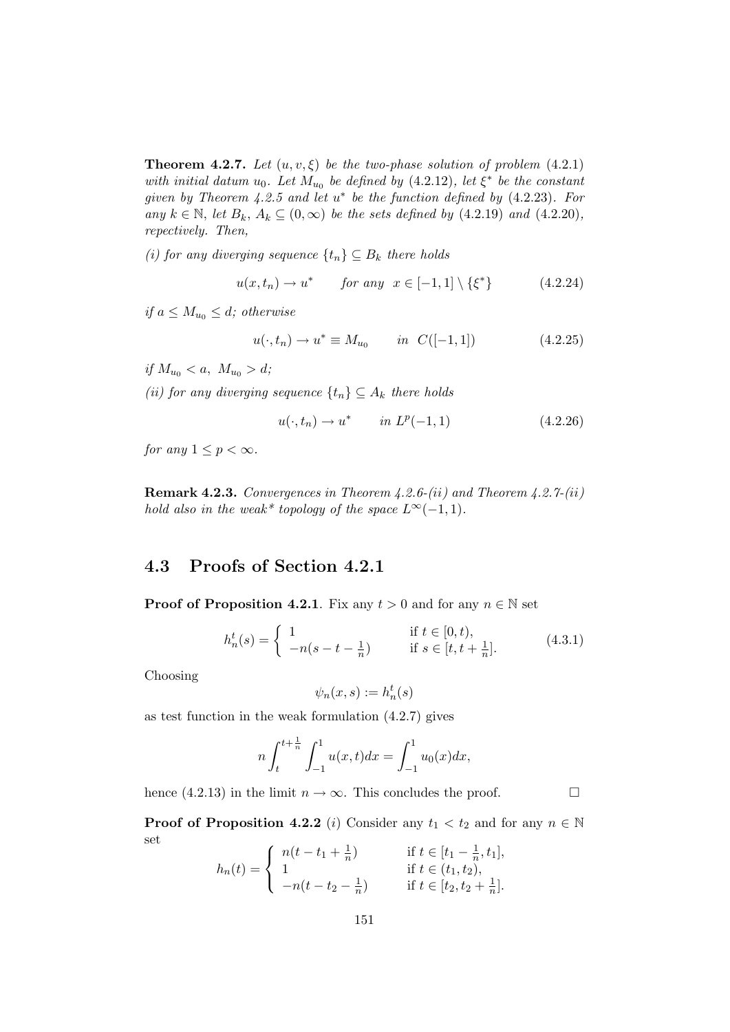**Theorem 4.2.7.** *Let $(u, v, \xi)$ be the two-phase solution of problem (4.2.1) with initial datum $u_0$. Let $M_{u_0}$ be defined by (4.2.12), let $\xi^*$ be the constant given by Theorem 4.2.5 and let $u^*$ be the function defined by (4.2.23). For any $k \in \mathbb{N}$, let $B_k$, $A_k \subseteq (0, \infty)$ be the sets defined by (4.2.19) and (4.2.20), repectively. Then,*

*(i) for any diverging sequence $\{t_n\} \subseteq B_k$ there holds*

$$u(x, t_n) \to u^* \qquad \text{for any } \; x \in [-1, 1] \setminus \{\xi^*\} \tag{4.2.24}$$

*if $a \leq M_{u_0} \leq d$; otherwise*

$$u(\cdot, t_n) \to u^* \equiv M_{u_0} \qquad \text{in } \; C([-1, 1]) \tag{4.2.25}$$

*if $M_{u_0} < a, \; M_{u_0} > d$;*

*(ii) for any diverging sequence $\{t_n\} \subseteq A_k$ there holds*

$$u(\cdot, t_n) \to u^* \qquad \text{in } L^p(-1, 1) \tag{4.2.26}$$

*for any $1 \leq p < \infty$.*

**Remark 4.2.3.** *Convergences in Theorem 4.2.6-(ii) and Theorem 4.2.7-(ii) hold also in the weak\* topology of the space $L^\infty(-1, 1)$.*

## 4.3 Proofs of Section 4.2.1

**Proof of Proposition 4.2.1**. Fix any $t > 0$ and for any $n \in \mathbb{N}$ set

$$h_n^t(s) = \begin{cases} 1 & \text{if } t \in [0, t), \\ -n(s - t - \frac{1}{n}) & \text{if } s \in [t, t + \frac{1}{n}]. \end{cases} \tag{4.3.1}$$

Choosing

$$\psi_n(x, s) := h_n^t(s)$$

as test function in the weak formulation (4.2.7) gives

$$n \int_t^{t+\frac{1}{n}} \int_{-1}^1 u(x, t)dx = \int_{-1}^1 u_0(x)dx,$$

hence (4.2.13) in the limit $n \to \infty$. This concludes the proof. $\square$

**Proof of Proposition 4.2.2** $(i)$ Consider any $t_1 < t_2$ and for any $n \in \mathbb{N}$ set

$$h_n(t) = \begin{cases} n(t - t_1 + \frac{1}{n}) & \text{if } t \in [t_1 - \frac{1}{n}, t_1], \\ 1 & \text{if } t \in (t_1, t_2), \\ -n(t - t_2 - \frac{1}{n}) & \text{if } t \in [t_2, t_2 + \frac{1}{n}]. \end{cases}$$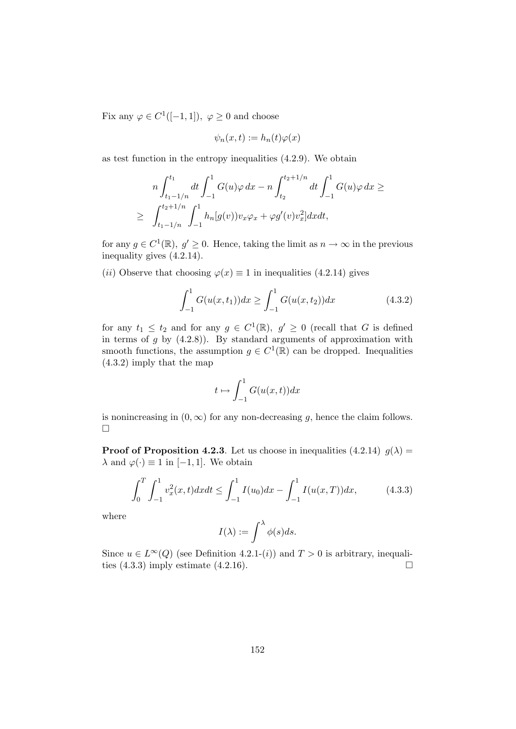Fix any $\varphi \in C^1([-1,1]),\ \varphi \geq 0$ and choose

$$\psi_n(x,t) := h_n(t)\varphi(x)$$

as test function in the entropy inequalities (4.2.9). We obtain

$$\begin{aligned} & n\int_{t_1-1/n}^{t_1} dt \int_{-1}^{1} G(u)\varphi\, dx - n\int_{t_2}^{t_2+1/n} dt \int_{-1}^{1} G(u)\varphi\, dx \geq \\ \geq \quad & \int_{t_1-1/n}^{t_2+1/n} \int_{-1}^{1} h_n[g(v))v_x\varphi_x + \varphi g'(v)v_x^2] dx dt, \end{aligned}$$

for any $g \in C^1(\mathbb{R}),\ g' \geq 0$. Hence, taking the limit as $n \to \infty$ in the previous inequality gives (4.2.14).

$(ii)$ Observe that choosing $\varphi(x) \equiv 1$ in inequalities (4.2.14) gives

$$\int_{-1}^{1} G(u(x,t_1))dx \geq \int_{-1}^{1} G(u(x,t_2))dx \tag{4.3.2}$$

for any $t_1 \leq t_2$ and for any $g \in C^1(\mathbb{R}),\ g' \geq 0$ (recall that $G$ is defined in terms of $g$ by (4.2.8)). By standard arguments of approximation with smooth functions, the assumption $g \in C^1(\mathbb{R})$ can be dropped. Inequalities (4.3.2) imply that the map

$$t \mapsto \int_{-1}^{1} G(u(x,t))dx$$

is nonincreasing in $(0,\infty)$ for any non-decreasing $g$, hence the claim follows. $\square$

**Proof of Proposition 4.2.3**. Let us choose in inequalities (4.2.14) $g(\lambda) = \lambda$ and $\varphi(\cdot) \equiv 1$ in $[-1,1]$. We obtain

$$\int_0^T \int_{-1}^{1} v_x^2(x,t) dx dt \leq \int_{-1}^{1} I(u_0)dx - \int_{-1}^{1} I(u(x,T))dx, \tag{4.3.3}$$

where

$$I(\lambda) := \int^{\lambda} \phi(s)ds.$$

Since $u \in L^\infty(Q)$ (see Definition 4.2.1-$(i)$) and $T > 0$ is arbitrary, inequalities (4.3.3) imply estimate (4.2.16). $\square$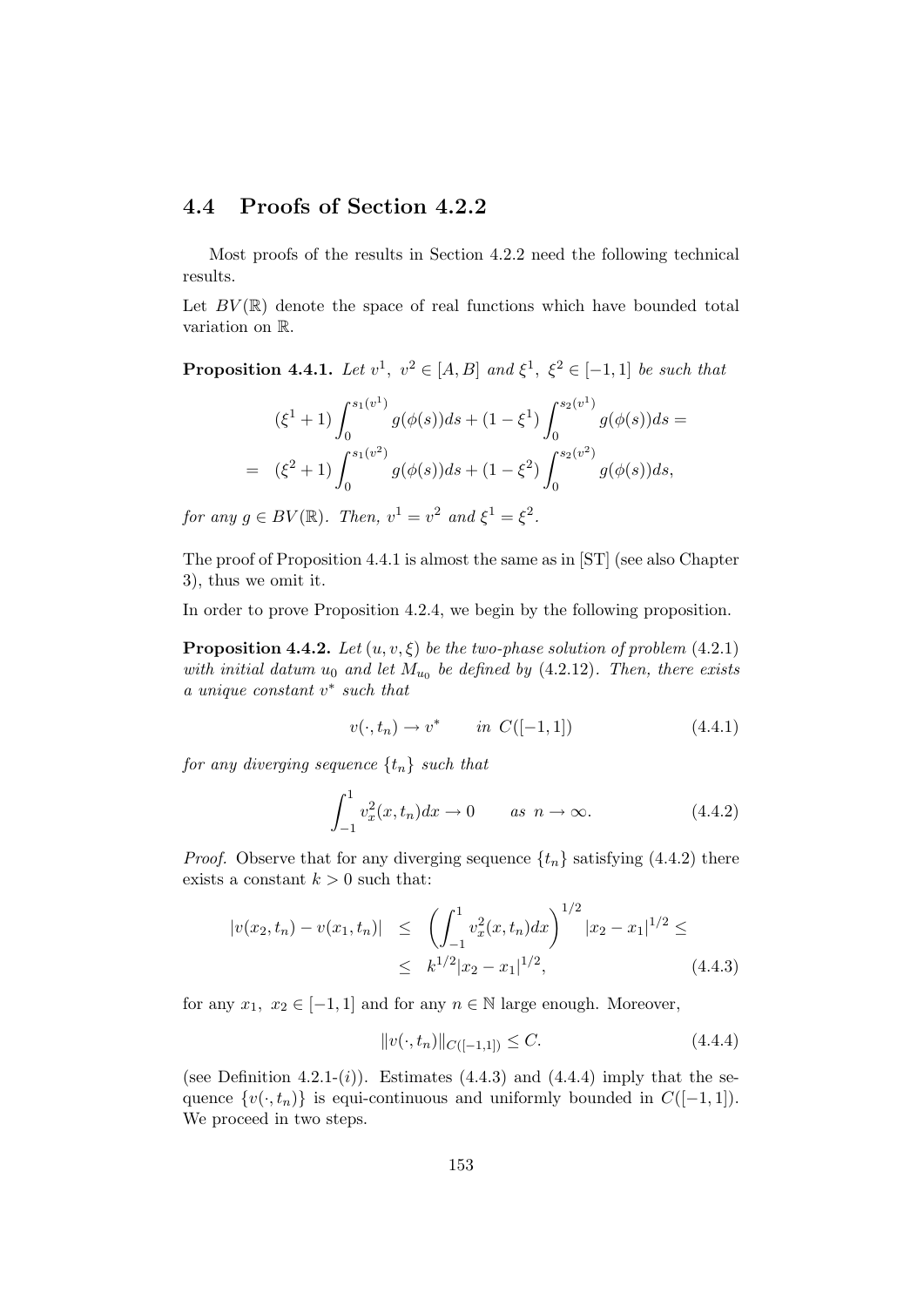## 4.4 Proofs of Section 4.2.2

Most proofs of the results in Section 4.2.2 need the following technical results.

Let $BV(\mathbb{R})$ denote the space of real functions which have bounded total variation on $\mathbb{R}$.

**Proposition 4.4.1.** *Let $v^1,\ v^2 \in [A,B]$ and $\xi^1,\ \xi^2 \in [-1,1]$ be such that*

$$
\begin{aligned}
&(\xi^1+1)\int_0^{s_1(v^1)} g(\phi(s))ds + (1-\xi^1)\int_0^{s_2(v^1)} g(\phi(s))ds = \\
= \ \ &(\xi^2+1)\int_0^{s_1(v^2)} g(\phi(s))ds + (1-\xi^2)\int_0^{s_2(v^2)} g(\phi(s))ds,
\end{aligned}
$$

*for any $g \in BV(\mathbb{R})$. Then, $v^1 = v^2$ and $\xi^1 = \xi^2$.*

The proof of Proposition 4.4.1 is almost the same as in [ST] (see also Chapter 3), thus we omit it.

In order to prove Proposition 4.2.4, we begin by the following proposition.

**Proposition 4.4.2.** *Let $(u,v,\xi)$ be the two-phase solution of problem (4.2.1) with initial datum $u_0$ and let $M_{u_0}$ be defined by (4.2.12). Then, there exists a unique constant $v^*$ such that*

$$
v(\cdot,t_n) \to v^* \qquad \text{in } C([-1,1]) \tag{4.4.1}
$$

*for any diverging sequence $\{t_n\}$ such that*

$$
\int_{-1}^{1} v_x^2(x,t_n)dx \to 0 \qquad \text{as } n\to\infty. \tag{4.4.2}
$$

*Proof.* Observe that for any diverging sequence $\{t_n\}$ satisfying (4.4.2) there exists a constant $k>0$ such that:

$$
\begin{aligned}
|v(x_2,t_n)-v(x_1,t_n)| \ &\leq\ \left(\int_{-1}^{1} v_x^2(x,t_n)dx\right)^{1/2} |x_2-x_1|^{1/2} \leq \\
&\leq\ k^{1/2}|x_2-x_1|^{1/2},
\end{aligned} \tag{4.4.3}
$$

for any $x_1,\ x_2 \in [-1,1]$ and for any $n\in\mathbb{N}$ large enough. Moreover,

$$
\|v(\cdot,t_n)\|_{C([-1,1])} \leq C. \tag{4.4.4}
$$

(see Definition 4.2.1-$(i)$). Estimates (4.4.3) and (4.4.4) imply that the sequence $\{v(\cdot,t_n)\}$ is equi-continuous and uniformly bounded in $C([-1,1])$. We proceed in two steps.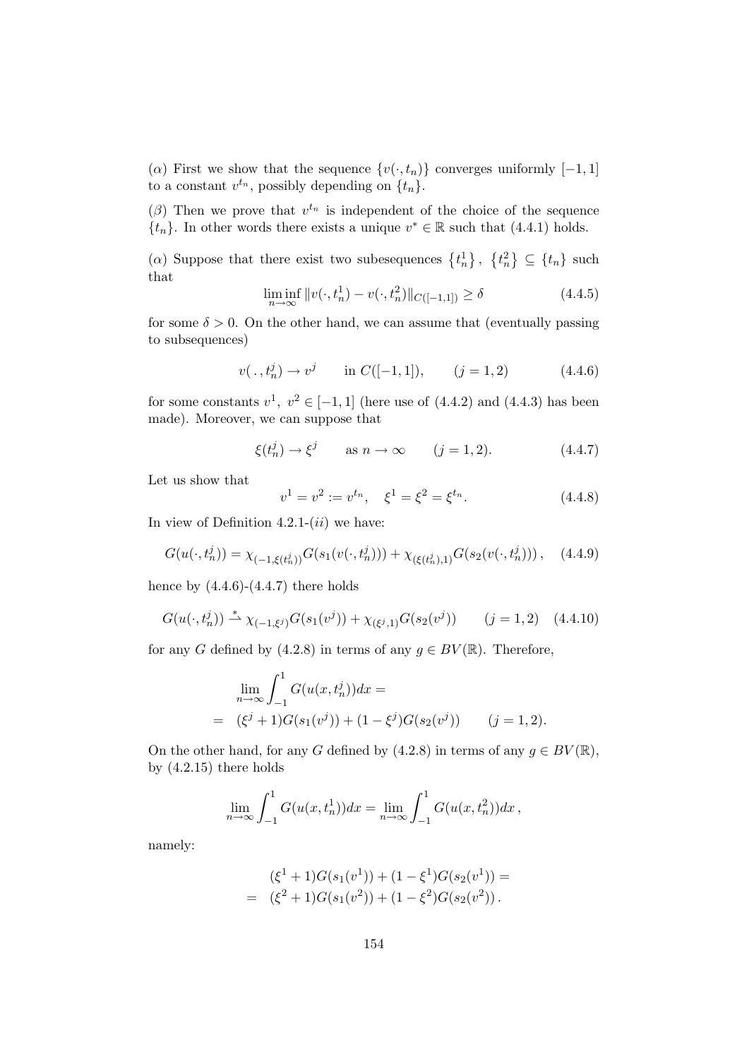($\alpha$) First we show that the sequence $\{v(\cdot, t_n)\}$ converges uniformly $[-1,1]$ to a constant $v^{t_n}$, possibly depending on $\{t_n\}$.

($\beta$) Then we prove that $v^{t_n}$ is independent of the choice of the sequence $\{t_n\}$. In other words there exists a unique $v^* \in \mathbb{R}$ such that (4.4.1) holds.

($\alpha$) Suppose that there exist two subesequences $\{t_n^1\}$, $\{t_n^2\} \subseteq \{t_n\}$ such that

$$\liminf_{n\to\infty} \|v(\cdot, t_n^1) - v(\cdot, t_n^2)\|_{C([-1,1])} \geq \delta \tag{4.4.5}$$

for some $\delta > 0$. On the other hand, we can assume that (eventually passing to subsequences)

$$v(\,.\,, t_n^j) \to v^j \qquad \text{in } C([-1,1]), \qquad (j = 1, 2) \tag{4.4.6}$$

for some constants $v^1$, $v^2 \in [-1, 1]$ (here use of (4.4.2) and (4.4.3) has been made). Moreover, we can suppose that

$$\xi(t_n^j) \to \xi^j \qquad \text{as } n \to \infty \qquad (j = 1, 2). \tag{4.4.7}$$

Let us show that

$$v^1 = v^2 := v^{t_n}, \quad \xi^1 = \xi^2 = \xi^{t_n}. \tag{4.4.8}$$

In view of Definition 4.2.1-($ii$) we have:

$$G(u(\cdot, t_n^j)) = \chi_{(-1,\xi(t_n^j))} G(s_1(v(\cdot, t_n^j))) + \chi_{(\xi(t_n^j),1)} G(s_2(v(\cdot, t_n^j)))\,, \tag{4.4.9}$$

hence by (4.4.6)-(4.4.7) there holds

$$G(u(\cdot, t_n^j)) \overset{*}{\rightharpoonup} \chi_{(-1,\xi^j)} G(s_1(v^j)) + \chi_{(\xi^j,1)} G(s_2(v^j)) \qquad (j = 1, 2) \tag{4.4.10}$$

for any $G$ defined by (4.2.8) in terms of any $g \in BV(\mathbb{R})$. Therefore,

$$\begin{aligned}
&\lim_{n\to\infty} \int_{-1}^{1} G(u(x, t_n^j)) dx = \\
= \quad &(\xi^j + 1) G(s_1(v^j)) + (1 - \xi^j) G(s_2(v^j)) \qquad (j = 1, 2).
\end{aligned}$$

On the other hand, for any $G$ defined by (4.2.8) in terms of any $g \in BV(\mathbb{R})$, by (4.2.15) there holds

$$\lim_{n\to\infty} \int_{-1}^{1} G(u(x, t_n^1)) dx = \lim_{n\to\infty} \int_{-1}^{1} G(u(x, t_n^2)) dx\,,$$

namely:

$$\begin{aligned}
&(\xi^1 + 1) G(s_1(v^1)) + (1 - \xi^1) G(s_2(v^1)) = \\
= \quad &(\xi^2 + 1) G(s_1(v^2)) + (1 - \xi^2) G(s_2(v^2))\,.
\end{aligned}$$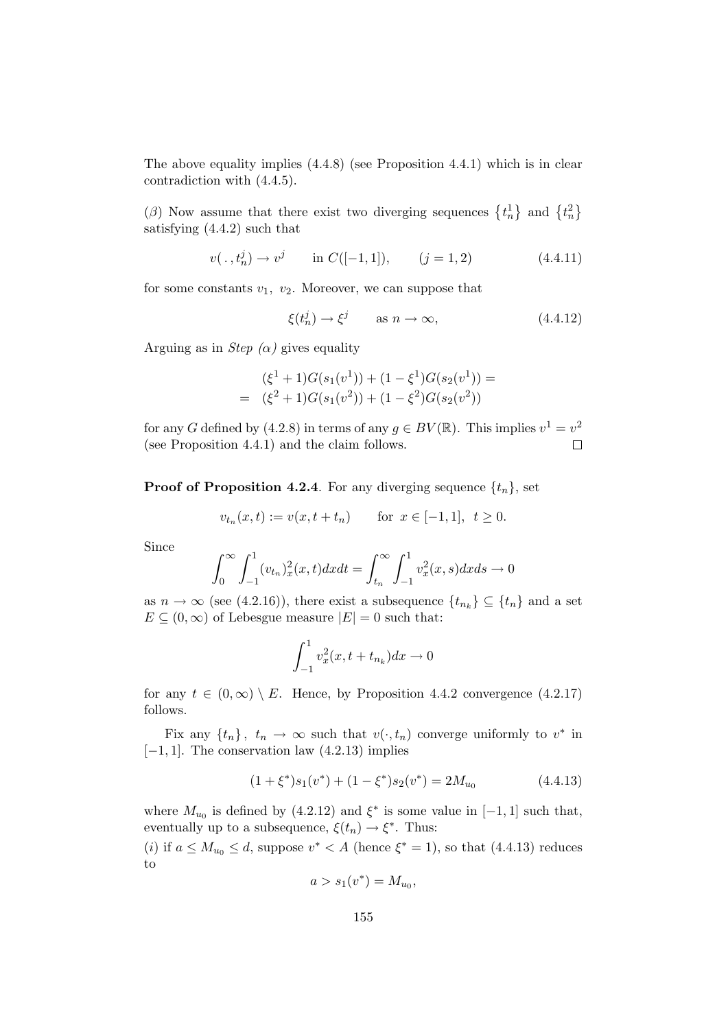The above equality implies (4.4.8) (see Proposition 4.4.1) which is in clear contradiction with (4.4.5).

($\beta$) Now assume that there exist two diverging sequences $\{t_n^1\}$ and $\{t_n^2\}$ satisfying (4.4.2) such that

$$v(\,.\,,t_n^j) \to v^j \qquad \text{in } C([-1,1]), \qquad (j=1,2) \tag{4.4.11}$$

for some constants $v_1,\ v_2$. Moreover, we can suppose that

$$\xi(t_n^j) \to \xi^j \qquad \text{as } n \to \infty, \tag{4.4.12}$$

Arguing as in *Step ($\alpha$)* gives equality

$$\begin{aligned} &(\xi^1+1)G(s_1(v^1)) + (1-\xi^1)G(s_2(v^1)) = \\ =\ \ &(\xi^2+1)G(s_1(v^2)) + (1-\xi^2)G(s_2(v^2)) \end{aligned}$$

for any $G$ defined by (4.2.8) in terms of any $g \in BV(\mathbb{R})$. This implies $v^1 = v^2$ (see Proposition 4.4.1) and the claim follows. $\square$

**Proof of Proposition 4.2.4**. For any diverging sequence $\{t_n\}$, set

$$v_{t_n}(x,t) := v(x, t+t_n) \qquad \text{for } x \in [-1,1],\ \ t \geq 0.$$

Since

$$\int_0^\infty \int_{-1}^1 (v_{t_n})_x^2(x,t)dxdt = \int_{t_n}^\infty \int_{-1}^1 v_x^2(x,s)dxds \to 0$$

as $n \to \infty$ (see (4.2.16)), there exist a subsequence $\{t_{n_k}\} \subseteq \{t_n\}$ and a set $E \subseteq (0,\infty)$ of Lebesgue measure $|E| = 0$ such that:

$$\int_{-1}^1 v_x^2(x, t+t_{n_k})dx \to 0$$

for any $t \in (0,\infty) \setminus E$. Hence, by Proposition 4.4.2 convergence (4.2.17) follows.

Fix any $\{t_n\}$, $t_n \to \infty$ such that $v(\cdot, t_n)$ converge uniformly to $v^*$ in $[-1,1]$. The conservation law (4.2.13) implies

$$(1+\xi^*)s_1(v^*) + (1-\xi^*)s_2(v^*) = 2M_{u_0} \tag{4.4.13}$$

where $M_{u_0}$ is defined by (4.2.12) and $\xi^*$ is some value in $[-1,1]$ such that, eventually up to a subsequence, $\xi(t_n) \to \xi^*$. Thus:

($i$) if $a \leq M_{u_0} \leq d$, suppose $v^* < A$ (hence $\xi^* = 1$), so that (4.4.13) reduces to

$$a > s_1(v^*) = M_{u_0},$$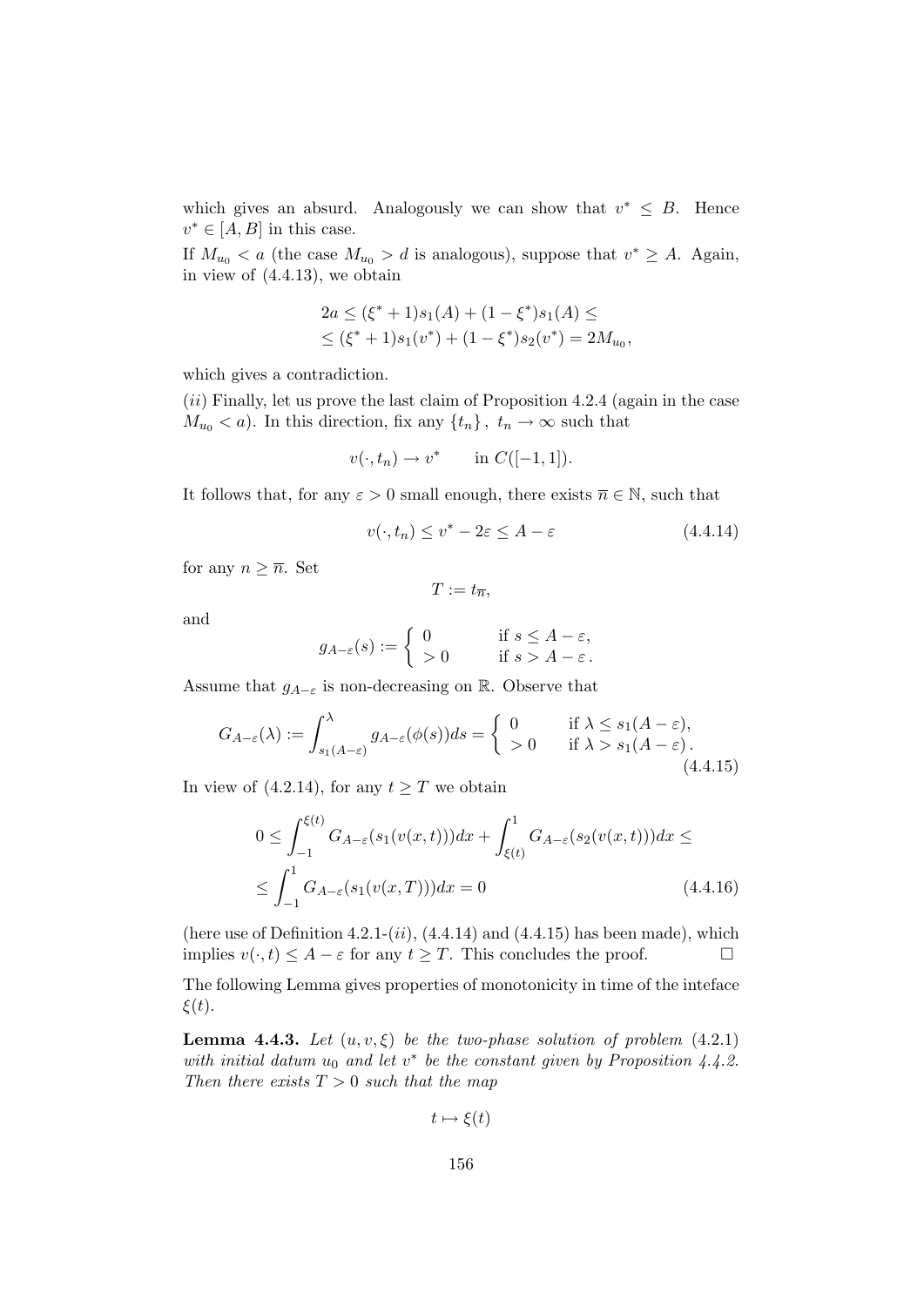which gives an absurd. Analogously we can show that $v^* \leq B$. Hence $v^* \in [A, B]$ in this case.

If $M_{u_0} < a$ (the case $M_{u_0} > d$ is analogous), suppose that $v^* \geq A$. Again, in view of (4.4.13), we obtain

$$
\begin{aligned}
&2a \leq (\xi^* + 1)s_1(A) + (1 - \xi^*)s_1(A) \leq \\
&\leq (\xi^* + 1)s_1(v^*) + (1 - \xi^*)s_2(v^*) = 2M_{u_0},
\end{aligned}
$$

which gives a contradiction.

$(ii)$ Finally, let us prove the last claim of Proposition 4.2.4 (again in the case $M_{u_0} < a$). In this direction, fix any $\{t_n\}$, $t_n \to \infty$ such that

$$
v(\cdot, t_n) \to v^* \qquad \text{in } C([-1, 1]).
$$

It follows that, for any $\varepsilon > 0$ small enough, there exists $\overline{n} \in \mathbb{N}$, such that

$$
v(\cdot, t_n) \leq v^* - 2\varepsilon \leq A - \varepsilon \tag{4.4.14}
$$

for any $n \geq \overline{n}$. Set

$$
T := t_{\overline{n}},
$$

and

$$
g_{A-\varepsilon}(s) := \begin{cases} 0 & \text{if } s \leq A - \varepsilon, \\ > 0 & \text{if } s > A - \varepsilon\,. \end{cases}
$$

Assume that $g_{A-\varepsilon}$ is non-decreasing on $\mathbb{R}$. Observe that

$$
G_{A-\varepsilon}(\lambda) := \int_{s_1(A-\varepsilon)}^{\lambda} g_{A-\varepsilon}(\phi(s))ds = \begin{cases} 0 & \text{if } \lambda \leq s_1(A - \varepsilon), \\ > 0 & \text{if } \lambda > s_1(A - \varepsilon)\,. \end{cases} \tag{4.4.15}
$$

In view of (4.2.14), for any $t \geq T$ we obtain

$$
\begin{aligned}
0 &\leq \int_{-1}^{\xi(t)} G_{A-\varepsilon}(s_1(v(x, t)))dx + \int_{\xi(t)}^{1} G_{A-\varepsilon}(s_2(v(x, t)))dx \leq \\
&\leq \int_{-1}^{1} G_{A-\varepsilon}(s_1(v(x, T)))dx = 0
\end{aligned} \tag{4.4.16}
$$

(here use of Definition 4.2.1-$(ii)$, (4.4.14) and (4.4.15) has been made), which implies $v(\cdot, t) \leq A - \varepsilon$ for any $t \geq T$. This concludes the proof. $\square$

The following Lemma gives properties of monotonicity in time of the inteface $\xi(t)$.

**Lemma 4.4.3.** *Let $(u, v, \xi)$ be the two-phase solution of problem (4.2.1) with initial datum $u_0$ and let $v^*$ be the constant given by Proposition 4.4.2. Then there exists $T > 0$ such that the map*

$$
t \mapsto \xi(t)
$$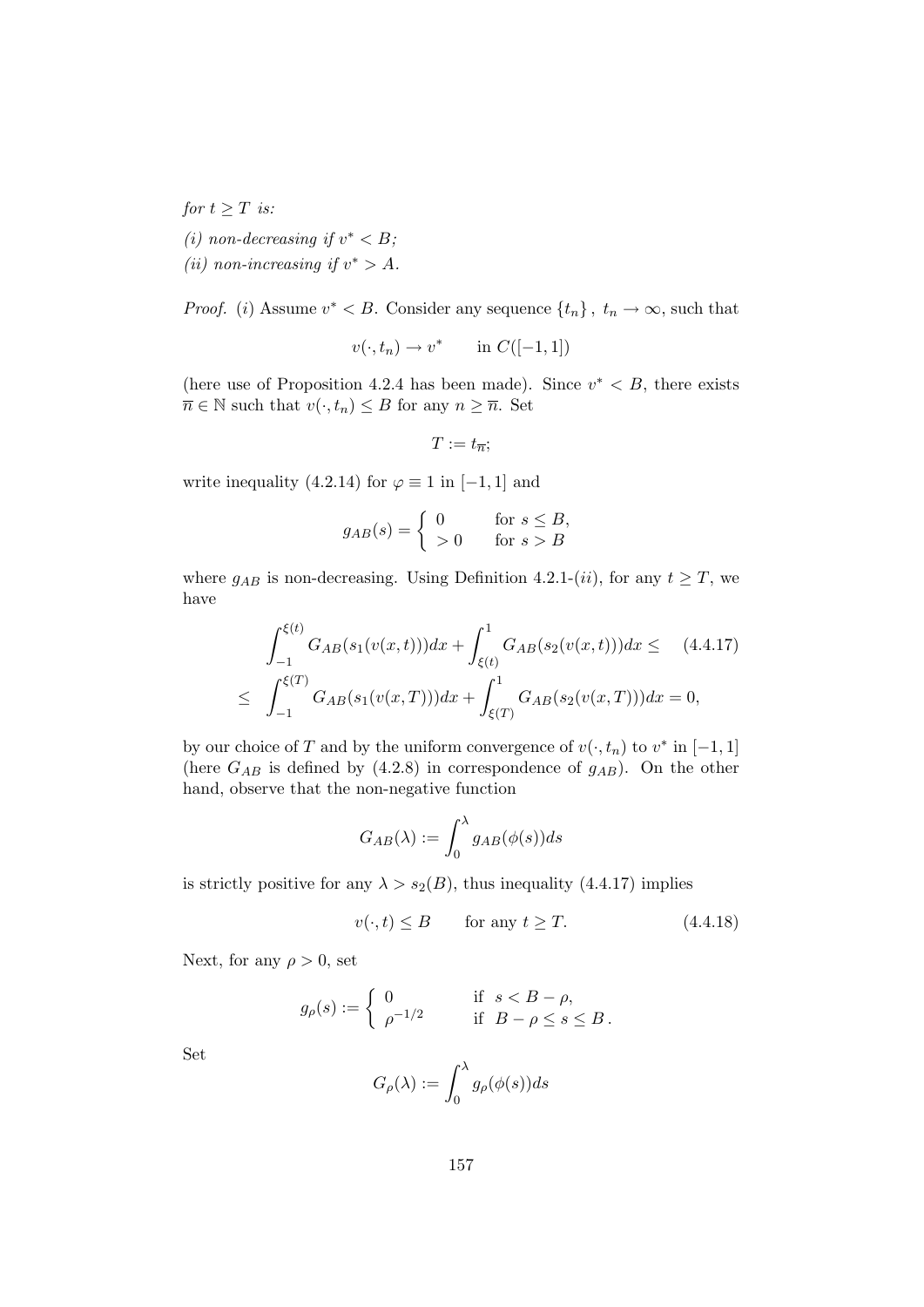*for $t \geq T$ is:*

*(i) non-decreasing if $v^* < B$;*

*(ii) non-increasing if $v^* > A$.*

*Proof.* (*i*) Assume $v^* < B$. Consider any sequence $\{t_n\}$, $t_n \to \infty$, such that

$$v(\cdot, t_n) \to v^* \qquad \text{in } C([-1,1])$$

(here use of Proposition 4.2.4 has been made). Since $v^* < B$, there exists $\overline{n} \in \mathbb{N}$ such that $v(\cdot, t_n) \leq B$ for any $n \geq \overline{n}$. Set

$$T := t_{\overline{n}};$$

write inequality (4.2.14) for $\varphi \equiv 1$ in $[-1,1]$ and

$$g_{AB}(s) = \begin{cases} 0 & \text{for } s \leq B, \\ > 0 & \text{for } s > B \end{cases}$$

where $g_{AB}$ is non-decreasing. Using Definition 4.2.1-(*ii*), for any $t \geq T$, we have

$$\begin{aligned} &\int_{-1}^{\xi(t)} G_{AB}(s_1(v(x,t)))dx + \int_{\xi(t)}^{1} G_{AB}(s_2(v(x,t)))dx \leq \qquad (4.4.17) \\ \leq \; &\int_{-1}^{\xi(T)} G_{AB}(s_1(v(x,T)))dx + \int_{\xi(T)}^{1} G_{AB}(s_2(v(x,T)))dx = 0, \end{aligned}$$

by our choice of $T$ and by the uniform convergence of $v(\cdot, t_n)$ to $v^*$ in $[-1,1]$ (here $G_{AB}$ is defined by (4.2.8) in correspondence of $g_{AB}$). On the other hand, observe that the non-negative function

$$G_{AB}(\lambda) := \int_0^{\lambda} g_{AB}(\phi(s))ds$$

is strictly positive for any $\lambda > s_2(B)$, thus inequality (4.4.17) implies

$$v(\cdot, t) \leq B \qquad \text{for any } t \geq T. \qquad (4.4.18)$$

Next, for any $\rho > 0$, set

$$g_\rho(s) := \begin{cases} 0 & \text{if } \; s < B - \rho, \\ \rho^{-1/2} & \text{if } \; B - \rho \leq s \leq B\,. \end{cases}$$

Set

$$G_\rho(\lambda) := \int_0^{\lambda} g_\rho(\phi(s))ds$$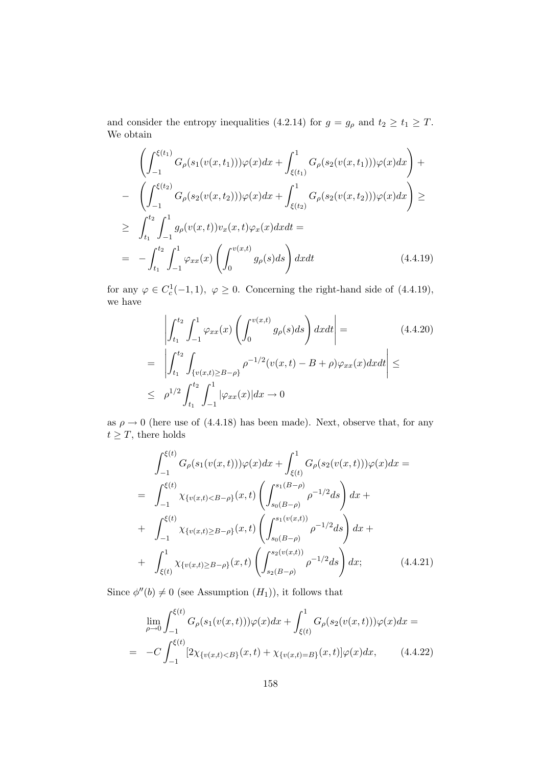and consider the entropy inequalities (4.2.14) for $g = g_\rho$ and $t_2 \geq t_1 \geq T$. We obtain

$$
\begin{aligned}
&\left( \int_{-1}^{\xi(t_1)} G_\rho(s_1(v(x,t_1)))\varphi(x)dx + \int_{\xi(t_1)}^{1} G_\rho(s_2(v(x,t_1)))\varphi(x)dx \right) + \\
- &\left( \int_{-1}^{\xi(t_2)} G_\rho(s_2(v(x,t_2)))\varphi(x)dx + \int_{\xi(t_2)}^{1} G_\rho(s_2(v(x,t_2)))\varphi(x)dx \right) \geq \\
\geq &\int_{t_1}^{t_2} \int_{-1}^{1} g_\rho(v(x,t))v_x(x,t)\varphi_x(x)dxdt = \\
= &-\int_{t_1}^{t_2} \int_{-1}^{1} \varphi_{xx}(x) \left( \int_0^{v(x,t)} g_\rho(s)ds \right) dxdt \qquad (4.4.19)
\end{aligned}
$$

for any $\varphi \in C_c^1(-1,1)$, $\varphi \geq 0$. Concerning the right-hand side of (4.4.19), we have

$$
\begin{aligned}
&\left| \int_{t_1}^{t_2} \int_{-1}^{1} \varphi_{xx}(x) \left( \int_0^{v(x,t)} g_\rho(s)ds \right) dxdt \right| = \qquad (4.4.20) \\
= &\left| \int_{t_1}^{t_2} \int_{\{v(x,t)\geq B-\rho\}} \rho^{-1/2}(v(x,t) - B + \rho)\varphi_{xx}(x)dxdt \right| \leq \\
\leq &\ \rho^{1/2} \int_{t_1}^{t_2} \int_{-1}^{1} |\varphi_{xx}(x)|dx \to 0
\end{aligned}
$$

as $\rho \to 0$ (here use of (4.4.18) has been made). Next, observe that, for any $t \geq T$, there holds

$$
\begin{aligned}
&\int_{-1}^{\xi(t)} G_\rho(s_1(v(x,t)))\varphi(x)dx + \int_{\xi(t)}^{1} G_\rho(s_2(v(x,t)))\varphi(x)dx = \\
= &\int_{-1}^{\xi(t)} \chi_{\{v(x,t)<B-\rho\}}(x,t) \left( \int_{s_0(B-\rho)}^{s_1(B-\rho)} \rho^{-1/2}ds \right) dx + \\
+ &\int_{-1}^{\xi(t)} \chi_{\{v(x,t)\geq B-\rho\}}(x,t) \left( \int_{s_0(B-\rho)}^{s_1(v(x,t))} \rho^{-1/2}ds \right) dx + \\
+ &\int_{\xi(t)}^{1} \chi_{\{v(x,t)\geq B-\rho\}}(x,t) \left( \int_{s_2(B-\rho)}^{s_2(v(x,t))} \rho^{-1/2}ds \right) dx; \qquad (4.4.21)
\end{aligned}
$$

Since $\phi''(b) \neq 0$ (see Assumption $(H_1)$), it follows that

$$
\begin{aligned}
&\lim_{\rho\to 0} \int_{-1}^{\xi(t)} G_\rho(s_1(v(x,t)))\varphi(x)dx + \int_{\xi(t)}^{1} G_\rho(s_2(v(x,t)))\varphi(x)dx = \\
= &-C\int_{-1}^{\xi(t)} [2\chi_{\{v(x,t)<B\}}(x,t) + \chi_{\{v(x,t)=B\}}(x,t)]\varphi(x)dx, \qquad (4.4.22)
\end{aligned}
$$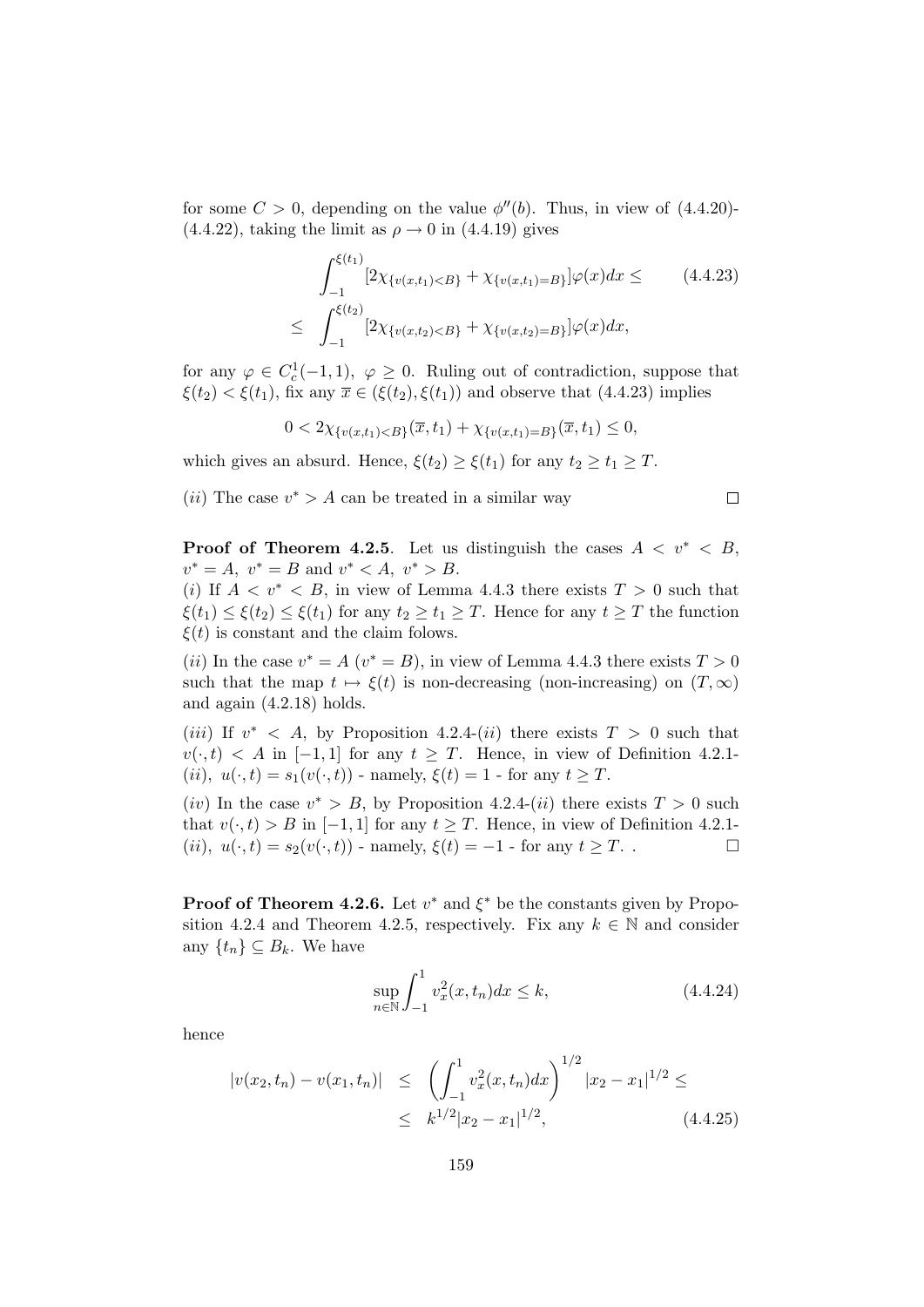for some $C > 0$, depending on the value $\phi''(b)$. Thus, in view of (4.4.20)-(4.4.22), taking the limit as $\rho \to 0$ in (4.4.19) gives

$$
\begin{aligned}
&\int_{-1}^{\xi(t_1)} [2\chi_{\{v(x,t_1)<B\}} + \chi_{\{v(x,t_1)=B\}}]\varphi(x)dx \leq \qquad (4.4.23)\\
\leq \; &\int_{-1}^{\xi(t_2)} [2\chi_{\{v(x,t_2)<B\}} + \chi_{\{v(x,t_2)=B\}}]\varphi(x)dx,
\end{aligned}
$$

for any $\varphi \in C_c^1(-1,1)$, $\varphi \geq 0$. Ruling out of contradiction, suppose that $\xi(t_2) < \xi(t_1)$, fix any $\overline{x} \in (\xi(t_2), \xi(t_1))$ and observe that (4.4.23) implies

$$
0 < 2\chi_{\{v(x,t_1)<B\}}(\overline{x}, t_1) + \chi_{\{v(x,t_1)=B\}}(\overline{x}, t_1) \leq 0,
$$

which gives an absurd. Hence, $\xi(t_2) \geq \xi(t_1)$ for any $t_2 \geq t_1 \geq T$.

$(ii)$ The case $v^* > A$ can be treated in a similar way $\square$

**Proof of Theorem 4.2.5**. Let us distinguish the cases $A < v^* < B$, $v^* = A$, $v^* = B$ and $v^* < A$, $v^* > B$.

$(i)$ If $A < v^* < B$, in view of Lemma 4.4.3 there exists $T > 0$ such that $\xi(t_1) \leq \xi(t_2) \leq \xi(t_1)$ for any $t_2 \geq t_1 \geq T$. Hence for any $t \geq T$ the function $\xi(t)$ is constant and the claim folows.

$(ii)$ In the case $v^* = A$ ($v^* = B$), in view of Lemma 4.4.3 there exists $T > 0$ such that the map $t \mapsto \xi(t)$ is non-decreasing (non-increasing) on $(T, \infty)$ and again (4.2.18) holds.

$(iii)$ If $v^* < A$, by Proposition 4.2.4-$(ii)$ there exists $T > 0$ such that $v(\cdot, t) < A$ in $[-1, 1]$ for any $t \geq T$. Hence, in view of Definition 4.2.1-$(ii)$, $u(\cdot, t) = s_1(v(\cdot, t))$ - namely, $\xi(t) = 1$ - for any $t \geq T$.

$(iv)$ In the case $v^* > B$, by Proposition 4.2.4-$(ii)$ there exists $T > 0$ such that $v(\cdot, t) > B$ in $[-1, 1]$ for any $t \geq T$. Hence, in view of Definition 4.2.1-$(ii)$, $u(\cdot, t) = s_2(v(\cdot, t))$ - namely, $\xi(t) = -1$ - for any $t \geq T$. . $\square$

**Proof of Theorem 4.2.6.** Let $v^*$ and $\xi^*$ be the constants given by Proposition 4.2.4 and Theorem 4.2.5, respectively. Fix any $k \in \mathbb{N}$ and consider any $\{t_n\} \subseteq B_k$. We have

$$
\sup_{n \in \mathbb{N}} \int_{-1}^{1} v_x^2(x, t_n)dx \leq k, \qquad (4.4.24)
$$

hence

$$
\begin{aligned}
|v(x_2, t_n) - v(x_1, t_n)| \;&\leq\; \left( \int_{-1}^{1} v_x^2(x, t_n)dx \right)^{1/2} |x_2 - x_1|^{1/2} \leq \\
&\leq\; k^{1/2}|x_2 - x_1|^{1/2}, \qquad (4.4.25)
\end{aligned}
$$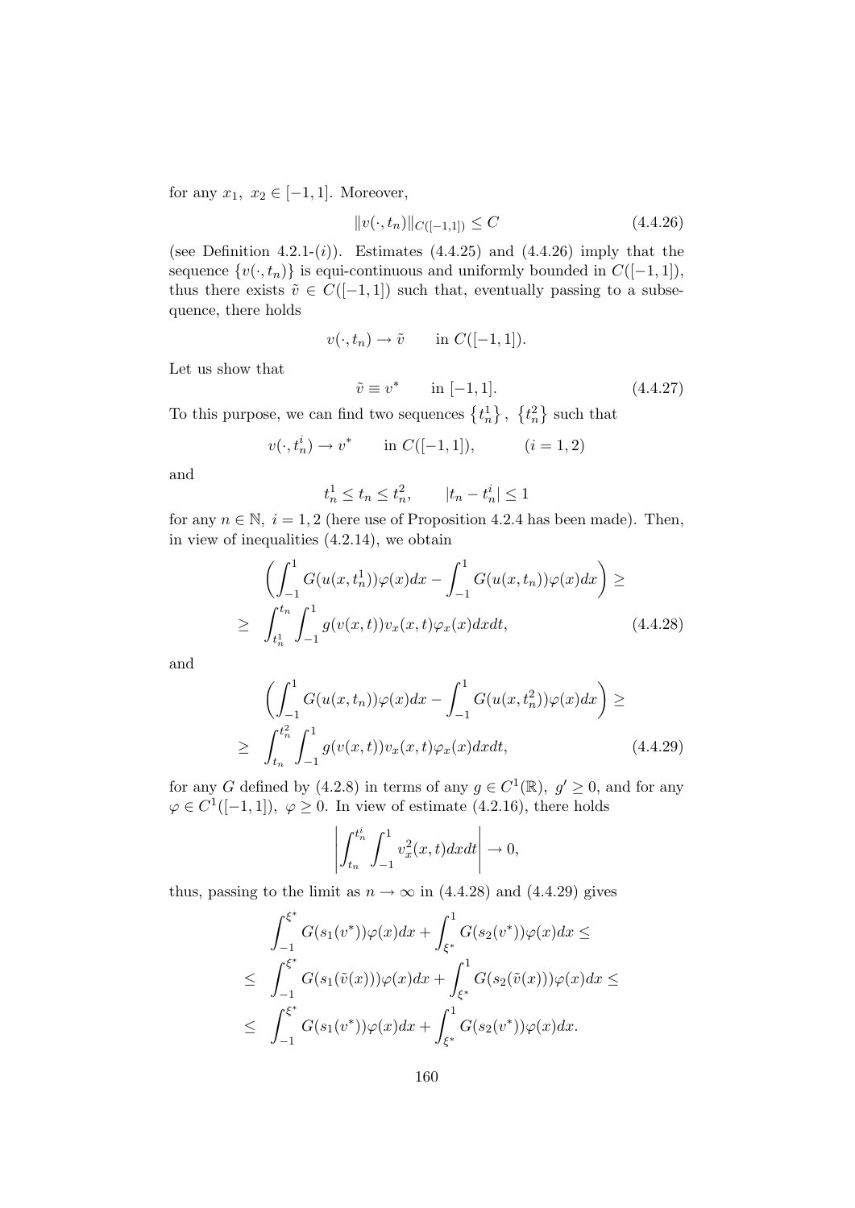for any $x_1,\ x_2 \in [-1,1]$. Moreover,

$$\|v(\cdot,t_n)\|_{C([-1,1])} \leq C \tag{4.4.26}$$

(see Definition 4.2.1-$(i)$). Estimates (4.4.25) and (4.4.26) imply that the sequence $\{v(\cdot,t_n)\}$ is equi-continuous and uniformly bounded in $C([-1,1])$, thus there exists $\tilde{v} \in C([-1,1])$ such that, eventually passing to a subsequence, there holds

$$v(\cdot,t_n) \to \tilde{v} \qquad \text{in } C([-1,1]).$$

Let us show that

$$\tilde{v} \equiv v^* \qquad \text{in } [-1,1]. \tag{4.4.27}$$

To this purpose, we can find two sequences $\left\{t_n^1\right\},\ \left\{t_n^2\right\}$ such that

$$v(\cdot,t_n^i) \to v^* \qquad \text{in } C([-1,1]), \qquad\qquad (i=1,2)$$

and

$$t_n^1 \leq t_n \leq t_n^2, \qquad |t_n - t_n^i| \leq 1$$

for any $n \in \mathbb{N},\ i=1,2$ (here use of Proposition 4.2.4 has been made). Then, in view of inequalities (4.2.14), we obtain

$$\begin{aligned}
&\left(\int_{-1}^1 G(u(x,t_n^1))\varphi(x)dx - \int_{-1}^1 G(u(x,t_n))\varphi(x)dx\right) \geq \\
\geq\ & \int_{t_n^1}^{t_n}\int_{-1}^1 g(v(x,t))v_x(x,t)\varphi_x(x)dxdt,
\end{aligned} \tag{4.4.28}$$

and

$$\begin{aligned}
&\left(\int_{-1}^1 G(u(x,t_n))\varphi(x)dx - \int_{-1}^1 G(u(x,t_n^2))\varphi(x)dx\right) \geq \\
\geq\ & \int_{t_n}^{t_n^2}\int_{-1}^1 g(v(x,t))v_x(x,t)\varphi_x(x)dxdt,
\end{aligned} \tag{4.4.29}$$

for any $G$ defined by (4.2.8) in terms of any $g \in C^1(\mathbb{R}),\ g' \geq 0$, and for any $\varphi \in C^1([-1,1]),\ \varphi \geq 0$. In view of estimate (4.2.16), there holds

$$\left|\int_{t_n}^{t_n^i}\int_{-1}^1 v_x^2(x,t)dxdt\right| \to 0,$$

thus, passing to the limit as $n \to \infty$ in (4.4.28) and (4.4.29) gives

$$\begin{aligned}
&\int_{-1}^{\xi^*} G(s_1(v^*))\varphi(x)dx + \int_{\xi^*}^1 G(s_2(v^*))\varphi(x)dx \leq \\
\leq\ & \int_{-1}^{\xi^*} G(s_1(\tilde{v}(x)))\varphi(x)dx + \int_{\xi^*}^1 G(s_2(\tilde{v}(x)))\varphi(x)dx \leq \\
\leq\ & \int_{-1}^{\xi^*} G(s_1(v^*))\varphi(x)dx + \int_{\xi^*}^1 G(s_2(v^*))\varphi(x)dx.
\end{aligned}$$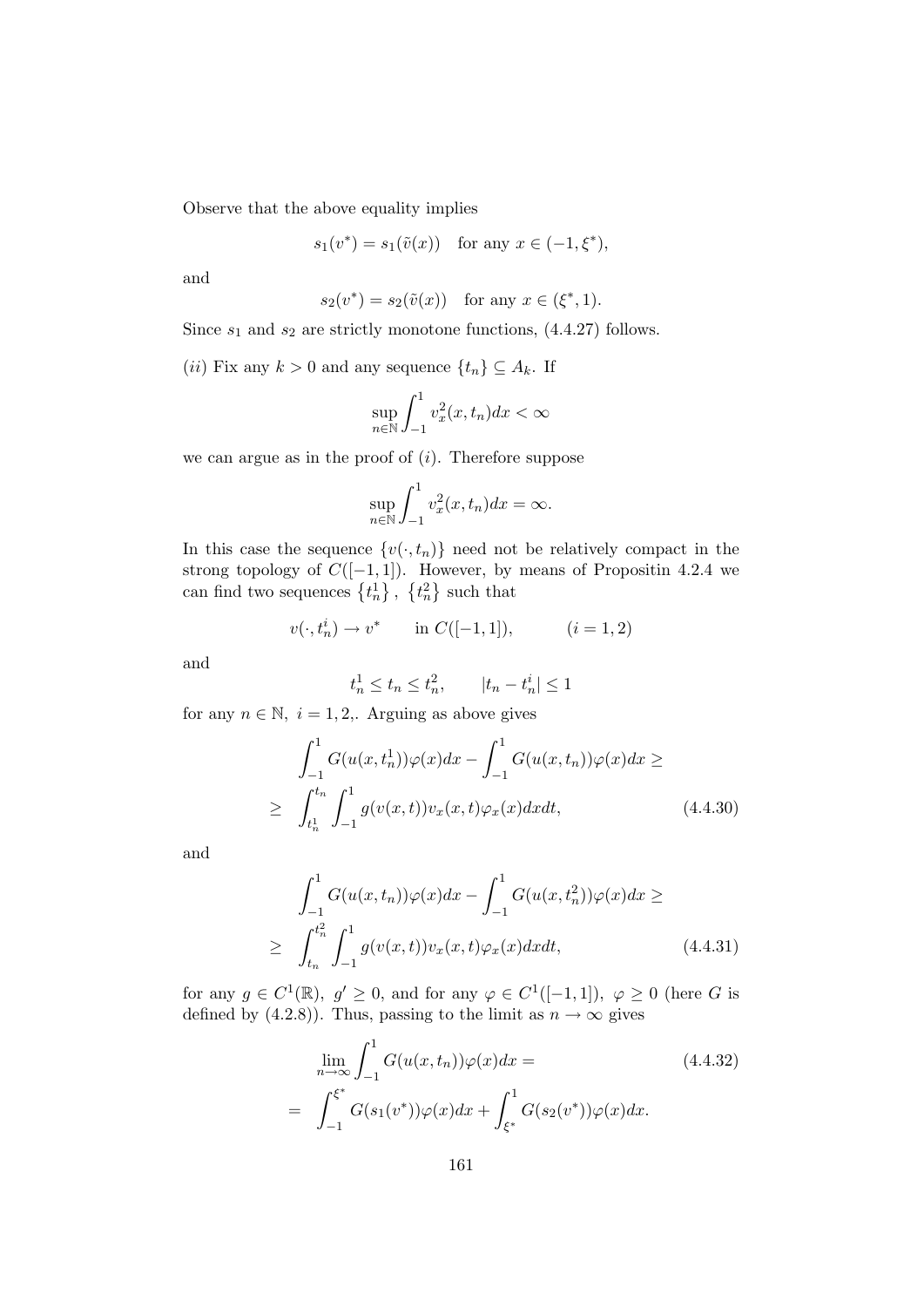Observe that the above equality implies

$$s_1(v^*) = s_1(\tilde{v}(x)) \quad \text{for any } x \in (-1, \xi^*),$$

and

$$s_2(v^*) = s_2(\tilde{v}(x)) \quad \text{for any } x \in (\xi^*, 1).$$

Since $s_1$ and $s_2$ are strictly monotone functions, (4.4.27) follows.

$(ii)$ Fix any $k > 0$ and any sequence $\{t_n\} \subseteq A_k$. If

$$\sup_{n\in\mathbb{N}} \int_{-1}^{1} v_x^2(x, t_n)dx < \infty$$

we can argue as in the proof of $(i)$. Therefore suppose

$$\sup_{n\in\mathbb{N}} \int_{-1}^{1} v_x^2(x, t_n)dx = \infty.$$

In this case the sequence $\{v(\cdot, t_n)\}$ need not be relatively compact in the strong topology of $C([-1, 1])$. However, by means of Propositin 4.2.4 we can find two sequences $\{t_n^1\}$, $\{t_n^2\}$ such that

$$v(\cdot, t_n^i) \to v^* \qquad \text{in } C([-1, 1]), \qquad\qquad (i = 1, 2)$$

and

$$t_n^1 \leq t_n \leq t_n^2, \qquad |t_n - t_n^i| \leq 1$$

for any $n \in \mathbb{N}$, $i = 1, 2,$. Arguing as above gives

$$\int_{-1}^{1} G(u(x, t_n^1))\varphi(x)dx - \int_{-1}^{1} G(u(x, t_n))\varphi(x)dx \geq$$
$$\geq \int_{t_n^1}^{t_n} \int_{-1}^{1} g(v(x, t))v_x(x, t)\varphi_x(x)dxdt, \tag{4.4.30}$$

and

$$\int_{-1}^{1} G(u(x, t_n))\varphi(x)dx - \int_{-1}^{1} G(u(x, t_n^2))\varphi(x)dx \geq$$
$$\geq \int_{t_n}^{t_n^2} \int_{-1}^{1} g(v(x, t))v_x(x, t)\varphi_x(x)dxdt, \tag{4.4.31}$$

for any $g \in C^1(\mathbb{R})$, $g' \geq 0$, and for any $\varphi \in C^1([-1, 1])$, $\varphi \geq 0$ (here $G$ is defined by (4.2.8)). Thus, passing to the limit as $n \to \infty$ gives

$$\lim_{n\to\infty} \int_{-1}^{1} G(u(x, t_n))\varphi(x)dx = \tag{4.4.32}$$
$$= \int_{-1}^{\xi^*} G(s_1(v^*))\varphi(x)dx + \int_{\xi^*}^{1} G(s_2(v^*))\varphi(x)dx.$$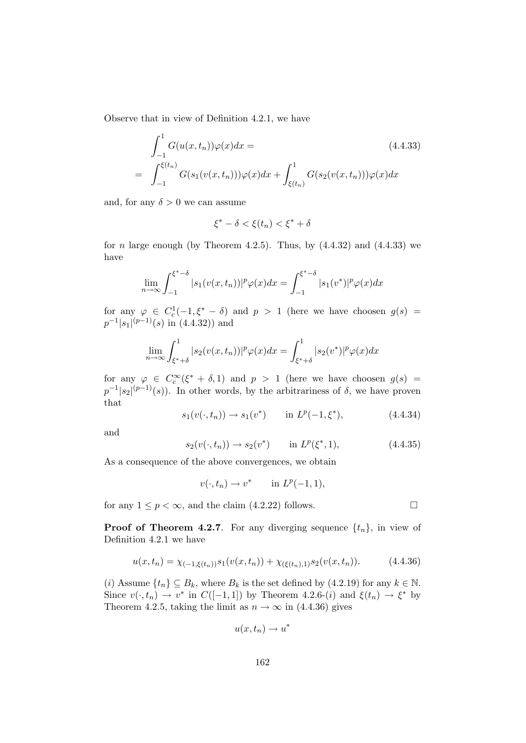Observe that in view of Definition 4.2.1, we have

$$\begin{aligned}
&\int_{-1}^{1} G(u(x,t_n))\varphi(x)dx = \qquad\qquad (4.4.33)\\
&= \int_{-1}^{\xi(t_n)} G(s_1(v(x,t_n)))\varphi(x)dx + \int_{\xi(t_n)}^{1} G(s_2(v(x,t_n)))\varphi(x)dx
\end{aligned}$$

and, for any $\delta > 0$ we can assume

$$\xi^* - \delta < \xi(t_n) < \xi^* + \delta$$

for $n$ large enough (by Theorem 4.2.5). Thus, by (4.4.32) and (4.4.33) we have

$$\lim_{n\to\infty} \int_{-1}^{\xi^*-\delta} |s_1(v(x,t_n))|^p \varphi(x)dx = \int_{-1}^{\xi^*-\delta} |s_1(v^*)|^p \varphi(x)dx$$

for any $\varphi \in C_c^1(-1, \xi^* - \delta)$ and $p > 1$ (here we have choosen $g(s) = p^{-1}|s_1|^{(p-1)}(s)$ in (4.4.32)) and

$$\lim_{n\to\infty} \int_{\xi^*+\delta}^{1} |s_2(v(x,t_n))|^p \varphi(x)dx = \int_{\xi^*+\delta}^{1} |s_2(v^*)|^p \varphi(x)dx$$

for any $\varphi \in C_c^\infty(\xi^* + \delta, 1)$ and $p > 1$ (here we have choosen $g(s) = p^{-1}|s_2|^{(p-1)}(s)$). In other words, by the arbitrariness of $\delta$, we have proven that

$$s_1(v(\cdot,t_n)) \to s_1(v^*) \qquad \text{in } L^p(-1, \xi^*), \tag{4.4.34}$$

and

$$s_2(v(\cdot,t_n)) \to s_2(v^*) \qquad \text{in } L^p(\xi^*, 1), \tag{4.4.35}$$

As a consequence of the above convergences, we obtain

$$v(\cdot,t_n) \to v^* \qquad \text{in } L^p(-1,1),$$

for any $1 \le p < \infty$, and the claim (4.2.22) follows. □

**Proof of Theorem 4.2.7**. For any diverging sequence $\{t_n\}$, in view of Definition 4.2.1 we have

$$u(x,t_n) = \chi_{(-1,\xi(t_n))} s_1(v(x,t_n)) + \chi_{(\xi(t_n),1)} s_2(v(x,t_n)). \tag{4.4.36}$$

$(i)$ Assume $\{t_n\} \subseteq B_k$, where $B_k$ is the set defined by (4.2.19) for any $k \in \mathbb{N}$. Since $v(\cdot,t_n) \to v^*$ in $C([-1,1])$ by Theorem 4.2.6-$(i)$ and $\xi(t_n) \to \xi^*$ by Theorem 4.2.5, taking the limit as $n \to \infty$ in (4.4.36) gives

$$u(x,t_n) \to u^*$$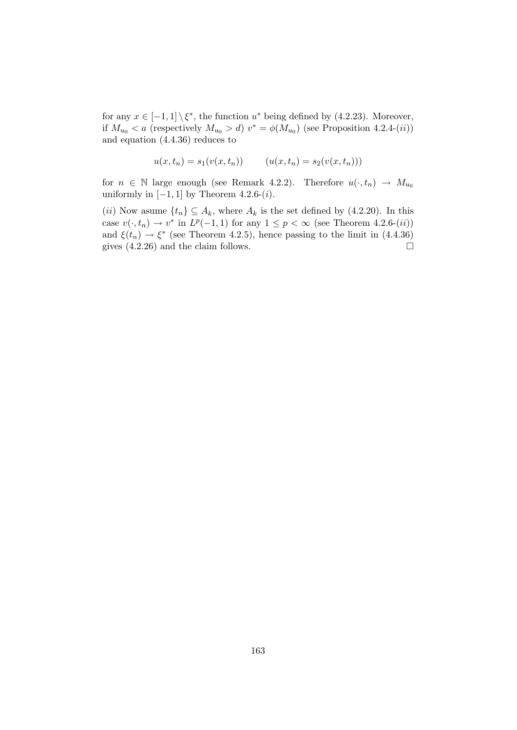for any $x \in [-1,1] \setminus \xi^*$, the function $u^*$ being defined by (4.2.23). Moreover, if $M_{u_0} < a$ (respectively $M_{u_0} > d$) $v^* = \phi(M_{u_0})$ (see Proposition 4.2.4-($ii$)) and equation (4.4.36) reduces to

$$u(x,t_n) = s_1(v(x,t_n)) \qquad (u(x,t_n) = s_2(v(x,t_n)))$$

for $n \in \mathbb{N}$ large enough (see Remark 4.2.2). Therefore $u(\cdot,t_n) \to M_{u_0}$ uniformly in $[-1,1]$ by Theorem 4.2.6-($i$).

($ii$) Now asume $\{t_n\} \subseteq A_k$, where $A_k$ is the set defined by (4.2.20). In this case $v(\cdot,t_n) \to v^*$ in $L^p(-1,1)$ for any $1 \leq p < \infty$ (see Theorem 4.2.6-($ii$)) and $\xi(t_n) \to \xi^*$ (see Theorem 4.2.5), hence passing to the limit in (4.4.36) gives (4.2.26) and the claim follows. $\square$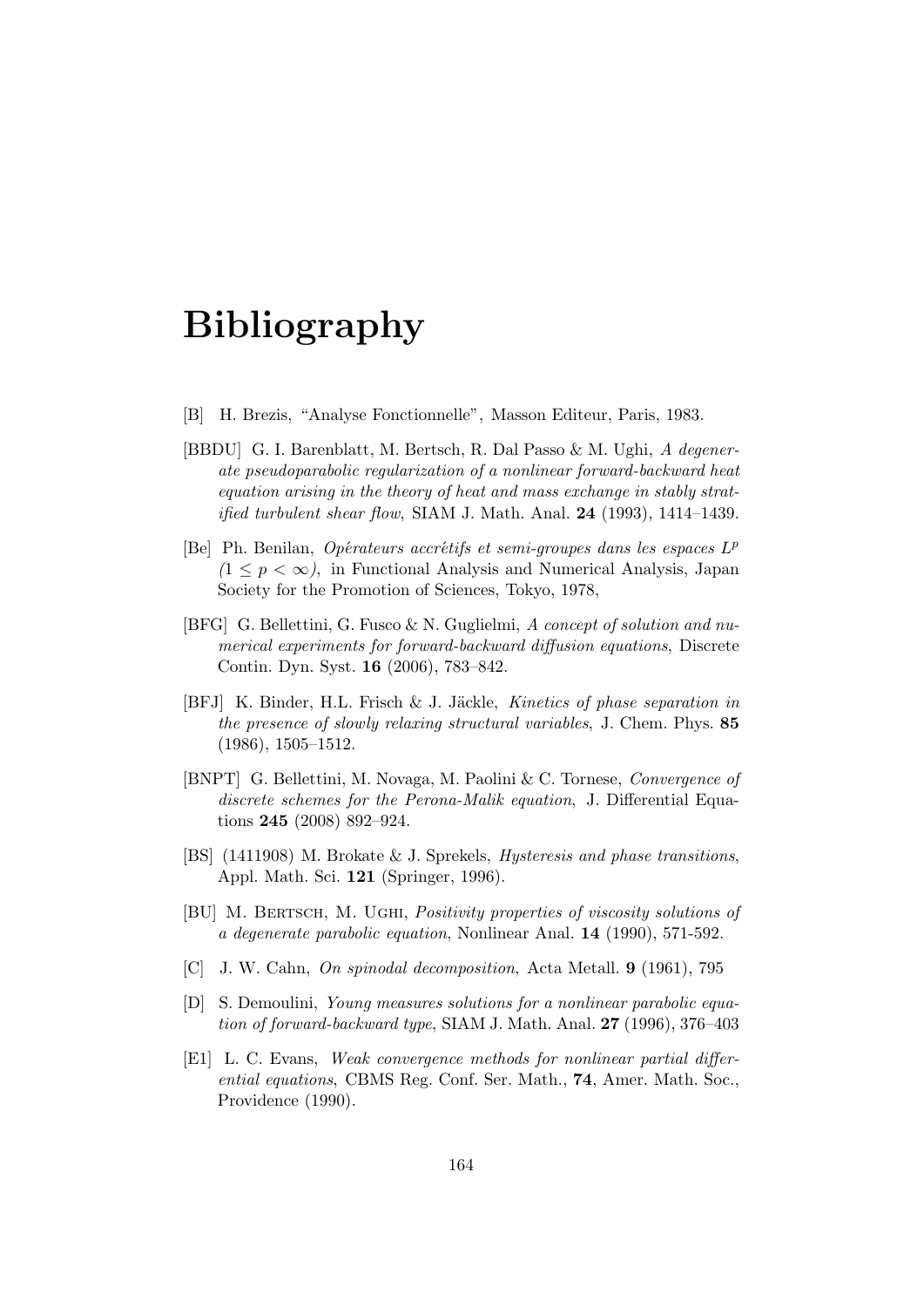# Bibliography

[B] H. Brezis, "Analyse Fonctionnelle", Masson Editeur, Paris, 1983.

[BBDU] G. I. Barenblatt, M. Bertsch, R. Dal Passo & M. Ughi, *A degenerate pseudoparabolic regularization of a nonlinear forward-backward heat equation arising in the theory of heat and mass exchange in stably stratified turbulent shear flow,* SIAM J. Math. Anal. **24** (1993), 1414–1439.

[Be] Ph. Benilan, *Opérateurs accrétifs et semi-groupes dans les espaces $L^p$ $(1 \leq p < \infty)$,* in Functional Analysis and Numerical Analysis, Japan Society for the Promotion of Sciences, Tokyo, 1978,

[BFG] G. Bellettini, G. Fusco & N. Guglielmi, *A concept of solution and numerical experiments for forward-backward diffusion equations*, Discrete Contin. Dyn. Syst. **16** (2006), 783–842.

[BFJ] K. Binder, H.L. Frisch & J. Jäckle, *Kinetics of phase separation in the presence of slowly relaxing structural variables*, J. Chem. Phys. **85** (1986), 1505–1512.

[BNPT] G. Bellettini, M. Novaga, M. Paolini & C. Tornese, *Convergence of discrete schemes for the Perona-Malik equation*, J. Differential Equations **245** (2008) 892–924.

[BS] (1411908) M. Brokate & J. Sprekels, *Hysteresis and phase transitions*, Appl. Math. Sci. **121** (Springer, 1996).

[BU] M. Bertsch, M. Ughi, *Positivity properties of viscosity solutions of a degenerate parabolic equation*, Nonlinear Anal. **14** (1990), 571-592.

[C] J. W. Cahn, *On spinodal decomposition*, Acta Metall. **9** (1961), 795

[D] S. Demoulini, *Young measures solutions for a nonlinear parabolic equation of forward-backward type*, SIAM J. Math. Anal. **27** (1996), 376–403

[E1] L. C. Evans, *Weak convergence methods for nonlinear partial differential equations*, CBMS Reg. Conf. Ser. Math., **74**, Amer. Math. Soc., Providence (1990).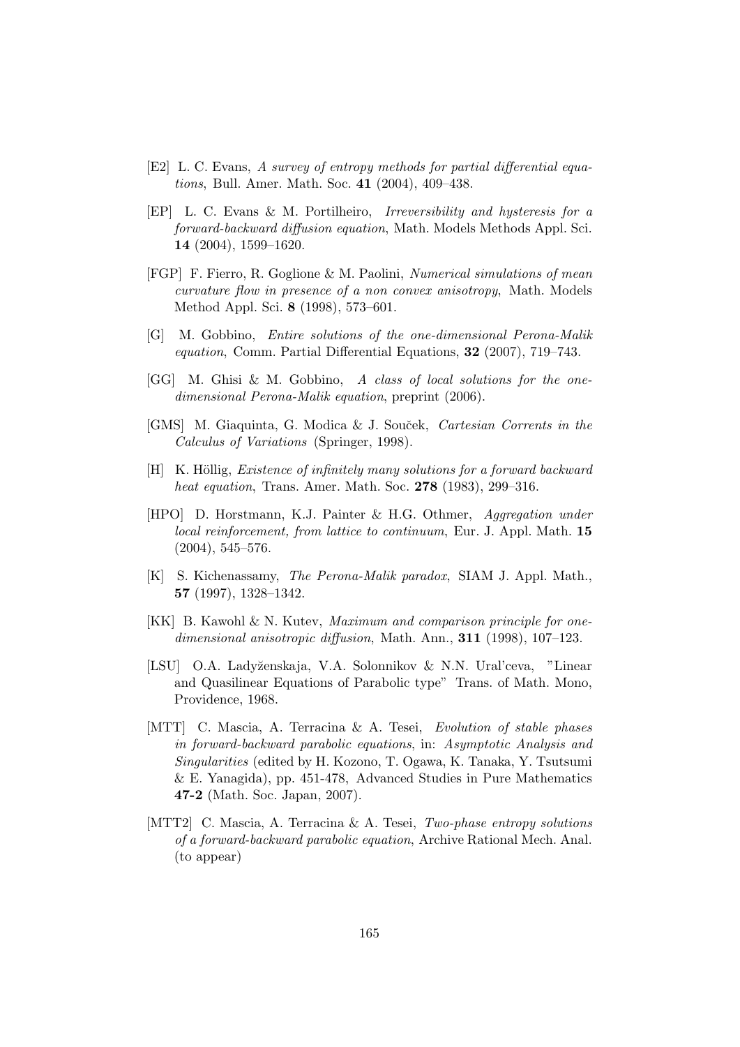[E2] L. C. Evans, *A survey of entropy methods for partial differential equations*, Bull. Amer. Math. Soc. **41** (2004), 409–438.

[EP] L. C. Evans & M. Portilheiro, *Irreversibility and hysteresis for a forward-backward diffusion equation*, Math. Models Methods Appl. Sci. **14** (2004), 1599–1620.

[FGP] F. Fierro, R. Goglione & M. Paolini, *Numerical simulations of mean curvature flow in presence of a non convex anisotropy*, Math. Models Method Appl. Sci. **8** (1998), 573–601.

[G] M. Gobbino, *Entire solutions of the one-dimensional Perona-Malik equation*, Comm. Partial Differential Equations, **32** (2007), 719–743.

[GG] M. Ghisi & M. Gobbino, *A class of local solutions for the one-dimensional Perona-Malik equation*, preprint (2006).

[GMS] M. Giaquinta, G. Modica & J. Souček, *Cartesian Corrents in the Calculus of Variations* (Springer, 1998).

[H] K. Höllig, *Existence of infinitely many solutions for a forward backward heat equation*, Trans. Amer. Math. Soc. **278** (1983), 299–316.

[HPO] D. Horstmann, K.J. Painter & H.G. Othmer, *Aggregation under local reinforcement, from lattice to continuum*, Eur. J. Appl. Math. **15** (2004), 545–576.

[K] S. Kichenassamy, *The Perona-Malik paradox*, SIAM J. Appl. Math., **57** (1997), 1328–1342.

[KK] B. Kawohl & N. Kutev, *Maximum and comparison principle for one-dimensional anisotropic diffusion*, Math. Ann., **311** (1998), 107–123.

[LSU] O.A. Ladyženskaja, V.A. Solonnikov & N.N. Ural'ceva, "Linear and Quasilinear Equations of Parabolic type" Trans. of Math. Mono, Providence, 1968.

[MTT] C. Mascia, A. Terracina & A. Tesei, *Evolution of stable phases in forward-backward parabolic equations*, in: *Asymptotic Analysis and Singularities* (edited by H. Kozono, T. Ogawa, K. Tanaka, Y. Tsutsumi & E. Yanagida), pp. 451-478, Advanced Studies in Pure Mathematics **47-2** (Math. Soc. Japan, 2007).

[MTT2] C. Mascia, A. Terracina & A. Tesei, *Two-phase entropy solutions of a forward-backward parabolic equation*, Archive Rational Mech. Anal. (to appear)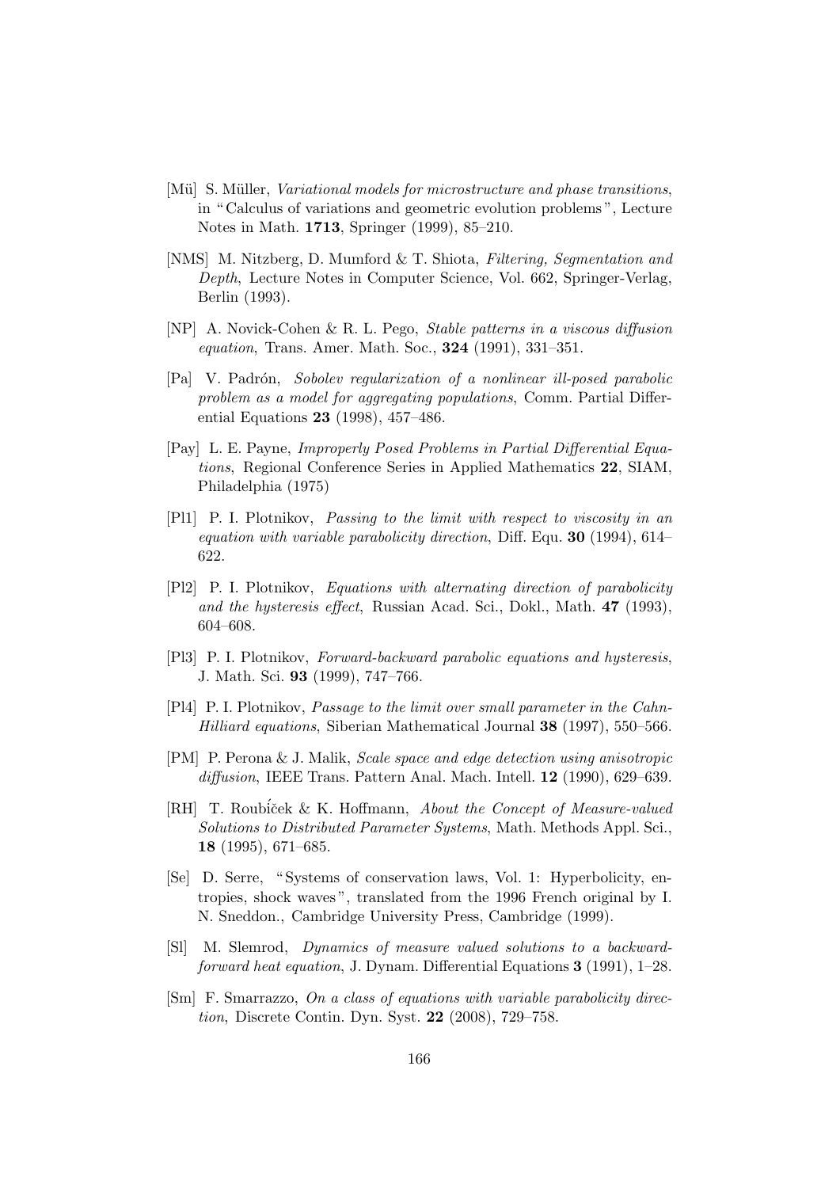[Mü] S. Müller, *Variational models for microstructure and phase transitions*, in "Calculus of variations and geometric evolution problems", Lecture Notes in Math. **1713**, Springer (1999), 85–210.

[NMS] M. Nitzberg, D. Mumford & T. Shiota, *Filtering, Segmentation and Depth*, Lecture Notes in Computer Science, Vol. 662, Springer-Verlag, Berlin (1993).

[NP] A. Novick-Cohen & R. L. Pego, *Stable patterns in a viscous diffusion equation*, Trans. Amer. Math. Soc., **324** (1991), 331–351.

[Pa] V. Padrón, *Sobolev regularization of a nonlinear ill-posed parabolic problem as a model for aggregating populations*, Comm. Partial Differential Equations **23** (1998), 457–486.

[Pay] L. E. Payne, *Improperly Posed Problems in Partial Differential Equations*, Regional Conference Series in Applied Mathematics **22**, SIAM, Philadelphia (1975)

[Pl1] P. I. Plotnikov, *Passing to the limit with respect to viscosity in an equation with variable parabolicity direction*, Diff. Equ. **30** (1994), 614–622.

[Pl2] P. I. Plotnikov, *Equations with alternating direction of parabolicity and the hysteresis effect*, Russian Acad. Sci., Dokl., Math. **47** (1993), 604–608.

[Pl3] P. I. Plotnikov, *Forward-backward parabolic equations and hysteresis*, J. Math. Sci. **93** (1999), 747–766.

[Pl4] P. I. Plotnikov, *Passage to the limit over small parameter in the Cahn-Hilliard equations*, Siberian Mathematical Journal **38** (1997), 550–566.

[PM] P. Perona & J. Malik, *Scale space and edge detection using anisotropic diffusion*, IEEE Trans. Pattern Anal. Mach. Intell. **12** (1990), 629–639.

[RH] T. Roubíček & K. Hoffmann, *About the Concept of Measure-valued Solutions to Distributed Parameter Systems*, Math. Methods Appl. Sci., **18** (1995), 671–685.

[Se] D. Serre, "Systems of conservation laws, Vol. 1: Hyperbolicity, entropies, shock waves", translated from the 1996 French original by I. N. Sneddon., Cambridge University Press, Cambridge (1999).

[Sl] M. Slemrod, *Dynamics of measure valued solutions to a backward-forward heat equation*, J. Dynam. Differential Equations **3** (1991), 1–28.

[Sm] F. Smarrazzo, *On a class of equations with variable parabolicity direction*, Discrete Contin. Dyn. Syst. **22** (2008), 729–758.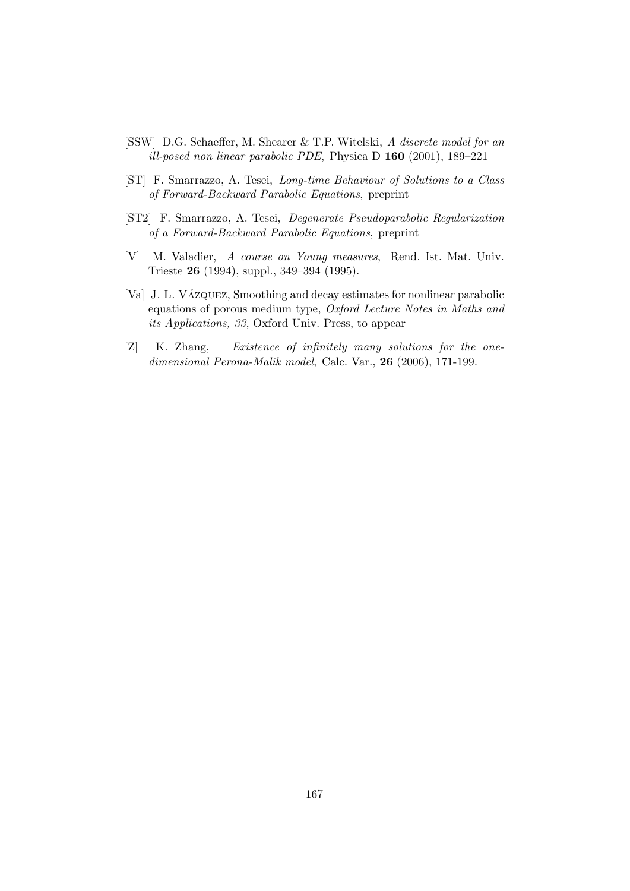[SSW] D.G. Schaeffer, M. Shearer & T.P. Witelski, *A discrete model for an ill-posed non linear parabolic PDE*, Physica D **160** (2001), 189–221

[ST] F. Smarrazzo, A. Tesei, *Long-time Behaviour of Solutions to a Class of Forward-Backward Parabolic Equations*, preprint

[ST2] F. Smarrazzo, A. Tesei, *Degenerate Pseudoparabolic Regularization of a Forward-Backward Parabolic Equations*, preprint

[V] M. Valadier, *A course on Young measures*, Rend. Ist. Mat. Univ. Trieste **26** (1994), suppl., 349–394 (1995).

[Va] J. L. Vázquez, Smoothing and decay estimates for nonlinear parabolic equations of porous medium type, *Oxford Lecture Notes in Maths and its Applications, 33*, Oxford Univ. Press, to appear

[Z] K. Zhang, *Existence of infinitely many solutions for the one-dimensional Perona-Malik model*, Calc. Var., **26** (2006), 171-199.